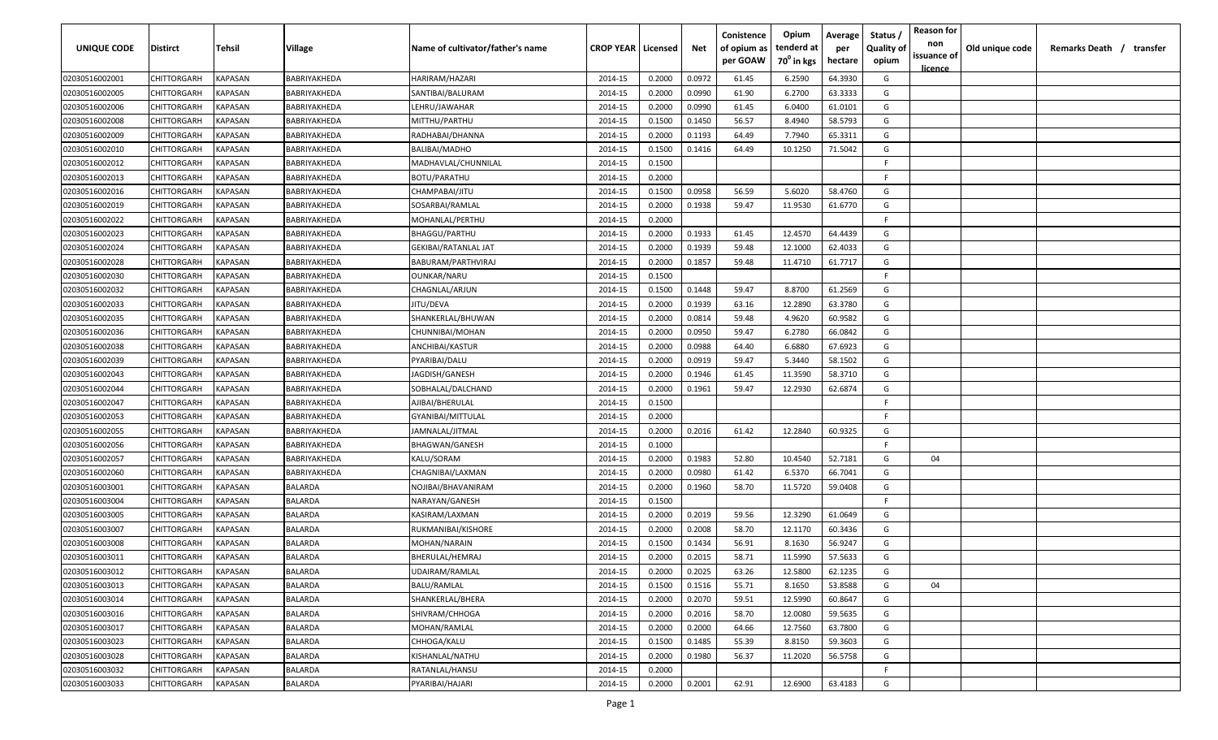| UNIQUE CODE | Distirct | Tehsil | Village | Name of cultivator/father's name | CROP YEAR | Licensed | Net | Conistence of opium as per GOAW | Opium tenderd at 70⁰ in kgs | Average per hectare | Status / Quality of opium | Reason for non issuance of licence | Old unique code | Remarks Death / transfer |
|---|---|---|---|---|---|---|---|---|---|---|---|---|---|---|
| 02030516002001 | CHITTORGARH | KAPASAN | BABRIYAKHEDA | HARIRAM/HAZARI | 2014-15 | 0.2000 | 0.0972 | 61.45 | 6.2590 | 64.3930 | G | | | |
| 02030516002005 | CHITTORGARH | KAPASAN | BABRIYAKHEDA | SANTIBAI/BALURAM | 2014-15 | 0.2000 | 0.0990 | 61.90 | 6.2700 | 63.3333 | G | | | |
| 02030516002006 | CHITTORGARH | KAPASAN | BABRIYAKHEDA | LEHRU/JAWAHAR | 2014-15 | 0.2000 | 0.0990 | 61.45 | 6.0400 | 61.0101 | G | | | |
| 02030516002008 | CHITTORGARH | KAPASAN | BABRIYAKHEDA | MITTHU/PARTHU | 2014-15 | 0.1500 | 0.1450 | 56.57 | 8.4940 | 58.5793 | G | | | |
| 02030516002009 | CHITTORGARH | KAPASAN | BABRIYAKHEDA | RADHABAI/DHANNA | 2014-15 | 0.2000 | 0.1193 | 64.49 | 7.7940 | 65.3311 | G | | | |
| 02030516002010 | CHITTORGARH | KAPASAN | BABRIYAKHEDA | BALIBAI/MADHO | 2014-15 | 0.1500 | 0.1416 | 64.49 | 10.1250 | 71.5042 | G | | | |
| 02030516002012 | CHITTORGARH | KAPASAN | BABRIYAKHEDA | MADHAVLAL/CHUNNILAL | 2014-15 | 0.1500 | | | | | F | | | |
| 02030516002013 | CHITTORGARH | KAPASAN | BABRIYAKHEDA | BOTU/PARATHU | 2014-15 | 0.2000 | | | | | F | | | |
| 02030516002016 | CHITTORGARH | KAPASAN | BABRIYAKHEDA | CHAMPABAI/JITU | 2014-15 | 0.1500 | 0.0958 | 56.59 | 5.6020 | 58.4760 | G | | | |
| 02030516002019 | CHITTORGARH | KAPASAN | BABRIYAKHEDA | SOSARBAI/RAMLAL | 2014-15 | 0.2000 | 0.1938 | 59.47 | 11.9530 | 61.6770 | G | | | |
| 02030516002022 | CHITTORGARH | KAPASAN | BABRIYAKHEDA | MOHANLAL/PERTHU | 2014-15 | 0.2000 | | | | | F | | | |
| 02030516002023 | CHITTORGARH | KAPASAN | BABRIYAKHEDA | BHAGGU/PARTHU | 2014-15 | 0.2000 | 0.1933 | 61.45 | 12.4570 | 64.4439 | G | | | |
| 02030516002024 | CHITTORGARH | KAPASAN | BABRIYAKHEDA | GEKIBAI/RATANLAL JAT | 2014-15 | 0.2000 | 0.1939 | 59.48 | 12.1000 | 62.4033 | G | | | |
| 02030516002028 | CHITTORGARH | KAPASAN | BABRIYAKHEDA | BABURAM/PARTHVIRAJ | 2014-15 | 0.2000 | 0.1857 | 59.48 | 11.4710 | 61.7717 | G | | | |
| 02030516002030 | CHITTORGARH | KAPASAN | BABRIYAKHEDA | OUNKAR/NARU | 2014-15 | 0.1500 | | | | | F | | | |
| 02030516002032 | CHITTORGARH | KAPASAN | BABRIYAKHEDA | CHAGNLAL/ARJUN | 2014-15 | 0.1500 | 0.1448 | 59.47 | 8.8700 | 61.2569 | G | | | |
| 02030516002033 | CHITTORGARH | KAPASAN | BABRIYAKHEDA | JITU/DEVA | 2014-15 | 0.2000 | 0.1939 | 63.16 | 12.2890 | 63.3780 | G | | | |
| 02030516002035 | CHITTORGARH | KAPASAN | BABRIYAKHEDA | SHANKERLAL/BHUWAN | 2014-15 | 0.2000 | 0.0814 | 59.48 | 4.9620 | 60.9582 | G | | | |
| 02030516002036 | CHITTORGARH | KAPASAN | BABRIYAKHEDA | CHUNNIBAI/MOHAN | 2014-15 | 0.2000 | 0.0950 | 59.47 | 6.2780 | 66.0842 | G | | | |
| 02030516002038 | CHITTORGARH | KAPASAN | BABRIYAKHEDA | ANCHIBAI/KASTUR | 2014-15 | 0.2000 | 0.0988 | 64.40 | 6.6880 | 67.6923 | G | | | |
| 02030516002039 | CHITTORGARH | KAPASAN | BABRIYAKHEDA | PYARIBAI/DALU | 2014-15 | 0.2000 | 0.0919 | 59.47 | 5.3440 | 58.1502 | G | | | |
| 02030516002043 | CHITTORGARH | KAPASAN | BABRIYAKHEDA | JAGDISH/GANESH | 2014-15 | 0.2000 | 0.1946 | 61.45 | 11.3590 | 58.3710 | G | | | |
| 02030516002044 | CHITTORGARH | KAPASAN | BABRIYAKHEDA | SOBHALAL/DALCHAND | 2014-15 | 0.2000 | 0.1961 | 59.47 | 12.2930 | 62.6874 | G | | | |
| 02030516002047 | CHITTORGARH | KAPASAN | BABRIYAKHEDA | AJIBAI/BHERULAL | 2014-15 | 0.1500 | | | | | F | | | |
| 02030516002053 | CHITTORGARH | KAPASAN | BABRIYAKHEDA | GYANIBAI/MITTULAL | 2014-15 | 0.2000 | | | | | F | | | |
| 02030516002055 | CHITTORGARH | KAPASAN | BABRIYAKHEDA | JAMNALAL/JITMAL | 2014-15 | 0.2000 | 0.2016 | 61.42 | 12.2840 | 60.9325 | G | | | |
| 02030516002056 | CHITTORGARH | KAPASAN | BABRIYAKHEDA | BHAGWAN/GANESH | 2014-15 | 0.1000 | | | | | F | | | |
| 02030516002057 | CHITTORGARH | KAPASAN | BABRIYAKHEDA | KALU/SORAM | 2014-15 | 0.2000 | 0.1983 | 52.80 | 10.4540 | 52.7181 | G | 04 | | |
| 02030516002060 | CHITTORGARH | KAPASAN | BABRIYAKHEDA | CHAGNIBAI/LAXMAN | 2014-15 | 0.2000 | 0.0980 | 61.42 | 6.5370 | 66.7041 | G | | | |
| 02030516003001 | CHITTORGARH | KAPASAN | BALARDA | NOJIBAI/BHAVANIRAM | 2014-15 | 0.2000 | 0.1960 | 58.70 | 11.5720 | 59.0408 | G | | | |
| 02030516003004 | CHITTORGARH | KAPASAN | BALARDA | NARAYAN/GANESH | 2014-15 | 0.1500 | | | | | F | | | |
| 02030516003005 | CHITTORGARH | KAPASAN | BALARDA | KASIRAM/LAXMAN | 2014-15 | 0.2000 | 0.2019 | 59.56 | 12.3290 | 61.0649 | G | | | |
| 02030516003007 | CHITTORGARH | KAPASAN | BALARDA | RUKMANIBAI/KISHORE | 2014-15 | 0.2000 | 0.2008 | 58.70 | 12.1170 | 60.3436 | G | | | |
| 02030516003008 | CHITTORGARH | KAPASAN | BALARDA | MOHAN/NARAIN | 2014-15 | 0.1500 | 0.1434 | 56.91 | 8.1630 | 56.9247 | G | | | |
| 02030516003011 | CHITTORGARH | KAPASAN | BALARDA | BHERULAL/HEMRAJ | 2014-15 | 0.2000 | 0.2015 | 58.71 | 11.5990 | 57.5633 | G | | | |
| 02030516003012 | CHITTORGARH | KAPASAN | BALARDA | UDAIRAM/RAMLAL | 2014-15 | 0.2000 | 0.2025 | 63.26 | 12.5800 | 62.1235 | G | | | |
| 02030516003013 | CHITTORGARH | KAPASAN | BALARDA | BALU/RAMLAL | 2014-15 | 0.1500 | 0.1516 | 55.71 | 8.1650 | 53.8588 | G | 04 | | |
| 02030516003014 | CHITTORGARH | KAPASAN | BALARDA | SHANKERLAL/BHERA | 2014-15 | 0.2000 | 0.2070 | 59.51 | 12.5990 | 60.8647 | G | | | |
| 02030516003016 | CHITTORGARH | KAPASAN | BALARDA | SHIVRAM/CHHOGA | 2014-15 | 0.2000 | 0.2016 | 58.70 | 12.0080 | 59.5635 | G | | | |
| 02030516003017 | CHITTORGARH | KAPASAN | BALARDA | MOHAN/RAMLAL | 2014-15 | 0.2000 | 0.2000 | 64.66 | 12.7560 | 63.7800 | G | | | |
| 02030516003023 | CHITTORGARH | KAPASAN | BALARDA | CHHOGA/KALU | 2014-15 | 0.1500 | 0.1485 | 55.39 | 8.8150 | 59.3603 | G | | | |
| 02030516003028 | CHITTORGARH | KAPASAN | BALARDA | KISHANLAL/NATHU | 2014-15 | 0.2000 | 0.1980 | 56.37 | 11.2020 | 56.5758 | G | | | |
| 02030516003032 | CHITTORGARH | KAPASAN | BALARDA | RATANLAL/HANSU | 2014-15 | 0.2000 | | | | | F | | | |
| 02030516003033 | CHITTORGARH | KAPASAN | BALARDA | PYARIBAI/HAJARI | 2014-15 | 0.2000 | 0.2001 | 62.91 | 12.6900 | 63.4183 | G | | | |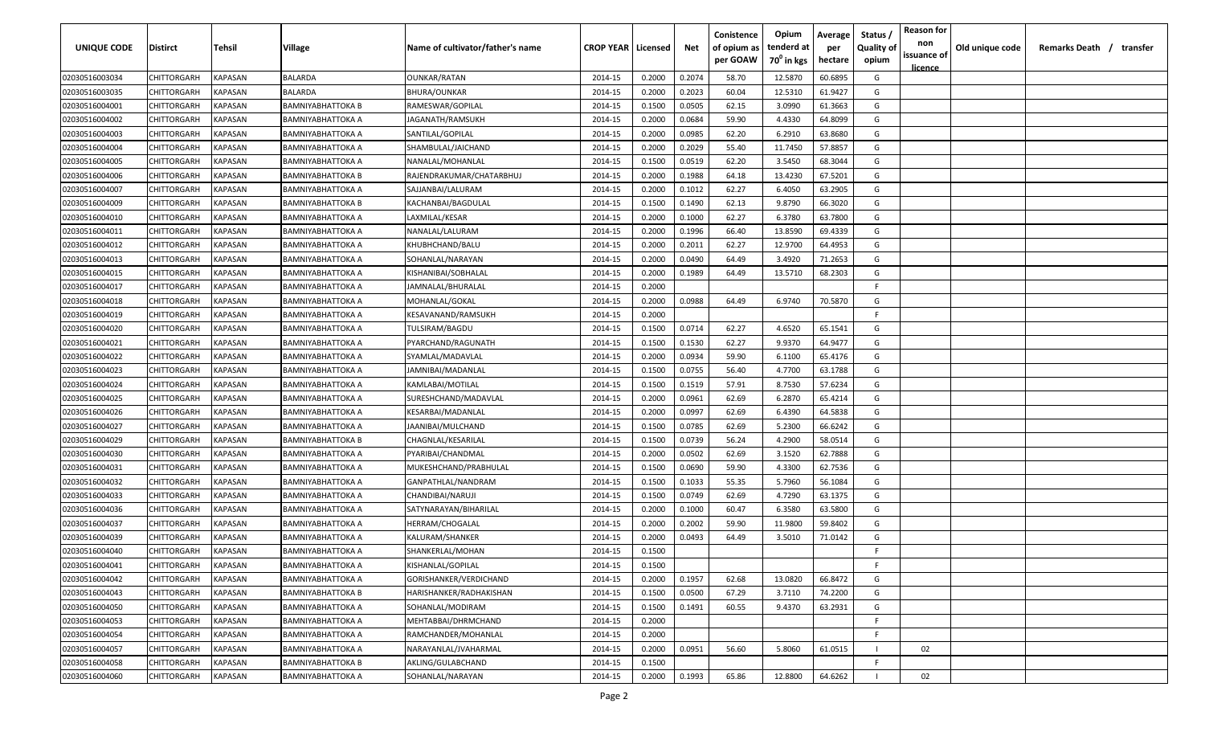| UNIQUE CODE | Distirct | Tehsil | Village | Name of cultivator/father's name | CROP YEAR | Licensed | Net | Conistence of opium as per GOAW | Opium tenderd at 70° in kgs | Average per hectare | Status / Quality of opium | Reason for non issuance of licence | Old unique code | Remarks Death / transfer |
|---|---|---|---|---|---|---|---|---|---|---|---|---|---|---|
| 02030516003034 | CHITTORGARH | KAPASAN | BALARDA | OUNKAR/RATAN | 2014-15 | 0.2000 | 0.2074 | 58.70 | 12.5870 | 60.6895 | G | | | |
| 02030516003035 | CHITTORGARH | KAPASAN | BALARDA | BHURA/OUNKAR | 2014-15 | 0.2000 | 0.2023 | 60.04 | 12.5310 | 61.9427 | G | | | |
| 02030516004001 | CHITTORGARH | KAPASAN | BAMNIYABHATTOKA B | RAMESWAR/GOPILAL | 2014-15 | 0.1500 | 0.0505 | 62.15 | 3.0990 | 61.3663 | G | | | |
| 02030516004002 | CHITTORGARH | KAPASAN | BAMNIYABHATTOKA A | JAGANATH/RAMSUKH | 2014-15 | 0.2000 | 0.0684 | 59.90 | 4.4330 | 64.8099 | G | | | |
| 02030516004003 | CHITTORGARH | KAPASAN | BAMNIYABHATTOKA A | SANTILAL/GOPILAL | 2014-15 | 0.2000 | 0.0985 | 62.20 | 6.2910 | 63.8680 | G | | | |
| 02030516004004 | CHITTORGARH | KAPASAN | BAMNIYABHATTOKA A | SHAMBULAL/JAICHAND | 2014-15 | 0.2000 | 0.2029 | 55.40 | 11.7450 | 57.8857 | G | | | |
| 02030516004005 | CHITTORGARH | KAPASAN | BAMNIYABHATTOKA A | NANALAL/MOHANLAL | 2014-15 | 0.1500 | 0.0519 | 62.20 | 3.5450 | 68.3044 | G | | | |
| 02030516004006 | CHITTORGARH | KAPASAN | BAMNIYABHATTOKA B | RAJENDRAKUMAR/CHATARBHUJ | 2014-15 | 0.2000 | 0.1988 | 64.18 | 13.4230 | 67.5201 | G | | | |
| 02030516004007 | CHITTORGARH | KAPASAN | BAMNIYABHATTOKA A | SAJJANBAI/LALURAM | 2014-15 | 0.2000 | 0.1012 | 62.27 | 6.4050 | 63.2905 | G | | | |
| 02030516004009 | CHITTORGARH | KAPASAN | BAMNIYABHATTOKA B | KACHANBAI/BAGDULAL | 2014-15 | 0.1500 | 0.1490 | 62.13 | 9.8790 | 66.3020 | G | | | |
| 02030516004010 | CHITTORGARH | KAPASAN | BAMNIYABHATTOKA A | LAXMILAL/KESAR | 2014-15 | 0.2000 | 0.1000 | 62.27 | 6.3780 | 63.7800 | G | | | |
| 02030516004011 | CHITTORGARH | KAPASAN | BAMNIYABHATTOKA A | NANALAL/LALURAM | 2014-15 | 0.2000 | 0.1996 | 66.40 | 13.8590 | 69.4339 | G | | | |
| 02030516004012 | CHITTORGARH | KAPASAN | BAMNIYABHATTOKA A | KHUBHCHAND/BALU | 2014-15 | 0.2000 | 0.2011 | 62.27 | 12.9700 | 64.4953 | G | | | |
| 02030516004013 | CHITTORGARH | KAPASAN | BAMNIYABHATTOKA A | SOHANLAL/NARAYAN | 2014-15 | 0.2000 | 0.0490 | 64.49 | 3.4920 | 71.2653 | G | | | |
| 02030516004015 | CHITTORGARH | KAPASAN | BAMNIYABHATTOKA A | KISHANIBAI/SOBHALAL | 2014-15 | 0.2000 | 0.1989 | 64.49 | 13.5710 | 68.2303 | G | | | |
| 02030516004017 | CHITTORGARH | KAPASAN | BAMNIYABHATTOKA A | JAMNALAL/BHURALAL | 2014-15 | 0.2000 | | | | | F | | | |
| 02030516004018 | CHITTORGARH | KAPASAN | BAMNIYABHATTOKA A | MOHANLAL/GOKAL | 2014-15 | 0.2000 | 0.0988 | 64.49 | 6.9740 | 70.5870 | G | | | |
| 02030516004019 | CHITTORGARH | KAPASAN | BAMNIYABHATTOKA A | KESAVANAND/RAMSUKH | 2014-15 | 0.2000 | | | | | F | | | |
| 02030516004020 | CHITTORGARH | KAPASAN | BAMNIYABHATTOKA A | TULSIRAM/BAGDU | 2014-15 | 0.1500 | 0.0714 | 62.27 | 4.6520 | 65.1541 | G | | | |
| 02030516004021 | CHITTORGARH | KAPASAN | BAMNIYABHATTOKA A | PYARCHAND/RAGUNATH | 2014-15 | 0.1500 | 0.1530 | 62.27 | 9.9370 | 64.9477 | G | | | |
| 02030516004022 | CHITTORGARH | KAPASAN | BAMNIYABHATTOKA A | SYAMLAL/MADAVLAL | 2014-15 | 0.2000 | 0.0934 | 59.90 | 6.1100 | 65.4176 | G | | | |
| 02030516004023 | CHITTORGARH | KAPASAN | BAMNIYABHATTOKA A | JAMNIBAI/MADANLAL | 2014-15 | 0.1500 | 0.0755 | 56.40 | 4.7700 | 63.1788 | G | | | |
| 02030516004024 | CHITTORGARH | KAPASAN | BAMNIYABHATTOKA A | KAMLABAI/MOTILAL | 2014-15 | 0.1500 | 0.1519 | 57.91 | 8.7530 | 57.6234 | G | | | |
| 02030516004025 | CHITTORGARH | KAPASAN | BAMNIYABHATTOKA A | SURESHCHAND/MADAVLAL | 2014-15 | 0.2000 | 0.0961 | 62.69 | 6.2870 | 65.4214 | G | | | |
| 02030516004026 | CHITTORGARH | KAPASAN | BAMNIYABHATTOKA A | KESARBAI/MADANLAL | 2014-15 | 0.2000 | 0.0997 | 62.69 | 6.4390 | 64.5838 | G | | | |
| 02030516004027 | CHITTORGARH | KAPASAN | BAMNIYABHATTOKA A | JAANIBAI/MULCHAND | 2014-15 | 0.1500 | 0.0785 | 62.69 | 5.2300 | 66.6242 | G | | | |
| 02030516004029 | CHITTORGARH | KAPASAN | BAMNIYABHATTOKA B | CHAGNLAL/KESARILAL | 2014-15 | 0.1500 | 0.0739 | 56.24 | 4.2900 | 58.0514 | G | | | |
| 02030516004030 | CHITTORGARH | KAPASAN | BAMNIYABHATTOKA A | PYARIBAI/CHANDMAL | 2014-15 | 0.2000 | 0.0502 | 62.69 | 3.1520 | 62.7888 | G | | | |
| 02030516004031 | CHITTORGARH | KAPASAN | BAMNIYABHATTOKA A | MUKESHCHAND/PRABHULAL | 2014-15 | 0.1500 | 0.0690 | 59.90 | 4.3300 | 62.7536 | G | | | |
| 02030516004032 | CHITTORGARH | KAPASAN | BAMNIYABHATTOKA A | GANPATHLAL/NANDRAM | 2014-15 | 0.1500 | 0.1033 | 55.35 | 5.7960 | 56.1084 | G | | | |
| 02030516004033 | CHITTORGARH | KAPASAN | BAMNIYABHATTOKA A | CHANDIBAI/NARUJI | 2014-15 | 0.1500 | 0.0749 | 62.69 | 4.7290 | 63.1375 | G | | | |
| 02030516004036 | CHITTORGARH | KAPASAN | BAMNIYABHATTOKA A | SATYNARAYAN/BIHARILAL | 2014-15 | 0.2000 | 0.1000 | 60.47 | 6.3580 | 63.5800 | G | | | |
| 02030516004037 | CHITTORGARH | KAPASAN | BAMNIYABHATTOKA A | HERRAM/CHOGALAL | 2014-15 | 0.2000 | 0.2002 | 59.90 | 11.9800 | 59.8402 | G | | | |
| 02030516004039 | CHITTORGARH | KAPASAN | BAMNIYABHATTOKA A | KALURAM/SHANKER | 2014-15 | 0.2000 | 0.0493 | 64.49 | 3.5010 | 71.0142 | G | | | |
| 02030516004040 | CHITTORGARH | KAPASAN | BAMNIYABHATTOKA A | SHANKERLAL/MOHAN | 2014-15 | 0.1500 | | | | | F | | | |
| 02030516004041 | CHITTORGARH | KAPASAN | BAMNIYABHATTOKA A | KISHANLAL/GOPILAL | 2014-15 | 0.1500 | | | | | F | | | |
| 02030516004042 | CHITTORGARH | KAPASAN | BAMNIYABHATTOKA A | GORISHANKER/VERDICHAND | 2014-15 | 0.2000 | 0.1957 | 62.68 | 13.0820 | 66.8472 | G | | | |
| 02030516004043 | CHITTORGARH | KAPASAN | BAMNIYABHATTOKA B | HARISHANKER/RADHAKISHAN | 2014-15 | 0.1500 | 0.0500 | 67.29 | 3.7110 | 74.2200 | G | | | |
| 02030516004050 | CHITTORGARH | KAPASAN | BAMNIYABHATTOKA A | SOHANLAL/MODIRAM | 2014-15 | 0.1500 | 0.1491 | 60.55 | 9.4370 | 63.2931 | G | | | |
| 02030516004053 | CHITTORGARH | KAPASAN | BAMNIYABHATTOKA A | MEHTABBAI/DHRMCHAND | 2014-15 | 0.2000 | | | | | F | | | |
| 02030516004054 | CHITTORGARH | KAPASAN | BAMNIYABHATTOKA A | RAMCHANDER/MOHANLAL | 2014-15 | 0.2000 | | | | | F | | | |
| 02030516004057 | CHITTORGARH | KAPASAN | BAMNIYABHATTOKA A | NARAYANLAL/JVAHARMAL | 2014-15 | 0.2000 | 0.0951 | 56.60 | 5.8060 | 61.0515 | I | 02 | | |
| 02030516004058 | CHITTORGARH | KAPASAN | BAMNIYABHATTOKA B | AKLING/GULABCHAND | 2014-15 | 0.1500 | | | | | F | | | |
| 02030516004060 | CHITTORGARH | KAPASAN | BAMNIYABHATTOKA A | SOHANLAL/NARAYAN | 2014-15 | 0.2000 | 0.1993 | 65.86 | 12.8800 | 64.6262 | I | 02 | | |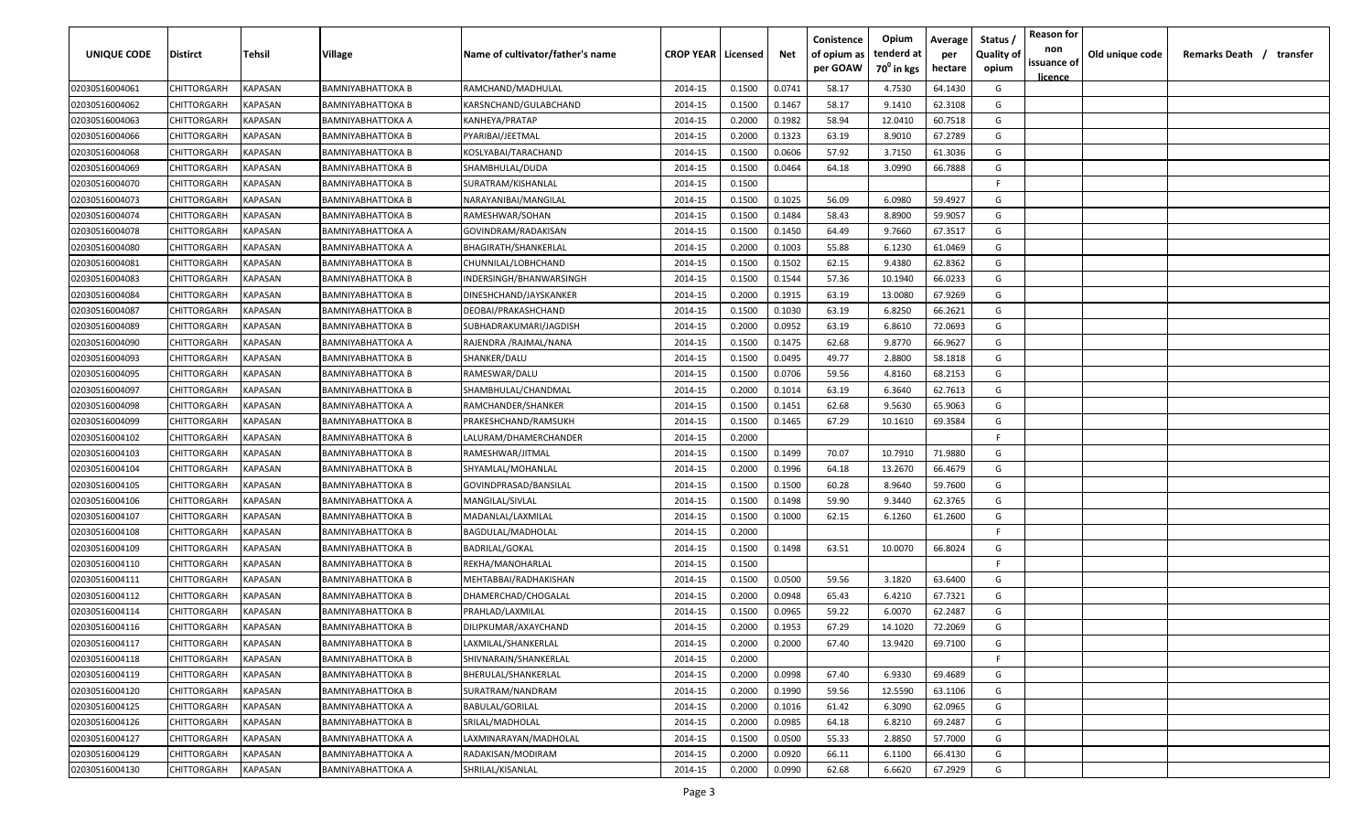| UNIQUE CODE | Distirct | Tehsil | Village | Name of cultivator/father's name | CROP YEAR | Licensed | Net | Conistence of opium as per GOAW | Opium tenderd at $70^0$ in kgs | Average per hectare | Status / Quality of opium | Reason for non issuance of licence | Old unique code | Remarks Death / transfer |
|---|---|---|---|---|---|---|---|---|---|---|---|---|---|---|
| 02030516004061 | CHITTORGARH | KAPASAN | BAMNIYABHATTOKA B | RAMCHAND/MADHULAL | 2014-15 | 0.1500 | 0.0741 | 58.17 | 4.7530 | 64.1430 | G | | | |
| 02030516004062 | CHITTORGARH | KAPASAN | BAMNIYABHATTOKA B | KARSNCHAND/GULABCHAND | 2014-15 | 0.1500 | 0.1467 | 58.17 | 9.1410 | 62.3108 | G | | | |
| 02030516004063 | CHITTORGARH | KAPASAN | BAMNIYABHATTOKA A | KANHEYA/PRATAP | 2014-15 | 0.2000 | 0.1982 | 58.94 | 12.0410 | 60.7518 | G | | | |
| 02030516004066 | CHITTORGARH | KAPASAN | BAMNIYABHATTOKA B | PYARIBAI/JEETMAL | 2014-15 | 0.2000 | 0.1323 | 63.19 | 8.9010 | 67.2789 | G | | | |
| 02030516004068 | CHITTORGARH | KAPASAN | BAMNIYABHATTOKA B | KOSLYABAI/TARACHAND | 2014-15 | 0.1500 | 0.0606 | 57.92 | 3.7150 | 61.3036 | G | | | |
| 02030516004069 | CHITTORGARH | KAPASAN | BAMNIYABHATTOKA B | SHAMBHULAL/DUDA | 2014-15 | 0.1500 | 0.0464 | 64.18 | 3.0990 | 66.7888 | G | | | |
| 02030516004070 | CHITTORGARH | KAPASAN | BAMNIYABHATTOKA B | SURATRAM/KISHANLAL | 2014-15 | 0.1500 | | | | | F | | | |
| 02030516004073 | CHITTORGARH | KAPASAN | BAMNIYABHATTOKA B | NARAYANIBAI/MANGILAL | 2014-15 | 0.1500 | 0.1025 | 56.09 | 6.0980 | 59.4927 | G | | | |
| 02030516004074 | CHITTORGARH | KAPASAN | BAMNIYABHATTOKA B | RAMESHWAR/SOHAN | 2014-15 | 0.1500 | 0.1484 | 58.43 | 8.8900 | 59.9057 | G | | | |
| 02030516004078 | CHITTORGARH | KAPASAN | BAMNIYABHATTOKA A | GOVINDRAM/RADAKISAN | 2014-15 | 0.1500 | 0.1450 | 64.49 | 9.7660 | 67.3517 | G | | | |
| 02030516004080 | CHITTORGARH | KAPASAN | BAMNIYABHATTOKA A | BHAGIRATH/SHANKERLAL | 2014-15 | 0.2000 | 0.1003 | 55.88 | 6.1230 | 61.0469 | G | | | |
| 02030516004081 | CHITTORGARH | KAPASAN | BAMNIYABHATTOKA B | CHUNNILAL/LOBHCHAND | 2014-15 | 0.1500 | 0.1502 | 62.15 | 9.4380 | 62.8362 | G | | | |
| 02030516004083 | CHITTORGARH | KAPASAN | BAMNIYABHATTOKA B | INDERSINGH/BHANWARSINGH | 2014-15 | 0.1500 | 0.1544 | 57.36 | 10.1940 | 66.0233 | G | | | |
| 02030516004084 | CHITTORGARH | KAPASAN | BAMNIYABHATTOKA B | DINESHCHAND/JAYSKANKER | 2014-15 | 0.2000 | 0.1915 | 63.19 | 13.0080 | 67.9269 | G | | | |
| 02030516004087 | CHITTORGARH | KAPASAN | BAMNIYABHATTOKA B | DEOBAI/PRAKASHCHAND | 2014-15 | 0.1500 | 0.1030 | 63.19 | 6.8250 | 66.2621 | G | | | |
| 02030516004089 | CHITTORGARH | KAPASAN | BAMNIYABHATTOKA B | SUBHADRAKUMARI/JAGDISH | 2014-15 | 0.2000 | 0.0952 | 63.19 | 6.8610 | 72.0693 | G | | | |
| 02030516004090 | CHITTORGARH | KAPASAN | BAMNIYABHATTOKA A | RAJENDRA /RAJMAL/NANA | 2014-15 | 0.1500 | 0.1475 | 62.68 | 9.8770 | 66.9627 | G | | | |
| 02030516004093 | CHITTORGARH | KAPASAN | BAMNIYABHATTOKA B | SHANKER/DALU | 2014-15 | 0.1500 | 0.0495 | 49.77 | 2.8800 | 58.1818 | G | | | |
| 02030516004095 | CHITTORGARH | KAPASAN | BAMNIYABHATTOKA B | RAMESWAR/DALU | 2014-15 | 0.1500 | 0.0706 | 59.56 | 4.8160 | 68.2153 | G | | | |
| 02030516004097 | CHITTORGARH | KAPASAN | BAMNIYABHATTOKA B | SHAMBHULAL/CHANDMAL | 2014-15 | 0.2000 | 0.1014 | 63.19 | 6.3640 | 62.7613 | G | | | |
| 02030516004098 | CHITTORGARH | KAPASAN | BAMNIYABHATTOKA A | RAMCHANDER/SHANKER | 2014-15 | 0.1500 | 0.1451 | 62.68 | 9.5630 | 65.9063 | G | | | |
| 02030516004099 | CHITTORGARH | KAPASAN | BAMNIYABHATTOKA B | PRAKESHCHAND/RAMSUKH | 2014-15 | 0.1500 | 0.1465 | 67.29 | 10.1610 | 69.3584 | G | | | |
| 02030516004102 | CHITTORGARH | KAPASAN | BAMNIYABHATTOKA B | LALURAM/DHAMERCHANDER | 2014-15 | 0.2000 | | | | | F | | | |
| 02030516004103 | CHITTORGARH | KAPASAN | BAMNIYABHATTOKA B | RAMESHWAR/JITMAL | 2014-15 | 0.1500 | 0.1499 | 70.07 | 10.7910 | 71.9880 | G | | | |
| 02030516004104 | CHITTORGARH | KAPASAN | BAMNIYABHATTOKA B | SHYAMLAL/MOHANLAL | 2014-15 | 0.2000 | 0.1996 | 64.18 | 13.2670 | 66.4679 | G | | | |
| 02030516004105 | CHITTORGARH | KAPASAN | BAMNIYABHATTOKA B | GOVINDPRASAD/BANSILAL | 2014-15 | 0.1500 | 0.1500 | 60.28 | 8.9640 | 59.7600 | G | | | |
| 02030516004106 | CHITTORGARH | KAPASAN | BAMNIYABHATTOKA A | MANGILAL/SIVLAL | 2014-15 | 0.1500 | 0.1498 | 59.90 | 9.3440 | 62.3765 | G | | | |
| 02030516004107 | CHITTORGARH | KAPASAN | BAMNIYABHATTOKA B | MADANLAL/LAXMILAL | 2014-15 | 0.1500 | 0.1000 | 62.15 | 6.1260 | 61.2600 | G | | | |
| 02030516004108 | CHITTORGARH | KAPASAN | BAMNIYABHATTOKA B | BAGDULAL/MADHOLAL | 2014-15 | 0.2000 | | | | | F | | | |
| 02030516004109 | CHITTORGARH | KAPASAN | BAMNIYABHATTOKA B | BADRILAL/GOKAL | 2014-15 | 0.1500 | 0.1498 | 63.51 | 10.0070 | 66.8024 | G | | | |
| 02030516004110 | CHITTORGARH | KAPASAN | BAMNIYABHATTOKA B | REKHA/MANOHARLAL | 2014-15 | 0.1500 | | | | | F | | | |
| 02030516004111 | CHITTORGARH | KAPASAN | BAMNIYABHATTOKA B | MEHTABBAI/RADHAKISHAN | 2014-15 | 0.1500 | 0.0500 | 59.56 | 3.1820 | 63.6400 | G | | | |
| 02030516004112 | CHITTORGARH | KAPASAN | BAMNIYABHATTOKA B | DHAMERCHAD/CHOGALAL | 2014-15 | 0.2000 | 0.0948 | 65.43 | 6.4210 | 67.7321 | G | | | |
| 02030516004114 | CHITTORGARH | KAPASAN | BAMNIYABHATTOKA B | PRAHLAD/LAXMILAL | 2014-15 | 0.1500 | 0.0965 | 59.22 | 6.0070 | 62.2487 | G | | | |
| 02030516004116 | CHITTORGARH | KAPASAN | BAMNIYABHATTOKA B | DILIPKUMAR/AXAYCHAND | 2014-15 | 0.2000 | 0.1953 | 67.29 | 14.1020 | 72.2069 | G | | | |
| 02030516004117 | CHITTORGARH | KAPASAN | BAMNIYABHATTOKA B | LAXMILAL/SHANKERLAL | 2014-15 | 0.2000 | 0.2000 | 67.40 | 13.9420 | 69.7100 | G | | | |
| 02030516004118 | CHITTORGARH | KAPASAN | BAMNIYABHATTOKA B | SHIVNARAIN/SHANKERLAL | 2014-15 | 0.2000 | | | | | F | | | |
| 02030516004119 | CHITTORGARH | KAPASAN | BAMNIYABHATTOKA B | BHERULAL/SHANKERLAL | 2014-15 | 0.2000 | 0.0998 | 67.40 | 6.9330 | 69.4689 | G | | | |
| 02030516004120 | CHITTORGARH | KAPASAN | BAMNIYABHATTOKA B | SURATRAM/NANDRAM | 2014-15 | 0.2000 | 0.1990 | 59.56 | 12.5590 | 63.1106 | G | | | |
| 02030516004125 | CHITTORGARH | KAPASAN | BAMNIYABHATTOKA A | BABULAL/GORILAL | 2014-15 | 0.2000 | 0.1016 | 61.42 | 6.3090 | 62.0965 | G | | | |
| 02030516004126 | CHITTORGARH | KAPASAN | BAMNIYABHATTOKA B | SRILAL/MADHOLAL | 2014-15 | 0.2000 | 0.0985 | 64.18 | 6.8210 | 69.2487 | G | | | |
| 02030516004127 | CHITTORGARH | KAPASAN | BAMNIYABHATTOKA A | LAXMINARAYAN/MADHOLAL | 2014-15 | 0.1500 | 0.0500 | 55.33 | 2.8850 | 57.7000 | G | | | |
| 02030516004129 | CHITTORGARH | KAPASAN | BAMNIYABHATTOKA A | RADAKISAN/MODIRAM | 2014-15 | 0.2000 | 0.0920 | 66.11 | 6.1100 | 66.4130 | G | | | |
| 02030516004130 | CHITTORGARH | KAPASAN | BAMNIYABHATTOKA A | SHRILAL/KISANLAL | 2014-15 | 0.2000 | 0.0990 | 62.68 | 6.6620 | 67.2929 | G | | | |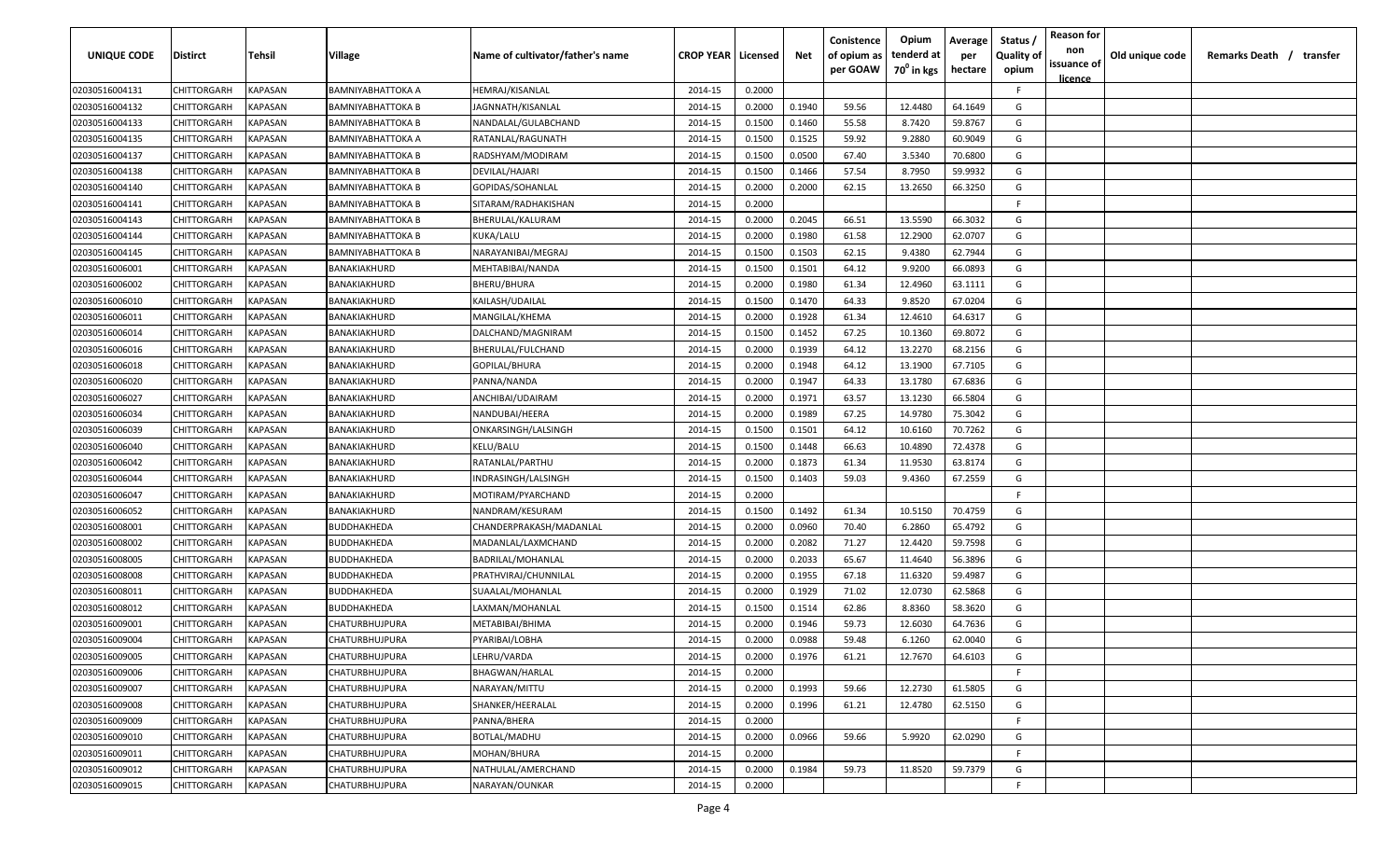| UNIQUE CODE | Distirct | Tehsil | Village | Name of cultivator/father's name | CROP YEAR | Licensed | Net | Conistence of opium as per GOAW | Opium tenderd at 70° in kgs | Average per hectare | Status / Quality of opium | Reason for non issuance of licence | Old unique code | Remarks Death / transfer |
|---|---|---|---|---|---|---|---|---|---|---|---|---|---|---|
| 02030516004131 | CHITTORGARH | KAPASAN | BAMNIYABHATTOKA A | HEMRAJ/KISANLAL | 2014-15 | 0.2000 | | | | | F | | | |
| 02030516004132 | CHITTORGARH | KAPASAN | BAMNIYABHATTOKA B | JAGNNATH/KISANLAL | 2014-15 | 0.2000 | 0.1940 | 59.56 | 12.4480 | 64.1649 | G | | | |
| 02030516004133 | CHITTORGARH | KAPASAN | BAMNIYABHATTOKA B | NANDALAL/GULABCHAND | 2014-15 | 0.1500 | 0.1460 | 55.58 | 8.7420 | 59.8767 | G | | | |
| 02030516004135 | CHITTORGARH | KAPASAN | BAMNIYABHATTOKA A | RATANLAL/RAGUNATH | 2014-15 | 0.1500 | 0.1525 | 59.92 | 9.2880 | 60.9049 | G | | | |
| 02030516004137 | CHITTORGARH | KAPASAN | BAMNIYABHATTOKA B | RADSHYAM/MODIRAM | 2014-15 | 0.1500 | 0.0500 | 67.40 | 3.5340 | 70.6800 | G | | | |
| 02030516004138 | CHITTORGARH | KAPASAN | BAMNIYABHATTOKA B | DEVILAL/HAJARI | 2014-15 | 0.1500 | 0.1466 | 57.54 | 8.7950 | 59.9932 | G | | | |
| 02030516004140 | CHITTORGARH | KAPASAN | BAMNIYABHATTOKA B | GOPIDAS/SOHANLAL | 2014-15 | 0.2000 | 0.2000 | 62.15 | 13.2650 | 66.3250 | G | | | |
| 02030516004141 | CHITTORGARH | KAPASAN | BAMNIYABHATTOKA B | SITARAM/RADHAKISHAN | 2014-15 | 0.2000 | | | | | F | | | |
| 02030516004143 | CHITTORGARH | KAPASAN | BAMNIYABHATTOKA B | BHERULAL/KALURAM | 2014-15 | 0.2000 | 0.2045 | 66.51 | 13.5590 | 66.3032 | G | | | |
| 02030516004144 | CHITTORGARH | KAPASAN | BAMNIYABHATTOKA B | KUKA/LALU | 2014-15 | 0.2000 | 0.1980 | 61.58 | 12.2900 | 62.0707 | G | | | |
| 02030516004145 | CHITTORGARH | KAPASAN | BAMNIYABHATTOKA B | NARAYANIBAI/MEGRAJ | 2014-15 | 0.1500 | 0.1503 | 62.15 | 9.4380 | 62.7944 | G | | | |
| 02030516006001 | CHITTORGARH | KAPASAN | BANAKIAKHURD | MEHTABIBAI/NANDA | 2014-15 | 0.1500 | 0.1501 | 64.12 | 9.9200 | 66.0893 | G | | | |
| 02030516006002 | CHITTORGARH | KAPASAN | BANAKIAKHURD | BHERU/BHURA | 2014-15 | 0.2000 | 0.1980 | 61.34 | 12.4960 | 63.1111 | G | | | |
| 02030516006010 | CHITTORGARH | KAPASAN | BANAKIAKHURD | KAILASH/UDAILAL | 2014-15 | 0.1500 | 0.1470 | 64.33 | 9.8520 | 67.0204 | G | | | |
| 02030516006011 | CHITTORGARH | KAPASAN | BANAKIAKHURD | MANGILAL/KHEMA | 2014-15 | 0.2000 | 0.1928 | 61.34 | 12.4610 | 64.6317 | G | | | |
| 02030516006014 | CHITTORGARH | KAPASAN | BANAKIAKHURD | DALCHAND/MAGNIRAM | 2014-15 | 0.1500 | 0.1452 | 67.25 | 10.1360 | 69.8072 | G | | | |
| 02030516006016 | CHITTORGARH | KAPASAN | BANAKIAKHURD | BHERULAL/FULCHAND | 2014-15 | 0.2000 | 0.1939 | 64.12 | 13.2270 | 68.2156 | G | | | |
| 02030516006018 | CHITTORGARH | KAPASAN | BANAKIAKHURD | GOPILAL/BHURA | 2014-15 | 0.2000 | 0.1948 | 64.12 | 13.1900 | 67.7105 | G | | | |
| 02030516006020 | CHITTORGARH | KAPASAN | BANAKIAKHURD | PANNA/NANDA | 2014-15 | 0.2000 | 0.1947 | 64.33 | 13.1780 | 67.6836 | G | | | |
| 02030516006027 | CHITTORGARH | KAPASAN | BANAKIAKHURD | ANCHIBAI/UDAIRAM | 2014-15 | 0.2000 | 0.1971 | 63.57 | 13.1230 | 66.5804 | G | | | |
| 02030516006034 | CHITTORGARH | KAPASAN | BANAKIAKHURD | NANDUBAI/HEERA | 2014-15 | 0.2000 | 0.1989 | 67.25 | 14.9780 | 75.3042 | G | | | |
| 02030516006039 | CHITTORGARH | KAPASAN | BANAKIAKHURD | ONKARSINGH/LALSINGH | 2014-15 | 0.1500 | 0.1501 | 64.12 | 10.6160 | 70.7262 | G | | | |
| 02030516006040 | CHITTORGARH | KAPASAN | BANAKIAKHURD | KELU/BALU | 2014-15 | 0.1500 | 0.1448 | 66.63 | 10.4890 | 72.4378 | G | | | |
| 02030516006042 | CHITTORGARH | KAPASAN | BANAKIAKHURD | RATANLAL/PARTHU | 2014-15 | 0.2000 | 0.1873 | 61.34 | 11.9530 | 63.8174 | G | | | |
| 02030516006044 | CHITTORGARH | KAPASAN | BANAKIAKHURD | INDRASINGH/LALSINGH | 2014-15 | 0.1500 | 0.1403 | 59.03 | 9.4360 | 67.2559 | G | | | |
| 02030516006047 | CHITTORGARH | KAPASAN | BANAKIAKHURD | MOTIRAM/PYARCHAND | 2014-15 | 0.2000 | | | | | F | | | |
| 02030516006052 | CHITTORGARH | KAPASAN | BANAKIAKHURD | NANDRAM/KESURAM | 2014-15 | 0.1500 | 0.1492 | 61.34 | 10.5150 | 70.4759 | G | | | |
| 02030516008001 | CHITTORGARH | KAPASAN | BUDDHAKHEDA | CHANDERPRAKASH/MADANLAL | 2014-15 | 0.2000 | 0.0960 | 70.40 | 6.2860 | 65.4792 | G | | | |
| 02030516008002 | CHITTORGARH | KAPASAN | BUDDHAKHEDA | MADANLAL/LAXMCHAND | 2014-15 | 0.2000 | 0.2082 | 71.27 | 12.4420 | 59.7598 | G | | | |
| 02030516008005 | CHITTORGARH | KAPASAN | BUDDHAKHEDA | BADRILAL/MOHANLAL | 2014-15 | 0.2000 | 0.2033 | 65.67 | 11.4640 | 56.3896 | G | | | |
| 02030516008008 | CHITTORGARH | KAPASAN | BUDDHAKHEDA | PRATHVIRAJ/CHUNNILAL | 2014-15 | 0.2000 | 0.1955 | 67.18 | 11.6320 | 59.4987 | G | | | |
| 02030516008011 | CHITTORGARH | KAPASAN | BUDDHAKHEDA | SUAALAL/MOHANLAL | 2014-15 | 0.2000 | 0.1929 | 71.02 | 12.0730 | 62.5868 | G | | | |
| 02030516008012 | CHITTORGARH | KAPASAN | BUDDHAKHEDA | LAXMAN/MOHANLAL | 2014-15 | 0.1500 | 0.1514 | 62.86 | 8.8360 | 58.3620 | G | | | |
| 02030516009001 | CHITTORGARH | KAPASAN | CHATURBHUJPURA | METABIBAI/BHIMA | 2014-15 | 0.2000 | 0.1946 | 59.73 | 12.6030 | 64.7636 | G | | | |
| 02030516009004 | CHITTORGARH | KAPASAN | CHATURBHUJPURA | PYARIBAI/LOBHA | 2014-15 | 0.2000 | 0.0988 | 59.48 | 6.1260 | 62.0040 | G | | | |
| 02030516009005 | CHITTORGARH | KAPASAN | CHATURBHUJPURA | LEHRU/VARDA | 2014-15 | 0.2000 | 0.1976 | 61.21 | 12.7670 | 64.6103 | G | | | |
| 02030516009006 | CHITTORGARH | KAPASAN | CHATURBHUJPURA | BHAGWAN/HARLAL | 2014-15 | 0.2000 | | | | | F | | | |
| 02030516009007 | CHITTORGARH | KAPASAN | CHATURBHUJPURA | NARAYAN/MITTU | 2014-15 | 0.2000 | 0.1993 | 59.66 | 12.2730 | 61.5805 | G | | | |
| 02030516009008 | CHITTORGARH | KAPASAN | CHATURBHUJPURA | SHANKER/HEERALAL | 2014-15 | 0.2000 | 0.1996 | 61.21 | 12.4780 | 62.5150 | G | | | |
| 02030516009009 | CHITTORGARH | KAPASAN | CHATURBHUJPURA | PANNA/BHERA | 2014-15 | 0.2000 | | | | | F | | | |
| 02030516009010 | CHITTORGARH | KAPASAN | CHATURBHUJPURA | BOTLAL/MADHU | 2014-15 | 0.2000 | 0.0966 | 59.66 | 5.9920 | 62.0290 | G | | | |
| 02030516009011 | CHITTORGARH | KAPASAN | CHATURBHUJPURA | MOHAN/BHURA | 2014-15 | 0.2000 | | | | | F | | | |
| 02030516009012 | CHITTORGARH | KAPASAN | CHATURBHUJPURA | NATHULAL/AMERCHAND | 2014-15 | 0.2000 | 0.1984 | 59.73 | 11.8520 | 59.7379 | G | | | |
| 02030516009015 | CHITTORGARH | KAPASAN | CHATURBHUJPURA | NARAYAN/OUNKAR | 2014-15 | 0.2000 | | | | | F | | | |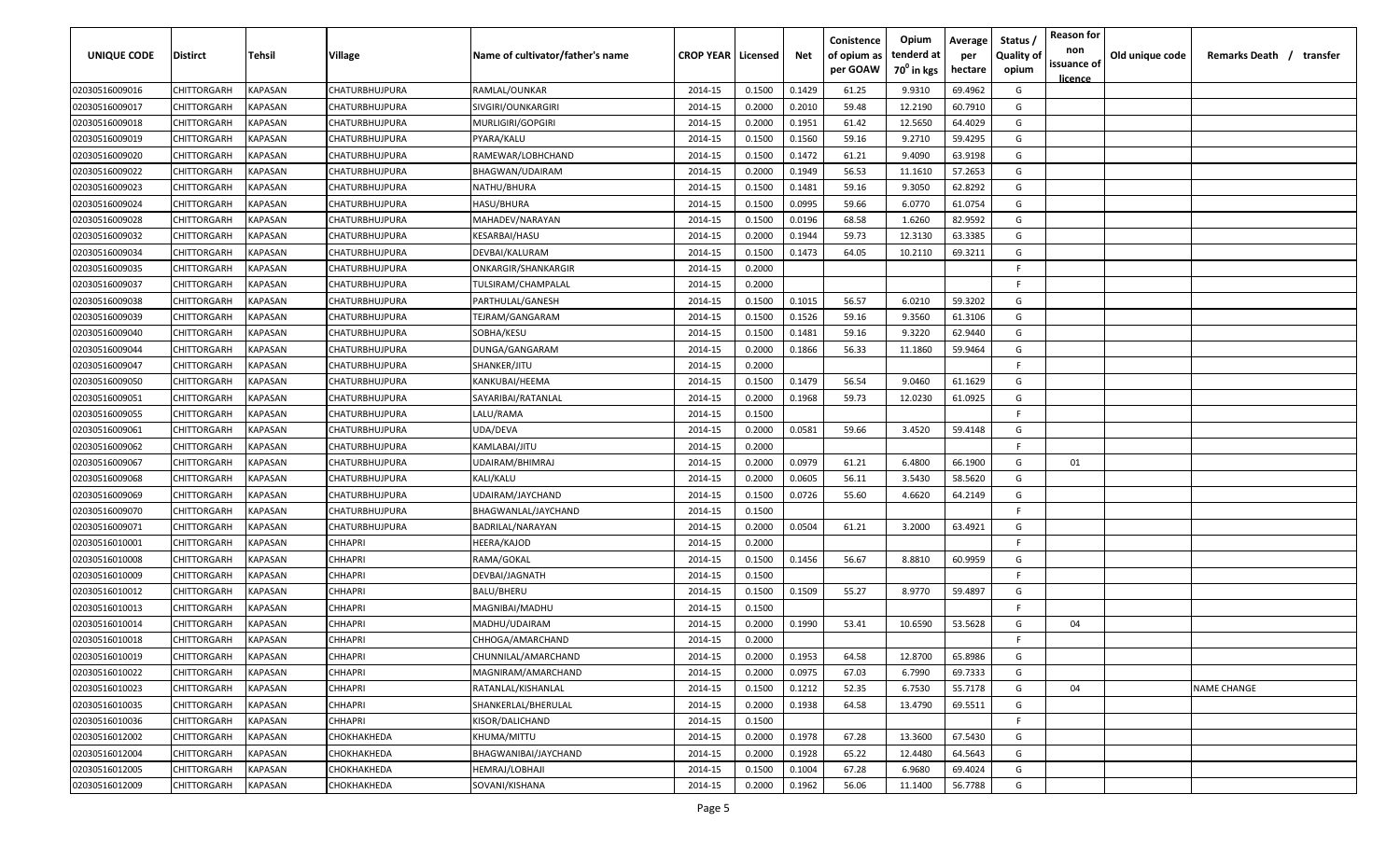| UNIQUE CODE | Distirct | Tehsil | Village | Name of cultivator/father's name | CROP YEAR | Licensed | Net | Conistence of opium as per GOAW | Opium tenderd at 70° in kgs | Average per hectare | Status / Quality of opium | Reason for non issuance of licence | Old unique code | Remarks Death / transfer |
|---|---|---|---|---|---|---|---|---|---|---|---|---|---|---|
| 02030516009016 | CHITTORGARH | KAPASAN | CHATURBHUJPURA | RAMLAL/OUNKAR | 2014-15 | 0.1500 | 0.1429 | 61.25 | 9.9310 | 69.4962 | G | | | |
| 02030516009017 | CHITTORGARH | KAPASAN | CHATURBHUJPURA | SIVGIRI/OUNKARGIRI | 2014-15 | 0.2000 | 0.2010 | 59.48 | 12.2190 | 60.7910 | G | | | |
| 02030516009018 | CHITTORGARH | KAPASAN | CHATURBHUJPURA | MURLIGIRI/GOPGIRI | 2014-15 | 0.2000 | 0.1951 | 61.42 | 12.5650 | 64.4029 | G | | | |
| 02030516009019 | CHITTORGARH | KAPASAN | CHATURBHUJPURA | PYARA/KALU | 2014-15 | 0.1500 | 0.1560 | 59.16 | 9.2710 | 59.4295 | G | | | |
| 02030516009020 | CHITTORGARH | KAPASAN | CHATURBHUJPURA | RAMEWAR/LOBHCHAND | 2014-15 | 0.1500 | 0.1472 | 61.21 | 9.4090 | 63.9198 | G | | | |
| 02030516009022 | CHITTORGARH | KAPASAN | CHATURBHUJPURA | BHAGWAN/UDAIRAM | 2014-15 | 0.2000 | 0.1949 | 56.53 | 11.1610 | 57.2653 | G | | | |
| 02030516009023 | CHITTORGARH | KAPASAN | CHATURBHUJPURA | NATHU/BHURA | 2014-15 | 0.1500 | 0.1481 | 59.16 | 9.3050 | 62.8292 | G | | | |
| 02030516009024 | CHITTORGARH | KAPASAN | CHATURBHUJPURA | HASU/BHURA | 2014-15 | 0.1500 | 0.0995 | 59.66 | 6.0770 | 61.0754 | G | | | |
| 02030516009028 | CHITTORGARH | KAPASAN | CHATURBHUJPURA | MAHADEV/NARAYAN | 2014-15 | 0.1500 | 0.0196 | 68.58 | 1.6260 | 82.9592 | G | | | |
| 02030516009032 | CHITTORGARH | KAPASAN | CHATURBHUJPURA | KESARBAI/HASU | 2014-15 | 0.2000 | 0.1944 | 59.73 | 12.3130 | 63.3385 | G | | | |
| 02030516009034 | CHITTORGARH | KAPASAN | CHATURBHUJPURA | DEVBAI/KALURAM | 2014-15 | 0.1500 | 0.1473 | 64.05 | 10.2110 | 69.3211 | G | | | |
| 02030516009035 | CHITTORGARH | KAPASAN | CHATURBHUJPURA | ONKARGIR/SHANKARGIR | 2014-15 | 0.2000 | | | | | F | | | |
| 02030516009037 | CHITTORGARH | KAPASAN | CHATURBHUJPURA | TULSIRAM/CHAMPALAL | 2014-15 | 0.2000 | | | | | F | | | |
| 02030516009038 | CHITTORGARH | KAPASAN | CHATURBHUJPURA | PARTHULAL/GANESH | 2014-15 | 0.1500 | 0.1015 | 56.57 | 6.0210 | 59.3202 | G | | | |
| 02030516009039 | CHITTORGARH | KAPASAN | CHATURBHUJPURA | TEJRAM/GANGARAM | 2014-15 | 0.1500 | 0.1526 | 59.16 | 9.3560 | 61.3106 | G | | | |
| 02030516009040 | CHITTORGARH | KAPASAN | CHATURBHUJPURA | SOBHA/KESU | 2014-15 | 0.1500 | 0.1481 | 59.16 | 9.3220 | 62.9440 | G | | | |
| 02030516009044 | CHITTORGARH | KAPASAN | CHATURBHUJPURA | DUNGA/GANGARAM | 2014-15 | 0.2000 | 0.1866 | 56.33 | 11.1860 | 59.9464 | G | | | |
| 02030516009047 | CHITTORGARH | KAPASAN | CHATURBHUJPURA | SHANKER/JITU | 2014-15 | 0.2000 | | | | | F | | | |
| 02030516009050 | CHITTORGARH | KAPASAN | CHATURBHUJPURA | KANKUBAI/HEEMA | 2014-15 | 0.1500 | 0.1479 | 56.54 | 9.0460 | 61.1629 | G | | | |
| 02030516009051 | CHITTORGARH | KAPASAN | CHATURBHUJPURA | SAYARIBAI/RATANLAL | 2014-15 | 0.2000 | 0.1968 | 59.73 | 12.0230 | 61.0925 | G | | | |
| 02030516009055 | CHITTORGARH | KAPASAN | CHATURBHUJPURA | LALU/RAMA | 2014-15 | 0.1500 | | | | | F | | | |
| 02030516009061 | CHITTORGARH | KAPASAN | CHATURBHUJPURA | UDA/DEVA | 2014-15 | 0.2000 | 0.0581 | 59.66 | 3.4520 | 59.4148 | G | | | |
| 02030516009062 | CHITTORGARH | KAPASAN | CHATURBHUJPURA | KAMLABAI/JITU | 2014-15 | 0.2000 | | | | | F | | | |
| 02030516009067 | CHITTORGARH | KAPASAN | CHATURBHUJPURA | UDAIRAM/BHIMRAJ | 2014-15 | 0.2000 | 0.0979 | 61.21 | 6.4800 | 66.1900 | G | 01 | | |
| 02030516009068 | CHITTORGARH | KAPASAN | CHATURBHUJPURA | KALI/KALU | 2014-15 | 0.2000 | 0.0605 | 56.11 | 3.5430 | 58.5620 | G | | | |
| 02030516009069 | CHITTORGARH | KAPASAN | CHATURBHUJPURA | UDAIRAM/JAYCHAND | 2014-15 | 0.1500 | 0.0726 | 55.60 | 4.6620 | 64.2149 | G | | | |
| 02030516009070 | CHITTORGARH | KAPASAN | CHATURBHUJPURA | BHAGWANLAL/JAYCHAND | 2014-15 | 0.1500 | | | | | F | | | |
| 02030516009071 | CHITTORGARH | KAPASAN | CHATURBHUJPURA | BADRILAL/NARAYAN | 2014-15 | 0.2000 | 0.0504 | 61.21 | 3.2000 | 63.4921 | G | | | |
| 02030516010001 | CHITTORGARH | KAPASAN | CHHAPRI | HEERA/KAJOD | 2014-15 | 0.2000 | | | | | F | | | |
| 02030516010008 | CHITTORGARH | KAPASAN | CHHAPRI | RAMA/GOKAL | 2014-15 | 0.1500 | 0.1456 | 56.67 | 8.8810 | 60.9959 | G | | | |
| 02030516010009 | CHITTORGARH | KAPASAN | CHHAPRI | DEVBAI/JAGNATH | 2014-15 | 0.1500 | | | | | F | | | |
| 02030516010012 | CHITTORGARH | KAPASAN | CHHAPRI | BALU/BHERU | 2014-15 | 0.1500 | 0.1509 | 55.27 | 8.9770 | 59.4897 | G | | | |
| 02030516010013 | CHITTORGARH | KAPASAN | CHHAPRI | MAGNIBAI/MADHU | 2014-15 | 0.1500 | | | | | F | | | |
| 02030516010014 | CHITTORGARH | KAPASAN | CHHAPRI | MADHU/UDAIRAM | 2014-15 | 0.2000 | 0.1990 | 53.41 | 10.6590 | 53.5628 | G | 04 | | |
| 02030516010018 | CHITTORGARH | KAPASAN | CHHAPRI | CHHOGA/AMARCHAND | 2014-15 | 0.2000 | | | | | F | | | |
| 02030516010019 | CHITTORGARH | KAPASAN | CHHAPRI | CHUNNILAL/AMARCHAND | 2014-15 | 0.2000 | 0.1953 | 64.58 | 12.8700 | 65.8986 | G | | | |
| 02030516010022 | CHITTORGARH | KAPASAN | CHHAPRI | MAGNIRAM/AMARCHAND | 2014-15 | 0.2000 | 0.0975 | 67.03 | 6.7990 | 69.7333 | G | | | |
| 02030516010023 | CHITTORGARH | KAPASAN | CHHAPRI | RATANLAL/KISHANLAL | 2014-15 | 0.1500 | 0.1212 | 52.35 | 6.7530 | 55.7178 | G | 04 | | NAME CHANGE |
| 02030516010035 | CHITTORGARH | KAPASAN | CHHAPRI | SHANKERLAL/BHERULAL | 2014-15 | 0.2000 | 0.1938 | 64.58 | 13.4790 | 69.5511 | G | | | |
| 02030516010036 | CHITTORGARH | KAPASAN | CHHAPRI | KISOR/DALICHAND | 2014-15 | 0.1500 | | | | | F | | | |
| 02030516012002 | CHITTORGARH | KAPASAN | CHOKHAKHEDA | KHUMA/MITTU | 2014-15 | 0.2000 | 0.1978 | 67.28 | 13.3600 | 67.5430 | G | | | |
| 02030516012004 | CHITTORGARH | KAPASAN | CHOKHAKHEDA | BHAGWANIBAI/JAYCHAND | 2014-15 | 0.2000 | 0.1928 | 65.22 | 12.4480 | 64.5643 | G | | | |
| 02030516012005 | CHITTORGARH | KAPASAN | CHOKHAKHEDA | HEMRAJ/LOBHAJI | 2014-15 | 0.1500 | 0.1004 | 67.28 | 6.9680 | 69.4024 | G | | | |
| 02030516012009 | CHITTORGARH | KAPASAN | CHOKHAKHEDA | SOVANI/KISHANA | 2014-15 | 0.2000 | 0.1962 | 56.06 | 11.1400 | 56.7788 | G | | | |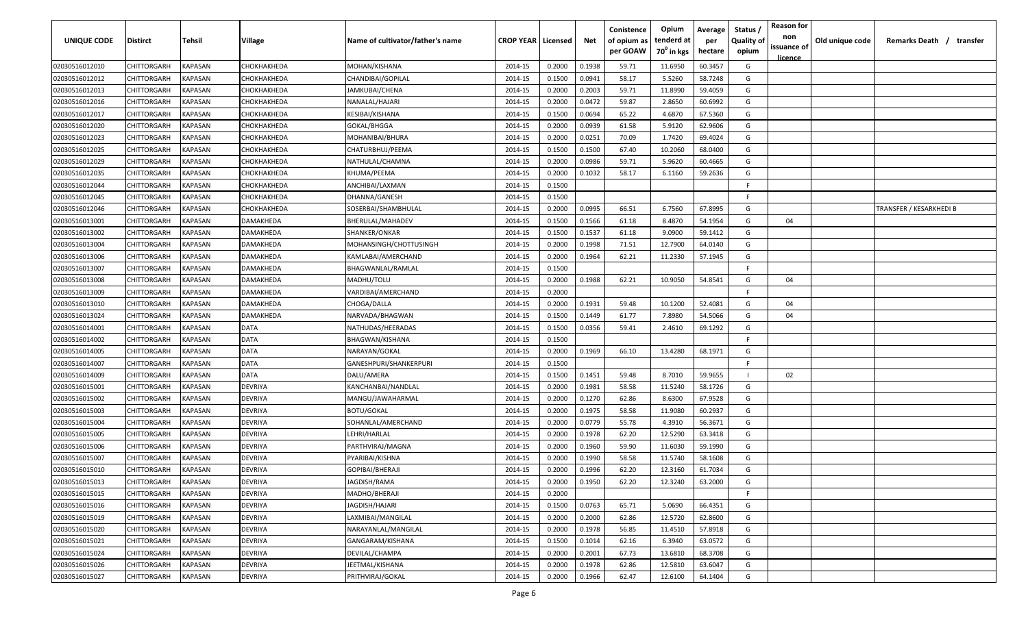| UNIQUE CODE | Distirct | Tehsil | Village | Name of cultivator/father's name | CROP YEAR | Licensed | Net | Conistence of opium as per GOAW | Opium tenderd at 70° in kgs | Average per hectare | Status / Quality of opium | Reason for non issuance of licence | Old unique code | Remarks Death / transfer |
|---|---|---|---|---|---|---|---|---|---|---|---|---|---|---|
| 02030516012010 | CHITTORGARH | KAPASAN | CHOKHAKHEDA | MOHAN/KISHANA | 2014-15 | 0.2000 | 0.1938 | 59.71 | 11.6950 | 60.3457 | G | | | |
| 02030516012012 | CHITTORGARH | KAPASAN | CHOKHAKHEDA | CHANDIBAI/GOPILAL | 2014-15 | 0.1500 | 0.0941 | 58.17 | 5.5260 | 58.7248 | G | | | |
| 02030516012013 | CHITTORGARH | KAPASAN | CHOKHAKHEDA | JAMKUBAI/CHENA | 2014-15 | 0.2000 | 0.2003 | 59.71 | 11.8990 | 59.4059 | G | | | |
| 02030516012016 | CHITTORGARH | KAPASAN | CHOKHAKHEDA | NANALAL/HAJARI | 2014-15 | 0.2000 | 0.0472 | 59.87 | 2.8650 | 60.6992 | G | | | |
| 02030516012017 | CHITTORGARH | KAPASAN | CHOKHAKHEDA | KESIBAI/KISHANA | 2014-15 | 0.1500 | 0.0694 | 65.22 | 4.6870 | 67.5360 | G | | | |
| 02030516012020 | CHITTORGARH | KAPASAN | CHOKHAKHEDA | GOKAL/BHGGA | 2014-15 | 0.2000 | 0.0939 | 61.58 | 5.9120 | 62.9606 | G | | | |
| 02030516012023 | CHITTORGARH | KAPASAN | CHOKHAKHEDA | MOHANIBAI/BHURA | 2014-15 | 0.2000 | 0.0251 | 70.09 | 1.7420 | 69.4024 | G | | | |
| 02030516012025 | CHITTORGARH | KAPASAN | CHOKHAKHEDA | CHATURBHUJ/PEEMA | 2014-15 | 0.1500 | 0.1500 | 67.40 | 10.2060 | 68.0400 | G | | | |
| 02030516012029 | CHITTORGARH | KAPASAN | CHOKHAKHEDA | NATHULAL/CHAMNA | 2014-15 | 0.2000 | 0.0986 | 59.71 | 5.9620 | 60.4665 | G | | | |
| 02030516012035 | CHITTORGARH | KAPASAN | CHOKHAKHEDA | KHUMA/PEEMA | 2014-15 | 0.2000 | 0.1032 | 58.17 | 6.1160 | 59.2636 | G | | | |
| 02030516012044 | CHITTORGARH | KAPASAN | CHOKHAKHEDA | ANCHIBAI/LAXMAN | 2014-15 | 0.1500 | | | | | F | | | |
| 02030516012045 | CHITTORGARH | KAPASAN | CHOKHAKHEDA | DHANNA/GANESH | 2014-15 | 0.1500 | | | | | F | | | |
| 02030516012046 | CHITTORGARH | KAPASAN | CHOKHAKHEDA | SOSERBAI/SHAMBHULAL | 2014-15 | 0.2000 | 0.0995 | 66.51 | 6.7560 | 67.8995 | G | | | TRANSFER / KESARKHEDI B |
| 02030516013001 | CHITTORGARH | KAPASAN | DAMAKHEDA | BHERULAL/MAHADEV | 2014-15 | 0.1500 | 0.1566 | 61.18 | 8.4870 | 54.1954 | G | 04 | | |
| 02030516013002 | CHITTORGARH | KAPASAN | DAMAKHEDA | SHANKER/ONKAR | 2014-15 | 0.1500 | 0.1537 | 61.18 | 9.0900 | 59.1412 | G | | | |
| 02030516013004 | CHITTORGARH | KAPASAN | DAMAKHEDA | MOHANSINGH/CHOTTUSINGH | 2014-15 | 0.2000 | 0.1998 | 71.51 | 12.7900 | 64.0140 | G | | | |
| 02030516013006 | CHITTORGARH | KAPASAN | DAMAKHEDA | KAMLABAI/AMERCHAND | 2014-15 | 0.2000 | 0.1964 | 62.21 | 11.2330 | 57.1945 | G | | | |
| 02030516013007 | CHITTORGARH | KAPASAN | DAMAKHEDA | BHAGWANLAL/RAMLAL | 2014-15 | 0.1500 | | | | | F | | | |
| 02030516013008 | CHITTORGARH | KAPASAN | DAMAKHEDA | MADHU/TOLU | 2014-15 | 0.2000 | 0.1988 | 62.21 | 10.9050 | 54.8541 | G | 04 | | |
| 02030516013009 | CHITTORGARH | KAPASAN | DAMAKHEDA | VARDIBAI/AMERCHAND | 2014-15 | 0.2000 | | | | | F | | | |
| 02030516013010 | CHITTORGARH | KAPASAN | DAMAKHEDA | CHOGA/DALLA | 2014-15 | 0.2000 | 0.1931 | 59.48 | 10.1200 | 52.4081 | G | 04 | | |
| 02030516013024 | CHITTORGARH | KAPASAN | DAMAKHEDA | NARVADA/BHAGWAN | 2014-15 | 0.1500 | 0.1449 | 61.77 | 7.8980 | 54.5066 | G | 04 | | |
| 02030516014001 | CHITTORGARH | KAPASAN | DATA | NATHUDAS/HEERADAS | 2014-15 | 0.1500 | 0.0356 | 59.41 | 2.4610 | 69.1292 | G | | | |
| 02030516014002 | CHITTORGARH | KAPASAN | DATA | BHAGWAN/KISHANA | 2014-15 | 0.1500 | | | | | F | | | |
| 02030516014005 | CHITTORGARH | KAPASAN | DATA | NARAYAN/GOKAL | 2014-15 | 0.2000 | 0.1969 | 66.10 | 13.4280 | 68.1971 | G | | | |
| 02030516014007 | CHITTORGARH | KAPASAN | DATA | GANESHPURI/SHANKERPURI | 2014-15 | 0.1500 | | | | | F | | | |
| 02030516014009 | CHITTORGARH | KAPASAN | DATA | DALU/AMERA | 2014-15 | 0.1500 | 0.1451 | 59.48 | 8.7010 | 59.9655 | I | 02 | | |
| 02030516015001 | CHITTORGARH | KAPASAN | DEVRIYA | KANCHANBAI/NANDLAL | 2014-15 | 0.2000 | 0.1981 | 58.58 | 11.5240 | 58.1726 | G | | | |
| 02030516015002 | CHITTORGARH | KAPASAN | DEVRIYA | MANGU/JAWAHARMAL | 2014-15 | 0.2000 | 0.1270 | 62.86 | 8.6300 | 67.9528 | G | | | |
| 02030516015003 | CHITTORGARH | KAPASAN | DEVRIYA | BOTU/GOKAL | 2014-15 | 0.2000 | 0.1975 | 58.58 | 11.9080 | 60.2937 | G | | | |
| 02030516015004 | CHITTORGARH | KAPASAN | DEVRIYA | SOHANLAL/AMERCHAND | 2014-15 | 0.2000 | 0.0779 | 55.78 | 4.3910 | 56.3671 | G | | | |
| 02030516015005 | CHITTORGARH | KAPASAN | DEVRIYA | LEHRI/HARLAL | 2014-15 | 0.2000 | 0.1978 | 62.20 | 12.5290 | 63.3418 | G | | | |
| 02030516015006 | CHITTORGARH | KAPASAN | DEVRIYA | PARTHVIRAJ/MAGNA | 2014-15 | 0.2000 | 0.1960 | 59.90 | 11.6030 | 59.1990 | G | | | |
| 02030516015007 | CHITTORGARH | KAPASAN | DEVRIYA | PYARIBAI/KISHNA | 2014-15 | 0.2000 | 0.1990 | 58.58 | 11.5740 | 58.1608 | G | | | |
| 02030516015010 | CHITTORGARH | KAPASAN | DEVRIYA | GOPIBAI/BHERAJI | 2014-15 | 0.2000 | 0.1996 | 62.20 | 12.3160 | 61.7034 | G | | | |
| 02030516015013 | CHITTORGARH | KAPASAN | DEVRIYA | JAGDISH/RAMA | 2014-15 | 0.2000 | 0.1950 | 62.20 | 12.3240 | 63.2000 | G | | | |
| 02030516015015 | CHITTORGARH | KAPASAN | DEVRIYA | MADHO/BHERAJI | 2014-15 | 0.2000 | | | | | F | | | |
| 02030516015016 | CHITTORGARH | KAPASAN | DEVRIYA | JAGDISH/HAJARI | 2014-15 | 0.1500 | 0.0763 | 65.71 | 5.0690 | 66.4351 | G | | | |
| 02030516015019 | CHITTORGARH | KAPASAN | DEVRIYA | LAXMIBAI/MANGILAL | 2014-15 | 0.2000 | 0.2000 | 62.86 | 12.5720 | 62.8600 | G | | | |
| 02030516015020 | CHITTORGARH | KAPASAN | DEVRIYA | NARAYANLAL/MANGILAL | 2014-15 | 0.2000 | 0.1978 | 56.85 | 11.4510 | 57.8918 | G | | | |
| 02030516015021 | CHITTORGARH | KAPASAN | DEVRIYA | GANGARAM/KISHANA | 2014-15 | 0.1500 | 0.1014 | 62.16 | 6.3940 | 63.0572 | G | | | |
| 02030516015024 | CHITTORGARH | KAPASAN | DEVRIYA | DEVILAL/CHAMPA | 2014-15 | 0.2000 | 0.2001 | 67.73 | 13.6810 | 68.3708 | G | | | |
| 02030516015026 | CHITTORGARH | KAPASAN | DEVRIYA | JEETMAL/KISHANA | 2014-15 | 0.2000 | 0.1978 | 62.86 | 12.5810 | 63.6047 | G | | | |
| 02030516015027 | CHITTORGARH | KAPASAN | DEVRIYA | PRITHVIRAJ/GOKAL | 2014-15 | 0.2000 | 0.1966 | 62.47 | 12.6100 | 64.1404 | G | | | |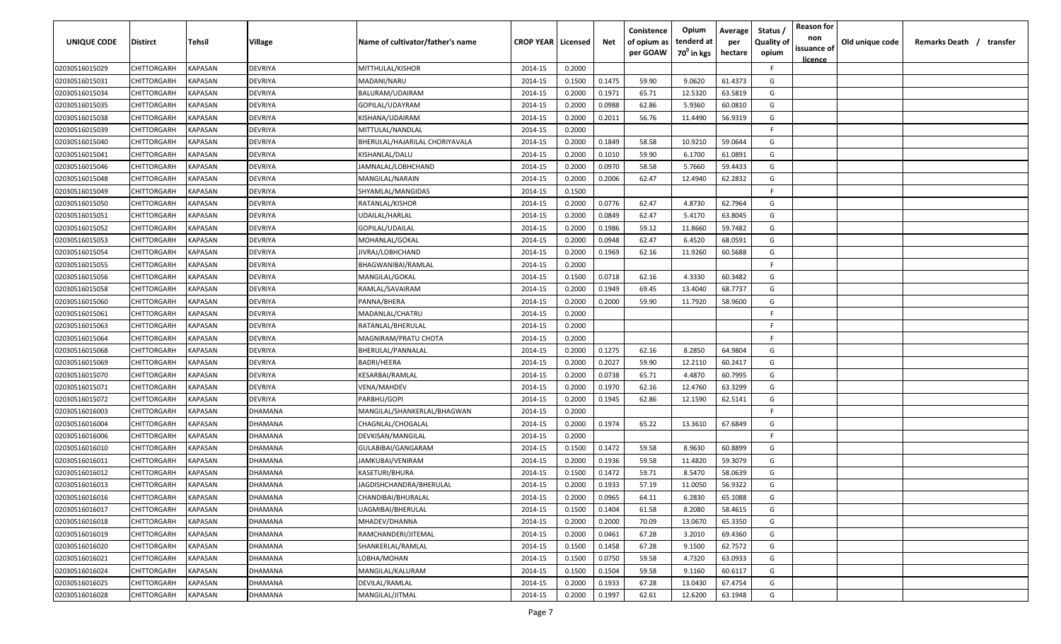| UNIQUE CODE | Distirct | Tehsil | Village | Name of cultivator/father's name | CROP YEAR | Licensed | Net | Conistence of opium as per GOAW | Opium tenderd at $70^0$ in kgs | Average per hectare | Status / Quality of opium | Reason for non issuance of licence | Old unique code | Remarks Death / transfer |
|---|---|---|---|---|---|---|---|---|---|---|---|---|---|---|
| 02030516015029 | CHITTORGARH | KAPASAN | DEVRIYA | MITTHULAL/KISHOR | 2014-15 | 0.2000 | | | | | F | | | |
| 02030516015031 | CHITTORGARH | KAPASAN | DEVRIYA | MADANI/NARU | 2014-15 | 0.1500 | 0.1475 | 59.90 | 9.0620 | 61.4373 | G | | | |
| 02030516015034 | CHITTORGARH | KAPASAN | DEVRIYA | BALURAM/UDAIRAM | 2014-15 | 0.2000 | 0.1971 | 65.71 | 12.5320 | 63.5819 | G | | | |
| 02030516015035 | CHITTORGARH | KAPASAN | DEVRIYA | GOPILAL/UDAYRAM | 2014-15 | 0.2000 | 0.0988 | 62.86 | 5.9360 | 60.0810 | G | | | |
| 02030516015038 | CHITTORGARH | KAPASAN | DEVRIYA | KISHANA/UDAIRAM | 2014-15 | 0.2000 | 0.2011 | 56.76 | 11.4490 | 56.9319 | G | | | |
| 02030516015039 | CHITTORGARH | KAPASAN | DEVRIYA | MITTULAL/NANDLAL | 2014-15 | 0.2000 | | | | | F | | | |
| 02030516015040 | CHITTORGARH | KAPASAN | DEVRIYA | BHERULAL/HAJARILAL CHORIYAVALA | 2014-15 | 0.2000 | 0.1849 | 58.58 | 10.9210 | 59.0644 | G | | | |
| 02030516015041 | CHITTORGARH | KAPASAN | DEVRIYA | KISHANLAL/DALU | 2014-15 | 0.2000 | 0.1010 | 59.90 | 6.1700 | 61.0891 | G | | | |
| 02030516015046 | CHITTORGARH | KAPASAN | DEVRIYA | JAMNALAL/LOBHCHAND | 2014-15 | 0.2000 | 0.0970 | 58.58 | 5.7660 | 59.4433 | G | | | |
| 02030516015048 | CHITTORGARH | KAPASAN | DEVRIYA | MANGILAL/NARAIN | 2014-15 | 0.2000 | 0.2006 | 62.47 | 12.4940 | 62.2832 | G | | | |
| 02030516015049 | CHITTORGARH | KAPASAN | DEVRIYA | SHYAMLAL/MANGIDAS | 2014-15 | 0.1500 | | | | | F | | | |
| 02030516015050 | CHITTORGARH | KAPASAN | DEVRIYA | RATANLAL/KISHOR | 2014-15 | 0.2000 | 0.0776 | 62.47 | 4.8730 | 62.7964 | G | | | |
| 02030516015051 | CHITTORGARH | KAPASAN | DEVRIYA | UDAILAL/HARLAL | 2014-15 | 0.2000 | 0.0849 | 62.47 | 5.4170 | 63.8045 | G | | | |
| 02030516015052 | CHITTORGARH | KAPASAN | DEVRIYA | GOPILAL/UDAILAL | 2014-15 | 0.2000 | 0.1986 | 59.12 | 11.8660 | 59.7482 | G | | | |
| 02030516015053 | CHITTORGARH | KAPASAN | DEVRIYA | MOHANLAL/GOKAL | 2014-15 | 0.2000 | 0.0948 | 62.47 | 6.4520 | 68.0591 | G | | | |
| 02030516015054 | CHITTORGARH | KAPASAN | DEVRIYA | JIVRAJ/LOBHCHAND | 2014-15 | 0.2000 | 0.1969 | 62.16 | 11.9260 | 60.5688 | G | | | |
| 02030516015055 | CHITTORGARH | KAPASAN | DEVRIYA | BHAGWANIBAI/RAMLAL | 2014-15 | 0.2000 | | | | | F | | | |
| 02030516015056 | CHITTORGARH | KAPASAN | DEVRIYA | MANGILAL/GOKAL | 2014-15 | 0.1500 | 0.0718 | 62.16 | 4.3330 | 60.3482 | G | | | |
| 02030516015058 | CHITTORGARH | KAPASAN | DEVRIYA | RAMLAL/SAVAIRAM | 2014-15 | 0.2000 | 0.1949 | 69.45 | 13.4040 | 68.7737 | G | | | |
| 02030516015060 | CHITTORGARH | KAPASAN | DEVRIYA | PANNA/BHERA | 2014-15 | 0.2000 | 0.2000 | 59.90 | 11.7920 | 58.9600 | G | | | |
| 02030516015061 | CHITTORGARH | KAPASAN | DEVRIYA | MADANLAL/CHATRU | 2014-15 | 0.2000 | | | | | F | | | |
| 02030516015063 | CHITTORGARH | KAPASAN | DEVRIYA | RATANLAL/BHERULAL | 2014-15 | 0.2000 | | | | | F | | | |
| 02030516015064 | CHITTORGARH | KAPASAN | DEVRIYA | MAGNIRAM/PRATU CHOTA | 2014-15 | 0.2000 | | | | | F | | | |
| 02030516015068 | CHITTORGARH | KAPASAN | DEVRIYA | BHERULAL/PANNALAL | 2014-15 | 0.2000 | 0.1275 | 62.16 | 8.2850 | 64.9804 | G | | | |
| 02030516015069 | CHITTORGARH | KAPASAN | DEVRIYA | BADRI/HEERA | 2014-15 | 0.2000 | 0.2027 | 59.90 | 12.2110 | 60.2417 | G | | | |
| 02030516015070 | CHITTORGARH | KAPASAN | DEVRIYA | KESARBAI/RAMLAL | 2014-15 | 0.2000 | 0.0738 | 65.71 | 4.4870 | 60.7995 | G | | | |
| 02030516015071 | CHITTORGARH | KAPASAN | DEVRIYA | VENA/MAHDEV | 2014-15 | 0.2000 | 0.1970 | 62.16 | 12.4760 | 63.3299 | G | | | |
| 02030516015072 | CHITTORGARH | KAPASAN | DEVRIYA | PARBHU/GOPI | 2014-15 | 0.2000 | 0.1945 | 62.86 | 12.1590 | 62.5141 | G | | | |
| 02030516016003 | CHITTORGARH | KAPASAN | DHAMANA | MANGILAL/SHANKERLAL/BHAGWAN | 2014-15 | 0.2000 | | | | | F | | | |
| 02030516016004 | CHITTORGARH | KAPASAN | DHAMANA | CHAGNLAL/CHOGALAL | 2014-15 | 0.2000 | 0.1974 | 65.22 | 13.3610 | 67.6849 | G | | | |
| 02030516016006 | CHITTORGARH | KAPASAN | DHAMANA | DEVKISAN/MANGILAL | 2014-15 | 0.2000 | | | | | F | | | |
| 02030516016010 | CHITTORGARH | KAPASAN | DHAMANA | GULABIBAI/GANGARAM | 2014-15 | 0.1500 | 0.1472 | 59.58 | 8.9630 | 60.8899 | G | | | |
| 02030516016011 | CHITTORGARH | KAPASAN | DHAMANA | JAMKUBAI/VENIRAM | 2014-15 | 0.2000 | 0.1936 | 59.58 | 11.4820 | 59.3079 | G | | | |
| 02030516016012 | CHITTORGARH | KAPASAN | DHAMANA | KASETURI/BHURA | 2014-15 | 0.1500 | 0.1472 | 59.71 | 8.5470 | 58.0639 | G | | | |
| 02030516016013 | CHITTORGARH | KAPASAN | DHAMANA | JAGDISHCHANDRA/BHERULAL | 2014-15 | 0.2000 | 0.1933 | 57.19 | 11.0050 | 56.9322 | G | | | |
| 02030516016016 | CHITTORGARH | KAPASAN | DHAMANA | CHANDIBAI/BHURALAL | 2014-15 | 0.2000 | 0.0965 | 64.11 | 6.2830 | 65.1088 | G | | | |
| 02030516016017 | CHITTORGARH | KAPASAN | DHAMANA | UAGMIBAI/BHERULAL | 2014-15 | 0.1500 | 0.1404 | 61.58 | 8.2080 | 58.4615 | G | | | |
| 02030516016018 | CHITTORGARH | KAPASAN | DHAMANA | MHADEV/DHANNA | 2014-15 | 0.2000 | 0.2000 | 70.09 | 13.0670 | 65.3350 | G | | | |
| 02030516016019 | CHITTORGARH | KAPASAN | DHAMANA | RAMCHANDERI/JITEMAL | 2014-15 | 0.2000 | 0.0461 | 67.28 | 3.2010 | 69.4360 | G | | | |
| 02030516016020 | CHITTORGARH | KAPASAN | DHAMANA | SHANKERLAL/RAMLAL | 2014-15 | 0.1500 | 0.1458 | 67.28 | 9.1500 | 62.7572 | G | | | |
| 02030516016021 | CHITTORGARH | KAPASAN | DHAMANA | LOBHA/MOHAN | 2014-15 | 0.1500 | 0.0750 | 59.58 | 4.7320 | 63.0933 | G | | | |
| 02030516016024 | CHITTORGARH | KAPASAN | DHAMANA | MANGILAL/KALURAM | 2014-15 | 0.1500 | 0.1504 | 59.58 | 9.1160 | 60.6117 | G | | | |
| 02030516016025 | CHITTORGARH | KAPASAN | DHAMANA | DEVILAL/RAMLAL | 2014-15 | 0.2000 | 0.1933 | 67.28 | 13.0430 | 67.4754 | G | | | |
| 02030516016028 | CHITTORGARH | KAPASAN | DHAMANA | MANGILAL/JITMAL | 2014-15 | 0.2000 | 0.1997 | 62.61 | 12.6200 | 63.1948 | G | | | |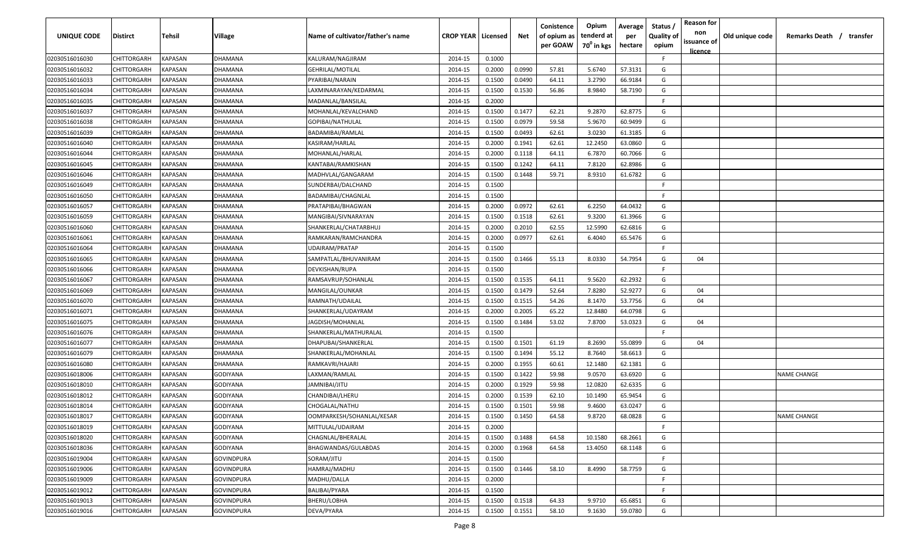| UNIQUE CODE | Distirct | Tehsil | Village | Name of cultivator/father's name | CROP YEAR | Licensed | Net | Conistence of opium as per GOAW | Opium tenderd at $70^0$ in kgs | Average per hectare | Status / Quality of opium | Reason for non issuance of licence | Old unique code | Remarks Death / transfer |
|---|---|---|---|---|---|---|---|---|---|---|---|---|---|---|
| 02030516016030 | CHITTORGARH | KAPASAN | DHAMANA | KALURAM/NAGJIRAM | 2014-15 | 0.1000 | | | | | F | | | |
| 02030516016032 | CHITTORGARH | KAPASAN | DHAMANA | GEHRILAL/MOTILAL | 2014-15 | 0.2000 | 0.0990 | 57.81 | 5.6740 | 57.3131 | G | | | |
| 02030516016033 | CHITTORGARH | KAPASAN | DHAMANA | PYARIBAI/NARAIN | 2014-15 | 0.1500 | 0.0490 | 64.11 | 3.2790 | 66.9184 | G | | | |
| 02030516016034 | CHITTORGARH | KAPASAN | DHAMANA | LAXMINARAYAN/KEDARMAL | 2014-15 | 0.1500 | 0.1530 | 56.86 | 8.9840 | 58.7190 | G | | | |
| 02030516016035 | CHITTORGARH | KAPASAN | DHAMANA | MADANLAL/BANSILAL | 2014-15 | 0.2000 | | | | | F | | | |
| 02030516016037 | CHITTORGARH | KAPASAN | DHAMANA | MOHANLAL/KEVALCHAND | 2014-15 | 0.1500 | 0.1477 | 62.21 | 9.2870 | 62.8775 | G | | | |
| 02030516016038 | CHITTORGARH | KAPASAN | DHAMANA | GOPIBAI/NATHULAL | 2014-15 | 0.1500 | 0.0979 | 59.58 | 5.9670 | 60.9499 | G | | | |
| 02030516016039 | CHITTORGARH | KAPASAN | DHAMANA | BADAMIBAI/RAMLAL | 2014-15 | 0.1500 | 0.0493 | 62.61 | 3.0230 | 61.3185 | G | | | |
| 02030516016040 | CHITTORGARH | KAPASAN | DHAMANA | KASIRAM/HARLAL | 2014-15 | 0.2000 | 0.1941 | 62.61 | 12.2450 | 63.0860 | G | | | |
| 02030516016044 | CHITTORGARH | KAPASAN | DHAMANA | MOHANLAL/HARLAL | 2014-15 | 0.2000 | 0.1118 | 64.11 | 6.7870 | 60.7066 | G | | | |
| 02030516016045 | CHITTORGARH | KAPASAN | DHAMANA | KANTABAI/RAMKISHAN | 2014-15 | 0.1500 | 0.1242 | 64.11 | 7.8120 | 62.8986 | G | | | |
| 02030516016046 | CHITTORGARH | KAPASAN | DHAMANA | MADHVLAL/GANGARAM | 2014-15 | 0.1500 | 0.1448 | 59.71 | 8.9310 | 61.6782 | G | | | |
| 02030516016049 | CHITTORGARH | KAPASAN | DHAMANA | SUNDERBAI/DALCHAND | 2014-15 | 0.1500 | | | | | F | | | |
| 02030516016050 | CHITTORGARH | KAPASAN | DHAMANA | BADAMIBAI/CHAGNLAL | 2014-15 | 0.1500 | | | | | F | | | |
| 02030516016057 | CHITTORGARH | KAPASAN | DHAMANA | PRATAPIBAI/BHAGWAN | 2014-15 | 0.2000 | 0.0972 | 62.61 | 6.2250 | 64.0432 | G | | | |
| 02030516016059 | CHITTORGARH | KAPASAN | DHAMANA | MANGIBAI/SIVNARAYAN | 2014-15 | 0.1500 | 0.1518 | 62.61 | 9.3200 | 61.3966 | G | | | |
| 02030516016060 | CHITTORGARH | KAPASAN | DHAMANA | SHANKERLAL/CHATARBHUJ | 2014-15 | 0.2000 | 0.2010 | 62.55 | 12.5990 | 62.6816 | G | | | |
| 02030516016061 | CHITTORGARH | KAPASAN | DHAMANA | RAMKARAN/RAMCHANDRA | 2014-15 | 0.2000 | 0.0977 | 62.61 | 6.4040 | 65.5476 | G | | | |
| 02030516016064 | CHITTORGARH | KAPASAN | DHAMANA | UDAIRAM/PRATAP | 2014-15 | 0.1500 | | | | | F | | | |
| 02030516016065 | CHITTORGARH | KAPASAN | DHAMANA | SAMPATLAL/BHUVANIRAM | 2014-15 | 0.1500 | 0.1466 | 55.13 | 8.0330 | 54.7954 | G | 04 | | |
| 02030516016066 | CHITTORGARH | KAPASAN | DHAMANA | DEVKISHAN/RUPA | 2014-15 | 0.1500 | | | | | F | | | |
| 02030516016067 | CHITTORGARH | KAPASAN | DHAMANA | RAMSAVRUP/SOHANLAL | 2014-15 | 0.1500 | 0.1535 | 64.11 | 9.5620 | 62.2932 | G | | | |
| 02030516016069 | CHITTORGARH | KAPASAN | DHAMANA | MANGILAL/OUNKAR | 2014-15 | 0.1500 | 0.1479 | 52.64 | 7.8280 | 52.9277 | G | 04 | | |
| 02030516016070 | CHITTORGARH | KAPASAN | DHAMANA | RAMNATH/UDAILAL | 2014-15 | 0.1500 | 0.1515 | 54.26 | 8.1470 | 53.7756 | G | 04 | | |
| 02030516016071 | CHITTORGARH | KAPASAN | DHAMANA | SHANKERLAL/UDAYRAM | 2014-15 | 0.2000 | 0.2005 | 65.22 | 12.8480 | 64.0798 | G | | | |
| 02030516016075 | CHITTORGARH | KAPASAN | DHAMANA | JAGDISH/MOHANLAL | 2014-15 | 0.1500 | 0.1484 | 53.02 | 7.8700 | 53.0323 | G | 04 | | |
| 02030516016076 | CHITTORGARH | KAPASAN | DHAMANA | SHANKERLAL/MATHURALAL | 2014-15 | 0.1500 | | | | | F | | | |
| 02030516016077 | CHITTORGARH | KAPASAN | DHAMANA | DHAPUBAI/SHANKERLAL | 2014-15 | 0.1500 | 0.1501 | 61.19 | 8.2690 | 55.0899 | G | 04 | | |
| 02030516016079 | CHITTORGARH | KAPASAN | DHAMANA | SHANKERLAL/MOHANLAL | 2014-15 | 0.1500 | 0.1494 | 55.12 | 8.7640 | 58.6613 | G | | | |
| 02030516016080 | CHITTORGARH | KAPASAN | DHAMANA | RAMKAVRI/HAJARI | 2014-15 | 0.2000 | 0.1955 | 60.61 | 12.1480 | 62.1381 | G | | | |
| 02030516018006 | CHITTORGARH | KAPASAN | GODIYANA | LAXMAN/RAMLAL | 2014-15 | 0.1500 | 0.1422 | 59.98 | 9.0570 | 63.6920 | G | | | NAME CHANGE |
| 02030516018010 | CHITTORGARH | KAPASAN | GODIYANA | JAMNIBAI/JITU | 2014-15 | 0.2000 | 0.1929 | 59.98 | 12.0820 | 62.6335 | G | | | |
| 02030516018012 | CHITTORGARH | KAPASAN | GODIYANA | CHANDIBAI/LHERU | 2014-15 | 0.2000 | 0.1539 | 62.10 | 10.1490 | 65.9454 | G | | | |
| 02030516018014 | CHITTORGARH | KAPASAN | GODIYANA | CHOGALAL/NATHU | 2014-15 | 0.1500 | 0.1501 | 59.98 | 9.4600 | 63.0247 | G | | | |
| 02030516018017 | CHITTORGARH | KAPASAN | GODIYANA | OOMPARKESH/SOHANLAL/KESAR | 2014-15 | 0.1500 | 0.1450 | 64.58 | 9.8720 | 68.0828 | G | | | NAME CHANGE |
| 02030516018019 | CHITTORGARH | KAPASAN | GODIYANA | MITTULAL/UDAIRAM | 2014-15 | 0.2000 | | | | | F | | | |
| 02030516018020 | CHITTORGARH | KAPASAN | GODIYANA | CHAGNLAL/BHERALAL | 2014-15 | 0.1500 | 0.1488 | 64.58 | 10.1580 | 68.2661 | G | | | |
| 02030516018036 | CHITTORGARH | KAPASAN | GODIYANA | BHAGWANDAS/GULABDAS | 2014-15 | 0.2000 | 0.1968 | 64.58 | 13.4050 | 68.1148 | G | | | |
| 02030516019004 | CHITTORGARH | KAPASAN | GOVINDPURA | SORAM/JITU | 2014-15 | 0.1500 | | | | | F | | | |
| 02030516019006 | CHITTORGARH | KAPASAN | GOVINDPURA | HAMRAJ/MADHU | 2014-15 | 0.1500 | 0.1446 | 58.10 | 8.4990 | 58.7759 | G | | | |
| 02030516019009 | CHITTORGARH | KAPASAN | GOVINDPURA | MADHU/DALLA | 2014-15 | 0.2000 | | | | | F | | | |
| 02030516019012 | CHITTORGARH | KAPASAN | GOVINDPURA | BALIBAI/PYARA | 2014-15 | 0.1500 | | | | | F | | | |
| 02030516019013 | CHITTORGARH | KAPASAN | GOVINDPURA | BHERU/LOBHA | 2014-15 | 0.1500 | 0.1518 | 64.33 | 9.9710 | 65.6851 | G | | | |
| 02030516019016 | CHITTORGARH | KAPASAN | GOVINDPURA | DEVA/PYARA | 2014-15 | 0.1500 | 0.1551 | 58.10 | 9.1630 | 59.0780 | G | | | |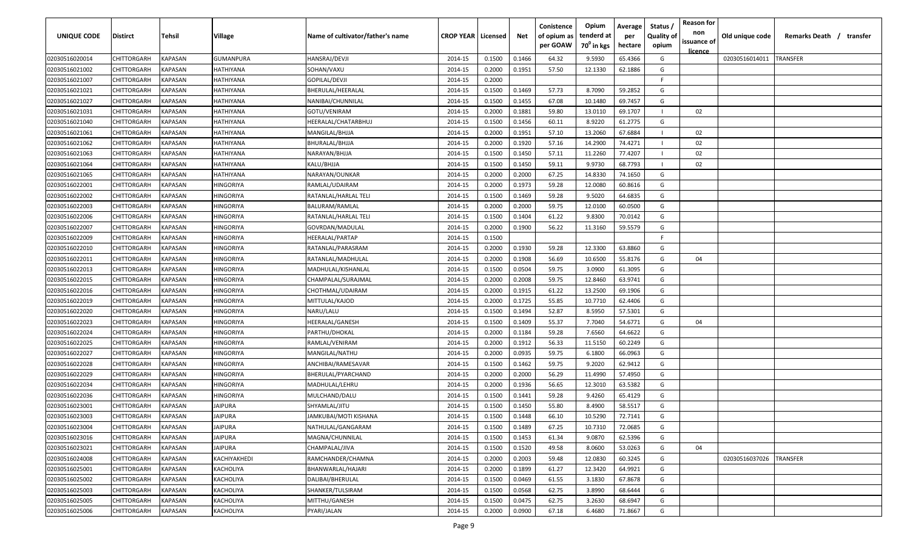| UNIQUE CODE | Distirct | Tehsil | Village | Name of cultivator/father's name | CROP YEAR | Licensed | Net | Conistence of opium as per GOAW | Opium tenderd at $70^0$ in kgs | Average per hectare | Status / Quality of opium | Reason for non issuance of licence | Old unique code | Remarks Death / transfer |
|---|---|---|---|---|---|---|---|---|---|---|---|---|---|---|
| 02030516020014 | CHITTORGARH | KAPASAN | GUMANPURA | HANSRAJ/DEVJI | 2014-15 | 0.1500 | 0.1466 | 64.32 | 9.5930 | 65.4366 | G | | 02030516014011 | TRANSFER |
| 02030516021002 | CHITTORGARH | KAPASAN | HATHIYANA | SOHAN/VAXU | 2014-15 | 0.2000 | 0.1951 | 57.50 | 12.1330 | 62.1886 | G | | | |
| 02030516021007 | CHITTORGARH | KAPASAN | HATHIYANA | GOPILAL/DEVJI | 2014-15 | 0.2000 | | | | | F | | | |
| 02030516021021 | CHITTORGARH | KAPASAN | HATHIYANA | BHERULAL/HEERALAL | 2014-15 | 0.1500 | 0.1469 | 57.73 | 8.7090 | 59.2852 | G | | | |
| 02030516021027 | CHITTORGARH | KAPASAN | HATHIYANA | NANIBAI/CHUNNILAL | 2014-15 | 0.1500 | 0.1455 | 67.08 | 10.1480 | 69.7457 | G | | | |
| 02030516021031 | CHITTORGARH | KAPASAN | HATHIYANA | GOTU/VENIRAM | 2014-15 | 0.2000 | 0.1881 | 59.80 | 13.0110 | 69.1707 | I | 02 | | |
| 02030516021040 | CHITTORGARH | KAPASAN | HATHIYANA | HEERALAL/CHATARBHUJ | 2014-15 | 0.1500 | 0.1456 | 60.11 | 8.9220 | 61.2775 | G | | | |
| 02030516021061 | CHITTORGARH | KAPASAN | HATHIYANA | MANGILAL/BHJJA | 2014-15 | 0.2000 | 0.1951 | 57.10 | 13.2060 | 67.6884 | I | 02 | | |
| 02030516021062 | CHITTORGARH | KAPASAN | HATHIYANA | BHURALAL/BHJJA | 2014-15 | 0.2000 | 0.1920 | 57.16 | 14.2900 | 74.4271 | I | 02 | | |
| 02030516021063 | CHITTORGARH | KAPASAN | HATHIYANA | NARAYAN/BHJJA | 2014-15 | 0.1500 | 0.1450 | 57.11 | 11.2260 | 77.4207 | I | 02 | | |
| 02030516021064 | CHITTORGARH | KAPASAN | HATHIYANA | KALU/BHJJA | 2014-15 | 0.1500 | 0.1450 | 59.11 | 9.9730 | 68.7793 | I | 02 | | |
| 02030516021065 | CHITTORGARH | KAPASAN | HATHIYANA | NARAYAN/OUNKAR | 2014-15 | 0.2000 | 0.2000 | 67.25 | 14.8330 | 74.1650 | G | | | |
| 02030516022001 | CHITTORGARH | KAPASAN | HINGORIYA | RAMLAL/UDAIRAM | 2014-15 | 0.2000 | 0.1973 | 59.28 | 12.0080 | 60.8616 | G | | | |
| 02030516022002 | CHITTORGARH | KAPASAN | HINGORIYA | RATANLAL/HARLAL TELI | 2014-15 | 0.1500 | 0.1469 | 59.28 | 9.5020 | 64.6835 | G | | | |
| 02030516022003 | CHITTORGARH | KAPASAN | HINGORIYA | BALURAM/RAMLAL | 2014-15 | 0.2000 | 0.2000 | 59.75 | 12.0100 | 60.0500 | G | | | |
| 02030516022006 | CHITTORGARH | KAPASAN | HINGORIYA | RATANLAL/HARLAL TELI | 2014-15 | 0.1500 | 0.1404 | 61.22 | 9.8300 | 70.0142 | G | | | |
| 02030516022007 | CHITTORGARH | KAPASAN | HINGORIYA | GOVRDAN/MADULAL | 2014-15 | 0.2000 | 0.1900 | 56.22 | 11.3160 | 59.5579 | G | | | |
| 02030516022009 | CHITTORGARH | KAPASAN | HINGORIYA | HEERALAL/PARTAP | 2014-15 | 0.1500 | | | | | F | | | |
| 02030516022010 | CHITTORGARH | KAPASAN | HINGORIYA | RATANLAL/PARASRAM | 2014-15 | 0.2000 | 0.1930 | 59.28 | 12.3300 | 63.8860 | G | | | |
| 02030516022011 | CHITTORGARH | KAPASAN | HINGORIYA | RATANLAL/MADHULAL | 2014-15 | 0.2000 | 0.1908 | 56.69 | 10.6500 | 55.8176 | G | 04 | | |
| 02030516022013 | CHITTORGARH | KAPASAN | HINGORIYA | MADHULAL/KISHANLAL | 2014-15 | 0.1500 | 0.0504 | 59.75 | 3.0900 | 61.3095 | G | | | |
| 02030516022015 | CHITTORGARH | KAPASAN | HINGORIYA | CHAMPALAL/SURAJMAL | 2014-15 | 0.2000 | 0.2008 | 59.75 | 12.8460 | 63.9741 | G | | | |
| 02030516022016 | CHITTORGARH | KAPASAN | HINGORIYA | CHOTHMAL/UDAIRAM | 2014-15 | 0.2000 | 0.1915 | 61.22 | 13.2500 | 69.1906 | G | | | |
| 02030516022019 | CHITTORGARH | KAPASAN | HINGORIYA | MITTULAL/KAJOD | 2014-15 | 0.2000 | 0.1725 | 55.85 | 10.7710 | 62.4406 | G | | | |
| 02030516022020 | CHITTORGARH | KAPASAN | HINGORIYA | NARU/LALU | 2014-15 | 0.1500 | 0.1494 | 52.87 | 8.5950 | 57.5301 | G | | | |
| 02030516022023 | CHITTORGARH | KAPASAN | HINGORIYA | HEERALAL/GANESH | 2014-15 | 0.1500 | 0.1409 | 55.37 | 7.7040 | 54.6771 | G | 04 | | |
| 02030516022024 | CHITTORGARH | KAPASAN | HINGORIYA | PARTHU/DHOKAL | 2014-15 | 0.2000 | 0.1184 | 59.28 | 7.6560 | 64.6622 | G | | | |
| 02030516022025 | CHITTORGARH | KAPASAN | HINGORIYA | RAMLAL/VENIRAM | 2014-15 | 0.2000 | 0.1912 | 56.33 | 11.5150 | 60.2249 | G | | | |
| 02030516022027 | CHITTORGARH | KAPASAN | HINGORIYA | MANGILAL/NATHU | 2014-15 | 0.2000 | 0.0935 | 59.75 | 6.1800 | 66.0963 | G | | | |
| 02030516022028 | CHITTORGARH | KAPASAN | HINGORIYA | ANCHIBAI/RAMESAVAR | 2014-15 | 0.1500 | 0.1462 | 59.75 | 9.2020 | 62.9412 | G | | | |
| 02030516022029 | CHITTORGARH | KAPASAN | HINGORIYA | BHERULAL/PYARCHAND | 2014-15 | 0.2000 | 0.2000 | 56.29 | 11.4990 | 57.4950 | G | | | |
| 02030516022034 | CHITTORGARH | KAPASAN | HINGORIYA | MADHULAL/LEHRU | 2014-15 | 0.2000 | 0.1936 | 56.65 | 12.3010 | 63.5382 | G | | | |
| 02030516022036 | CHITTORGARH | KAPASAN | HINGORIYA | MULCHAND/DALU | 2014-15 | 0.1500 | 0.1441 | 59.28 | 9.4260 | 65.4129 | G | | | |
| 02030516023001 | CHITTORGARH | KAPASAN | JAIPURA | SHYAMLAL/JITU | 2014-15 | 0.1500 | 0.1450 | 55.80 | 8.4900 | 58.5517 | G | | | |
| 02030516023003 | CHITTORGARH | KAPASAN | JAIPURA | JAMKUBAI/MOTI KISHANA | 2014-15 | 0.1500 | 0.1448 | 66.10 | 10.5290 | 72.7141 | G | | | |
| 02030516023004 | CHITTORGARH | KAPASAN | JAIPURA | NATHULAL/GANGARAM | 2014-15 | 0.1500 | 0.1489 | 67.25 | 10.7310 | 72.0685 | G | | | |
| 02030516023016 | CHITTORGARH | KAPASAN | JAIPURA | MAGNA/CHUNNILAL | 2014-15 | 0.1500 | 0.1453 | 61.34 | 9.0870 | 62.5396 | G | | | |
| 02030516023021 | CHITTORGARH | KAPASAN | JAIPURA | CHAMPALAL/JIVA | 2014-15 | 0.1500 | 0.1520 | 49.58 | 8.0600 | 53.0263 | G | 04 | | |
| 02030516024008 | CHITTORGARH | KAPASAN | KACHIYAKHEDI | RAMCHANDER/CHAMNA | 2014-15 | 0.2000 | 0.2003 | 59.48 | 12.0830 | 60.3245 | G | | 02030516037026 | TRANSFER |
| 02030516025001 | CHITTORGARH | KAPASAN | KACHOLIYA | BHANWARLAL/HAJARI | 2014-15 | 0.2000 | 0.1899 | 61.27 | 12.3420 | 64.9921 | G | | | |
| 02030516025002 | CHITTORGARH | KAPASAN | KACHOLIYA | DALIBAI/BHERULAL | 2014-15 | 0.1500 | 0.0469 | 61.55 | 3.1830 | 67.8678 | G | | | |
| 02030516025003 | CHITTORGARH | KAPASAN | KACHOLIYA | SHANKER/TULSIRAM | 2014-15 | 0.1500 | 0.0568 | 62.75 | 3.8990 | 68.6444 | G | | | |
| 02030516025005 | CHITTORGARH | KAPASAN | KACHOLIYA | MITTHU/GANESH | 2014-15 | 0.1500 | 0.0475 | 62.75 | 3.2630 | 68.6947 | G | | | |
| 02030516025006 | CHITTORGARH | KAPASAN | KACHOLIYA | PYARI/JALAN | 2014-15 | 0.2000 | 0.0900 | 67.18 | 6.4680 | 71.8667 | G | | | |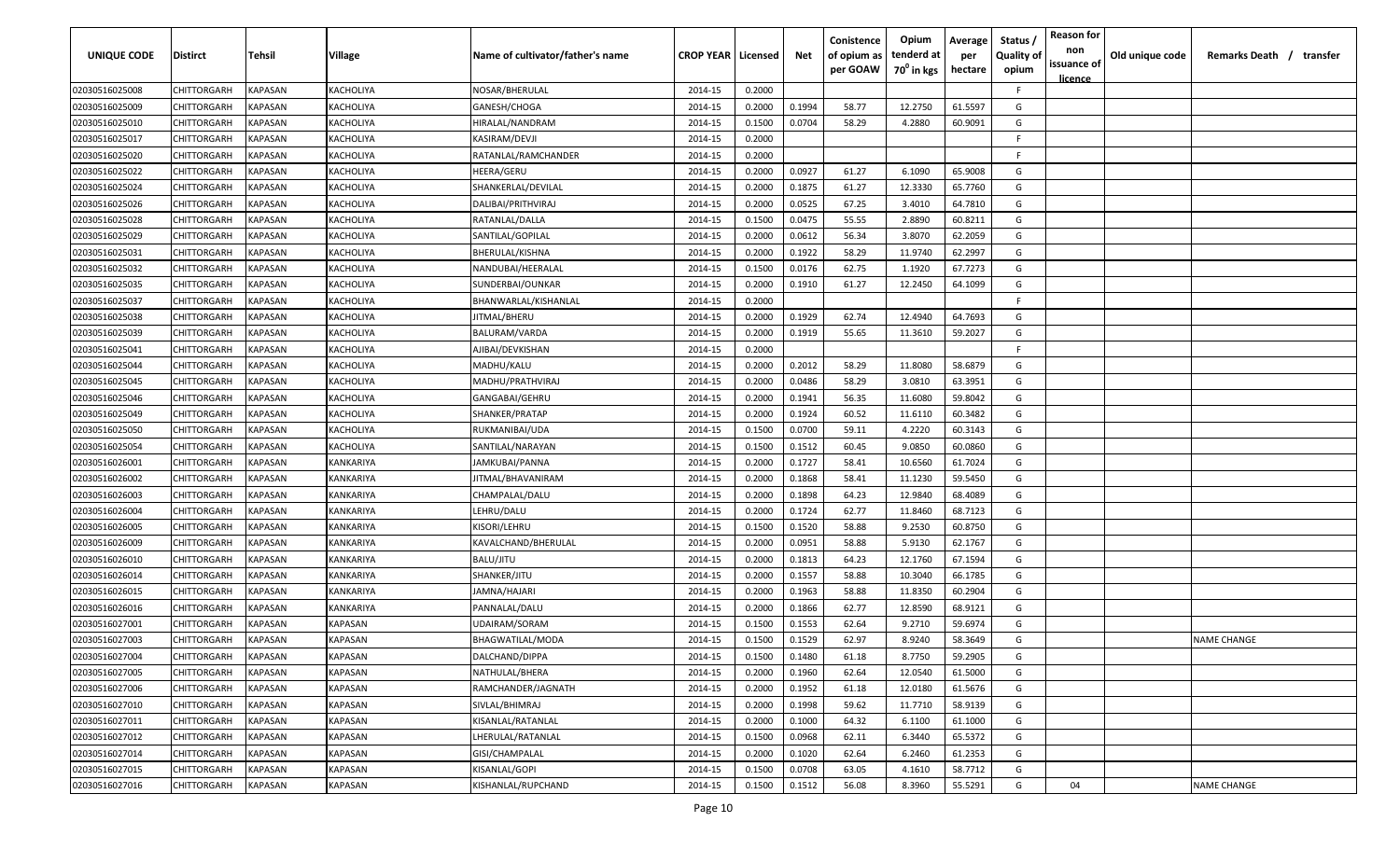| UNIQUE CODE | Distirct | Tehsil | Village | Name of cultivator/father's name | CROP YEAR | Licensed | Net | Conistence of opium as per GOAW | Opium tenderd at 70⁰ in kgs | Average per hectare | Status / Quality of opium | Reason for non issuance of licence | Old unique code | Remarks Death / transfer |
|---|---|---|---|---|---|---|---|---|---|---|---|---|---|---|
| 02030516025008 | CHITTORGARH | KAPASAN | KACHOLIYA | NOSAR/BHERULAL | 2014-15 | 0.2000 | | | | | F | | | |
| 02030516025009 | CHITTORGARH | KAPASAN | KACHOLIYA | GANESH/CHOGA | 2014-15 | 0.2000 | 0.1994 | 58.77 | 12.2750 | 61.5597 | G | | | |
| 02030516025010 | CHITTORGARH | KAPASAN | KACHOLIYA | HIRALAL/NANDRAM | 2014-15 | 0.1500 | 0.0704 | 58.29 | 4.2880 | 60.9091 | G | | | |
| 02030516025017 | CHITTORGARH | KAPASAN | KACHOLIYA | KASIRAM/DEVJI | 2014-15 | 0.2000 | | | | | F | | | |
| 02030516025020 | CHITTORGARH | KAPASAN | KACHOLIYA | RATANLAL/RAMCHANDER | 2014-15 | 0.2000 | | | | | F | | | |
| 02030516025022 | CHITTORGARH | KAPASAN | KACHOLIYA | HEERA/GERU | 2014-15 | 0.2000 | 0.0927 | 61.27 | 6.1090 | 65.9008 | G | | | |
| 02030516025024 | CHITTORGARH | KAPASAN | KACHOLIYA | SHANKERLAL/DEVILAL | 2014-15 | 0.2000 | 0.1875 | 61.27 | 12.3330 | 65.7760 | G | | | |
| 02030516025026 | CHITTORGARH | KAPASAN | KACHOLIYA | DALIBAI/PRITHVIRAJ | 2014-15 | 0.2000 | 0.0525 | 67.25 | 3.4010 | 64.7810 | G | | | |
| 02030516025028 | CHITTORGARH | KAPASAN | KACHOLIYA | RATANLAL/DALLA | 2014-15 | 0.1500 | 0.0475 | 55.55 | 2.8890 | 60.8211 | G | | | |
| 02030516025029 | CHITTORGARH | KAPASAN | KACHOLIYA | SANTILAL/GOPILAL | 2014-15 | 0.2000 | 0.0612 | 56.34 | 3.8070 | 62.2059 | G | | | |
| 02030516025031 | CHITTORGARH | KAPASAN | KACHOLIYA | BHERULAL/KISHNA | 2014-15 | 0.2000 | 0.1922 | 58.29 | 11.9740 | 62.2997 | G | | | |
| 02030516025032 | CHITTORGARH | KAPASAN | KACHOLIYA | NANDUBAI/HEERALAL | 2014-15 | 0.1500 | 0.0176 | 62.75 | 1.1920 | 67.7273 | G | | | |
| 02030516025035 | CHITTORGARH | KAPASAN | KACHOLIYA | SUNDERBAI/OUNKAR | 2014-15 | 0.2000 | 0.1910 | 61.27 | 12.2450 | 64.1099 | G | | | |
| 02030516025037 | CHITTORGARH | KAPASAN | KACHOLIYA | BHANWARLAL/KISHANLAL | 2014-15 | 0.2000 | | | | | F | | | |
| 02030516025038 | CHITTORGARH | KAPASAN | KACHOLIYA | JITMAL/BHERU | 2014-15 | 0.2000 | 0.1929 | 62.74 | 12.4940 | 64.7693 | G | | | |
| 02030516025039 | CHITTORGARH | KAPASAN | KACHOLIYA | BALURAM/VARDA | 2014-15 | 0.2000 | 0.1919 | 55.65 | 11.3610 | 59.2027 | G | | | |
| 02030516025041 | CHITTORGARH | KAPASAN | KACHOLIYA | AJIBAI/DEVKISHAN | 2014-15 | 0.2000 | | | | | F | | | |
| 02030516025044 | CHITTORGARH | KAPASAN | KACHOLIYA | MADHU/KALU | 2014-15 | 0.2000 | 0.2012 | 58.29 | 11.8080 | 58.6879 | G | | | |
| 02030516025045 | CHITTORGARH | KAPASAN | KACHOLIYA | MADHU/PRATHVIRAJ | 2014-15 | 0.2000 | 0.0486 | 58.29 | 3.0810 | 63.3951 | G | | | |
| 02030516025046 | CHITTORGARH | KAPASAN | KACHOLIYA | GANGABAI/GEHRU | 2014-15 | 0.2000 | 0.1941 | 56.35 | 11.6080 | 59.8042 | G | | | |
| 02030516025049 | CHITTORGARH | KAPASAN | KACHOLIYA | SHANKER/PRATAP | 2014-15 | 0.2000 | 0.1924 | 60.52 | 11.6110 | 60.3482 | G | | | |
| 02030516025050 | CHITTORGARH | KAPASAN | KACHOLIYA | RUKMANIBAI/UDA | 2014-15 | 0.1500 | 0.0700 | 59.11 | 4.2220 | 60.3143 | G | | | |
| 02030516025054 | CHITTORGARH | KAPASAN | KACHOLIYA | SANTILAL/NARAYAN | 2014-15 | 0.1500 | 0.1512 | 60.45 | 9.0850 | 60.0860 | G | | | |
| 02030516026001 | CHITTORGARH | KAPASAN | KANKARIYA | JAMKUBAI/PANNA | 2014-15 | 0.2000 | 0.1727 | 58.41 | 10.6560 | 61.7024 | G | | | |
| 02030516026002 | CHITTORGARH | KAPASAN | KANKARIYA | JITMAL/BHAVANIRAM | 2014-15 | 0.2000 | 0.1868 | 58.41 | 11.1230 | 59.5450 | G | | | |
| 02030516026003 | CHITTORGARH | KAPASAN | KANKARIYA | CHAMPALAL/DALU | 2014-15 | 0.2000 | 0.1898 | 64.23 | 12.9840 | 68.4089 | G | | | |
| 02030516026004 | CHITTORGARH | KAPASAN | KANKARIYA | LEHRU/DALU | 2014-15 | 0.2000 | 0.1724 | 62.77 | 11.8460 | 68.7123 | G | | | |
| 02030516026005 | CHITTORGARH | KAPASAN | KANKARIYA | KISORI/LEHRU | 2014-15 | 0.1500 | 0.1520 | 58.88 | 9.2530 | 60.8750 | G | | | |
| 02030516026009 | CHITTORGARH | KAPASAN | KANKARIYA | KAVALCHAND/BHERULAL | 2014-15 | 0.2000 | 0.0951 | 58.88 | 5.9130 | 62.1767 | G | | | |
| 02030516026010 | CHITTORGARH | KAPASAN | KANKARIYA | BALU/JITU | 2014-15 | 0.2000 | 0.1813 | 64.23 | 12.1760 | 67.1594 | G | | | |
| 02030516026014 | CHITTORGARH | KAPASAN | KANKARIYA | SHANKER/JITU | 2014-15 | 0.2000 | 0.1557 | 58.88 | 10.3040 | 66.1785 | G | | | |
| 02030516026015 | CHITTORGARH | KAPASAN | KANKARIYA | JAMNA/HAJARI | 2014-15 | 0.2000 | 0.1963 | 58.88 | 11.8350 | 60.2904 | G | | | |
| 02030516026016 | CHITTORGARH | KAPASAN | KANKARIYA | PANNALAL/DALU | 2014-15 | 0.2000 | 0.1866 | 62.77 | 12.8590 | 68.9121 | G | | | |
| 02030516027001 | CHITTORGARH | KAPASAN | KAPASAN | UDAIRAM/SORAM | 2014-15 | 0.1500 | 0.1553 | 62.64 | 9.2710 | 59.6974 | G | | | |
| 02030516027003 | CHITTORGARH | KAPASAN | KAPASAN | BHAGWATILAL/MODA | 2014-15 | 0.1500 | 0.1529 | 62.97 | 8.9240 | 58.3649 | G | | | NAME CHANGE |
| 02030516027004 | CHITTORGARH | KAPASAN | KAPASAN | DALCHAND/DIPPA | 2014-15 | 0.1500 | 0.1480 | 61.18 | 8.7750 | 59.2905 | G | | | |
| 02030516027005 | CHITTORGARH | KAPASAN | KAPASAN | NATHULAL/BHERA | 2014-15 | 0.2000 | 0.1960 | 62.64 | 12.0540 | 61.5000 | G | | | |
| 02030516027006 | CHITTORGARH | KAPASAN | KAPASAN | RAMCHANDER/JAGNATH | 2014-15 | 0.2000 | 0.1952 | 61.18 | 12.0180 | 61.5676 | G | | | |
| 02030516027010 | CHITTORGARH | KAPASAN | KAPASAN | SIVLAL/BHIMRAJ | 2014-15 | 0.2000 | 0.1998 | 59.62 | 11.7710 | 58.9139 | G | | | |
| 02030516027011 | CHITTORGARH | KAPASAN | KAPASAN | KISANLAL/RATANLAL | 2014-15 | 0.2000 | 0.1000 | 64.32 | 6.1100 | 61.1000 | G | | | |
| 02030516027012 | CHITTORGARH | KAPASAN | KAPASAN | LHERULAL/RATANLAL | 2014-15 | 0.1500 | 0.0968 | 62.11 | 6.3440 | 65.5372 | G | | | |
| 02030516027014 | CHITTORGARH | KAPASAN | KAPASAN | GISI/CHAMPALAL | 2014-15 | 0.2000 | 0.1020 | 62.64 | 6.2460 | 61.2353 | G | | | |
| 02030516027015 | CHITTORGARH | KAPASAN | KAPASAN | KISANLAL/GOPI | 2014-15 | 0.1500 | 0.0708 | 63.05 | 4.1610 | 58.7712 | G | | | |
| 02030516027016 | CHITTORGARH | KAPASAN | KAPASAN | KISHANLAL/RUPCHAND | 2014-15 | 0.1500 | 0.1512 | 56.08 | 8.3960 | 55.5291 | G | 04 | | NAME CHANGE |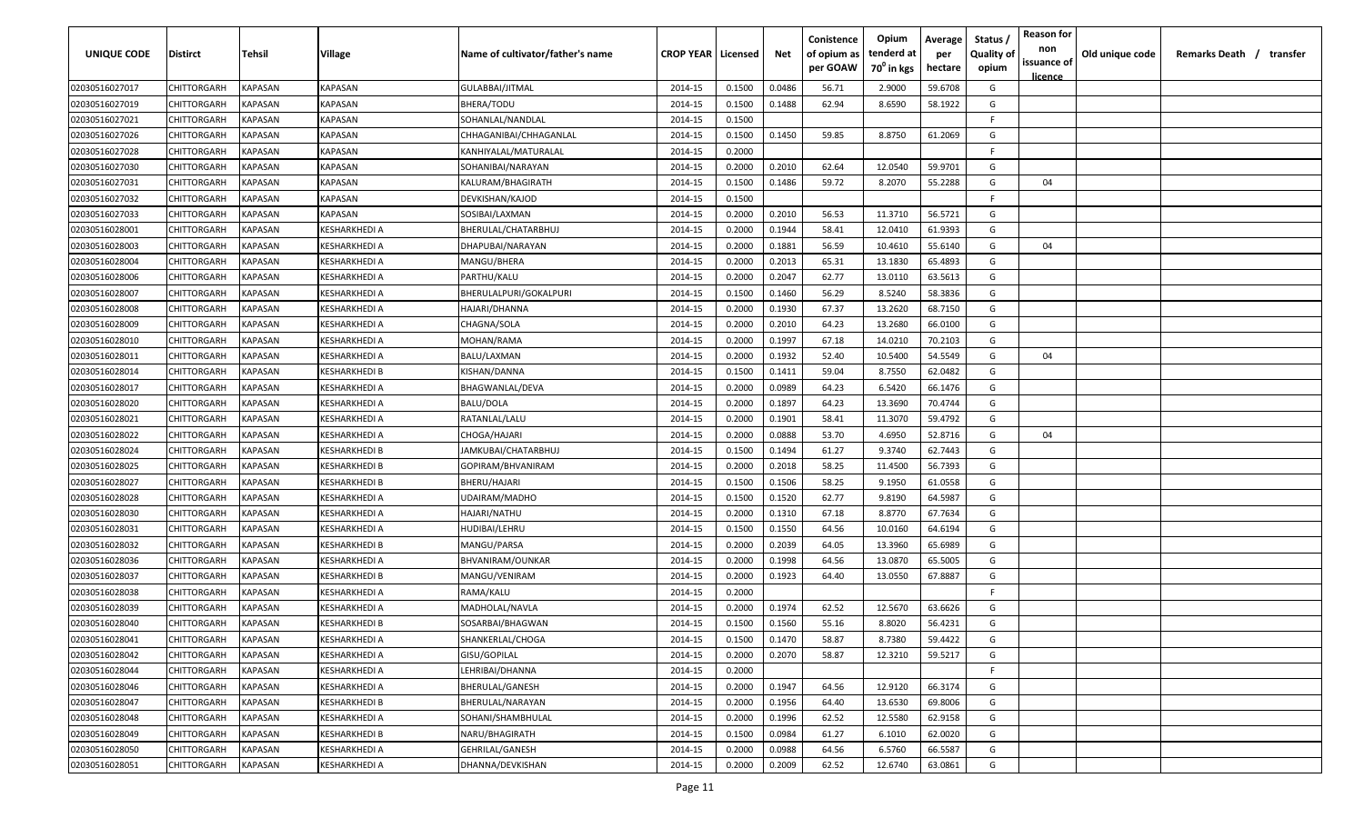| UNIQUE CODE | Distirct | Tehsil | Village | Name of cultivator/father's name | CROP YEAR | Licensed | Net | Conistence of opium as per GOAW | Opium tenderd at $70^0$ in kgs | Average per hectare | Status / Quality of opium | Reason for non issuance of licence | Old unique code | Remarks Death / transfer |
|---|---|---|---|---|---|---|---|---|---|---|---|---|---|---|
| 02030516027017 | CHITTORGARH | KAPASAN | KAPASAN | GULABBAI/JITMAL | 2014-15 | 0.1500 | 0.0486 | 56.71 | 2.9000 | 59.6708 | G | | | |
| 02030516027019 | CHITTORGARH | KAPASAN | KAPASAN | BHERA/TODU | 2014-15 | 0.1500 | 0.1488 | 62.94 | 8.6590 | 58.1922 | G | | | |
| 02030516027021 | CHITTORGARH | KAPASAN | KAPASAN | SOHANLAL/NANDLAL | 2014-15 | 0.1500 | | | | | F | | | |
| 02030516027026 | CHITTORGARH | KAPASAN | KAPASAN | CHHAGANIBAI/CHHAGANLAL | 2014-15 | 0.1500 | 0.1450 | 59.85 | 8.8750 | 61.2069 | G | | | |
| 02030516027028 | CHITTORGARH | KAPASAN | KAPASAN | KANHIYALAL/MATURALAL | 2014-15 | 0.2000 | | | | | F | | | |
| 02030516027030 | CHITTORGARH | KAPASAN | KAPASAN | SOHANIBAI/NARAYAN | 2014-15 | 0.2000 | 0.2010 | 62.64 | 12.0540 | 59.9701 | G | | | |
| 02030516027031 | CHITTORGARH | KAPASAN | KAPASAN | KALURAM/BHAGIRATH | 2014-15 | 0.1500 | 0.1486 | 59.72 | 8.2070 | 55.2288 | G | 04 | | |
| 02030516027032 | CHITTORGARH | KAPASAN | KAPASAN | DEVKISHAN/KAJOD | 2014-15 | 0.1500 | | | | | F | | | |
| 02030516027033 | CHITTORGARH | KAPASAN | KAPASAN | SOSIBAI/LAXMAN | 2014-15 | 0.2000 | 0.2010 | 56.53 | 11.3710 | 56.5721 | G | | | |
| 02030516028001 | CHITTORGARH | KAPASAN | KESHARKHEDI A | BHERULAL/CHATARBHUJ | 2014-15 | 0.2000 | 0.1944 | 58.41 | 12.0410 | 61.9393 | G | | | |
| 02030516028003 | CHITTORGARH | KAPASAN | KESHARKHEDI A | DHAPUBAI/NARAYAN | 2014-15 | 0.2000 | 0.1881 | 56.59 | 10.4610 | 55.6140 | G | 04 | | |
| 02030516028004 | CHITTORGARH | KAPASAN | KESHARKHEDI A | MANGU/BHERA | 2014-15 | 0.2000 | 0.2013 | 65.31 | 13.1830 | 65.4893 | G | | | |
| 02030516028006 | CHITTORGARH | KAPASAN | KESHARKHEDI A | PARTHU/KALU | 2014-15 | 0.2000 | 0.2047 | 62.77 | 13.0110 | 63.5613 | G | | | |
| 02030516028007 | CHITTORGARH | KAPASAN | KESHARKHEDI A | BHERULALPURI/GOKALPURI | 2014-15 | 0.1500 | 0.1460 | 56.29 | 8.5240 | 58.3836 | G | | | |
| 02030516028008 | CHITTORGARH | KAPASAN | KESHARKHEDI A | HAJARI/DHANNA | 2014-15 | 0.2000 | 0.1930 | 67.37 | 13.2620 | 68.7150 | G | | | |
| 02030516028009 | CHITTORGARH | KAPASAN | KESHARKHEDI A | CHAGNA/SOLA | 2014-15 | 0.2000 | 0.2010 | 64.23 | 13.2680 | 66.0100 | G | | | |
| 02030516028010 | CHITTORGARH | KAPASAN | KESHARKHEDI A | MOHAN/RAMA | 2014-15 | 0.2000 | 0.1997 | 67.18 | 14.0210 | 70.2103 | G | | | |
| 02030516028011 | CHITTORGARH | KAPASAN | KESHARKHEDI A | BALU/LAXMAN | 2014-15 | 0.2000 | 0.1932 | 52.40 | 10.5400 | 54.5549 | G | 04 | | |
| 02030516028014 | CHITTORGARH | KAPASAN | KESHARKHEDI B | KISHAN/DANNA | 2014-15 | 0.1500 | 0.1411 | 59.04 | 8.7550 | 62.0482 | G | | | |
| 02030516028017 | CHITTORGARH | KAPASAN | KESHARKHEDI A | BHAGWANLAL/DEVA | 2014-15 | 0.2000 | 0.0989 | 64.23 | 6.5420 | 66.1476 | G | | | |
| 02030516028020 | CHITTORGARH | KAPASAN | KESHARKHEDI A | BALU/DOLA | 2014-15 | 0.2000 | 0.1897 | 64.23 | 13.3690 | 70.4744 | G | | | |
| 02030516028021 | CHITTORGARH | KAPASAN | KESHARKHEDI A | RATANLAL/LALU | 2014-15 | 0.2000 | 0.1901 | 58.41 | 11.3070 | 59.4792 | G | | | |
| 02030516028022 | CHITTORGARH | KAPASAN | KESHARKHEDI A | CHOGA/HAJARI | 2014-15 | 0.2000 | 0.0888 | 53.70 | 4.6950 | 52.8716 | G | 04 | | |
| 02030516028024 | CHITTORGARH | KAPASAN | KESHARKHEDI B | JAMKUBAI/CHATARBHUJ | 2014-15 | 0.1500 | 0.1494 | 61.27 | 9.3740 | 62.7443 | G | | | |
| 02030516028025 | CHITTORGARH | KAPASAN | KESHARKHEDI B | GOPIRAM/BHVANIRAM | 2014-15 | 0.2000 | 0.2018 | 58.25 | 11.4500 | 56.7393 | G | | | |
| 02030516028027 | CHITTORGARH | KAPASAN | KESHARKHEDI B | BHERU/HAJARI | 2014-15 | 0.1500 | 0.1506 | 58.25 | 9.1950 | 61.0558 | G | | | |
| 02030516028028 | CHITTORGARH | KAPASAN | KESHARKHEDI A | UDAIRAM/MADHO | 2014-15 | 0.1500 | 0.1520 | 62.77 | 9.8190 | 64.5987 | G | | | |
| 02030516028030 | CHITTORGARH | KAPASAN | KESHARKHEDI A | HAJARI/NATHU | 2014-15 | 0.2000 | 0.1310 | 67.18 | 8.8770 | 67.7634 | G | | | |
| 02030516028031 | CHITTORGARH | KAPASAN | KESHARKHEDI A | HUDIBAI/LEHRU | 2014-15 | 0.1500 | 0.1550 | 64.56 | 10.0160 | 64.6194 | G | | | |
| 02030516028032 | CHITTORGARH | KAPASAN | KESHARKHEDI B | MANGU/PARSA | 2014-15 | 0.2000 | 0.2039 | 64.05 | 13.3960 | 65.6989 | G | | | |
| 02030516028036 | CHITTORGARH | KAPASAN | KESHARKHEDI A | BHVANIRAM/OUNKAR | 2014-15 | 0.2000 | 0.1998 | 64.56 | 13.0870 | 65.5005 | G | | | |
| 02030516028037 | CHITTORGARH | KAPASAN | KESHARKHEDI B | MANGU/VENIRAM | 2014-15 | 0.2000 | 0.1923 | 64.40 | 13.0550 | 67.8887 | G | | | |
| 02030516028038 | CHITTORGARH | KAPASAN | KESHARKHEDI A | RAMA/KALU | 2014-15 | 0.2000 | | | | | F | | | |
| 02030516028039 | CHITTORGARH | KAPASAN | KESHARKHEDI A | MADHOLAL/NAVLA | 2014-15 | 0.2000 | 0.1974 | 62.52 | 12.5670 | 63.6626 | G | | | |
| 02030516028040 | CHITTORGARH | KAPASAN | KESHARKHEDI B | SOSARBAI/BHAGWAN | 2014-15 | 0.1500 | 0.1560 | 55.16 | 8.8020 | 56.4231 | G | | | |
| 02030516028041 | CHITTORGARH | KAPASAN | KESHARKHEDI A | SHANKERLAL/CHOGA | 2014-15 | 0.1500 | 0.1470 | 58.87 | 8.7380 | 59.4422 | G | | | |
| 02030516028042 | CHITTORGARH | KAPASAN | KESHARKHEDI A | GISU/GOPILAL | 2014-15 | 0.2000 | 0.2070 | 58.87 | 12.3210 | 59.5217 | G | | | |
| 02030516028044 | CHITTORGARH | KAPASAN | KESHARKHEDI A | LEHRIBAI/DHANNA | 2014-15 | 0.2000 | | | | | F | | | |
| 02030516028046 | CHITTORGARH | KAPASAN | KESHARKHEDI A | BHERULAL/GANESH | 2014-15 | 0.2000 | 0.1947 | 64.56 | 12.9120 | 66.3174 | G | | | |
| 02030516028047 | CHITTORGARH | KAPASAN | KESHARKHEDI B | BHERULAL/NARAYAN | 2014-15 | 0.2000 | 0.1956 | 64.40 | 13.6530 | 69.8006 | G | | | |
| 02030516028048 | CHITTORGARH | KAPASAN | KESHARKHEDI A | SOHANI/SHAMBHULAL | 2014-15 | 0.2000 | 0.1996 | 62.52 | 12.5580 | 62.9158 | G | | | |
| 02030516028049 | CHITTORGARH | KAPASAN | KESHARKHEDI B | NARU/BHAGIRATH | 2014-15 | 0.1500 | 0.0984 | 61.27 | 6.1010 | 62.0020 | G | | | |
| 02030516028050 | CHITTORGARH | KAPASAN | KESHARKHEDI A | GEHRILAL/GANESH | 2014-15 | 0.2000 | 0.0988 | 64.56 | 6.5760 | 66.5587 | G | | | |
| 02030516028051 | CHITTORGARH | KAPASAN | KESHARKHEDI A | DHANNA/DEVKISHAN | 2014-15 | 0.2000 | 0.2009 | 62.52 | 12.6740 | 63.0861 | G | | | |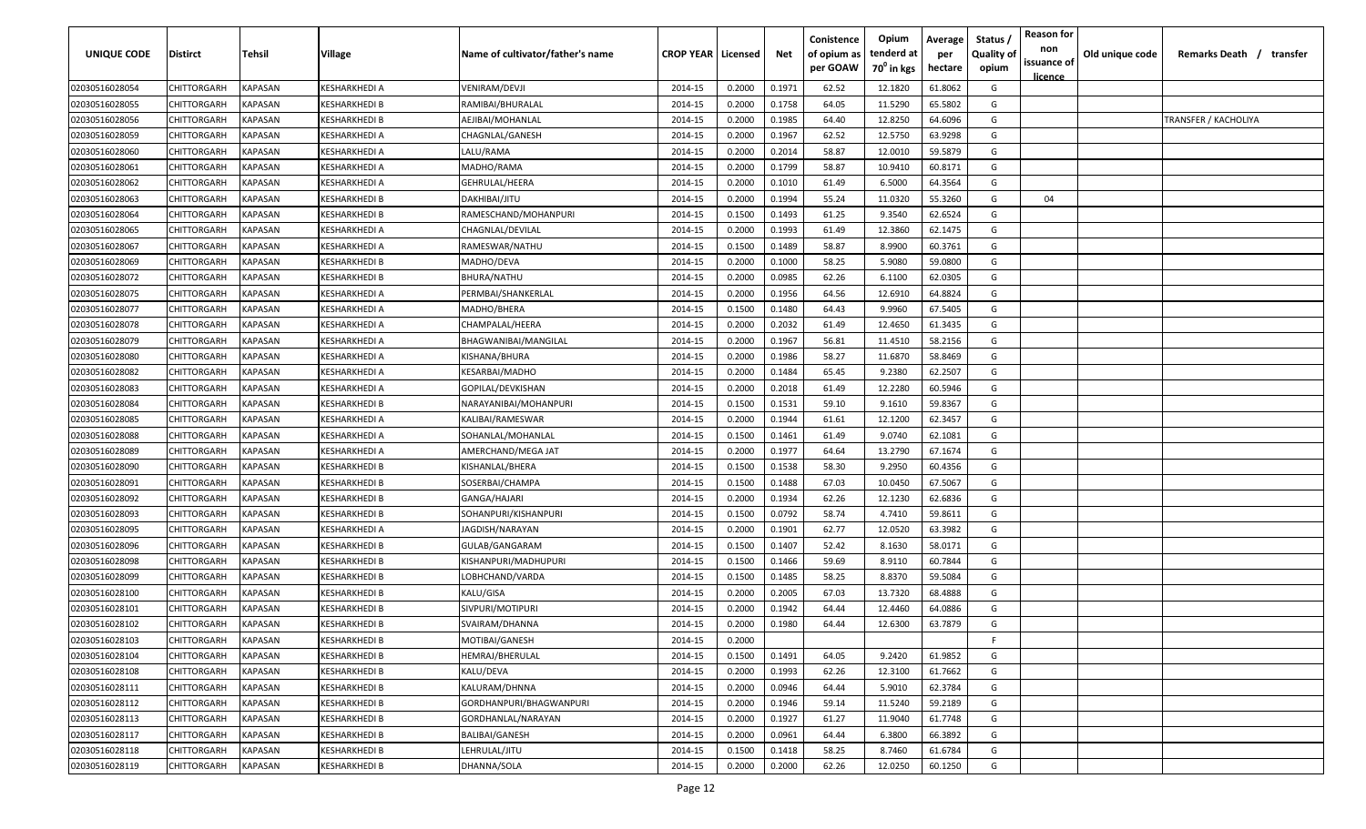| UNIQUE CODE | Distirct | Tehsil | Village | Name of cultivator/father's name | CROP YEAR | Licensed | Net | Conistence of opium as per GOAW | Opium tenderd at $70^0$ in kgs | Average per hectare | Status / Quality of opium | Reason for non issuance of licence | Old unique code | Remarks Death / transfer |
|---|---|---|---|---|---|---|---|---|---|---|---|---|---|---|
| 02030516028054 | CHITTORGARH | KAPASAN | KESHARKHEDI A | VENIRAM/DEVJI | 2014-15 | 0.2000 | 0.1971 | 62.52 | 12.1820 | 61.8062 | G | | | |
| 02030516028055 | CHITTORGARH | KAPASAN | KESHARKHEDI B | RAMIBAI/BHURALAL | 2014-15 | 0.2000 | 0.1758 | 64.05 | 11.5290 | 65.5802 | G | | | |
| 02030516028056 | CHITTORGARH | KAPASAN | KESHARKHEDI B | AEJIBAI/MOHANLAL | 2014-15 | 0.2000 | 0.1985 | 64.40 | 12.8250 | 64.6096 | G | | | TRANSFER / KACHOLIYA |
| 02030516028059 | CHITTORGARH | KAPASAN | KESHARKHEDI A | CHAGNLAL/GANESH | 2014-15 | 0.2000 | 0.1967 | 62.52 | 12.5750 | 63.9298 | G | | | |
| 02030516028060 | CHITTORGARH | KAPASAN | KESHARKHEDI A | LALU/RAMA | 2014-15 | 0.2000 | 0.2014 | 58.87 | 12.0010 | 59.5879 | G | | | |
| 02030516028061 | CHITTORGARH | KAPASAN | KESHARKHEDI A | MADHO/RAMA | 2014-15 | 0.2000 | 0.1799 | 58.87 | 10.9410 | 60.8171 | G | | | |
| 02030516028062 | CHITTORGARH | KAPASAN | KESHARKHEDI A | GEHRULAL/HEERA | 2014-15 | 0.2000 | 0.1010 | 61.49 | 6.5000 | 64.3564 | G | | | |
| 02030516028063 | CHITTORGARH | KAPASAN | KESHARKHEDI B | DAKHIBAI/JITU | 2014-15 | 0.2000 | 0.1994 | 55.24 | 11.0320 | 55.3260 | G | 04 | | |
| 02030516028064 | CHITTORGARH | KAPASAN | KESHARKHEDI B | RAMESCHAND/MOHANPURI | 2014-15 | 0.1500 | 0.1493 | 61.25 | 9.3540 | 62.6524 | G | | | |
| 02030516028065 | CHITTORGARH | KAPASAN | KESHARKHEDI A | CHAGNLAL/DEVILAL | 2014-15 | 0.2000 | 0.1993 | 61.49 | 12.3860 | 62.1475 | G | | | |
| 02030516028067 | CHITTORGARH | KAPASAN | KESHARKHEDI A | RAMESWAR/NATHU | 2014-15 | 0.1500 | 0.1489 | 58.87 | 8.9900 | 60.3761 | G | | | |
| 02030516028069 | CHITTORGARH | KAPASAN | KESHARKHEDI B | MADHO/DEVA | 2014-15 | 0.2000 | 0.1000 | 58.25 | 5.9080 | 59.0800 | G | | | |
| 02030516028072 | CHITTORGARH | KAPASAN | KESHARKHEDI B | BHURA/NATHU | 2014-15 | 0.2000 | 0.0985 | 62.26 | 6.1100 | 62.0305 | G | | | |
| 02030516028075 | CHITTORGARH | KAPASAN | KESHARKHEDI A | PERMBAI/SHANKERLAL | 2014-15 | 0.2000 | 0.1956 | 64.56 | 12.6910 | 64.8824 | G | | | |
| 02030516028077 | CHITTORGARH | KAPASAN | KESHARKHEDI A | MADHO/BHERA | 2014-15 | 0.1500 | 0.1480 | 64.43 | 9.9960 | 67.5405 | G | | | |
| 02030516028078 | CHITTORGARH | KAPASAN | KESHARKHEDI A | CHAMPALAL/HEERA | 2014-15 | 0.2000 | 0.2032 | 61.49 | 12.4650 | 61.3435 | G | | | |
| 02030516028079 | CHITTORGARH | KAPASAN | KESHARKHEDI A | BHAGWANIBAI/MANGILAL | 2014-15 | 0.2000 | 0.1967 | 56.81 | 11.4510 | 58.2156 | G | | | |
| 02030516028080 | CHITTORGARH | KAPASAN | KESHARKHEDI A | KISHANA/BHURA | 2014-15 | 0.2000 | 0.1986 | 58.27 | 11.6870 | 58.8469 | G | | | |
| 02030516028082 | CHITTORGARH | KAPASAN | KESHARKHEDI A | KESARBAI/MADHO | 2014-15 | 0.2000 | 0.1484 | 65.45 | 9.2380 | 62.2507 | G | | | |
| 02030516028083 | CHITTORGARH | KAPASAN | KESHARKHEDI A | GOPILAL/DEVKISHAN | 2014-15 | 0.2000 | 0.2018 | 61.49 | 12.2280 | 60.5946 | G | | | |
| 02030516028084 | CHITTORGARH | KAPASAN | KESHARKHEDI B | NARAYANIBAI/MOHANPURI | 2014-15 | 0.1500 | 0.1531 | 59.10 | 9.1610 | 59.8367 | G | | | |
| 02030516028085 | CHITTORGARH | KAPASAN | KESHARKHEDI A | KALIBAI/RAMESWAR | 2014-15 | 0.2000 | 0.1944 | 61.61 | 12.1200 | 62.3457 | G | | | |
| 02030516028088 | CHITTORGARH | KAPASAN | KESHARKHEDI A | SOHANLAL/MOHANLAL | 2014-15 | 0.1500 | 0.1461 | 61.49 | 9.0740 | 62.1081 | G | | | |
| 02030516028089 | CHITTORGARH | KAPASAN | KESHARKHEDI A | AMERCHAND/MEGA JAT | 2014-15 | 0.2000 | 0.1977 | 64.64 | 13.2790 | 67.1674 | G | | | |
| 02030516028090 | CHITTORGARH | KAPASAN | KESHARKHEDI B | KISHANLAL/BHERA | 2014-15 | 0.1500 | 0.1538 | 58.30 | 9.2950 | 60.4356 | G | | | |
| 02030516028091 | CHITTORGARH | KAPASAN | KESHARKHEDI B | SOSERBAI/CHAMPA | 2014-15 | 0.1500 | 0.1488 | 67.03 | 10.0450 | 67.5067 | G | | | |
| 02030516028092 | CHITTORGARH | KAPASAN | KESHARKHEDI B | GANGA/HAJARI | 2014-15 | 0.2000 | 0.1934 | 62.26 | 12.1230 | 62.6836 | G | | | |
| 02030516028093 | CHITTORGARH | KAPASAN | KESHARKHEDI B | SOHANPURI/KISHANPURI | 2014-15 | 0.1500 | 0.0792 | 58.74 | 4.7410 | 59.8611 | G | | | |
| 02030516028095 | CHITTORGARH | KAPASAN | KESHARKHEDI A | JAGDISH/NARAYAN | 2014-15 | 0.2000 | 0.1901 | 62.77 | 12.0520 | 63.3982 | G | | | |
| 02030516028096 | CHITTORGARH | KAPASAN | KESHARKHEDI B | GULAB/GANGARAM | 2014-15 | 0.1500 | 0.1407 | 52.42 | 8.1630 | 58.0171 | G | | | |
| 02030516028098 | CHITTORGARH | KAPASAN | KESHARKHEDI B | KISHANPURI/MADHUPURI | 2014-15 | 0.1500 | 0.1466 | 59.69 | 8.9110 | 60.7844 | G | | | |
| 02030516028099 | CHITTORGARH | KAPASAN | KESHARKHEDI B | LOBHCHAND/VARDA | 2014-15 | 0.1500 | 0.1485 | 58.25 | 8.8370 | 59.5084 | G | | | |
| 02030516028100 | CHITTORGARH | KAPASAN | KESHARKHEDI B | KALU/GISA | 2014-15 | 0.2000 | 0.2005 | 67.03 | 13.7320 | 68.4888 | G | | | |
| 02030516028101 | CHITTORGARH | KAPASAN | KESHARKHEDI B | SIVPURI/MOTIPURI | 2014-15 | 0.2000 | 0.1942 | 64.44 | 12.4460 | 64.0886 | G | | | |
| 02030516028102 | CHITTORGARH | KAPASAN | KESHARKHEDI B | SVAIRAM/DHANNA | 2014-15 | 0.2000 | 0.1980 | 64.44 | 12.6300 | 63.7879 | G | | | |
| 02030516028103 | CHITTORGARH | KAPASAN | KESHARKHEDI B | MOTIBAI/GANESH | 2014-15 | 0.2000 | | | | | F | | | |
| 02030516028104 | CHITTORGARH | KAPASAN | KESHARKHEDI B | HEMRAJ/BHERULAL | 2014-15 | 0.1500 | 0.1491 | 64.05 | 9.2420 | 61.9852 | G | | | |
| 02030516028108 | CHITTORGARH | KAPASAN | KESHARKHEDI B | KALU/DEVA | 2014-15 | 0.2000 | 0.1993 | 62.26 | 12.3100 | 61.7662 | G | | | |
| 02030516028111 | CHITTORGARH | KAPASAN | KESHARKHEDI B | KALURAM/DHNNA | 2014-15 | 0.2000 | 0.0946 | 64.44 | 5.9010 | 62.3784 | G | | | |
| 02030516028112 | CHITTORGARH | KAPASAN | KESHARKHEDI B | GORDHANPURI/BHAGWANPURI | 2014-15 | 0.2000 | 0.1946 | 59.14 | 11.5240 | 59.2189 | G | | | |
| 02030516028113 | CHITTORGARH | KAPASAN | KESHARKHEDI B | GORDHANLAL/NARAYAN | 2014-15 | 0.2000 | 0.1927 | 61.27 | 11.9040 | 61.7748 | G | | | |
| 02030516028117 | CHITTORGARH | KAPASAN | KESHARKHEDI B | BALIBAI/GANESH | 2014-15 | 0.2000 | 0.0961 | 64.44 | 6.3800 | 66.3892 | G | | | |
| 02030516028118 | CHITTORGARH | KAPASAN | KESHARKHEDI B | LEHRULAL/JITU | 2014-15 | 0.1500 | 0.1418 | 58.25 | 8.7460 | 61.6784 | G | | | |
| 02030516028119 | CHITTORGARH | KAPASAN | KESHARKHEDI B | DHANNA/SOLA | 2014-15 | 0.2000 | 0.2000 | 62.26 | 12.0250 | 60.1250 | G | | | |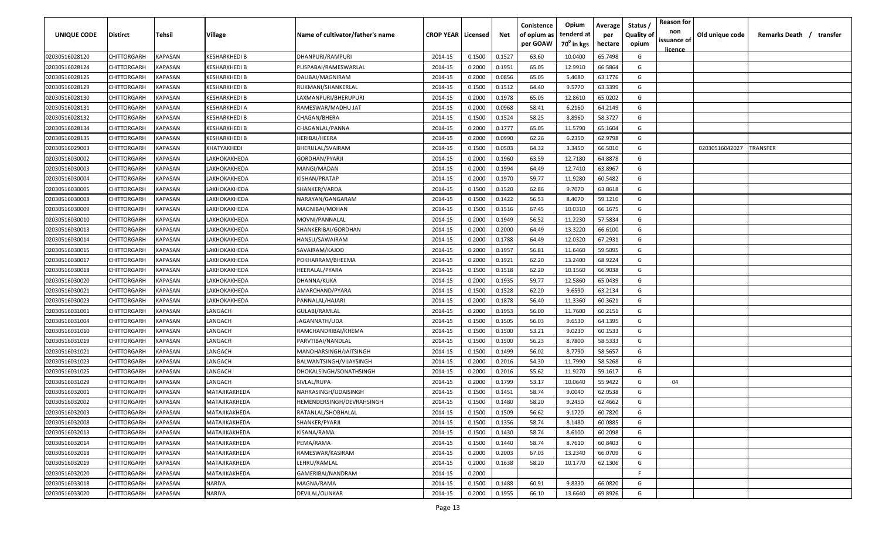| UNIQUE CODE | Distirct | Tehsil | Village | Name of cultivator/father's name | CROP YEAR | Licensed | Net | Conistence of opium as per GOAW | Opium tenderd at 70° in kgs | Average per hectare | Status / Quality of opium | Reason for non issuance of licence | Old unique code | Remarks Death / transfer |
|---|---|---|---|---|---|---|---|---|---|---|---|---|---|---|
| 02030516028120 | CHITTORGARH | KAPASAN | KESHARKHEDI B | DHANPURI/RAMPURI | 2014-15 | 0.1500 | 0.1527 | 63.60 | 10.0400 | 65.7498 | G | | | |
| 02030516028124 | CHITTORGARH | KAPASAN | KESHARKHEDI B | PUSPABAI/RAMESWARLAL | 2014-15 | 0.2000 | 0.1951 | 65.05 | 12.9910 | 66.5864 | G | | | |
| 02030516028125 | CHITTORGARH | KAPASAN | KESHARKHEDI B | DALIBAI/MAGNIRAM | 2014-15 | 0.2000 | 0.0856 | 65.05 | 5.4080 | 63.1776 | G | | | |
| 02030516028129 | CHITTORGARH | KAPASAN | KESHARKHEDI B | RUKMANI/SHANKERLAL | 2014-15 | 0.1500 | 0.1512 | 64.40 | 9.5770 | 63.3399 | G | | | |
| 02030516028130 | CHITTORGARH | KAPASAN | KESHARKHEDI B | LAXMANPURI/BHERUPURI | 2014-15 | 0.2000 | 0.1978 | 65.05 | 12.8610 | 65.0202 | G | | | |
| 02030516028131 | CHITTORGARH | KAPASAN | KESHARKHEDI A | RAMESWAR/MADHU JAT | 2014-15 | 0.2000 | 0.0968 | 58.41 | 6.2160 | 64.2149 | G | | | |
| 02030516028132 | CHITTORGARH | KAPASAN | KESHARKHEDI B | CHAGAN/BHERA | 2014-15 | 0.1500 | 0.1524 | 58.25 | 8.8960 | 58.3727 | G | | | |
| 02030516028134 | CHITTORGARH | KAPASAN | KESHARKHEDI B | CHAGANLAL/PANNA | 2014-15 | 0.2000 | 0.1777 | 65.05 | 11.5790 | 65.1604 | G | | | |
| 02030516028135 | CHITTORGARH | KAPASAN | KESHARKHEDI B | HERIBAI/HEERA | 2014-15 | 0.2000 | 0.0990 | 62.26 | 6.2350 | 62.9798 | G | | | |
| 02030516029003 | CHITTORGARH | KAPASAN | KHATYAKHEDI | BHERULAL/SVAIRAM | 2014-15 | 0.1500 | 0.0503 | 64.32 | 3.3450 | 66.5010 | G | | 02030516042027 | TRANSFER |
| 02030516030002 | CHITTORGARH | KAPASAN | LAKHOKAKHEDA | GORDHAN/PYARJI | 2014-15 | 0.2000 | 0.1960 | 63.59 | 12.7180 | 64.8878 | G | | | |
| 02030516030003 | CHITTORGARH | KAPASAN | LAKHOKAKHEDA | MANGI/MADAN | 2014-15 | 0.2000 | 0.1994 | 64.49 | 12.7410 | 63.8967 | G | | | |
| 02030516030004 | CHITTORGARH | KAPASAN | LAKHOKAKHEDA | KISHAN/PRATAP | 2014-15 | 0.2000 | 0.1970 | 59.77 | 11.9280 | 60.5482 | G | | | |
| 02030516030005 | CHITTORGARH | KAPASAN | LAKHOKAKHEDA | SHANKER/VARDA | 2014-15 | 0.1500 | 0.1520 | 62.86 | 9.7070 | 63.8618 | G | | | |
| 02030516030008 | CHITTORGARH | KAPASAN | LAKHOKAKHEDA | NARAYAN/GANGARAM | 2014-15 | 0.1500 | 0.1422 | 56.53 | 8.4070 | 59.1210 | G | | | |
| 02030516030009 | CHITTORGARH | KAPASAN | LAKHOKAKHEDA | MAGNIBAI/MOHAN | 2014-15 | 0.1500 | 0.1516 | 67.45 | 10.0310 | 66.1675 | G | | | |
| 02030516030010 | CHITTORGARH | KAPASAN | LAKHOKAKHEDA | MOVNI/PANNALAL | 2014-15 | 0.2000 | 0.1949 | 56.52 | 11.2230 | 57.5834 | G | | | |
| 02030516030013 | CHITTORGARH | KAPASAN | LAKHOKAKHEDA | SHANKERIBAI/GORDHAN | 2014-15 | 0.2000 | 0.2000 | 64.49 | 13.3220 | 66.6100 | G | | | |
| 02030516030014 | CHITTORGARH | KAPASAN | LAKHOKAKHEDA | HANSU/SAWAIRAM | 2014-15 | 0.2000 | 0.1788 | 64.49 | 12.0320 | 67.2931 | G | | | |
| 02030516030015 | CHITTORGARH | KAPASAN | LAKHOKAKHEDA | SAVAIRAM/KAJOD | 2014-15 | 0.2000 | 0.1957 | 56.81 | 11.6460 | 59.5095 | G | | | |
| 02030516030017 | CHITTORGARH | KAPASAN | LAKHOKAKHEDA | POKHARRAM/BHEEMA | 2014-15 | 0.2000 | 0.1921 | 62.20 | 13.2400 | 68.9224 | G | | | |
| 02030516030018 | CHITTORGARH | KAPASAN | LAKHOKAKHEDA | HEERALAL/PYARA | 2014-15 | 0.1500 | 0.1518 | 62.20 | 10.1560 | 66.9038 | G | | | |
| 02030516030020 | CHITTORGARH | KAPASAN | LAKHOKAKHEDA | DHANNA/KUKA | 2014-15 | 0.2000 | 0.1935 | 59.77 | 12.5860 | 65.0439 | G | | | |
| 02030516030021 | CHITTORGARH | KAPASAN | LAKHOKAKHEDA | AMARCHAND/PYARA | 2014-15 | 0.1500 | 0.1528 | 62.20 | 9.6590 | 63.2134 | G | | | |
| 02030516030023 | CHITTORGARH | KAPASAN | LAKHOKAKHEDA | PANNALAL/HAJARI | 2014-15 | 0.2000 | 0.1878 | 56.40 | 11.3360 | 60.3621 | G | | | |
| 02030516031001 | CHITTORGARH | KAPASAN | LANGACH | GULABI/RAMLAL | 2014-15 | 0.2000 | 0.1953 | 56.00 | 11.7600 | 60.2151 | G | | | |
| 02030516031004 | CHITTORGARH | KAPASAN | LANGACH | JAGANNATH/UDA | 2014-15 | 0.1500 | 0.1505 | 56.03 | 9.6530 | 64.1395 | G | | | |
| 02030516031010 | CHITTORGARH | KAPASAN | LANGACH | RAMCHANDRIBAI/KHEMA | 2014-15 | 0.1500 | 0.1500 | 53.21 | 9.0230 | 60.1533 | G | | | |
| 02030516031019 | CHITTORGARH | KAPASAN | LANGACH | PARVTIBAI/NANDLAL | 2014-15 | 0.1500 | 0.1500 | 56.23 | 8.7800 | 58.5333 | G | | | |
| 02030516031021 | CHITTORGARH | KAPASAN | LANGACH | MANOHARSINGH/JAITSINGH | 2014-15 | 0.1500 | 0.1499 | 56.02 | 8.7790 | 58.5657 | G | | | |
| 02030516031023 | CHITTORGARH | KAPASAN | LANGACH | BALWANTSINGH/VIJAYSINGH | 2014-15 | 0.2000 | 0.2016 | 54.30 | 11.7990 | 58.5268 | G | | | |
| 02030516031025 | CHITTORGARH | KAPASAN | LANGACH | DHOKALSINGH/SONATHSINGH | 2014-15 | 0.2000 | 0.2016 | 55.62 | 11.9270 | 59.1617 | G | | | |
| 02030516031029 | CHITTORGARH | KAPASAN | LANGACH | SIVLAL/RUPA | 2014-15 | 0.2000 | 0.1799 | 53.17 | 10.0640 | 55.9422 | G | 04 | | |
| 02030516032001 | CHITTORGARH | KAPASAN | MATAJIKAKHEDA | NAHRASINGH/UDAISINGH | 2014-15 | 0.1500 | 0.1451 | 58.74 | 9.0040 | 62.0538 | G | | | |
| 02030516032002 | CHITTORGARH | KAPASAN | MATAJIKAKHEDA | HEMENDERSINGH/DEVRAHSINGH | 2014-15 | 0.1500 | 0.1480 | 58.20 | 9.2450 | 62.4662 | G | | | |
| 02030516032003 | CHITTORGARH | KAPASAN | MATAJIKAKHEDA | RATANLAL/SHOBHALAL | 2014-15 | 0.1500 | 0.1509 | 56.62 | 9.1720 | 60.7820 | G | | | |
| 02030516032008 | CHITTORGARH | KAPASAN | MATAJIKAKHEDA | SHANKER/PYARJI | 2014-15 | 0.1500 | 0.1356 | 58.74 | 8.1480 | 60.0885 | G | | | |
| 02030516032013 | CHITTORGARH | KAPASAN | MATAJIKAKHEDA | KISANA/RAMA | 2014-15 | 0.1500 | 0.1430 | 58.74 | 8.6100 | 60.2098 | G | | | |
| 02030516032014 | CHITTORGARH | KAPASAN | MATAJIKAKHEDA | PEMA/RAMA | 2014-15 | 0.1500 | 0.1440 | 58.74 | 8.7610 | 60.8403 | G | | | |
| 02030516032018 | CHITTORGARH | KAPASAN | MATAJIKAKHEDA | RAMESWAR/KASIRAM | 2014-15 | 0.2000 | 0.2003 | 67.03 | 13.2340 | 66.0709 | G | | | |
| 02030516032019 | CHITTORGARH | KAPASAN | MATAJIKAKHEDA | LEHRU/RAMLAL | 2014-15 | 0.2000 | 0.1638 | 58.20 | 10.1770 | 62.1306 | G | | | |
| 02030516032020 | CHITTORGARH | KAPASAN | MATAJIKAKHEDA | GAMERIBAI/NANDRAM | 2014-15 | 0.2000 | | | | | F | | | |
| 02030516033018 | CHITTORGARH | KAPASAN | NARIYA | MAGNA/RAMA | 2014-15 | 0.1500 | 0.1488 | 60.91 | 9.8330 | 66.0820 | G | | | |
| 02030516033020 | CHITTORGARH | KAPASAN | NARIYA | DEVILAL/OUNKAR | 2014-15 | 0.2000 | 0.1955 | 66.10 | 13.6640 | 69.8926 | G | | | |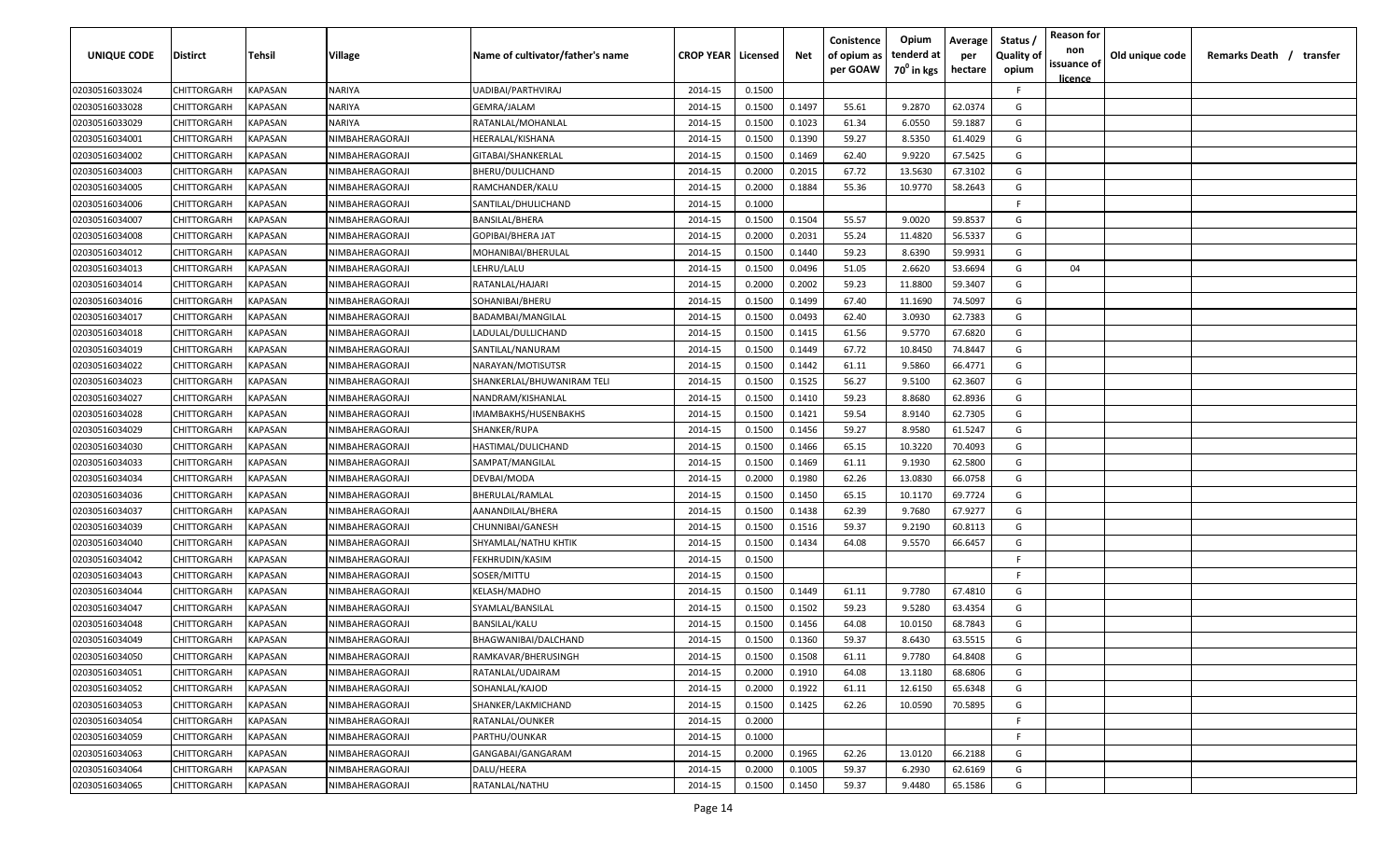| UNIQUE CODE | Distirct | Tehsil | Village | Name of cultivator/father's name | CROP YEAR | Licensed | Net | Conistence of opium as per GOAW | Opium tenderd at 70⁰ in kgs | Average per hectare | Status / Quality of opium | Reason for non issuance of licence | Old unique code | Remarks Death / transfer |
|---|---|---|---|---|---|---|---|---|---|---|---|---|---|---|
| 02030516033024 | CHITTORGARH | KAPASAN | NARIYA | UADIBAI/PARTHVIRAJ | 2014-15 | 0.1500 | | | | | F | | | |
| 02030516033028 | CHITTORGARH | KAPASAN | NARIYA | GEMRA/JALAM | 2014-15 | 0.1500 | 0.1497 | 55.61 | 9.2870 | 62.0374 | G | | | |
| 02030516033029 | CHITTORGARH | KAPASAN | NARIYA | RATANLAL/MOHANLAL | 2014-15 | 0.1500 | 0.1023 | 61.34 | 6.0550 | 59.1887 | G | | | |
| 02030516034001 | CHITTORGARH | KAPASAN | NIMBAHERAGORAJI | HEERALAL/KISHANA | 2014-15 | 0.1500 | 0.1390 | 59.27 | 8.5350 | 61.4029 | G | | | |
| 02030516034002 | CHITTORGARH | KAPASAN | NIMBAHERAGORAJI | GITABAI/SHANKERLAL | 2014-15 | 0.1500 | 0.1469 | 62.40 | 9.9220 | 67.5425 | G | | | |
| 02030516034003 | CHITTORGARH | KAPASAN | NIMBAHERAGORAJI | BHERU/DULICHAND | 2014-15 | 0.2000 | 0.2015 | 67.72 | 13.5630 | 67.3102 | G | | | |
| 02030516034005 | CHITTORGARH | KAPASAN | NIMBAHERAGORAJI | RAMCHANDER/KALU | 2014-15 | 0.2000 | 0.1884 | 55.36 | 10.9770 | 58.2643 | G | | | |
| 02030516034006 | CHITTORGARH | KAPASAN | NIMBAHERAGORAJI | SANTILAL/DHULICHAND | 2014-15 | 0.1000 | | | | | F | | | |
| 02030516034007 | CHITTORGARH | KAPASAN | NIMBAHERAGORAJI | BANSILAL/BHERA | 2014-15 | 0.1500 | 0.1504 | 55.57 | 9.0020 | 59.8537 | G | | | |
| 02030516034008 | CHITTORGARH | KAPASAN | NIMBAHERAGORAJI | GOPIBAI/BHERA JAT | 2014-15 | 0.2000 | 0.2031 | 55.24 | 11.4820 | 56.5337 | G | | | |
| 02030516034012 | CHITTORGARH | KAPASAN | NIMBAHERAGORAJI | MOHANIBAI/BHERULAL | 2014-15 | 0.1500 | 0.1440 | 59.23 | 8.6390 | 59.9931 | G | | | |
| 02030516034013 | CHITTORGARH | KAPASAN | NIMBAHERAGORAJI | LEHRU/LALU | 2014-15 | 0.1500 | 0.0496 | 51.05 | 2.6620 | 53.6694 | G | 04 | | |
| 02030516034014 | CHITTORGARH | KAPASAN | NIMBAHERAGORAJI | RATANLAL/HAJARI | 2014-15 | 0.2000 | 0.2002 | 59.23 | 11.8800 | 59.3407 | G | | | |
| 02030516034016 | CHITTORGARH | KAPASAN | NIMBAHERAGORAJI | SOHANIBAI/BHERU | 2014-15 | 0.1500 | 0.1499 | 67.40 | 11.1690 | 74.5097 | G | | | |
| 02030516034017 | CHITTORGARH | KAPASAN | NIMBAHERAGORAJI | BADAMBAI/MANGILAL | 2014-15 | 0.1500 | 0.0493 | 62.40 | 3.0930 | 62.7383 | G | | | |
| 02030516034018 | CHITTORGARH | KAPASAN | NIMBAHERAGORAJI | LADULAL/DULLICHAND | 2014-15 | 0.1500 | 0.1415 | 61.56 | 9.5770 | 67.6820 | G | | | |
| 02030516034019 | CHITTORGARH | KAPASAN | NIMBAHERAGORAJI | SANTILAL/NANURAM | 2014-15 | 0.1500 | 0.1449 | 67.72 | 10.8450 | 74.8447 | G | | | |
| 02030516034022 | CHITTORGARH | KAPASAN | NIMBAHERAGORAJI | NARAYAN/MOTISUTSR | 2014-15 | 0.1500 | 0.1442 | 61.11 | 9.5860 | 66.4771 | G | | | |
| 02030516034023 | CHITTORGARH | KAPASAN | NIMBAHERAGORAJI | SHANKERLAL/BHUWANIRAM TELI | 2014-15 | 0.1500 | 0.1525 | 56.27 | 9.5100 | 62.3607 | G | | | |
| 02030516034027 | CHITTORGARH | KAPASAN | NIMBAHERAGORAJI | NANDRAM/KISHANLAL | 2014-15 | 0.1500 | 0.1410 | 59.23 | 8.8680 | 62.8936 | G | | | |
| 02030516034028 | CHITTORGARH | KAPASAN | NIMBAHERAGORAJI | IMAMBAKHS/HUSENBAKHS | 2014-15 | 0.1500 | 0.1421 | 59.54 | 8.9140 | 62.7305 | G | | | |
| 02030516034029 | CHITTORGARH | KAPASAN | NIMBAHERAGORAJI | SHANKER/RUPA | 2014-15 | 0.1500 | 0.1456 | 59.27 | 8.9580 | 61.5247 | G | | | |
| 02030516034030 | CHITTORGARH | KAPASAN | NIMBAHERAGORAJI | HASTIMAL/DULICHAND | 2014-15 | 0.1500 | 0.1466 | 65.15 | 10.3220 | 70.4093 | G | | | |
| 02030516034033 | CHITTORGARH | KAPASAN | NIMBAHERAGORAJI | SAMPAT/MANGILAL | 2014-15 | 0.1500 | 0.1469 | 61.11 | 9.1930 | 62.5800 | G | | | |
| 02030516034034 | CHITTORGARH | KAPASAN | NIMBAHERAGORAJI | DEVBAI/MODA | 2014-15 | 0.2000 | 0.1980 | 62.26 | 13.0830 | 66.0758 | G | | | |
| 02030516034036 | CHITTORGARH | KAPASAN | NIMBAHERAGORAJI | BHERULAL/RAMLAL | 2014-15 | 0.1500 | 0.1450 | 65.15 | 10.1170 | 69.7724 | G | | | |
| 02030516034037 | CHITTORGARH | KAPASAN | NIMBAHERAGORAJI | AANANDILAL/BHERA | 2014-15 | 0.1500 | 0.1438 | 62.39 | 9.7680 | 67.9277 | G | | | |
| 02030516034039 | CHITTORGARH | KAPASAN | NIMBAHERAGORAJI | CHUNNIBAI/GANESH | 2014-15 | 0.1500 | 0.1516 | 59.37 | 9.2190 | 60.8113 | G | | | |
| 02030516034040 | CHITTORGARH | KAPASAN | NIMBAHERAGORAJI | SHYAMLAL/NATHU KHTIK | 2014-15 | 0.1500 | 0.1434 | 64.08 | 9.5570 | 66.6457 | G | | | |
| 02030516034042 | CHITTORGARH | KAPASAN | NIMBAHERAGORAJI | FEKHRUDIN/KASIM | 2014-15 | 0.1500 | | | | | F | | | |
| 02030516034043 | CHITTORGARH | KAPASAN | NIMBAHERAGORAJI | SOSER/MITTU | 2014-15 | 0.1500 | | | | | F | | | |
| 02030516034044 | CHITTORGARH | KAPASAN | NIMBAHERAGORAJI | KELASH/MADHO | 2014-15 | 0.1500 | 0.1449 | 61.11 | 9.7780 | 67.4810 | G | | | |
| 02030516034047 | CHITTORGARH | KAPASAN | NIMBAHERAGORAJI | SYAMLAL/BANSILAL | 2014-15 | 0.1500 | 0.1502 | 59.23 | 9.5280 | 63.4354 | G | | | |
| 02030516034048 | CHITTORGARH | KAPASAN | NIMBAHERAGORAJI | BANSILAL/KALU | 2014-15 | 0.1500 | 0.1456 | 64.08 | 10.0150 | 68.7843 | G | | | |
| 02030516034049 | CHITTORGARH | KAPASAN | NIMBAHERAGORAJI | BHAGWANIBAI/DALCHAND | 2014-15 | 0.1500 | 0.1360 | 59.37 | 8.6430 | 63.5515 | G | | | |
| 02030516034050 | CHITTORGARH | KAPASAN | NIMBAHERAGORAJI | RAMKAVAR/BHERUSINGH | 2014-15 | 0.1500 | 0.1508 | 61.11 | 9.7780 | 64.8408 | G | | | |
| 02030516034051 | CHITTORGARH | KAPASAN | NIMBAHERAGORAJI | RATANLAL/UDAIRAM | 2014-15 | 0.2000 | 0.1910 | 64.08 | 13.1180 | 68.6806 | G | | | |
| 02030516034052 | CHITTORGARH | KAPASAN | NIMBAHERAGORAJI | SOHANLAL/KAJOD | 2014-15 | 0.2000 | 0.1922 | 61.11 | 12.6150 | 65.6348 | G | | | |
| 02030516034053 | CHITTORGARH | KAPASAN | NIMBAHERAGORAJI | SHANKER/LAKMICHAND | 2014-15 | 0.1500 | 0.1425 | 62.26 | 10.0590 | 70.5895 | G | | | |
| 02030516034054 | CHITTORGARH | KAPASAN | NIMBAHERAGORAJI | RATANLAL/OUNKER | 2014-15 | 0.2000 | | | | | F | | | |
| 02030516034059 | CHITTORGARH | KAPASAN | NIMBAHERAGORAJI | PARTHU/OUNKAR | 2014-15 | 0.1000 | | | | | F | | | |
| 02030516034063 | CHITTORGARH | KAPASAN | NIMBAHERAGORAJI | GANGABAI/GANGARAM | 2014-15 | 0.2000 | 0.1965 | 62.26 | 13.0120 | 66.2188 | G | | | |
| 02030516034064 | CHITTORGARH | KAPASAN | NIMBAHERAGORAJI | DALU/HEERA | 2014-15 | 0.2000 | 0.1005 | 59.37 | 6.2930 | 62.6169 | G | | | |
| 02030516034065 | CHITTORGARH | KAPASAN | NIMBAHERAGORAJI | RATANLAL/NATHU | 2014-15 | 0.1500 | 0.1450 | 59.37 | 9.4480 | 65.1586 | G | | | |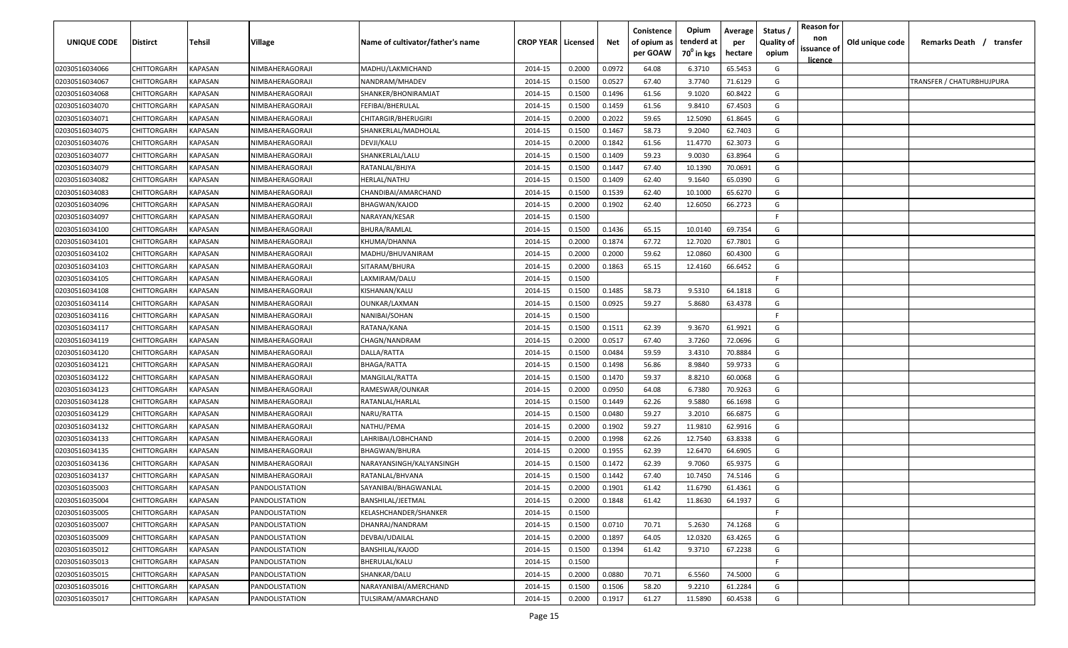| UNIQUE CODE | Distirct | Tehsil | Village | Name of cultivator/father's name | CROP YEAR | Licensed | Net | Conistence of opium as per GOAW | Opium tenderd at 70⁰ in kgs | Average per hectare | Status / Quality of opium | Reason for non issuance of licence | Old unique code | Remarks Death / transfer |
|---|---|---|---|---|---|---|---|---|---|---|---|---|---|---|
| 02030516034066 | CHITTORGARH | KAPASAN | NIMBAHERAGORAJI | MADHU/LAKMICHAND | 2014-15 | 0.2000 | 0.0972 | 64.08 | 6.3710 | 65.5453 | G | | | |
| 02030516034067 | CHITTORGARH | KAPASAN | NIMBAHERAGORAJI | NANDRAM/MHADEV | 2014-15 | 0.1500 | 0.0527 | 67.40 | 3.7740 | 71.6129 | G | | | TRANSFER / CHATURBHUJPURA |
| 02030516034068 | CHITTORGARH | KAPASAN | NIMBAHERAGORAJI | SHANKER/BHONIRAMJAT | 2014-15 | 0.1500 | 0.1496 | 61.56 | 9.1020 | 60.8422 | G | | | |
| 02030516034070 | CHITTORGARH | KAPASAN | NIMBAHERAGORAJI | FEFIBAI/BHERULAL | 2014-15 | 0.1500 | 0.1459 | 61.56 | 9.8410 | 67.4503 | G | | | |
| 02030516034071 | CHITTORGARH | KAPASAN | NIMBAHERAGORAJI | CHITARGIR/BHERUGIRI | 2014-15 | 0.2000 | 0.2022 | 59.65 | 12.5090 | 61.8645 | G | | | |
| 02030516034075 | CHITTORGARH | KAPASAN | NIMBAHERAGORAJI | SHANKERLAL/MADHOLAL | 2014-15 | 0.1500 | 0.1467 | 58.73 | 9.2040 | 62.7403 | G | | | |
| 02030516034076 | CHITTORGARH | KAPASAN | NIMBAHERAGORAJI | DEVJI/KALU | 2014-15 | 0.2000 | 0.1842 | 61.56 | 11.4770 | 62.3073 | G | | | |
| 02030516034077 | CHITTORGARH | KAPASAN | NIMBAHERAGORAJI | SHANKERLAL/LALU | 2014-15 | 0.1500 | 0.1409 | 59.23 | 9.0030 | 63.8964 | G | | | |
| 02030516034079 | CHITTORGARH | KAPASAN | NIMBAHERAGORAJI | RATANLAL/BHJYA | 2014-15 | 0.1500 | 0.1447 | 67.40 | 10.1390 | 70.0691 | G | | | |
| 02030516034082 | CHITTORGARH | KAPASAN | NIMBAHERAGORAJI | HERLAL/NATHU | 2014-15 | 0.1500 | 0.1409 | 62.40 | 9.1640 | 65.0390 | G | | | |
| 02030516034083 | CHITTORGARH | KAPASAN | NIMBAHERAGORAJI | CHANDIBAI/AMARCHAND | 2014-15 | 0.1500 | 0.1539 | 62.40 | 10.1000 | 65.6270 | G | | | |
| 02030516034096 | CHITTORGARH | KAPASAN | NIMBAHERAGORAJI | BHAGWAN/KAJOD | 2014-15 | 0.2000 | 0.1902 | 62.40 | 12.6050 | 66.2723 | G | | | |
| 02030516034097 | CHITTORGARH | KAPASAN | NIMBAHERAGORAJI | NARAYAN/KESAR | 2014-15 | 0.1500 | | | | | F | | | |
| 02030516034100 | CHITTORGARH | KAPASAN | NIMBAHERAGORAJI | BHURA/RAMLAL | 2014-15 | 0.1500 | 0.1436 | 65.15 | 10.0140 | 69.7354 | G | | | |
| 02030516034101 | CHITTORGARH | KAPASAN | NIMBAHERAGORAJI | KHUMA/DHANNA | 2014-15 | 0.2000 | 0.1874 | 67.72 | 12.7020 | 67.7801 | G | | | |
| 02030516034102 | CHITTORGARH | KAPASAN | NIMBAHERAGORAJI | MADHU/BHUVANIRAM | 2014-15 | 0.2000 | 0.2000 | 59.62 | 12.0860 | 60.4300 | G | | | |
| 02030516034103 | CHITTORGARH | KAPASAN | NIMBAHERAGORAJI | SITARAM/BHURA | 2014-15 | 0.2000 | 0.1863 | 65.15 | 12.4160 | 66.6452 | G | | | |
| 02030516034105 | CHITTORGARH | KAPASAN | NIMBAHERAGORAJI | LAXMIRAM/DALU | 2014-15 | 0.1500 | | | | | F | | | |
| 02030516034108 | CHITTORGARH | KAPASAN | NIMBAHERAGORAJI | KISHANAN/KALU | 2014-15 | 0.1500 | 0.1485 | 58.73 | 9.5310 | 64.1818 | G | | | |
| 02030516034114 | CHITTORGARH | KAPASAN | NIMBAHERAGORAJI | OUNKAR/LAXMAN | 2014-15 | 0.1500 | 0.0925 | 59.27 | 5.8680 | 63.4378 | G | | | |
| 02030516034116 | CHITTORGARH | KAPASAN | NIMBAHERAGORAJI | NANIBAI/SOHAN | 2014-15 | 0.1500 | | | | | F | | | |
| 02030516034117 | CHITTORGARH | KAPASAN | NIMBAHERAGORAJI | RATANA/KANA | 2014-15 | 0.1500 | 0.1511 | 62.39 | 9.3670 | 61.9921 | G | | | |
| 02030516034119 | CHITTORGARH | KAPASAN | NIMBAHERAGORAJI | CHAGN/NANDRAM | 2014-15 | 0.2000 | 0.0517 | 67.40 | 3.7260 | 72.0696 | G | | | |
| 02030516034120 | CHITTORGARH | KAPASAN | NIMBAHERAGORAJI | DALLA/RATTA | 2014-15 | 0.1500 | 0.0484 | 59.59 | 3.4310 | 70.8884 | G | | | |
| 02030516034121 | CHITTORGARH | KAPASAN | NIMBAHERAGORAJI | BHAGA/RATTA | 2014-15 | 0.1500 | 0.1498 | 56.86 | 8.9840 | 59.9733 | G | | | |
| 02030516034122 | CHITTORGARH | KAPASAN | NIMBAHERAGORAJI | MANGILAL/RATTA | 2014-15 | 0.1500 | 0.1470 | 59.37 | 8.8210 | 60.0068 | G | | | |
| 02030516034123 | CHITTORGARH | KAPASAN | NIMBAHERAGORAJI | RAMESWAR/OUNKAR | 2014-15 | 0.2000 | 0.0950 | 64.08 | 6.7380 | 70.9263 | G | | | |
| 02030516034128 | CHITTORGARH | KAPASAN | NIMBAHERAGORAJI | RATANLAL/HARLAL | 2014-15 | 0.1500 | 0.1449 | 62.26 | 9.5880 | 66.1698 | G | | | |
| 02030516034129 | CHITTORGARH | KAPASAN | NIMBAHERAGORAJI | NARU/RATTA | 2014-15 | 0.1500 | 0.0480 | 59.27 | 3.2010 | 66.6875 | G | | | |
| 02030516034132 | CHITTORGARH | KAPASAN | NIMBAHERAGORAJI | NATHU/PEMA | 2014-15 | 0.2000 | 0.1902 | 59.27 | 11.9810 | 62.9916 | G | | | |
| 02030516034133 | CHITTORGARH | KAPASAN | NIMBAHERAGORAJI | LAHRIBAI/LOBHCHAND | 2014-15 | 0.2000 | 0.1998 | 62.26 | 12.7540 | 63.8338 | G | | | |
| 02030516034135 | CHITTORGARH | KAPASAN | NIMBAHERAGORAJI | BHAGWAN/BHURA | 2014-15 | 0.2000 | 0.1955 | 62.39 | 12.6470 | 64.6905 | G | | | |
| 02030516034136 | CHITTORGARH | KAPASAN | NIMBAHERAGORAJI | NARAYANSINGH/KALYANSINGH | 2014-15 | 0.1500 | 0.1472 | 62.39 | 9.7060 | 65.9375 | G | | | |
| 02030516034137 | CHITTORGARH | KAPASAN | NIMBAHERAGORAJI | RATANLAL/BHVANA | 2014-15 | 0.1500 | 0.1442 | 67.40 | 10.7450 | 74.5146 | G | | | |
| 02030516035003 | CHITTORGARH | KAPASAN | PANDOLISTATION | SAYANIBAI/BHAGWANLAL | 2014-15 | 0.2000 | 0.1901 | 61.42 | 11.6790 | 61.4361 | G | | | |
| 02030516035004 | CHITTORGARH | KAPASAN | PANDOLISTATION | BANSHILAL/JEETMAL | 2014-15 | 0.2000 | 0.1848 | 61.42 | 11.8630 | 64.1937 | G | | | |
| 02030516035005 | CHITTORGARH | KAPASAN | PANDOLISTATION | KELASHCHANDER/SHANKER | 2014-15 | 0.1500 | | | | | F | | | |
| 02030516035007 | CHITTORGARH | KAPASAN | PANDOLISTATION | DHANRAJ/NANDRAM | 2014-15 | 0.1500 | 0.0710 | 70.71 | 5.2630 | 74.1268 | G | | | |
| 02030516035009 | CHITTORGARH | KAPASAN | PANDOLISTATION | DEVBAI/UDAILAL | 2014-15 | 0.2000 | 0.1897 | 64.05 | 12.0320 | 63.4265 | G | | | |
| 02030516035012 | CHITTORGARH | KAPASAN | PANDOLISTATION | BANSHILAL/KAJOD | 2014-15 | 0.1500 | 0.1394 | 61.42 | 9.3710 | 67.2238 | G | | | |
| 02030516035013 | CHITTORGARH | KAPASAN | PANDOLISTATION | BHERULAL/KALU | 2014-15 | 0.1500 | | | | | F | | | |
| 02030516035015 | CHITTORGARH | KAPASAN | PANDOLISTATION | SHANKAR/DALU | 2014-15 | 0.2000 | 0.0880 | 70.71 | 6.5560 | 74.5000 | G | | | |
| 02030516035016 | CHITTORGARH | KAPASAN | PANDOLISTATION | NARAYANIBAI/AMERCHAND | 2014-15 | 0.1500 | 0.1506 | 58.20 | 9.2210 | 61.2284 | G | | | |
| 02030516035017 | CHITTORGARH | KAPASAN | PANDOLISTATION | TULSIRAM/AMARCHAND | 2014-15 | 0.2000 | 0.1917 | 61.27 | 11.5890 | 60.4538 | G | | | |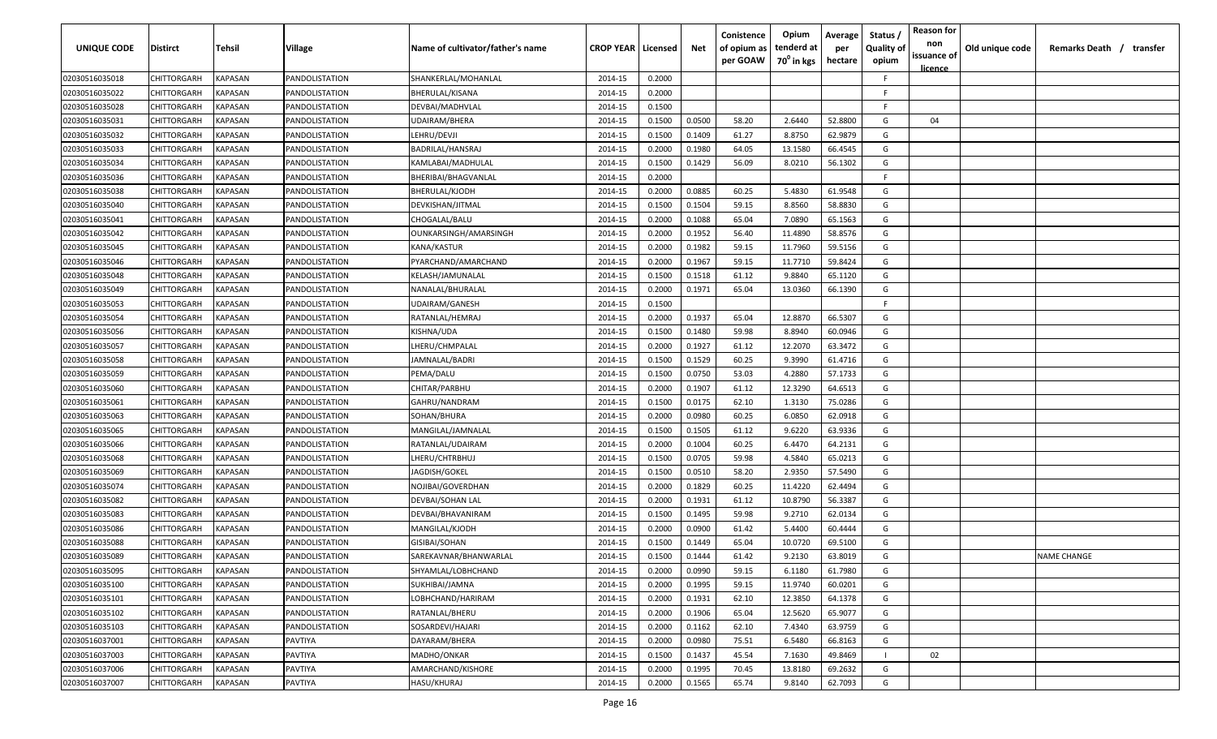| UNIQUE CODE | Distirct | Tehsil | Village | Name of cultivator/father's name | CROP YEAR | Licensed | Net | Conistence of opium as per GOAW | Opium tenderd at $70^0$ in kgs | Average per hectare | Status / Quality of opium | Reason for non issuance of licence | Old unique code | Remarks Death / transfer |
|---|---|---|---|---|---|---|---|---|---|---|---|---|---|---|
| 02030516035018 | CHITTORGARH | KAPASAN | PANDOLISTATION | SHANKERLAL/MOHANLAL | 2014-15 | 0.2000 | | | | | F | | | |
| 02030516035022 | CHITTORGARH | KAPASAN | PANDOLISTATION | BHERULAL/KISANA | 2014-15 | 0.2000 | | | | | F | | | |
| 02030516035028 | CHITTORGARH | KAPASAN | PANDOLISTATION | DEVBAI/MADHVLAL | 2014-15 | 0.1500 | | | | | F | | | |
| 02030516035031 | CHITTORGARH | KAPASAN | PANDOLISTATION | UDAIRAM/BHERA | 2014-15 | 0.1500 | 0.0500 | 58.20 | 2.6440 | 52.8800 | G | 04 | | |
| 02030516035032 | CHITTORGARH | KAPASAN | PANDOLISTATION | LEHRU/DEVJI | 2014-15 | 0.1500 | 0.1409 | 61.27 | 8.8750 | 62.9879 | G | | | |
| 02030516035033 | CHITTORGARH | KAPASAN | PANDOLISTATION | BADRILAL/HANSRAJ | 2014-15 | 0.2000 | 0.1980 | 64.05 | 13.1580 | 66.4545 | G | | | |
| 02030516035034 | CHITTORGARH | KAPASAN | PANDOLISTATION | KAMLABAI/MADHULAL | 2014-15 | 0.1500 | 0.1429 | 56.09 | 8.0210 | 56.1302 | G | | | |
| 02030516035036 | CHITTORGARH | KAPASAN | PANDOLISTATION | BHERIBAI/BHAGVANLAL | 2014-15 | 0.2000 | | | | | F | | | |
| 02030516035038 | CHITTORGARH | KAPASAN | PANDOLISTATION | BHERULAL/KJODH | 2014-15 | 0.2000 | 0.0885 | 60.25 | 5.4830 | 61.9548 | G | | | |
| 02030516035040 | CHITTORGARH | KAPASAN | PANDOLISTATION | DEVKISHAN/JITMAL | 2014-15 | 0.1500 | 0.1504 | 59.15 | 8.8560 | 58.8830 | G | | | |
| 02030516035041 | CHITTORGARH | KAPASAN | PANDOLISTATION | CHOGALAL/BALU | 2014-15 | 0.2000 | 0.1088 | 65.04 | 7.0890 | 65.1563 | G | | | |
| 02030516035042 | CHITTORGARH | KAPASAN | PANDOLISTATION | OUNKARSINGH/AMARSINGH | 2014-15 | 0.2000 | 0.1952 | 56.40 | 11.4890 | 58.8576 | G | | | |
| 02030516035045 | CHITTORGARH | KAPASAN | PANDOLISTATION | KANA/KASTUR | 2014-15 | 0.2000 | 0.1982 | 59.15 | 11.7960 | 59.5156 | G | | | |
| 02030516035046 | CHITTORGARH | KAPASAN | PANDOLISTATION | PYARCHAND/AMARCHAND | 2014-15 | 0.2000 | 0.1967 | 59.15 | 11.7710 | 59.8424 | G | | | |
| 02030516035048 | CHITTORGARH | KAPASAN | PANDOLISTATION | KELASH/JAMUNALAL | 2014-15 | 0.1500 | 0.1518 | 61.12 | 9.8840 | 65.1120 | G | | | |
| 02030516035049 | CHITTORGARH | KAPASAN | PANDOLISTATION | NANALAL/BHURALAL | 2014-15 | 0.2000 | 0.1971 | 65.04 | 13.0360 | 66.1390 | G | | | |
| 02030516035053 | CHITTORGARH | KAPASAN | PANDOLISTATION | UDAIRAM/GANESH | 2014-15 | 0.1500 | | | | | F | | | |
| 02030516035054 | CHITTORGARH | KAPASAN | PANDOLISTATION | RATANLAL/HEMRAJ | 2014-15 | 0.2000 | 0.1937 | 65.04 | 12.8870 | 66.5307 | G | | | |
| 02030516035056 | CHITTORGARH | KAPASAN | PANDOLISTATION | KISHNA/UDA | 2014-15 | 0.1500 | 0.1480 | 59.98 | 8.8940 | 60.0946 | G | | | |
| 02030516035057 | CHITTORGARH | KAPASAN | PANDOLISTATION | LHERU/CHMPALAL | 2014-15 | 0.2000 | 0.1927 | 61.12 | 12.2070 | 63.3472 | G | | | |
| 02030516035058 | CHITTORGARH | KAPASAN | PANDOLISTATION | JAMNALAL/BADRI | 2014-15 | 0.1500 | 0.1529 | 60.25 | 9.3990 | 61.4716 | G | | | |
| 02030516035059 | CHITTORGARH | KAPASAN | PANDOLISTATION | PEMA/DALU | 2014-15 | 0.1500 | 0.0750 | 53.03 | 4.2880 | 57.1733 | G | | | |
| 02030516035060 | CHITTORGARH | KAPASAN | PANDOLISTATION | CHITAR/PARBHU | 2014-15 | 0.2000 | 0.1907 | 61.12 | 12.3290 | 64.6513 | G | | | |
| 02030516035061 | CHITTORGARH | KAPASAN | PANDOLISTATION | GAHRU/NANDRAM | 2014-15 | 0.1500 | 0.0175 | 62.10 | 1.3130 | 75.0286 | G | | | |
| 02030516035063 | CHITTORGARH | KAPASAN | PANDOLISTATION | SOHAN/BHURA | 2014-15 | 0.2000 | 0.0980 | 60.25 | 6.0850 | 62.0918 | G | | | |
| 02030516035065 | CHITTORGARH | KAPASAN | PANDOLISTATION | MANGILAL/JAMNALAL | 2014-15 | 0.1500 | 0.1505 | 61.12 | 9.6220 | 63.9336 | G | | | |
| 02030516035066 | CHITTORGARH | KAPASAN | PANDOLISTATION | RATANLAL/UDAIRAM | 2014-15 | 0.2000 | 0.1004 | 60.25 | 6.4470 | 64.2131 | G | | | |
| 02030516035068 | CHITTORGARH | KAPASAN | PANDOLISTATION | LHERU/CHTRBHUJ | 2014-15 | 0.1500 | 0.0705 | 59.98 | 4.5840 | 65.0213 | G | | | |
| 02030516035069 | CHITTORGARH | KAPASAN | PANDOLISTATION | JAGDISH/GOKEL | 2014-15 | 0.1500 | 0.0510 | 58.20 | 2.9350 | 57.5490 | G | | | |
| 02030516035074 | CHITTORGARH | KAPASAN | PANDOLISTATION | NOJIBAI/GOVERDHAN | 2014-15 | 0.2000 | 0.1829 | 60.25 | 11.4220 | 62.4494 | G | | | |
| 02030516035082 | CHITTORGARH | KAPASAN | PANDOLISTATION | DEVBAI/SOHAN LAL | 2014-15 | 0.2000 | 0.1931 | 61.12 | 10.8790 | 56.3387 | G | | | |
| 02030516035083 | CHITTORGARH | KAPASAN | PANDOLISTATION | DEVBAI/BHAVANIRAM | 2014-15 | 0.1500 | 0.1495 | 59.98 | 9.2710 | 62.0134 | G | | | |
| 02030516035086 | CHITTORGARH | KAPASAN | PANDOLISTATION | MANGILAL/KJODH | 2014-15 | 0.2000 | 0.0900 | 61.42 | 5.4400 | 60.4444 | G | | | |
| 02030516035088 | CHITTORGARH | KAPASAN | PANDOLISTATION | GISIBAI/SOHAN | 2014-15 | 0.1500 | 0.1449 | 65.04 | 10.0720 | 69.5100 | G | | | |
| 02030516035089 | CHITTORGARH | KAPASAN | PANDOLISTATION | SAREKAVNAR/BHANWARLAL | 2014-15 | 0.1500 | 0.1444 | 61.42 | 9.2130 | 63.8019 | G | | | NAME CHANGE |
| 02030516035095 | CHITTORGARH | KAPASAN | PANDOLISTATION | SHYAMLAL/LOBHCHAND | 2014-15 | 0.2000 | 0.0990 | 59.15 | 6.1180 | 61.7980 | G | | | |
| 02030516035100 | CHITTORGARH | KAPASAN | PANDOLISTATION | SUKHIBAI/JAMNA | 2014-15 | 0.2000 | 0.1995 | 59.15 | 11.9740 | 60.0201 | G | | | |
| 02030516035101 | CHITTORGARH | KAPASAN | PANDOLISTATION | LOBHCHAND/HARIRAM | 2014-15 | 0.2000 | 0.1931 | 62.10 | 12.3850 | 64.1378 | G | | | |
| 02030516035102 | CHITTORGARH | KAPASAN | PANDOLISTATION | RATANLAL/BHERU | 2014-15 | 0.2000 | 0.1906 | 65.04 | 12.5620 | 65.9077 | G | | | |
| 02030516035103 | CHITTORGARH | KAPASAN | PANDOLISTATION | SOSARDEVI/HAJARI | 2014-15 | 0.2000 | 0.1162 | 62.10 | 7.4340 | 63.9759 | G | | | |
| 02030516037001 | CHITTORGARH | KAPASAN | PAVTIYA | DAYARAM/BHERA | 2014-15 | 0.2000 | 0.0980 | 75.51 | 6.5480 | 66.8163 | G | | | |
| 02030516037003 | CHITTORGARH | KAPASAN | PAVTIYA | MADHO/ONKAR | 2014-15 | 0.1500 | 0.1437 | 45.54 | 7.1630 | 49.8469 | I | 02 | | |
| 02030516037006 | CHITTORGARH | KAPASAN | PAVTIYA | AMARCHAND/KISHORE | 2014-15 | 0.2000 | 0.1995 | 70.45 | 13.8180 | 69.2632 | G | | | |
| 02030516037007 | CHITTORGARH | KAPASAN | PAVTIYA | HASU/KHURAJ | 2014-15 | 0.2000 | 0.1565 | 65.74 | 9.8140 | 62.7093 | G | | | |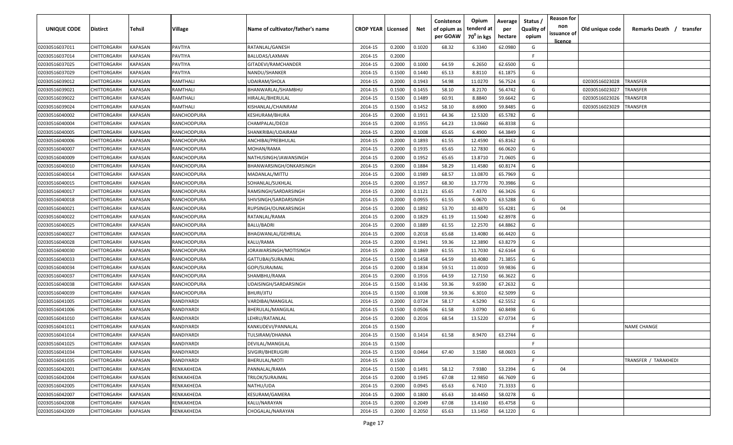| UNIQUE CODE | Distirct | Tehsil | Village | Name of cultivator/father's name | CROP YEAR | Licensed | Net | Conistence of opium as per GOAW | Opium tenderd at $70^0$ in kgs | Average per hectare | Status / Quality of opium | Reason for non issuance of licence | Old unique code | Remarks Death / transfer |
|---|---|---|---|---|---|---|---|---|---|---|---|---|---|---|
| 02030516037011 | CHITTORGARH | KAPASAN | PAVTIYA | RATANLAL/GANESH | 2014-15 | 0.2000 | 0.1020 | 68.32 | 6.3340 | 62.0980 | G | | | |
| 02030516037014 | CHITTORGARH | KAPASAN | PAVTIYA | BALUDAS/LAXMAN | 2014-15 | 0.2000 | | | | | F | | | |
| 02030516037025 | CHITTORGARH | KAPASAN | PAVTIYA | GITADEVI/RAMCHANDER | 2014-15 | 0.2000 | 0.1000 | 64.59 | 6.2650 | 62.6500 | G | | | |
| 02030516037029 | CHITTORGARH | KAPASAN | PAVTIYA | NANDU/SHANKER | 2014-15 | 0.1500 | 0.1440 | 65.13 | 8.8110 | 61.1875 | G | | | |
| 02030516039012 | CHITTORGARH | KAPASAN | RAMTHALI | UDAIRAM/SHOLA | 2014-15 | 0.2000 | 0.1943 | 54.98 | 11.0270 | 56.7524 | G | | 02030516023028 | TRANSFER |
| 02030516039021 | CHITTORGARH | KAPASAN | RAMTHALI | BHANWARLAL/SHAMBHU | 2014-15 | 0.1500 | 0.1455 | 58.10 | 8.2170 | 56.4742 | G | | 02030516023027 | TRANSFER |
| 02030516039022 | CHITTORGARH | KAPASAN | RAMTHALI | HIRALAL/BHERULAL | 2014-15 | 0.1500 | 0.1489 | 60.91 | 8.8840 | 59.6642 | G | | 02030516023026 | TRANSFER |
| 02030516039024 | CHITTORGARH | KAPASAN | RAMTHALI | KISHANLAL/CHAINRAM | 2014-15 | 0.1500 | 0.1452 | 58.10 | 8.6900 | 59.8485 | G | | 02030516023029 | TRANSFER |
| 02030516040002 | CHITTORGARH | KAPASAN | RANCHODPURA | KESHURAM/BHURA | 2014-15 | 0.2000 | 0.1911 | 64.36 | 12.5320 | 65.5782 | G | | | |
| 02030516040004 | CHITTORGARH | KAPASAN | RANCHODPURA | CHAMPALAL/DEOJI | 2014-15 | 0.2000 | 0.1955 | 64.23 | 13.0660 | 66.8338 | G | | | |
| 02030516040005 | CHITTORGARH | KAPASAN | RANCHODPURA | SHANKRIBAI/UDAIRAM | 2014-15 | 0.2000 | 0.1008 | 65.65 | 6.4900 | 64.3849 | G | | | |
| 02030516040006 | CHITTORGARH | KAPASAN | RANCHODPURA | ANCHIBAI/PREBHULAL | 2014-15 | 0.2000 | 0.1893 | 61.55 | 12.4590 | 65.8162 | G | | | |
| 02030516040007 | CHITTORGARH | KAPASAN | RANCHODPURA | MOHAN/RAMA | 2014-15 | 0.2000 | 0.1935 | 65.65 | 12.7830 | 66.0620 | G | | | |
| 02030516040009 | CHITTORGARH | KAPASAN | RANCHODPURA | NATHUSINGH/JAWANSINGH | 2014-15 | 0.2000 | 0.1952 | 65.65 | 13.8710 | 71.0605 | G | | | |
| 02030516040010 | CHITTORGARH | KAPASAN | RANCHODPURA | BHANWARSINGH/ONKARSINGH | 2014-15 | 0.2000 | 0.1884 | 58.29 | 11.4580 | 60.8174 | G | | | |
| 02030516040014 | CHITTORGARH | KAPASAN | RANCHODPURA | MADANLAL/MITTU | 2014-15 | 0.2000 | 0.1989 | 68.57 | 13.0870 | 65.7969 | G | | | |
| 02030516040015 | CHITTORGARH | KAPASAN | RANCHODPURA | SOHANLAL/SUKHLAL | 2014-15 | 0.2000 | 0.1957 | 68.30 | 13.7770 | 70.3986 | G | | | |
| 02030516040017 | CHITTORGARH | KAPASAN | RANCHODPURA | RAMSINGH/SARDARSINGH | 2014-15 | 0.2000 | 0.1121 | 65.65 | 7.4370 | 66.3426 | G | | | |
| 02030516040018 | CHITTORGARH | KAPASAN | RANCHODPURA | SHIVSINGH/SARDARSINGH | 2014-15 | 0.2000 | 0.0955 | 61.55 | 6.0670 | 63.5288 | G | | | |
| 02030516040021 | CHITTORGARH | KAPASAN | RANCHODPURA | RUPSINGH/OUNKARSINGH | 2014-15 | 0.2000 | 0.1892 | 53.70 | 10.4870 | 55.4281 | G | 04 | | |
| 02030516040022 | CHITTORGARH | KAPASAN | RANCHODPURA | RATANLAL/RAMA | 2014-15 | 0.2000 | 0.1829 | 61.19 | 11.5040 | 62.8978 | G | | | |
| 02030516040025 | CHITTORGARH | KAPASAN | RANCHODPURA | BALU/BADRI | 2014-15 | 0.2000 | 0.1889 | 61.55 | 12.2570 | 64.8862 | G | | | |
| 02030516040027 | CHITTORGARH | KAPASAN | RANCHODPURA | BHAGWANLAL/GEHRILAL | 2014-15 | 0.2000 | 0.2018 | 65.68 | 13.4080 | 66.4420 | G | | | |
| 02030516040028 | CHITTORGARH | KAPASAN | RANCHODPURA | KALU/RAMA | 2014-15 | 0.2000 | 0.1941 | 59.36 | 12.3890 | 63.8279 | G | | | |
| 02030516040030 | CHITTORGARH | KAPASAN | RANCHODPURA | JORAWARSINGH/MOTISINGH | 2014-15 | 0.2000 | 0.1869 | 61.55 | 11.7030 | 62.6164 | G | | | |
| 02030516040033 | CHITTORGARH | KAPASAN | RANCHODPURA | GATTUBAI/SURAJMAL | 2014-15 | 0.1500 | 0.1458 | 64.59 | 10.4080 | 71.3855 | G | | | |
| 02030516040034 | CHITTORGARH | KAPASAN | RANCHODPURA | GOPI/SURAJMAL | 2014-15 | 0.2000 | 0.1834 | 59.51 | 11.0010 | 59.9836 | G | | | |
| 02030516040037 | CHITTORGARH | KAPASAN | RANCHODPURA | SHAMBHU/RAMA | 2014-15 | 0.2000 | 0.1916 | 64.59 | 12.7150 | 66.3622 | G | | | |
| 02030516040038 | CHITTORGARH | KAPASAN | RANCHODPURA | UDAISINGH/SARDARSINGH | 2014-15 | 0.1500 | 0.1436 | 59.36 | 9.6590 | 67.2632 | G | | | |
| 02030516040039 | CHITTORGARH | KAPASAN | RANCHODPURA | BHURI/JITU | 2014-15 | 0.1500 | 0.1008 | 59.36 | 6.3010 | 62.5099 | G | | | |
| 02030516041005 | CHITTORGARH | KAPASAN | RANDIYARDI | VARDIBAI/MANGILAL | 2014-15 | 0.2000 | 0.0724 | 58.17 | 4.5290 | 62.5552 | G | | | |
| 02030516041006 | CHITTORGARH | KAPASAN | RANDIYARDI | BHERULAL/MANGILAL | 2014-15 | 0.1500 | 0.0506 | 61.58 | 3.0790 | 60.8498 | G | | | |
| 02030516041010 | CHITTORGARH | KAPASAN | RANDIYARDI | LEHRU/RATANLAL | 2014-15 | 0.2000 | 0.2016 | 68.54 | 13.5220 | 67.0734 | G | | | |
| 02030516041011 | CHITTORGARH | KAPASAN | RANDIYARDI | KANKUDEVI/PANNALAL | 2014-15 | 0.1500 | | | | | F | | | NAME CHANGE |
| 02030516041014 | CHITTORGARH | KAPASAN | RANDIYARDI | TULSIRAM/DHANNA | 2014-15 | 0.1500 | 0.1414 | 61.58 | 8.9470 | 63.2744 | G | | | |
| 02030516041025 | CHITTORGARH | KAPASAN | RANDIYARDI | DEVILAL/MANGILAL | 2014-15 | 0.1500 | | | | | F | | | |
| 02030516041034 | CHITTORGARH | KAPASAN | RANDIYARDI | SIVGIRI/BHERUGIRI | 2014-15 | 0.1500 | 0.0464 | 67.40 | 3.1580 | 68.0603 | G | | | |
| 02030516041035 | CHITTORGARH | KAPASAN | RANDIYARDI | BHERULAL/MOTI | 2014-15 | 0.1500 | | | | | F | | | TRANSFER / TARAKHEDI |
| 02030516042001 | CHITTORGARH | KAPASAN | RENKAKHEDA | PANNALAL/RAMA | 2014-15 | 0.1500 | 0.1491 | 58.12 | 7.9380 | 53.2394 | G | 04 | | |
| 02030516042004 | CHITTORGARH | KAPASAN | RENKAKHEDA | TRILOK/SURAJMAL | 2014-15 | 0.2000 | 0.1945 | 67.08 | 12.9850 | 66.7609 | G | | | |
| 02030516042005 | CHITTORGARH | KAPASAN | RENKAKHEDA | NATHU/UDA | 2014-15 | 0.2000 | 0.0945 | 65.63 | 6.7410 | 71.3333 | G | | | |
| 02030516042007 | CHITTORGARH | KAPASAN | RENKAKHEDA | KESURAM/GAMERA | 2014-15 | 0.2000 | 0.1800 | 65.63 | 10.4450 | 58.0278 | G | | | |
| 02030516042008 | CHITTORGARH | KAPASAN | RENKAKHEDA | KALU/NARAYAN | 2014-15 | 0.2000 | 0.2049 | 67.08 | 13.4160 | 65.4758 | G | | | |
| 02030516042009 | CHITTORGARH | KAPASAN | RENKAKHEDA | CHOGALAL/NARAYAN | 2014-15 | 0.2000 | 0.2050 | 65.63 | 13.1450 | 64.1220 | G | | | |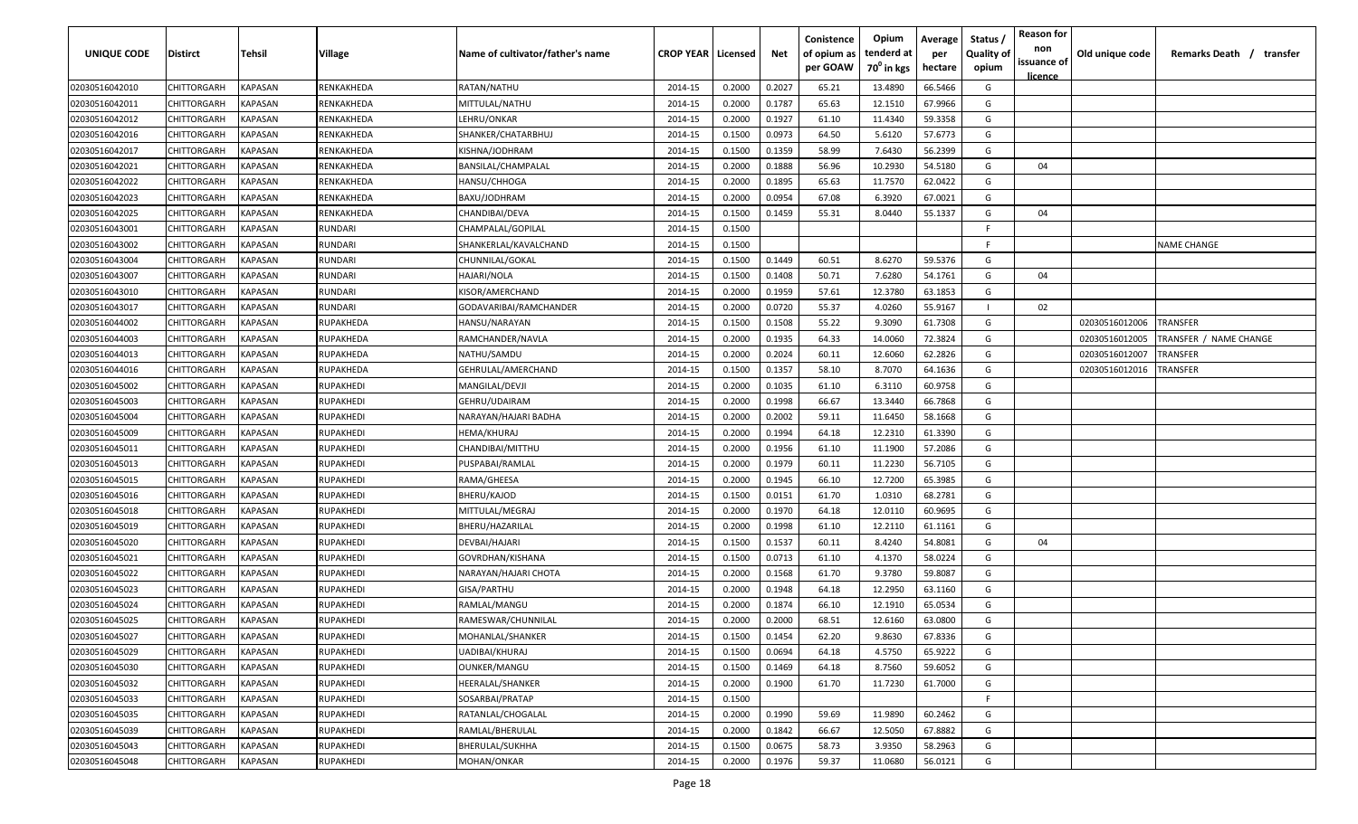| UNIQUE CODE | Distirct | Tehsil | Village | Name of cultivator/father's name | CROP YEAR | Licensed | Net | Conistence of opium as per GOAW | Opium tenderd at $70^0$ in kgs | Average per hectare | Status / Quality of opium | Reason for non issuance of licence | Old unique code | Remarks Death / transfer |
|---|---|---|---|---|---|---|---|---|---|---|---|---|---|---|
| 02030516042010 | CHITTORGARH | KAPASAN | RENKAKHEDA | RATAN/NATHU | 2014-15 | 0.2000 | 0.2027 | 65.21 | 13.4890 | 66.5466 | G | | | |
| 02030516042011 | CHITTORGARH | KAPASAN | RENKAKHEDA | MITTULAL/NATHU | 2014-15 | 0.2000 | 0.1787 | 65.63 | 12.1510 | 67.9966 | G | | | |
| 02030516042012 | CHITTORGARH | KAPASAN | RENKAKHEDA | LEHRU/ONKAR | 2014-15 | 0.2000 | 0.1927 | 61.10 | 11.4340 | 59.3358 | G | | | |
| 02030516042016 | CHITTORGARH | KAPASAN | RENKAKHEDA | SHANKER/CHATARBHUJ | 2014-15 | 0.1500 | 0.0973 | 64.50 | 5.6120 | 57.6773 | G | | | |
| 02030516042017 | CHITTORGARH | KAPASAN | RENKAKHEDA | KISHNA/JODHRAM | 2014-15 | 0.1500 | 0.1359 | 58.99 | 7.6430 | 56.2399 | G | | | |
| 02030516042021 | CHITTORGARH | KAPASAN | RENKAKHEDA | BANSILAL/CHAMPALAL | 2014-15 | 0.2000 | 0.1888 | 56.96 | 10.2930 | 54.5180 | G | 04 | | |
| 02030516042022 | CHITTORGARH | KAPASAN | RENKAKHEDA | HANSU/CHHOGA | 2014-15 | 0.2000 | 0.1895 | 65.63 | 11.7570 | 62.0422 | G | | | |
| 02030516042023 | CHITTORGARH | KAPASAN | RENKAKHEDA | BAXU/JODHRAM | 2014-15 | 0.2000 | 0.0954 | 67.08 | 6.3920 | 67.0021 | G | | | |
| 02030516042025 | CHITTORGARH | KAPASAN | RENKAKHEDA | CHANDIBAI/DEVA | 2014-15 | 0.1500 | 0.1459 | 55.31 | 8.0440 | 55.1337 | G | 04 | | |
| 02030516043001 | CHITTORGARH | KAPASAN | RUNDARI | CHAMPALAL/GOPILAL | 2014-15 | 0.1500 | | | | | F | | | |
| 02030516043002 | CHITTORGARH | KAPASAN | RUNDARI | SHANKERLAL/KAVALCHAND | 2014-15 | 0.1500 | | | | | F | | | NAME CHANGE |
| 02030516043004 | CHITTORGARH | KAPASAN | RUNDARI | CHUNNILAL/GOKAL | 2014-15 | 0.1500 | 0.1449 | 60.51 | 8.6270 | 59.5376 | G | | | |
| 02030516043007 | CHITTORGARH | KAPASAN | RUNDARI | HAJARI/NOLA | 2014-15 | 0.1500 | 0.1408 | 50.71 | 7.6280 | 54.1761 | G | 04 | | |
| 02030516043010 | CHITTORGARH | KAPASAN | RUNDARI | KISOR/AMERCHAND | 2014-15 | 0.2000 | 0.1959 | 57.61 | 12.3780 | 63.1853 | G | | | |
| 02030516043017 | CHITTORGARH | KAPASAN | RUNDARI | GODAVARIBAI/RAMCHANDER | 2014-15 | 0.2000 | 0.0720 | 55.37 | 4.0260 | 55.9167 | I | 02 | | |
| 02030516044002 | CHITTORGARH | KAPASAN | RUPAKHEDA | HANSU/NARAYAN | 2014-15 | 0.1500 | 0.1508 | 55.22 | 9.3090 | 61.7308 | G | | 02030516012006 | TRANSFER |
| 02030516044003 | CHITTORGARH | KAPASAN | RUPAKHEDA | RAMCHANDER/NAVLA | 2014-15 | 0.2000 | 0.1935 | 64.33 | 14.0060 | 72.3824 | G | | 02030516012005 | TRANSFER / NAME CHANGE |
| 02030516044013 | CHITTORGARH | KAPASAN | RUPAKHEDA | NATHU/SAMDU | 2014-15 | 0.2000 | 0.2024 | 60.11 | 12.6060 | 62.2826 | G | | 02030516012007 | TRANSFER |
| 02030516044016 | CHITTORGARH | KAPASAN | RUPAKHEDA | GEHRULAL/AMERCHAND | 2014-15 | 0.1500 | 0.1357 | 58.10 | 8.7070 | 64.1636 | G | | 02030516012016 | TRANSFER |
| 02030516045002 | CHITTORGARH | KAPASAN | RUPAKHEDI | MANGILAL/DEVJI | 2014-15 | 0.2000 | 0.1035 | 61.10 | 6.3110 | 60.9758 | G | | | |
| 02030516045003 | CHITTORGARH | KAPASAN | RUPAKHEDI | GEHRU/UDAIRAM | 2014-15 | 0.2000 | 0.1998 | 66.67 | 13.3440 | 66.7868 | G | | | |
| 02030516045004 | CHITTORGARH | KAPASAN | RUPAKHEDI | NARAYAN/HAJARI BADHA | 2014-15 | 0.2000 | 0.2002 | 59.11 | 11.6450 | 58.1668 | G | | | |
| 02030516045009 | CHITTORGARH | KAPASAN | RUPAKHEDI | HEMA/KHURAJ | 2014-15 | 0.2000 | 0.1994 | 64.18 | 12.2310 | 61.3390 | G | | | |
| 02030516045011 | CHITTORGARH | KAPASAN | RUPAKHEDI | CHANDIBAI/MITTHU | 2014-15 | 0.2000 | 0.1956 | 61.10 | 11.1900 | 57.2086 | G | | | |
| 02030516045013 | CHITTORGARH | KAPASAN | RUPAKHEDI | PUSPABAI/RAMLAL | 2014-15 | 0.2000 | 0.1979 | 60.11 | 11.2230 | 56.7105 | G | | | |
| 02030516045015 | CHITTORGARH | KAPASAN | RUPAKHEDI | RAMA/GHEESA | 2014-15 | 0.2000 | 0.1945 | 66.10 | 12.7200 | 65.3985 | G | | | |
| 02030516045016 | CHITTORGARH | KAPASAN | RUPAKHEDI | BHERU/KAJOD | 2014-15 | 0.1500 | 0.0151 | 61.70 | 1.0310 | 68.2781 | G | | | |
| 02030516045018 | CHITTORGARH | KAPASAN | RUPAKHEDI | MITTULAL/MEGRAJ | 2014-15 | 0.2000 | 0.1970 | 64.18 | 12.0110 | 60.9695 | G | | | |
| 02030516045019 | CHITTORGARH | KAPASAN | RUPAKHEDI | BHERU/HAZARILAL | 2014-15 | 0.2000 | 0.1998 | 61.10 | 12.2110 | 61.1161 | G | | | |
| 02030516045020 | CHITTORGARH | KAPASAN | RUPAKHEDI | DEVBAI/HAJARI | 2014-15 | 0.1500 | 0.1537 | 60.11 | 8.4240 | 54.8081 | G | 04 | | |
| 02030516045021 | CHITTORGARH | KAPASAN | RUPAKHEDI | GOVRDHAN/KISHANA | 2014-15 | 0.1500 | 0.0713 | 61.10 | 4.1370 | 58.0224 | G | | | |
| 02030516045022 | CHITTORGARH | KAPASAN | RUPAKHEDI | NARAYAN/HAJARI CHOTA | 2014-15 | 0.2000 | 0.1568 | 61.70 | 9.3780 | 59.8087 | G | | | |
| 02030516045023 | CHITTORGARH | KAPASAN | RUPAKHEDI | GISA/PARTHU | 2014-15 | 0.2000 | 0.1948 | 64.18 | 12.2950 | 63.1160 | G | | | |
| 02030516045024 | CHITTORGARH | KAPASAN | RUPAKHEDI | RAMLAL/MANGU | 2014-15 | 0.2000 | 0.1874 | 66.10 | 12.1910 | 65.0534 | G | | | |
| 02030516045025 | CHITTORGARH | KAPASAN | RUPAKHEDI | RAMESWAR/CHUNNILAL | 2014-15 | 0.2000 | 0.2000 | 68.51 | 12.6160 | 63.0800 | G | | | |
| 02030516045027 | CHITTORGARH | KAPASAN | RUPAKHEDI | MOHANLAL/SHANKER | 2014-15 | 0.1500 | 0.1454 | 62.20 | 9.8630 | 67.8336 | G | | | |
| 02030516045029 | CHITTORGARH | KAPASAN | RUPAKHEDI | UADIBAI/KHURAJ | 2014-15 | 0.1500 | 0.0694 | 64.18 | 4.5750 | 65.9222 | G | | | |
| 02030516045030 | CHITTORGARH | KAPASAN | RUPAKHEDI | OUNKER/MANGU | 2014-15 | 0.1500 | 0.1469 | 64.18 | 8.7560 | 59.6052 | G | | | |
| 02030516045032 | CHITTORGARH | KAPASAN | RUPAKHEDI | HEERALAL/SHANKER | 2014-15 | 0.2000 | 0.1900 | 61.70 | 11.7230 | 61.7000 | G | | | |
| 02030516045033 | CHITTORGARH | KAPASAN | RUPAKHEDI | SOSARBAI/PRATAP | 2014-15 | 0.1500 | | | | | F | | | |
| 02030516045035 | CHITTORGARH | KAPASAN | RUPAKHEDI | RATANLAL/CHOGALAL | 2014-15 | 0.2000 | 0.1990 | 59.69 | 11.9890 | 60.2462 | G | | | |
| 02030516045039 | CHITTORGARH | KAPASAN | RUPAKHEDI | RAMLAL/BHERULAL | 2014-15 | 0.2000 | 0.1842 | 66.67 | 12.5050 | 67.8882 | G | | | |
| 02030516045043 | CHITTORGARH | KAPASAN | RUPAKHEDI | BHERULAL/SUKHHA | 2014-15 | 0.1500 | 0.0675 | 58.73 | 3.9350 | 58.2963 | G | | | |
| 02030516045048 | CHITTORGARH | KAPASAN | RUPAKHEDI | MOHAN/ONKAR | 2014-15 | 0.2000 | 0.1976 | 59.37 | 11.0680 | 56.0121 | G | | | |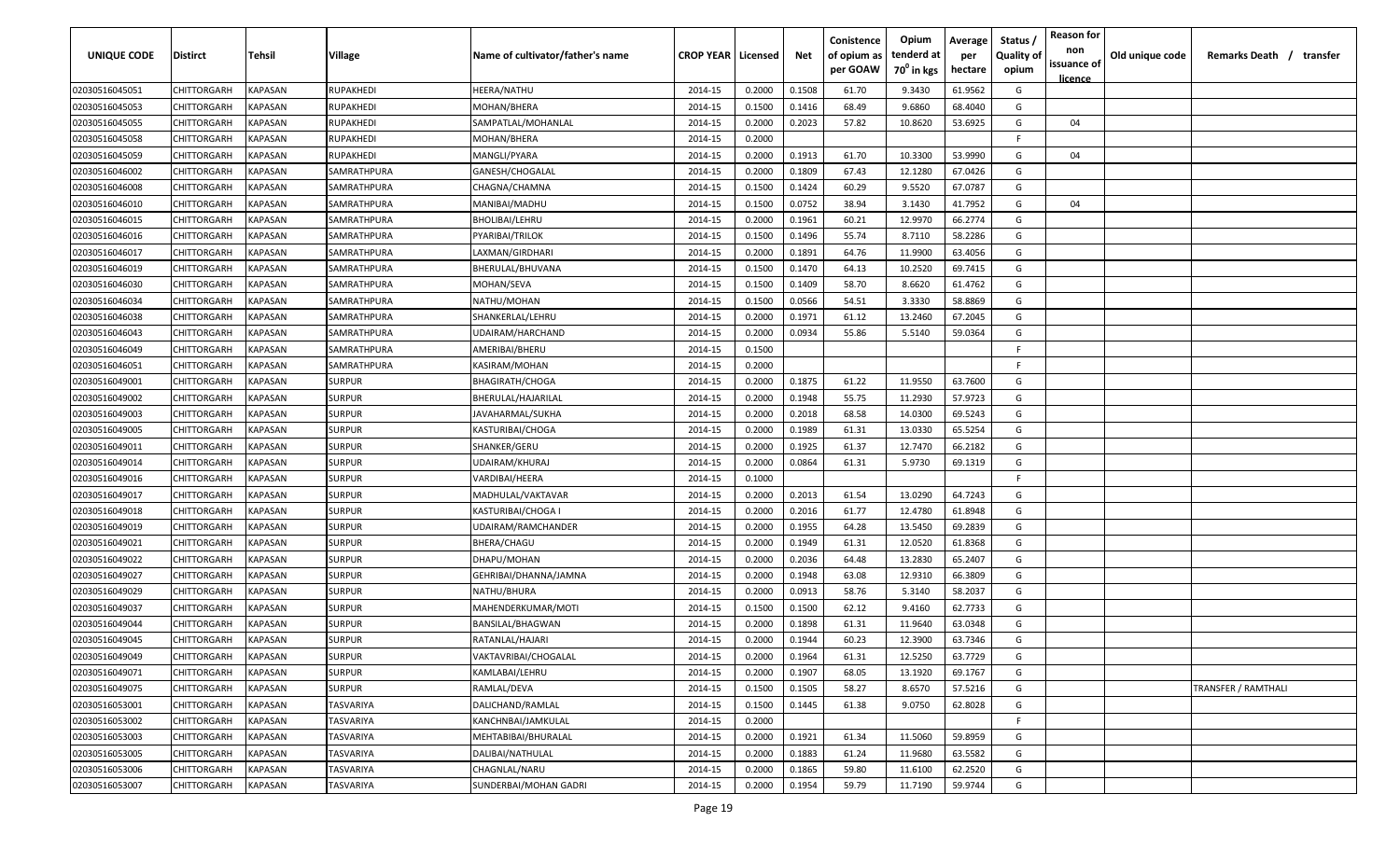| UNIQUE CODE | Distirct | Tehsil | Village | Name of cultivator/father's name | CROP YEAR | Licensed | Net | Conistence of opium as per GOAW | Opium tenderd at 70° in kgs | Average per hectare | Status / Quality of opium | Reason for non issuance of licence | Old unique code | Remarks Death / transfer |
|---|---|---|---|---|---|---|---|---|---|---|---|---|---|---|
| 02030516045051 | CHITTORGARH | KAPASAN | RUPAKHEDI | HEERA/NATHU | 2014-15 | 0.2000 | 0.1508 | 61.70 | 9.3430 | 61.9562 | G | | | |
| 02030516045053 | CHITTORGARH | KAPASAN | RUPAKHEDI | MOHAN/BHERA | 2014-15 | 0.1500 | 0.1416 | 68.49 | 9.6860 | 68.4040 | G | | | |
| 02030516045055 | CHITTORGARH | KAPASAN | RUPAKHEDI | SAMPATLAL/MOHANLAL | 2014-15 | 0.2000 | 0.2023 | 57.82 | 10.8620 | 53.6925 | G | 04 | | |
| 02030516045058 | CHITTORGARH | KAPASAN | RUPAKHEDI | MOHAN/BHERA | 2014-15 | 0.2000 | | | | | F | | | |
| 02030516045059 | CHITTORGARH | KAPASAN | RUPAKHEDI | MANGLI/PYARA | 2014-15 | 0.2000 | 0.1913 | 61.70 | 10.3300 | 53.9990 | G | 04 | | |
| 02030516046002 | CHITTORGARH | KAPASAN | SAMRATHPURA | GANESH/CHOGALAL | 2014-15 | 0.2000 | 0.1809 | 67.43 | 12.1280 | 67.0426 | G | | | |
| 02030516046008 | CHITTORGARH | KAPASAN | SAMRATHPURA | CHAGNA/CHAMNA | 2014-15 | 0.1500 | 0.1424 | 60.29 | 9.5520 | 67.0787 | G | | | |
| 02030516046010 | CHITTORGARH | KAPASAN | SAMRATHPURA | MANIBAI/MADHU | 2014-15 | 0.1500 | 0.0752 | 38.94 | 3.1430 | 41.7952 | G | 04 | | |
| 02030516046015 | CHITTORGARH | KAPASAN | SAMRATHPURA | BHOLIBAI/LEHRU | 2014-15 | 0.2000 | 0.1961 | 60.21 | 12.9970 | 66.2774 | G | | | |
| 02030516046016 | CHITTORGARH | KAPASAN | SAMRATHPURA | PYARIBAI/TRILOK | 2014-15 | 0.1500 | 0.1496 | 55.74 | 8.7110 | 58.2286 | G | | | |
| 02030516046017 | CHITTORGARH | KAPASAN | SAMRATHPURA | LAXMAN/GIRDHARI | 2014-15 | 0.2000 | 0.1891 | 64.76 | 11.9900 | 63.4056 | G | | | |
| 02030516046019 | CHITTORGARH | KAPASAN | SAMRATHPURA | BHERULAL/BHUVANA | 2014-15 | 0.1500 | 0.1470 | 64.13 | 10.2520 | 69.7415 | G | | | |
| 02030516046030 | CHITTORGARH | KAPASAN | SAMRATHPURA | MOHAN/SEVA | 2014-15 | 0.1500 | 0.1409 | 58.70 | 8.6620 | 61.4762 | G | | | |
| 02030516046034 | CHITTORGARH | KAPASAN | SAMRATHPURA | NATHU/MOHAN | 2014-15 | 0.1500 | 0.0566 | 54.51 | 3.3330 | 58.8869 | G | | | |
| 02030516046038 | CHITTORGARH | KAPASAN | SAMRATHPURA | SHANKERLAL/LEHRU | 2014-15 | 0.2000 | 0.1971 | 61.12 | 13.2460 | 67.2045 | G | | | |
| 02030516046043 | CHITTORGARH | KAPASAN | SAMRATHPURA | UDAIRAM/HARCHAND | 2014-15 | 0.2000 | 0.0934 | 55.86 | 5.5140 | 59.0364 | G | | | |
| 02030516046049 | CHITTORGARH | KAPASAN | SAMRATHPURA | AMERIBAI/BHERU | 2014-15 | 0.1500 | | | | | F | | | |
| 02030516046051 | CHITTORGARH | KAPASAN | SAMRATHPURA | KASIRAM/MOHAN | 2014-15 | 0.2000 | | | | | F | | | |
| 02030516049001 | CHITTORGARH | KAPASAN | SURPUR | BHAGIRATH/CHOGA | 2014-15 | 0.2000 | 0.1875 | 61.22 | 11.9550 | 63.7600 | G | | | |
| 02030516049002 | CHITTORGARH | KAPASAN | SURPUR | BHERULAL/HAJARILAL | 2014-15 | 0.2000 | 0.1948 | 55.75 | 11.2930 | 57.9723 | G | | | |
| 02030516049003 | CHITTORGARH | KAPASAN | SURPUR | JAVAHARMAL/SUKHA | 2014-15 | 0.2000 | 0.2018 | 68.58 | 14.0300 | 69.5243 | G | | | |
| 02030516049005 | CHITTORGARH | KAPASAN | SURPUR | KASTURIBAI/CHOGA | 2014-15 | 0.2000 | 0.1989 | 61.31 | 13.0330 | 65.5254 | G | | | |
| 02030516049011 | CHITTORGARH | KAPASAN | SURPUR | SHANKER/GERU | 2014-15 | 0.2000 | 0.1925 | 61.37 | 12.7470 | 66.2182 | G | | | |
| 02030516049014 | CHITTORGARH | KAPASAN | SURPUR | UDAIRAM/KHURAJ | 2014-15 | 0.2000 | 0.0864 | 61.31 | 5.9730 | 69.1319 | G | | | |
| 02030516049016 | CHITTORGARH | KAPASAN | SURPUR | VARDIBAI/HEERA | 2014-15 | 0.1000 | | | | | F | | | |
| 02030516049017 | CHITTORGARH | KAPASAN | SURPUR | MADHULAL/VAKTAVAR | 2014-15 | 0.2000 | 0.2013 | 61.54 | 13.0290 | 64.7243 | G | | | |
| 02030516049018 | CHITTORGARH | KAPASAN | SURPUR | KASTURIBAI/CHOGA I | 2014-15 | 0.2000 | 0.2016 | 61.77 | 12.4780 | 61.8948 | G | | | |
| 02030516049019 | CHITTORGARH | KAPASAN | SURPUR | UDAIRAM/RAMCHANDER | 2014-15 | 0.2000 | 0.1955 | 64.28 | 13.5450 | 69.2839 | G | | | |
| 02030516049021 | CHITTORGARH | KAPASAN | SURPUR | BHERA/CHAGU | 2014-15 | 0.2000 | 0.1949 | 61.31 | 12.0520 | 61.8368 | G | | | |
| 02030516049022 | CHITTORGARH | KAPASAN | SURPUR | DHAPU/MOHAN | 2014-15 | 0.2000 | 0.2036 | 64.48 | 13.2830 | 65.2407 | G | | | |
| 02030516049027 | CHITTORGARH | KAPASAN | SURPUR | GEHRIBAI/DHANNA/JAMNA | 2014-15 | 0.2000 | 0.1948 | 63.08 | 12.9310 | 66.3809 | G | | | |
| 02030516049029 | CHITTORGARH | KAPASAN | SURPUR | NATHU/BHURA | 2014-15 | 0.2000 | 0.0913 | 58.76 | 5.3140 | 58.2037 | G | | | |
| 02030516049037 | CHITTORGARH | KAPASAN | SURPUR | MAHENDERKUMAR/MOTI | 2014-15 | 0.1500 | 0.1500 | 62.12 | 9.4160 | 62.7733 | G | | | |
| 02030516049044 | CHITTORGARH | KAPASAN | SURPUR | BANSILAL/BHAGWAN | 2014-15 | 0.2000 | 0.1898 | 61.31 | 11.9640 | 63.0348 | G | | | |
| 02030516049045 | CHITTORGARH | KAPASAN | SURPUR | RATANLAL/HAJARI | 2014-15 | 0.2000 | 0.1944 | 60.23 | 12.3900 | 63.7346 | G | | | |
| 02030516049049 | CHITTORGARH | KAPASAN | SURPUR | VAKTAVRIBAI/CHOGALAL | 2014-15 | 0.2000 | 0.1964 | 61.31 | 12.5250 | 63.7729 | G | | | |
| 02030516049071 | CHITTORGARH | KAPASAN | SURPUR | KAMLABAI/LEHRU | 2014-15 | 0.2000 | 0.1907 | 68.05 | 13.1920 | 69.1767 | G | | | |
| 02030516049075 | CHITTORGARH | KAPASAN | SURPUR | RAMLAL/DEVA | 2014-15 | 0.1500 | 0.1505 | 58.27 | 8.6570 | 57.5216 | G | | | TRANSFER / RAMTHALI |
| 02030516053001 | CHITTORGARH | KAPASAN | TASVARIYA | DALICHAND/RAMLAL | 2014-15 | 0.1500 | 0.1445 | 61.38 | 9.0750 | 62.8028 | G | | | |
| 02030516053002 | CHITTORGARH | KAPASAN | TASVARIYA | KANCHNBAI/JAMKULAL | 2014-15 | 0.2000 | | | | | F | | | |
| 02030516053003 | CHITTORGARH | KAPASAN | TASVARIYA | MEHTABIBAI/BHURALAL | 2014-15 | 0.2000 | 0.1921 | 61.34 | 11.5060 | 59.8959 | G | | | |
| 02030516053005 | CHITTORGARH | KAPASAN | TASVARIYA | DALIBAI/NATHULAL | 2014-15 | 0.2000 | 0.1883 | 61.24 | 11.9680 | 63.5582 | G | | | |
| 02030516053006 | CHITTORGARH | KAPASAN | TASVARIYA | CHAGNLAL/NARU | 2014-15 | 0.2000 | 0.1865 | 59.80 | 11.6100 | 62.2520 | G | | | |
| 02030516053007 | CHITTORGARH | KAPASAN | TASVARIYA | SUNDERBAI/MOHAN GADRI | 2014-15 | 0.2000 | 0.1954 | 59.79 | 11.7190 | 59.9744 | G | | | |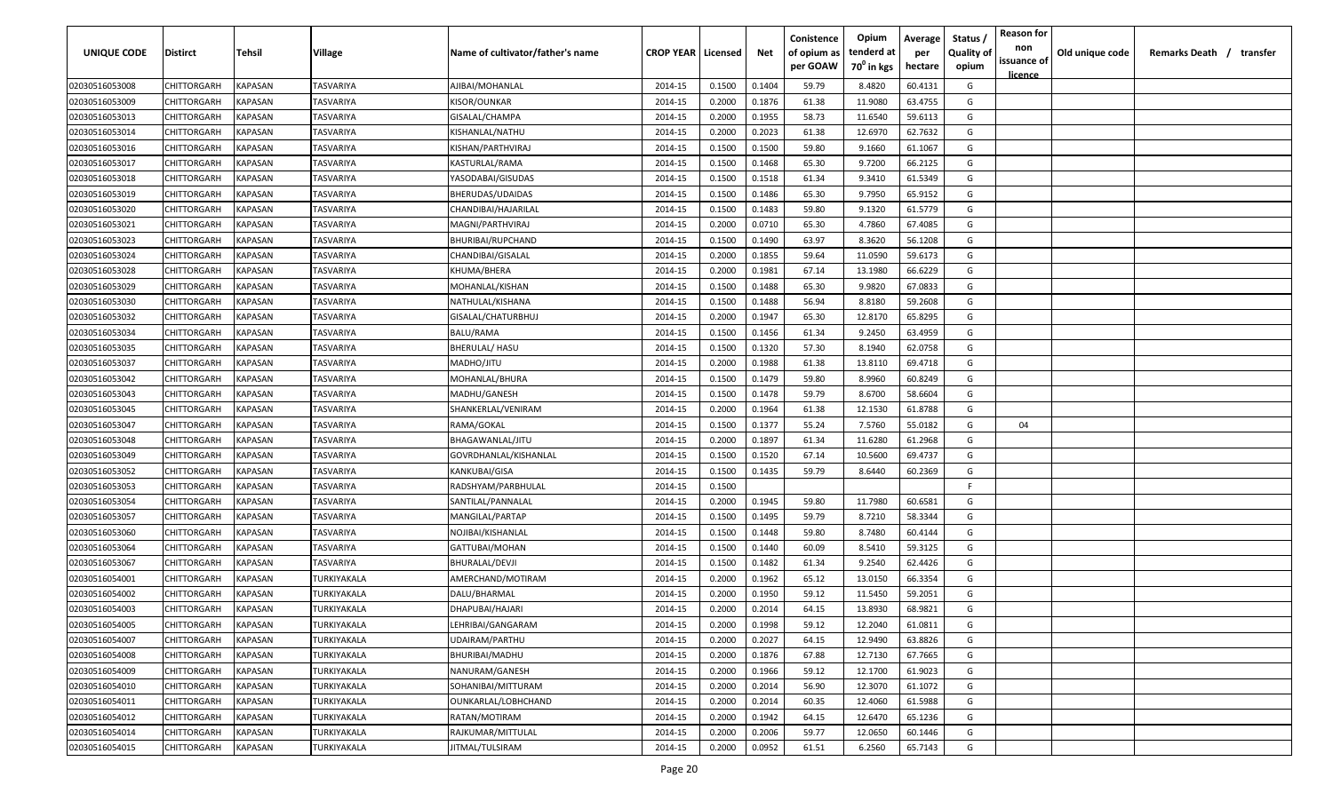| UNIQUE CODE | Distirct | Tehsil | Village | Name of cultivator/father's name | CROP YEAR | Licensed | Net | Conistence of opium as per GOAW | Opium tenderd at $70^0$ in kgs | Average per hectare | Status / Quality of opium | Reason for non issuance of licence | Old unique code | Remarks Death / transfer |
|---|---|---|---|---|---|---|---|---|---|---|---|---|---|---|
| 02030516053008 | CHITTORGARH | KAPASAN | TASVARIYA | AJIBAI/MOHANLAL | 2014-15 | 0.1500 | 0.1404 | 59.79 | 8.4820 | 60.4131 | G | | | |
| 02030516053009 | CHITTORGARH | KAPASAN | TASVARIYA | KISOR/OUNKAR | 2014-15 | 0.2000 | 0.1876 | 61.38 | 11.9080 | 63.4755 | G | | | |
| 02030516053013 | CHITTORGARH | KAPASAN | TASVARIYA | GISALAL/CHAMPA | 2014-15 | 0.2000 | 0.1955 | 58.73 | 11.6540 | 59.6113 | G | | | |
| 02030516053014 | CHITTORGARH | KAPASAN | TASVARIYA | KISHANLAL/NATHU | 2014-15 | 0.2000 | 0.2023 | 61.38 | 12.6970 | 62.7632 | G | | | |
| 02030516053016 | CHITTORGARH | KAPASAN | TASVARIYA | KISHAN/PARTHVIRAJ | 2014-15 | 0.1500 | 0.1500 | 59.80 | 9.1660 | 61.1067 | G | | | |
| 02030516053017 | CHITTORGARH | KAPASAN | TASVARIYA | KASTURLAL/RAMA | 2014-15 | 0.1500 | 0.1468 | 65.30 | 9.7200 | 66.2125 | G | | | |
| 02030516053018 | CHITTORGARH | KAPASAN | TASVARIYA | YASODABAI/GISUDAS | 2014-15 | 0.1500 | 0.1518 | 61.34 | 9.3410 | 61.5349 | G | | | |
| 02030516053019 | CHITTORGARH | KAPASAN | TASVARIYA | BHERUDAS/UDAIDAS | 2014-15 | 0.1500 | 0.1486 | 65.30 | 9.7950 | 65.9152 | G | | | |
| 02030516053020 | CHITTORGARH | KAPASAN | TASVARIYA | CHANDIBAI/HAJARILAL | 2014-15 | 0.1500 | 0.1483 | 59.80 | 9.1320 | 61.5779 | G | | | |
| 02030516053021 | CHITTORGARH | KAPASAN | TASVARIYA | MAGNI/PARTHVIRAJ | 2014-15 | 0.2000 | 0.0710 | 65.30 | 4.7860 | 67.4085 | G | | | |
| 02030516053023 | CHITTORGARH | KAPASAN | TASVARIYA | BHURIBAI/RUPCHAND | 2014-15 | 0.1500 | 0.1490 | 63.97 | 8.3620 | 56.1208 | G | | | |
| 02030516053024 | CHITTORGARH | KAPASAN | TASVARIYA | CHANDIBAI/GISALAL | 2014-15 | 0.2000 | 0.1855 | 59.64 | 11.0590 | 59.6173 | G | | | |
| 02030516053028 | CHITTORGARH | KAPASAN | TASVARIYA | KHUMA/BHERA | 2014-15 | 0.2000 | 0.1981 | 67.14 | 13.1980 | 66.6229 | G | | | |
| 02030516053029 | CHITTORGARH | KAPASAN | TASVARIYA | MOHANLAL/KISHAN | 2014-15 | 0.1500 | 0.1488 | 65.30 | 9.9820 | 67.0833 | G | | | |
| 02030516053030 | CHITTORGARH | KAPASAN | TASVARIYA | NATHULAL/KISHANA | 2014-15 | 0.1500 | 0.1488 | 56.94 | 8.8180 | 59.2608 | G | | | |
| 02030516053032 | CHITTORGARH | KAPASAN | TASVARIYA | GISALAL/CHATURBHUJ | 2014-15 | 0.2000 | 0.1947 | 65.30 | 12.8170 | 65.8295 | G | | | |
| 02030516053034 | CHITTORGARH | KAPASAN | TASVARIYA | BALU/RAMA | 2014-15 | 0.1500 | 0.1456 | 61.34 | 9.2450 | 63.4959 | G | | | |
| 02030516053035 | CHITTORGARH | KAPASAN | TASVARIYA | BHERULAL/ HASU | 2014-15 | 0.1500 | 0.1320 | 57.30 | 8.1940 | 62.0758 | G | | | |
| 02030516053037 | CHITTORGARH | KAPASAN | TASVARIYA | MADHO/JITU | 2014-15 | 0.2000 | 0.1988 | 61.38 | 13.8110 | 69.4718 | G | | | |
| 02030516053042 | CHITTORGARH | KAPASAN | TASVARIYA | MOHANLAL/BHURA | 2014-15 | 0.1500 | 0.1479 | 59.80 | 8.9960 | 60.8249 | G | | | |
| 02030516053043 | CHITTORGARH | KAPASAN | TASVARIYA | MADHU/GANESH | 2014-15 | 0.1500 | 0.1478 | 59.79 | 8.6700 | 58.6604 | G | | | |
| 02030516053045 | CHITTORGARH | KAPASAN | TASVARIYA | SHANKERLAL/VENIRAM | 2014-15 | 0.2000 | 0.1964 | 61.38 | 12.1530 | 61.8788 | G | | | |
| 02030516053047 | CHITTORGARH | KAPASAN | TASVARIYA | RAMA/GOKAL | 2014-15 | 0.1500 | 0.1377 | 55.24 | 7.5760 | 55.0182 | G | 04 | | |
| 02030516053048 | CHITTORGARH | KAPASAN | TASVARIYA | BHAGAWANLAL/JITU | 2014-15 | 0.2000 | 0.1897 | 61.34 | 11.6280 | 61.2968 | G | | | |
| 02030516053049 | CHITTORGARH | KAPASAN | TASVARIYA | GOVRDHANLAL/KISHANLAL | 2014-15 | 0.1500 | 0.1520 | 67.14 | 10.5600 | 69.4737 | G | | | |
| 02030516053052 | CHITTORGARH | KAPASAN | TASVARIYA | KANKUBAI/GISA | 2014-15 | 0.1500 | 0.1435 | 59.79 | 8.6440 | 60.2369 | G | | | |
| 02030516053053 | CHITTORGARH | KAPASAN | TASVARIYA | RADSHYAM/PARBHULAL | 2014-15 | 0.1500 | | | | | F | | | |
| 02030516053054 | CHITTORGARH | KAPASAN | TASVARIYA | SANTILAL/PANNALAL | 2014-15 | 0.2000 | 0.1945 | 59.80 | 11.7980 | 60.6581 | G | | | |
| 02030516053057 | CHITTORGARH | KAPASAN | TASVARIYA | MANGILAL/PARTAP | 2014-15 | 0.1500 | 0.1495 | 59.79 | 8.7210 | 58.3344 | G | | | |
| 02030516053060 | CHITTORGARH | KAPASAN | TASVARIYA | NOJIBAI/KISHANLAL | 2014-15 | 0.1500 | 0.1448 | 59.80 | 8.7480 | 60.4144 | G | | | |
| 02030516053064 | CHITTORGARH | KAPASAN | TASVARIYA | GATTUBAI/MOHAN | 2014-15 | 0.1500 | 0.1440 | 60.09 | 8.5410 | 59.3125 | G | | | |
| 02030516053067 | CHITTORGARH | KAPASAN | TASVARIYA | BHURALAL/DEVJI | 2014-15 | 0.1500 | 0.1482 | 61.34 | 9.2540 | 62.4426 | G | | | |
| 02030516054001 | CHITTORGARH | KAPASAN | TURKIYAKALA | AMERCHAND/MOTIRAM | 2014-15 | 0.2000 | 0.1962 | 65.12 | 13.0150 | 66.3354 | G | | | |
| 02030516054002 | CHITTORGARH | KAPASAN | TURKIYAKALA | DALU/BHARMAL | 2014-15 | 0.2000 | 0.1950 | 59.12 | 11.5450 | 59.2051 | G | | | |
| 02030516054003 | CHITTORGARH | KAPASAN | TURKIYAKALA | DHAPUBAI/HAJARI | 2014-15 | 0.2000 | 0.2014 | 64.15 | 13.8930 | 68.9821 | G | | | |
| 02030516054005 | CHITTORGARH | KAPASAN | TURKIYAKALA | LEHRIBAI/GANGARAM | 2014-15 | 0.2000 | 0.1998 | 59.12 | 12.2040 | 61.0811 | G | | | |
| 02030516054007 | CHITTORGARH | KAPASAN | TURKIYAKALA | UDAIRAM/PARTHU | 2014-15 | 0.2000 | 0.2027 | 64.15 | 12.9490 | 63.8826 | G | | | |
| 02030516054008 | CHITTORGARH | KAPASAN | TURKIYAKALA | BHURIBAI/MADHU | 2014-15 | 0.2000 | 0.1876 | 67.88 | 12.7130 | 67.7665 | G | | | |
| 02030516054009 | CHITTORGARH | KAPASAN | TURKIYAKALA | NANURAM/GANESH | 2014-15 | 0.2000 | 0.1966 | 59.12 | 12.1700 | 61.9023 | G | | | |
| 02030516054010 | CHITTORGARH | KAPASAN | TURKIYAKALA | SOHANIBAI/MITTURAM | 2014-15 | 0.2000 | 0.2014 | 56.90 | 12.3070 | 61.1072 | G | | | |
| 02030516054011 | CHITTORGARH | KAPASAN | TURKIYAKALA | OUNKARLAL/LOBHCHAND | 2014-15 | 0.2000 | 0.2014 | 60.35 | 12.4060 | 61.5988 | G | | | |
| 02030516054012 | CHITTORGARH | KAPASAN | TURKIYAKALA | RATAN/MOTIRAM | 2014-15 | 0.2000 | 0.1942 | 64.15 | 12.6470 | 65.1236 | G | | | |
| 02030516054014 | CHITTORGARH | KAPASAN | TURKIYAKALA | RAJKUMAR/MITTULAL | 2014-15 | 0.2000 | 0.2006 | 59.77 | 12.0650 | 60.1446 | G | | | |
| 02030516054015 | CHITTORGARH | KAPASAN | TURKIYAKALA | JITMAL/TULSIRAM | 2014-15 | 0.2000 | 0.0952 | 61.51 | 6.2560 | 65.7143 | G | | | |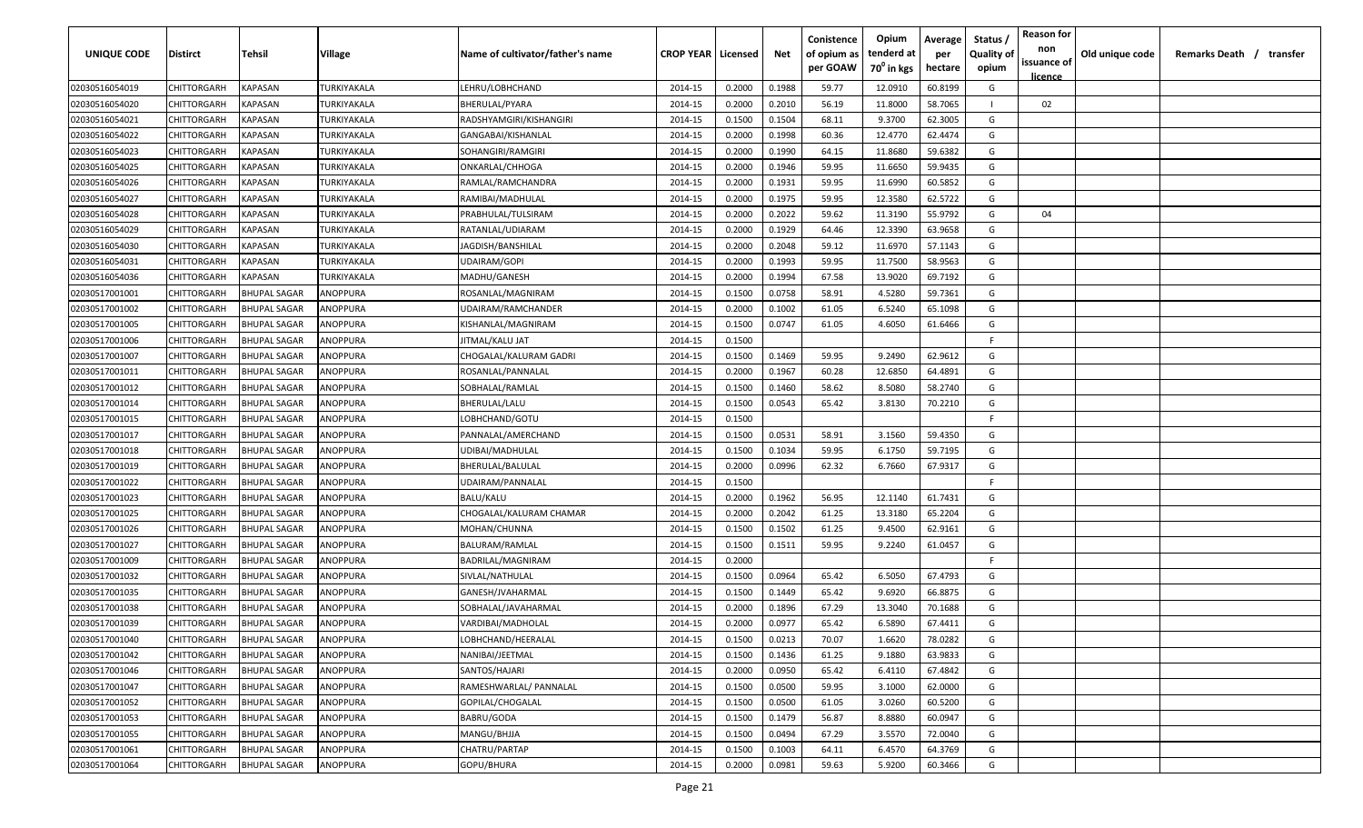| UNIQUE CODE | Distirct | Tehsil | Village | Name of cultivator/father's name | CROP YEAR | Licensed | Net | Conistence of opium as per GOAW | Opium tenderd at $70^0$ in kgs | Average per hectare | Status / Quality of opium | Reason for non issuance of licence | Old unique code | Remarks Death / transfer |
|---|---|---|---|---|---|---|---|---|---|---|---|---|---|---|
| 02030516054019 | CHITTORGARH | KAPASAN | TURKIYAKALA | LEHRU/LOBHCHAND | 2014-15 | 0.2000 | 0.1988 | 59.77 | 12.0910 | 60.8199 | G | | | |
| 02030516054020 | CHITTORGARH | KAPASAN | TURKIYAKALA | BHERULAL/PYARA | 2014-15 | 0.2000 | 0.2010 | 56.19 | 11.8000 | 58.7065 | I | 02 | | |
| 02030516054021 | CHITTORGARH | KAPASAN | TURKIYAKALA | RADSHYAMGIRI/KISHANGIRI | 2014-15 | 0.1500 | 0.1504 | 68.11 | 9.3700 | 62.3005 | G | | | |
| 02030516054022 | CHITTORGARH | KAPASAN | TURKIYAKALA | GANGABAI/KISHANLAL | 2014-15 | 0.2000 | 0.1998 | 60.36 | 12.4770 | 62.4474 | G | | | |
| 02030516054023 | CHITTORGARH | KAPASAN | TURKIYAKALA | SOHANGIRI/RAMGIRI | 2014-15 | 0.2000 | 0.1990 | 64.15 | 11.8680 | 59.6382 | G | | | |
| 02030516054025 | CHITTORGARH | KAPASAN | TURKIYAKALA | ONKARLAL/CHHOGA | 2014-15 | 0.2000 | 0.1946 | 59.95 | 11.6650 | 59.9435 | G | | | |
| 02030516054026 | CHITTORGARH | KAPASAN | TURKIYAKALA | RAMLAL/RAMCHANDRA | 2014-15 | 0.2000 | 0.1931 | 59.95 | 11.6990 | 60.5852 | G | | | |
| 02030516054027 | CHITTORGARH | KAPASAN | TURKIYAKALA | RAMIBAI/MADHULAL | 2014-15 | 0.2000 | 0.1975 | 59.95 | 12.3580 | 62.5722 | G | | | |
| 02030516054028 | CHITTORGARH | KAPASAN | TURKIYAKALA | PRABHULAL/TULSIRAM | 2014-15 | 0.2000 | 0.2022 | 59.62 | 11.3190 | 55.9792 | G | 04 | | |
| 02030516054029 | CHITTORGARH | KAPASAN | TURKIYAKALA | RATANLAL/UDIARAM | 2014-15 | 0.2000 | 0.1929 | 64.46 | 12.3390 | 63.9658 | G | | | |
| 02030516054030 | CHITTORGARH | KAPASAN | TURKIYAKALA | JAGDISH/BANSHILAL | 2014-15 | 0.2000 | 0.2048 | 59.12 | 11.6970 | 57.1143 | G | | | |
| 02030516054031 | CHITTORGARH | KAPASAN | TURKIYAKALA | UDAIRAM/GOPI | 2014-15 | 0.2000 | 0.1993 | 59.95 | 11.7500 | 58.9563 | G | | | |
| 02030516054036 | CHITTORGARH | KAPASAN | TURKIYAKALA | MADHU/GANESH | 2014-15 | 0.2000 | 0.1994 | 67.58 | 13.9020 | 69.7192 | G | | | |
| 02030517001001 | CHITTORGARH | BHUPAL SAGAR | ANOPPURA | ROSANLAL/MAGNIRAM | 2014-15 | 0.1500 | 0.0758 | 58.91 | 4.5280 | 59.7361 | G | | | |
| 02030517001002 | CHITTORGARH | BHUPAL SAGAR | ANOPPURA | UDAIRAM/RAMCHANDER | 2014-15 | 0.2000 | 0.1002 | 61.05 | 6.5240 | 65.1098 | G | | | |
| 02030517001005 | CHITTORGARH | BHUPAL SAGAR | ANOPPURA | KISHANLAL/MAGNIRAM | 2014-15 | 0.1500 | 0.0747 | 61.05 | 4.6050 | 61.6466 | G | | | |
| 02030517001006 | CHITTORGARH | BHUPAL SAGAR | ANOPPURA | JITMAL/KALU JAT | 2014-15 | 0.1500 | | | | | F | | | |
| 02030517001007 | CHITTORGARH | BHUPAL SAGAR | ANOPPURA | CHOGALAL/KALURAM GADRI | 2014-15 | 0.1500 | 0.1469 | 59.95 | 9.2490 | 62.9612 | G | | | |
| 02030517001011 | CHITTORGARH | BHUPAL SAGAR | ANOPPURA | ROSANLAL/PANNALAL | 2014-15 | 0.2000 | 0.1967 | 60.28 | 12.6850 | 64.4891 | G | | | |
| 02030517001012 | CHITTORGARH | BHUPAL SAGAR | ANOPPURA | SOBHALAL/RAMLAL | 2014-15 | 0.1500 | 0.1460 | 58.62 | 8.5080 | 58.2740 | G | | | |
| 02030517001014 | CHITTORGARH | BHUPAL SAGAR | ANOPPURA | BHERULAL/LALU | 2014-15 | 0.1500 | 0.0543 | 65.42 | 3.8130 | 70.2210 | G | | | |
| 02030517001015 | CHITTORGARH | BHUPAL SAGAR | ANOPPURA | LOBHCHAND/GOTU | 2014-15 | 0.1500 | | | | | F | | | |
| 02030517001017 | CHITTORGARH | BHUPAL SAGAR | ANOPPURA | PANNALAL/AMERCHAND | 2014-15 | 0.1500 | 0.0531 | 58.91 | 3.1560 | 59.4350 | G | | | |
| 02030517001018 | CHITTORGARH | BHUPAL SAGAR | ANOPPURA | UDIBAI/MADHULAL | 2014-15 | 0.1500 | 0.1034 | 59.95 | 6.1750 | 59.7195 | G | | | |
| 02030517001019 | CHITTORGARH | BHUPAL SAGAR | ANOPPURA | BHERULAL/BALULAL | 2014-15 | 0.2000 | 0.0996 | 62.32 | 6.7660 | 67.9317 | G | | | |
| 02030517001022 | CHITTORGARH | BHUPAL SAGAR | ANOPPURA | UDAIRAM/PANNALAL | 2014-15 | 0.1500 | | | | | F | | | |
| 02030517001023 | CHITTORGARH | BHUPAL SAGAR | ANOPPURA | BALU/KALU | 2014-15 | 0.2000 | 0.1962 | 56.95 | 12.1140 | 61.7431 | G | | | |
| 02030517001025 | CHITTORGARH | BHUPAL SAGAR | ANOPPURA | CHOGALAL/KALURAM CHAMAR | 2014-15 | 0.2000 | 0.2042 | 61.25 | 13.3180 | 65.2204 | G | | | |
| 02030517001026 | CHITTORGARH | BHUPAL SAGAR | ANOPPURA | MOHAN/CHUNNA | 2014-15 | 0.1500 | 0.1502 | 61.25 | 9.4500 | 62.9161 | G | | | |
| 02030517001027 | CHITTORGARH | BHUPAL SAGAR | ANOPPURA | BALURAM/RAMLAL | 2014-15 | 0.1500 | 0.1511 | 59.95 | 9.2240 | 61.0457 | G | | | |
| 02030517001009 | CHITTORGARH | BHUPAL SAGAR | ANOPPURA | BADRILAL/MAGNIRAM | 2014-15 | 0.2000 | | | | | F | | | |
| 02030517001032 | CHITTORGARH | BHUPAL SAGAR | ANOPPURA | SIVLAL/NATHULAL | 2014-15 | 0.1500 | 0.0964 | 65.42 | 6.5050 | 67.4793 | G | | | |
| 02030517001035 | CHITTORGARH | BHUPAL SAGAR | ANOPPURA | GANESH/JVAHARMAL | 2014-15 | 0.1500 | 0.1449 | 65.42 | 9.6920 | 66.8875 | G | | | |
| 02030517001038 | CHITTORGARH | BHUPAL SAGAR | ANOPPURA | SOBHALAL/JAVAHARMAL | 2014-15 | 0.2000 | 0.1896 | 67.29 | 13.3040 | 70.1688 | G | | | |
| 02030517001039 | CHITTORGARH | BHUPAL SAGAR | ANOPPURA | VARDIBAI/MADHOLAL | 2014-15 | 0.2000 | 0.0977 | 65.42 | 6.5890 | 67.4411 | G | | | |
| 02030517001040 | CHITTORGARH | BHUPAL SAGAR | ANOPPURA | LOBHCHAND/HEERALAL | 2014-15 | 0.1500 | 0.0213 | 70.07 | 1.6620 | 78.0282 | G | | | |
| 02030517001042 | CHITTORGARH | BHUPAL SAGAR | ANOPPURA | NANIBAI/JEETMAL | 2014-15 | 0.1500 | 0.1436 | 61.25 | 9.1880 | 63.9833 | G | | | |
| 02030517001046 | CHITTORGARH | BHUPAL SAGAR | ANOPPURA | SANTOS/HAJARI | 2014-15 | 0.2000 | 0.0950 | 65.42 | 6.4110 | 67.4842 | G | | | |
| 02030517001047 | CHITTORGARH | BHUPAL SAGAR | ANOPPURA | RAMESHWARLAL/ PANNALAL | 2014-15 | 0.1500 | 0.0500 | 59.95 | 3.1000 | 62.0000 | G | | | |
| 02030517001052 | CHITTORGARH | BHUPAL SAGAR | ANOPPURA | GOPILAL/CHOGALAL | 2014-15 | 0.1500 | 0.0500 | 61.05 | 3.0260 | 60.5200 | G | | | |
| 02030517001053 | CHITTORGARH | BHUPAL SAGAR | ANOPPURA | BABRU/GODA | 2014-15 | 0.1500 | 0.1479 | 56.87 | 8.8880 | 60.0947 | G | | | |
| 02030517001055 | CHITTORGARH | BHUPAL SAGAR | ANOPPURA | MANGU/BHJJA | 2014-15 | 0.1500 | 0.0494 | 67.29 | 3.5570 | 72.0040 | G | | | |
| 02030517001061 | CHITTORGARH | BHUPAL SAGAR | ANOPPURA | CHATRU/PARTAP | 2014-15 | 0.1500 | 0.1003 | 64.11 | 6.4570 | 64.3769 | G | | | |
| 02030517001064 | CHITTORGARH | BHUPAL SAGAR | ANOPPURA | GOPU/BHURA | 2014-15 | 0.2000 | 0.0981 | 59.63 | 5.9200 | 60.3466 | G | | | |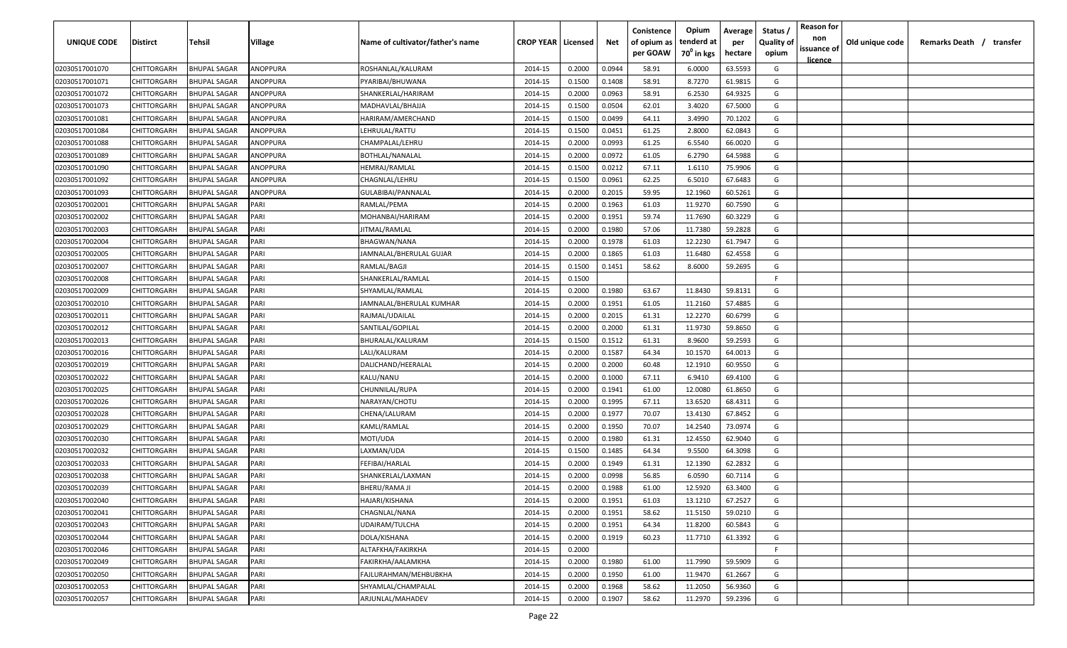| UNIQUE CODE | Distirct | Tehsil | Village | Name of cultivator/father's name | CROP YEAR | Licensed | Net | Conistence of opium as per GOAW | Opium tenderd at 70⁰ in kgs | Average per hectare | Status / Quality of opium | Reason for non issuance of licence | Old unique code | Remarks Death / transfer |
|---|---|---|---|---|---|---|---|---|---|---|---|---|---|---|
| 02030517001070 | CHITTORGARH | BHUPAL SAGAR | ANOPPURA | ROSHANLAL/KALURAM | 2014-15 | 0.2000 | 0.0944 | 58.91 | 6.0000 | 63.5593 | G | | | |
| 02030517001071 | CHITTORGARH | BHUPAL SAGAR | ANOPPURA | PYARIBAI/BHUWANA | 2014-15 | 0.1500 | 0.1408 | 58.91 | 8.7270 | 61.9815 | G | | | |
| 02030517001072 | CHITTORGARH | BHUPAL SAGAR | ANOPPURA | SHANKERLAL/HARIRAM | 2014-15 | 0.2000 | 0.0963 | 58.91 | 6.2530 | 64.9325 | G | | | |
| 02030517001073 | CHITTORGARH | BHUPAL SAGAR | ANOPPURA | MADHAVLAL/BHAJJA | 2014-15 | 0.1500 | 0.0504 | 62.01 | 3.4020 | 67.5000 | G | | | |
| 02030517001081 | CHITTORGARH | BHUPAL SAGAR | ANOPPURA | HARIRAM/AMERCHAND | 2014-15 | 0.1500 | 0.0499 | 64.11 | 3.4990 | 70.1202 | G | | | |
| 02030517001084 | CHITTORGARH | BHUPAL SAGAR | ANOPPURA | LEHRULAL/RATTU | 2014-15 | 0.1500 | 0.0451 | 61.25 | 2.8000 | 62.0843 | G | | | |
| 02030517001088 | CHITTORGARH | BHUPAL SAGAR | ANOPPURA | CHAMPALAL/LEHRU | 2014-15 | 0.2000 | 0.0993 | 61.25 | 6.5540 | 66.0020 | G | | | |
| 02030517001089 | CHITTORGARH | BHUPAL SAGAR | ANOPPURA | BOTHLAL/NANALAL | 2014-15 | 0.2000 | 0.0972 | 61.05 | 6.2790 | 64.5988 | G | | | |
| 02030517001090 | CHITTORGARH | BHUPAL SAGAR | ANOPPURA | HEMRAJ/RAMLAL | 2014-15 | 0.1500 | 0.0212 | 67.11 | 1.6110 | 75.9906 | G | | | |
| 02030517001092 | CHITTORGARH | BHUPAL SAGAR | ANOPPURA | CHAGNLAL/LEHRU | 2014-15 | 0.1500 | 0.0961 | 62.25 | 6.5010 | 67.6483 | G | | | |
| 02030517001093 | CHITTORGARH | BHUPAL SAGAR | ANOPPURA | GULABIBAI/PANNALAL | 2014-15 | 0.2000 | 0.2015 | 59.95 | 12.1960 | 60.5261 | G | | | |
| 02030517002001 | CHITTORGARH | BHUPAL SAGAR | PARI | RAMLAL/PEMA | 2014-15 | 0.2000 | 0.1963 | 61.03 | 11.9270 | 60.7590 | G | | | |
| 02030517002002 | CHITTORGARH | BHUPAL SAGAR | PARI | MOHANBAI/HARIRAM | 2014-15 | 0.2000 | 0.1951 | 59.74 | 11.7690 | 60.3229 | G | | | |
| 02030517002003 | CHITTORGARH | BHUPAL SAGAR | PARI | JITMAL/RAMLAL | 2014-15 | 0.2000 | 0.1980 | 57.06 | 11.7380 | 59.2828 | G | | | |
| 02030517002004 | CHITTORGARH | BHUPAL SAGAR | PARI | BHAGWAN/NANA | 2014-15 | 0.2000 | 0.1978 | 61.03 | 12.2230 | 61.7947 | G | | | |
| 02030517002005 | CHITTORGARH | BHUPAL SAGAR | PARI | JAMNALAL/BHERULAL GUJAR | 2014-15 | 0.2000 | 0.1865 | 61.03 | 11.6480 | 62.4558 | G | | | |
| 02030517002007 | CHITTORGARH | BHUPAL SAGAR | PARI | RAMLAL/BAGJI | 2014-15 | 0.1500 | 0.1451 | 58.62 | 8.6000 | 59.2695 | G | | | |
| 02030517002008 | CHITTORGARH | BHUPAL SAGAR | PARI | SHANKERLAL/RAMLAL | 2014-15 | 0.1500 | | | | | F | | | |
| 02030517002009 | CHITTORGARH | BHUPAL SAGAR | PARI | SHYAMLAL/RAMLAL | 2014-15 | 0.2000 | 0.1980 | 63.67 | 11.8430 | 59.8131 | G | | | |
| 02030517002010 | CHITTORGARH | BHUPAL SAGAR | PARI | JAMNALAL/BHERULAL KUMHAR | 2014-15 | 0.2000 | 0.1951 | 61.05 | 11.2160 | 57.4885 | G | | | |
| 02030517002011 | CHITTORGARH | BHUPAL SAGAR | PARI | RAJMAL/UDAILAL | 2014-15 | 0.2000 | 0.2015 | 61.31 | 12.2270 | 60.6799 | G | | | |
| 02030517002012 | CHITTORGARH | BHUPAL SAGAR | PARI | SANTILAL/GOPILAL | 2014-15 | 0.2000 | 0.2000 | 61.31 | 11.9730 | 59.8650 | G | | | |
| 02030517002013 | CHITTORGARH | BHUPAL SAGAR | PARI | BHURALAL/KALURAM | 2014-15 | 0.1500 | 0.1512 | 61.31 | 8.9600 | 59.2593 | G | | | |
| 02030517002016 | CHITTORGARH | BHUPAL SAGAR | PARI | LALI/KALURAM | 2014-15 | 0.2000 | 0.1587 | 64.34 | 10.1570 | 64.0013 | G | | | |
| 02030517002019 | CHITTORGARH | BHUPAL SAGAR | PARI | DALICHAND/HEERALAL | 2014-15 | 0.2000 | 0.2000 | 60.48 | 12.1910 | 60.9550 | G | | | |
| 02030517002022 | CHITTORGARH | BHUPAL SAGAR | PARI | KALU/NANU | 2014-15 | 0.2000 | 0.1000 | 67.11 | 6.9410 | 69.4100 | G | | | |
| 02030517002025 | CHITTORGARH | BHUPAL SAGAR | PARI | CHUNNILAL/RUPA | 2014-15 | 0.2000 | 0.1941 | 61.00 | 12.0080 | 61.8650 | G | | | |
| 02030517002026 | CHITTORGARH | BHUPAL SAGAR | PARI | NARAYAN/CHOTU | 2014-15 | 0.2000 | 0.1995 | 67.11 | 13.6520 | 68.4311 | G | | | |
| 02030517002028 | CHITTORGARH | BHUPAL SAGAR | PARI | CHENA/LALURAM | 2014-15 | 0.2000 | 0.1977 | 70.07 | 13.4130 | 67.8452 | G | | | |
| 02030517002029 | CHITTORGARH | BHUPAL SAGAR | PARI | KAMLI/RAMLAL | 2014-15 | 0.2000 | 0.1950 | 70.07 | 14.2540 | 73.0974 | G | | | |
| 02030517002030 | CHITTORGARH | BHUPAL SAGAR | PARI | MOTI/UDA | 2014-15 | 0.2000 | 0.1980 | 61.31 | 12.4550 | 62.9040 | G | | | |
| 02030517002032 | CHITTORGARH | BHUPAL SAGAR | PARI | LAXMAN/UDA | 2014-15 | 0.1500 | 0.1485 | 64.34 | 9.5500 | 64.3098 | G | | | |
| 02030517002033 | CHITTORGARH | BHUPAL SAGAR | PARI | FEFIBAI/HARLAL | 2014-15 | 0.2000 | 0.1949 | 61.31 | 12.1390 | 62.2832 | G | | | |
| 02030517002038 | CHITTORGARH | BHUPAL SAGAR | PARI | SHANKERLAL/LAXMAN | 2014-15 | 0.2000 | 0.0998 | 56.85 | 6.0590 | 60.7114 | G | | | |
| 02030517002039 | CHITTORGARH | BHUPAL SAGAR | PARI | BHERU/RAMA JI | 2014-15 | 0.2000 | 0.1988 | 61.00 | 12.5920 | 63.3400 | G | | | |
| 02030517002040 | CHITTORGARH | BHUPAL SAGAR | PARI | HAJARI/KISHANA | 2014-15 | 0.2000 | 0.1951 | 61.03 | 13.1210 | 67.2527 | G | | | |
| 02030517002041 | CHITTORGARH | BHUPAL SAGAR | PARI | CHAGNLAL/NANA | 2014-15 | 0.2000 | 0.1951 | 58.62 | 11.5150 | 59.0210 | G | | | |
| 02030517002043 | CHITTORGARH | BHUPAL SAGAR | PARI | UDAIRAM/TULCHA | 2014-15 | 0.2000 | 0.1951 | 64.34 | 11.8200 | 60.5843 | G | | | |
| 02030517002044 | CHITTORGARH | BHUPAL SAGAR | PARI | DOLA/KISHANA | 2014-15 | 0.2000 | 0.1919 | 60.23 | 11.7710 | 61.3392 | G | | | |
| 02030517002046 | CHITTORGARH | BHUPAL SAGAR | PARI | ALTAFKHA/FAKIRKHA | 2014-15 | 0.2000 | | | | | F | | | |
| 02030517002049 | CHITTORGARH | BHUPAL SAGAR | PARI | FAKIRKHA/AALAMKHA | 2014-15 | 0.2000 | 0.1980 | 61.00 | 11.7990 | 59.5909 | G | | | |
| 02030517002050 | CHITTORGARH | BHUPAL SAGAR | PARI | FAJLURAHMAN/MEHBUBKHA | 2014-15 | 0.2000 | 0.1950 | 61.00 | 11.9470 | 61.2667 | G | | | |
| 02030517002053 | CHITTORGARH | BHUPAL SAGAR | PARI | SHYAMLAL/CHAMPALAL | 2014-15 | 0.2000 | 0.1968 | 58.62 | 11.2050 | 56.9360 | G | | | |
| 02030517002057 | CHITTORGARH | BHUPAL SAGAR | PARI | ARJUNLAL/MAHADEV | 2014-15 | 0.2000 | 0.1907 | 58.62 | 11.2970 | 59.2396 | G | | | |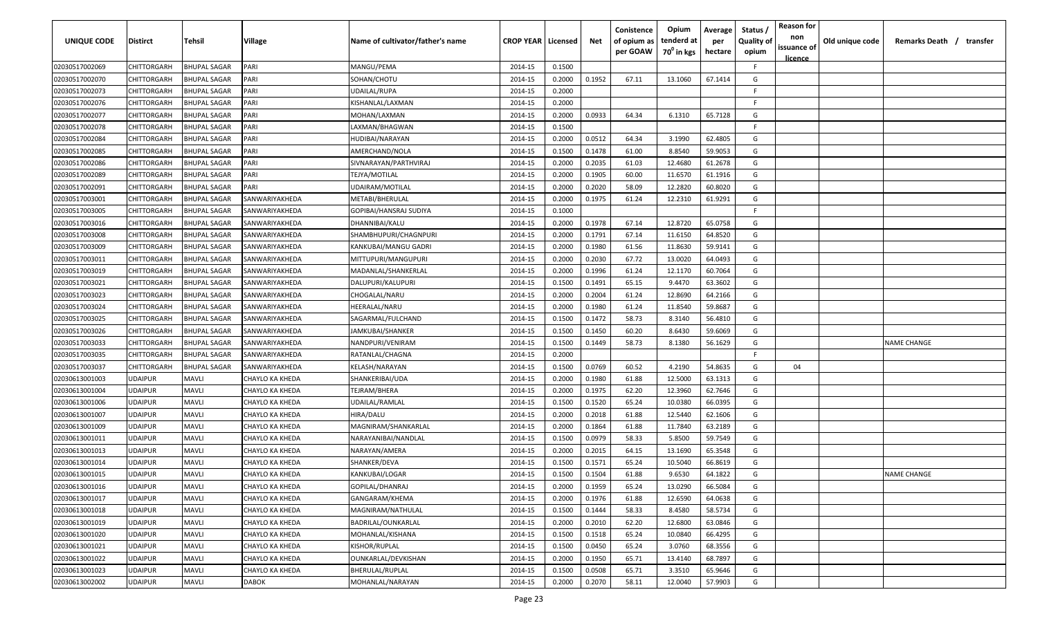| UNIQUE CODE | Distirct | Tehsil | Village | Name of cultivator/father's name | CROP YEAR | Licensed | Net | Conistence of opium as per GOAW | Opium tenderd at 70° in kgs | Average per hectare | Status / Quality of opium | Reason for non issuance of licence | Old unique code | Remarks Death / transfer |
|---|---|---|---|---|---|---|---|---|---|---|---|---|---|---|
| 02030517002069 | CHITTORGARH | BHUPAL SAGAR | PARI | MANGU/PEMA | 2014-15 | 0.1500 | | | | | F | | | |
| 02030517002070 | CHITTORGARH | BHUPAL SAGAR | PARI | SOHAN/CHOTU | 2014-15 | 0.2000 | 0.1952 | 67.11 | 13.1060 | 67.1414 | G | | | |
| 02030517002073 | CHITTORGARH | BHUPAL SAGAR | PARI | UDAILAL/RUPA | 2014-15 | 0.2000 | | | | | F | | | |
| 02030517002076 | CHITTORGARH | BHUPAL SAGAR | PARI | KISHANLAL/LAXMAN | 2014-15 | 0.2000 | | | | | F | | | |
| 02030517002077 | CHITTORGARH | BHUPAL SAGAR | PARI | MOHAN/LAXMAN | 2014-15 | 0.2000 | 0.0933 | 64.34 | 6.1310 | 65.7128 | G | | | |
| 02030517002078 | CHITTORGARH | BHUPAL SAGAR | PARI | LAXMAN/BHAGWAN | 2014-15 | 0.1500 | | | | | F | | | |
| 02030517002084 | CHITTORGARH | BHUPAL SAGAR | PARI | HUDIBAI/NARAYAN | 2014-15 | 0.2000 | 0.0512 | 64.34 | 3.1990 | 62.4805 | G | | | |
| 02030517002085 | CHITTORGARH | BHUPAL SAGAR | PARI | AMERCHAND/NOLA | 2014-15 | 0.1500 | 0.1478 | 61.00 | 8.8540 | 59.9053 | G | | | |
| 02030517002086 | CHITTORGARH | BHUPAL SAGAR | PARI | SIVNARAYAN/PARTHVIRAJ | 2014-15 | 0.2000 | 0.2035 | 61.03 | 12.4680 | 61.2678 | G | | | |
| 02030517002089 | CHITTORGARH | BHUPAL SAGAR | PARI | TEJYA/MOTILAL | 2014-15 | 0.2000 | 0.1905 | 60.00 | 11.6570 | 61.1916 | G | | | |
| 02030517002091 | CHITTORGARH | BHUPAL SAGAR | PARI | UDAIRAM/MOTILAL | 2014-15 | 0.2000 | 0.2020 | 58.09 | 12.2820 | 60.8020 | G | | | |
| 02030517003001 | CHITTORGARH | BHUPAL SAGAR | SANWARIYAKHEDA | METABI/BHERULAL | 2014-15 | 0.2000 | 0.1975 | 61.24 | 12.2310 | 61.9291 | G | | | |
| 02030517003005 | CHITTORGARH | BHUPAL SAGAR | SANWARIYAKHEDA | GOPIBAI/HANSRAJ SUDIYA | 2014-15 | 0.1000 | | | | | F | | | |
| 02030517003016 | CHITTORGARH | BHUPAL SAGAR | SANWARIYAKHEDA | DHANNIBAI/KALU | 2014-15 | 0.2000 | 0.1978 | 67.14 | 12.8720 | 65.0758 | G | | | |
| 02030517003008 | CHITTORGARH | BHUPAL SAGAR | SANWARIYAKHEDA | SHAMBHUPURI/CHAGNPURI | 2014-15 | 0.2000 | 0.1791 | 67.14 | 11.6150 | 64.8520 | G | | | |
| 02030517003009 | CHITTORGARH | BHUPAL SAGAR | SANWARIYAKHEDA | KANKUBAI/MANGU GADRI | 2014-15 | 0.2000 | 0.1980 | 61.56 | 11.8630 | 59.9141 | G | | | |
| 02030517003011 | CHITTORGARH | BHUPAL SAGAR | SANWARIYAKHEDA | MITTUPURI/MANGUPURI | 2014-15 | 0.2000 | 0.2030 | 67.72 | 13.0020 | 64.0493 | G | | | |
| 02030517003019 | CHITTORGARH | BHUPAL SAGAR | SANWARIYAKHEDA | MADANLAL/SHANKERLAL | 2014-15 | 0.2000 | 0.1996 | 61.24 | 12.1170 | 60.7064 | G | | | |
| 02030517003021 | CHITTORGARH | BHUPAL SAGAR | SANWARIYAKHEDA | DALUPURI/KALUPURI | 2014-15 | 0.1500 | 0.1491 | 65.15 | 9.4470 | 63.3602 | G | | | |
| 02030517003023 | CHITTORGARH | BHUPAL SAGAR | SANWARIYAKHEDA | CHOGALAL/NARU | 2014-15 | 0.2000 | 0.2004 | 61.24 | 12.8690 | 64.2166 | G | | | |
| 02030517003024 | CHITTORGARH | BHUPAL SAGAR | SANWARIYAKHEDA | HEERALAL/NARU | 2014-15 | 0.2000 | 0.1980 | 61.24 | 11.8540 | 59.8687 | G | | | |
| 02030517003025 | CHITTORGARH | BHUPAL SAGAR | SANWARIYAKHEDA | SAGARMAL/FULCHAND | 2014-15 | 0.1500 | 0.1472 | 58.73 | 8.3140 | 56.4810 | G | | | |
| 02030517003026 | CHITTORGARH | BHUPAL SAGAR | SANWARIYAKHEDA | JAMKUBAI/SHANKER | 2014-15 | 0.1500 | 0.1450 | 60.20 | 8.6430 | 59.6069 | G | | | |
| 02030517003033 | CHITTORGARH | BHUPAL SAGAR | SANWARIYAKHEDA | NANDPURI/VENIRAM | 2014-15 | 0.1500 | 0.1449 | 58.73 | 8.1380 | 56.1629 | G | | | NAME CHANGE |
| 02030517003035 | CHITTORGARH | BHUPAL SAGAR | SANWARIYAKHEDA | RATANLAL/CHAGNA | 2014-15 | 0.2000 | | | | | F | | | |
| 02030517003037 | CHITTORGARH | BHUPAL SAGAR | SANWARIYAKHEDA | KELASH/NARAYAN | 2014-15 | 0.1500 | 0.0769 | 60.52 | 4.2190 | 54.8635 | G | 04 | | |
| 02030613001003 | UDAIPUR | MAVLI | CHAYLO KA KHEDA | SHANKERIBAI/UDA | 2014-15 | 0.2000 | 0.1980 | 61.88 | 12.5000 | 63.1313 | G | | | |
| 02030613001004 | UDAIPUR | MAVLI | CHAYLO KA KHEDA | TEJRAM/BHERA | 2014-15 | 0.2000 | 0.1975 | 62.20 | 12.3960 | 62.7646 | G | | | |
| 02030613001006 | UDAIPUR | MAVLI | CHAYLO KA KHEDA | UDAILAL/RAMLAL | 2014-15 | 0.1500 | 0.1520 | 65.24 | 10.0380 | 66.0395 | G | | | |
| 02030613001007 | UDAIPUR | MAVLI | CHAYLO KA KHEDA | HIRA/DALU | 2014-15 | 0.2000 | 0.2018 | 61.88 | 12.5440 | 62.1606 | G | | | |
| 02030613001009 | UDAIPUR | MAVLI | CHAYLO KA KHEDA | MAGNIRAM/SHANKARLAL | 2014-15 | 0.2000 | 0.1864 | 61.88 | 11.7840 | 63.2189 | G | | | |
| 02030613001011 | UDAIPUR | MAVLI | CHAYLO KA KHEDA | NARAYANIBAI/NANDLAL | 2014-15 | 0.1500 | 0.0979 | 58.33 | 5.8500 | 59.7549 | G | | | |
| 02030613001013 | UDAIPUR | MAVLI | CHAYLO KA KHEDA | NARAYAN/AMERA | 2014-15 | 0.2000 | 0.2015 | 64.15 | 13.1690 | 65.3548 | G | | | |
| 02030613001014 | UDAIPUR | MAVLI | CHAYLO KA KHEDA | SHANKER/DEVA | 2014-15 | 0.1500 | 0.1571 | 65.24 | 10.5040 | 66.8619 | G | | | |
| 02030613001015 | UDAIPUR | MAVLI | CHAYLO KA KHEDA | KANKUBAI/LOGAR | 2014-15 | 0.1500 | 0.1504 | 61.88 | 9.6530 | 64.1822 | G | | | NAME CHANGE |
| 02030613001016 | UDAIPUR | MAVLI | CHAYLO KA KHEDA | GOPILAL/DHANRAJ | 2014-15 | 0.2000 | 0.1959 | 65.24 | 13.0290 | 66.5084 | G | | | |
| 02030613001017 | UDAIPUR | MAVLI | CHAYLO KA KHEDA | GANGARAM/KHEMA | 2014-15 | 0.2000 | 0.1976 | 61.88 | 12.6590 | 64.0638 | G | | | |
| 02030613001018 | UDAIPUR | MAVLI | CHAYLO KA KHEDA | MAGNIRAM/NATHULAL | 2014-15 | 0.1500 | 0.1444 | 58.33 | 8.4580 | 58.5734 | G | | | |
| 02030613001019 | UDAIPUR | MAVLI | CHAYLO KA KHEDA | BADRILAL/OUNKARLAL | 2014-15 | 0.2000 | 0.2010 | 62.20 | 12.6800 | 63.0846 | G | | | |
| 02030613001020 | UDAIPUR | MAVLI | CHAYLO KA KHEDA | MOHANLAL/KISHANA | 2014-15 | 0.1500 | 0.1518 | 65.24 | 10.0840 | 66.4295 | G | | | |
| 02030613001021 | UDAIPUR | MAVLI | CHAYLO KA KHEDA | KISHOR/RUPLAL | 2014-15 | 0.1500 | 0.0450 | 65.24 | 3.0760 | 68.3556 | G | | | |
| 02030613001022 | UDAIPUR | MAVLI | CHAYLO KA KHEDA | OUNKARLAL/DEVKISHAN | 2014-15 | 0.2000 | 0.1950 | 65.71 | 13.4140 | 68.7897 | G | | | |
| 02030613001023 | UDAIPUR | MAVLI | CHAYLO KA KHEDA | BHERULAL/RUPLAL | 2014-15 | 0.1500 | 0.0508 | 65.71 | 3.3510 | 65.9646 | G | | | |
| 02030613002002 | UDAIPUR | MAVLI | DABOK | MOHANLAL/NARAYAN | 2014-15 | 0.2000 | 0.2070 | 58.11 | 12.0040 | 57.9903 | G | | | |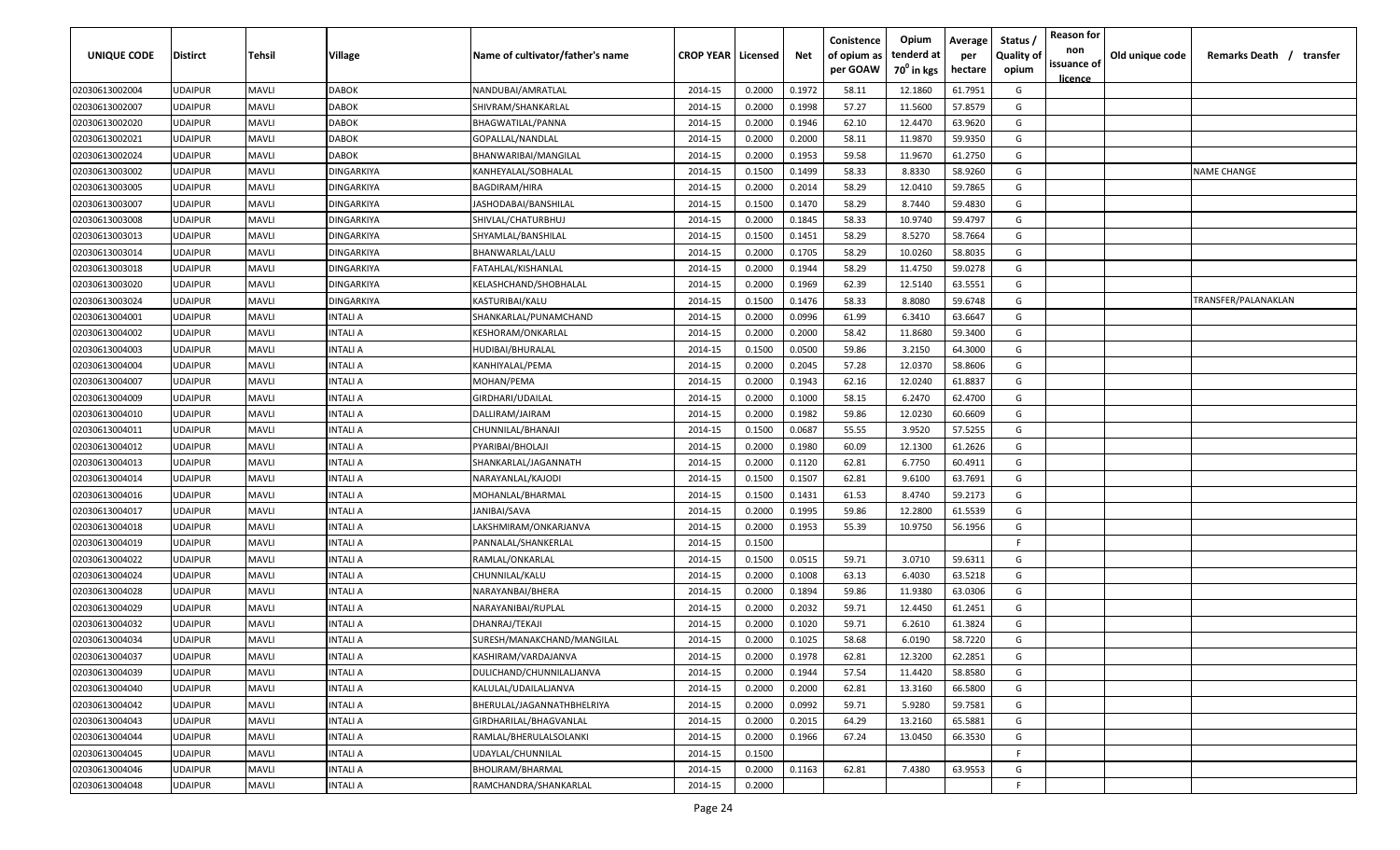| UNIQUE CODE | Distirct | Tehsil | Village | Name of cultivator/father's name | CROP YEAR | Licensed | Net | Conistence of opium as per GOAW | Opium tenderd at 70⁰ in kgs | Average per hectare | Status / Quality of opium | Reason for non issuance of licence | Old unique code | Remarks Death / transfer |
|---|---|---|---|---|---|---|---|---|---|---|---|---|---|---|
| 02030613002004 | UDAIPUR | MAVLI | DABOK | NANDUBAI/AMRATLAL | 2014-15 | 0.2000 | 0.1972 | 58.11 | 12.1860 | 61.7951 | G | | | |
| 02030613002007 | UDAIPUR | MAVLI | DABOK | SHIVRAM/SHANKARLAL | 2014-15 | 0.2000 | 0.1998 | 57.27 | 11.5600 | 57.8579 | G | | | |
| 02030613002020 | UDAIPUR | MAVLI | DABOK | BHAGWATILAL/PANNA | 2014-15 | 0.2000 | 0.1946 | 62.10 | 12.4470 | 63.9620 | G | | | |
| 02030613002021 | UDAIPUR | MAVLI | DABOK | GOPALLAL/NANDLAL | 2014-15 | 0.2000 | 0.2000 | 58.11 | 11.9870 | 59.9350 | G | | | |
| 02030613002024 | UDAIPUR | MAVLI | DABOK | BHANWARIBAI/MANGILAL | 2014-15 | 0.2000 | 0.1953 | 59.58 | 11.9670 | 61.2750 | G | | | |
| 02030613003002 | UDAIPUR | MAVLI | DINGARKIYA | KANHEYALAL/SOBHALAL | 2014-15 | 0.1500 | 0.1499 | 58.33 | 8.8330 | 58.9260 | G | | | NAME CHANGE |
| 02030613003005 | UDAIPUR | MAVLI | DINGARKIYA | BAGDIRAM/HIRA | 2014-15 | 0.2000 | 0.2014 | 58.29 | 12.0410 | 59.7865 | G | | | |
| 02030613003007 | UDAIPUR | MAVLI | DINGARKIYA | JASHODABAI/BANSHILAL | 2014-15 | 0.1500 | 0.1470 | 58.29 | 8.7440 | 59.4830 | G | | | |
| 02030613003008 | UDAIPUR | MAVLI | DINGARKIYA | SHIVLAL/CHATURBHUJ | 2014-15 | 0.2000 | 0.1845 | 58.33 | 10.9740 | 59.4797 | G | | | |
| 02030613003013 | UDAIPUR | MAVLI | DINGARKIYA | SHYAMLAL/BANSHILAL | 2014-15 | 0.1500 | 0.1451 | 58.29 | 8.5270 | 58.7664 | G | | | |
| 02030613003014 | UDAIPUR | MAVLI | DINGARKIYA | BHANWARLAL/LALU | 2014-15 | 0.2000 | 0.1705 | 58.29 | 10.0260 | 58.8035 | G | | | |
| 02030613003018 | UDAIPUR | MAVLI | DINGARKIYA | FATAHLAL/KISHANLAL | 2014-15 | 0.2000 | 0.1944 | 58.29 | 11.4750 | 59.0278 | G | | | |
| 02030613003020 | UDAIPUR | MAVLI | DINGARKIYA | KELASHCHAND/SHOBHALAL | 2014-15 | 0.2000 | 0.1969 | 62.39 | 12.5140 | 63.5551 | G | | | |
| 02030613003024 | UDAIPUR | MAVLI | DINGARKIYA | KASTURIBAI/KALU | 2014-15 | 0.1500 | 0.1476 | 58.33 | 8.8080 | 59.6748 | G | | | TRANSFER/PALANAKLAN |
| 02030613004001 | UDAIPUR | MAVLI | INTALI A | SHANKARLAL/PUNAMCHAND | 2014-15 | 0.2000 | 0.0996 | 61.99 | 6.3410 | 63.6647 | G | | | |
| 02030613004002 | UDAIPUR | MAVLI | INTALI A | KESHORAM/ONKARLAL | 2014-15 | 0.2000 | 0.2000 | 58.42 | 11.8680 | 59.3400 | G | | | |
| 02030613004003 | UDAIPUR | MAVLI | INTALI A | HUDIBAI/BHURALAL | 2014-15 | 0.1500 | 0.0500 | 59.86 | 3.2150 | 64.3000 | G | | | |
| 02030613004004 | UDAIPUR | MAVLI | INTALI A | KANHIYALAL/PEMA | 2014-15 | 0.2000 | 0.2045 | 57.28 | 12.0370 | 58.8606 | G | | | |
| 02030613004007 | UDAIPUR | MAVLI | INTALI A | MOHAN/PEMA | 2014-15 | 0.2000 | 0.1943 | 62.16 | 12.0240 | 61.8837 | G | | | |
| 02030613004009 | UDAIPUR | MAVLI | INTALI A | GIRDHARI/UDAILAL | 2014-15 | 0.2000 | 0.1000 | 58.15 | 6.2470 | 62.4700 | G | | | |
| 02030613004010 | UDAIPUR | MAVLI | INTALI A | DALLIRAM/JAIRAM | 2014-15 | 0.2000 | 0.1982 | 59.86 | 12.0230 | 60.6609 | G | | | |
| 02030613004011 | UDAIPUR | MAVLI | INTALI A | CHUNNILAL/BHANAJI | 2014-15 | 0.1500 | 0.0687 | 55.55 | 3.9520 | 57.5255 | G | | | |
| 02030613004012 | UDAIPUR | MAVLI | INTALI A | PYARIBAI/BHOLAJI | 2014-15 | 0.2000 | 0.1980 | 60.09 | 12.1300 | 61.2626 | G | | | |
| 02030613004013 | UDAIPUR | MAVLI | INTALI A | SHANKARLAL/JAGANNATH | 2014-15 | 0.2000 | 0.1120 | 62.81 | 6.7750 | 60.4911 | G | | | |
| 02030613004014 | UDAIPUR | MAVLI | INTALI A | NARAYANLAL/KAJODI | 2014-15 | 0.1500 | 0.1507 | 62.81 | 9.6100 | 63.7691 | G | | | |
| 02030613004016 | UDAIPUR | MAVLI | INTALI A | MOHANLAL/BHARMAL | 2014-15 | 0.1500 | 0.1431 | 61.53 | 8.4740 | 59.2173 | G | | | |
| 02030613004017 | UDAIPUR | MAVLI | INTALI A | JANIBAI/SAVA | 2014-15 | 0.2000 | 0.1995 | 59.86 | 12.2800 | 61.5539 | G | | | |
| 02030613004018 | UDAIPUR | MAVLI | INTALI A | LAKSHMIRAM/ONKARJANVA | 2014-15 | 0.2000 | 0.1953 | 55.39 | 10.9750 | 56.1956 | G | | | |
| 02030613004019 | UDAIPUR | MAVLI | INTALI A | PANNALAL/SHANKERLAL | 2014-15 | 0.1500 | | | | | F | | | |
| 02030613004022 | UDAIPUR | MAVLI | INTALI A | RAMLAL/ONKARLAL | 2014-15 | 0.1500 | 0.0515 | 59.71 | 3.0710 | 59.6311 | G | | | |
| 02030613004024 | UDAIPUR | MAVLI | INTALI A | CHUNNILAL/KALU | 2014-15 | 0.2000 | 0.1008 | 63.13 | 6.4030 | 63.5218 | G | | | |
| 02030613004028 | UDAIPUR | MAVLI | INTALI A | NARAYANBAI/BHERA | 2014-15 | 0.2000 | 0.1894 | 59.86 | 11.9380 | 63.0306 | G | | | |
| 02030613004029 | UDAIPUR | MAVLI | INTALI A | NARAYANIBAI/RUPLAL | 2014-15 | 0.2000 | 0.2032 | 59.71 | 12.4450 | 61.2451 | G | | | |
| 02030613004032 | UDAIPUR | MAVLI | INTALI A | DHANRAJ/TEKAJI | 2014-15 | 0.2000 | 0.1020 | 59.71 | 6.2610 | 61.3824 | G | | | |
| 02030613004034 | UDAIPUR | MAVLI | INTALI A | SURESH/MANAKCHAND/MANGILAL | 2014-15 | 0.2000 | 0.1025 | 58.68 | 6.0190 | 58.7220 | G | | | |
| 02030613004037 | UDAIPUR | MAVLI | INTALI A | KASHIRAM/VARDAJANVA | 2014-15 | 0.2000 | 0.1978 | 62.81 | 12.3200 | 62.2851 | G | | | |
| 02030613004039 | UDAIPUR | MAVLI | INTALI A | DULICHAND/CHUNNILALJANVA | 2014-15 | 0.2000 | 0.1944 | 57.54 | 11.4420 | 58.8580 | G | | | |
| 02030613004040 | UDAIPUR | MAVLI | INTALI A | KALULAL/UDAILALJANVA | 2014-15 | 0.2000 | 0.2000 | 62.81 | 13.3160 | 66.5800 | G | | | |
| 02030613004042 | UDAIPUR | MAVLI | INTALI A | BHERULAL/JAGANNATHBHELRIYA | 2014-15 | 0.2000 | 0.0992 | 59.71 | 5.9280 | 59.7581 | G | | | |
| 02030613004043 | UDAIPUR | MAVLI | INTALI A | GIRDHARILAL/BHAGVANLAL | 2014-15 | 0.2000 | 0.2015 | 64.29 | 13.2160 | 65.5881 | G | | | |
| 02030613004044 | UDAIPUR | MAVLI | INTALI A | RAMLAL/BHERULALSOLANKI | 2014-15 | 0.2000 | 0.1966 | 67.24 | 13.0450 | 66.3530 | G | | | |
| 02030613004045 | UDAIPUR | MAVLI | INTALI A | UDAYLAL/CHUNNILAL | 2014-15 | 0.1500 | | | | | F | | | |
| 02030613004046 | UDAIPUR | MAVLI | INTALI A | BHOLIRAM/BHARMAL | 2014-15 | 0.2000 | 0.1163 | 62.81 | 7.4380 | 63.9553 | G | | | |
| 02030613004048 | UDAIPUR | MAVLI | INTALI A | RAMCHANDRA/SHANKARLAL | 2014-15 | 0.2000 | | | | | F | | | |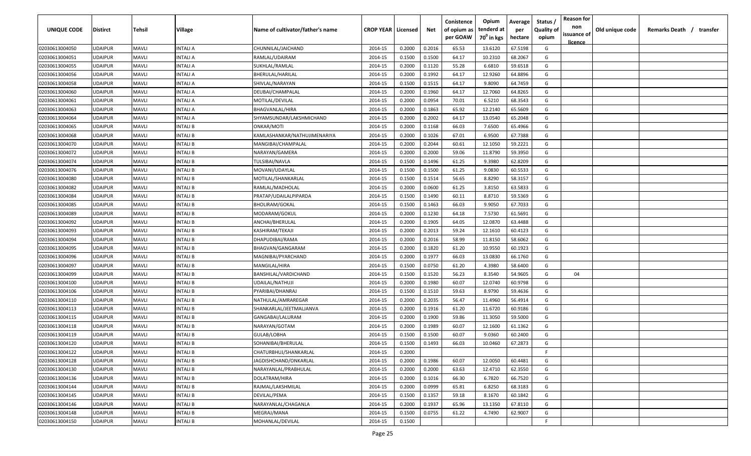| UNIQUE CODE | Distirct | Tehsil | Village | Name of cultivator/father's name | CROP YEAR | Licensed | Net | Conistence of opium as per GOAW | Opium tenderd at $70^0$ in kgs | Average per hectare | Status / Quality of opium | Reason for non issuance of licence | Old unique code | Remarks Death / transfer |
|---|---|---|---|---|---|---|---|---|---|---|---|---|---|---|
| 02030613004050 | UDAIPUR | MAVLI | INTALI A | CHUNNILAL/JAICHAND | 2014-15 | 0.2000 | 0.2016 | 65.53 | 13.6120 | 67.5198 | G | | | |
| 02030613004051 | UDAIPUR | MAVLI | INTALI A | RAMLAL/UDAIRAM | 2014-15 | 0.1500 | 0.1500 | 64.17 | 10.2310 | 68.2067 | G | | | |
| 02030613004055 | UDAIPUR | MAVLI | INTALI A | SUKHLAL/RAMLAL | 2014-15 | 0.2000 | 0.1120 | 55.28 | 6.6810 | 59.6518 | G | | | |
| 02030613004056 | UDAIPUR | MAVLI | INTALI A | BHERULAL/HARILAL | 2014-15 | 0.2000 | 0.1992 | 64.17 | 12.9260 | 64.8896 | G | | | |
| 02030613004058 | UDAIPUR | MAVLI | INTALI A | SHIVLAL/NARAYAN | 2014-15 | 0.1500 | 0.1515 | 64.17 | 9.8090 | 64.7459 | G | | | |
| 02030613004060 | UDAIPUR | MAVLI | INTALI A | DEUBAI/CHAMPALAL | 2014-15 | 0.2000 | 0.1960 | 64.17 | 12.7060 | 64.8265 | G | | | |
| 02030613004061 | UDAIPUR | MAVLI | INTALI A | MOTILAL/DEVILAL | 2014-15 | 0.2000 | 0.0954 | 70.01 | 6.5210 | 68.3543 | G | | | |
| 02030613004063 | UDAIPUR | MAVLI | INTALI A | BHAGVANLAL/HIRA | 2014-15 | 0.2000 | 0.1863 | 65.92 | 12.2140 | 65.5609 | G | | | |
| 02030613004064 | UDAIPUR | MAVLI | INTALI A | SHYAMSUNDAR/LAKSHMICHAND | 2014-15 | 0.2000 | 0.2002 | 64.17 | 13.0540 | 65.2048 | G | | | |
| 02030613004065 | UDAIPUR | MAVLI | INTALI B | ONKAR/MOTI | 2014-15 | 0.2000 | 0.1168 | 66.03 | 7.6500 | 65.4966 | G | | | |
| 02030613004068 | UDAIPUR | MAVLI | INTALI B | KAMLASHANKAR/NATHUJIMENARIYA | 2014-15 | 0.2000 | 0.1026 | 67.01 | 6.9500 | 67.7388 | G | | | |
| 02030613004070 | UDAIPUR | MAVLI | INTALI B | MANGIBAI/CHAMPALAL | 2014-15 | 0.2000 | 0.2044 | 60.61 | 12.1050 | 59.2221 | G | | | |
| 02030613004072 | UDAIPUR | MAVLI | INTALI B | NARAYAN/GAMERA | 2014-15 | 0.2000 | 0.2000 | 59.06 | 11.8790 | 59.3950 | G | | | |
| 02030613004074 | UDAIPUR | MAVLI | INTALI B | TULSIBAI/NAVLA | 2014-15 | 0.1500 | 0.1496 | 61.25 | 9.3980 | 62.8209 | G | | | |
| 02030613004076 | UDAIPUR | MAVLI | INTALI B | MOVANI/UDAYLAL | 2014-15 | 0.1500 | 0.1500 | 61.25 | 9.0830 | 60.5533 | G | | | |
| 02030613004080 | UDAIPUR | MAVLI | INTALI B | MOTILAL/SHANKARLAL | 2014-15 | 0.1500 | 0.1514 | 56.65 | 8.8290 | 58.3157 | G | | | |
| 02030613004082 | UDAIPUR | MAVLI | INTALI B | RAMLAL/MADHOLAL | 2014-15 | 0.2000 | 0.0600 | 61.25 | 3.8150 | 63.5833 | G | | | |
| 02030613004084 | UDAIPUR | MAVLI | INTALI B | PRATAP/UDAILALPIPARDA | 2014-15 | 0.1500 | 0.1490 | 60.11 | 8.8710 | 59.5369 | G | | | |
| 02030613004085 | UDAIPUR | MAVLI | INTALI B | BHOLIRAM/GOKAL | 2014-15 | 0.1500 | 0.1463 | 66.03 | 9.9050 | 67.7033 | G | | | |
| 02030613004089 | UDAIPUR | MAVLI | INTALI B | MODARAM/GOKUL | 2014-15 | 0.2000 | 0.1230 | 64.18 | 7.5730 | 61.5691 | G | | | |
| 02030613004092 | UDAIPUR | MAVLI | INTALI B | ANCHAI/BHERULAL | 2014-15 | 0.2000 | 0.1905 | 64.05 | 12.0870 | 63.4488 | G | | | |
| 02030613004093 | UDAIPUR | MAVLI | INTALI B | KASHIRAM/TEKAJI | 2014-15 | 0.2000 | 0.2013 | 59.24 | 12.1610 | 60.4123 | G | | | |
| 02030613004094 | UDAIPUR | MAVLI | INTALI B | DHAPUDIBAI/RAMA | 2014-15 | 0.2000 | 0.2016 | 58.99 | 11.8150 | 58.6062 | G | | | |
| 02030613004095 | UDAIPUR | MAVLI | INTALI B | BHAGVAN/GANGARAM | 2014-15 | 0.2000 | 0.1820 | 61.20 | 10.9550 | 60.1923 | G | | | |
| 02030613004096 | UDAIPUR | MAVLI | INTALI B | MAGNIBAI/PYARCHAND | 2014-15 | 0.2000 | 0.1977 | 66.03 | 13.0830 | 66.1760 | G | | | |
| 02030613004097 | UDAIPUR | MAVLI | INTALI B | MANGILAL/HIRA | 2014-15 | 0.1500 | 0.0750 | 61.20 | 4.3980 | 58.6400 | G | | | |
| 02030613004099 | UDAIPUR | MAVLI | INTALI B | BANSHILAL/VARDICHAND | 2014-15 | 0.1500 | 0.1520 | 56.23 | 8.3540 | 54.9605 | G | 04 | | |
| 02030613004100 | UDAIPUR | MAVLI | INTALI B | UDAILAL/NATHUJI | 2014-15 | 0.2000 | 0.1980 | 60.07 | 12.0740 | 60.9798 | G | | | |
| 02030613004106 | UDAIPUR | MAVLI | INTALI B | PYARIBAI/DHANRAJ | 2014-15 | 0.1500 | 0.1510 | 59.63 | 8.9790 | 59.4636 | G | | | |
| 02030613004110 | UDAIPUR | MAVLI | INTALI B | NATHULAL/AMRAREGAR | 2014-15 | 0.2000 | 0.2035 | 56.47 | 11.4960 | 56.4914 | G | | | |
| 02030613004113 | UDAIPUR | MAVLI | INTALI B | SHANKARLAL/JEETMALJANVA | 2014-15 | 0.2000 | 0.1916 | 61.20 | 11.6720 | 60.9186 | G | | | |
| 02030613004115 | UDAIPUR | MAVLI | INTALI B | GANGABAI/LALURAM | 2014-15 | 0.2000 | 0.1900 | 59.86 | 11.3050 | 59.5000 | G | | | |
| 02030613004118 | UDAIPUR | MAVLI | INTALI B | NARAYAN/GOTAM | 2014-15 | 0.2000 | 0.1989 | 60.07 | 12.1600 | 61.1362 | G | | | |
| 02030613004119 | UDAIPUR | MAVLI | INTALI B | GULAB/LOBHA | 2014-15 | 0.1500 | 0.1500 | 60.07 | 9.0360 | 60.2400 | G | | | |
| 02030613004120 | UDAIPUR | MAVLI | INTALI B | SOHANIBAI/BHERULAL | 2014-15 | 0.1500 | 0.1493 | 66.03 | 10.0460 | 67.2873 | G | | | |
| 02030613004122 | UDAIPUR | MAVLI | INTALI B | CHATURBHUJ/SHANKARLAL | 2014-15 | 0.2000 | | | | | F | | | |
| 02030613004128 | UDAIPUR | MAVLI | INTALI B | JAGDISHCHAND/ONKARLAL | 2014-15 | 0.2000 | 0.1986 | 60.07 | 12.0050 | 60.4481 | G | | | |
| 02030613004130 | UDAIPUR | MAVLI | INTALI B | NARAYANLAL/PRABHULAL | 2014-15 | 0.2000 | 0.2000 | 63.63 | 12.4710 | 62.3550 | G | | | |
| 02030613004136 | UDAIPUR | MAVLI | INTALI B | DOLATRAM/HIRA | 2014-15 | 0.2000 | 0.1016 | 66.30 | 6.7820 | 66.7520 | G | | | |
| 02030613004144 | UDAIPUR | MAVLI | INTALI B | RAJMAL/LAKSHMILAL | 2014-15 | 0.2000 | 0.0999 | 65.81 | 6.8250 | 68.3183 | G | | | |
| 02030613004145 | UDAIPUR | MAVLI | INTALI B | DEVILAL/PEMA | 2014-15 | 0.1500 | 0.1357 | 59.18 | 8.1670 | 60.1842 | G | | | |
| 02030613004146 | UDAIPUR | MAVLI | INTALI B | NARAYANLAL/CHAGANLA | 2014-15 | 0.2000 | 0.1937 | 65.96 | 13.1350 | 67.8110 | G | | | |
| 02030613004148 | UDAIPUR | MAVLI | INTALI B | MEGRAJ/MANA | 2014-15 | 0.1500 | 0.0755 | 61.22 | 4.7490 | 62.9007 | G | | | |
| 02030613004150 | UDAIPUR | MAVLI | INTALI B | MOHANLAL/DEVILAL | 2014-15 | 0.1500 | | | | | F | | | |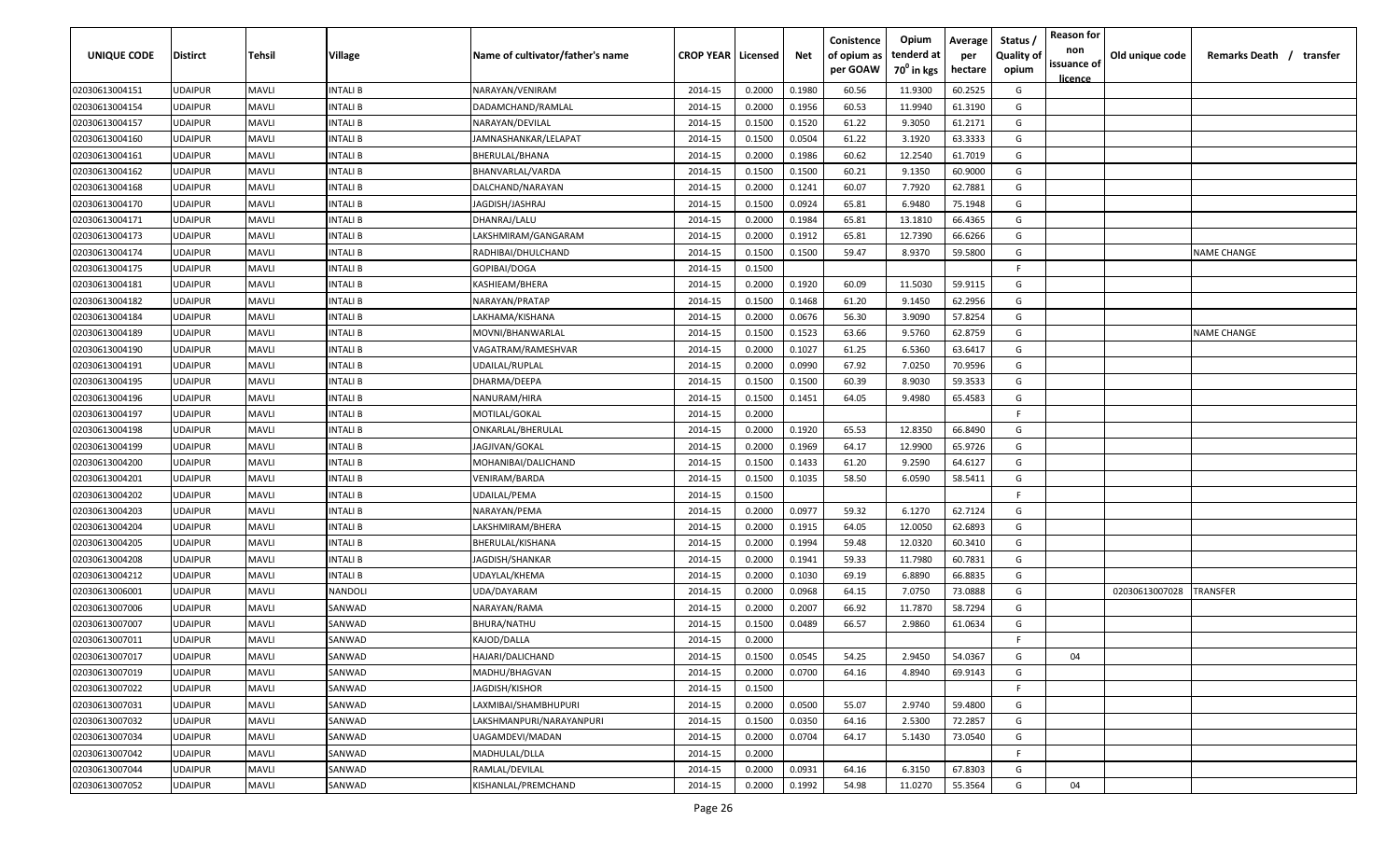| UNIQUE CODE | Distirct | Tehsil | Village | Name of cultivator/father's name | CROP YEAR | Licensed | Net | Conistence of opium as per GOAW | Opium tenderd at 70° in kgs | Average per hectare | Status / Quality of opium | Reason for non issuance of licence | Old unique code | Remarks Death / transfer |
|---|---|---|---|---|---|---|---|---|---|---|---|---|---|---|
| 02030613004151 | UDAIPUR | MAVLI | INTALI B | NARAYAN/VENIRAM | 2014-15 | 0.2000 | 0.1980 | 60.56 | 11.9300 | 60.2525 | G | | | |
| 02030613004154 | UDAIPUR | MAVLI | INTALI B | DADAMCHAND/RAMLAL | 2014-15 | 0.2000 | 0.1956 | 60.53 | 11.9940 | 61.3190 | G | | | |
| 02030613004157 | UDAIPUR | MAVLI | INTALI B | NARAYAN/DEVILAL | 2014-15 | 0.1500 | 0.1520 | 61.22 | 9.3050 | 61.2171 | G | | | |
| 02030613004160 | UDAIPUR | MAVLI | INTALI B | JAMNASHANKAR/LELAPAT | 2014-15 | 0.1500 | 0.0504 | 61.22 | 3.1920 | 63.3333 | G | | | |
| 02030613004161 | UDAIPUR | MAVLI | INTALI B | BHERULAL/BHANA | 2014-15 | 0.2000 | 0.1986 | 60.62 | 12.2540 | 61.7019 | G | | | |
| 02030613004162 | UDAIPUR | MAVLI | INTALI B | BHANVARLAL/VARDA | 2014-15 | 0.1500 | 0.1500 | 60.21 | 9.1350 | 60.9000 | G | | | |
| 02030613004168 | UDAIPUR | MAVLI | INTALI B | DALCHAND/NARAYAN | 2014-15 | 0.2000 | 0.1241 | 60.07 | 7.7920 | 62.7881 | G | | | |
| 02030613004170 | UDAIPUR | MAVLI | INTALI B | JAGDISH/JASHRAJ | 2014-15 | 0.1500 | 0.0924 | 65.81 | 6.9480 | 75.1948 | G | | | |
| 02030613004171 | UDAIPUR | MAVLI | INTALI B | DHANRAJ/LALU | 2014-15 | 0.2000 | 0.1984 | 65.81 | 13.1810 | 66.4365 | G | | | |
| 02030613004173 | UDAIPUR | MAVLI | INTALI B | LAKSHMIRAM/GANGARAM | 2014-15 | 0.2000 | 0.1912 | 65.81 | 12.7390 | 66.6266 | G | | | |
| 02030613004174 | UDAIPUR | MAVLI | INTALI B | RADHIBAI/DHULCHAND | 2014-15 | 0.1500 | 0.1500 | 59.47 | 8.9370 | 59.5800 | G | | | NAME CHANGE |
| 02030613004175 | UDAIPUR | MAVLI | INTALI B | GOPIBAI/DOGA | 2014-15 | 0.1500 | | | | | F | | | |
| 02030613004181 | UDAIPUR | MAVLI | INTALI B | KASHIEAM/BHERA | 2014-15 | 0.2000 | 0.1920 | 60.09 | 11.5030 | 59.9115 | G | | | |
| 02030613004182 | UDAIPUR | MAVLI | INTALI B | NARAYAN/PRATAP | 2014-15 | 0.1500 | 0.1468 | 61.20 | 9.1450 | 62.2956 | G | | | |
| 02030613004184 | UDAIPUR | MAVLI | INTALI B | LAKHAMA/KISHANA | 2014-15 | 0.2000 | 0.0676 | 56.30 | 3.9090 | 57.8254 | G | | | |
| 02030613004189 | UDAIPUR | MAVLI | INTALI B | MOVNI/BHANWARLAL | 2014-15 | 0.1500 | 0.1523 | 63.66 | 9.5760 | 62.8759 | G | | | NAME CHANGE |
| 02030613004190 | UDAIPUR | MAVLI | INTALI B | VAGATRAM/RAMESHVAR | 2014-15 | 0.2000 | 0.1027 | 61.25 | 6.5360 | 63.6417 | G | | | |
| 02030613004191 | UDAIPUR | MAVLI | INTALI B | UDAILAL/RUPLAL | 2014-15 | 0.2000 | 0.0990 | 67.92 | 7.0250 | 70.9596 | G | | | |
| 02030613004195 | UDAIPUR | MAVLI | INTALI B | DHARMA/DEEPA | 2014-15 | 0.1500 | 0.1500 | 60.39 | 8.9030 | 59.3533 | G | | | |
| 02030613004196 | UDAIPUR | MAVLI | INTALI B | NANURAM/HIRA | 2014-15 | 0.1500 | 0.1451 | 64.05 | 9.4980 | 65.4583 | G | | | |
| 02030613004197 | UDAIPUR | MAVLI | INTALI B | MOTILAL/GOKAL | 2014-15 | 0.2000 | | | | | F | | | |
| 02030613004198 | UDAIPUR | MAVLI | INTALI B | ONKARLAL/BHERULAL | 2014-15 | 0.2000 | 0.1920 | 65.53 | 12.8350 | 66.8490 | G | | | |
| 02030613004199 | UDAIPUR | MAVLI | INTALI B | JAGJIVAN/GOKAL | 2014-15 | 0.2000 | 0.1969 | 64.17 | 12.9900 | 65.9726 | G | | | |
| 02030613004200 | UDAIPUR | MAVLI | INTALI B | MOHANIBAI/DALICHAND | 2014-15 | 0.1500 | 0.1433 | 61.20 | 9.2590 | 64.6127 | G | | | |
| 02030613004201 | UDAIPUR | MAVLI | INTALI B | VENIRAM/BARDA | 2014-15 | 0.1500 | 0.1035 | 58.50 | 6.0590 | 58.5411 | G | | | |
| 02030613004202 | UDAIPUR | MAVLI | INTALI B | UDAILAL/PEMA | 2014-15 | 0.1500 | | | | | F | | | |
| 02030613004203 | UDAIPUR | MAVLI | INTALI B | NARAYAN/PEMA | 2014-15 | 0.2000 | 0.0977 | 59.32 | 6.1270 | 62.7124 | G | | | |
| 02030613004204 | UDAIPUR | MAVLI | INTALI B | LAKSHMIRAM/BHERA | 2014-15 | 0.2000 | 0.1915 | 64.05 | 12.0050 | 62.6893 | G | | | |
| 02030613004205 | UDAIPUR | MAVLI | INTALI B | BHERULAL/KISHANA | 2014-15 | 0.2000 | 0.1994 | 59.48 | 12.0320 | 60.3410 | G | | | |
| 02030613004208 | UDAIPUR | MAVLI | INTALI B | JAGDISH/SHANKAR | 2014-15 | 0.2000 | 0.1941 | 59.33 | 11.7980 | 60.7831 | G | | | |
| 02030613004212 | UDAIPUR | MAVLI | INTALI B | UDAYLAL/KHEMA | 2014-15 | 0.2000 | 0.1030 | 69.19 | 6.8890 | 66.8835 | G | | | |
| 02030613006001 | UDAIPUR | MAVLI | NANDOLI | UDA/DAYARAM | 2014-15 | 0.2000 | 0.0968 | 64.15 | 7.0750 | 73.0888 | G | | 02030613007028 | TRANSFER |
| 02030613007006 | UDAIPUR | MAVLI | SANWAD | NARAYAN/RAMA | 2014-15 | 0.2000 | 0.2007 | 66.92 | 11.7870 | 58.7294 | G | | | |
| 02030613007007 | UDAIPUR | MAVLI | SANWAD | BHURA/NATHU | 2014-15 | 0.1500 | 0.0489 | 66.57 | 2.9860 | 61.0634 | G | | | |
| 02030613007011 | UDAIPUR | MAVLI | SANWAD | KAJOD/DALLA | 2014-15 | 0.2000 | | | | | F | | | |
| 02030613007017 | UDAIPUR | MAVLI | SANWAD | HAJARI/DALICHAND | 2014-15 | 0.1500 | 0.0545 | 54.25 | 2.9450 | 54.0367 | G | 04 | | |
| 02030613007019 | UDAIPUR | MAVLI | SANWAD | MADHU/BHAGVAN | 2014-15 | 0.2000 | 0.0700 | 64.16 | 4.8940 | 69.9143 | G | | | |
| 02030613007022 | UDAIPUR | MAVLI | SANWAD | JAGDISH/KISHOR | 2014-15 | 0.1500 | | | | | F | | | |
| 02030613007031 | UDAIPUR | MAVLI | SANWAD | LAXMIBAI/SHAMBHUPURI | 2014-15 | 0.2000 | 0.0500 | 55.07 | 2.9740 | 59.4800 | G | | | |
| 02030613007032 | UDAIPUR | MAVLI | SANWAD | LAKSHMANPURI/NARAYANPURI | 2014-15 | 0.1500 | 0.0350 | 64.16 | 2.5300 | 72.2857 | G | | | |
| 02030613007034 | UDAIPUR | MAVLI | SANWAD | UAGAMDEVI/MADAN | 2014-15 | 0.2000 | 0.0704 | 64.17 | 5.1430 | 73.0540 | G | | | |
| 02030613007042 | UDAIPUR | MAVLI | SANWAD | MADHULAL/DLLA | 2014-15 | 0.2000 | | | | | F | | | |
| 02030613007044 | UDAIPUR | MAVLI | SANWAD | RAMLAL/DEVILAL | 2014-15 | 0.2000 | 0.0931 | 64.16 | 6.3150 | 67.8303 | G | | | |
| 02030613007052 | UDAIPUR | MAVLI | SANWAD | KISHANLAL/PREMCHAND | 2014-15 | 0.2000 | 0.1992 | 54.98 | 11.0270 | 55.3564 | G | 04 | | |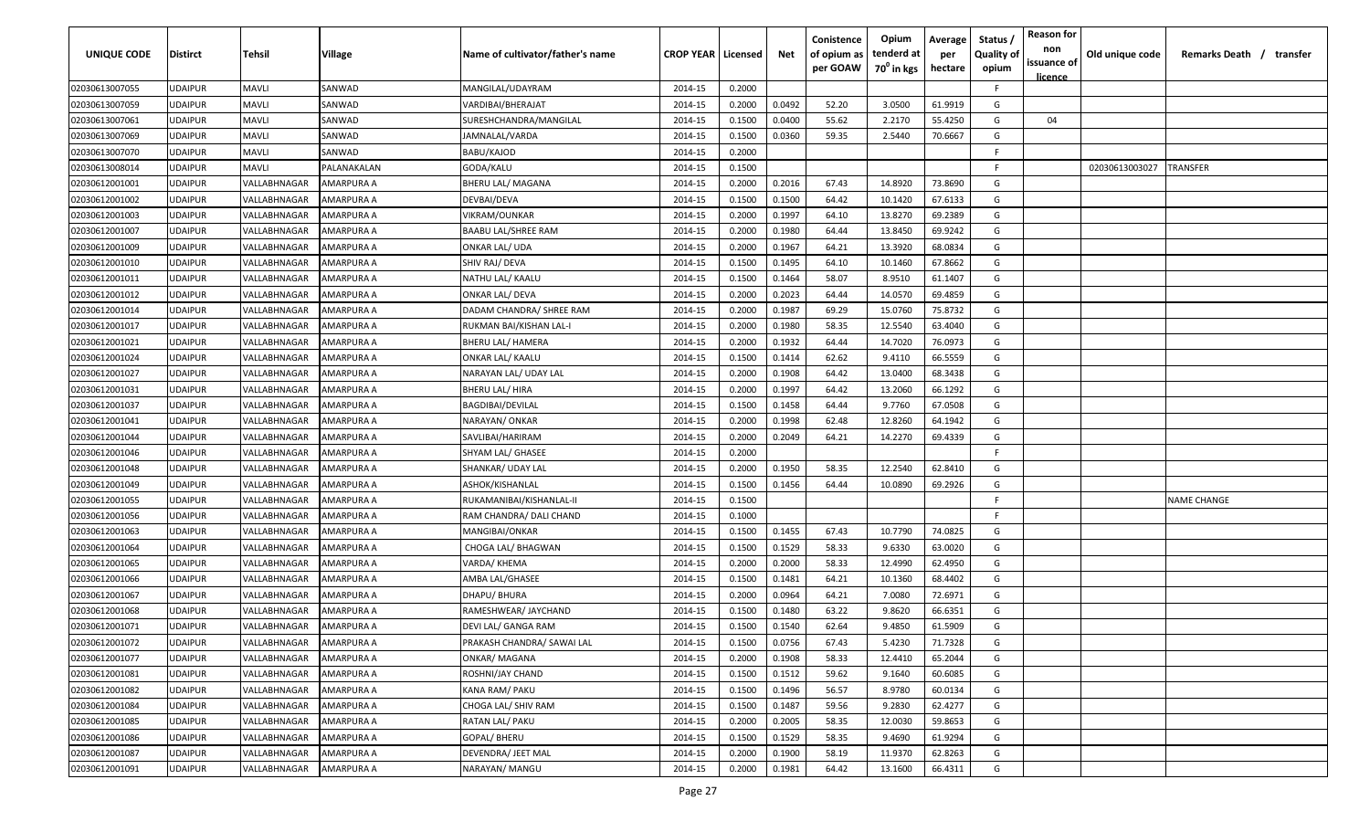| UNIQUE CODE | Distirct | Tehsil | Village | Name of cultivator/father's name | CROP YEAR | Licensed | Net | Conistence of opium as per GOAW | Opium tenderd at $70^0$ in kgs | Average per hectare | Status / Quality of opium | Reason for non issuance of licence | Old unique code | Remarks Death / transfer |
|---|---|---|---|---|---|---|---|---|---|---|---|---|---|---|
| 02030613007055 | UDAIPUR | MAVLI | SANWAD | MANGILAL/UDAYRAM | 2014-15 | 0.2000 | | | | | F | | | |
| 02030613007059 | UDAIPUR | MAVLI | SANWAD | VARDIBAI/BHERAJAT | 2014-15 | 0.2000 | 0.0492 | 52.20 | 3.0500 | 61.9919 | G | | | |
| 02030613007061 | UDAIPUR | MAVLI | SANWAD | SURESHCHANDRA/MANGILAL | 2014-15 | 0.1500 | 0.0400 | 55.62 | 2.2170 | 55.4250 | G | 04 | | |
| 02030613007069 | UDAIPUR | MAVLI | SANWAD | JAMNALAL/VARDA | 2014-15 | 0.1500 | 0.0360 | 59.35 | 2.5440 | 70.6667 | G | | | |
| 02030613007070 | UDAIPUR | MAVLI | SANWAD | BABU/KAJOD | 2014-15 | 0.2000 | | | | | F | | | |
| 02030613008014 | UDAIPUR | MAVLI | PALANAKALAN | GODA/KALU | 2014-15 | 0.1500 | | | | | F | | 02030613003027 | TRANSFER |
| 02030612001001 | UDAIPUR | VALLABHNAGAR | AMARPURA A | BHERU LAL/ MAGANA | 2014-15 | 0.2000 | 0.2016 | 67.43 | 14.8920 | 73.8690 | G | | | |
| 02030612001002 | UDAIPUR | VALLABHNAGAR | AMARPURA A | DEVBAI/DEVA | 2014-15 | 0.1500 | 0.1500 | 64.42 | 10.1420 | 67.6133 | G | | | |
| 02030612001003 | UDAIPUR | VALLABHNAGAR | AMARPURA A | VIKRAM/OUNKAR | 2014-15 | 0.2000 | 0.1997 | 64.10 | 13.8270 | 69.2389 | G | | | |
| 02030612001007 | UDAIPUR | VALLABHNAGAR | AMARPURA A | BAABU LAL/SHREE RAM | 2014-15 | 0.2000 | 0.1980 | 64.44 | 13.8450 | 69.9242 | G | | | |
| 02030612001009 | UDAIPUR | VALLABHNAGAR | AMARPURA A | ONKAR LAL/ UDA | 2014-15 | 0.2000 | 0.1967 | 64.21 | 13.3920 | 68.0834 | G | | | |
| 02030612001010 | UDAIPUR | VALLABHNAGAR | AMARPURA A | SHIV RAJ/ DEVA | 2014-15 | 0.1500 | 0.1495 | 64.10 | 10.1460 | 67.8662 | G | | | |
| 02030612001011 | UDAIPUR | VALLABHNAGAR | AMARPURA A | NATHU LAL/ KAALU | 2014-15 | 0.1500 | 0.1464 | 58.07 | 8.9510 | 61.1407 | G | | | |
| 02030612001012 | UDAIPUR | VALLABHNAGAR | AMARPURA A | ONKAR LAL/ DEVA | 2014-15 | 0.2000 | 0.2023 | 64.44 | 14.0570 | 69.4859 | G | | | |
| 02030612001014 | UDAIPUR | VALLABHNAGAR | AMARPURA A | DADAM CHANDRA/ SHREE RAM | 2014-15 | 0.2000 | 0.1987 | 69.29 | 15.0760 | 75.8732 | G | | | |
| 02030612001017 | UDAIPUR | VALLABHNAGAR | AMARPURA A | RUKMAN BAI/KISHAN LAL-I | 2014-15 | 0.2000 | 0.1980 | 58.35 | 12.5540 | 63.4040 | G | | | |
| 02030612001021 | UDAIPUR | VALLABHNAGAR | AMARPURA A | BHERU LAL/ HAMERA | 2014-15 | 0.2000 | 0.1932 | 64.44 | 14.7020 | 76.0973 | G | | | |
| 02030612001024 | UDAIPUR | VALLABHNAGAR | AMARPURA A | ONKAR LAL/ KAALU | 2014-15 | 0.1500 | 0.1414 | 62.62 | 9.4110 | 66.5559 | G | | | |
| 02030612001027 | UDAIPUR | VALLABHNAGAR | AMARPURA A | NARAYAN LAL/ UDAY LAL | 2014-15 | 0.2000 | 0.1908 | 64.42 | 13.0400 | 68.3438 | G | | | |
| 02030612001031 | UDAIPUR | VALLABHNAGAR | AMARPURA A | BHERU LAL/ HIRA | 2014-15 | 0.2000 | 0.1997 | 64.42 | 13.2060 | 66.1292 | G | | | |
| 02030612001037 | UDAIPUR | VALLABHNAGAR | AMARPURA A | BAGDIBAI/DEVILAL | 2014-15 | 0.1500 | 0.1458 | 64.44 | 9.7760 | 67.0508 | G | | | |
| 02030612001041 | UDAIPUR | VALLABHNAGAR | AMARPURA A | NARAYAN/ ONKAR | 2014-15 | 0.2000 | 0.1998 | 62.48 | 12.8260 | 64.1942 | G | | | |
| 02030612001044 | UDAIPUR | VALLABHNAGAR | AMARPURA A | SAVLIBAI/HARIRAM | 2014-15 | 0.2000 | 0.2049 | 64.21 | 14.2270 | 69.4339 | G | | | |
| 02030612001046 | UDAIPUR | VALLABHNAGAR | AMARPURA A | SHYAM LAL/ GHASEE | 2014-15 | 0.2000 | | | | | F | | | |
| 02030612001048 | UDAIPUR | VALLABHNAGAR | AMARPURA A | SHANKAR/ UDAY LAL | 2014-15 | 0.2000 | 0.1950 | 58.35 | 12.2540 | 62.8410 | G | | | |
| 02030612001049 | UDAIPUR | VALLABHNAGAR | AMARPURA A | ASHOK/KISHANLAL | 2014-15 | 0.1500 | 0.1456 | 64.44 | 10.0890 | 69.2926 | G | | | |
| 02030612001055 | UDAIPUR | VALLABHNAGAR | AMARPURA A | RUKAMANIBAI/KISHANLAL-II | 2014-15 | 0.1500 | | | | | F | | | NAME CHANGE |
| 02030612001056 | UDAIPUR | VALLABHNAGAR | AMARPURA A | RAM CHANDRA/ DALI CHAND | 2014-15 | 0.1000 | | | | | F | | | |
| 02030612001063 | UDAIPUR | VALLABHNAGAR | AMARPURA A | MANGIBAI/ONKAR | 2014-15 | 0.1500 | 0.1455 | 67.43 | 10.7790 | 74.0825 | G | | | |
| 02030612001064 | UDAIPUR | VALLABHNAGAR | AMARPURA A | CHOGA LAL/ BHAGWAN | 2014-15 | 0.1500 | 0.1529 | 58.33 | 9.6330 | 63.0020 | G | | | |
| 02030612001065 | UDAIPUR | VALLABHNAGAR | AMARPURA A | VARDA/ KHEMA | 2014-15 | 0.2000 | 0.2000 | 58.33 | 12.4990 | 62.4950 | G | | | |
| 02030612001066 | UDAIPUR | VALLABHNAGAR | AMARPURA A | AMBA LAL/GHASEE | 2014-15 | 0.1500 | 0.1481 | 64.21 | 10.1360 | 68.4402 | G | | | |
| 02030612001067 | UDAIPUR | VALLABHNAGAR | AMARPURA A | DHAPU/ BHURA | 2014-15 | 0.2000 | 0.0964 | 64.21 | 7.0080 | 72.6971 | G | | | |
| 02030612001068 | UDAIPUR | VALLABHNAGAR | AMARPURA A | RAMESHWEAR/ JAYCHAND | 2014-15 | 0.1500 | 0.1480 | 63.22 | 9.8620 | 66.6351 | G | | | |
| 02030612001071 | UDAIPUR | VALLABHNAGAR | AMARPURA A | DEVI LAL/ GANGA RAM | 2014-15 | 0.1500 | 0.1540 | 62.64 | 9.4850 | 61.5909 | G | | | |
| 02030612001072 | UDAIPUR | VALLABHNAGAR | AMARPURA A | PRAKASH CHANDRA/ SAWAI LAL | 2014-15 | 0.1500 | 0.0756 | 67.43 | 5.4230 | 71.7328 | G | | | |
| 02030612001077 | UDAIPUR | VALLABHNAGAR | AMARPURA A | ONKAR/ MAGANA | 2014-15 | 0.2000 | 0.1908 | 58.33 | 12.4410 | 65.2044 | G | | | |
| 02030612001081 | UDAIPUR | VALLABHNAGAR | AMARPURA A | ROSHNI/JAY CHAND | 2014-15 | 0.1500 | 0.1512 | 59.62 | 9.1640 | 60.6085 | G | | | |
| 02030612001082 | UDAIPUR | VALLABHNAGAR | AMARPURA A | KANA RAM/ PAKU | 2014-15 | 0.1500 | 0.1496 | 56.57 | 8.9780 | 60.0134 | G | | | |
| 02030612001084 | UDAIPUR | VALLABHNAGAR | AMARPURA A | CHOGA LAL/ SHIV RAM | 2014-15 | 0.1500 | 0.1487 | 59.56 | 9.2830 | 62.4277 | G | | | |
| 02030612001085 | UDAIPUR | VALLABHNAGAR | AMARPURA A | RATAN LAL/ PAKU | 2014-15 | 0.2000 | 0.2005 | 58.35 | 12.0030 | 59.8653 | G | | | |
| 02030612001086 | UDAIPUR | VALLABHNAGAR | AMARPURA A | GOPAL/ BHERU | 2014-15 | 0.1500 | 0.1529 | 58.35 | 9.4690 | 61.9294 | G | | | |
| 02030612001087 | UDAIPUR | VALLABHNAGAR | AMARPURA A | DEVENDRA/ JEET MAL | 2014-15 | 0.2000 | 0.1900 | 58.19 | 11.9370 | 62.8263 | G | | | |
| 02030612001091 | UDAIPUR | VALLABHNAGAR | AMARPURA A | NARAYAN/ MANGU | 2014-15 | 0.2000 | 0.1981 | 64.42 | 13.1600 | 66.4311 | G | | | |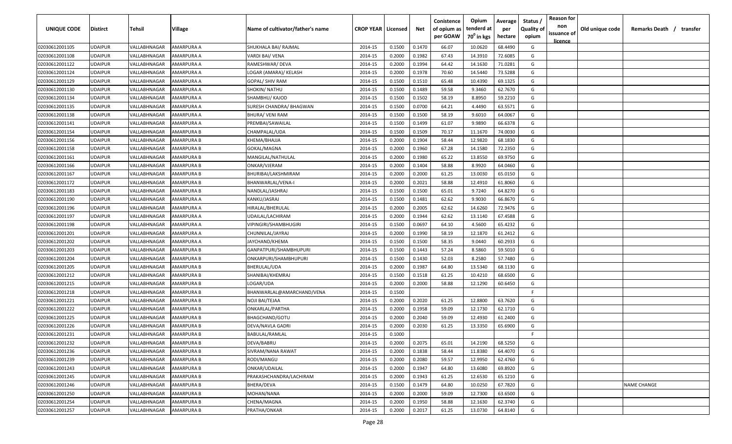| UNIQUE CODE | Distirct | Tehsil | Village | Name of cultivator/father's name | CROP YEAR | Licensed | Net | Conistence of opium as per GOAW | Opium tenderd at $70^0$ in kgs | Average per hectare | Status / Quality of opium | Reason for non issuance of licence | Old unique code | Remarks Death / transfer |
|---|---|---|---|---|---|---|---|---|---|---|---|---|---|---|
| 02030612001105 | UDAIPUR | VALLABHNAGAR | AMARPURA A | SHUKHALA BAI/ RAJMAL | 2014-15 | 0.1500 | 0.1470 | 66.07 | 10.0620 | 68.4490 | G | | | |
| 02030612001108 | UDAIPUR | VALLABHNAGAR | AMARPURA A | VARDI BAI/ VENA | 2014-15 | 0.2000 | 0.1982 | 67.43 | 14.3910 | 72.6085 | G | | | |
| 02030612001122 | UDAIPUR | VALLABHNAGAR | AMARPURA A | RAMESHWAR/ DEVA | 2014-15 | 0.2000 | 0.1994 | 64.42 | 14.1630 | 71.0281 | G | | | |
| 02030612001124 | UDAIPUR | VALLABHNAGAR | AMARPURA A | LOGAR (AMARA)/ KELASH | 2014-15 | 0.2000 | 0.1978 | 70.60 | 14.5440 | 73.5288 | G | | | |
| 02030612001129 | UDAIPUR | VALLABHNAGAR | AMARPURA A | GOPAL/ SHIV RAM | 2014-15 | 0.1500 | 0.1510 | 65.48 | 10.4390 | 69.1325 | G | | | |
| 02030612001130 | UDAIPUR | VALLABHNAGAR | AMARPURA A | SHOKIN/ NATHU | 2014-15 | 0.1500 | 0.1489 | 59.58 | 9.3460 | 62.7670 | G | | | |
| 02030612001134 | UDAIPUR | VALLABHNAGAR | AMARPURA A | SHAMBHU/ KAJOD | 2014-15 | 0.1500 | 0.1502 | 58.19 | 8.8950 | 59.2210 | G | | | |
| 02030612001135 | UDAIPUR | VALLABHNAGAR | AMARPURA A | SURESH CHANDRA/ BHAGWAN | 2014-15 | 0.1500 | 0.0700 | 64.21 | 4.4490 | 63.5571 | G | | | |
| 02030612001138 | UDAIPUR | VALLABHNAGAR | AMARPURA A | BHURA/ VENI RAM | 2014-15 | 0.1500 | 0.1500 | 58.19 | 9.6010 | 64.0067 | G | | | |
| 02030612001141 | UDAIPUR | VALLABHNAGAR | AMARPURA A | PREMBAI/SAWAILAL | 2014-15 | 0.1500 | 0.1499 | 61.07 | 9.9890 | 66.6378 | G | | | |
| 02030612001154 | UDAIPUR | VALLABHNAGAR | AMARPURA B | CHAMPALAL/UDA | 2014-15 | 0.1500 | 0.1509 | 70.17 | 11.1670 | 74.0030 | G | | | |
| 02030612001156 | UDAIPUR | VALLABHNAGAR | AMARPURA B | KHEMA/BHAJJA | 2014-15 | 0.2000 | 0.1904 | 58.44 | 12.9820 | 68.1830 | G | | | |
| 02030612001158 | UDAIPUR | VALLABHNAGAR | AMARPURA B | GOKAL/MAGNA | 2014-15 | 0.2000 | 0.1960 | 67.28 | 14.1580 | 72.2350 | G | | | |
| 02030612001161 | UDAIPUR | VALLABHNAGAR | AMARPURA B | MANGILAL/NATHULAL | 2014-15 | 0.2000 | 0.1980 | 65.22 | 13.8550 | 69.9750 | G | | | |
| 02030612001166 | UDAIPUR | VALLABHNAGAR | AMARPURA B | ONKAR/VJERAM | 2014-15 | 0.2000 | 0.1404 | 58.88 | 8.9920 | 64.0460 | G | | | |
| 02030612001167 | UDAIPUR | VALLABHNAGAR | AMARPURA B | BHURIBAI/LAKSHMIRAM | 2014-15 | 0.2000 | 0.2000 | 61.25 | 13.0030 | 65.0150 | G | | | |
| 02030612001172 | UDAIPUR | VALLABHNAGAR | AMARPURA B | BHANWARLAL/VENA-I | 2014-15 | 0.2000 | 0.2021 | 58.88 | 12.4910 | 61.8060 | G | | | |
| 02030612001183 | UDAIPUR | VALLABHNAGAR | AMARPURA B | NANDLAL/JASHRAJ | 2014-15 | 0.1500 | 0.1500 | 65.01 | 9.7240 | 64.8270 | G | | | |
| 02030612001190 | UDAIPUR | VALLABHNAGAR | AMARPURA A | KANKU/JASRAJ | 2014-15 | 0.1500 | 0.1481 | 62.62 | 9.9030 | 66.8670 | G | | | |
| 02030612001196 | UDAIPUR | VALLABHNAGAR | AMARPURA A | HIRALAL/BHERULAL | 2014-15 | 0.2000 | 0.2005 | 62.62 | 14.6260 | 72.9476 | G | | | |
| 02030612001197 | UDAIPUR | VALLABHNAGAR | AMARPURA A | UDAILAL/LACHIRAM | 2014-15 | 0.2000 | 0.1944 | 62.62 | 13.1140 | 67.4588 | G | | | |
| 02030612001198 | UDAIPUR | VALLABHNAGAR | AMARPURA A | VIPINGIRI/SHAMBHUGIRI | 2014-15 | 0.1500 | 0.0697 | 64.10 | 4.5600 | 65.4232 | G | | | |
| 02030612001201 | UDAIPUR | VALLABHNAGAR | AMARPURA A | CHUNNILAL/JAYRAJ | 2014-15 | 0.2000 | 0.1990 | 58.19 | 12.1870 | 61.2412 | G | | | |
| 02030612001202 | UDAIPUR | VALLABHNAGAR | AMARPURA A | JAYCHAND/KHEMA | 2014-15 | 0.1500 | 0.1500 | 58.35 | 9.0440 | 60.2933 | G | | | |
| 02030612001203 | UDAIPUR | VALLABHNAGAR | AMARPURA B | GANPATPURI/SHAMBHUPURI | 2014-15 | 0.1500 | 0.1443 | 57.24 | 8.5860 | 59.5010 | G | | | |
| 02030612001204 | UDAIPUR | VALLABHNAGAR | AMARPURA B | ONKARPURI/SHAMBHUPURI | 2014-15 | 0.1500 | 0.1430 | 52.03 | 8.2580 | 57.7480 | G | | | |
| 02030612001205 | UDAIPUR | VALLABHNAGAR | AMARPURA B | BHERULAL/UDA | 2014-15 | 0.2000 | 0.1987 | 64.80 | 13.5340 | 68.1130 | G | | | |
| 02030612001212 | UDAIPUR | VALLABHNAGAR | AMARPURA B | SHANIBAI/KHEMRAJ | 2014-15 | 0.1500 | 0.1518 | 61.25 | 10.4210 | 68.6500 | G | | | |
| 02030612001215 | UDAIPUR | VALLABHNAGAR | AMARPURA B | LOGAR/UDA | 2014-15 | 0.2000 | 0.2000 | 58.88 | 12.1290 | 60.6450 | G | | | |
| 02030612001218 | UDAIPUR | VALLABHNAGAR | AMARPURA B | BHANWARLAL@AMARCHAND/VENA | 2014-15 | 0.1500 | | | | | F | | | |
| 02030612001221 | UDAIPUR | VALLABHNAGAR | AMARPURA B | NOJI BAI/TEJAA | 2014-15 | 0.2000 | 0.2020 | 61.25 | 12.8800 | 63.7620 | G | | | |
| 02030612001222 | UDAIPUR | VALLABHNAGAR | AMARPURA B | ONKARLAL/PARTHA | 2014-15 | 0.2000 | 0.1958 | 59.09 | 12.1730 | 62.1710 | G | | | |
| 02030612001225 | UDAIPUR | VALLABHNAGAR | AMARPURA B | BHAGCHAND/GOTU | 2014-15 | 0.2000 | 0.2040 | 59.09 | 12.4930 | 61.2400 | G | | | |
| 02030612001226 | UDAIPUR | VALLABHNAGAR | AMARPURA B | DEVA/NAVLA GADRI | 2014-15 | 0.2000 | 0.2030 | 61.25 | 13.3350 | 65.6900 | G | | | |
| 02030612001231 | UDAIPUR | VALLABHNAGAR | AMARPURA B | BABULAL/RAMLAL | 2014-15 | 0.1000 | | | | | F | | | |
| 02030612001232 | UDAIPUR | VALLABHNAGAR | AMARPURA B | DEVA/BABRU | 2014-15 | 0.2000 | 0.2075 | 65.01 | 14.2190 | 68.5250 | G | | | |
| 02030612001236 | UDAIPUR | VALLABHNAGAR | AMARPURA B | SIVRAM/NANA RAWAT | 2014-15 | 0.2000 | 0.1838 | 58.44 | 11.8380 | 64.4070 | G | | | |
| 02030612001239 | UDAIPUR | VALLABHNAGAR | AMARPURA B | RODI/MANGU | 2014-15 | 0.2000 | 0.2080 | 59.57 | 12.9950 | 62.4760 | G | | | |
| 02030612001243 | UDAIPUR | VALLABHNAGAR | AMARPURA B | ONKAR/UDAILAL | 2014-15 | 0.2000 | 0.1947 | 64.80 | 13.6080 | 69.8920 | G | | | |
| 02030612001245 | UDAIPUR | VALLABHNAGAR | AMARPURA B | PRAKASHCHANDRA/LACHIRAM | 2014-15 | 0.2000 | 0.1943 | 61.25 | 12.6530 | 65.1210 | G | | | |
| 02030612001246 | UDAIPUR | VALLABHNAGAR | AMARPURA B | BHERA/DEVA | 2014-15 | 0.1500 | 0.1479 | 64.80 | 10.0250 | 67.7820 | G | | | NAME CHANGE |
| 02030612001250 | UDAIPUR | VALLABHNAGAR | AMARPURA B | MOHAN/NANA | 2014-15 | 0.2000 | 0.2000 | 59.09 | 12.7300 | 63.6500 | G | | | |
| 02030612001254 | UDAIPUR | VALLABHNAGAR | AMARPURA B | CHENA/MAGNA | 2014-15 | 0.2000 | 0.1950 | 58.88 | 12.1630 | 62.3740 | G | | | |
| 02030612001257 | UDAIPUR | VALLABHNAGAR | AMARPURA B | PRATHA/ONKAR | 2014-15 | 0.2000 | 0.2017 | 61.25 | 13.0730 | 64.8140 | G | | | |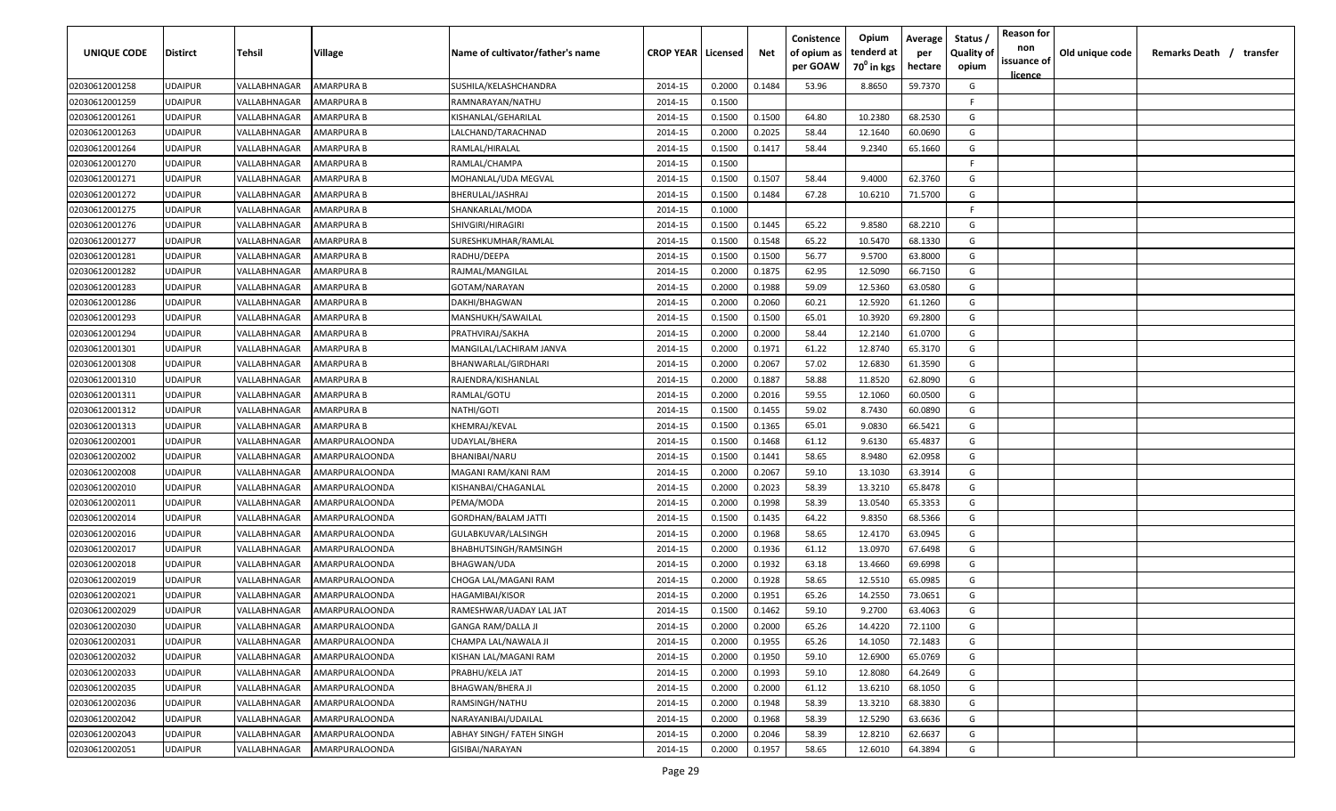| UNIQUE CODE | Distirct | Tehsil | Village | Name of cultivator/father's name | CROP YEAR | Licensed | Net | Conistence of opium as per GOAW | Opium tenderd at $70^0$ in kgs | Average per hectare | Status / Quality of opium | Reason for non issuance of licence | Old unique code | Remarks Death / transfer |
|---|---|---|---|---|---|---|---|---|---|---|---|---|---|---|
| 02030612001258 | UDAIPUR | VALLABHNAGAR | AMARPURA B | SUSHILA/KELASHCHANDRA | 2014-15 | 0.2000 | 0.1484 | 53.96 | 8.8650 | 59.7370 | G | | | |
| 02030612001259 | UDAIPUR | VALLABHNAGAR | AMARPURA B | RAMNARAYAN/NATHU | 2014-15 | 0.1500 | | | | | F | | | |
| 02030612001261 | UDAIPUR | VALLABHNAGAR | AMARPURA B | KISHANLAL/GEHARILAL | 2014-15 | 0.1500 | 0.1500 | 64.80 | 10.2380 | 68.2530 | G | | | |
| 02030612001263 | UDAIPUR | VALLABHNAGAR | AMARPURA B | LALCHAND/TARACHNAD | 2014-15 | 0.2000 | 0.2025 | 58.44 | 12.1640 | 60.0690 | G | | | |
| 02030612001264 | UDAIPUR | VALLABHNAGAR | AMARPURA B | RAMLAL/HIRALAL | 2014-15 | 0.1500 | 0.1417 | 58.44 | 9.2340 | 65.1660 | G | | | |
| 02030612001270 | UDAIPUR | VALLABHNAGAR | AMARPURA B | RAMLAL/CHAMPA | 2014-15 | 0.1500 | | | | | F | | | |
| 02030612001271 | UDAIPUR | VALLABHNAGAR | AMARPURA B | MOHANLAL/UDA MEGVAL | 2014-15 | 0.1500 | 0.1507 | 58.44 | 9.4000 | 62.3760 | G | | | |
| 02030612001272 | UDAIPUR | VALLABHNAGAR | AMARPURA B | BHERULAL/JASHRAJ | 2014-15 | 0.1500 | 0.1484 | 67.28 | 10.6210 | 71.5700 | G | | | |
| 02030612001275 | UDAIPUR | VALLABHNAGAR | AMARPURA B | SHANKARLAL/MODA | 2014-15 | 0.1000 | | | | | F | | | |
| 02030612001276 | UDAIPUR | VALLABHNAGAR | AMARPURA B | SHIVGIRI/HIRAGIRI | 2014-15 | 0.1500 | 0.1445 | 65.22 | 9.8580 | 68.2210 | G | | | |
| 02030612001277 | UDAIPUR | VALLABHNAGAR | AMARPURA B | SURESHKUMHAR/RAMLAL | 2014-15 | 0.1500 | 0.1548 | 65.22 | 10.5470 | 68.1330 | G | | | |
| 02030612001281 | UDAIPUR | VALLABHNAGAR | AMARPURA B | RADHU/DEEPA | 2014-15 | 0.1500 | 0.1500 | 56.77 | 9.5700 | 63.8000 | G | | | |
| 02030612001282 | UDAIPUR | VALLABHNAGAR | AMARPURA B | RAJMAL/MANGILAL | 2014-15 | 0.2000 | 0.1875 | 62.95 | 12.5090 | 66.7150 | G | | | |
| 02030612001283 | UDAIPUR | VALLABHNAGAR | AMARPURA B | GOTAM/NARAYAN | 2014-15 | 0.2000 | 0.1988 | 59.09 | 12.5360 | 63.0580 | G | | | |
| 02030612001286 | UDAIPUR | VALLABHNAGAR | AMARPURA B | DAKHI/BHAGWAN | 2014-15 | 0.2000 | 0.2060 | 60.21 | 12.5920 | 61.1260 | G | | | |
| 02030612001293 | UDAIPUR | VALLABHNAGAR | AMARPURA B | MANSHUKH/SAWAILAL | 2014-15 | 0.1500 | 0.1500 | 65.01 | 10.3920 | 69.2800 | G | | | |
| 02030612001294 | UDAIPUR | VALLABHNAGAR | AMARPURA B | PRATHVIRAJ/SAKHA | 2014-15 | 0.2000 | 0.2000 | 58.44 | 12.2140 | 61.0700 | G | | | |
| 02030612001301 | UDAIPUR | VALLABHNAGAR | AMARPURA B | MANGILAL/LACHIRAM JANVA | 2014-15 | 0.2000 | 0.1971 | 61.22 | 12.8740 | 65.3170 | G | | | |
| 02030612001308 | UDAIPUR | VALLABHNAGAR | AMARPURA B | BHANWARLAL/GIRDHARI | 2014-15 | 0.2000 | 0.2067 | 57.02 | 12.6830 | 61.3590 | G | | | |
| 02030612001310 | UDAIPUR | VALLABHNAGAR | AMARPURA B | RAJENDRA/KISHANLAL | 2014-15 | 0.2000 | 0.1887 | 58.88 | 11.8520 | 62.8090 | G | | | |
| 02030612001311 | UDAIPUR | VALLABHNAGAR | AMARPURA B | RAMLAL/GOTU | 2014-15 | 0.2000 | 0.2016 | 59.55 | 12.1060 | 60.0500 | G | | | |
| 02030612001312 | UDAIPUR | VALLABHNAGAR | AMARPURA B | NATHI/GOTI | 2014-15 | 0.1500 | 0.1455 | 59.02 | 8.7430 | 60.0890 | G | | | |
| 02030612001313 | UDAIPUR | VALLABHNAGAR | AMARPURA B | KHEMRAJ/KEVAL | 2014-15 | 0.1500 | 0.1365 | 65.01 | 9.0830 | 66.5421 | G | | | |
| 02030612002001 | UDAIPUR | VALLABHNAGAR | AMARPURALOONDA | UDAYLAL/BHERA | 2014-15 | 0.1500 | 0.1468 | 61.12 | 9.6130 | 65.4837 | G | | | |
| 02030612002002 | UDAIPUR | VALLABHNAGAR | AMARPURALOONDA | BHANIBAI/NARU | 2014-15 | 0.1500 | 0.1441 | 58.65 | 8.9480 | 62.0958 | G | | | |
| 02030612002008 | UDAIPUR | VALLABHNAGAR | AMARPURALOONDA | MAGANI RAM/KANI RAM | 2014-15 | 0.2000 | 0.2067 | 59.10 | 13.1030 | 63.3914 | G | | | |
| 02030612002010 | UDAIPUR | VALLABHNAGAR | AMARPURALOONDA | KISHANBAI/CHAGANLAL | 2014-15 | 0.2000 | 0.2023 | 58.39 | 13.3210 | 65.8478 | G | | | |
| 02030612002011 | UDAIPUR | VALLABHNAGAR | AMARPURALOONDA | PEMA/MODA | 2014-15 | 0.2000 | 0.1998 | 58.39 | 13.0540 | 65.3353 | G | | | |
| 02030612002014 | UDAIPUR | VALLABHNAGAR | AMARPURALOONDA | GORDHAN/BALAM JATTI | 2014-15 | 0.1500 | 0.1435 | 64.22 | 9.8350 | 68.5366 | G | | | |
| 02030612002016 | UDAIPUR | VALLABHNAGAR | AMARPURALOONDA | GULABKUVAR/LALSINGH | 2014-15 | 0.2000 | 0.1968 | 58.65 | 12.4170 | 63.0945 | G | | | |
| 02030612002017 | UDAIPUR | VALLABHNAGAR | AMARPURALOONDA | BHABHUTSINGH/RAMSINGH | 2014-15 | 0.2000 | 0.1936 | 61.12 | 13.0970 | 67.6498 | G | | | |
| 02030612002018 | UDAIPUR | VALLABHNAGAR | AMARPURALOONDA | BHAGWAN/UDA | 2014-15 | 0.2000 | 0.1932 | 63.18 | 13.4660 | 69.6998 | G | | | |
| 02030612002019 | UDAIPUR | VALLABHNAGAR | AMARPURALOONDA | CHOGA LAL/MAGANI RAM | 2014-15 | 0.2000 | 0.1928 | 58.65 | 12.5510 | 65.0985 | G | | | |
| 02030612002021 | UDAIPUR | VALLABHNAGAR | AMARPURALOONDA | HAGAMIBAI/KISOR | 2014-15 | 0.2000 | 0.1951 | 65.26 | 14.2550 | 73.0651 | G | | | |
| 02030612002029 | UDAIPUR | VALLABHNAGAR | AMARPURALOONDA | RAMESHWAR/UADAY LAL JAT | 2014-15 | 0.1500 | 0.1462 | 59.10 | 9.2700 | 63.4063 | G | | | |
| 02030612002030 | UDAIPUR | VALLABHNAGAR | AMARPURALOONDA | GANGA RAM/DALLA JI | 2014-15 | 0.2000 | 0.2000 | 65.26 | 14.4220 | 72.1100 | G | | | |
| 02030612002031 | UDAIPUR | VALLABHNAGAR | AMARPURALOONDA | CHAMPA LAL/NAWALA JI | 2014-15 | 0.2000 | 0.1955 | 65.26 | 14.1050 | 72.1483 | G | | | |
| 02030612002032 | UDAIPUR | VALLABHNAGAR | AMARPURALOONDA | KISHAN LAL/MAGANI RAM | 2014-15 | 0.2000 | 0.1950 | 59.10 | 12.6900 | 65.0769 | G | | | |
| 02030612002033 | UDAIPUR | VALLABHNAGAR | AMARPURALOONDA | PRABHU/KELA JAT | 2014-15 | 0.2000 | 0.1993 | 59.10 | 12.8080 | 64.2649 | G | | | |
| 02030612002035 | UDAIPUR | VALLABHNAGAR | AMARPURALOONDA | BHAGWAN/BHERA JI | 2014-15 | 0.2000 | 0.2000 | 61.12 | 13.6210 | 68.1050 | G | | | |
| 02030612002036 | UDAIPUR | VALLABHNAGAR | AMARPURALOONDA | RAMSINGH/NATHU | 2014-15 | 0.2000 | 0.1948 | 58.39 | 13.3210 | 68.3830 | G | | | |
| 02030612002042 | UDAIPUR | VALLABHNAGAR | AMARPURALOONDA | NARAYANIBAI/UDAILAL | 2014-15 | 0.2000 | 0.1968 | 58.39 | 12.5290 | 63.6636 | G | | | |
| 02030612002043 | UDAIPUR | VALLABHNAGAR | AMARPURALOONDA | ABHAY SINGH/ FATEH SINGH | 2014-15 | 0.2000 | 0.2046 | 58.39 | 12.8210 | 62.6637 | G | | | |
| 02030612002051 | UDAIPUR | VALLABHNAGAR | AMARPURALOONDA | GISIBAI/NARAYAN | 2014-15 | 0.2000 | 0.1957 | 58.65 | 12.6010 | 64.3894 | G | | | |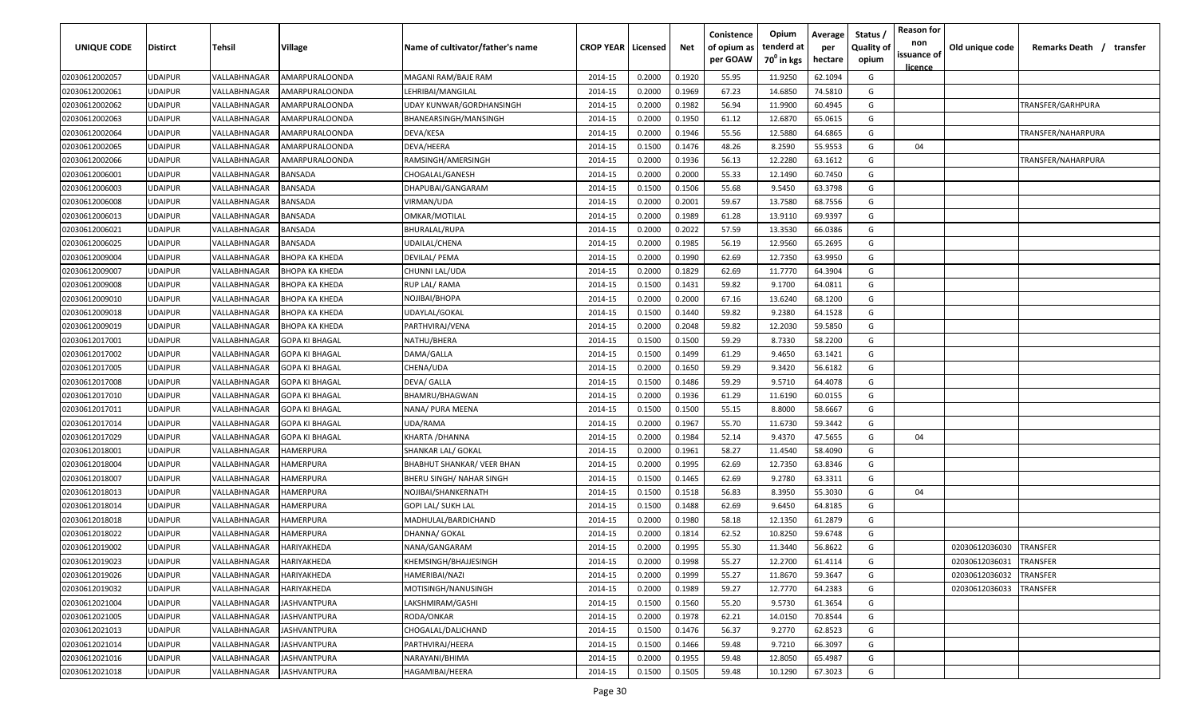| UNIQUE CODE | Distirct | Tehsil | Village | Name of cultivator/father's name | CROP YEAR | Licensed | Net | Conistence of opium as per GOAW | Opium tenderd at 70⁰ in kgs | Average per hectare | Status / Quality of opium | Reason for non issuance of licence | Old unique code | Remarks Death / transfer |
|---|---|---|---|---|---|---|---|---|---|---|---|---|---|---|
| 02030612002057 | UDAIPUR | VALLABHNAGAR | AMARPURALOONDA | MAGANI RAM/BAJE RAM | 2014-15 | 0.2000 | 0.1920 | 55.95 | 11.9250 | 62.1094 | G | | | |
| 02030612002061 | UDAIPUR | VALLABHNAGAR | AMARPURALOONDA | LEHRIBAI/MANGILAL | 2014-15 | 0.2000 | 0.1969 | 67.23 | 14.6850 | 74.5810 | G | | | |
| 02030612002062 | UDAIPUR | VALLABHNAGAR | AMARPURALOONDA | UDAY KUNWAR/GORDHANSINGH | 2014-15 | 0.2000 | 0.1982 | 56.94 | 11.9900 | 60.4945 | G | | | TRANSFER/GARHPURA |
| 02030612002063 | UDAIPUR | VALLABHNAGAR | AMARPURALOONDA | BHANEARSINGH/MANSINGH | 2014-15 | 0.2000 | 0.1950 | 61.12 | 12.6870 | 65.0615 | G | | | |
| 02030612002064 | UDAIPUR | VALLABHNAGAR | AMARPURALOONDA | DEVA/KESA | 2014-15 | 0.2000 | 0.1946 | 55.56 | 12.5880 | 64.6865 | G | | | TRANSFER/NAHARPURA |
| 02030612002065 | UDAIPUR | VALLABHNAGAR | AMARPURALOONDA | DEVA/HEERA | 2014-15 | 0.1500 | 0.1476 | 48.26 | 8.2590 | 55.9553 | G | 04 | | |
| 02030612002066 | UDAIPUR | VALLABHNAGAR | AMARPURALOONDA | RAMSINGH/AMERSINGH | 2014-15 | 0.2000 | 0.1936 | 56.13 | 12.2280 | 63.1612 | G | | | TRANSFER/NAHARPURA |
| 02030612006001 | UDAIPUR | VALLABHNAGAR | BANSADA | CHOGALAL/GANESH | 2014-15 | 0.2000 | 0.2000 | 55.33 | 12.1490 | 60.7450 | G | | | |
| 02030612006003 | UDAIPUR | VALLABHNAGAR | BANSADA | DHAPUBAI/GANGARAM | 2014-15 | 0.1500 | 0.1506 | 55.68 | 9.5450 | 63.3798 | G | | | |
| 02030612006008 | UDAIPUR | VALLABHNAGAR | BANSADA | VIRMAN/UDA | 2014-15 | 0.2000 | 0.2001 | 59.67 | 13.7580 | 68.7556 | G | | | |
| 02030612006013 | UDAIPUR | VALLABHNAGAR | BANSADA | OMKAR/MOTILAL | 2014-15 | 0.2000 | 0.1989 | 61.28 | 13.9110 | 69.9397 | G | | | |
| 02030612006021 | UDAIPUR | VALLABHNAGAR | BANSADA | BHURALAL/RUPA | 2014-15 | 0.2000 | 0.2022 | 57.59 | 13.3530 | 66.0386 | G | | | |
| 02030612006025 | UDAIPUR | VALLABHNAGAR | BANSADA | UDAILAL/CHENA | 2014-15 | 0.2000 | 0.1985 | 56.19 | 12.9560 | 65.2695 | G | | | |
| 02030612009004 | UDAIPUR | VALLABHNAGAR | BHOPA KA KHEDA | DEVILAL/ PEMA | 2014-15 | 0.2000 | 0.1990 | 62.69 | 12.7350 | 63.9950 | G | | | |
| 02030612009007 | UDAIPUR | VALLABHNAGAR | BHOPA KA KHEDA | CHUNNI LAL/UDA | 2014-15 | 0.2000 | 0.1829 | 62.69 | 11.7770 | 64.3904 | G | | | |
| 02030612009008 | UDAIPUR | VALLABHNAGAR | BHOPA KA KHEDA | RUP LAL/ RAMA | 2014-15 | 0.1500 | 0.1431 | 59.82 | 9.1700 | 64.0811 | G | | | |
| 02030612009010 | UDAIPUR | VALLABHNAGAR | BHOPA KA KHEDA | NOJIBAI/BHOPA | 2014-15 | 0.2000 | 0.2000 | 67.16 | 13.6240 | 68.1200 | G | | | |
| 02030612009018 | UDAIPUR | VALLABHNAGAR | BHOPA KA KHEDA | UDAYLAL/GOKAL | 2014-15 | 0.1500 | 0.1440 | 59.82 | 9.2380 | 64.1528 | G | | | |
| 02030612009019 | UDAIPUR | VALLABHNAGAR | BHOPA KA KHEDA | PARTHVIRAJ/VENA | 2014-15 | 0.2000 | 0.2048 | 59.82 | 12.2030 | 59.5850 | G | | | |
| 02030612017001 | UDAIPUR | VALLABHNAGAR | GOPA KI BHAGAL | NATHU/BHERA | 2014-15 | 0.1500 | 0.1500 | 59.29 | 8.7330 | 58.2200 | G | | | |
| 02030612017002 | UDAIPUR | VALLABHNAGAR | GOPA KI BHAGAL | DAMA/GALLA | 2014-15 | 0.1500 | 0.1499 | 61.29 | 9.4650 | 63.1421 | G | | | |
| 02030612017005 | UDAIPUR | VALLABHNAGAR | GOPA KI BHAGAL | CHENA/UDA | 2014-15 | 0.2000 | 0.1650 | 59.29 | 9.3420 | 56.6182 | G | | | |
| 02030612017008 | UDAIPUR | VALLABHNAGAR | GOPA KI BHAGAL | DEVA/ GALLA | 2014-15 | 0.1500 | 0.1486 | 59.29 | 9.5710 | 64.4078 | G | | | |
| 02030612017010 | UDAIPUR | VALLABHNAGAR | GOPA KI BHAGAL | BHAMRU/BHAGWAN | 2014-15 | 0.2000 | 0.1936 | 61.29 | 11.6190 | 60.0155 | G | | | |
| 02030612017011 | UDAIPUR | VALLABHNAGAR | GOPA KI BHAGAL | NANA/ PURA MEENA | 2014-15 | 0.1500 | 0.1500 | 55.15 | 8.8000 | 58.6667 | G | | | |
| 02030612017014 | UDAIPUR | VALLABHNAGAR | GOPA KI BHAGAL | UDA/RAMA | 2014-15 | 0.2000 | 0.1967 | 55.70 | 11.6730 | 59.3442 | G | | | |
| 02030612017029 | UDAIPUR | VALLABHNAGAR | GOPA KI BHAGAL | KHARTA /DHANNA | 2014-15 | 0.2000 | 0.1984 | 52.14 | 9.4370 | 47.5655 | G | 04 | | |
| 02030612018001 | UDAIPUR | VALLABHNAGAR | HAMERPURA | SHANKAR LAL/ GOKAL | 2014-15 | 0.2000 | 0.1961 | 58.27 | 11.4540 | 58.4090 | G | | | |
| 02030612018004 | UDAIPUR | VALLABHNAGAR | HAMERPURA | BHABHUT SHANKAR/ VEER BHAN | 2014-15 | 0.2000 | 0.1995 | 62.69 | 12.7350 | 63.8346 | G | | | |
| 02030612018007 | UDAIPUR | VALLABHNAGAR | HAMERPURA | BHERU SINGH/ NAHAR SINGH | 2014-15 | 0.1500 | 0.1465 | 62.69 | 9.2780 | 63.3311 | G | | | |
| 02030612018013 | UDAIPUR | VALLABHNAGAR | HAMERPURA | NOJIBAI/SHANKERNATH | 2014-15 | 0.1500 | 0.1518 | 56.83 | 8.3950 | 55.3030 | G | 04 | | |
| 02030612018014 | UDAIPUR | VALLABHNAGAR | HAMERPURA | GOPI LAL/ SUKH LAL | 2014-15 | 0.1500 | 0.1488 | 62.69 | 9.6450 | 64.8185 | G | | | |
| 02030612018018 | UDAIPUR | VALLABHNAGAR | HAMERPURA | MADHULAL/BARDICHAND | 2014-15 | 0.2000 | 0.1980 | 58.18 | 12.1350 | 61.2879 | G | | | |
| 02030612018022 | UDAIPUR | VALLABHNAGAR | HAMERPURA | DHANNA/ GOKAL | 2014-15 | 0.2000 | 0.1814 | 62.52 | 10.8250 | 59.6748 | G | | | |
| 02030612019002 | UDAIPUR | VALLABHNAGAR | HARIYAKHEDA | NANA/GANGARAM | 2014-15 | 0.2000 | 0.1995 | 55.30 | 11.3440 | 56.8622 | G | | 02030612036030 | TRANSFER |
| 02030612019023 | UDAIPUR | VALLABHNAGAR | HARIYAKHEDA | KHEMSINGH/BHAJJESINGH | 2014-15 | 0.2000 | 0.1998 | 55.27 | 12.2700 | 61.4114 | G | | 02030612036031 | TRANSFER |
| 02030612019026 | UDAIPUR | VALLABHNAGAR | HARIYAKHEDA | HAMERIBAI/NAZI | 2014-15 | 0.2000 | 0.1999 | 55.27 | 11.8670 | 59.3647 | G | | 02030612036032 | TRANSFER |
| 02030612019032 | UDAIPUR | VALLABHNAGAR | HARIYAKHEDA | MOTISINGH/NANUSINGH | 2014-15 | 0.2000 | 0.1989 | 59.27 | 12.7770 | 64.2383 | G | | 02030612036033 | TRANSFER |
| 02030612021004 | UDAIPUR | VALLABHNAGAR | JASHVANTPURA | LAKSHMIRAM/GASHI | 2014-15 | 0.1500 | 0.1560 | 55.20 | 9.5730 | 61.3654 | G | | | |
| 02030612021005 | UDAIPUR | VALLABHNAGAR | JASHVANTPURA | RODA/ONKAR | 2014-15 | 0.2000 | 0.1978 | 62.21 | 14.0150 | 70.8544 | G | | | |
| 02030612021013 | UDAIPUR | VALLABHNAGAR | JASHVANTPURA | CHOGALAL/DALICHAND | 2014-15 | 0.1500 | 0.1476 | 56.37 | 9.2770 | 62.8523 | G | | | |
| 02030612021014 | UDAIPUR | VALLABHNAGAR | JASHVANTPURA | PARTHVIRAJ/HEERA | 2014-15 | 0.1500 | 0.1466 | 59.48 | 9.7210 | 66.3097 | G | | | |
| 02030612021016 | UDAIPUR | VALLABHNAGAR | JASHVANTPURA | NARAYANI/BHIMA | 2014-15 | 0.2000 | 0.1955 | 59.48 | 12.8050 | 65.4987 | G | | | |
| 02030612021018 | UDAIPUR | VALLABHNAGAR | JASHVANTPURA | HAGAMIBAI/HEERA | 2014-15 | 0.1500 | 0.1505 | 59.48 | 10.1290 | 67.3023 | G | | | |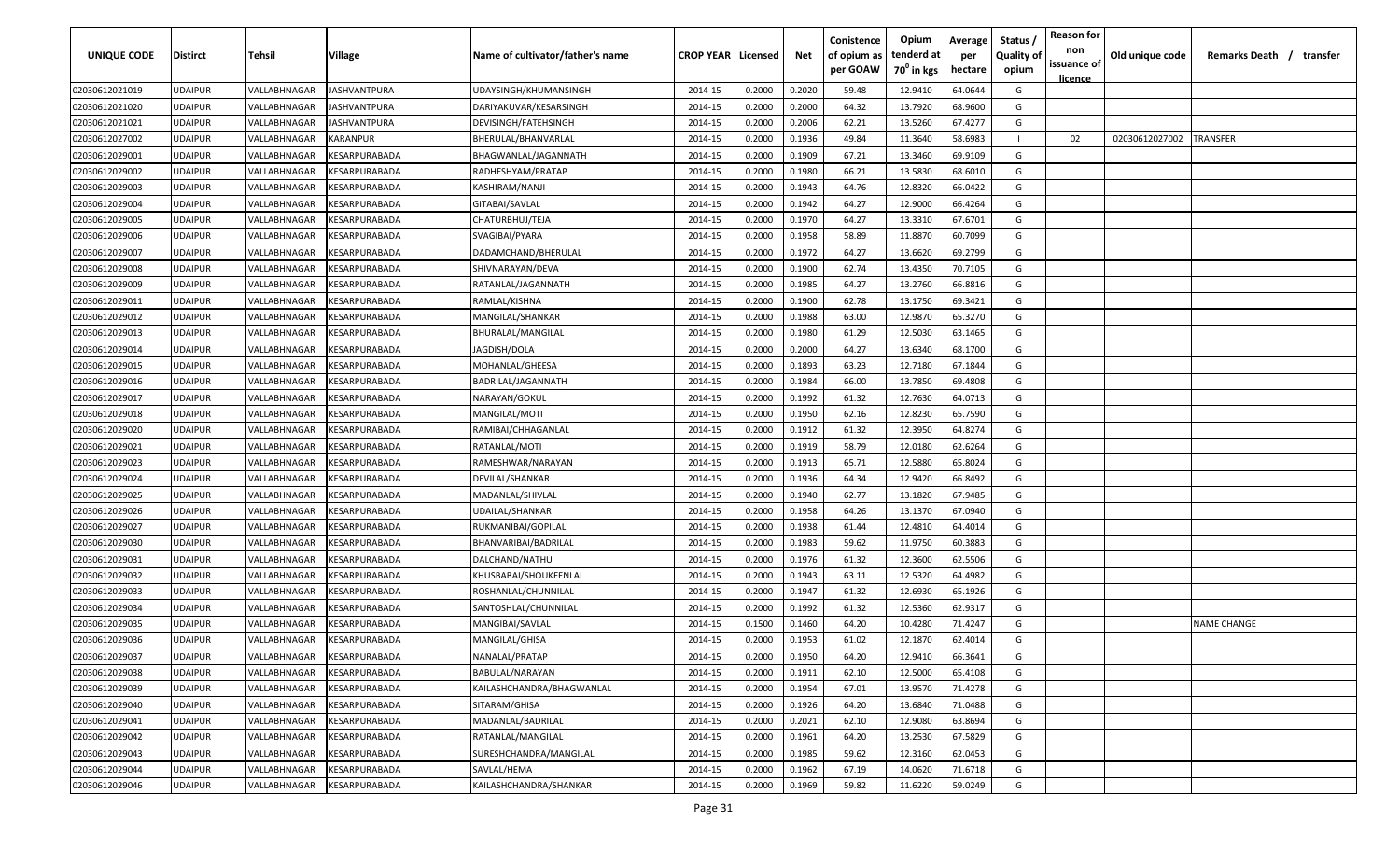| UNIQUE CODE | Distirct | Tehsil | Village | Name of cultivator/father's name | CROP YEAR | Licensed | Net | Conistence of opium as per GOAW | Opium tenderd at 70⁰ in kgs | Average per hectare | Status / Quality of opium | Reason for non issuance of licence | Old unique code | Remarks Death / transfer |
|---|---|---|---|---|---|---|---|---|---|---|---|---|---|---|
| 02030612021019 | UDAIPUR | VALLABHNAGAR | JASHVANTPURA | UDAYSINGH/KHUMANSINGH | 2014-15 | 0.2000 | 0.2020 | 59.48 | 12.9410 | 64.0644 | G | | | |
| 02030612021020 | UDAIPUR | VALLABHNAGAR | JASHVANTPURA | DARIYAKUVAR/KESARSINGH | 2014-15 | 0.2000 | 0.2000 | 64.32 | 13.7920 | 68.9600 | G | | | |
| 02030612021021 | UDAIPUR | VALLABHNAGAR | JASHVANTPURA | DEVISINGH/FATEHSINGH | 2014-15 | 0.2000 | 0.2006 | 62.21 | 13.5260 | 67.4277 | G | | | |
| 02030612027002 | UDAIPUR | VALLABHNAGAR | KARANPUR | BHERULAL/BHANVARLAL | 2014-15 | 0.2000 | 0.1936 | 49.84 | 11.3640 | 58.6983 | I | 02 | 02030612027002 | TRANSFER |
| 02030612029001 | UDAIPUR | VALLABHNAGAR | KESARPURABADA | BHAGWANLAL/JAGANNATH | 2014-15 | 0.2000 | 0.1909 | 67.21 | 13.3460 | 69.9109 | G | | | |
| 02030612029002 | UDAIPUR | VALLABHNAGAR | KESARPURABADA | RADHESHYAM/PRATAP | 2014-15 | 0.2000 | 0.1980 | 66.21 | 13.5830 | 68.6010 | G | | | |
| 02030612029003 | UDAIPUR | VALLABHNAGAR | KESARPURABADA | KASHIRAM/NANJI | 2014-15 | 0.2000 | 0.1943 | 64.76 | 12.8320 | 66.0422 | G | | | |
| 02030612029004 | UDAIPUR | VALLABHNAGAR | KESARPURABADA | GITABAI/SAVLAL | 2014-15 | 0.2000 | 0.1942 | 64.27 | 12.9000 | 66.4264 | G | | | |
| 02030612029005 | UDAIPUR | VALLABHNAGAR | KESARPURABADA | CHATURBHUJ/TEJA | 2014-15 | 0.2000 | 0.1970 | 64.27 | 13.3310 | 67.6701 | G | | | |
| 02030612029006 | UDAIPUR | VALLABHNAGAR | KESARPURABADA | SVAGIBAI/PYARA | 2014-15 | 0.2000 | 0.1958 | 58.89 | 11.8870 | 60.7099 | G | | | |
| 02030612029007 | UDAIPUR | VALLABHNAGAR | KESARPURABADA | DADAMCHAND/BHERULAL | 2014-15 | 0.2000 | 0.1972 | 64.27 | 13.6620 | 69.2799 | G | | | |
| 02030612029008 | UDAIPUR | VALLABHNAGAR | KESARPURABADA | SHIVNARAYAN/DEVA | 2014-15 | 0.2000 | 0.1900 | 62.74 | 13.4350 | 70.7105 | G | | | |
| 02030612029009 | UDAIPUR | VALLABHNAGAR | KESARPURABADA | RATANLAL/JAGANNATH | 2014-15 | 0.2000 | 0.1985 | 64.27 | 13.2760 | 66.8816 | G | | | |
| 02030612029011 | UDAIPUR | VALLABHNAGAR | KESARPURABADA | RAMLAL/KISHNA | 2014-15 | 0.2000 | 0.1900 | 62.78 | 13.1750 | 69.3421 | G | | | |
| 02030612029012 | UDAIPUR | VALLABHNAGAR | KESARPURABADA | MANGILAL/SHANKAR | 2014-15 | 0.2000 | 0.1988 | 63.00 | 12.9870 | 65.3270 | G | | | |
| 02030612029013 | UDAIPUR | VALLABHNAGAR | KESARPURABADA | BHURALAL/MANGILAL | 2014-15 | 0.2000 | 0.1980 | 61.29 | 12.5030 | 63.1465 | G | | | |
| 02030612029014 | UDAIPUR | VALLABHNAGAR | KESARPURABADA | JAGDISH/DOLA | 2014-15 | 0.2000 | 0.2000 | 64.27 | 13.6340 | 68.1700 | G | | | |
| 02030612029015 | UDAIPUR | VALLABHNAGAR | KESARPURABADA | MOHANLAL/GHEESA | 2014-15 | 0.2000 | 0.1893 | 63.23 | 12.7180 | 67.1844 | G | | | |
| 02030612029016 | UDAIPUR | VALLABHNAGAR | KESARPURABADA | BADRILAL/JAGANNATH | 2014-15 | 0.2000 | 0.1984 | 66.00 | 13.7850 | 69.4808 | G | | | |
| 02030612029017 | UDAIPUR | VALLABHNAGAR | KESARPURABADA | NARAYAN/GOKUL | 2014-15 | 0.2000 | 0.1992 | 61.32 | 12.7630 | 64.0713 | G | | | |
| 02030612029018 | UDAIPUR | VALLABHNAGAR | KESARPURABADA | MANGILAL/MOTI | 2014-15 | 0.2000 | 0.1950 | 62.16 | 12.8230 | 65.7590 | G | | | |
| 02030612029020 | UDAIPUR | VALLABHNAGAR | KESARPURABADA | RAMIBAI/CHHAGANLAL | 2014-15 | 0.2000 | 0.1912 | 61.32 | 12.3950 | 64.8274 | G | | | |
| 02030612029021 | UDAIPUR | VALLABHNAGAR | KESARPURABADA | RATANLAL/MOTI | 2014-15 | 0.2000 | 0.1919 | 58.79 | 12.0180 | 62.6264 | G | | | |
| 02030612029023 | UDAIPUR | VALLABHNAGAR | KESARPURABADA | RAMESHWAR/NARAYAN | 2014-15 | 0.2000 | 0.1913 | 65.71 | 12.5880 | 65.8024 | G | | | |
| 02030612029024 | UDAIPUR | VALLABHNAGAR | KESARPURABADA | DEVILAL/SHANKAR | 2014-15 | 0.2000 | 0.1936 | 64.34 | 12.9420 | 66.8492 | G | | | |
| 02030612029025 | UDAIPUR | VALLABHNAGAR | KESARPURABADA | MADANLAL/SHIVLAL | 2014-15 | 0.2000 | 0.1940 | 62.77 | 13.1820 | 67.9485 | G | | | |
| 02030612029026 | UDAIPUR | VALLABHNAGAR | KESARPURABADA | UDAILAL/SHANKAR | 2014-15 | 0.2000 | 0.1958 | 64.26 | 13.1370 | 67.0940 | G | | | |
| 02030612029027 | UDAIPUR | VALLABHNAGAR | KESARPURABADA | RUKMANIBAI/GOPILAL | 2014-15 | 0.2000 | 0.1938 | 61.44 | 12.4810 | 64.4014 | G | | | |
| 02030612029030 | UDAIPUR | VALLABHNAGAR | KESARPURABADA | BHANVARIBAI/BADRILAL | 2014-15 | 0.2000 | 0.1983 | 59.62 | 11.9750 | 60.3883 | G | | | |
| 02030612029031 | UDAIPUR | VALLABHNAGAR | KESARPURABADA | DALCHAND/NATHU | 2014-15 | 0.2000 | 0.1976 | 61.32 | 12.3600 | 62.5506 | G | | | |
| 02030612029032 | UDAIPUR | VALLABHNAGAR | KESARPURABADA | KHUSBABAI/SHOUKEENLAL | 2014-15 | 0.2000 | 0.1943 | 63.11 | 12.5320 | 64.4982 | G | | | |
| 02030612029033 | UDAIPUR | VALLABHNAGAR | KESARPURABADA | ROSHANLAL/CHUNNILAL | 2014-15 | 0.2000 | 0.1947 | 61.32 | 12.6930 | 65.1926 | G | | | |
| 02030612029034 | UDAIPUR | VALLABHNAGAR | KESARPURABADA | SANTOSHLAL/CHUNNILAL | 2014-15 | 0.2000 | 0.1992 | 61.32 | 12.5360 | 62.9317 | G | | | |
| 02030612029035 | UDAIPUR | VALLABHNAGAR | KESARPURABADA | MANGIBAI/SAVLAL | 2014-15 | 0.1500 | 0.1460 | 64.20 | 10.4280 | 71.4247 | G | | | NAME CHANGE |
| 02030612029036 | UDAIPUR | VALLABHNAGAR | KESARPURABADA | MANGILAL/GHISA | 2014-15 | 0.2000 | 0.1953 | 61.02 | 12.1870 | 62.4014 | G | | | |
| 02030612029037 | UDAIPUR | VALLABHNAGAR | KESARPURABADA | NANALAL/PRATAP | 2014-15 | 0.2000 | 0.1950 | 64.20 | 12.9410 | 66.3641 | G | | | |
| 02030612029038 | UDAIPUR | VALLABHNAGAR | KESARPURABADA | BABULAL/NARAYAN | 2014-15 | 0.2000 | 0.1911 | 62.10 | 12.5000 | 65.4108 | G | | | |
| 02030612029039 | UDAIPUR | VALLABHNAGAR | KESARPURABADA | KAILASHCHANDRA/BHAGWANLAL | 2014-15 | 0.2000 | 0.1954 | 67.01 | 13.9570 | 71.4278 | G | | | |
| 02030612029040 | UDAIPUR | VALLABHNAGAR | KESARPURABADA | SITARAM/GHISA | 2014-15 | 0.2000 | 0.1926 | 64.20 | 13.6840 | 71.0488 | G | | | |
| 02030612029041 | UDAIPUR | VALLABHNAGAR | KESARPURABADA | MADANLAL/BADRILAL | 2014-15 | 0.2000 | 0.2021 | 62.10 | 12.9080 | 63.8694 | G | | | |
| 02030612029042 | UDAIPUR | VALLABHNAGAR | KESARPURABADA | RATANLAL/MANGILAL | 2014-15 | 0.2000 | 0.1961 | 64.20 | 13.2530 | 67.5829 | G | | | |
| 02030612029043 | UDAIPUR | VALLABHNAGAR | KESARPURABADA | SURESHCHANDRA/MANGILAL | 2014-15 | 0.2000 | 0.1985 | 59.62 | 12.3160 | 62.0453 | G | | | |
| 02030612029044 | UDAIPUR | VALLABHNAGAR | KESARPURABADA | SAVLAL/HEMA | 2014-15 | 0.2000 | 0.1962 | 67.19 | 14.0620 | 71.6718 | G | | | |
| 02030612029046 | UDAIPUR | VALLABHNAGAR | KESARPURABADA | KAILASHCHANDRA/SHANKAR | 2014-15 | 0.2000 | 0.1969 | 59.82 | 11.6220 | 59.0249 | G | | | |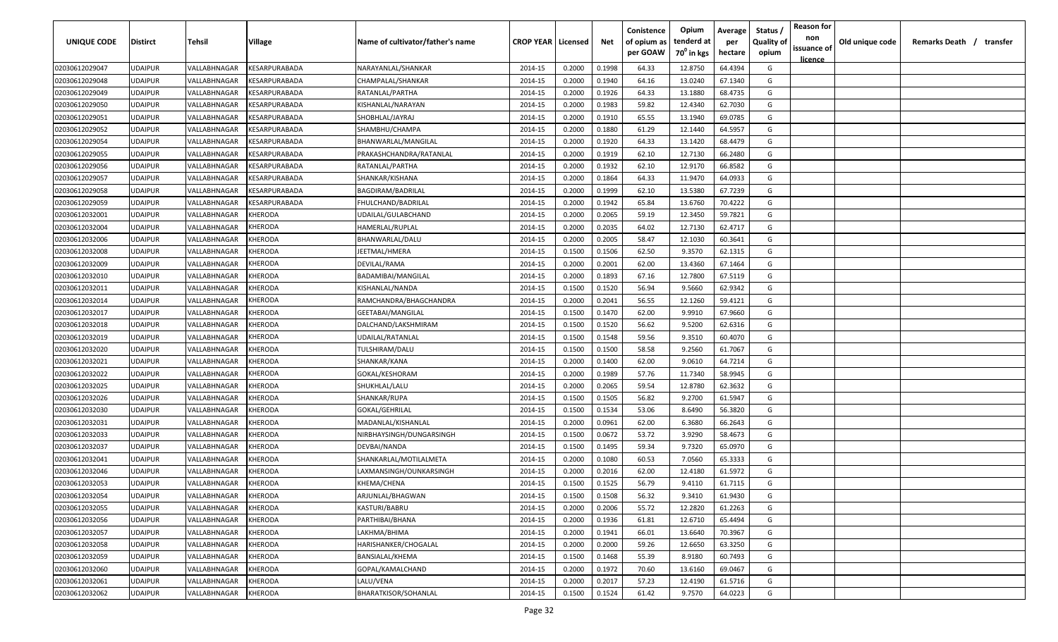| UNIQUE CODE | Distirct | Tehsil | Village | Name of cultivator/father's name | CROP YEAR | Licensed | Net | Conistence of opium as per GOAW | Opium tenderd at 70° in kgs | Average per hectare | Status / Quality of opium | Reason for non issuance of licence | Old unique code | Remarks Death / transfer |
|---|---|---|---|---|---|---|---|---|---|---|---|---|---|---|
| 02030612029047 | UDAIPUR | VALLABHNAGAR | KESARPURABADA | NARAYANLAL/SHANKAR | 2014-15 | 0.2000 | 0.1998 | 64.33 | 12.8750 | 64.4394 | G | | | |
| 02030612029048 | UDAIPUR | VALLABHNAGAR | KESARPURABADA | CHAMPALAL/SHANKAR | 2014-15 | 0.2000 | 0.1940 | 64.16 | 13.0240 | 67.1340 | G | | | |
| 02030612029049 | UDAIPUR | VALLABHNAGAR | KESARPURABADA | RATANLAL/PARTHA | 2014-15 | 0.2000 | 0.1926 | 64.33 | 13.1880 | 68.4735 | G | | | |
| 02030612029050 | UDAIPUR | VALLABHNAGAR | KESARPURABADA | KISHANLAL/NARAYAN | 2014-15 | 0.2000 | 0.1983 | 59.82 | 12.4340 | 62.7030 | G | | | |
| 02030612029051 | UDAIPUR | VALLABHNAGAR | KESARPURABADA | SHOBHLAL/JAYRAJ | 2014-15 | 0.2000 | 0.1910 | 65.55 | 13.1940 | 69.0785 | G | | | |
| 02030612029052 | UDAIPUR | VALLABHNAGAR | KESARPURABADA | SHAMBHU/CHAMPA | 2014-15 | 0.2000 | 0.1880 | 61.29 | 12.1440 | 64.5957 | G | | | |
| 02030612029054 | UDAIPUR | VALLABHNAGAR | KESARPURABADA | BHANWARLAL/MANGILAL | 2014-15 | 0.2000 | 0.1920 | 64.33 | 13.1420 | 68.4479 | G | | | |
| 02030612029055 | UDAIPUR | VALLABHNAGAR | KESARPURABADA | PRAKASHCHANDRA/RATANLAL | 2014-15 | 0.2000 | 0.1919 | 62.10 | 12.7130 | 66.2480 | G | | | |
| 02030612029056 | UDAIPUR | VALLABHNAGAR | KESARPURABADA | RATANLAL/PARTHA | 2014-15 | 0.2000 | 0.1932 | 62.10 | 12.9170 | 66.8582 | G | | | |
| 02030612029057 | UDAIPUR | VALLABHNAGAR | KESARPURABADA | SHANKAR/KISHANA | 2014-15 | 0.2000 | 0.1864 | 64.33 | 11.9470 | 64.0933 | G | | | |
| 02030612029058 | UDAIPUR | VALLABHNAGAR | KESARPURABADA | BAGDIRAM/BADRILAL | 2014-15 | 0.2000 | 0.1999 | 62.10 | 13.5380 | 67.7239 | G | | | |
| 02030612029059 | UDAIPUR | VALLABHNAGAR | KESARPURABADA | FHULCHAND/BADRILAL | 2014-15 | 0.2000 | 0.1942 | 65.84 | 13.6760 | 70.4222 | G | | | |
| 02030612032001 | UDAIPUR | VALLABHNAGAR | KHERODA | UDAILAL/GULABCHAND | 2014-15 | 0.2000 | 0.2065 | 59.19 | 12.3450 | 59.7821 | G | | | |
| 02030612032004 | UDAIPUR | VALLABHNAGAR | KHERODA | HAMERLAL/RUPLAL | 2014-15 | 0.2000 | 0.2035 | 64.02 | 12.7130 | 62.4717 | G | | | |
| 02030612032006 | UDAIPUR | VALLABHNAGAR | KHERODA | BHANWARLAL/DALU | 2014-15 | 0.2000 | 0.2005 | 58.47 | 12.1030 | 60.3641 | G | | | |
| 02030612032008 | UDAIPUR | VALLABHNAGAR | KHERODA | JEETMAL/HMERA | 2014-15 | 0.1500 | 0.1506 | 62.50 | 9.3570 | 62.1315 | G | | | |
| 02030612032009 | UDAIPUR | VALLABHNAGAR | KHERODA | DEVILAL/RAMA | 2014-15 | 0.2000 | 0.2001 | 62.00 | 13.4360 | 67.1464 | G | | | |
| 02030612032010 | UDAIPUR | VALLABHNAGAR | KHERODA | BADAMIBAI/MANGILAL | 2014-15 | 0.2000 | 0.1893 | 67.16 | 12.7800 | 67.5119 | G | | | |
| 02030612032011 | UDAIPUR | VALLABHNAGAR | KHERODA | KISHANLAL/NANDA | 2014-15 | 0.1500 | 0.1520 | 56.94 | 9.5660 | 62.9342 | G | | | |
| 02030612032014 | UDAIPUR | VALLABHNAGAR | KHERODA | RAMCHANDRA/BHAGCHANDRA | 2014-15 | 0.2000 | 0.2041 | 56.55 | 12.1260 | 59.4121 | G | | | |
| 02030612032017 | UDAIPUR | VALLABHNAGAR | KHERODA | GEETABAI/MANGILAL | 2014-15 | 0.1500 | 0.1470 | 62.00 | 9.9910 | 67.9660 | G | | | |
| 02030612032018 | UDAIPUR | VALLABHNAGAR | KHERODA | DALCHAND/LAKSHMIRAM | 2014-15 | 0.1500 | 0.1520 | 56.62 | 9.5200 | 62.6316 | G | | | |
| 02030612032019 | UDAIPUR | VALLABHNAGAR | KHERODA | UDAILAL/RATANLAL | 2014-15 | 0.1500 | 0.1548 | 59.56 | 9.3510 | 60.4070 | G | | | |
| 02030612032020 | UDAIPUR | VALLABHNAGAR | KHERODA | TULSHIRAM/DALU | 2014-15 | 0.1500 | 0.1500 | 58.58 | 9.2560 | 61.7067 | G | | | |
| 02030612032021 | UDAIPUR | VALLABHNAGAR | KHERODA | SHANKAR/KANA | 2014-15 | 0.2000 | 0.1400 | 62.00 | 9.0610 | 64.7214 | G | | | |
| 02030612032022 | UDAIPUR | VALLABHNAGAR | KHERODA | GOKAL/KESHORAM | 2014-15 | 0.2000 | 0.1989 | 57.76 | 11.7340 | 58.9945 | G | | | |
| 02030612032025 | UDAIPUR | VALLABHNAGAR | KHERODA | SHUKHLAL/LALU | 2014-15 | 0.2000 | 0.2065 | 59.54 | 12.8780 | 62.3632 | G | | | |
| 02030612032026 | UDAIPUR | VALLABHNAGAR | KHERODA | SHANKAR/RUPA | 2014-15 | 0.1500 | 0.1505 | 56.82 | 9.2700 | 61.5947 | G | | | |
| 02030612032030 | UDAIPUR | VALLABHNAGAR | KHERODA | GOKAL/GEHRILAL | 2014-15 | 0.1500 | 0.1534 | 53.06 | 8.6490 | 56.3820 | G | | | |
| 02030612032031 | UDAIPUR | VALLABHNAGAR | KHERODA | MADANLAL/KISHANLAL | 2014-15 | 0.2000 | 0.0961 | 62.00 | 6.3680 | 66.2643 | G | | | |
| 02030612032033 | UDAIPUR | VALLABHNAGAR | KHERODA | NIRBHAYSINGH/DUNGARSINGH | 2014-15 | 0.1500 | 0.0672 | 53.72 | 3.9290 | 58.4673 | G | | | |
| 02030612032037 | UDAIPUR | VALLABHNAGAR | KHERODA | DEVBAI/NANDA | 2014-15 | 0.1500 | 0.1495 | 59.34 | 9.7320 | 65.0970 | G | | | |
| 02030612032041 | UDAIPUR | VALLABHNAGAR | KHERODA | SHANKARLAL/MOTILALMETA | 2014-15 | 0.2000 | 0.1080 | 60.53 | 7.0560 | 65.3333 | G | | | |
| 02030612032046 | UDAIPUR | VALLABHNAGAR | KHERODA | LAXMANSINGH/OUNKARSINGH | 2014-15 | 0.2000 | 0.2016 | 62.00 | 12.4180 | 61.5972 | G | | | |
| 02030612032053 | UDAIPUR | VALLABHNAGAR | KHERODA | KHEMA/CHENA | 2014-15 | 0.1500 | 0.1525 | 56.79 | 9.4110 | 61.7115 | G | | | |
| 02030612032054 | UDAIPUR | VALLABHNAGAR | KHERODA | ARJUNLAL/BHAGWAN | 2014-15 | 0.1500 | 0.1508 | 56.32 | 9.3410 | 61.9430 | G | | | |
| 02030612032055 | UDAIPUR | VALLABHNAGAR | KHERODA | KASTURI/BABRU | 2014-15 | 0.2000 | 0.2006 | 55.72 | 12.2820 | 61.2263 | G | | | |
| 02030612032056 | UDAIPUR | VALLABHNAGAR | KHERODA | PARTHIBAI/BHANA | 2014-15 | 0.2000 | 0.1936 | 61.81 | 12.6710 | 65.4494 | G | | | |
| 02030612032057 | UDAIPUR | VALLABHNAGAR | KHERODA | LAKHMA/BHIMA | 2014-15 | 0.2000 | 0.1941 | 66.01 | 13.6640 | 70.3967 | G | | | |
| 02030612032058 | UDAIPUR | VALLABHNAGAR | KHERODA | HARISHANKER/CHOGALAL | 2014-15 | 0.2000 | 0.2000 | 59.26 | 12.6650 | 63.3250 | G | | | |
| 02030612032059 | UDAIPUR | VALLABHNAGAR | KHERODA | BANSIALAL/KHEMA | 2014-15 | 0.1500 | 0.1468 | 55.39 | 8.9180 | 60.7493 | G | | | |
| 02030612032060 | UDAIPUR | VALLABHNAGAR | KHERODA | GOPAL/KAMALCHAND | 2014-15 | 0.2000 | 0.1972 | 70.60 | 13.6160 | 69.0467 | G | | | |
| 02030612032061 | UDAIPUR | VALLABHNAGAR | KHERODA | LALU/VENA | 2014-15 | 0.2000 | 0.2017 | 57.23 | 12.4190 | 61.5716 | G | | | |
| 02030612032062 | UDAIPUR | VALLABHNAGAR | KHERODA | BHARATKISOR/SOHANLAL | 2014-15 | 0.1500 | 0.1524 | 61.42 | 9.7570 | 64.0223 | G | | | |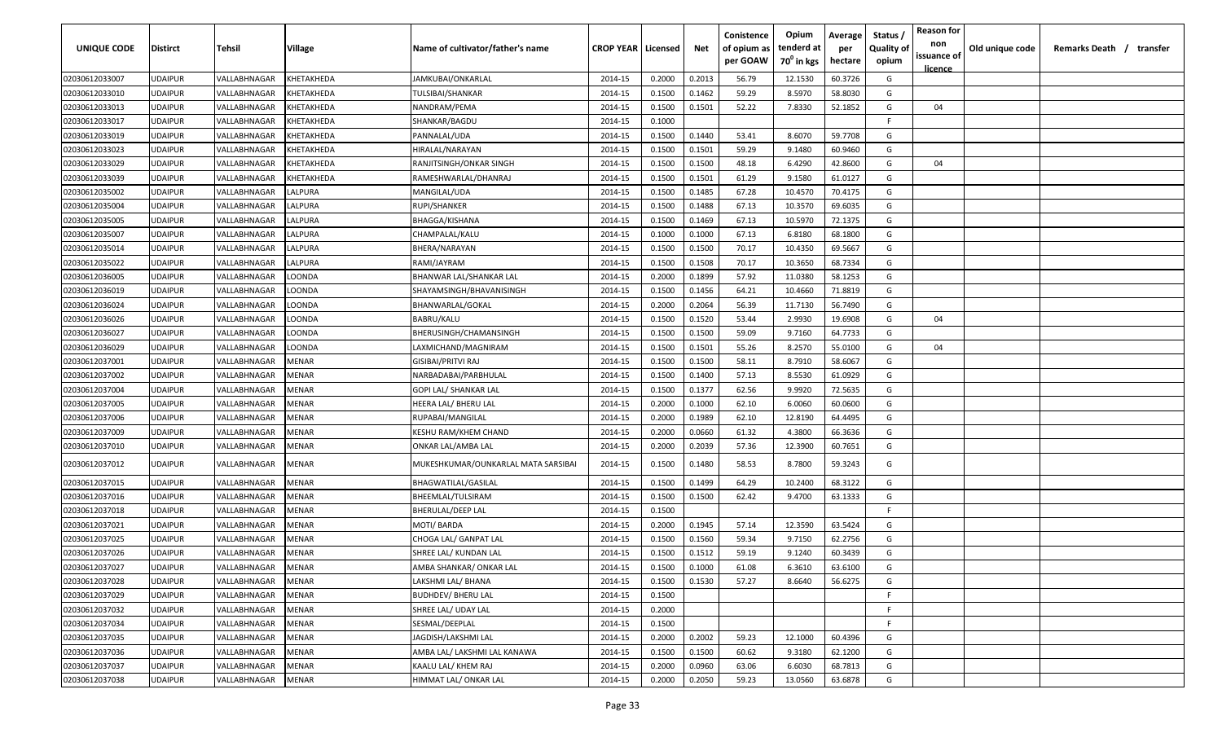| UNIQUE CODE | Distirct | Tehsil | Village | Name of cultivator/father's name | CROP YEAR | Licensed | Net | Consistence of opium as per GOAW | Opium tenderd at 70⁰ in kgs | Average per hectare | Status / Quality of opium | Reason for non issuance of licence | Old unique code | Remarks Death / transfer |
|---|---|---|---|---|---|---|---|---|---|---|---|---|---|---|
| 02030612033007 | UDAIPUR | VALLABHNAGAR | KHETAKHEDA | JAMKUBAI/ONKARLAL | 2014-15 | 0.2000 | 0.2013 | 56.79 | 12.1530 | 60.3726 | G | | | |
| 02030612033010 | UDAIPUR | VALLABHNAGAR | KHETAKHEDA | TULSIBAI/SHANKAR | 2014-15 | 0.1500 | 0.1462 | 59.29 | 8.5970 | 58.8030 | G | | | |
| 02030612033013 | UDAIPUR | VALLABHNAGAR | KHETAKHEDA | NANDRAM/PEMA | 2014-15 | 0.1500 | 0.1501 | 52.22 | 7.8330 | 52.1852 | G | 04 | | |
| 02030612033017 | UDAIPUR | VALLABHNAGAR | KHETAKHEDA | SHANKAR/BAGDU | 2014-15 | 0.1000 | | | | | F | | | |
| 02030612033019 | UDAIPUR | VALLABHNAGAR | KHETAKHEDA | PANNALAL/UDA | 2014-15 | 0.1500 | 0.1440 | 53.41 | 8.6070 | 59.7708 | G | | | |
| 02030612033023 | UDAIPUR | VALLABHNAGAR | KHETAKHEDA | HIRALAL/NARAYAN | 2014-15 | 0.1500 | 0.1501 | 59.29 | 9.1480 | 60.9460 | G | | | |
| 02030612033029 | UDAIPUR | VALLABHNAGAR | KHETAKHEDA | RANJITSINGH/ONKAR SINGH | 2014-15 | 0.1500 | 0.1500 | 48.18 | 6.4290 | 42.8600 | G | 04 | | |
| 02030612033039 | UDAIPUR | VALLABHNAGAR | KHETAKHEDA | RAMESHWARLAL/DHANRAJ | 2014-15 | 0.1500 | 0.1501 | 61.29 | 9.1580 | 61.0127 | G | | | |
| 02030612035002 | UDAIPUR | VALLABHNAGAR | LALPURA | MANGILAL/UDA | 2014-15 | 0.1500 | 0.1485 | 67.28 | 10.4570 | 70.4175 | G | | | |
| 02030612035004 | UDAIPUR | VALLABHNAGAR | LALPURA | RUPI/SHANKER | 2014-15 | 0.1500 | 0.1488 | 67.13 | 10.3570 | 69.6035 | G | | | |
| 02030612035005 | UDAIPUR | VALLABHNAGAR | LALPURA | BHAGGA/KISHANA | 2014-15 | 0.1500 | 0.1469 | 67.13 | 10.5970 | 72.1375 | G | | | |
| 02030612035007 | UDAIPUR | VALLABHNAGAR | LALPURA | CHAMPALAL/KALU | 2014-15 | 0.1000 | 0.1000 | 67.13 | 6.8180 | 68.1800 | G | | | |
| 02030612035014 | UDAIPUR | VALLABHNAGAR | LALPURA | BHERA/NARAYAN | 2014-15 | 0.1500 | 0.1500 | 70.17 | 10.4350 | 69.5667 | G | | | |
| 02030612035022 | UDAIPUR | VALLABHNAGAR | LALPURA | RAMI/JAYRAM | 2014-15 | 0.1500 | 0.1508 | 70.17 | 10.3650 | 68.7334 | G | | | |
| 02030612036005 | UDAIPUR | VALLABHNAGAR | LOONDA | BHANWAR LAL/SHANKAR LAL | 2014-15 | 0.2000 | 0.1899 | 57.92 | 11.0380 | 58.1253 | G | | | |
| 02030612036019 | UDAIPUR | VALLABHNAGAR | LOONDA | SHAYAMSINGH/BHAVANISINGH | 2014-15 | 0.1500 | 0.1456 | 64.21 | 10.4660 | 71.8819 | G | | | |
| 02030612036024 | UDAIPUR | VALLABHNAGAR | LOONDA | BHANWARLAL/GOKAL | 2014-15 | 0.2000 | 0.2064 | 56.39 | 11.7130 | 56.7490 | G | | | |
| 02030612036026 | UDAIPUR | VALLABHNAGAR | LOONDA | BABRU/KALU | 2014-15 | 0.1500 | 0.1520 | 53.44 | 2.9930 | 19.6908 | G | 04 | | |
| 02030612036027 | UDAIPUR | VALLABHNAGAR | LOONDA | BHERUSINGH/CHAMANSINGH | 2014-15 | 0.1500 | 0.1500 | 59.09 | 9.7160 | 64.7733 | G | | | |
| 02030612036029 | UDAIPUR | VALLABHNAGAR | LOONDA | LAXMICHAND/MAGNIRAM | 2014-15 | 0.1500 | 0.1501 | 55.26 | 8.2570 | 55.0100 | G | 04 | | |
| 02030612037001 | UDAIPUR | VALLABHNAGAR | MENAR | GISIBAI/PRITVI RAJ | 2014-15 | 0.1500 | 0.1500 | 58.11 | 8.7910 | 58.6067 | G | | | |
| 02030612037002 | UDAIPUR | VALLABHNAGAR | MENAR | NARBADABAI/PARBHULAL | 2014-15 | 0.1500 | 0.1400 | 57.13 | 8.5530 | 61.0929 | G | | | |
| 02030612037004 | UDAIPUR | VALLABHNAGAR | MENAR | GOPI LAL/ SHANKAR LAL | 2014-15 | 0.1500 | 0.1377 | 62.56 | 9.9920 | 72.5635 | G | | | |
| 02030612037005 | UDAIPUR | VALLABHNAGAR | MENAR | HEERA LAL/ BHERU LAL | 2014-15 | 0.2000 | 0.1000 | 62.10 | 6.0060 | 60.0600 | G | | | |
| 02030612037006 | UDAIPUR | VALLABHNAGAR | MENAR | RUPABAI/MANGILAL | 2014-15 | 0.2000 | 0.1989 | 62.10 | 12.8190 | 64.4495 | G | | | |
| 02030612037009 | UDAIPUR | VALLABHNAGAR | MENAR | KESHU RAM/KHEM CHAND | 2014-15 | 0.2000 | 0.0660 | 61.32 | 4.3800 | 66.3636 | G | | | |
| 02030612037010 | UDAIPUR | VALLABHNAGAR | MENAR | ONKAR LAL/AMBA LAL | 2014-15 | 0.2000 | 0.2039 | 57.36 | 12.3900 | 60.7651 | G | | | |
| 02030612037012 | UDAIPUR | VALLABHNAGAR | MENAR | MUKESHKUMAR/OUNKARLAL MATA SARSIBAI | 2014-15 | 0.1500 | 0.1480 | 58.53 | 8.7800 | 59.3243 | G | | | |
| 02030612037015 | UDAIPUR | VALLABHNAGAR | MENAR | BHAGWATILAL/GASILAL | 2014-15 | 0.1500 | 0.1499 | 64.29 | 10.2400 | 68.3122 | G | | | |
| 02030612037016 | UDAIPUR | VALLABHNAGAR | MENAR | BHEEMLAL/TULSIRAM | 2014-15 | 0.1500 | 0.1500 | 62.42 | 9.4700 | 63.1333 | G | | | |
| 02030612037018 | UDAIPUR | VALLABHNAGAR | MENAR | BHERULAL/DEEP LAL | 2014-15 | 0.1500 | | | | | F | | | |
| 02030612037021 | UDAIPUR | VALLABHNAGAR | MENAR | MOTI/ BARDA | 2014-15 | 0.2000 | 0.1945 | 57.14 | 12.3590 | 63.5424 | G | | | |
| 02030612037025 | UDAIPUR | VALLABHNAGAR | MENAR | CHOGA LAL/ GANPAT LAL | 2014-15 | 0.1500 | 0.1560 | 59.34 | 9.7150 | 62.2756 | G | | | |
| 02030612037026 | UDAIPUR | VALLABHNAGAR | MENAR | SHREE LAL/ KUNDAN LAL | 2014-15 | 0.1500 | 0.1512 | 59.19 | 9.1240 | 60.3439 | G | | | |
| 02030612037027 | UDAIPUR | VALLABHNAGAR | MENAR | AMBA SHANKAR/ ONKAR LAL | 2014-15 | 0.1500 | 0.1000 | 61.08 | 6.3610 | 63.6100 | G | | | |
| 02030612037028 | UDAIPUR | VALLABHNAGAR | MENAR | LAKSHMI LAL/ BHANA | 2014-15 | 0.1500 | 0.1530 | 57.27 | 8.6640 | 56.6275 | G | | | |
| 02030612037029 | UDAIPUR | VALLABHNAGAR | MENAR | BUDHDEV/ BHERU LAL | 2014-15 | 0.1500 | | | | | F | | | |
| 02030612037032 | UDAIPUR | VALLABHNAGAR | MENAR | SHREE LAL/ UDAY LAL | 2014-15 | 0.2000 | | | | | F | | | |
| 02030612037034 | UDAIPUR | VALLABHNAGAR | MENAR | SESMAL/DEEPLAL | 2014-15 | 0.1500 | | | | | F | | | |
| 02030612037035 | UDAIPUR | VALLABHNAGAR | MENAR | JAGDISH/LAKSHMI LAL | 2014-15 | 0.2000 | 0.2002 | 59.23 | 12.1000 | 60.4396 | G | | | |
| 02030612037036 | UDAIPUR | VALLABHNAGAR | MENAR | AMBA LAL/ LAKSHMI LAL KANAWA | 2014-15 | 0.1500 | 0.1500 | 60.62 | 9.3180 | 62.1200 | G | | | |
| 02030612037037 | UDAIPUR | VALLABHNAGAR | MENAR | KAALU LAL/ KHEM RAJ | 2014-15 | 0.2000 | 0.0960 | 63.06 | 6.6030 | 68.7813 | G | | | |
| 02030612037038 | UDAIPUR | VALLABHNAGAR | MENAR | HIMMAT LAL/ ONKAR LAL | 2014-15 | 0.2000 | 0.2050 | 59.23 | 13.0560 | 63.6878 | G | | | |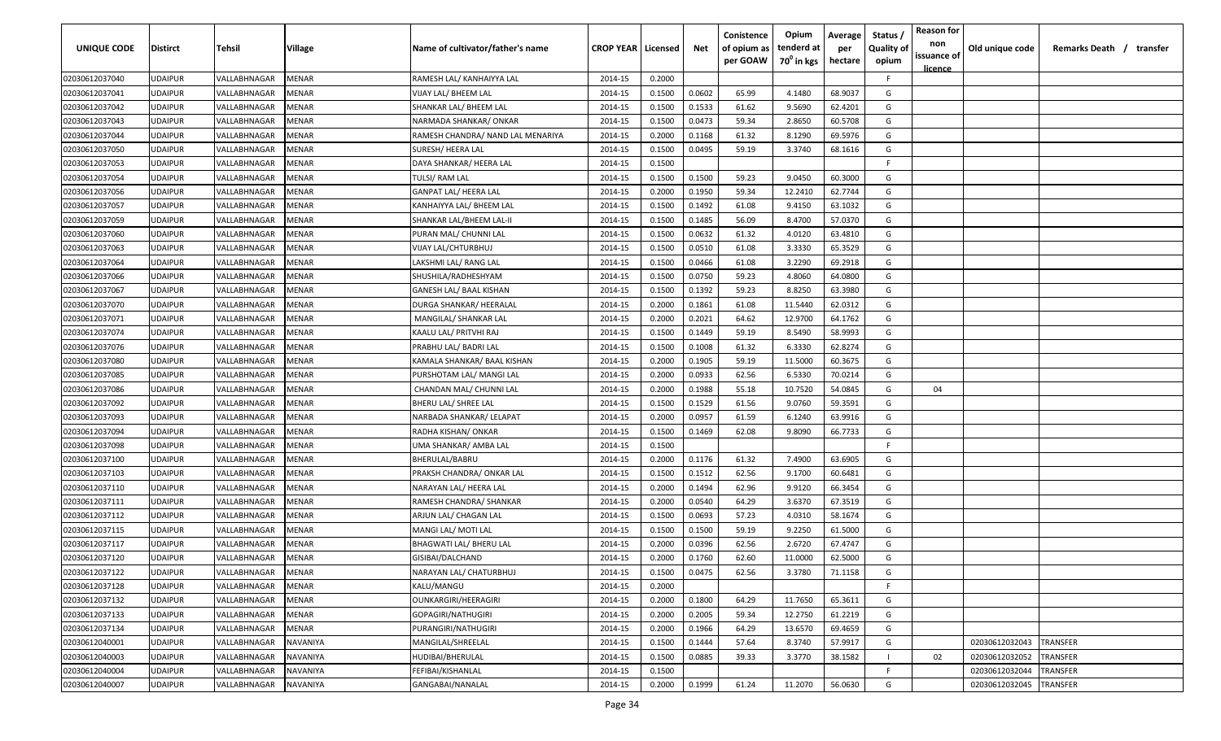| UNIQUE CODE | Distirct | Tehsil | Village | Name of cultivator/father's name | CROP YEAR | Licensed | Net | Conistence of opium as per GOAW | Opium tenderd at 70° in kgs | Average per hectare | Status / Quality of opium | Reason for non issuance of licence | Old unique code | Remarks Death / transfer |
|---|---|---|---|---|---|---|---|---|---|---|---|---|---|---|
| 02030612037040 | UDAIPUR | VALLABHNAGAR | MENAR | RAMESH LAL/ KANHAIYYA LAL | 2014-15 | 0.2000 | | | | | F | | | |
| 02030612037041 | UDAIPUR | VALLABHNAGAR | MENAR | VIJAY LAL/ BHEEM LAL | 2014-15 | 0.1500 | 0.0602 | 65.99 | 4.1480 | 68.9037 | G | | | |
| 02030612037042 | UDAIPUR | VALLABHNAGAR | MENAR | SHANKAR LAL/ BHEEM LAL | 2014-15 | 0.1500 | 0.1533 | 61.62 | 9.5690 | 62.4201 | G | | | |
| 02030612037043 | UDAIPUR | VALLABHNAGAR | MENAR | NARMADA SHANKAR/ ONKAR | 2014-15 | 0.1500 | 0.0473 | 59.34 | 2.8650 | 60.5708 | G | | | |
| 02030612037044 | UDAIPUR | VALLABHNAGAR | MENAR | RAMESH CHANDRA/ NAND LAL MENARIYA | 2014-15 | 0.2000 | 0.1168 | 61.32 | 8.1290 | 69.5976 | G | | | |
| 02030612037050 | UDAIPUR | VALLABHNAGAR | MENAR | SURESH/ HEERA LAL | 2014-15 | 0.1500 | 0.0495 | 59.19 | 3.3740 | 68.1616 | G | | | |
| 02030612037053 | UDAIPUR | VALLABHNAGAR | MENAR | DAYA SHANKAR/ HEERA LAL | 2014-15 | 0.1500 | | | | | F | | | |
| 02030612037054 | UDAIPUR | VALLABHNAGAR | MENAR | TULSI/ RAM LAL | 2014-15 | 0.1500 | 0.1500 | 59.23 | 9.0450 | 60.3000 | G | | | |
| 02030612037056 | UDAIPUR | VALLABHNAGAR | MENAR | GANPAT LAL/ HEERA LAL | 2014-15 | 0.2000 | 0.1950 | 59.34 | 12.2410 | 62.7744 | G | | | |
| 02030612037057 | UDAIPUR | VALLABHNAGAR | MENAR | KANHAIYYA LAL/ BHEEM LAL | 2014-15 | 0.1500 | 0.1492 | 61.08 | 9.4150 | 63.1032 | G | | | |
| 02030612037059 | UDAIPUR | VALLABHNAGAR | MENAR | SHANKAR LAL/BHEEM LAL-II | 2014-15 | 0.1500 | 0.1485 | 56.09 | 8.4700 | 57.0370 | G | | | |
| 02030612037060 | UDAIPUR | VALLABHNAGAR | MENAR | PURAN MAL/ CHUNNI LAL | 2014-15 | 0.1500 | 0.0632 | 61.32 | 4.0120 | 63.4810 | G | | | |
| 02030612037063 | UDAIPUR | VALLABHNAGAR | MENAR | VIJAY LAL/CHTURBHUJ | 2014-15 | 0.1500 | 0.0510 | 61.08 | 3.3330 | 65.3529 | G | | | |
| 02030612037064 | UDAIPUR | VALLABHNAGAR | MENAR | LAKSHMI LAL/ RANG LAL | 2014-15 | 0.1500 | 0.0466 | 61.08 | 3.2290 | 69.2918 | G | | | |
| 02030612037066 | UDAIPUR | VALLABHNAGAR | MENAR | SHUSHILA/RADHESHYAM | 2014-15 | 0.1500 | 0.0750 | 59.23 | 4.8060 | 64.0800 | G | | | |
| 02030612037067 | UDAIPUR | VALLABHNAGAR | MENAR | GANESH LAL/ BAAL KISHAN | 2014-15 | 0.1500 | 0.1392 | 59.23 | 8.8250 | 63.3980 | G | | | |
| 02030612037070 | UDAIPUR | VALLABHNAGAR | MENAR | DURGA SHANKAR/ HEERALAL | 2014-15 | 0.2000 | 0.1861 | 61.08 | 11.5440 | 62.0312 | G | | | |
| 02030612037071 | UDAIPUR | VALLABHNAGAR | MENAR | MANGILAL/ SHANKAR LAL | 2014-15 | 0.2000 | 0.2021 | 64.62 | 12.9700 | 64.1762 | G | | | |
| 02030612037074 | UDAIPUR | VALLABHNAGAR | MENAR | KAALU LAL/ PRITVHI RAJ | 2014-15 | 0.1500 | 0.1449 | 59.19 | 8.5490 | 58.9993 | G | | | |
| 02030612037076 | UDAIPUR | VALLABHNAGAR | MENAR | PRABHU LAL/ BADRI LAL | 2014-15 | 0.1500 | 0.1008 | 61.32 | 6.3330 | 62.8274 | G | | | |
| 02030612037080 | UDAIPUR | VALLABHNAGAR | MENAR | KAMALA SHANKAR/ BAAL KISHAN | 2014-15 | 0.2000 | 0.1905 | 59.19 | 11.5000 | 60.3675 | G | | | |
| 02030612037085 | UDAIPUR | VALLABHNAGAR | MENAR | PURSHOTAM LAL/ MANGI LAL | 2014-15 | 0.2000 | 0.0933 | 62.56 | 6.5330 | 70.0214 | G | | | |
| 02030612037086 | UDAIPUR | VALLABHNAGAR | MENAR | CHANDAN MAL/ CHUNNI LAL | 2014-15 | 0.2000 | 0.1988 | 55.18 | 10.7520 | 54.0845 | G | 04 | | |
| 02030612037092 | UDAIPUR | VALLABHNAGAR | MENAR | BHERU LAL/ SHREE LAL | 2014-15 | 0.1500 | 0.1529 | 61.56 | 9.0760 | 59.3591 | G | | | |
| 02030612037093 | UDAIPUR | VALLABHNAGAR | MENAR | NARBADA SHANKAR/ LELAPAT | 2014-15 | 0.2000 | 0.0957 | 61.59 | 6.1240 | 63.9916 | G | | | |
| 02030612037094 | UDAIPUR | VALLABHNAGAR | MENAR | RADHA KISHAN/ ONKAR | 2014-15 | 0.1500 | 0.1469 | 62.08 | 9.8090 | 66.7733 | G | | | |
| 02030612037098 | UDAIPUR | VALLABHNAGAR | MENAR | UMA SHANKAR/ AMBA LAL | 2014-15 | 0.1500 | | | | | F | | | |
| 02030612037100 | UDAIPUR | VALLABHNAGAR | MENAR | BHERULAL/BABRU | 2014-15 | 0.2000 | 0.1176 | 61.32 | 7.4900 | 63.6905 | G | | | |
| 02030612037103 | UDAIPUR | VALLABHNAGAR | MENAR | PRAKSH CHANDRA/ ONKAR LAL | 2014-15 | 0.1500 | 0.1512 | 62.56 | 9.1700 | 60.6481 | G | | | |
| 02030612037110 | UDAIPUR | VALLABHNAGAR | MENAR | NARAYAN LAL/ HEERA LAL | 2014-15 | 0.2000 | 0.1494 | 62.96 | 9.9120 | 66.3454 | G | | | |
| 02030612037111 | UDAIPUR | VALLABHNAGAR | MENAR | RAMESH CHANDRA/ SHANKAR | 2014-15 | 0.2000 | 0.0540 | 64.29 | 3.6370 | 67.3519 | G | | | |
| 02030612037112 | UDAIPUR | VALLABHNAGAR | MENAR | ARJUN LAL/ CHAGAN LAL | 2014-15 | 0.1500 | 0.0693 | 57.23 | 4.0310 | 58.1674 | G | | | |
| 02030612037115 | UDAIPUR | VALLABHNAGAR | MENAR | MANGI LAL/ MOTI LAL | 2014-15 | 0.1500 | 0.1500 | 59.19 | 9.2250 | 61.5000 | G | | | |
| 02030612037117 | UDAIPUR | VALLABHNAGAR | MENAR | BHAGWATI LAL/ BHERU LAL | 2014-15 | 0.2000 | 0.0396 | 62.56 | 2.6720 | 67.4747 | G | | | |
| 02030612037120 | UDAIPUR | VALLABHNAGAR | MENAR | GISIBAI/DALCHAND | 2014-15 | 0.2000 | 0.1760 | 62.60 | 11.0000 | 62.5000 | G | | | |
| 02030612037122 | UDAIPUR | VALLABHNAGAR | MENAR | NARAYAN LAL/ CHATURBHUJ | 2014-15 | 0.1500 | 0.0475 | 62.56 | 3.3780 | 71.1158 | G | | | |
| 02030612037128 | UDAIPUR | VALLABHNAGAR | MENAR | KALU/MANGU | 2014-15 | 0.2000 | | | | | F | | | |
| 02030612037132 | UDAIPUR | VALLABHNAGAR | MENAR | OUNKARGIRI/HEERAGIRI | 2014-15 | 0.2000 | 0.1800 | 64.29 | 11.7650 | 65.3611 | G | | | |
| 02030612037133 | UDAIPUR | VALLABHNAGAR | MENAR | GOPAGIRI/NATHUGIRI | 2014-15 | 0.2000 | 0.2005 | 59.34 | 12.2750 | 61.2219 | G | | | |
| 02030612037134 | UDAIPUR | VALLABHNAGAR | MENAR | PURANGIRI/NATHUGIRI | 2014-15 | 0.2000 | 0.1966 | 64.29 | 13.6570 | 69.4659 | G | | | |
| 02030612040001 | UDAIPUR | VALLABHNAGAR | NAVANIYA | MANGILAL/SHREELAL | 2014-15 | 0.1500 | 0.1444 | 57.64 | 8.3740 | 57.9917 | G | | 02030612032043 | TRANSFER |
| 02030612040003 | UDAIPUR | VALLABHNAGAR | NAVANIYA | HUDIBAI/BHERULAL | 2014-15 | 0.1500 | 0.0885 | 39.33 | 3.3770 | 38.1582 | I | 02 | 02030612032052 | TRANSFER |
| 02030612040004 | UDAIPUR | VALLABHNAGAR | NAVANIYA | FEFIBAI/KISHANLAL | 2014-15 | 0.1500 | | | | | F | | 02030612032044 | TRANSFER |
| 02030612040007 | UDAIPUR | VALLABHNAGAR | NAVANIYA | GANGABAI/NANALAL | 2014-15 | 0.2000 | 0.1999 | 61.24 | 11.2070 | 56.0630 | G | | 02030612032045 | TRANSFER |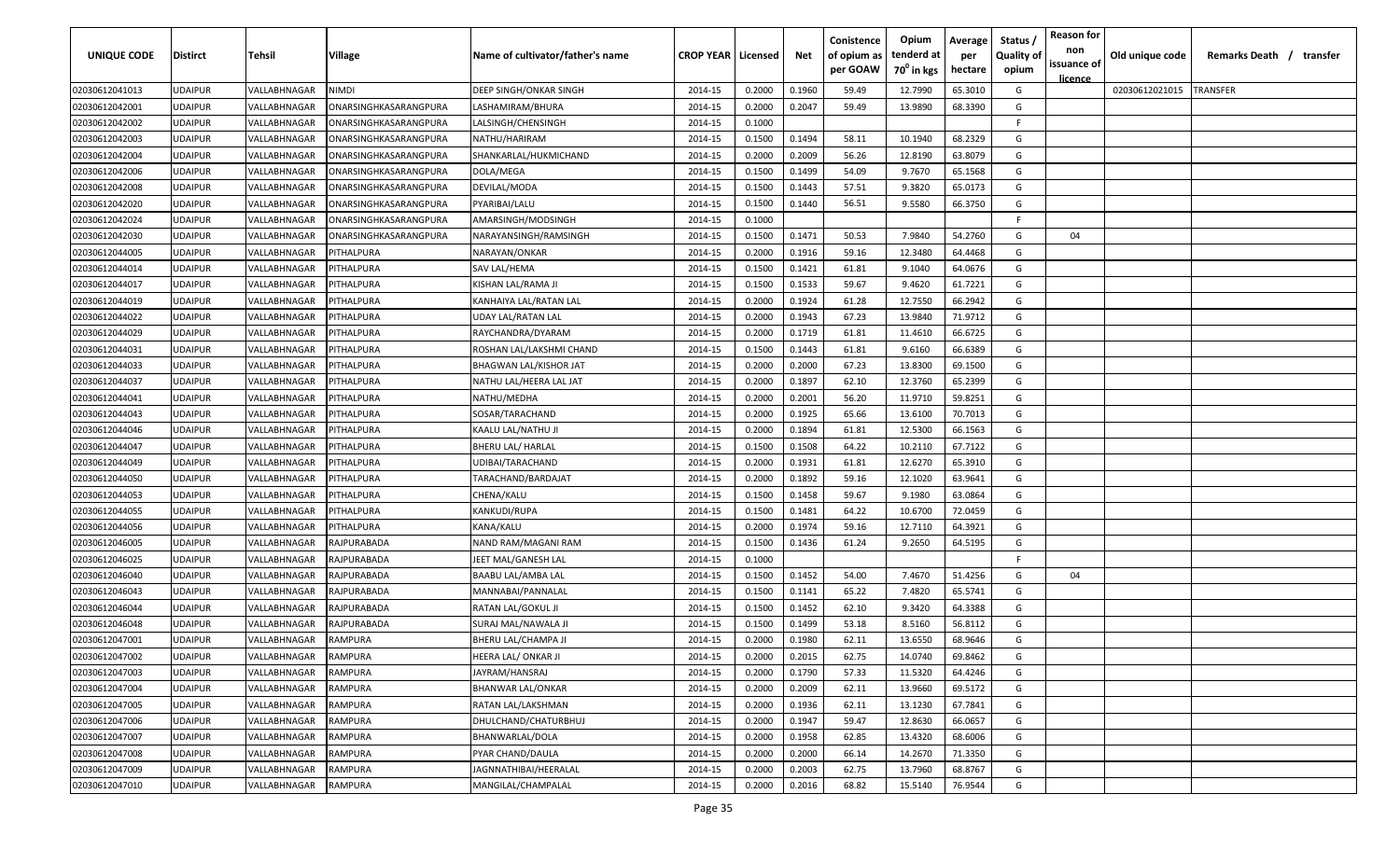| UNIQUE CODE | Distirct | Tehsil | Village | Name of cultivator/father's name | CROP YEAR | Licensed | Net | Conistence of opium as per GOAW | Opium tenderd at $70^0$ in kgs | Average per hectare | Status / Quality of opium | Reason for non issuance of licence | Old unique code | Remarks Death / transfer |
|---|---|---|---|---|---|---|---|---|---|---|---|---|---|---|
| 02030612041013 | UDAIPUR | VALLABHNAGAR | NIMDI | DEEP SINGH/ONKAR SINGH | 2014-15 | 0.2000 | 0.1960 | 59.49 | 12.7990 | 65.3010 | G | | 02030612021015 | TRANSFER |
| 02030612042001 | UDAIPUR | VALLABHNAGAR | ONARSINGHKASARANGPURA | LASHAMIRAM/BHURA | 2014-15 | 0.2000 | 0.2047 | 59.49 | 13.9890 | 68.3390 | G | | | |
| 02030612042002 | UDAIPUR | VALLABHNAGAR | ONARSINGHKASARANGPURA | LALSINGH/CHENSINGH | 2014-15 | 0.1000 | | | | | F | | | |
| 02030612042003 | UDAIPUR | VALLABHNAGAR | ONARSINGHKASARANGPURA | NATHU/HARIRAM | 2014-15 | 0.1500 | 0.1494 | 58.11 | 10.1940 | 68.2329 | G | | | |
| 02030612042004 | UDAIPUR | VALLABHNAGAR | ONARSINGHKASARANGPURA | SHANKARLAL/HUKMICHAND | 2014-15 | 0.2000 | 0.2009 | 56.26 | 12.8190 | 63.8079 | G | | | |
| 02030612042006 | UDAIPUR | VALLABHNAGAR | ONARSINGHKASARANGPURA | DOLA/MEGA | 2014-15 | 0.1500 | 0.1499 | 54.09 | 9.7670 | 65.1568 | G | | | |
| 02030612042008 | UDAIPUR | VALLABHNAGAR | ONARSINGHKASARANGPURA | DEVILAL/MODA | 2014-15 | 0.1500 | 0.1443 | 57.51 | 9.3820 | 65.0173 | G | | | |
| 02030612042020 | UDAIPUR | VALLABHNAGAR | ONARSINGHKASARANGPURA | PYARIBAI/LALU | 2014-15 | 0.1500 | 0.1440 | 56.51 | 9.5580 | 66.3750 | G | | | |
| 02030612042024 | UDAIPUR | VALLABHNAGAR | ONARSINGHKASARANGPURA | AMARSINGH/MODSINGH | 2014-15 | 0.1000 | | | | | F | | | |
| 02030612042030 | UDAIPUR | VALLABHNAGAR | ONARSINGHKASARANGPURA | NARAYANSINGH/RAMSINGH | 2014-15 | 0.1500 | 0.1471 | 50.53 | 7.9840 | 54.2760 | G | 04 | | |
| 02030612044005 | UDAIPUR | VALLABHNAGAR | PITHALPURA | NARAYAN/ONKAR | 2014-15 | 0.2000 | 0.1916 | 59.16 | 12.3480 | 64.4468 | G | | | |
| 02030612044014 | UDAIPUR | VALLABHNAGAR | PITHALPURA | SAV LAL/HEMA | 2014-15 | 0.1500 | 0.1421 | 61.81 | 9.1040 | 64.0676 | G | | | |
| 02030612044017 | UDAIPUR | VALLABHNAGAR | PITHALPURA | KISHAN LAL/RAMA JI | 2014-15 | 0.1500 | 0.1533 | 59.67 | 9.4620 | 61.7221 | G | | | |
| 02030612044019 | UDAIPUR | VALLABHNAGAR | PITHALPURA | KANHAIYA LAL/RATAN LAL | 2014-15 | 0.2000 | 0.1924 | 61.28 | 12.7550 | 66.2942 | G | | | |
| 02030612044022 | UDAIPUR | VALLABHNAGAR | PITHALPURA | UDAY LAL/RATAN LAL | 2014-15 | 0.2000 | 0.1943 | 67.23 | 13.9840 | 71.9712 | G | | | |
| 02030612044029 | UDAIPUR | VALLABHNAGAR | PITHALPURA | RAYCHANDRA/DYARAM | 2014-15 | 0.2000 | 0.1719 | 61.81 | 11.4610 | 66.6725 | G | | | |
| 02030612044031 | UDAIPUR | VALLABHNAGAR | PITHALPURA | ROSHAN LAL/LAKSHMI CHAND | 2014-15 | 0.1500 | 0.1443 | 61.81 | 9.6160 | 66.6389 | G | | | |
| 02030612044033 | UDAIPUR | VALLABHNAGAR | PITHALPURA | BHAGWAN LAL/KISHOR JAT | 2014-15 | 0.2000 | 0.2000 | 67.23 | 13.8300 | 69.1500 | G | | | |
| 02030612044037 | UDAIPUR | VALLABHNAGAR | PITHALPURA | NATHU LAL/HEERA LAL JAT | 2014-15 | 0.2000 | 0.1897 | 62.10 | 12.3760 | 65.2399 | G | | | |
| 02030612044041 | UDAIPUR | VALLABHNAGAR | PITHALPURA | NATHU/MEDHA | 2014-15 | 0.2000 | 0.2001 | 56.20 | 11.9710 | 59.8251 | G | | | |
| 02030612044043 | UDAIPUR | VALLABHNAGAR | PITHALPURA | SOSAR/TARACHAND | 2014-15 | 0.2000 | 0.1925 | 65.66 | 13.6100 | 70.7013 | G | | | |
| 02030612044046 | UDAIPUR | VALLABHNAGAR | PITHALPURA | KAALU LAL/NATHU JI | 2014-15 | 0.2000 | 0.1894 | 61.81 | 12.5300 | 66.1563 | G | | | |
| 02030612044047 | UDAIPUR | VALLABHNAGAR | PITHALPURA | BHERU LAL/ HARLAL | 2014-15 | 0.1500 | 0.1508 | 64.22 | 10.2110 | 67.7122 | G | | | |
| 02030612044049 | UDAIPUR | VALLABHNAGAR | PITHALPURA | UDIBAI/TARACHAND | 2014-15 | 0.2000 | 0.1931 | 61.81 | 12.6270 | 65.3910 | G | | | |
| 02030612044050 | UDAIPUR | VALLABHNAGAR | PITHALPURA | TARACHAND/BARDAJAT | 2014-15 | 0.2000 | 0.1892 | 59.16 | 12.1020 | 63.9641 | G | | | |
| 02030612044053 | UDAIPUR | VALLABHNAGAR | PITHALPURA | CHENA/KALU | 2014-15 | 0.1500 | 0.1458 | 59.67 | 9.1980 | 63.0864 | G | | | |
| 02030612044055 | UDAIPUR | VALLABHNAGAR | PITHALPURA | KANKUDI/RUPA | 2014-15 | 0.1500 | 0.1481 | 64.22 | 10.6700 | 72.0459 | G | | | |
| 02030612044056 | UDAIPUR | VALLABHNAGAR | PITHALPURA | KANA/KALU | 2014-15 | 0.2000 | 0.1974 | 59.16 | 12.7110 | 64.3921 | G | | | |
| 02030612046005 | UDAIPUR | VALLABHNAGAR | RAJPURABADA | NAND RAM/MAGANI RAM | 2014-15 | 0.1500 | 0.1436 | 61.24 | 9.2650 | 64.5195 | G | | | |
| 02030612046025 | UDAIPUR | VALLABHNAGAR | RAJPURABADA | JEET MAL/GANESH LAL | 2014-15 | 0.1000 | | | | | F | | | |
| 02030612046040 | UDAIPUR | VALLABHNAGAR | RAJPURABADA | BAABU LAL/AMBA LAL | 2014-15 | 0.1500 | 0.1452 | 54.00 | 7.4670 | 51.4256 | G | 04 | | |
| 02030612046043 | UDAIPUR | VALLABHNAGAR | RAJPURABADA | MANNABAI/PANNALAL | 2014-15 | 0.1500 | 0.1141 | 65.22 | 7.4820 | 65.5741 | G | | | |
| 02030612046044 | UDAIPUR | VALLABHNAGAR | RAJPURABADA | RATAN LAL/GOKUL JI | 2014-15 | 0.1500 | 0.1452 | 62.10 | 9.3420 | 64.3388 | G | | | |
| 02030612046048 | UDAIPUR | VALLABHNAGAR | RAJPURABADA | SURAJ MAL/NAWALA JI | 2014-15 | 0.1500 | 0.1499 | 53.18 | 8.5160 | 56.8112 | G | | | |
| 02030612047001 | UDAIPUR | VALLABHNAGAR | RAMPURA | BHERU LAL/CHAMPA JI | 2014-15 | 0.2000 | 0.1980 | 62.11 | 13.6550 | 68.9646 | G | | | |
| 02030612047002 | UDAIPUR | VALLABHNAGAR | RAMPURA | HEERA LAL/ ONKAR JI | 2014-15 | 0.2000 | 0.2015 | 62.75 | 14.0740 | 69.8462 | G | | | |
| 02030612047003 | UDAIPUR | VALLABHNAGAR | RAMPURA | JAYRAM/HANSRAJ | 2014-15 | 0.2000 | 0.1790 | 57.33 | 11.5320 | 64.4246 | G | | | |
| 02030612047004 | UDAIPUR | VALLABHNAGAR | RAMPURA | BHANWAR LAL/ONKAR | 2014-15 | 0.2000 | 0.2009 | 62.11 | 13.9660 | 69.5172 | G | | | |
| 02030612047005 | UDAIPUR | VALLABHNAGAR | RAMPURA | RATAN LAL/LAKSHMAN | 2014-15 | 0.2000 | 0.1936 | 62.11 | 13.1230 | 67.7841 | G | | | |
| 02030612047006 | UDAIPUR | VALLABHNAGAR | RAMPURA | DHULCHAND/CHATURBHUJ | 2014-15 | 0.2000 | 0.1947 | 59.47 | 12.8630 | 66.0657 | G | | | |
| 02030612047007 | UDAIPUR | VALLABHNAGAR | RAMPURA | BHANWARLAL/DOLA | 2014-15 | 0.2000 | 0.1958 | 62.85 | 13.4320 | 68.6006 | G | | | |
| 02030612047008 | UDAIPUR | VALLABHNAGAR | RAMPURA | PYAR CHAND/DAULA | 2014-15 | 0.2000 | 0.2000 | 66.14 | 14.2670 | 71.3350 | G | | | |
| 02030612047009 | UDAIPUR | VALLABHNAGAR | RAMPURA | JAGNNATHIBAI/HEERALAL | 2014-15 | 0.2000 | 0.2003 | 62.75 | 13.7960 | 68.8767 | G | | | |
| 02030612047010 | UDAIPUR | VALLABHNAGAR | RAMPURA | MANGILAL/CHAMPALAL | 2014-15 | 0.2000 | 0.2016 | 68.82 | 15.5140 | 76.9544 | G | | | |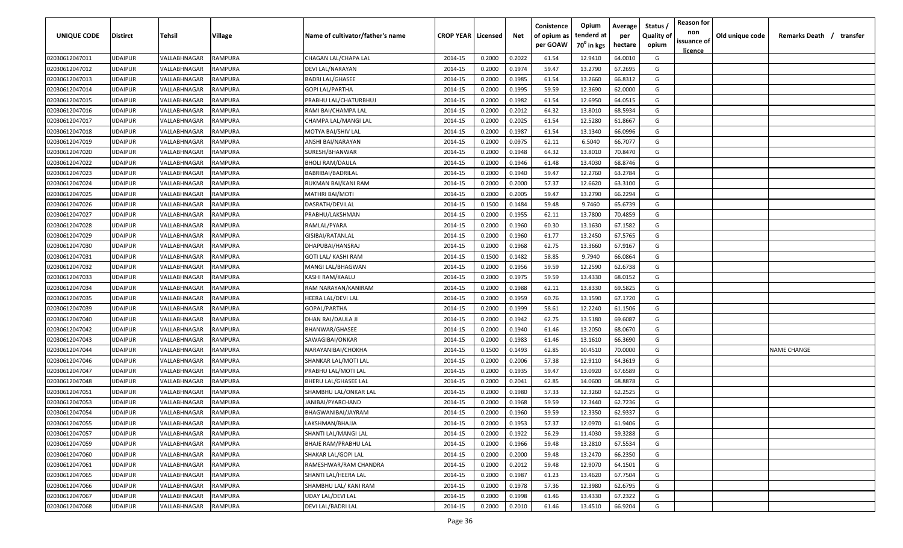| UNIQUE CODE | Distirct | Tehsil | Village | Name of cultivator/father's name | CROP YEAR | Licensed | Net | Conistence of opium as per GOAW | Opium tenderd at 70° in kgs | Average per hectare | Status / Quality of opium | Reason for non issuance of licence | Old unique code | Remarks Death / transfer |
|---|---|---|---|---|---|---|---|---|---|---|---|---|---|---|
| 02030612047011 | UDAIPUR | VALLABHNAGAR | RAMPURA | CHAGAN LAL/CHAPA LAL | 2014-15 | 0.2000 | 0.2022 | 61.54 | 12.9410 | 64.0010 | G | | | |
| 02030612047012 | UDAIPUR | VALLABHNAGAR | RAMPURA | DEVI LAL/NARAYAN | 2014-15 | 0.2000 | 0.1974 | 59.47 | 13.2790 | 67.2695 | G | | | |
| 02030612047013 | UDAIPUR | VALLABHNAGAR | RAMPURA | BADRI LAL/GHASEE | 2014-15 | 0.2000 | 0.1985 | 61.54 | 13.2660 | 66.8312 | G | | | |
| 02030612047014 | UDAIPUR | VALLABHNAGAR | RAMPURA | GOPI LAL/PARTHA | 2014-15 | 0.2000 | 0.1995 | 59.59 | 12.3690 | 62.0000 | G | | | |
| 02030612047015 | UDAIPUR | VALLABHNAGAR | RAMPURA | PRABHU LAL/CHATURBHUJ | 2014-15 | 0.2000 | 0.1982 | 61.54 | 12.6950 | 64.0515 | G | | | |
| 02030612047016 | UDAIPUR | VALLABHNAGAR | RAMPURA | RAMI BAI/CHAMPA LAL | 2014-15 | 0.2000 | 0.2012 | 64.32 | 13.8010 | 68.5934 | G | | | |
| 02030612047017 | UDAIPUR | VALLABHNAGAR | RAMPURA | CHAMPA LAL/MANGI LAL | 2014-15 | 0.2000 | 0.2025 | 61.54 | 12.5280 | 61.8667 | G | | | |
| 02030612047018 | UDAIPUR | VALLABHNAGAR | RAMPURA | MOTYA BAI/SHIV LAL | 2014-15 | 0.2000 | 0.1987 | 61.54 | 13.1340 | 66.0996 | G | | | |
| 02030612047019 | UDAIPUR | VALLABHNAGAR | RAMPURA | ANSHI BAI/NARAYAN | 2014-15 | 0.2000 | 0.0975 | 62.11 | 6.5040 | 66.7077 | G | | | |
| 02030612047020 | UDAIPUR | VALLABHNAGAR | RAMPURA | SURESH/BHANWAR | 2014-15 | 0.2000 | 0.1948 | 64.32 | 13.8010 | 70.8470 | G | | | |
| 02030612047022 | UDAIPUR | VALLABHNAGAR | RAMPURA | BHOLI RAM/DAULA | 2014-15 | 0.2000 | 0.1946 | 61.48 | 13.4030 | 68.8746 | G | | | |
| 02030612047023 | UDAIPUR | VALLABHNAGAR | RAMPURA | BABRIBAI/BADRILAL | 2014-15 | 0.2000 | 0.1940 | 59.47 | 12.2760 | 63.2784 | G | | | |
| 02030612047024 | UDAIPUR | VALLABHNAGAR | RAMPURA | RUKMAN BAI/KANI RAM | 2014-15 | 0.2000 | 0.2000 | 57.37 | 12.6620 | 63.3100 | G | | | |
| 02030612047025 | UDAIPUR | VALLABHNAGAR | RAMPURA | MATHRI BAI/MOTI | 2014-15 | 0.2000 | 0.2005 | 59.47 | 13.2790 | 66.2294 | G | | | |
| 02030612047026 | UDAIPUR | VALLABHNAGAR | RAMPURA | DASRATH/DEVILAL | 2014-15 | 0.1500 | 0.1484 | 59.48 | 9.7460 | 65.6739 | G | | | |
| 02030612047027 | UDAIPUR | VALLABHNAGAR | RAMPURA | PRABHU/LAKSHMAN | 2014-15 | 0.2000 | 0.1955 | 62.11 | 13.7800 | 70.4859 | G | | | |
| 02030612047028 | UDAIPUR | VALLABHNAGAR | RAMPURA | RAMLAL/PYARA | 2014-15 | 0.2000 | 0.1960 | 60.30 | 13.1630 | 67.1582 | G | | | |
| 02030612047029 | UDAIPUR | VALLABHNAGAR | RAMPURA | GISIBAI/RATANLAL | 2014-15 | 0.2000 | 0.1960 | 61.77 | 13.2450 | 67.5765 | G | | | |
| 02030612047030 | UDAIPUR | VALLABHNAGAR | RAMPURA | DHAPUBAI/HANSRAJ | 2014-15 | 0.2000 | 0.1968 | 62.75 | 13.3660 | 67.9167 | G | | | |
| 02030612047031 | UDAIPUR | VALLABHNAGAR | RAMPURA | GOTI LAL/ KASHI RAM | 2014-15 | 0.1500 | 0.1482 | 58.85 | 9.7940 | 66.0864 | G | | | |
| 02030612047032 | UDAIPUR | VALLABHNAGAR | RAMPURA | MANGI LAL/BHAGWAN | 2014-15 | 0.2000 | 0.1956 | 59.59 | 12.2590 | 62.6738 | G | | | |
| 02030612047033 | UDAIPUR | VALLABHNAGAR | RAMPURA | KASHI RAM/KAALU | 2014-15 | 0.2000 | 0.1975 | 59.59 | 13.4330 | 68.0152 | G | | | |
| 02030612047034 | UDAIPUR | VALLABHNAGAR | RAMPURA | RAM NARAYAN/KANIRAM | 2014-15 | 0.2000 | 0.1988 | 62.11 | 13.8330 | 69.5825 | G | | | |
| 02030612047035 | UDAIPUR | VALLABHNAGAR | RAMPURA | HEERA LAL/DEVI LAL | 2014-15 | 0.2000 | 0.1959 | 60.76 | 13.1590 | 67.1720 | G | | | |
| 02030612047039 | UDAIPUR | VALLABHNAGAR | RAMPURA | GOPAL/PARTHA | 2014-15 | 0.2000 | 0.1999 | 58.61 | 12.2240 | 61.1506 | G | | | |
| 02030612047040 | UDAIPUR | VALLABHNAGAR | RAMPURA | DHAN RAJ/DAULA JI | 2014-15 | 0.2000 | 0.1942 | 62.75 | 13.5180 | 69.6087 | G | | | |
| 02030612047042 | UDAIPUR | VALLABHNAGAR | RAMPURA | BHANWAR/GHASEE | 2014-15 | 0.2000 | 0.1940 | 61.46 | 13.2050 | 68.0670 | G | | | |
| 02030612047043 | UDAIPUR | VALLABHNAGAR | RAMPURA | SAWAGIBAI/ONKAR | 2014-15 | 0.2000 | 0.1983 | 61.46 | 13.1610 | 66.3690 | G | | | |
| 02030612047044 | UDAIPUR | VALLABHNAGAR | RAMPURA | NARAYANIBAI/CHOKHA | 2014-15 | 0.1500 | 0.1493 | 62.85 | 10.4510 | 70.0000 | G | | | NAME CHANGE |
| 02030612047046 | UDAIPUR | VALLABHNAGAR | RAMPURA | SHANKAR LAL/MOTI LAL | 2014-15 | 0.2000 | 0.2006 | 57.38 | 12.9110 | 64.3619 | G | | | |
| 02030612047047 | UDAIPUR | VALLABHNAGAR | RAMPURA | PRABHU LAL/MOTI LAL | 2014-15 | 0.2000 | 0.1935 | 59.47 | 13.0920 | 67.6589 | G | | | |
| 02030612047048 | UDAIPUR | VALLABHNAGAR | RAMPURA | BHERU LAL/GHASEE LAL | 2014-15 | 0.2000 | 0.2041 | 62.85 | 14.0600 | 68.8878 | G | | | |
| 02030612047051 | UDAIPUR | VALLABHNAGAR | RAMPURA | SHAMBHU LAL/ONKAR LAL | 2014-15 | 0.2000 | 0.1980 | 57.33 | 12.3260 | 62.2525 | G | | | |
| 02030612047053 | UDAIPUR | VALLABHNAGAR | RAMPURA | JANIBAI/PYARCHAND | 2014-15 | 0.2000 | 0.1968 | 59.59 | 12.3440 | 62.7236 | G | | | |
| 02030612047054 | UDAIPUR | VALLABHNAGAR | RAMPURA | BHAGWANIBAI/JAYRAM | 2014-15 | 0.2000 | 0.1960 | 59.59 | 12.3350 | 62.9337 | G | | | |
| 02030612047055 | UDAIPUR | VALLABHNAGAR | RAMPURA | LAKSHMAN/BHAJJA | 2014-15 | 0.2000 | 0.1953 | 57.37 | 12.0970 | 61.9406 | G | | | |
| 02030612047057 | UDAIPUR | VALLABHNAGAR | RAMPURA | SHANTI LAL/MANGI LAL | 2014-15 | 0.2000 | 0.1922 | 56.29 | 11.4030 | 59.3288 | G | | | |
| 02030612047059 | UDAIPUR | VALLABHNAGAR | RAMPURA | BHAJE RAM/PRABHU LAL | 2014-15 | 0.2000 | 0.1966 | 59.48 | 13.2810 | 67.5534 | G | | | |
| 02030612047060 | UDAIPUR | VALLABHNAGAR | RAMPURA | SHAKAR LAL/GOPI LAL | 2014-15 | 0.2000 | 0.2000 | 59.48 | 13.2470 | 66.2350 | G | | | |
| 02030612047061 | UDAIPUR | VALLABHNAGAR | RAMPURA | RAMESHWAR/RAM CHANDRA | 2014-15 | 0.2000 | 0.2012 | 59.48 | 12.9070 | 64.1501 | G | | | |
| 02030612047065 | UDAIPUR | VALLABHNAGAR | RAMPURA | SHANTI LAL/HEERA LAL | 2014-15 | 0.2000 | 0.1987 | 61.23 | 13.4620 | 67.7504 | G | | | |
| 02030612047066 | UDAIPUR | VALLABHNAGAR | RAMPURA | SHAMBHU LAL/ KANI RAM | 2014-15 | 0.2000 | 0.1978 | 57.36 | 12.3980 | 62.6795 | G | | | |
| 02030612047067 | UDAIPUR | VALLABHNAGAR | RAMPURA | UDAY LAL/DEVI LAL | 2014-15 | 0.2000 | 0.1998 | 61.46 | 13.4330 | 67.2322 | G | | | |
| 02030612047068 | UDAIPUR | VALLABHNAGAR | RAMPURA | DEVI LAL/BADRI LAL | 2014-15 | 0.2000 | 0.2010 | 61.46 | 13.4510 | 66.9204 | G | | | |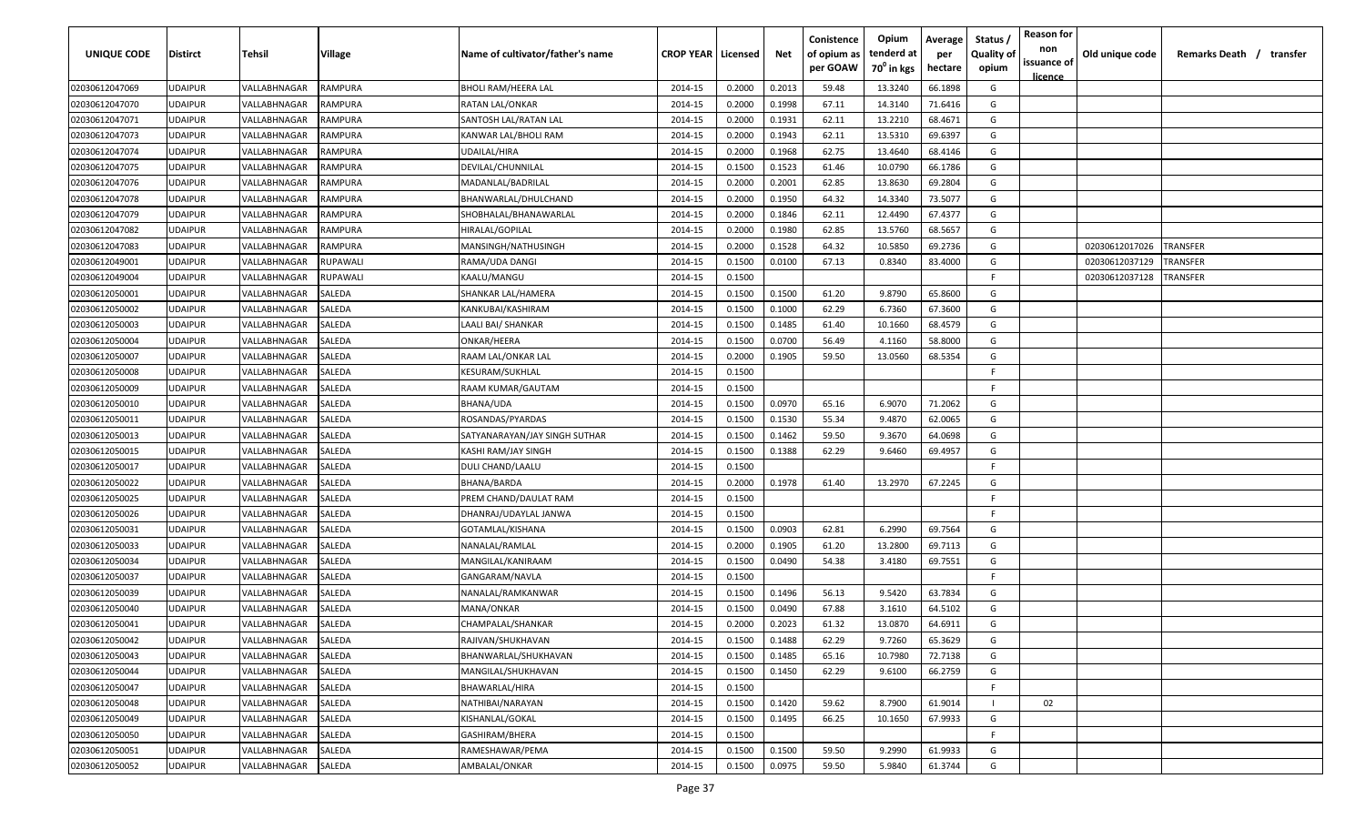| UNIQUE CODE | Distirct | Tehsil | Village | Name of cultivator/father's name | CROP YEAR | Licensed | Net | Conistence of opium as per GOAW | Opium tenderd at 70° in kgs | Average per hectare | Status / Quality of opium | Reason for non issuance of licence | Old unique code | Remarks Death / transfer |
|---|---|---|---|---|---|---|---|---|---|---|---|---|---|---|
| 02030612047069 | UDAIPUR | VALLABHNAGAR | RAMPURA | BHOLI RAM/HEERA LAL | 2014-15 | 0.2000 | 0.2013 | 59.48 | 13.3240 | 66.1898 | G | | | |
| 02030612047070 | UDAIPUR | VALLABHNAGAR | RAMPURA | RATAN LAL/ONKAR | 2014-15 | 0.2000 | 0.1998 | 67.11 | 14.3140 | 71.6416 | G | | | |
| 02030612047071 | UDAIPUR | VALLABHNAGAR | RAMPURA | SANTOSH LAL/RATAN LAL | 2014-15 | 0.2000 | 0.1931 | 62.11 | 13.2210 | 68.4671 | G | | | |
| 02030612047073 | UDAIPUR | VALLABHNAGAR | RAMPURA | KANWAR LAL/BHOLI RAM | 2014-15 | 0.2000 | 0.1943 | 62.11 | 13.5310 | 69.6397 | G | | | |
| 02030612047074 | UDAIPUR | VALLABHNAGAR | RAMPURA | UDAILAL/HIRA | 2014-15 | 0.2000 | 0.1968 | 62.75 | 13.4640 | 68.4146 | G | | | |
| 02030612047075 | UDAIPUR | VALLABHNAGAR | RAMPURA | DEVILAL/CHUNNILAL | 2014-15 | 0.1500 | 0.1523 | 61.46 | 10.0790 | 66.1786 | G | | | |
| 02030612047076 | UDAIPUR | VALLABHNAGAR | RAMPURA | MADANLAL/BADRILAL | 2014-15 | 0.2000 | 0.2001 | 62.85 | 13.8630 | 69.2804 | G | | | |
| 02030612047078 | UDAIPUR | VALLABHNAGAR | RAMPURA | BHANWARLAL/DHULCHAND | 2014-15 | 0.2000 | 0.1950 | 64.32 | 14.3340 | 73.5077 | G | | | |
| 02030612047079 | UDAIPUR | VALLABHNAGAR | RAMPURA | SHOBHALAL/BHANAWARLAL | 2014-15 | 0.2000 | 0.1846 | 62.11 | 12.4490 | 67.4377 | G | | | |
| 02030612047082 | UDAIPUR | VALLABHNAGAR | RAMPURA | HIRALAL/GOPILAL | 2014-15 | 0.2000 | 0.1980 | 62.85 | 13.5760 | 68.5657 | G | | | |
| 02030612047083 | UDAIPUR | VALLABHNAGAR | RAMPURA | MANSINGH/NATHUSINGH | 2014-15 | 0.2000 | 0.1528 | 64.32 | 10.5850 | 69.2736 | G | | 02030612017026 | TRANSFER |
| 02030612049001 | UDAIPUR | VALLABHNAGAR | RUPAWALI | RAMA/UDA DANGI | 2014-15 | 0.1500 | 0.0100 | 67.13 | 0.8340 | 83.4000 | G | | 02030612037129 | TRANSFER |
| 02030612049004 | UDAIPUR | VALLABHNAGAR | RUPAWALI | KAALU/MANGU | 2014-15 | 0.1500 | | | | | F | | 02030612037128 | TRANSFER |
| 02030612050001 | UDAIPUR | VALLABHNAGAR | SALEDA | SHANKAR LAL/HAMERA | 2014-15 | 0.1500 | 0.1500 | 61.20 | 9.8790 | 65.8600 | G | | | |
| 02030612050002 | UDAIPUR | VALLABHNAGAR | SALEDA | KANKUBAI/KASHIRAM | 2014-15 | 0.1500 | 0.1000 | 62.29 | 6.7360 | 67.3600 | G | | | |
| 02030612050003 | UDAIPUR | VALLABHNAGAR | SALEDA | LAALI BAI/ SHANKAR | 2014-15 | 0.1500 | 0.1485 | 61.40 | 10.1660 | 68.4579 | G | | | |
| 02030612050004 | UDAIPUR | VALLABHNAGAR | SALEDA | ONKAR/HEERA | 2014-15 | 0.1500 | 0.0700 | 56.49 | 4.1160 | 58.8000 | G | | | |
| 02030612050007 | UDAIPUR | VALLABHNAGAR | SALEDA | RAAM LAL/ONKAR LAL | 2014-15 | 0.2000 | 0.1905 | 59.50 | 13.0560 | 68.5354 | G | | | |
| 02030612050008 | UDAIPUR | VALLABHNAGAR | SALEDA | KESURAM/SUKHLAL | 2014-15 | 0.1500 | | | | | F | | | |
| 02030612050009 | UDAIPUR | VALLABHNAGAR | SALEDA | RAAM KUMAR/GAUTAM | 2014-15 | 0.1500 | | | | | F | | | |
| 02030612050010 | UDAIPUR | VALLABHNAGAR | SALEDA | BHANA/UDA | 2014-15 | 0.1500 | 0.0970 | 65.16 | 6.9070 | 71.2062 | G | | | |
| 02030612050011 | UDAIPUR | VALLABHNAGAR | SALEDA | ROSANDAS/PYARDAS | 2014-15 | 0.1500 | 0.1530 | 55.34 | 9.4870 | 62.0065 | G | | | |
| 02030612050013 | UDAIPUR | VALLABHNAGAR | SALEDA | SATYANARAYAN/JAY SINGH SUTHAR | 2014-15 | 0.1500 | 0.1462 | 59.50 | 9.3670 | 64.0698 | G | | | |
| 02030612050015 | UDAIPUR | VALLABHNAGAR | SALEDA | KASHI RAM/JAY SINGH | 2014-15 | 0.1500 | 0.1388 | 62.29 | 9.6460 | 69.4957 | G | | | |
| 02030612050017 | UDAIPUR | VALLABHNAGAR | SALEDA | DULI CHAND/LAALU | 2014-15 | 0.1500 | | | | | F | | | |
| 02030612050022 | UDAIPUR | VALLABHNAGAR | SALEDA | BHANA/BARDA | 2014-15 | 0.2000 | 0.1978 | 61.40 | 13.2970 | 67.2245 | G | | | |
| 02030612050025 | UDAIPUR | VALLABHNAGAR | SALEDA | PREM CHAND/DAULAT RAM | 2014-15 | 0.1500 | | | | | F | | | |
| 02030612050026 | UDAIPUR | VALLABHNAGAR | SALEDA | DHANRAJ/UDAYLAL JANWA | 2014-15 | 0.1500 | | | | | F | | | |
| 02030612050031 | UDAIPUR | VALLABHNAGAR | SALEDA | GOTAMLAL/KISHANA | 2014-15 | 0.1500 | 0.0903 | 62.81 | 6.2990 | 69.7564 | G | | | |
| 02030612050033 | UDAIPUR | VALLABHNAGAR | SALEDA | NANALAL/RAMLAL | 2014-15 | 0.2000 | 0.1905 | 61.20 | 13.2800 | 69.7113 | G | | | |
| 02030612050034 | UDAIPUR | VALLABHNAGAR | SALEDA | MANGILAL/KANIRAAM | 2014-15 | 0.1500 | 0.0490 | 54.38 | 3.4180 | 69.7551 | G | | | |
| 02030612050037 | UDAIPUR | VALLABHNAGAR | SALEDA | GANGARAM/NAVLA | 2014-15 | 0.1500 | | | | | F | | | |
| 02030612050039 | UDAIPUR | VALLABHNAGAR | SALEDA | NANALAL/RAMKANWAR | 2014-15 | 0.1500 | 0.1496 | 56.13 | 9.5420 | 63.7834 | G | | | |
| 02030612050040 | UDAIPUR | VALLABHNAGAR | SALEDA | MANA/ONKAR | 2014-15 | 0.1500 | 0.0490 | 67.88 | 3.1610 | 64.5102 | G | | | |
| 02030612050041 | UDAIPUR | VALLABHNAGAR | SALEDA | CHAMPALAL/SHANKAR | 2014-15 | 0.2000 | 0.2023 | 61.32 | 13.0870 | 64.6911 | G | | | |
| 02030612050042 | UDAIPUR | VALLABHNAGAR | SALEDA | RAJIVAN/SHUKHAVAN | 2014-15 | 0.1500 | 0.1488 | 62.29 | 9.7260 | 65.3629 | G | | | |
| 02030612050043 | UDAIPUR | VALLABHNAGAR | SALEDA | BHANWARLAL/SHUKHAVAN | 2014-15 | 0.1500 | 0.1485 | 65.16 | 10.7980 | 72.7138 | G | | | |
| 02030612050044 | UDAIPUR | VALLABHNAGAR | SALEDA | MANGILAL/SHUKHAVAN | 2014-15 | 0.1500 | 0.1450 | 62.29 | 9.6100 | 66.2759 | G | | | |
| 02030612050047 | UDAIPUR | VALLABHNAGAR | SALEDA | BHAWARLAL/HIRA | 2014-15 | 0.1500 | | | | | F | | | |
| 02030612050048 | UDAIPUR | VALLABHNAGAR | SALEDA | NATHIBAI/NARAYAN | 2014-15 | 0.1500 | 0.1420 | 59.62 | 8.7900 | 61.9014 | I | 02 | | |
| 02030612050049 | UDAIPUR | VALLABHNAGAR | SALEDA | KISHANLAL/GOKAL | 2014-15 | 0.1500 | 0.1495 | 66.25 | 10.1650 | 67.9933 | G | | | |
| 02030612050050 | UDAIPUR | VALLABHNAGAR | SALEDA | GASHIRAM/BHERA | 2014-15 | 0.1500 | | | | | F | | | |
| 02030612050051 | UDAIPUR | VALLABHNAGAR | SALEDA | RAMESHAWAR/PEMA | 2014-15 | 0.1500 | 0.1500 | 59.50 | 9.2990 | 61.9933 | G | | | |
| 02030612050052 | UDAIPUR | VALLABHNAGAR | SALEDA | AMBALAL/ONKAR | 2014-15 | 0.1500 | 0.0975 | 59.50 | 5.9840 | 61.3744 | G | | | |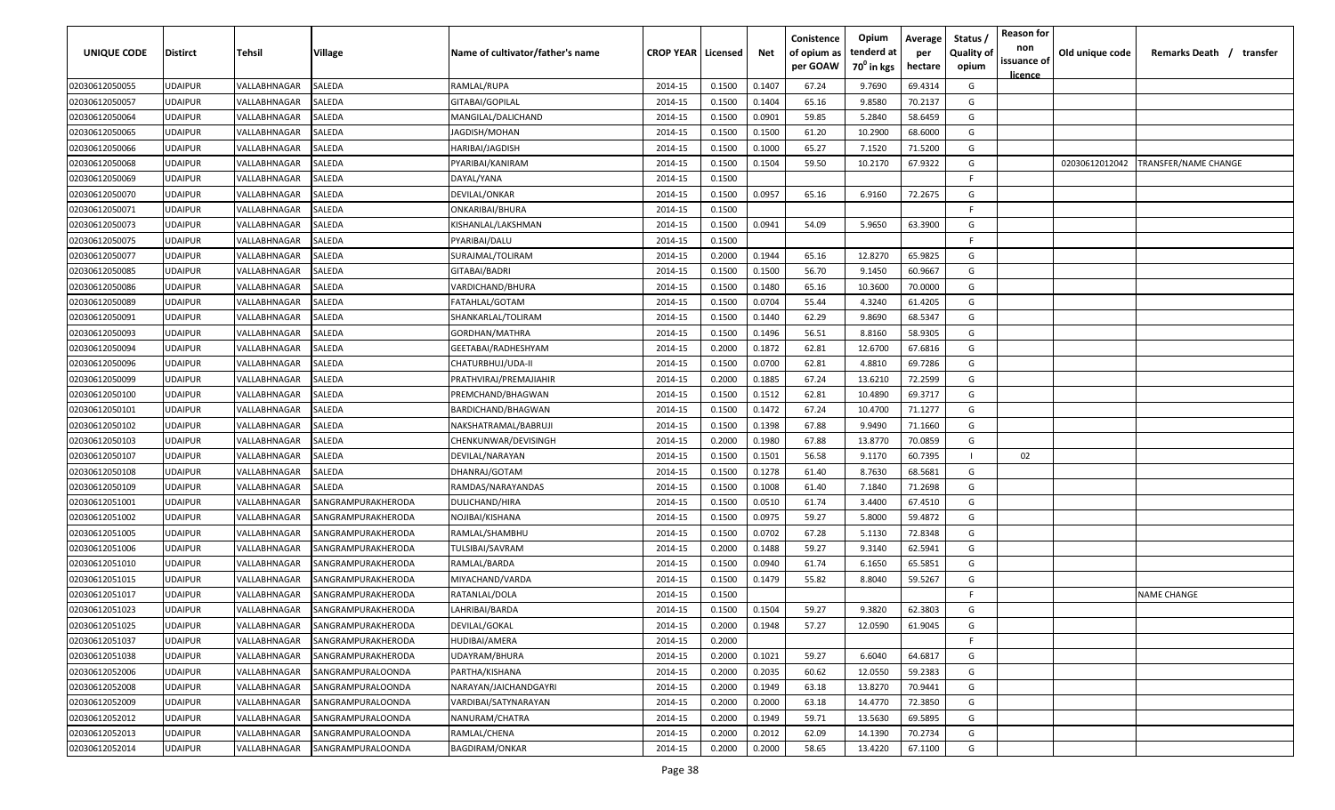| UNIQUE CODE | Distirct | Tehsil | Village | Name of cultivator/father's name | CROP YEAR | Licensed | Net | Conistence of opium as per GOAW | Opium tenderd at 70° in kgs | Average per hectare | Status / Quality of opium | Reason for non issuance of licence | Old unique code | Remarks Death / transfer |
|---|---|---|---|---|---|---|---|---|---|---|---|---|---|---|
| 02030612050055 | UDAIPUR | VALLABHNAGAR | SALEDA | RAMLAL/RUPA | 2014-15 | 0.1500 | 0.1407 | 67.24 | 9.7690 | 69.4314 | G | | | |
| 02030612050057 | UDAIPUR | VALLABHNAGAR | SALEDA | GITABAI/GOPILAL | 2014-15 | 0.1500 | 0.1404 | 65.16 | 9.8580 | 70.2137 | G | | | |
| 02030612050064 | UDAIPUR | VALLABHNAGAR | SALEDA | MANGILAL/DALICHAND | 2014-15 | 0.1500 | 0.0901 | 59.85 | 5.2840 | 58.6459 | G | | | |
| 02030612050065 | UDAIPUR | VALLABHNAGAR | SALEDA | JAGDISH/MOHAN | 2014-15 | 0.1500 | 0.1500 | 61.20 | 10.2900 | 68.6000 | G | | | |
| 02030612050066 | UDAIPUR | VALLABHNAGAR | SALEDA | HARIBAI/JAGDISH | 2014-15 | 0.1500 | 0.1000 | 65.27 | 7.1520 | 71.5200 | G | | | |
| 02030612050068 | UDAIPUR | VALLABHNAGAR | SALEDA | PYARIBAI/KANIRAM | 2014-15 | 0.1500 | 0.1504 | 59.50 | 10.2170 | 67.9322 | G | | 02030612012042 | TRANSFER/NAME CHANGE |
| 02030612050069 | UDAIPUR | VALLABHNAGAR | SALEDA | DAYAL/YANA | 2014-15 | 0.1500 | | | | | F | | | |
| 02030612050070 | UDAIPUR | VALLABHNAGAR | SALEDA | DEVILAL/ONKAR | 2014-15 | 0.1500 | 0.0957 | 65.16 | 6.9160 | 72.2675 | G | | | |
| 02030612050071 | UDAIPUR | VALLABHNAGAR | SALEDA | ONKARIBAI/BHURA | 2014-15 | 0.1500 | | | | | F | | | |
| 02030612050073 | UDAIPUR | VALLABHNAGAR | SALEDA | KISHANLAL/LAKSHMAN | 2014-15 | 0.1500 | 0.0941 | 54.09 | 5.9650 | 63.3900 | G | | | |
| 02030612050075 | UDAIPUR | VALLABHNAGAR | SALEDA | PYARIBAI/DALU | 2014-15 | 0.1500 | | | | | F | | | |
| 02030612050077 | UDAIPUR | VALLABHNAGAR | SALEDA | SURAJMAL/TOLIRAM | 2014-15 | 0.2000 | 0.1944 | 65.16 | 12.8270 | 65.9825 | G | | | |
| 02030612050085 | UDAIPUR | VALLABHNAGAR | SALEDA | GITABAI/BADRI | 2014-15 | 0.1500 | 0.1500 | 56.70 | 9.1450 | 60.9667 | G | | | |
| 02030612050086 | UDAIPUR | VALLABHNAGAR | SALEDA | VARDICHAND/BHURA | 2014-15 | 0.1500 | 0.1480 | 65.16 | 10.3600 | 70.0000 | G | | | |
| 02030612050089 | UDAIPUR | VALLABHNAGAR | SALEDA | FATAHLAL/GOTAM | 2014-15 | 0.1500 | 0.0704 | 55.44 | 4.3240 | 61.4205 | G | | | |
| 02030612050091 | UDAIPUR | VALLABHNAGAR | SALEDA | SHANKARLAL/TOLIRAM | 2014-15 | 0.1500 | 0.1440 | 62.29 | 9.8690 | 68.5347 | G | | | |
| 02030612050093 | UDAIPUR | VALLABHNAGAR | SALEDA | GORDHAN/MATHRA | 2014-15 | 0.1500 | 0.1496 | 56.51 | 8.8160 | 58.9305 | G | | | |
| 02030612050094 | UDAIPUR | VALLABHNAGAR | SALEDA | GEETABAI/RADHESHYAM | 2014-15 | 0.2000 | 0.1872 | 62.81 | 12.6700 | 67.6816 | G | | | |
| 02030612050096 | UDAIPUR | VALLABHNAGAR | SALEDA | CHATURBHUJ/UDA-II | 2014-15 | 0.1500 | 0.0700 | 62.81 | 4.8810 | 69.7286 | G | | | |
| 02030612050099 | UDAIPUR | VALLABHNAGAR | SALEDA | PRATHVIRAJ/PREMAJIAHIR | 2014-15 | 0.2000 | 0.1885 | 67.24 | 13.6210 | 72.2599 | G | | | |
| 02030612050100 | UDAIPUR | VALLABHNAGAR | SALEDA | PREMCHAND/BHAGWAN | 2014-15 | 0.1500 | 0.1512 | 62.81 | 10.4890 | 69.3717 | G | | | |
| 02030612050101 | UDAIPUR | VALLABHNAGAR | SALEDA | BARDICHAND/BHAGWAN | 2014-15 | 0.1500 | 0.1472 | 67.24 | 10.4700 | 71.1277 | G | | | |
| 02030612050102 | UDAIPUR | VALLABHNAGAR | SALEDA | NAKSHATRAMAL/BABRUJI | 2014-15 | 0.1500 | 0.1398 | 67.88 | 9.9490 | 71.1660 | G | | | |
| 02030612050103 | UDAIPUR | VALLABHNAGAR | SALEDA | CHENKUNWAR/DEVISINGH | 2014-15 | 0.2000 | 0.1980 | 67.88 | 13.8770 | 70.0859 | G | | | |
| 02030612050107 | UDAIPUR | VALLABHNAGAR | SALEDA | DEVILAL/NARAYAN | 2014-15 | 0.1500 | 0.1501 | 56.58 | 9.1170 | 60.7395 | I | 02 | | |
| 02030612050108 | UDAIPUR | VALLABHNAGAR | SALEDA | DHANRAJ/GOTAM | 2014-15 | 0.1500 | 0.1278 | 61.40 | 8.7630 | 68.5681 | G | | | |
| 02030612050109 | UDAIPUR | VALLABHNAGAR | SALEDA | RAMDAS/NARAYANDAS | 2014-15 | 0.1500 | 0.1008 | 61.40 | 7.1840 | 71.2698 | G | | | |
| 02030612051001 | UDAIPUR | VALLABHNAGAR | SANGRAMPURAKHERODA | DULICHAND/HIRA | 2014-15 | 0.1500 | 0.0510 | 61.74 | 3.4400 | 67.4510 | G | | | |
| 02030612051002 | UDAIPUR | VALLABHNAGAR | SANGRAMPURAKHERODA | NOJIBAI/KISHANA | 2014-15 | 0.1500 | 0.0975 | 59.27 | 5.8000 | 59.4872 | G | | | |
| 02030612051005 | UDAIPUR | VALLABHNAGAR | SANGRAMPURAKHERODA | RAMLAL/SHAMBHU | 2014-15 | 0.1500 | 0.0702 | 67.28 | 5.1130 | 72.8348 | G | | | |
| 02030612051006 | UDAIPUR | VALLABHNAGAR | SANGRAMPURAKHERODA | TULSIBAI/SAVRAM | 2014-15 | 0.2000 | 0.1488 | 59.27 | 9.3140 | 62.5941 | G | | | |
| 02030612051010 | UDAIPUR | VALLABHNAGAR | SANGRAMPURAKHERODA | RAMLAL/BARDA | 2014-15 | 0.1500 | 0.0940 | 61.74 | 6.1650 | 65.5851 | G | | | |
| 02030612051015 | UDAIPUR | VALLABHNAGAR | SANGRAMPURAKHERODA | MIYACHAND/VARDA | 2014-15 | 0.1500 | 0.1479 | 55.82 | 8.8040 | 59.5267 | G | | | |
| 02030612051017 | UDAIPUR | VALLABHNAGAR | SANGRAMPURAKHERODA | RATANLAL/DOLA | 2014-15 | 0.1500 | | | | | F | | | NAME CHANGE |
| 02030612051023 | UDAIPUR | VALLABHNAGAR | SANGRAMPURAKHERODA | LAHRIBAI/BARDA | 2014-15 | 0.1500 | 0.1504 | 59.27 | 9.3820 | 62.3803 | G | | | |
| 02030612051025 | UDAIPUR | VALLABHNAGAR | SANGRAMPURAKHERODA | DEVILAL/GOKAL | 2014-15 | 0.2000 | 0.1948 | 57.27 | 12.0590 | 61.9045 | G | | | |
| 02030612051037 | UDAIPUR | VALLABHNAGAR | SANGRAMPURAKHERODA | HUDIBAI/AMERA | 2014-15 | 0.2000 | | | | | F | | | |
| 02030612051038 | UDAIPUR | VALLABHNAGAR | SANGRAMPURAKHERODA | UDAYRAM/BHURA | 2014-15 | 0.2000 | 0.1021 | 59.27 | 6.6040 | 64.6817 | G | | | |
| 02030612052006 | UDAIPUR | VALLABHNAGAR | SANGRAMPURALOONDA | PARTHA/KISHANA | 2014-15 | 0.2000 | 0.2035 | 60.62 | 12.0550 | 59.2383 | G | | | |
| 02030612052008 | UDAIPUR | VALLABHNAGAR | SANGRAMPURALOONDA | NARAYAN/JAICHANDGAYRI | 2014-15 | 0.2000 | 0.1949 | 63.18 | 13.8270 | 70.9441 | G | | | |
| 02030612052009 | UDAIPUR | VALLABHNAGAR | SANGRAMPURALOONDA | VARDIBAI/SATYNARAYAN | 2014-15 | 0.2000 | 0.2000 | 63.18 | 14.4770 | 72.3850 | G | | | |
| 02030612052012 | UDAIPUR | VALLABHNAGAR | SANGRAMPURALOONDA | NANURAM/CHATRA | 2014-15 | 0.2000 | 0.1949 | 59.71 | 13.5630 | 69.5895 | G | | | |
| 02030612052013 | UDAIPUR | VALLABHNAGAR | SANGRAMPURALOONDA | RAMLAL/CHENA | 2014-15 | 0.2000 | 0.2012 | 62.09 | 14.1390 | 70.2734 | G | | | |
| 02030612052014 | UDAIPUR | VALLABHNAGAR | SANGRAMPURALOONDA | BAGDIRAM/ONKAR | 2014-15 | 0.2000 | 0.2000 | 58.65 | 13.4220 | 67.1100 | G | | | |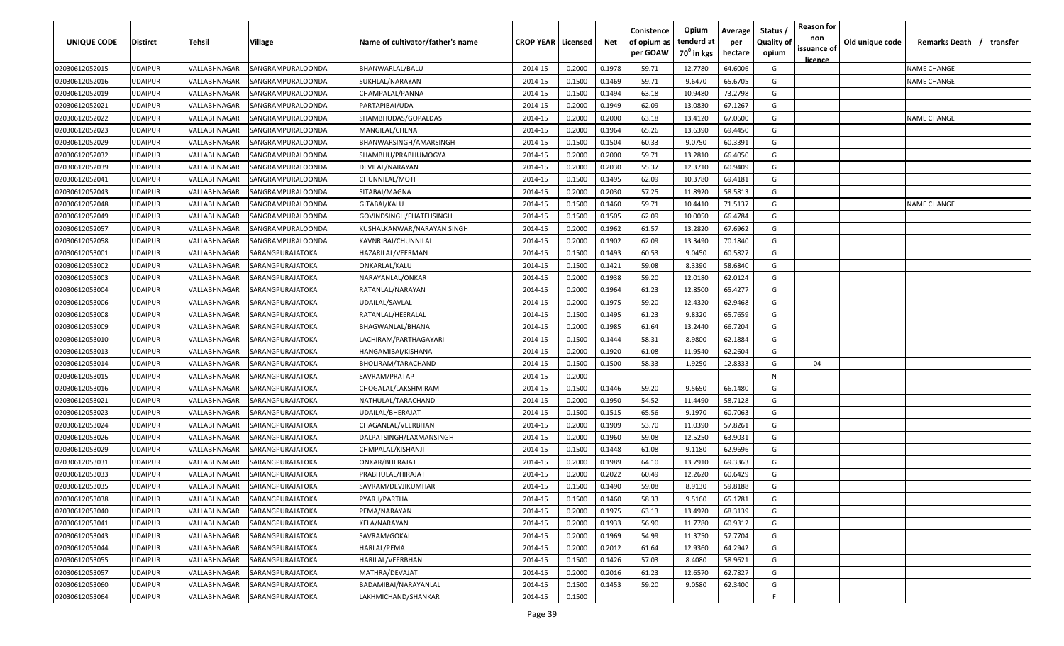| UNIQUE CODE | Distirct | Tehsil | Village | Name of cultivator/father's name | CROP YEAR | Licensed | Net | Conistence of opium as per GOAW | Opium tenderd at 70° in kgs | Average per hectare | Status / Quality of opium | Reason for non issuance of licence | Old unique code | Remarks Death / transfer |
|---|---|---|---|---|---|---|---|---|---|---|---|---|---|---|
| 02030612052015 | UDAIPUR | VALLABHNAGAR | SANGRAMPURALOONDA | BHANWARLAL/BALU | 2014-15 | 0.2000 | 0.1978 | 59.71 | 12.7780 | 64.6006 | G | | | NAME CHANGE |
| 02030612052016 | UDAIPUR | VALLABHNAGAR | SANGRAMPURALOONDA | SUKHLAL/NARAYAN | 2014-15 | 0.1500 | 0.1469 | 59.71 | 9.6470 | 65.6705 | G | | | NAME CHANGE |
| 02030612052019 | UDAIPUR | VALLABHNAGAR | SANGRAMPURALOONDA | CHAMPALAL/PANNA | 2014-15 | 0.1500 | 0.1494 | 63.18 | 10.9480 | 73.2798 | G | | | |
| 02030612052021 | UDAIPUR | VALLABHNAGAR | SANGRAMPURALOONDA | PARTAPIBAI/UDA | 2014-15 | 0.2000 | 0.1949 | 62.09 | 13.0830 | 67.1267 | G | | | |
| 02030612052022 | UDAIPUR | VALLABHNAGAR | SANGRAMPURALOONDA | SHAMBHUDAS/GOPALDAS | 2014-15 | 0.2000 | 0.2000 | 63.18 | 13.4120 | 67.0600 | G | | | NAME CHANGE |
| 02030612052023 | UDAIPUR | VALLABHNAGAR | SANGRAMPURALOONDA | MANGILAL/CHENA | 2014-15 | 0.2000 | 0.1964 | 65.26 | 13.6390 | 69.4450 | G | | | |
| 02030612052029 | UDAIPUR | VALLABHNAGAR | SANGRAMPURALOONDA | BHANWARSINGH/AMARSINGH | 2014-15 | 0.1500 | 0.1504 | 60.33 | 9.0750 | 60.3391 | G | | | |
| 02030612052032 | UDAIPUR | VALLABHNAGAR | SANGRAMPURALOONDA | SHAMBHU/PRABHUMOGYA | 2014-15 | 0.2000 | 0.2000 | 59.71 | 13.2810 | 66.4050 | G | | | |
| 02030612052039 | UDAIPUR | VALLABHNAGAR | SANGRAMPURALOONDA | DEVILAL/NARAYAN | 2014-15 | 0.2000 | 0.2030 | 55.37 | 12.3710 | 60.9409 | G | | | |
| 02030612052041 | UDAIPUR | VALLABHNAGAR | SANGRAMPURALOONDA | CHUNNILAL/MOTI | 2014-15 | 0.1500 | 0.1495 | 62.09 | 10.3780 | 69.4181 | G | | | |
| 02030612052043 | UDAIPUR | VALLABHNAGAR | SANGRAMPURALOONDA | SITABAI/MAGNA | 2014-15 | 0.2000 | 0.2030 | 57.25 | 11.8920 | 58.5813 | G | | | |
| 02030612052048 | UDAIPUR | VALLABHNAGAR | SANGRAMPURALOONDA | GITABAI/KALU | 2014-15 | 0.1500 | 0.1460 | 59.71 | 10.4410 | 71.5137 | G | | | NAME CHANGE |
| 02030612052049 | UDAIPUR | VALLABHNAGAR | SANGRAMPURALOONDA | GOVINDSINGH/FHATEHSINGH | 2014-15 | 0.1500 | 0.1505 | 62.09 | 10.0050 | 66.4784 | G | | | |
| 02030612052057 | UDAIPUR | VALLABHNAGAR | SANGRAMPURALOONDA | KUSHALKANWAR/NARAYAN SINGH | 2014-15 | 0.2000 | 0.1962 | 61.57 | 13.2820 | 67.6962 | G | | | |
| 02030612052058 | UDAIPUR | VALLABHNAGAR | SANGRAMPURALOONDA | KAVNRIBAI/CHUNNILAL | 2014-15 | 0.2000 | 0.1902 | 62.09 | 13.3490 | 70.1840 | G | | | |
| 02030612053001 | UDAIPUR | VALLABHNAGAR | SARANGPURAJATOKA | HAZARILAL/VEERMAN | 2014-15 | 0.1500 | 0.1493 | 60.53 | 9.0450 | 60.5827 | G | | | |
| 02030612053002 | UDAIPUR | VALLABHNAGAR | SARANGPURAJATOKA | ONKARLAL/KALU | 2014-15 | 0.1500 | 0.1421 | 59.08 | 8.3390 | 58.6840 | G | | | |
| 02030612053003 | UDAIPUR | VALLABHNAGAR | SARANGPURAJATOKA | NARAYANLAL/ONKAR | 2014-15 | 0.2000 | 0.1938 | 59.20 | 12.0180 | 62.0124 | G | | | |
| 02030612053004 | UDAIPUR | VALLABHNAGAR | SARANGPURAJATOKA | RATANLAL/NARAYAN | 2014-15 | 0.2000 | 0.1964 | 61.23 | 12.8500 | 65.4277 | G | | | |
| 02030612053006 | UDAIPUR | VALLABHNAGAR | SARANGPURAJATOKA | UDAILAL/SAVLAL | 2014-15 | 0.2000 | 0.1975 | 59.20 | 12.4320 | 62.9468 | G | | | |
| 02030612053008 | UDAIPUR | VALLABHNAGAR | SARANGPURAJATOKA | RATANLAL/HEERALAL | 2014-15 | 0.1500 | 0.1495 | 61.23 | 9.8320 | 65.7659 | G | | | |
| 02030612053009 | UDAIPUR | VALLABHNAGAR | SARANGPURAJATOKA | BHAGWANLAL/BHANA | 2014-15 | 0.2000 | 0.1985 | 61.64 | 13.2440 | 66.7204 | G | | | |
| 02030612053010 | UDAIPUR | VALLABHNAGAR | SARANGPURAJATOKA | LACHIRAM/PARTHAGAYARI | 2014-15 | 0.1500 | 0.1444 | 58.31 | 8.9800 | 62.1884 | G | | | |
| 02030612053013 | UDAIPUR | VALLABHNAGAR | SARANGPURAJATOKA | HANGAMIBAI/KISHANA | 2014-15 | 0.2000 | 0.1920 | 61.08 | 11.9540 | 62.2604 | G | | | |
| 02030612053014 | UDAIPUR | VALLABHNAGAR | SARANGPURAJATOKA | BHOLIRAM/TARACHAND | 2014-15 | 0.1500 | 0.1500 | 58.33 | 1.9250 | 12.8333 | G | 04 | | |
| 02030612053015 | UDAIPUR | VALLABHNAGAR | SARANGPURAJATOKA | SAVRAM/PRATAP | 2014-15 | 0.2000 | | | | | N | | | |
| 02030612053016 | UDAIPUR | VALLABHNAGAR | SARANGPURAJATOKA | CHOGALAL/LAKSHMIRAM | 2014-15 | 0.1500 | 0.1446 | 59.20 | 9.5650 | 66.1480 | G | | | |
| 02030612053021 | UDAIPUR | VALLABHNAGAR | SARANGPURAJATOKA | NATHULAL/TARACHAND | 2014-15 | 0.2000 | 0.1950 | 54.52 | 11.4490 | 58.7128 | G | | | |
| 02030612053023 | UDAIPUR | VALLABHNAGAR | SARANGPURAJATOKA | UDAILAL/BHERAJAT | 2014-15 | 0.1500 | 0.1515 | 65.56 | 9.1970 | 60.7063 | G | | | |
| 02030612053024 | UDAIPUR | VALLABHNAGAR | SARANGPURAJATOKA | CHAGANLAL/VEERBHAN | 2014-15 | 0.2000 | 0.1909 | 53.70 | 11.0390 | 57.8261 | G | | | |
| 02030612053026 | UDAIPUR | VALLABHNAGAR | SARANGPURAJATOKA | DALPATSINGH/LAXMANSINGH | 2014-15 | 0.2000 | 0.1960 | 59.08 | 12.5250 | 63.9031 | G | | | |
| 02030612053029 | UDAIPUR | VALLABHNAGAR | SARANGPURAJATOKA | CHMPALAL/KISHANJI | 2014-15 | 0.1500 | 0.1448 | 61.08 | 9.1180 | 62.9696 | G | | | |
| 02030612053031 | UDAIPUR | VALLABHNAGAR | SARANGPURAJATOKA | ONKAR/BHERAJAT | 2014-15 | 0.2000 | 0.1989 | 64.10 | 13.7910 | 69.3363 | G | | | |
| 02030612053033 | UDAIPUR | VALLABHNAGAR | SARANGPURAJATOKA | PRABHULAL/HIRAJAT | 2014-15 | 0.2000 | 0.2022 | 60.49 | 12.2620 | 60.6429 | G | | | |
| 02030612053035 | UDAIPUR | VALLABHNAGAR | SARANGPURAJATOKA | SAVRAM/DEVJIKUMHAR | 2014-15 | 0.1500 | 0.1490 | 59.08 | 8.9130 | 59.8188 | G | | | |
| 02030612053038 | UDAIPUR | VALLABHNAGAR | SARANGPURAJATOKA | PYARJI/PARTHA | 2014-15 | 0.1500 | 0.1460 | 58.33 | 9.5160 | 65.1781 | G | | | |
| 02030612053040 | UDAIPUR | VALLABHNAGAR | SARANGPURAJATOKA | PEMA/NARAYAN | 2014-15 | 0.2000 | 0.1975 | 63.13 | 13.4920 | 68.3139 | G | | | |
| 02030612053041 | UDAIPUR | VALLABHNAGAR | SARANGPURAJATOKA | KELA/NARAYAN | 2014-15 | 0.2000 | 0.1933 | 56.90 | 11.7780 | 60.9312 | G | | | |
| 02030612053043 | UDAIPUR | VALLABHNAGAR | SARANGPURAJATOKA | SAVRAM/GOKAL | 2014-15 | 0.2000 | 0.1969 | 54.99 | 11.3750 | 57.7704 | G | | | |
| 02030612053044 | UDAIPUR | VALLABHNAGAR | SARANGPURAJATOKA | HARLAL/PEMA | 2014-15 | 0.2000 | 0.2012 | 61.64 | 12.9360 | 64.2942 | G | | | |
| 02030612053055 | UDAIPUR | VALLABHNAGAR | SARANGPURAJATOKA | HARILAL/VEERBHAN | 2014-15 | 0.1500 | 0.1426 | 57.03 | 8.4080 | 58.9621 | G | | | |
| 02030612053057 | UDAIPUR | VALLABHNAGAR | SARANGPURAJATOKA | MATHRA/DEVAJAT | 2014-15 | 0.2000 | 0.2016 | 61.23 | 12.6570 | 62.7827 | G | | | |
| 02030612053060 | UDAIPUR | VALLABHNAGAR | SARANGPURAJATOKA | BADAMIBAI/NARAYANLAL | 2014-15 | 0.1500 | 0.1453 | 59.20 | 9.0580 | 62.3400 | G | | | |
| 02030612053064 | UDAIPUR | VALLABHNAGAR | SARANGPURAJATOKA | LAKHMICHAND/SHANKAR | 2014-15 | 0.1500 | | | | | F | | | |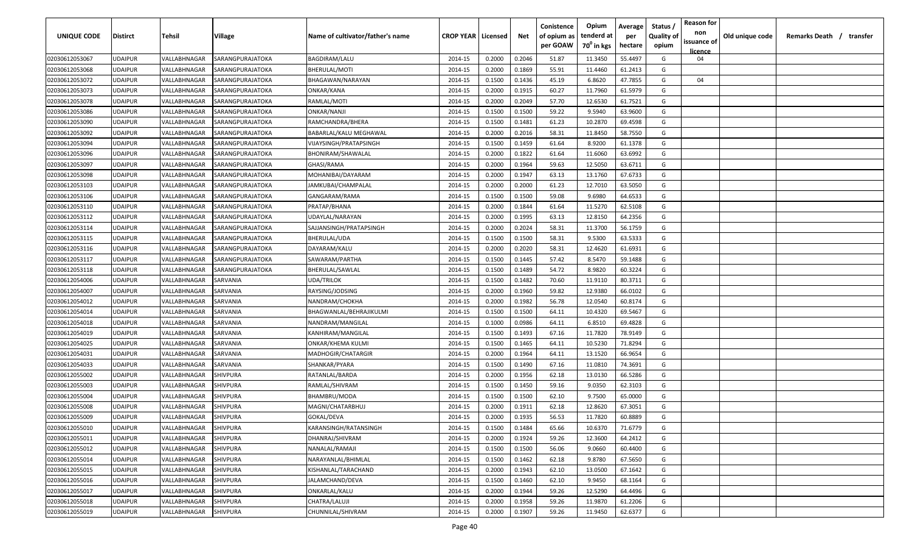| UNIQUE CODE | Distirct | Tehsil | Village | Name of cultivator/father's name | CROP YEAR | Licensed | Net | Conistence of opium as per GOAW | Opium tenderd at 70° in kgs | Average per hectare | Status / Quality of opium | Reason for non issuance of licence | Old unique code | Remarks Death / transfer |
|---|---|---|---|---|---|---|---|---|---|---|---|---|---|---|
| 02030612053067 | UDAIPUR | VALLABHNAGAR | SARANGPURAJATOKA | BAGDIRAM/LALU | 2014-15 | 0.2000 | 0.2046 | 51.87 | 11.3450 | 55.4497 | G | 04 | | |
| 02030612053068 | UDAIPUR | VALLABHNAGAR | SARANGPURAJATOKA | BHERULAL/MOTI | 2014-15 | 0.2000 | 0.1869 | 55.91 | 11.4460 | 61.2413 | G | | | |
| 02030612053072 | UDAIPUR | VALLABHNAGAR | SARANGPURAJATOKA | BHAGAWAN/NARAYAN | 2014-15 | 0.1500 | 0.1436 | 45.19 | 6.8620 | 47.7855 | G | 04 | | |
| 02030612053073 | UDAIPUR | VALLABHNAGAR | SARANGPURAJATOKA | ONKAR/KANA | 2014-15 | 0.2000 | 0.1915 | 60.27 | 11.7960 | 61.5979 | G | | | |
| 02030612053078 | UDAIPUR | VALLABHNAGAR | SARANGPURAJATOKA | RAMLAL/MOTI | 2014-15 | 0.2000 | 0.2049 | 57.70 | 12.6530 | 61.7521 | G | | | |
| 02030612053086 | UDAIPUR | VALLABHNAGAR | SARANGPURAJATOKA | ONKAR/NANJI | 2014-15 | 0.1500 | 0.1500 | 59.22 | 9.5940 | 63.9600 | G | | | |
| 02030612053090 | UDAIPUR | VALLABHNAGAR | SARANGPURAJATOKA | RAMCHANDRA/BHERA | 2014-15 | 0.1500 | 0.1481 | 61.23 | 10.2870 | 69.4598 | G | | | |
| 02030612053092 | UDAIPUR | VALLABHNAGAR | SARANGPURAJATOKA | BABARLAL/KALU MEGHAWAL | 2014-15 | 0.2000 | 0.2016 | 58.31 | 11.8450 | 58.7550 | G | | | |
| 02030612053094 | UDAIPUR | VALLABHNAGAR | SARANGPURAJATOKA | VIJAYSINGH/PRATAPSINGH | 2014-15 | 0.1500 | 0.1459 | 61.64 | 8.9200 | 61.1378 | G | | | |
| 02030612053096 | UDAIPUR | VALLABHNAGAR | SARANGPURAJATOKA | BHONIRAM/SHAWALAL | 2014-15 | 0.2000 | 0.1822 | 61.64 | 11.6060 | 63.6992 | G | | | |
| 02030612053097 | UDAIPUR | VALLABHNAGAR | SARANGPURAJATOKA | GHASI/RAMA | 2014-15 | 0.2000 | 0.1964 | 59.63 | 12.5050 | 63.6711 | G | | | |
| 02030612053098 | UDAIPUR | VALLABHNAGAR | SARANGPURAJATOKA | MOHANIBAI/DAYARAM | 2014-15 | 0.2000 | 0.1947 | 63.13 | 13.1760 | 67.6733 | G | | | |
| 02030612053103 | UDAIPUR | VALLABHNAGAR | SARANGPURAJATOKA | JAMKUBAI/CHAMPALAL | 2014-15 | 0.2000 | 0.2000 | 61.23 | 12.7010 | 63.5050 | G | | | |
| 02030612053106 | UDAIPUR | VALLABHNAGAR | SARANGPURAJATOKA | GANGARAM/RAMA | 2014-15 | 0.1500 | 0.1500 | 59.08 | 9.6980 | 64.6533 | G | | | |
| 02030612053110 | UDAIPUR | VALLABHNAGAR | SARANGPURAJATOKA | PRATAP/BHANA | 2014-15 | 0.2000 | 0.1844 | 61.64 | 11.5270 | 62.5108 | G | | | |
| 02030612053112 | UDAIPUR | VALLABHNAGAR | SARANGPURAJATOKA | UDAYLAL/NARAYAN | 2014-15 | 0.2000 | 0.1995 | 63.13 | 12.8150 | 64.2356 | G | | | |
| 02030612053114 | UDAIPUR | VALLABHNAGAR | SARANGPURAJATOKA | SAJJANSINGH/PRATAPSINGH | 2014-15 | 0.2000 | 0.2024 | 58.31 | 11.3700 | 56.1759 | G | | | |
| 02030612053115 | UDAIPUR | VALLABHNAGAR | SARANGPURAJATOKA | BHERULAL/UDA | 2014-15 | 0.1500 | 0.1500 | 58.31 | 9.5300 | 63.5333 | G | | | |
| 02030612053116 | UDAIPUR | VALLABHNAGAR | SARANGPURAJATOKA | DAYARAM/KALU | 2014-15 | 0.2000 | 0.2020 | 58.31 | 12.4620 | 61.6931 | G | | | |
| 02030612053117 | UDAIPUR | VALLABHNAGAR | SARANGPURAJATOKA | SAWARAM/PARTHA | 2014-15 | 0.1500 | 0.1445 | 57.42 | 8.5470 | 59.1488 | G | | | |
| 02030612053118 | UDAIPUR | VALLABHNAGAR | SARANGPURAJATOKA | BHERULAL/SAWLAL | 2014-15 | 0.1500 | 0.1489 | 54.72 | 8.9820 | 60.3224 | G | | | |
| 02030612054006 | UDAIPUR | VALLABHNAGAR | SARVANIA | UDA/TRILOK | 2014-15 | 0.1500 | 0.1482 | 70.60 | 11.9110 | 80.3711 | G | | | |
| 02030612054007 | UDAIPUR | VALLABHNAGAR | SARVANIA | RAYSING/JODSING | 2014-15 | 0.2000 | 0.1960 | 59.82 | 12.9380 | 66.0102 | G | | | |
| 02030612054012 | UDAIPUR | VALLABHNAGAR | SARVANIA | NANDRAM/CHOKHA | 2014-15 | 0.2000 | 0.1982 | 56.78 | 12.0540 | 60.8174 | G | | | |
| 02030612054014 | UDAIPUR | VALLABHNAGAR | SARVANIA | BHAGWANLAL/BEHRAJIKULMI | 2014-15 | 0.1500 | 0.1500 | 64.11 | 10.4320 | 69.5467 | G | | | |
| 02030612054018 | UDAIPUR | VALLABHNAGAR | SARVANIA | NANDRAM/MANGILAL | 2014-15 | 0.1000 | 0.0986 | 64.11 | 6.8510 | 69.4828 | G | | | |
| 02030612054019 | UDAIPUR | VALLABHNAGAR | SARVANIA | KANHIRAM/MANGILAL | 2014-15 | 0.1500 | 0.1493 | 67.16 | 11.7820 | 78.9149 | G | | | |
| 02030612054025 | UDAIPUR | VALLABHNAGAR | SARVANIA | ONKAR/KHEMA KULMI | 2014-15 | 0.1500 | 0.1465 | 64.11 | 10.5230 | 71.8294 | G | | | |
| 02030612054031 | UDAIPUR | VALLABHNAGAR | SARVANIA | MADHOGIR/CHATARGIR | 2014-15 | 0.2000 | 0.1964 | 64.11 | 13.1520 | 66.9654 | G | | | |
| 02030612054033 | UDAIPUR | VALLABHNAGAR | SARVANIA | SHANKAR/PYARA | 2014-15 | 0.1500 | 0.1490 | 67.16 | 11.0810 | 74.3691 | G | | | |
| 02030612055002 | UDAIPUR | VALLABHNAGAR | SHIVPURA | RATANLAL/BARDA | 2014-15 | 0.2000 | 0.1956 | 62.18 | 13.0130 | 66.5286 | G | | | |
| 02030612055003 | UDAIPUR | VALLABHNAGAR | SHIVPURA | RAMLAL/SHIVRAM | 2014-15 | 0.1500 | 0.1450 | 59.16 | 9.0350 | 62.3103 | G | | | |
| 02030612055004 | UDAIPUR | VALLABHNAGAR | SHIVPURA | BHAMBRU/MODA | 2014-15 | 0.1500 | 0.1500 | 62.10 | 9.7500 | 65.0000 | G | | | |
| 02030612055008 | UDAIPUR | VALLABHNAGAR | SHIVPURA | MAGNI/CHATARBHUJ | 2014-15 | 0.2000 | 0.1911 | 62.18 | 12.8620 | 67.3051 | G | | | |
| 02030612055009 | UDAIPUR | VALLABHNAGAR | SHIVPURA | GOKAL/DEVA | 2014-15 | 0.2000 | 0.1935 | 56.53 | 11.7820 | 60.8889 | G | | | |
| 02030612055010 | UDAIPUR | VALLABHNAGAR | SHIVPURA | KARANSINGH/RATANSINGH | 2014-15 | 0.1500 | 0.1484 | 65.66 | 10.6370 | 71.6779 | G | | | |
| 02030612055011 | UDAIPUR | VALLABHNAGAR | SHIVPURA | DHANRAJ/SHIVRAM | 2014-15 | 0.2000 | 0.1924 | 59.26 | 12.3600 | 64.2412 | G | | | |
| 02030612055012 | UDAIPUR | VALLABHNAGAR | SHIVPURA | NANALAL/RAMAJI | 2014-15 | 0.1500 | 0.1500 | 56.06 | 9.0660 | 60.4400 | G | | | |
| 02030612055014 | UDAIPUR | VALLABHNAGAR | SHIVPURA | NARAYANLAL/BHIMLAL | 2014-15 | 0.1500 | 0.1462 | 62.18 | 9.8780 | 67.5650 | G | | | |
| 02030612055015 | UDAIPUR | VALLABHNAGAR | SHIVPURA | KISHANLAL/TARACHAND | 2014-15 | 0.2000 | 0.1943 | 62.10 | 13.0500 | 67.1642 | G | | | |
| 02030612055016 | UDAIPUR | VALLABHNAGAR | SHIVPURA | JALAMCHAND/DEVA | 2014-15 | 0.1500 | 0.1460 | 62.10 | 9.9450 | 68.1164 | G | | | |
| 02030612055017 | UDAIPUR | VALLABHNAGAR | SHIVPURA | ONKARLAL/KALU | 2014-15 | 0.2000 | 0.1944 | 59.26 | 12.5290 | 64.4496 | G | | | |
| 02030612055018 | UDAIPUR | VALLABHNAGAR | SHIVPURA | CHATRA/LALUJI | 2014-15 | 0.2000 | 0.1958 | 59.26 | 11.9870 | 61.2206 | G | | | |
| 02030612055019 | UDAIPUR | VALLABHNAGAR | SHIVPURA | CHUNNILAL/SHIVRAM | 2014-15 | 0.2000 | 0.1907 | 59.26 | 11.9450 | 62.6377 | G | | | |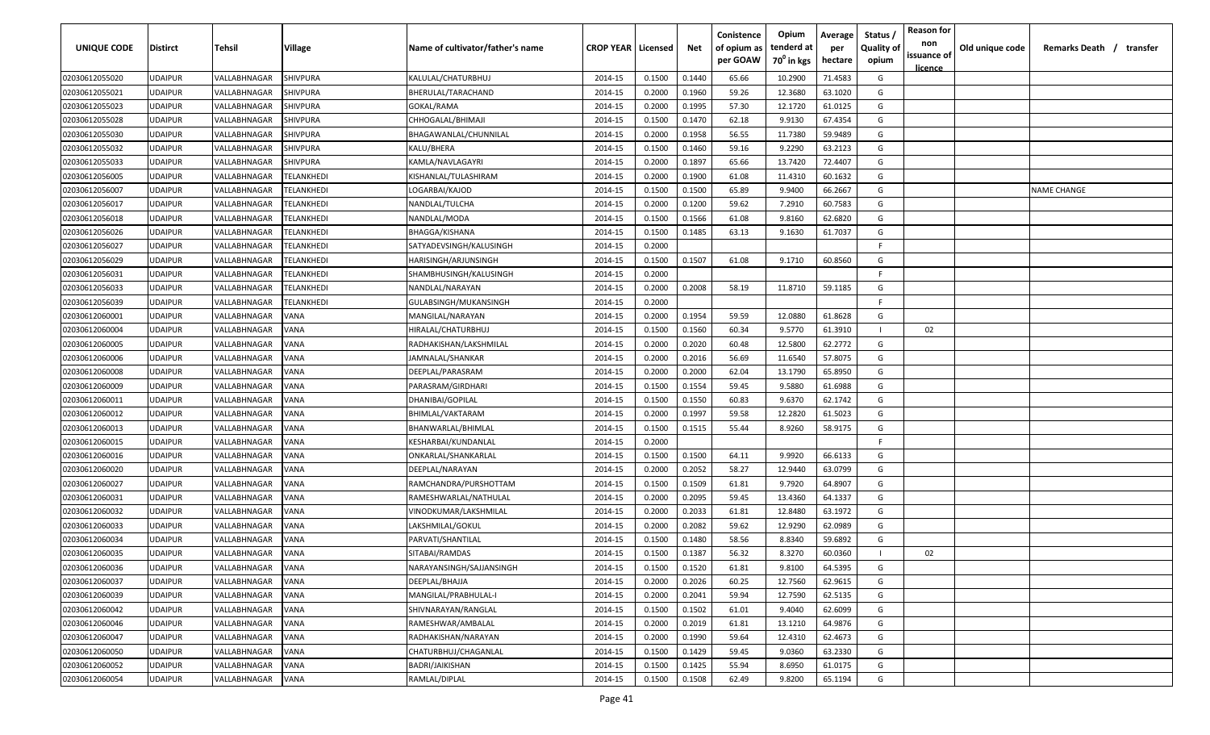| UNIQUE CODE | Distirct | Tehsil | Village | Name of cultivator/father's name | CROP YEAR | Licensed | Net | Conistence of opium as per GOAW | Opium tenderd at 70° in kgs | Average per hectare | Status / Quality of opium | Reason for non issuance of licence | Old unique code | Remarks Death / transfer |
|---|---|---|---|---|---|---|---|---|---|---|---|---|---|---|
| 02030612055020 | UDAIPUR | VALLABHNAGAR | SHIVPURA | KALULAL/CHATURBHUJ | 2014-15 | 0.1500 | 0.1440 | 65.66 | 10.2900 | 71.4583 | G | | | |
| 02030612055021 | UDAIPUR | VALLABHNAGAR | SHIVPURA | BHERULAL/TARACHAND | 2014-15 | 0.2000 | 0.1960 | 59.26 | 12.3680 | 63.1020 | G | | | |
| 02030612055023 | UDAIPUR | VALLABHNAGAR | SHIVPURA | GOKAL/RAMA | 2014-15 | 0.2000 | 0.1995 | 57.30 | 12.1720 | 61.0125 | G | | | |
| 02030612055028 | UDAIPUR | VALLABHNAGAR | SHIVPURA | CHHOGALAL/BHIMAJI | 2014-15 | 0.1500 | 0.1470 | 62.18 | 9.9130 | 67.4354 | G | | | |
| 02030612055030 | UDAIPUR | VALLABHNAGAR | SHIVPURA | BHAGAWANLAL/CHUNNILAL | 2014-15 | 0.2000 | 0.1958 | 56.55 | 11.7380 | 59.9489 | G | | | |
| 02030612055032 | UDAIPUR | VALLABHNAGAR | SHIVPURA | KALU/BHERA | 2014-15 | 0.1500 | 0.1460 | 59.16 | 9.2290 | 63.2123 | G | | | |
| 02030612055033 | UDAIPUR | VALLABHNAGAR | SHIVPURA | KAMLA/NAVLAGAYRI | 2014-15 | 0.2000 | 0.1897 | 65.66 | 13.7420 | 72.4407 | G | | | |
| 02030612056005 | UDAIPUR | VALLABHNAGAR | TELANKHEDI | KISHANLAL/TULASHIRAM | 2014-15 | 0.2000 | 0.1900 | 61.08 | 11.4310 | 60.1632 | G | | | |
| 02030612056007 | UDAIPUR | VALLABHNAGAR | TELANKHEDI | LOGARBAI/KAJOD | 2014-15 | 0.1500 | 0.1500 | 65.89 | 9.9400 | 66.2667 | G | | | NAME CHANGE |
| 02030612056017 | UDAIPUR | VALLABHNAGAR | TELANKHEDI | NANDLAL/TULCHA | 2014-15 | 0.2000 | 0.1200 | 59.62 | 7.2910 | 60.7583 | G | | | |
| 02030612056018 | UDAIPUR | VALLABHNAGAR | TELANKHEDI | NANDLAL/MODA | 2014-15 | 0.1500 | 0.1566 | 61.08 | 9.8160 | 62.6820 | G | | | |
| 02030612056026 | UDAIPUR | VALLABHNAGAR | TELANKHEDI | BHAGGA/KISHANA | 2014-15 | 0.1500 | 0.1485 | 63.13 | 9.1630 | 61.7037 | G | | | |
| 02030612056027 | UDAIPUR | VALLABHNAGAR | TELANKHEDI | SATYADEVSINGH/KALUSINGH | 2014-15 | 0.2000 | | | | | F | | | |
| 02030612056029 | UDAIPUR | VALLABHNAGAR | TELANKHEDI | HARISINGH/ARJUNSINGH | 2014-15 | 0.1500 | 0.1507 | 61.08 | 9.1710 | 60.8560 | G | | | |
| 02030612056031 | UDAIPUR | VALLABHNAGAR | TELANKHEDI | SHAMBHUSINGH/KALUSINGH | 2014-15 | 0.2000 | | | | | F | | | |
| 02030612056033 | UDAIPUR | VALLABHNAGAR | TELANKHEDI | NANDLAL/NARAYAN | 2014-15 | 0.2000 | 0.2008 | 58.19 | 11.8710 | 59.1185 | G | | | |
| 02030612056039 | UDAIPUR | VALLABHNAGAR | TELANKHEDI | GULABSINGH/MUKANSINGH | 2014-15 | 0.2000 | | | | | F | | | |
| 02030612060001 | UDAIPUR | VALLABHNAGAR | VANA | MANGILAL/NARAYAN | 2014-15 | 0.2000 | 0.1954 | 59.59 | 12.0880 | 61.8628 | G | | | |
| 02030612060004 | UDAIPUR | VALLABHNAGAR | VANA | HIRALAL/CHATURBHUJ | 2014-15 | 0.1500 | 0.1560 | 60.34 | 9.5770 | 61.3910 | I | 02 | | |
| 02030612060005 | UDAIPUR | VALLABHNAGAR | VANA | RADHAKISHAN/LAKSHMILAL | 2014-15 | 0.2000 | 0.2020 | 60.48 | 12.5800 | 62.2772 | G | | | |
| 02030612060006 | UDAIPUR | VALLABHNAGAR | VANA | JAMNALAL/SHANKAR | 2014-15 | 0.2000 | 0.2016 | 56.69 | 11.6540 | 57.8075 | G | | | |
| 02030612060008 | UDAIPUR | VALLABHNAGAR | VANA | DEEPLAL/PARASRAM | 2014-15 | 0.2000 | 0.2000 | 62.04 | 13.1790 | 65.8950 | G | | | |
| 02030612060009 | UDAIPUR | VALLABHNAGAR | VANA | PARASRAM/GIRDHARI | 2014-15 | 0.1500 | 0.1554 | 59.45 | 9.5880 | 61.6988 | G | | | |
| 02030612060011 | UDAIPUR | VALLABHNAGAR | VANA | DHANIBAI/GOPILAL | 2014-15 | 0.1500 | 0.1550 | 60.83 | 9.6370 | 62.1742 | G | | | |
| 02030612060012 | UDAIPUR | VALLABHNAGAR | VANA | BHIMLAL/VAKTARAM | 2014-15 | 0.2000 | 0.1997 | 59.58 | 12.2820 | 61.5023 | G | | | |
| 02030612060013 | UDAIPUR | VALLABHNAGAR | VANA | BHANWARLAL/BHIMLAL | 2014-15 | 0.1500 | 0.1515 | 55.44 | 8.9260 | 58.9175 | G | | | |
| 02030612060015 | UDAIPUR | VALLABHNAGAR | VANA | KESHARBAI/KUNDANLAL | 2014-15 | 0.2000 | | | | | F | | | |
| 02030612060016 | UDAIPUR | VALLABHNAGAR | VANA | ONKARLAL/SHANKARLAL | 2014-15 | 0.1500 | 0.1500 | 64.11 | 9.9920 | 66.6133 | G | | | |
| 02030612060020 | UDAIPUR | VALLABHNAGAR | VANA | DEEPLAL/NARAYAN | 2014-15 | 0.2000 | 0.2052 | 58.27 | 12.9440 | 63.0799 | G | | | |
| 02030612060027 | UDAIPUR | VALLABHNAGAR | VANA | RAMCHANDRA/PURSHOTTAM | 2014-15 | 0.1500 | 0.1509 | 61.81 | 9.7920 | 64.8907 | G | | | |
| 02030612060031 | UDAIPUR | VALLABHNAGAR | VANA | RAMESHWARLAL/NATHULAL | 2014-15 | 0.2000 | 0.2095 | 59.45 | 13.4360 | 64.1337 | G | | | |
| 02030612060032 | UDAIPUR | VALLABHNAGAR | VANA | VINODKUMAR/LAKSHMILAL | 2014-15 | 0.2000 | 0.2033 | 61.81 | 12.8480 | 63.1972 | G | | | |
| 02030612060033 | UDAIPUR | VALLABHNAGAR | VANA | LAKSHMILAL/GOKUL | 2014-15 | 0.2000 | 0.2082 | 59.62 | 12.9290 | 62.0989 | G | | | |
| 02030612060034 | UDAIPUR | VALLABHNAGAR | VANA | PARVATI/SHANTILAL | 2014-15 | 0.1500 | 0.1480 | 58.56 | 8.8340 | 59.6892 | G | | | |
| 02030612060035 | UDAIPUR | VALLABHNAGAR | VANA | SITABAI/RAMDAS | 2014-15 | 0.1500 | 0.1387 | 56.32 | 8.3270 | 60.0360 | I | 02 | | |
| 02030612060036 | UDAIPUR | VALLABHNAGAR | VANA | NARAYANSINGH/SAJJANSINGH | 2014-15 | 0.1500 | 0.1520 | 61.81 | 9.8100 | 64.5395 | G | | | |
| 02030612060037 | UDAIPUR | VALLABHNAGAR | VANA | DEEPLAL/BHAJJA | 2014-15 | 0.2000 | 0.2026 | 60.25 | 12.7560 | 62.9615 | G | | | |
| 02030612060039 | UDAIPUR | VALLABHNAGAR | VANA | MANGILAL/PRABHULAL-I | 2014-15 | 0.2000 | 0.2041 | 59.94 | 12.7590 | 62.5135 | G | | | |
| 02030612060042 | UDAIPUR | VALLABHNAGAR | VANA | SHIVNARAYAN/RANGLAL | 2014-15 | 0.1500 | 0.1502 | 61.01 | 9.4040 | 62.6099 | G | | | |
| 02030612060046 | UDAIPUR | VALLABHNAGAR | VANA | RAMESHWAR/AMBALAL | 2014-15 | 0.2000 | 0.2019 | 61.81 | 13.1210 | 64.9876 | G | | | |
| 02030612060047 | UDAIPUR | VALLABHNAGAR | VANA | RADHAKISHAN/NARAYAN | 2014-15 | 0.2000 | 0.1990 | 59.64 | 12.4310 | 62.4673 | G | | | |
| 02030612060050 | UDAIPUR | VALLABHNAGAR | VANA | CHATURBHUJ/CHAGANLAL | 2014-15 | 0.1500 | 0.1429 | 59.45 | 9.0360 | 63.2330 | G | | | |
| 02030612060052 | UDAIPUR | VALLABHNAGAR | VANA | BADRI/JAIKISHAN | 2014-15 | 0.1500 | 0.1425 | 55.94 | 8.6950 | 61.0175 | G | | | |
| 02030612060054 | UDAIPUR | VALLABHNAGAR | VANA | RAMLAL/DIPLAL | 2014-15 | 0.1500 | 0.1508 | 62.49 | 9.8200 | 65.1194 | G | | | |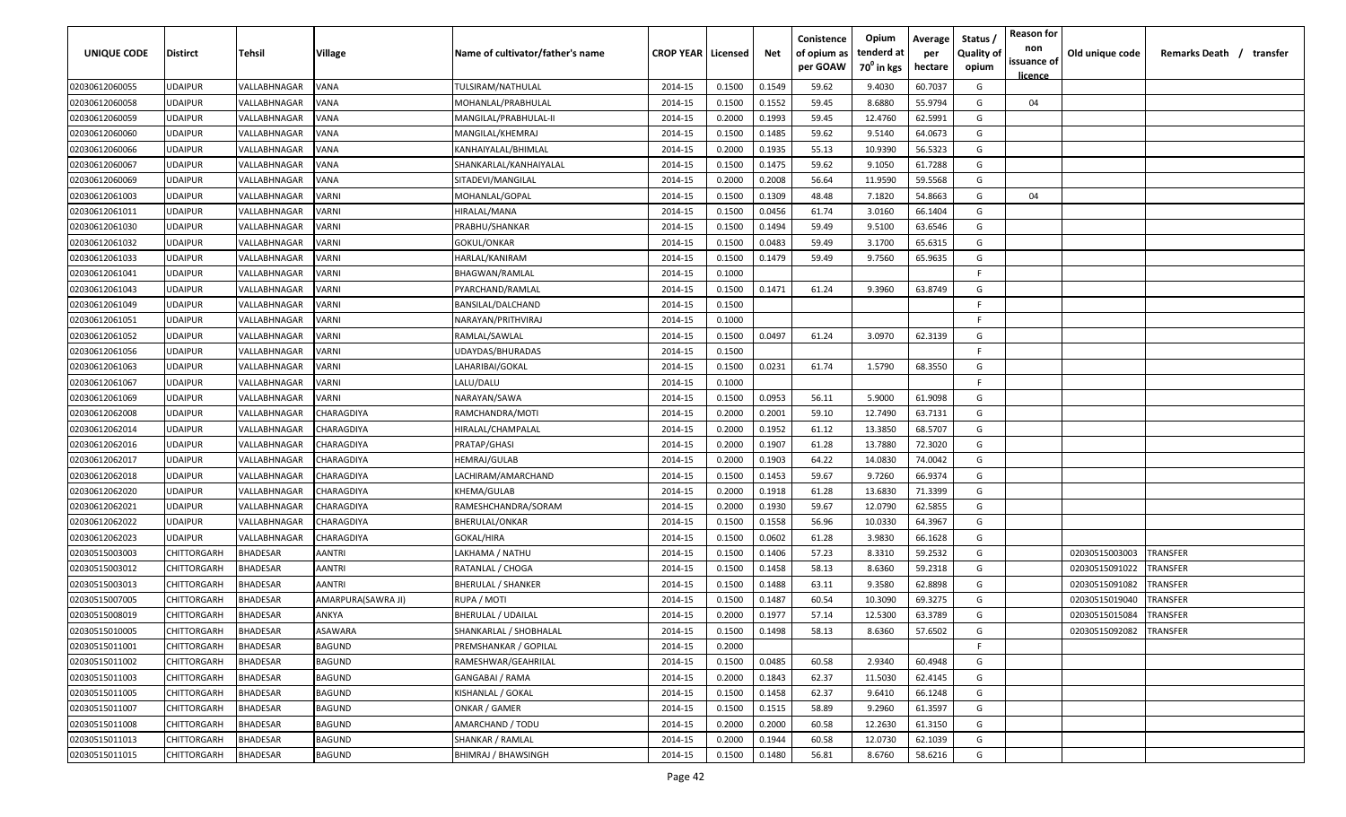| UNIQUE CODE | Distirct | Tehsil | Village | Name of cultivator/father's name | CROP YEAR | Licensed | Net | Conistence of opium as per GOAW | Opium tenderd at $70^0$ in kgs | Average per hectare | Status / Quality of opium | Reason for non issuance of licence | Old unique code | Remarks Death / transfer |
|---|---|---|---|---|---|---|---|---|---|---|---|---|---|---|
| 02030612060055 | UDAIPUR | VALLABHNAGAR | VANA | TULSIRAM/NATHULAL | 2014-15 | 0.1500 | 0.1549 | 59.62 | 9.4030 | 60.7037 | G | | | |
| 02030612060058 | UDAIPUR | VALLABHNAGAR | VANA | MOHANLAL/PRABHULAL | 2014-15 | 0.1500 | 0.1552 | 59.45 | 8.6880 | 55.9794 | G | 04 | | |
| 02030612060059 | UDAIPUR | VALLABHNAGAR | VANA | MANGILAL/PRABHULAL-II | 2014-15 | 0.2000 | 0.1993 | 59.45 | 12.4760 | 62.5991 | G | | | |
| 02030612060060 | UDAIPUR | VALLABHNAGAR | VANA | MANGILAL/KHEMRAJ | 2014-15 | 0.1500 | 0.1485 | 59.62 | 9.5140 | 64.0673 | G | | | |
| 02030612060066 | UDAIPUR | VALLABHNAGAR | VANA | KANHAIYALAL/BHIMLAL | 2014-15 | 0.2000 | 0.1935 | 55.13 | 10.9390 | 56.5323 | G | | | |
| 02030612060067 | UDAIPUR | VALLABHNAGAR | VANA | SHANKARLAL/KANHAIYALAL | 2014-15 | 0.1500 | 0.1475 | 59.62 | 9.1050 | 61.7288 | G | | | |
| 02030612060069 | UDAIPUR | VALLABHNAGAR | VANA | SITADEVI/MANGILAL | 2014-15 | 0.2000 | 0.2008 | 56.64 | 11.9590 | 59.5568 | G | | | |
| 02030612061003 | UDAIPUR | VALLABHNAGAR | VARNI | MOHANLAL/GOPAL | 2014-15 | 0.1500 | 0.1309 | 48.48 | 7.1820 | 54.8663 | G | 04 | | |
| 02030612061011 | UDAIPUR | VALLABHNAGAR | VARNI | HIRALAL/MANA | 2014-15 | 0.1500 | 0.0456 | 61.74 | 3.0160 | 66.1404 | G | | | |
| 02030612061030 | UDAIPUR | VALLABHNAGAR | VARNI | PRABHU/SHANKAR | 2014-15 | 0.1500 | 0.1494 | 59.49 | 9.5100 | 63.6546 | G | | | |
| 02030612061032 | UDAIPUR | VALLABHNAGAR | VARNI | GOKUL/ONKAR | 2014-15 | 0.1500 | 0.0483 | 59.49 | 3.1700 | 65.6315 | G | | | |
| 02030612061033 | UDAIPUR | VALLABHNAGAR | VARNI | HARLAL/KANIRAM | 2014-15 | 0.1500 | 0.1479 | 59.49 | 9.7560 | 65.9635 | G | | | |
| 02030612061041 | UDAIPUR | VALLABHNAGAR | VARNI | BHAGWAN/RAMLAL | 2014-15 | 0.1000 | | | | | F | | | |
| 02030612061043 | UDAIPUR | VALLABHNAGAR | VARNI | PYARCHAND/RAMLAL | 2014-15 | 0.1500 | 0.1471 | 61.24 | 9.3960 | 63.8749 | G | | | |
| 02030612061049 | UDAIPUR | VALLABHNAGAR | VARNI | BANSILAL/DALCHAND | 2014-15 | 0.1500 | | | | | F | | | |
| 02030612061051 | UDAIPUR | VALLABHNAGAR | VARNI | NARAYAN/PRITHVIRAJ | 2014-15 | 0.1000 | | | | | F | | | |
| 02030612061052 | UDAIPUR | VALLABHNAGAR | VARNI | RAMLAL/SAWLAL | 2014-15 | 0.1500 | 0.0497 | 61.24 | 3.0970 | 62.3139 | G | | | |
| 02030612061056 | UDAIPUR | VALLABHNAGAR | VARNI | UDAYDAS/BHURADAS | 2014-15 | 0.1500 | | | | | F | | | |
| 02030612061063 | UDAIPUR | VALLABHNAGAR | VARNI | LAHARIBAI/GOKAL | 2014-15 | 0.1500 | 0.0231 | 61.74 | 1.5790 | 68.3550 | G | | | |
| 02030612061067 | UDAIPUR | VALLABHNAGAR | VARNI | LALU/DALU | 2014-15 | 0.1000 | | | | | F | | | |
| 02030612061069 | UDAIPUR | VALLABHNAGAR | VARNI | NARAYAN/SAWA | 2014-15 | 0.1500 | 0.0953 | 56.11 | 5.9000 | 61.9098 | G | | | |
| 02030612062008 | UDAIPUR | VALLABHNAGAR | CHARAGDIYA | RAMCHANDRA/MOTI | 2014-15 | 0.2000 | 0.2001 | 59.10 | 12.7490 | 63.7131 | G | | | |
| 02030612062014 | UDAIPUR | VALLABHNAGAR | CHARAGDIYA | HIRALAL/CHAMPALAL | 2014-15 | 0.2000 | 0.1952 | 61.12 | 13.3850 | 68.5707 | G | | | |
| 02030612062016 | UDAIPUR | VALLABHNAGAR | CHARAGDIYA | PRATAP/GHASI | 2014-15 | 0.2000 | 0.1907 | 61.28 | 13.7880 | 72.3020 | G | | | |
| 02030612062017 | UDAIPUR | VALLABHNAGAR | CHARAGDIYA | HEMRAJ/GULAB | 2014-15 | 0.2000 | 0.1903 | 64.22 | 14.0830 | 74.0042 | G | | | |
| 02030612062018 | UDAIPUR | VALLABHNAGAR | CHARAGDIYA | LACHIRAM/AMARCHAND | 2014-15 | 0.1500 | 0.1453 | 59.67 | 9.7260 | 66.9374 | G | | | |
| 02030612062020 | UDAIPUR | VALLABHNAGAR | CHARAGDIYA | KHEMA/GULAB | 2014-15 | 0.2000 | 0.1918 | 61.28 | 13.6830 | 71.3399 | G | | | |
| 02030612062021 | UDAIPUR | VALLABHNAGAR | CHARAGDIYA | RAMESHCHANDRA/SORAM | 2014-15 | 0.2000 | 0.1930 | 59.67 | 12.0790 | 62.5855 | G | | | |
| 02030612062022 | UDAIPUR | VALLABHNAGAR | CHARAGDIYA | BHERULAL/ONKAR | 2014-15 | 0.1500 | 0.1558 | 56.96 | 10.0330 | 64.3967 | G | | | |
| 02030612062023 | UDAIPUR | VALLABHNAGAR | CHARAGDIYA | GOKAL/HIRA | 2014-15 | 0.1500 | 0.0602 | 61.28 | 3.9830 | 66.1628 | G | | | |
| 02030515003003 | CHITTORGARH | BHADESAR | AANTRI | LAKHAMA / NATHU | 2014-15 | 0.1500 | 0.1406 | 57.23 | 8.3310 | 59.2532 | G | | 02030515003003 | TRANSFER |
| 02030515003012 | CHITTORGARH | BHADESAR | AANTRI | RATANLAL / CHOGA | 2014-15 | 0.1500 | 0.1458 | 58.13 | 8.6360 | 59.2318 | G | | 02030515091022 | TRANSFER |
| 02030515003013 | CHITTORGARH | BHADESAR | AANTRI | BHERULAL / SHANKER | 2014-15 | 0.1500 | 0.1488 | 63.11 | 9.3580 | 62.8898 | G | | 02030515091082 | TRANSFER |
| 02030515007005 | CHITTORGARH | BHADESAR | AMARPURA(SAWRA JI) | RUPA / MOTI | 2014-15 | 0.1500 | 0.1487 | 60.54 | 10.3090 | 69.3275 | G | | 02030515019040 | TRANSFER |
| 02030515008019 | CHITTORGARH | BHADESAR | ANKYA | BHERULAL / UDAILAL | 2014-15 | 0.2000 | 0.1977 | 57.14 | 12.5300 | 63.3789 | G | | 02030515015084 | TRANSFER |
| 02030515010005 | CHITTORGARH | BHADESAR | ASAWARA | SHANKARLAL / SHOBHALAL | 2014-15 | 0.1500 | 0.1498 | 58.13 | 8.6360 | 57.6502 | G | | 02030515092082 | TRANSFER |
| 02030515011001 | CHITTORGARH | BHADESAR | BAGUND | PREMSHANKAR / GOPILAL | 2014-15 | 0.2000 | | | | | F | | | |
| 02030515011002 | CHITTORGARH | BHADESAR | BAGUND | RAMESHWAR/GEAHRILAL | 2014-15 | 0.1500 | 0.0485 | 60.58 | 2.9340 | 60.4948 | G | | | |
| 02030515011003 | CHITTORGARH | BHADESAR | BAGUND | GANGABAI / RAMA | 2014-15 | 0.2000 | 0.1843 | 62.37 | 11.5030 | 62.4145 | G | | | |
| 02030515011005 | CHITTORGARH | BHADESAR | BAGUND | KISHANLAL / GOKAL | 2014-15 | 0.1500 | 0.1458 | 62.37 | 9.6410 | 66.1248 | G | | | |
| 02030515011007 | CHITTORGARH | BHADESAR | BAGUND | ONKAR / GAMER | 2014-15 | 0.1500 | 0.1515 | 58.89 | 9.2960 | 61.3597 | G | | | |
| 02030515011008 | CHITTORGARH | BHADESAR | BAGUND | AMARCHAND / TODU | 2014-15 | 0.2000 | 0.2000 | 60.58 | 12.2630 | 61.3150 | G | | | |
| 02030515011013 | CHITTORGARH | BHADESAR | BAGUND | SHANKAR / RAMLAL | 2014-15 | 0.2000 | 0.1944 | 60.58 | 12.0730 | 62.1039 | G | | | |
| 02030515011015 | CHITTORGARH | BHADESAR | BAGUND | BHIMRAJ / BHAWSINGH | 2014-15 | 0.1500 | 0.1480 | 56.81 | 8.6760 | 58.6216 | G | | | |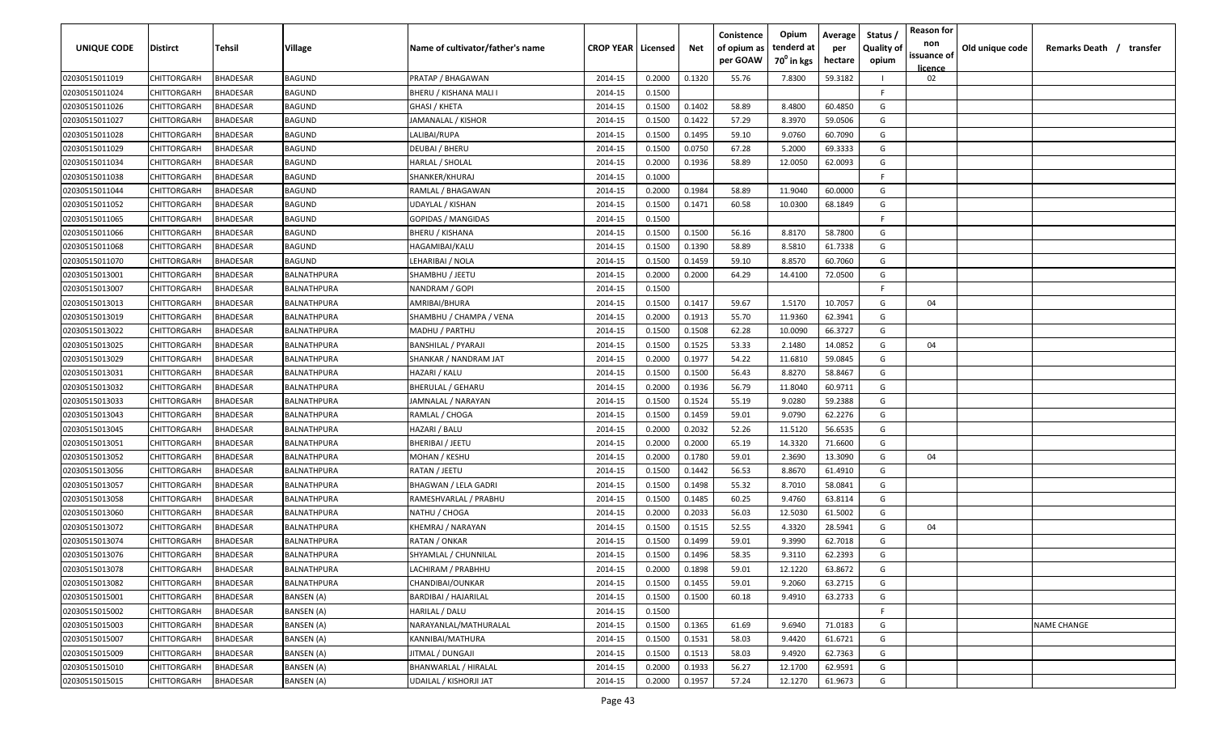| UNIQUE CODE | Distirct | Tehsil | Village | Name of cultivator/father's name | CROP YEAR | Licensed | Net | Conistence of opium as per GOAW | Opium tenderd at 70° in kgs | Average per hectare | Status / Quality of opium | Reason for non issuance of licence | Old unique code | Remarks Death / transfer |
|---|---|---|---|---|---|---|---|---|---|---|---|---|---|---|
| 02030515011019 | CHITTORGARH | BHADESAR | BAGUND | PRATAP / BHAGAWAN | 2014-15 | 0.2000 | 0.1320 | 55.76 | 7.8300 | 59.3182 | I | 02 | | |
| 02030515011024 | CHITTORGARH | BHADESAR | BAGUND | BHERU / KISHANA MALI I | 2014-15 | 0.1500 | | | | | F | | | |
| 02030515011026 | CHITTORGARH | BHADESAR | BAGUND | GHASI / KHETA | 2014-15 | 0.1500 | 0.1402 | 58.89 | 8.4800 | 60.4850 | G | | | |
| 02030515011027 | CHITTORGARH | BHADESAR | BAGUND | JAMANALAL / KISHOR | 2014-15 | 0.1500 | 0.1422 | 57.29 | 8.3970 | 59.0506 | G | | | |
| 02030515011028 | CHITTORGARH | BHADESAR | BAGUND | LALIBAI/RUPA | 2014-15 | 0.1500 | 0.1495 | 59.10 | 9.0760 | 60.7090 | G | | | |
| 02030515011029 | CHITTORGARH | BHADESAR | BAGUND | DEUBAI / BHERU | 2014-15 | 0.1500 | 0.0750 | 67.28 | 5.2000 | 69.3333 | G | | | |
| 02030515011034 | CHITTORGARH | BHADESAR | BAGUND | HARLAL / SHOLAL | 2014-15 | 0.2000 | 0.1936 | 58.89 | 12.0050 | 62.0093 | G | | | |
| 02030515011038 | CHITTORGARH | BHADESAR | BAGUND | SHANKER/KHURAJ | 2014-15 | 0.1000 | | | | | F | | | |
| 02030515011044 | CHITTORGARH | BHADESAR | BAGUND | RAMLAL / BHAGAWAN | 2014-15 | 0.2000 | 0.1984 | 58.89 | 11.9040 | 60.0000 | G | | | |
| 02030515011052 | CHITTORGARH | BHADESAR | BAGUND | UDAYLAL / KISHAN | 2014-15 | 0.1500 | 0.1471 | 60.58 | 10.0300 | 68.1849 | G | | | |
| 02030515011065 | CHITTORGARH | BHADESAR | BAGUND | GOPIDAS / MANGIDAS | 2014-15 | 0.1500 | | | | | F | | | |
| 02030515011066 | CHITTORGARH | BHADESAR | BAGUND | BHERU / KISHANA | 2014-15 | 0.1500 | 0.1500 | 56.16 | 8.8170 | 58.7800 | G | | | |
| 02030515011068 | CHITTORGARH | BHADESAR | BAGUND | HAGAMIBAI/KALU | 2014-15 | 0.1500 | 0.1390 | 58.89 | 8.5810 | 61.7338 | G | | | |
| 02030515011070 | CHITTORGARH | BHADESAR | BAGUND | LEHARIBAI / NOLA | 2014-15 | 0.1500 | 0.1459 | 59.10 | 8.8570 | 60.7060 | G | | | |
| 02030515013001 | CHITTORGARH | BHADESAR | BALNATHPURA | SHAMBHU / JEETU | 2014-15 | 0.2000 | 0.2000 | 64.29 | 14.4100 | 72.0500 | G | | | |
| 02030515013007 | CHITTORGARH | BHADESAR | BALNATHPURA | NANDRAM / GOPI | 2014-15 | 0.1500 | | | | | F | | | |
| 02030515013013 | CHITTORGARH | BHADESAR | BALNATHPURA | AMRIBAI/BHURA | 2014-15 | 0.1500 | 0.1417 | 59.67 | 1.5170 | 10.7057 | G | 04 | | |
| 02030515013019 | CHITTORGARH | BHADESAR | BALNATHPURA | SHAMBHU / CHAMPA / VENA | 2014-15 | 0.2000 | 0.1913 | 55.70 | 11.9360 | 62.3941 | G | | | |
| 02030515013022 | CHITTORGARH | BHADESAR | BALNATHPURA | MADHU / PARTHU | 2014-15 | 0.1500 | 0.1508 | 62.28 | 10.0090 | 66.3727 | G | | | |
| 02030515013025 | CHITTORGARH | BHADESAR | BALNATHPURA | BANSHILAL / PYARAJI | 2014-15 | 0.1500 | 0.1525 | 53.33 | 2.1480 | 14.0852 | G | 04 | | |
| 02030515013029 | CHITTORGARH | BHADESAR | BALNATHPURA | SHANKAR / NANDRAM JAT | 2014-15 | 0.2000 | 0.1977 | 54.22 | 11.6810 | 59.0845 | G | | | |
| 02030515013031 | CHITTORGARH | BHADESAR | BALNATHPURA | HAZARI / KALU | 2014-15 | 0.1500 | 0.1500 | 56.43 | 8.8270 | 58.8467 | G | | | |
| 02030515013032 | CHITTORGARH | BHADESAR | BALNATHPURA | BHERULAL / GEHARU | 2014-15 | 0.2000 | 0.1936 | 56.79 | 11.8040 | 60.9711 | G | | | |
| 02030515013033 | CHITTORGARH | BHADESAR | BALNATHPURA | JAMNALAL / NARAYAN | 2014-15 | 0.1500 | 0.1524 | 55.19 | 9.0280 | 59.2388 | G | | | |
| 02030515013043 | CHITTORGARH | BHADESAR | BALNATHPURA | RAMLAL / CHOGA | 2014-15 | 0.1500 | 0.1459 | 59.01 | 9.0790 | 62.2276 | G | | | |
| 02030515013045 | CHITTORGARH | BHADESAR | BALNATHPURA | HAZARI / BALU | 2014-15 | 0.2000 | 0.2032 | 52.26 | 11.5120 | 56.6535 | G | | | |
| 02030515013051 | CHITTORGARH | BHADESAR | BALNATHPURA | BHERIBAI / JEETU | 2014-15 | 0.2000 | 0.2000 | 65.19 | 14.3320 | 71.6600 | G | | | |
| 02030515013052 | CHITTORGARH | BHADESAR | BALNATHPURA | MOHAN / KESHU | 2014-15 | 0.2000 | 0.1780 | 59.01 | 2.3690 | 13.3090 | G | 04 | | |
| 02030515013056 | CHITTORGARH | BHADESAR | BALNATHPURA | RATAN / JEETU | 2014-15 | 0.1500 | 0.1442 | 56.53 | 8.8670 | 61.4910 | G | | | |
| 02030515013057 | CHITTORGARH | BHADESAR | BALNATHPURA | BHAGWAN / LELA GADRI | 2014-15 | 0.1500 | 0.1498 | 55.32 | 8.7010 | 58.0841 | G | | | |
| 02030515013058 | CHITTORGARH | BHADESAR | BALNATHPURA | RAMESHVARLAL / PRABHU | 2014-15 | 0.1500 | 0.1485 | 60.25 | 9.4760 | 63.8114 | G | | | |
| 02030515013060 | CHITTORGARH | BHADESAR | BALNATHPURA | NATHU / CHOGA | 2014-15 | 0.2000 | 0.2033 | 56.03 | 12.5030 | 61.5002 | G | | | |
| 02030515013072 | CHITTORGARH | BHADESAR | BALNATHPURA | KHEMRAJ / NARAYAN | 2014-15 | 0.1500 | 0.1515 | 52.55 | 4.3320 | 28.5941 | G | 04 | | |
| 02030515013074 | CHITTORGARH | BHADESAR | BALNATHPURA | RATAN / ONKAR | 2014-15 | 0.1500 | 0.1499 | 59.01 | 9.3990 | 62.7018 | G | | | |
| 02030515013076 | CHITTORGARH | BHADESAR | BALNATHPURA | SHYAMLAL / CHUNNILAL | 2014-15 | 0.1500 | 0.1496 | 58.35 | 9.3110 | 62.2393 | G | | | |
| 02030515013078 | CHITTORGARH | BHADESAR | BALNATHPURA | LACHIRAM / PRABHHU | 2014-15 | 0.2000 | 0.1898 | 59.01 | 12.1220 | 63.8672 | G | | | |
| 02030515013082 | CHITTORGARH | BHADESAR | BALNATHPURA | CHANDIBAI/OUNKAR | 2014-15 | 0.1500 | 0.1455 | 59.01 | 9.2060 | 63.2715 | G | | | |
| 02030515015001 | CHITTORGARH | BHADESAR | BANSEN (A) | BARDIBAI / HAJARILAL | 2014-15 | 0.1500 | 0.1500 | 60.18 | 9.4910 | 63.2733 | G | | | |
| 02030515015002 | CHITTORGARH | BHADESAR | BANSEN (A) | HARILAL / DALU | 2014-15 | 0.1500 | | | | | F | | | |
| 02030515015003 | CHITTORGARH | BHADESAR | BANSEN (A) | NARAYANLAL/MATHURALAL | 2014-15 | 0.1500 | 0.1365 | 61.69 | 9.6940 | 71.0183 | G | | | NAME CHANGE |
| 02030515015007 | CHITTORGARH | BHADESAR | BANSEN (A) | KANNIBAI/MATHURA | 2014-15 | 0.1500 | 0.1531 | 58.03 | 9.4420 | 61.6721 | G | | | |
| 02030515015009 | CHITTORGARH | BHADESAR | BANSEN (A) | JITMAL / DUNGAJI | 2014-15 | 0.1500 | 0.1513 | 58.03 | 9.4920 | 62.7363 | G | | | |
| 02030515015010 | CHITTORGARH | BHADESAR | BANSEN (A) | BHANWARLAL / HIRALAL | 2014-15 | 0.2000 | 0.1933 | 56.27 | 12.1700 | 62.9591 | G | | | |
| 02030515015015 | CHITTORGARH | BHADESAR | BANSEN (A) | UDAILAL / KISHORJI JAT | 2014-15 | 0.2000 | 0.1957 | 57.24 | 12.1270 | 61.9673 | G | | | |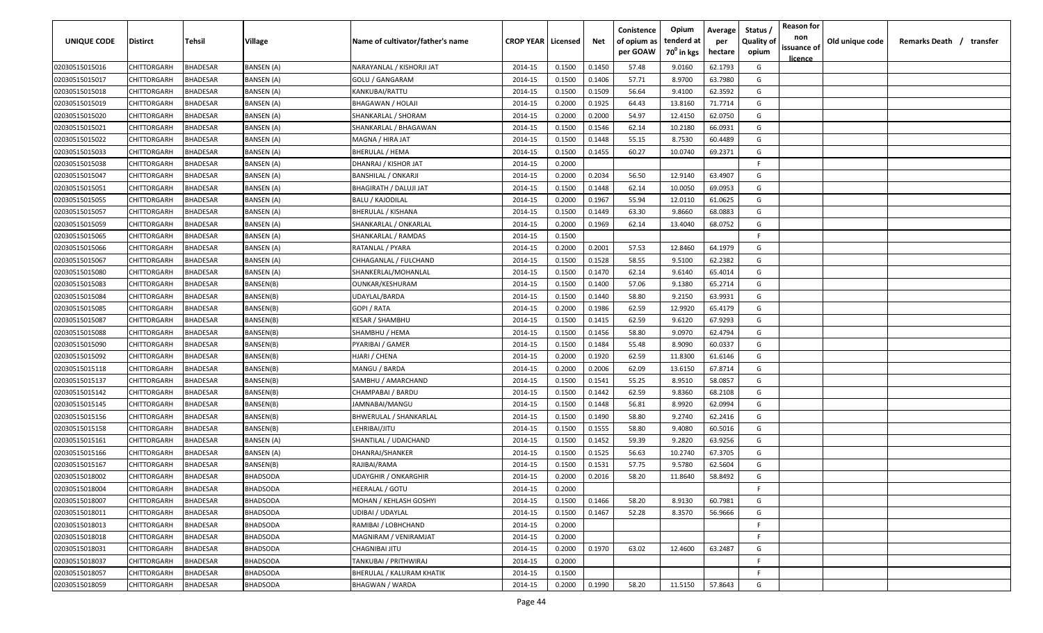| UNIQUE CODE | Distirct | Tehsil | Village | Name of cultivator/father's name | CROP YEAR | Licensed | Net | Conistence of opium as per GOAW | Opium tenderd at 70° in kgs | Average per hectare | Status / Quality of opium | Reason for non issuance of licence | Old unique code | Remarks Death / transfer |
|---|---|---|---|---|---|---|---|---|---|---|---|---|---|---|
| 02030515015016 | CHITTORGARH | BHADESAR | BANSEN (A) | NARAYANLAL / KISHORJI JAT | 2014-15 | 0.1500 | 0.1450 | 57.48 | 9.0160 | 62.1793 | G | | | |
| 02030515015017 | CHITTORGARH | BHADESAR | BANSEN (A) | GOLU / GANGARAM | 2014-15 | 0.1500 | 0.1406 | 57.71 | 8.9700 | 63.7980 | G | | | |
| 02030515015018 | CHITTORGARH | BHADESAR | BANSEN (A) | KANKUBAI/RATTU | 2014-15 | 0.1500 | 0.1509 | 56.64 | 9.4100 | 62.3592 | G | | | |
| 02030515015019 | CHITTORGARH | BHADESAR | BANSEN (A) | BHAGAWAN / HOLAJI | 2014-15 | 0.2000 | 0.1925 | 64.43 | 13.8160 | 71.7714 | G | | | |
| 02030515015020 | CHITTORGARH | BHADESAR | BANSEN (A) | SHANKARLAL / SHORAM | 2014-15 | 0.2000 | 0.2000 | 54.97 | 12.4150 | 62.0750 | G | | | |
| 02030515015021 | CHITTORGARH | BHADESAR | BANSEN (A) | SHANKARLAL / BHAGAWAN | 2014-15 | 0.1500 | 0.1546 | 62.14 | 10.2180 | 66.0931 | G | | | |
| 02030515015022 | CHITTORGARH | BHADESAR | BANSEN (A) | MAGNA / HIRA JAT | 2014-15 | 0.1500 | 0.1448 | 55.15 | 8.7530 | 60.4489 | G | | | |
| 02030515015033 | CHITTORGARH | BHADESAR | BANSEN (A) | BHERULAL / HEMA | 2014-15 | 0.1500 | 0.1455 | 60.27 | 10.0740 | 69.2371 | G | | | |
| 02030515015038 | CHITTORGARH | BHADESAR | BANSEN (A) | DHANRAJ / KISHOR JAT | 2014-15 | 0.2000 | | | | | F | | | |
| 02030515015047 | CHITTORGARH | BHADESAR | BANSEN (A) | BANSHILAL / ONKARJI | 2014-15 | 0.2000 | 0.2034 | 56.50 | 12.9140 | 63.4907 | G | | | |
| 02030515015051 | CHITTORGARH | BHADESAR | BANSEN (A) | BHAGIRATH / DALUJI JAT | 2014-15 | 0.1500 | 0.1448 | 62.14 | 10.0050 | 69.0953 | G | | | |
| 02030515015055 | CHITTORGARH | BHADESAR | BANSEN (A) | BALU / KAJODILAL | 2014-15 | 0.2000 | 0.1967 | 55.94 | 12.0110 | 61.0625 | G | | | |
| 02030515015057 | CHITTORGARH | BHADESAR | BANSEN (A) | BHERULAL / KISHANA | 2014-15 | 0.1500 | 0.1449 | 63.30 | 9.8660 | 68.0883 | G | | | |
| 02030515015059 | CHITTORGARH | BHADESAR | BANSEN (A) | SHANKARLAL / ONKARLAL | 2014-15 | 0.2000 | 0.1969 | 62.14 | 13.4040 | 68.0752 | G | | | |
| 02030515015065 | CHITTORGARH | BHADESAR | BANSEN (A) | SHANKARLAL / RAMDAS | 2014-15 | 0.1500 | | | | | F | | | |
| 02030515015066 | CHITTORGARH | BHADESAR | BANSEN (A) | RATANLAL / PYARA | 2014-15 | 0.2000 | 0.2001 | 57.53 | 12.8460 | 64.1979 | G | | | |
| 02030515015067 | CHITTORGARH | BHADESAR | BANSEN (A) | CHHAGANLAL / FULCHAND | 2014-15 | 0.1500 | 0.1528 | 58.55 | 9.5100 | 62.2382 | G | | | |
| 02030515015080 | CHITTORGARH | BHADESAR | BANSEN (A) | SHANKERLAL/MOHANLAL | 2014-15 | 0.1500 | 0.1470 | 62.14 | 9.6140 | 65.4014 | G | | | |
| 02030515015083 | CHITTORGARH | BHADESAR | BANSEN(B) | OUNKAR/KESHURAM | 2014-15 | 0.1500 | 0.1400 | 57.06 | 9.1380 | 65.2714 | G | | | |
| 02030515015084 | CHITTORGARH | BHADESAR | BANSEN(B) | UDAYLAL/BARDA | 2014-15 | 0.1500 | 0.1440 | 58.80 | 9.2150 | 63.9931 | G | | | |
| 02030515015085 | CHITTORGARH | BHADESAR | BANSEN(B) | GOPI / RATA | 2014-15 | 0.2000 | 0.1986 | 62.59 | 12.9920 | 65.4179 | G | | | |
| 02030515015087 | CHITTORGARH | BHADESAR | BANSEN(B) | KESAR / SHAMBHU | 2014-15 | 0.1500 | 0.1415 | 62.59 | 9.6120 | 67.9293 | G | | | |
| 02030515015088 | CHITTORGARH | BHADESAR | BANSEN(B) | SHAMBHU / HEMA | 2014-15 | 0.1500 | 0.1456 | 58.80 | 9.0970 | 62.4794 | G | | | |
| 02030515015090 | CHITTORGARH | BHADESAR | BANSEN(B) | PYARIBAI / GAMER | 2014-15 | 0.1500 | 0.1484 | 55.48 | 8.9090 | 60.0337 | G | | | |
| 02030515015092 | CHITTORGARH | BHADESAR | BANSEN(B) | HJARI / CHENA | 2014-15 | 0.2000 | 0.1920 | 62.59 | 11.8300 | 61.6146 | G | | | |
| 02030515015118 | CHITTORGARH | BHADESAR | BANSEN(B) | MANGU / BARDA | 2014-15 | 0.2000 | 0.2006 | 62.09 | 13.6150 | 67.8714 | G | | | |
| 02030515015137 | CHITTORGARH | BHADESAR | BANSEN(B) | SAMBHU / AMARCHAND | 2014-15 | 0.1500 | 0.1541 | 55.25 | 8.9510 | 58.0857 | G | | | |
| 02030515015142 | CHITTORGARH | BHADESAR | BANSEN(B) | CHAMPABAI / BARDU | 2014-15 | 0.1500 | 0.1442 | 62.59 | 9.8360 | 68.2108 | G | | | |
| 02030515015145 | CHITTORGARH | BHADESAR | BANSEN(B) | JAMNABAI/MANGU | 2014-15 | 0.1500 | 0.1448 | 56.81 | 8.9920 | 62.0994 | G | | | |
| 02030515015156 | CHITTORGARH | BHADESAR | BANSEN(B) | BHWERULAL / SHANKARLAL | 2014-15 | 0.1500 | 0.1490 | 58.80 | 9.2740 | 62.2416 | G | | | |
| 02030515015158 | CHITTORGARH | BHADESAR | BANSEN(B) | LEHRIBAI/JITU | 2014-15 | 0.1500 | 0.1555 | 58.80 | 9.4080 | 60.5016 | G | | | |
| 02030515015161 | CHITTORGARH | BHADESAR | BANSEN (A) | SHANTILAL / UDAICHAND | 2014-15 | 0.1500 | 0.1452 | 59.39 | 9.2820 | 63.9256 | G | | | |
| 02030515015166 | CHITTORGARH | BHADESAR | BANSEN (A) | DHANRAJ/SHANKER | 2014-15 | 0.1500 | 0.1525 | 56.63 | 10.2740 | 67.3705 | G | | | |
| 02030515015167 | CHITTORGARH | BHADESAR | BANSEN(B) | RAJIBAI/RAMA | 2014-15 | 0.1500 | 0.1531 | 57.75 | 9.5780 | 62.5604 | G | | | |
| 02030515018002 | CHITTORGARH | BHADESAR | BHADSODA | UDAYGHIR / ONKARGHIR | 2014-15 | 0.2000 | 0.2016 | 58.20 | 11.8640 | 58.8492 | G | | | |
| 02030515018004 | CHITTORGARH | BHADESAR | BHADSODA | HEERALAL / GOTU | 2014-15 | 0.2000 | | | | | F | | | |
| 02030515018007 | CHITTORGARH | BHADESAR | BHADSODA | MOHAN / KEHLASH GOSHYI | 2014-15 | 0.1500 | 0.1466 | 58.20 | 8.9130 | 60.7981 | G | | | |
| 02030515018011 | CHITTORGARH | BHADESAR | BHADSODA | UDIBAI / UDAYLAL | 2014-15 | 0.1500 | 0.1467 | 52.28 | 8.3570 | 56.9666 | G | | | |
| 02030515018013 | CHITTORGARH | BHADESAR | BHADSODA | RAMIBAI / LOBHCHAND | 2014-15 | 0.2000 | | | | | F | | | |
| 02030515018018 | CHITTORGARH | BHADESAR | BHADSODA | MAGNIRAM / VENIRAMJAT | 2014-15 | 0.2000 | | | | | F | | | |
| 02030515018031 | CHITTORGARH | BHADESAR | BHADSODA | CHAGNIBAI JITU | 2014-15 | 0.2000 | 0.1970 | 63.02 | 12.4600 | 63.2487 | G | | | |
| 02030515018037 | CHITTORGARH | BHADESAR | BHADSODA | TANKUBAI / PRITHWIRAJ | 2014-15 | 0.2000 | | | | | F | | | |
| 02030515018057 | CHITTORGARH | BHADESAR | BHADSODA | BHERULAL / KALURAM KHATIK | 2014-15 | 0.1500 | | | | | F | | | |
| 02030515018059 | CHITTORGARH | BHADESAR | BHADSODA | BHAGWAN / WARDA | 2014-15 | 0.2000 | 0.1990 | 58.20 | 11.5150 | 57.8643 | G | | | |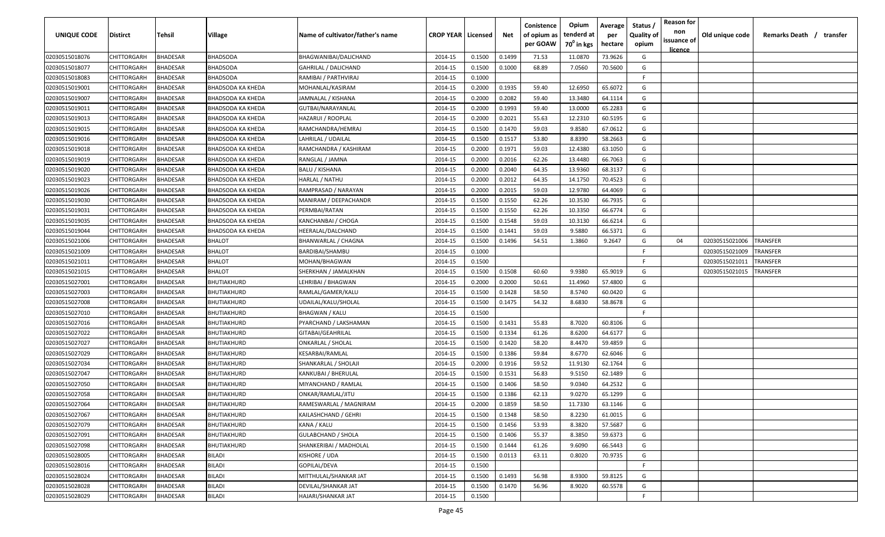| UNIQUE CODE | Distirct | Tehsil | Village | Name of cultivator/father's name | CROP YEAR | Licensed | Net | Conistence of opium as per GOAW | Opium tenderd at 70⁰ in kgs | Average per hectare | Status / Quality of opium | Reason for non issuance of licence | Old unique code | Remarks Death / transfer |
|---|---|---|---|---|---|---|---|---|---|---|---|---|---|---|
| 02030515018076 | CHITTORGARH | BHADESAR | BHADSODA | BHAGWANIBAI/DALICHAND | 2014-15 | 0.1500 | 0.1499 | 71.53 | 11.0870 | 73.9626 | G | | | |
| 02030515018077 | CHITTORGARH | BHADESAR | BHADSODA | GAHRILAL / DALICHAND | 2014-15 | 0.1500 | 0.1000 | 68.89 | 7.0560 | 70.5600 | G | | | |
| 02030515018083 | CHITTORGARH | BHADESAR | BHADSODA | RAMIBAI / PARTHVIRAJ | 2014-15 | 0.1000 | | | | | F | | | |
| 02030515019001 | CHITTORGARH | BHADESAR | BHADSODA KA KHEDA | MOHANLAL/KASIRAM | 2014-15 | 0.2000 | 0.1935 | 59.40 | 12.6950 | 65.6072 | G | | | |
| 02030515019007 | CHITTORGARH | BHADESAR | BHADSODA KA KHEDA | JAMNALAL / KISHANA | 2014-15 | 0.2000 | 0.2082 | 59.40 | 13.3480 | 64.1114 | G | | | |
| 02030515019011 | CHITTORGARH | BHADESAR | BHADSODA KA KHEDA | GUTBAI/NARAYANLAL | 2014-15 | 0.2000 | 0.1993 | 59.40 | 13.0000 | 65.2283 | G | | | |
| 02030515019013 | CHITTORGARH | BHADESAR | BHADSODA KA KHEDA | HAZARUI / ROOPLAL | 2014-15 | 0.2000 | 0.2021 | 55.63 | 12.2310 | 60.5195 | G | | | |
| 02030515019015 | CHITTORGARH | BHADESAR | BHADSODA KA KHEDA | RAMCHANDRA/HEMRAJ | 2014-15 | 0.1500 | 0.1470 | 59.03 | 9.8580 | 67.0612 | G | | | |
| 02030515019016 | CHITTORGARH | BHADESAR | BHADSODA KA KHEDA | LAHRILAL / UDAILAL | 2014-15 | 0.1500 | 0.1517 | 53.80 | 8.8390 | 58.2663 | G | | | |
| 02030515019018 | CHITTORGARH | BHADESAR | BHADSODA KA KHEDA | RAMCHANDRA / KASHIRAM | 2014-15 | 0.2000 | 0.1971 | 59.03 | 12.4380 | 63.1050 | G | | | |
| 02030515019019 | CHITTORGARH | BHADESAR | BHADSODA KA KHEDA | RANGLAL / JAMNA | 2014-15 | 0.2000 | 0.2016 | 62.26 | 13.4480 | 66.7063 | G | | | |
| 02030515019020 | CHITTORGARH | BHADESAR | BHADSODA KA KHEDA | BALU / KISHANA | 2014-15 | 0.2000 | 0.2040 | 64.35 | 13.9360 | 68.3137 | G | | | |
| 02030515019023 | CHITTORGARH | BHADESAR | BHADSODA KA KHEDA | HARLAL / NATHU | 2014-15 | 0.2000 | 0.2012 | 64.35 | 14.1750 | 70.4523 | G | | | |
| 02030515019026 | CHITTORGARH | BHADESAR | BHADSODA KA KHEDA | RAMPRASAD / NARAYAN | 2014-15 | 0.2000 | 0.2015 | 59.03 | 12.9780 | 64.4069 | G | | | |
| 02030515019030 | CHITTORGARH | BHADESAR | BHADSODA KA KHEDA | MANIRAM / DEEPACHANDR | 2014-15 | 0.1500 | 0.1550 | 62.26 | 10.3530 | 66.7935 | G | | | |
| 02030515019031 | CHITTORGARH | BHADESAR | BHADSODA KA KHEDA | PERMBAI/RATAN | 2014-15 | 0.1500 | 0.1550 | 62.26 | 10.3350 | 66.6774 | G | | | |
| 02030515019035 | CHITTORGARH | BHADESAR | BHADSODA KA KHEDA | KANCHANBAI / CHOGA | 2014-15 | 0.1500 | 0.1548 | 59.03 | 10.3130 | 66.6214 | G | | | |
| 02030515019044 | CHITTORGARH | BHADESAR | BHADSODA KA KHEDA | HEERALAL/DALCHAND | 2014-15 | 0.1500 | 0.1441 | 59.03 | 9.5880 | 66.5371 | G | | | |
| 02030515021006 | CHITTORGARH | BHADESAR | BHALOT | BHANWARLAL / CHAGNA | 2014-15 | 0.1500 | 0.1496 | 54.51 | 1.3860 | 9.2647 | G | 04 | 02030515021006 | TRANSFER |
| 02030515021009 | CHITTORGARH | BHADESAR | BHALOT | BARDIBAI/SHAMBU | 2014-15 | 0.1000 | | | | | F | | 02030515021009 | TRANSFER |
| 02030515021011 | CHITTORGARH | BHADESAR | BHALOT | MOHAN/BHAGWAN | 2014-15 | 0.1500 | | | | | F | | 02030515021011 | TRANSFER |
| 02030515021015 | CHITTORGARH | BHADESAR | BHALOT | SHERKHAN / JAMALKHAN | 2014-15 | 0.1500 | 0.1508 | 60.60 | 9.9380 | 65.9019 | G | | 02030515021015 | TRANSFER |
| 02030515027001 | CHITTORGARH | BHADESAR | BHUTIAKHURD | LEHRIBAI / BHAGWAN | 2014-15 | 0.2000 | 0.2000 | 50.61 | 11.4960 | 57.4800 | G | | | |
| 02030515027003 | CHITTORGARH | BHADESAR | BHUTIAKHURD | RAMLAL/GAMER/KALU | 2014-15 | 0.1500 | 0.1428 | 58.50 | 8.5740 | 60.0420 | G | | | |
| 02030515027008 | CHITTORGARH | BHADESAR | BHUTIAKHURD | UDAILAL/KALU/SHOLAL | 2014-15 | 0.1500 | 0.1475 | 54.32 | 8.6830 | 58.8678 | G | | | |
| 02030515027010 | CHITTORGARH | BHADESAR | BHUTIAKHURD | BHAGWAN / KALU | 2014-15 | 0.1500 | | | | | F | | | |
| 02030515027016 | CHITTORGARH | BHADESAR | BHUTIAKHURD | PYARCHAND / LAKSHAMAN | 2014-15 | 0.1500 | 0.1431 | 55.83 | 8.7020 | 60.8106 | G | | | |
| 02030515027022 | CHITTORGARH | BHADESAR | BHUTIAKHURD | GITABAI/GEAHRILAL | 2014-15 | 0.1500 | 0.1334 | 61.26 | 8.6200 | 64.6177 | G | | | |
| 02030515027027 | CHITTORGARH | BHADESAR | BHUTIAKHURD | ONKARLAL / SHOLAL | 2014-15 | 0.1500 | 0.1420 | 58.20 | 8.4470 | 59.4859 | G | | | |
| 02030515027029 | CHITTORGARH | BHADESAR | BHUTIAKHURD | KESARBAI/RAMLAL | 2014-15 | 0.1500 | 0.1386 | 59.84 | 8.6770 | 62.6046 | G | | | |
| 02030515027034 | CHITTORGARH | BHADESAR | BHUTIAKHURD | SHANKARLAL / SHOLAJI | 2014-15 | 0.2000 | 0.1916 | 59.52 | 11.9130 | 62.1764 | G | | | |
| 02030515027047 | CHITTORGARH | BHADESAR | BHUTIAKHURD | KANKUBAI / BHERULAL | 2014-15 | 0.1500 | 0.1531 | 56.83 | 9.5150 | 62.1489 | G | | | |
| 02030515027050 | CHITTORGARH | BHADESAR | BHUTIAKHURD | MIYANCHAND / RAMLAL | 2014-15 | 0.1500 | 0.1406 | 58.50 | 9.0340 | 64.2532 | G | | | |
| 02030515027058 | CHITTORGARH | BHADESAR | BHUTIAKHURD | ONKAR/RAMLAL/JITU | 2014-15 | 0.1500 | 0.1386 | 62.13 | 9.0270 | 65.1299 | G | | | |
| 02030515027064 | CHITTORGARH | BHADESAR | BHUTIAKHURD | RAMESWARLAL / MAGNIRAM | 2014-15 | 0.2000 | 0.1859 | 58.50 | 11.7330 | 63.1146 | G | | | |
| 02030515027067 | CHITTORGARH | BHADESAR | BHUTIAKHURD | KAILASHCHAND / GEHRI | 2014-15 | 0.1500 | 0.1348 | 58.50 | 8.2230 | 61.0015 | G | | | |
| 02030515027079 | CHITTORGARH | BHADESAR | BHUTIAKHURD | KANA / KALU | 2014-15 | 0.1500 | 0.1456 | 53.93 | 8.3820 | 57.5687 | G | | | |
| 02030515027091 | CHITTORGARH | BHADESAR | BHUTIAKHURD | GULABCHAND / SHOLA | 2014-15 | 0.1500 | 0.1406 | 55.37 | 8.3850 | 59.6373 | G | | | |
| 02030515027098 | CHITTORGARH | BHADESAR | BHUTIAKHURD | SHANKERIBAI / MADHOLAL | 2014-15 | 0.1500 | 0.1444 | 61.26 | 9.6090 | 66.5443 | G | | | |
| 02030515028005 | CHITTORGARH | BHADESAR | BILADI | KISHORE / UDA | 2014-15 | 0.1500 | 0.0113 | 63.11 | 0.8020 | 70.9735 | G | | | |
| 02030515028016 | CHITTORGARH | BHADESAR | BILADI | GOPILAL/DEVA | 2014-15 | 0.1500 | | | | | F | | | |
| 02030515028024 | CHITTORGARH | BHADESAR | BILADI | MITTHULAL/SHANKAR JAT | 2014-15 | 0.1500 | 0.1493 | 56.98 | 8.9300 | 59.8125 | G | | | |
| 02030515028028 | CHITTORGARH | BHADESAR | BILADI | DEVILAL/SHANKAR JAT | 2014-15 | 0.1500 | 0.1470 | 56.96 | 8.9020 | 60.5578 | G | | | |
| 02030515028029 | CHITTORGARH | BHADESAR | BILADI | HAJARI/SHANKAR JAT | 2014-15 | 0.1500 | | | | | F | | | |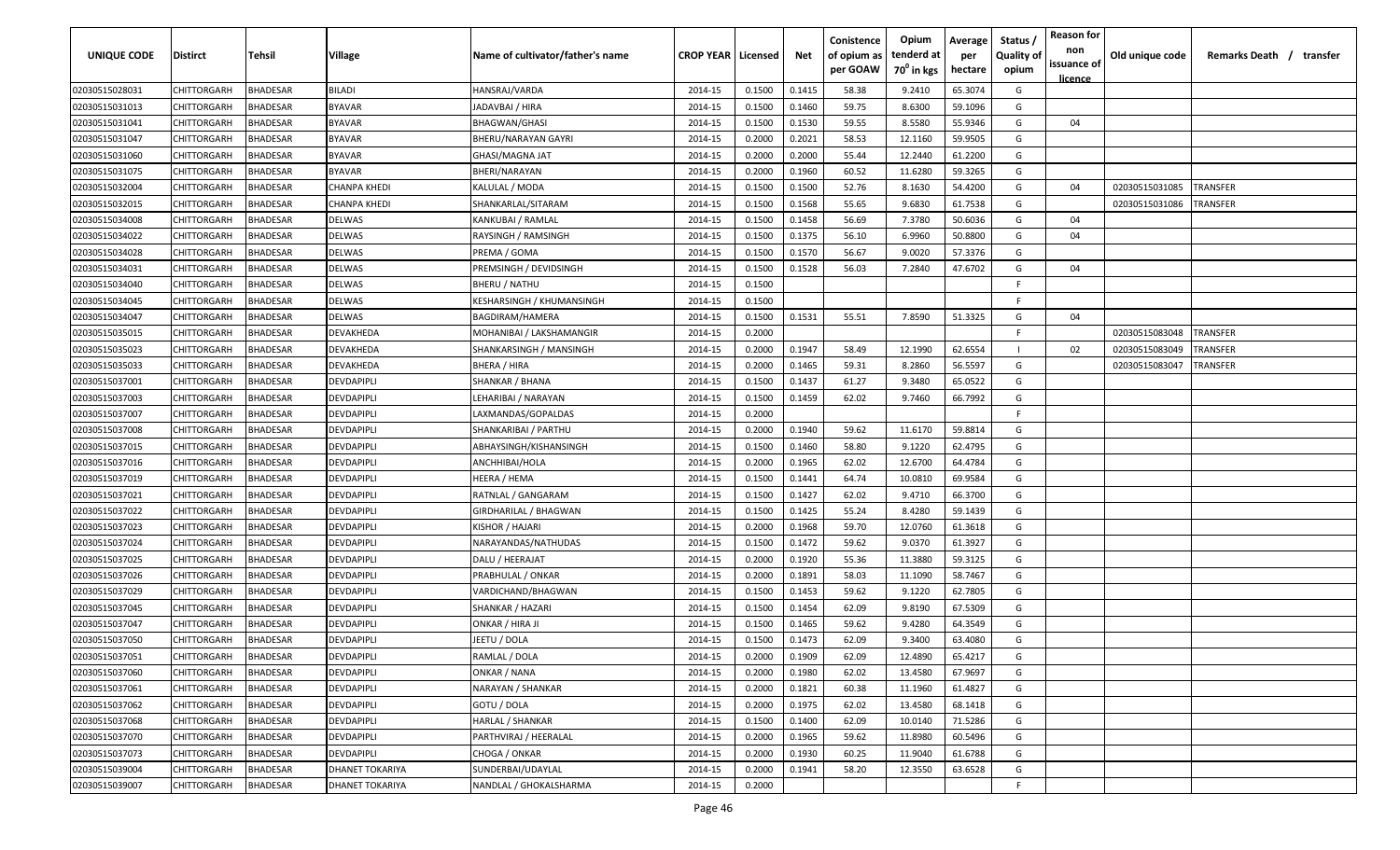| UNIQUE CODE | Distirct | Tehsil | Village | Name of cultivator/father's name | CROP YEAR | Licensed | Net | Conistence of opium as per GOAW | Opium tenderd at 70⁰ in kgs | Average per hectare | Status / Quality of opium | Reason for non issuance of licence | Old unique code | Remarks Death / transfer |
|---|---|---|---|---|---|---|---|---|---|---|---|---|---|---|
| 02030515028031 | CHITTORGARH | BHADESAR | BILADI | HANSRAJ/VARDA | 2014-15 | 0.1500 | 0.1415 | 58.38 | 9.2410 | 65.3074 | G | | | |
| 02030515031013 | CHITTORGARH | BHADESAR | BYAVAR | JADAVBAI / HIRA | 2014-15 | 0.1500 | 0.1460 | 59.75 | 8.6300 | 59.1096 | G | | | |
| 02030515031041 | CHITTORGARH | BHADESAR | BYAVAR | BHAGWAN/GHASI | 2014-15 | 0.1500 | 0.1530 | 59.55 | 8.5580 | 55.9346 | G | 04 | | |
| 02030515031047 | CHITTORGARH | BHADESAR | BYAVAR | BHERU/NARAYAN GAYRI | 2014-15 | 0.2000 | 0.2021 | 58.53 | 12.1160 | 59.9505 | G | | | |
| 02030515031060 | CHITTORGARH | BHADESAR | BYAVAR | GHASI/MAGNA JAT | 2014-15 | 0.2000 | 0.2000 | 55.44 | 12.2440 | 61.2200 | G | | | |
| 02030515031075 | CHITTORGARH | BHADESAR | BYAVAR | BHERI/NARAYAN | 2014-15 | 0.2000 | 0.1960 | 60.52 | 11.6280 | 59.3265 | G | | | |
| 02030515032004 | CHITTORGARH | BHADESAR | CHANPA KHEDI | KALULAL / MODA | 2014-15 | 0.1500 | 0.1500 | 52.76 | 8.1630 | 54.4200 | G | 04 | 02030515031085 | TRANSFER |
| 02030515032015 | CHITTORGARH | BHADESAR | CHANPA KHEDI | SHANKARLAL/SITARAM | 2014-15 | 0.1500 | 0.1568 | 55.65 | 9.6830 | 61.7538 | G | | 02030515031086 | TRANSFER |
| 02030515034008 | CHITTORGARH | BHADESAR | DELWAS | KANKUBAI / RAMLAL | 2014-15 | 0.1500 | 0.1458 | 56.69 | 7.3780 | 50.6036 | G | 04 | | |
| 02030515034022 | CHITTORGARH | BHADESAR | DELWAS | RAYSINGH / RAMSINGH | 2014-15 | 0.1500 | 0.1375 | 56.10 | 6.9960 | 50.8800 | G | 04 | | |
| 02030515034028 | CHITTORGARH | BHADESAR | DELWAS | PREMA / GOMA | 2014-15 | 0.1500 | 0.1570 | 56.67 | 9.0020 | 57.3376 | G | | | |
| 02030515034031 | CHITTORGARH | BHADESAR | DELWAS | PREMSINGH / DEVIDSINGH | 2014-15 | 0.1500 | 0.1528 | 56.03 | 7.2840 | 47.6702 | G | 04 | | |
| 02030515034040 | CHITTORGARH | BHADESAR | DELWAS | BHERU / NATHU | 2014-15 | 0.1500 | | | | | F | | | |
| 02030515034045 | CHITTORGARH | BHADESAR | DELWAS | KESHARSINGH / KHUMANSINGH | 2014-15 | 0.1500 | | | | | F | | | |
| 02030515034047 | CHITTORGARH | BHADESAR | DELWAS | BAGDIRAM/HAMERA | 2014-15 | 0.1500 | 0.1531 | 55.51 | 7.8590 | 51.3325 | G | 04 | | |
| 02030515035015 | CHITTORGARH | BHADESAR | DEVAKHEDA | MOHANIBAI / LAKSHAMANGIR | 2014-15 | 0.2000 | | | | | F | | 02030515083048 | TRANSFER |
| 02030515035023 | CHITTORGARH | BHADESAR | DEVAKHEDA | SHANKARSINGH / MANSINGH | 2014-15 | 0.2000 | 0.1947 | 58.49 | 12.1990 | 62.6554 | I | 02 | 02030515083049 | TRANSFER |
| 02030515035033 | CHITTORGARH | BHADESAR | DEVAKHEDA | BHERA / HIRA | 2014-15 | 0.2000 | 0.1465 | 59.31 | 8.2860 | 56.5597 | G | | 02030515083047 | TRANSFER |
| 02030515037001 | CHITTORGARH | BHADESAR | DEVDAPIPLI | SHANKAR / BHANA | 2014-15 | 0.1500 | 0.1437 | 61.27 | 9.3480 | 65.0522 | G | | | |
| 02030515037003 | CHITTORGARH | BHADESAR | DEVDAPIPLI | LEHARIBAI / NARAYAN | 2014-15 | 0.1500 | 0.1459 | 62.02 | 9.7460 | 66.7992 | G | | | |
| 02030515037007 | CHITTORGARH | BHADESAR | DEVDAPIPLI | LAXMANDAS/GOPALDAS | 2014-15 | 0.2000 | | | | | F | | | |
| 02030515037008 | CHITTORGARH | BHADESAR | DEVDAPIPLI | SHANKARIBAI / PARTHU | 2014-15 | 0.2000 | 0.1940 | 59.62 | 11.6170 | 59.8814 | G | | | |
| 02030515037015 | CHITTORGARH | BHADESAR | DEVDAPIPLI | ABHAYSINGH/KISHANSINGH | 2014-15 | 0.1500 | 0.1460 | 58.80 | 9.1220 | 62.4795 | G | | | |
| 02030515037016 | CHITTORGARH | BHADESAR | DEVDAPIPLI | ANCHHIBAI/HOLA | 2014-15 | 0.2000 | 0.1965 | 62.02 | 12.6700 | 64.4784 | G | | | |
| 02030515037019 | CHITTORGARH | BHADESAR | DEVDAPIPLI | HEERA / HEMA | 2014-15 | 0.1500 | 0.1441 | 64.74 | 10.0810 | 69.9584 | G | | | |
| 02030515037021 | CHITTORGARH | BHADESAR | DEVDAPIPLI | RATNLAL / GANGARAM | 2014-15 | 0.1500 | 0.1427 | 62.02 | 9.4710 | 66.3700 | G | | | |
| 02030515037022 | CHITTORGARH | BHADESAR | DEVDAPIPLI | GIRDHARILAL / BHAGWAN | 2014-15 | 0.1500 | 0.1425 | 55.24 | 8.4280 | 59.1439 | G | | | |
| 02030515037023 | CHITTORGARH | BHADESAR | DEVDAPIPLI | KISHOR / HAJARI | 2014-15 | 0.2000 | 0.1968 | 59.70 | 12.0760 | 61.3618 | G | | | |
| 02030515037024 | CHITTORGARH | BHADESAR | DEVDAPIPLI | NARAYANDAS/NATHUDAS | 2014-15 | 0.1500 | 0.1472 | 59.62 | 9.0370 | 61.3927 | G | | | |
| 02030515037025 | CHITTORGARH | BHADESAR | DEVDAPIPLI | DALU / HEERAJAT | 2014-15 | 0.2000 | 0.1920 | 55.36 | 11.3880 | 59.3125 | G | | | |
| 02030515037026 | CHITTORGARH | BHADESAR | DEVDAPIPLI | PRABHULAL / ONKAR | 2014-15 | 0.2000 | 0.1891 | 58.03 | 11.1090 | 58.7467 | G | | | |
| 02030515037029 | CHITTORGARH | BHADESAR | DEVDAPIPLI | VARDICHAND/BHAGWAN | 2014-15 | 0.1500 | 0.1453 | 59.62 | 9.1220 | 62.7805 | G | | | |
| 02030515037045 | CHITTORGARH | BHADESAR | DEVDAPIPLI | SHANKAR / HAZARI | 2014-15 | 0.1500 | 0.1454 | 62.09 | 9.8190 | 67.5309 | G | | | |
| 02030515037047 | CHITTORGARH | BHADESAR | DEVDAPIPLI | ONKAR / HIRA JI | 2014-15 | 0.1500 | 0.1465 | 59.62 | 9.4280 | 64.3549 | G | | | |
| 02030515037050 | CHITTORGARH | BHADESAR | DEVDAPIPLI | JEETU / DOLA | 2014-15 | 0.1500 | 0.1473 | 62.09 | 9.3400 | 63.4080 | G | | | |
| 02030515037051 | CHITTORGARH | BHADESAR | DEVDAPIPLI | RAMLAL / DOLA | 2014-15 | 0.2000 | 0.1909 | 62.09 | 12.4890 | 65.4217 | G | | | |
| 02030515037060 | CHITTORGARH | BHADESAR | DEVDAPIPLI | ONKAR / NANA | 2014-15 | 0.2000 | 0.1980 | 62.02 | 13.4580 | 67.9697 | G | | | |
| 02030515037061 | CHITTORGARH | BHADESAR | DEVDAPIPLI | NARAYAN / SHANKAR | 2014-15 | 0.2000 | 0.1821 | 60.38 | 11.1960 | 61.4827 | G | | | |
| 02030515037062 | CHITTORGARH | BHADESAR | DEVDAPIPLI | GOTU / DOLA | 2014-15 | 0.2000 | 0.1975 | 62.02 | 13.4580 | 68.1418 | G | | | |
| 02030515037068 | CHITTORGARH | BHADESAR | DEVDAPIPLI | HARLAL / SHANKAR | 2014-15 | 0.1500 | 0.1400 | 62.09 | 10.0140 | 71.5286 | G | | | |
| 02030515037070 | CHITTORGARH | BHADESAR | DEVDAPIPLI | PARTHVIRAJ / HEERALAL | 2014-15 | 0.2000 | 0.1965 | 59.62 | 11.8980 | 60.5496 | G | | | |
| 02030515037073 | CHITTORGARH | BHADESAR | DEVDAPIPLI | CHOGA / ONKAR | 2014-15 | 0.2000 | 0.1930 | 60.25 | 11.9040 | 61.6788 | G | | | |
| 02030515039004 | CHITTORGARH | BHADESAR | DHANET TOKARIYA | SUNDERBAI/UDAYLAL | 2014-15 | 0.2000 | 0.1941 | 58.20 | 12.3550 | 63.6528 | G | | | |
| 02030515039007 | CHITTORGARH | BHADESAR | DHANET TOKARIYA | NANDLAL / GHOKALSHARMA | 2014-15 | 0.2000 | | | | | F | | | |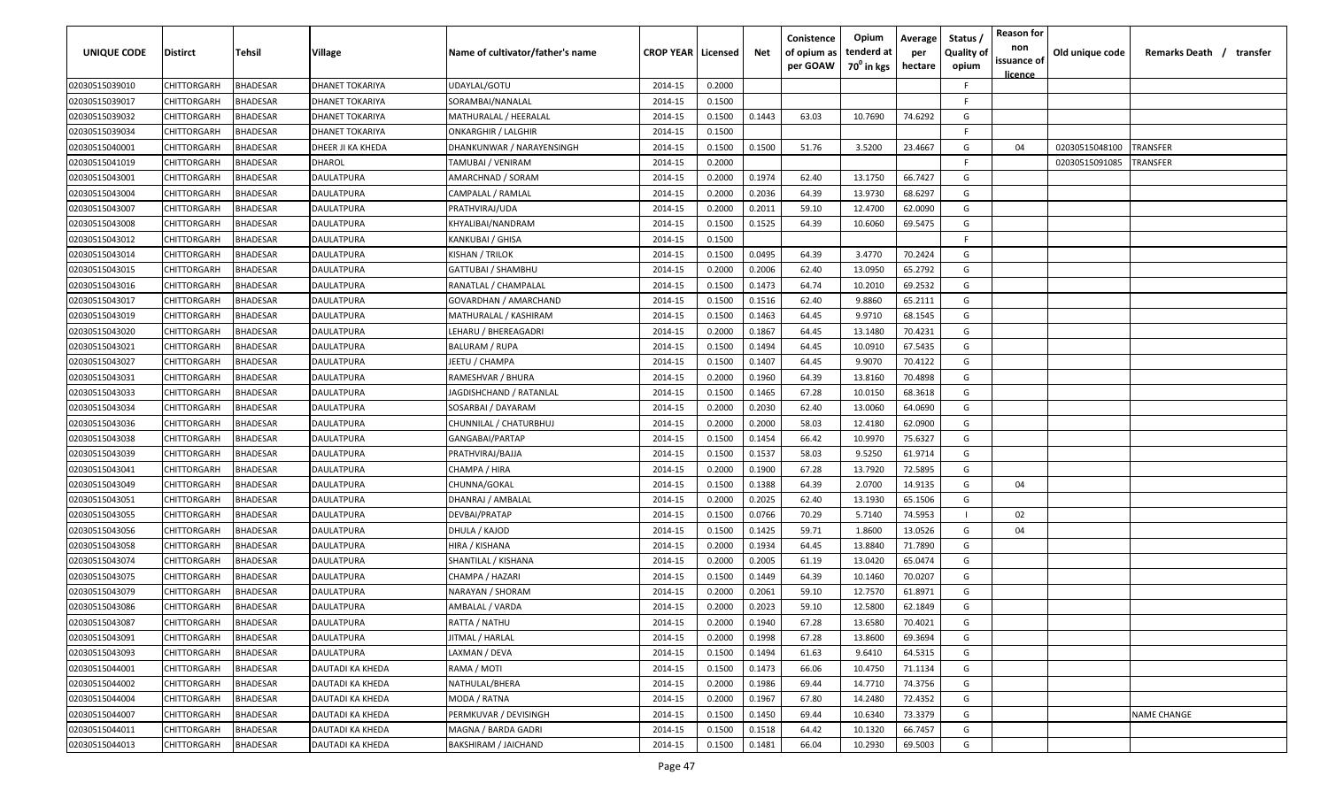| UNIQUE CODE | Distirct | Tehsil | Village | Name of cultivator/father's name | CROP YEAR | Licensed | Net | Conistence of opium as per GOAW | Opium tenderd at $70^0$ in kgs | Average per hectare | Status / Quality of opium | Reason for non issuance of licence | Old unique code | Remarks Death / transfer |
|---|---|---|---|---|---|---|---|---|---|---|---|---|---|---|
| 02030515039010 | CHITTORGARH | BHADESAR | DHANET TOKARIYA | UDAYLAL/GOTU | 2014-15 | 0.2000 | | | | | F | | | |
| 02030515039017 | CHITTORGARH | BHADESAR | DHANET TOKARIYA | SORAMBAI/NANALAL | 2014-15 | 0.1500 | | | | | F | | | |
| 02030515039032 | CHITTORGARH | BHADESAR | DHANET TOKARIYA | MATHURALAL / HEERALAL | 2014-15 | 0.1500 | 0.1443 | 63.03 | 10.7690 | 74.6292 | G | | | |
| 02030515039034 | CHITTORGARH | BHADESAR | DHANET TOKARIYA | ONKARGHIR / LALGHIR | 2014-15 | 0.1500 | | | | | F | | | |
| 02030515040001 | CHITTORGARH | BHADESAR | DHEER JI KA KHEDA | DHANKUNWAR / NARAYENSINGH | 2014-15 | 0.1500 | 0.1500 | 51.76 | 3.5200 | 23.4667 | G | 04 | 02030515048100 | TRANSFER |
| 02030515041019 | CHITTORGARH | BHADESAR | DHAROL | TAMUBAI / VENIRAM | 2014-15 | 0.2000 | | | | | F | | 02030515091085 | TRANSFER |
| 02030515043001 | CHITTORGARH | BHADESAR | DAULATPURA | AMARCHNAD / SORAM | 2014-15 | 0.2000 | 0.1974 | 62.40 | 13.1750 | 66.7427 | G | | | |
| 02030515043004 | CHITTORGARH | BHADESAR | DAULATPURA | CAMPALAL / RAMLAL | 2014-15 | 0.2000 | 0.2036 | 64.39 | 13.9730 | 68.6297 | G | | | |
| 02030515043007 | CHITTORGARH | BHADESAR | DAULATPURA | PRATHVIRAJ/UDA | 2014-15 | 0.2000 | 0.2011 | 59.10 | 12.4700 | 62.0090 | G | | | |
| 02030515043008 | CHITTORGARH | BHADESAR | DAULATPURA | KHYALIBAI/NANDRAM | 2014-15 | 0.1500 | 0.1525 | 64.39 | 10.6060 | 69.5475 | G | | | |
| 02030515043012 | CHITTORGARH | BHADESAR | DAULATPURA | KANKUBAI / GHISA | 2014-15 | 0.1500 | | | | | F | | | |
| 02030515043014 | CHITTORGARH | BHADESAR | DAULATPURA | KISHAN / TRILOK | 2014-15 | 0.1500 | 0.0495 | 64.39 | 3.4770 | 70.2424 | G | | | |
| 02030515043015 | CHITTORGARH | BHADESAR | DAULATPURA | GATTUBAI / SHAMBHU | 2014-15 | 0.2000 | 0.2006 | 62.40 | 13.0950 | 65.2792 | G | | | |
| 02030515043016 | CHITTORGARH | BHADESAR | DAULATPURA | RANATLAL / CHAMPALAL | 2014-15 | 0.1500 | 0.1473 | 64.74 | 10.2010 | 69.2532 | G | | | |
| 02030515043017 | CHITTORGARH | BHADESAR | DAULATPURA | GOVARDHAN / AMARCHAND | 2014-15 | 0.1500 | 0.1516 | 62.40 | 9.8860 | 65.2111 | G | | | |
| 02030515043019 | CHITTORGARH | BHADESAR | DAULATPURA | MATHURALAL / KASHIRAM | 2014-15 | 0.1500 | 0.1463 | 64.45 | 9.9710 | 68.1545 | G | | | |
| 02030515043020 | CHITTORGARH | BHADESAR | DAULATPURA | LEHARU / BHEREAGADRI | 2014-15 | 0.2000 | 0.1867 | 64.45 | 13.1480 | 70.4231 | G | | | |
| 02030515043021 | CHITTORGARH | BHADESAR | DAULATPURA | BALURAM / RUPA | 2014-15 | 0.1500 | 0.1494 | 64.45 | 10.0910 | 67.5435 | G | | | |
| 02030515043027 | CHITTORGARH | BHADESAR | DAULATPURA | JEETU / CHAMPA | 2014-15 | 0.1500 | 0.1407 | 64.45 | 9.9070 | 70.4122 | G | | | |
| 02030515043031 | CHITTORGARH | BHADESAR | DAULATPURA | RAMESHVAR / BHURA | 2014-15 | 0.2000 | 0.1960 | 64.39 | 13.8160 | 70.4898 | G | | | |
| 02030515043033 | CHITTORGARH | BHADESAR | DAULATPURA | JAGDISHCHAND / RATANLAL | 2014-15 | 0.1500 | 0.1465 | 67.28 | 10.0150 | 68.3618 | G | | | |
| 02030515043034 | CHITTORGARH | BHADESAR | DAULATPURA | SOSARBAI / DAYARAM | 2014-15 | 0.2000 | 0.2030 | 62.40 | 13.0060 | 64.0690 | G | | | |
| 02030515043036 | CHITTORGARH | BHADESAR | DAULATPURA | CHUNNILAL / CHATURBHUJ | 2014-15 | 0.2000 | 0.2000 | 58.03 | 12.4180 | 62.0900 | G | | | |
| 02030515043038 | CHITTORGARH | BHADESAR | DAULATPURA | GANGABAI/PARTAP | 2014-15 | 0.1500 | 0.1454 | 66.42 | 10.9970 | 75.6327 | G | | | |
| 02030515043039 | CHITTORGARH | BHADESAR | DAULATPURA | PRATHVIRAJ/BAJJA | 2014-15 | 0.1500 | 0.1537 | 58.03 | 9.5250 | 61.9714 | G | | | |
| 02030515043041 | CHITTORGARH | BHADESAR | DAULATPURA | CHAMPA / HIRA | 2014-15 | 0.2000 | 0.1900 | 67.28 | 13.7920 | 72.5895 | G | | | |
| 02030515043049 | CHITTORGARH | BHADESAR | DAULATPURA | CHUNNA/GOKAL | 2014-15 | 0.1500 | 0.1388 | 64.39 | 2.0700 | 14.9135 | G | 04 | | |
| 02030515043051 | CHITTORGARH | BHADESAR | DAULATPURA | DHANRAJ / AMBALAL | 2014-15 | 0.2000 | 0.2025 | 62.40 | 13.1930 | 65.1506 | G | | | |
| 02030515043055 | CHITTORGARH | BHADESAR | DAULATPURA | DEVBAI/PRATAP | 2014-15 | 0.1500 | 0.0766 | 70.29 | 5.7140 | 74.5953 | I | 02 | | |
| 02030515043056 | CHITTORGARH | BHADESAR | DAULATPURA | DHULA / KAJOD | 2014-15 | 0.1500 | 0.1425 | 59.71 | 1.8600 | 13.0526 | G | 04 | | |
| 02030515043058 | CHITTORGARH | BHADESAR | DAULATPURA | HIRA / KISHANA | 2014-15 | 0.2000 | 0.1934 | 64.45 | 13.8840 | 71.7890 | G | | | |
| 02030515043074 | CHITTORGARH | BHADESAR | DAULATPURA | SHANTILAL / KISHANA | 2014-15 | 0.2000 | 0.2005 | 61.19 | 13.0420 | 65.0474 | G | | | |
| 02030515043075 | CHITTORGARH | BHADESAR | DAULATPURA | CHAMPA / HAZARI | 2014-15 | 0.1500 | 0.1449 | 64.39 | 10.1460 | 70.0207 | G | | | |
| 02030515043079 | CHITTORGARH | BHADESAR | DAULATPURA | NARAYAN / SHORAM | 2014-15 | 0.2000 | 0.2061 | 59.10 | 12.7570 | 61.8971 | G | | | |
| 02030515043086 | CHITTORGARH | BHADESAR | DAULATPURA | AMBALAL / VARDA | 2014-15 | 0.2000 | 0.2023 | 59.10 | 12.5800 | 62.1849 | G | | | |
| 02030515043087 | CHITTORGARH | BHADESAR | DAULATPURA | RATTA / NATHU | 2014-15 | 0.2000 | 0.1940 | 67.28 | 13.6580 | 70.4021 | G | | | |
| 02030515043091 | CHITTORGARH | BHADESAR | DAULATPURA | JITMAL / HARLAL | 2014-15 | 0.2000 | 0.1998 | 67.28 | 13.8600 | 69.3694 | G | | | |
| 02030515043093 | CHITTORGARH | BHADESAR | DAULATPURA | LAXMAN / DEVA | 2014-15 | 0.1500 | 0.1494 | 61.63 | 9.6410 | 64.5315 | G | | | |
| 02030515044001 | CHITTORGARH | BHADESAR | DAUTADI KA KHEDA | RAMA / MOTI | 2014-15 | 0.1500 | 0.1473 | 66.06 | 10.4750 | 71.1134 | G | | | |
| 02030515044002 | CHITTORGARH | BHADESAR | DAUTADI KA KHEDA | NATHULAL/BHERA | 2014-15 | 0.2000 | 0.1986 | 69.44 | 14.7710 | 74.3756 | G | | | |
| 02030515044004 | CHITTORGARH | BHADESAR | DAUTADI KA KHEDA | MODA / RATNA | 2014-15 | 0.2000 | 0.1967 | 67.80 | 14.2480 | 72.4352 | G | | | |
| 02030515044007 | CHITTORGARH | BHADESAR | DAUTADI KA KHEDA | PERMKUVAR / DEVISINGH | 2014-15 | 0.1500 | 0.1450 | 69.44 | 10.6340 | 73.3379 | G | | | NAME CHANGE |
| 02030515044011 | CHITTORGARH | BHADESAR | DAUTADI KA KHEDA | MAGNA / BARDA GADRI | 2014-15 | 0.1500 | 0.1518 | 64.42 | 10.1320 | 66.7457 | G | | | |
| 02030515044013 | CHITTORGARH | BHADESAR | DAUTADI KA KHEDA | BAKSHIRAM / JAICHAND | 2014-15 | 0.1500 | 0.1481 | 66.04 | 10.2930 | 69.5003 | G | | | |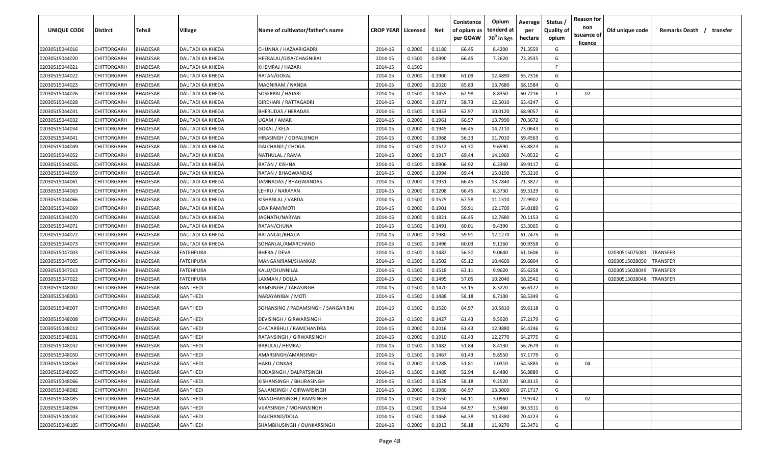| UNIQUE CODE | Distirct | Tehsil | Village | Name of cultivator/father's name | CROP YEAR | Licensed | Net | Conistence of opium as per GOAW | Opium tenderd at 70⁰ in kgs | Average per hectare | Status / Quality of opium | Reason for non issuance of licence | Old unique code | Remarks Death / transfer |
|---|---|---|---|---|---|---|---|---|---|---|---|---|---|---|
| 02030515044016 | CHITTORGARH | BHADESAR | DAUTADI KA KHEDA | CHUNNA / HAZAARIGADRI | 2014-15 | 0.2000 | 0.1180 | 66.45 | 8.4200 | 71.3559 | G | | | |
| 02030515044020 | CHITTORGARH | BHADESAR | DAUTADI KA KHEDA | HEERALAL/GISA/CHAGNIBAI | 2014-15 | 0.1500 | 0.0990 | 66.45 | 7.2620 | 73.3535 | G | | | |
| 02030515044021 | CHITTORGARH | BHADESAR | DAUTADI KA KHEDA | KHEMRAJ / HAZARI | 2014-15 | 0.1500 | | | | | F | | | |
| 02030515044022 | CHITTORGARH | BHADESAR | DAUTADI KA KHEDA | RATAN/GOKAL | 2014-15 | 0.2000 | 0.1900 | 61.09 | 12.4890 | 65.7316 | G | | | |
| 02030515044023 | CHITTORGARH | BHADESAR | DAUTADI KA KHEDA | MAGNIRAM / NANDA | 2014-15 | 0.2000 | 0.2020 | 65.83 | 13.7680 | 68.1584 | G | | | |
| 02030515044026 | CHITTORGARH | BHADESAR | DAUTADI KA KHEDA | SOSERBAI / HAJARI | 2014-15 | 0.1500 | 0.1455 | 62.98 | 8.8350 | 60.7216 | I | 02 | | |
| 02030515044028 | CHITTORGARH | BHADESAR | DAUTADI KA KHEDA | GIRDHARI / RATTAGADRI | 2014-15 | 0.2000 | 0.1971 | 58.73 | 12.5010 | 63.4247 | G | | | |
| 02030515044031 | CHITTORGARH | BHADESAR | DAUTADI KA KHEDA | BHERUDAS / HERADAS | 2014-15 | 0.1500 | 0.1453 | 62.97 | 10.0120 | 68.9057 | G | | | |
| 02030515044032 | CHITTORGARH | BHADESAR | DAUTADI KA KHEDA | UGAM / AMAR | 2014-15 | 0.2000 | 0.1961 | 66.57 | 13.7990 | 70.3672 | G | | | |
| 02030515044034 | CHITTORGARH | BHADESAR | DAUTADI KA KHEDA | GOKAL / KELA | 2014-15 | 0.2000 | 0.1945 | 66.45 | 14.2110 | 73.0643 | G | | | |
| 02030515044041 | CHITTORGARH | BHADESAR | DAUTADI KA KHEDA | HIRASINGH / GOPALSINGH | 2014-15 | 0.2000 | 0.1968 | 56.33 | 11.7010 | 59.4563 | G | | | |
| 02030515044049 | CHITTORGARH | BHADESAR | DAUTADI KA KHEDA | DALCHAND / CHOGA | 2014-15 | 0.1500 | 0.1512 | 61.30 | 9.6590 | 63.8823 | G | | | |
| 02030515044052 | CHITTORGARH | BHADESAR | DAUTADI KA KHEDA | NATHULAL / RAMA | 2014-15 | 0.2000 | 0.1917 | 69.44 | 14.1960 | 74.0532 | G | | | |
| 02030515044055 | CHITTORGARH | BHADESAR | DAUTADI KA KHEDA | RATAN / KISHNA | 2014-15 | 0.1500 | 0.0906 | 64.92 | 6.3340 | 69.9117 | G | | | |
| 02030515044059 | CHITTORGARH | BHADESAR | DAUTADI KA KHEDA | RATAN / BHAGWANDAS | 2014-15 | 0.2000 | 0.1994 | 69.44 | 15.0190 | 75.3210 | G | | | |
| 02030515044061 | CHITTORGARH | BHADESAR | DAUTADI KA KHEDA | JAMNADAS / BHAGWANDAS | 2014-15 | 0.2000 | 0.1931 | 66.45 | 13.7840 | 71.3827 | G | | | |
| 02030515044063 | CHITTORGARH | BHADESAR | DAUTADI KA KHEDA | LEHRU / NARAYAN | 2014-15 | 0.2000 | 0.1208 | 66.45 | 8.3730 | 69.3129 | G | | | |
| 02030515044066 | CHITTORGARH | BHADESAR | DAUTADI KA KHEDA | KISHANLAL / VARDA | 2014-15 | 0.1500 | 0.1525 | 67.58 | 11.1310 | 72.9902 | G | | | |
| 02030515044069 | CHITTORGARH | BHADESAR | DAUTADI KA KHEDA | UDAIRAM/MOTI | 2014-15 | 0.2000 | 0.1901 | 59.91 | 12.1700 | 64.0189 | G | | | |
| 02030515044070 | CHITTORGARH | BHADESAR | DAUTADI KA KHEDA | JAGNATH/NARYAN | 2014-15 | 0.2000 | 0.1821 | 66.45 | 12.7680 | 70.1153 | G | | | |
| 02030515044071 | CHITTORGARH | BHADESAR | DAUTADI KA KHEDA | RATAN/CHUNA | 2014-15 | 0.1500 | 0.1491 | 60.01 | 9.4390 | 63.3065 | G | | | |
| 02030515044072 | CHITTORGARH | BHADESAR | DAUTADI KA KHEDA | RATANLAL/BHAJJA | 2014-15 | 0.2000 | 0.1980 | 59.91 | 12.1270 | 61.2475 | G | | | |
| 02030515044073 | CHITTORGARH | BHADESAR | DAUTADI KA KHEDA | SOHANLAL/AMARCHAND | 2014-15 | 0.1500 | 0.1496 | 60.03 | 9.1160 | 60.9358 | G | | | |
| 02030515047003 | CHITTORGARH | BHADESAR | FATEHPURA | BHERA / DEVA | 2014-15 | 0.1500 | 0.1482 | 56.50 | 9.0640 | 61.1606 | G | | 02030515075081 | TRANSFER |
| 02030515047005 | CHITTORGARH | BHADESAR | FATEHPURA | MANGANIRAM/SHANKAR | 2014-15 | 0.1500 | 0.1502 | 65.12 | 10.4660 | 69.6804 | G | | 02030515028050 | TRANSFER |
| 02030515047013 | CHITTORGARH | BHADESAR | FATEHPURA | KALU/CHUNNILAL | 2014-15 | 0.1500 | 0.1518 | 63.11 | 9.9620 | 65.6258 | G | | 02030515028049 | TRANSFER |
| 02030515047022 | CHITTORGARH | BHADESAR | FATEHPURA | LAXMAN / DOLLA | 2014-15 | 0.1500 | 0.1495 | 57.05 | 10.2040 | 68.2542 | G | | 02030515028048 | TRANSFER |
| 02030515048002 | CHITTORGARH | BHADESAR | GANTHEDI | RAMSINGH / TARASINGH | 2014-15 | 0.1500 | 0.1470 | 53.15 | 8.3220 | 56.6122 | G | | | |
| 02030515048003 | CHITTORGARH | BHADESAR | GANTHEDI | NARAYANIBAI / MOTI | 2014-15 | 0.1500 | 0.1488 | 58.18 | 8.7100 | 58.5349 | G | | | |
| 02030515048007 | CHITTORGARH | BHADESAR | GANTHEDI | SOHANSING / PADAMSINGH / SANGARIBAI | 2014-15 | 0.1500 | 0.1520 | 64.97 | 10.5810 | 69.6118 | G | | | |
| 02030515048008 | CHITTORGARH | BHADESAR | GANTHEDI | DEVISINGH / GIRWARSINGH | 2014-15 | 0.1500 | 0.1427 | 61.43 | 9.5920 | 67.2179 | G | | | |
| 02030515048012 | CHITTORGARH | BHADESAR | GANTHEDI | CHATARBHUJ / RAMCHANDRA | 2014-15 | 0.2000 | 0.2016 | 61.43 | 12.9880 | 64.4246 | G | | | |
| 02030515048031 | CHITTORGARH | BHADESAR | GANTHEDI | RATANSINGH / GIRWARSINGH | 2014-15 | 0.2000 | 0.1910 | 61.43 | 12.2770 | 64.2775 | G | | | |
| 02030515048032 | CHITTORGARH | BHADESAR | GANTHEDI | BABULAL/ HEMRAJ | 2014-15 | 0.1500 | 0.1482 | 51.84 | 8.4130 | 56.7679 | G | | | |
| 02030515048050 | CHITTORGARH | BHADESAR | GANTHEDI | AMARSINGH/AMANSINGH | 2014-15 | 0.1500 | 0.1467 | 61.43 | 9.8550 | 67.1779 | G | | | |
| 02030515048063 | CHITTORGARH | BHADESAR | GANTHEDI | HARU / ONKAR | 2014-15 | 0.2000 | 0.1288 | 51.81 | 7.0310 | 54.5885 | G | 04 | | |
| 02030515048065 | CHITTORGARH | BHADESAR | GANTHEDI | RODASINGH / DALPATSINGH | 2014-15 | 0.1500 | 0.1485 | 52.94 | 8.4480 | 56.8889 | G | | | |
| 02030515048066 | CHITTORGARH | BHADESAR | GANTHEDI | KISHANSINGH / BHURASINGH | 2014-15 | 0.1500 | 0.1528 | 58.18 | 9.2920 | 60.8115 | G | | | |
| 02030515048082 | CHITTORGARH | BHADESAR | GANTHEDI | SAJJANSINGH / GIRWARSINGH | 2014-15 | 0.2000 | 0.1980 | 64.97 | 13.3000 | 67.1717 | G | | | |
| 02030515048085 | CHITTORGARH | BHADESAR | GANTHEDI | MANOHARSINGH / RAMSINGH | 2014-15 | 0.1500 | 0.1550 | 64.11 | 3.0960 | 19.9742 | I | 02 | | |
| 02030515048094 | CHITTORGARH | BHADESAR | GANTHEDI | VIJAYSINGH / MOHANSINGH | 2014-15 | 0.1500 | 0.1544 | 64.97 | 9.3460 | 60.5311 | G | | | |
| 02030515048103 | CHITTORGARH | BHADESAR | GANTHEDI | DALCHAND/DOLA | 2014-15 | 0.1500 | 0.1468 | 64.38 | 10.3380 | 70.4223 | G | | | |
| 02030515048105 | CHITTORGARH | BHADESAR | GANTHEDI | SHAMBHUSINGH / OUNKARSINGH | 2014-15 | 0.2000 | 0.1913 | 58.18 | 11.9270 | 62.3471 | G | | | |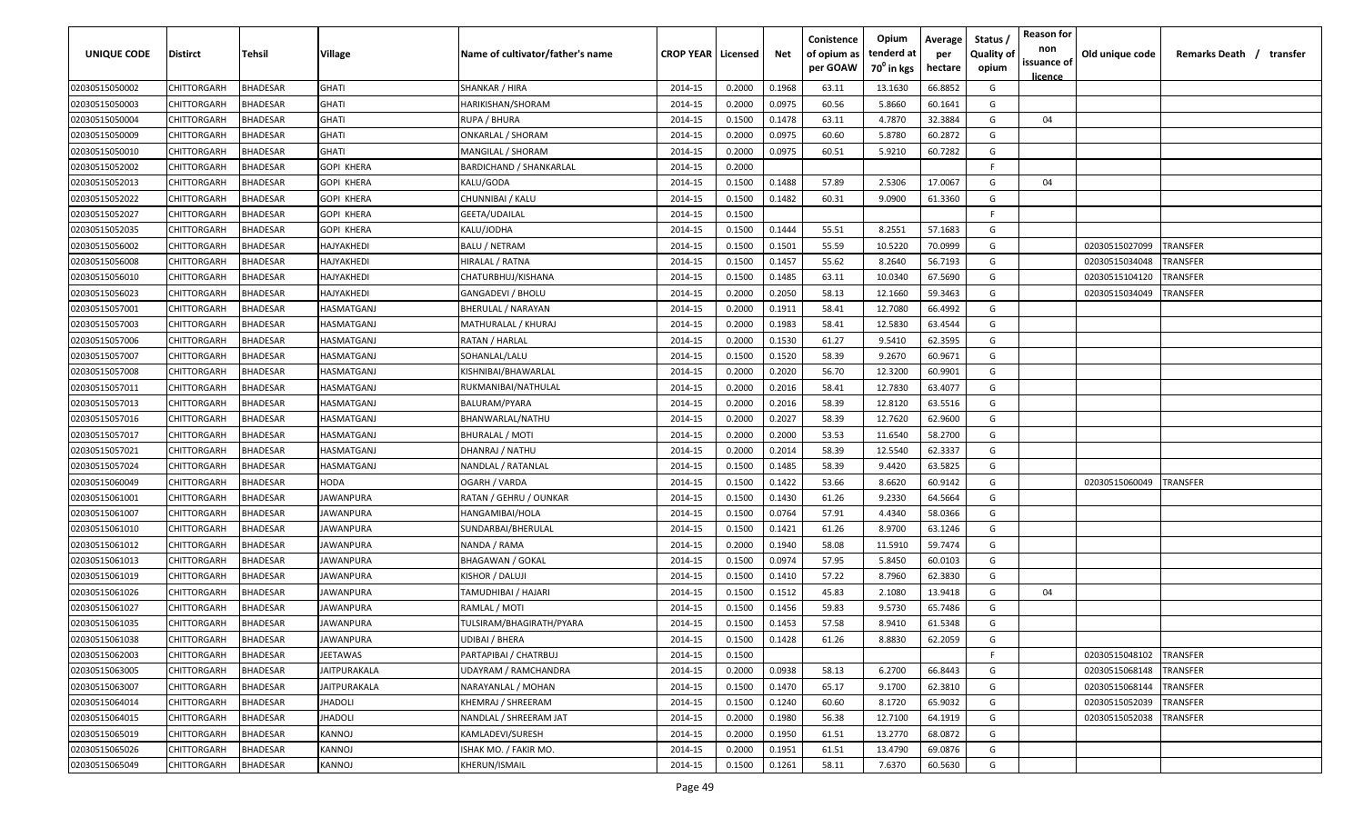| UNIQUE CODE | Distirct | Tehsil | Village | Name of cultivator/father's name | CROP YEAR | Licensed | Net | Conistence of opium as per GOAW | Opium tenderd at 70° in kgs | Average per hectare | Status / Quality of opium | Reason for non issuance of licence | Old unique code | Remarks Death / transfer |
|---|---|---|---|---|---|---|---|---|---|---|---|---|---|---|
| 02030515050002 | CHITTORGARH | BHADESAR | GHATI | SHANKAR / HIRA | 2014-15 | 0.2000 | 0.1968 | 63.11 | 13.1630 | 66.8852 | G | | | |
| 02030515050003 | CHITTORGARH | BHADESAR | GHATI | HARIKISHAN/SHORAM | 2014-15 | 0.2000 | 0.0975 | 60.56 | 5.8660 | 60.1641 | G | | | |
| 02030515050004 | CHITTORGARH | BHADESAR | GHATI | RUPA / BHURA | 2014-15 | 0.1500 | 0.1478 | 63.11 | 4.7870 | 32.3884 | G | 04 | | |
| 02030515050009 | CHITTORGARH | BHADESAR | GHATI | ONKARLAL / SHORAM | 2014-15 | 0.2000 | 0.0975 | 60.60 | 5.8780 | 60.2872 | G | | | |
| 02030515050010 | CHITTORGARH | BHADESAR | GHATI | MANGILAL / SHORAM | 2014-15 | 0.2000 | 0.0975 | 60.51 | 5.9210 | 60.7282 | G | | | |
| 02030515052002 | CHITTORGARH | BHADESAR | GOPI KHERA | BARDICHAND / SHANKARLAL | 2014-15 | 0.2000 | | | | | F | | | |
| 02030515052013 | CHITTORGARH | BHADESAR | GOPI KHERA | KALU/GODA | 2014-15 | 0.1500 | 0.1488 | 57.89 | 2.5306 | 17.0067 | G | 04 | | |
| 02030515052022 | CHITTORGARH | BHADESAR | GOPI KHERA | CHUNNIBAI / KALU | 2014-15 | 0.1500 | 0.1482 | 60.31 | 9.0900 | 61.3360 | G | | | |
| 02030515052027 | CHITTORGARH | BHADESAR | GOPI KHERA | GEETA/UDAILAL | 2014-15 | 0.1500 | | | | | F | | | |
| 02030515052035 | CHITTORGARH | BHADESAR | GOPI KHERA | KALU/JODHA | 2014-15 | 0.1500 | 0.1444 | 55.51 | 8.2551 | 57.1683 | G | | | |
| 02030515056002 | CHITTORGARH | BHADESAR | HAJYAKHEDI | BALU / NETRAM | 2014-15 | 0.1500 | 0.1501 | 55.59 | 10.5220 | 70.0999 | G | | 02030515027099 | TRANSFER |
| 02030515056008 | CHITTORGARH | BHADESAR | HAJYAKHEDI | HIRALAL / RATNA | 2014-15 | 0.1500 | 0.1457 | 55.62 | 8.2640 | 56.7193 | G | | 02030515034048 | TRANSFER |
| 02030515056010 | CHITTORGARH | BHADESAR | HAJYAKHEDI | CHATURBHUJ/KISHANA | 2014-15 | 0.1500 | 0.1485 | 63.11 | 10.0340 | 67.5690 | G | | 02030515104120 | TRANSFER |
| 02030515056023 | CHITTORGARH | BHADESAR | HAJYAKHEDI | GANGADEVI / BHOLU | 2014-15 | 0.2000 | 0.2050 | 58.13 | 12.1660 | 59.3463 | G | | 02030515034049 | TRANSFER |
| 02030515057001 | CHITTORGARH | BHADESAR | HASMATGANJ | BHERULAL / NARAYAN | 2014-15 | 0.2000 | 0.1911 | 58.41 | 12.7080 | 66.4992 | G | | | |
| 02030515057003 | CHITTORGARH | BHADESAR | HASMATGANJ | MATHURALAL / KHURAJ | 2014-15 | 0.2000 | 0.1983 | 58.41 | 12.5830 | 63.4544 | G | | | |
| 02030515057006 | CHITTORGARH | BHADESAR | HASMATGANJ | RATAN / HARLAL | 2014-15 | 0.2000 | 0.1530 | 61.27 | 9.5410 | 62.3595 | G | | | |
| 02030515057007 | CHITTORGARH | BHADESAR | HASMATGANJ | SOHANLAL/LALU | 2014-15 | 0.1500 | 0.1520 | 58.39 | 9.2670 | 60.9671 | G | | | |
| 02030515057008 | CHITTORGARH | BHADESAR | HASMATGANJ | KISHNIBAI/BHAWARLAL | 2014-15 | 0.2000 | 0.2020 | 56.70 | 12.3200 | 60.9901 | G | | | |
| 02030515057011 | CHITTORGARH | BHADESAR | HASMATGANJ | RUKMANIBAI/NATHULAL | 2014-15 | 0.2000 | 0.2016 | 58.41 | 12.7830 | 63.4077 | G | | | |
| 02030515057013 | CHITTORGARH | BHADESAR | HASMATGANJ | BALURAM/PYARA | 2014-15 | 0.2000 | 0.2016 | 58.39 | 12.8120 | 63.5516 | G | | | |
| 02030515057016 | CHITTORGARH | BHADESAR | HASMATGANJ | BHANWARLAL/NATHU | 2014-15 | 0.2000 | 0.2027 | 58.39 | 12.7620 | 62.9600 | G | | | |
| 02030515057017 | CHITTORGARH | BHADESAR | HASMATGANJ | BHURALAL / MOTI | 2014-15 | 0.2000 | 0.2000 | 53.53 | 11.6540 | 58.2700 | G | | | |
| 02030515057021 | CHITTORGARH | BHADESAR | HASMATGANJ | DHANRAJ / NATHU | 2014-15 | 0.2000 | 0.2014 | 58.39 | 12.5540 | 62.3337 | G | | | |
| 02030515057024 | CHITTORGARH | BHADESAR | HASMATGANJ | NANDLAL / RATANLAL | 2014-15 | 0.1500 | 0.1485 | 58.39 | 9.4420 | 63.5825 | G | | | |
| 02030515060049 | CHITTORGARH | BHADESAR | HODA | OGARH / VARDA | 2014-15 | 0.1500 | 0.1422 | 53.66 | 8.6620 | 60.9142 | G | | 02030515060049 | TRANSFER |
| 02030515061001 | CHITTORGARH | BHADESAR | JAWANPURA | RATAN / GEHRU / OUNKAR | 2014-15 | 0.1500 | 0.1430 | 61.26 | 9.2330 | 64.5664 | G | | | |
| 02030515061007 | CHITTORGARH | BHADESAR | JAWANPURA | HANGAMIBAI/HOLA | 2014-15 | 0.1500 | 0.0764 | 57.91 | 4.4340 | 58.0366 | G | | | |
| 02030515061010 | CHITTORGARH | BHADESAR | JAWANPURA | SUNDARBAI/BHERULAL | 2014-15 | 0.1500 | 0.1421 | 61.26 | 8.9700 | 63.1246 | G | | | |
| 02030515061012 | CHITTORGARH | BHADESAR | JAWANPURA | NANDA / RAMA | 2014-15 | 0.2000 | 0.1940 | 58.08 | 11.5910 | 59.7474 | G | | | |
| 02030515061013 | CHITTORGARH | BHADESAR | JAWANPURA | BHAGAWAN / GOKAL | 2014-15 | 0.1500 | 0.0974 | 57.95 | 5.8450 | 60.0103 | G | | | |
| 02030515061019 | CHITTORGARH | BHADESAR | JAWANPURA | KISHOR / DALUJI | 2014-15 | 0.1500 | 0.1410 | 57.22 | 8.7960 | 62.3830 | G | | | |
| 02030515061026 | CHITTORGARH | BHADESAR | JAWANPURA | TAMUDHIBAI / HAJARI | 2014-15 | 0.1500 | 0.1512 | 45.83 | 2.1080 | 13.9418 | G | 04 | | |
| 02030515061027 | CHITTORGARH | BHADESAR | JAWANPURA | RAMLAL / MOTI | 2014-15 | 0.1500 | 0.1456 | 59.83 | 9.5730 | 65.7486 | G | | | |
| 02030515061035 | CHITTORGARH | BHADESAR | JAWANPURA | TULSIRAM/BHAGIRATH/PYARA | 2014-15 | 0.1500 | 0.1453 | 57.58 | 8.9410 | 61.5348 | G | | | |
| 02030515061038 | CHITTORGARH | BHADESAR | JAWANPURA | UDIBAI / BHERA | 2014-15 | 0.1500 | 0.1428 | 61.26 | 8.8830 | 62.2059 | G | | | |
| 02030515062003 | CHITTORGARH | BHADESAR | JEETAWAS | PARTAPIBAI / CHATRBUJ | 2014-15 | 0.1500 | | | | | F | | 02030515048102 | TRANSFER |
| 02030515063005 | CHITTORGARH | BHADESAR | JAITPURAKALA | UDAYRAM / RAMCHANDRA | 2014-15 | 0.2000 | 0.0938 | 58.13 | 6.2700 | 66.8443 | G | | 02030515068148 | TRANSFER |
| 02030515063007 | CHITTORGARH | BHADESAR | JAITPURAKALA | NARAYANLAL / MOHAN | 2014-15 | 0.1500 | 0.1470 | 65.17 | 9.1700 | 62.3810 | G | | 02030515068144 | TRANSFER |
| 02030515064014 | CHITTORGARH | BHADESAR | JHADOLI | KHEMRAJ / SHREERAM | 2014-15 | 0.1500 | 0.1240 | 60.60 | 8.1720 | 65.9032 | G | | 02030515052039 | TRANSFER |
| 02030515064015 | CHITTORGARH | BHADESAR | JHADOLI | NANDLAL / SHREERAM JAT | 2014-15 | 0.2000 | 0.1980 | 56.38 | 12.7100 | 64.1919 | G | | 02030515052038 | TRANSFER |
| 02030515065019 | CHITTORGARH | BHADESAR | KANNOJ | KAMLADEVI/SURESH | 2014-15 | 0.2000 | 0.1950 | 61.51 | 13.2770 | 68.0872 | G | | | |
| 02030515065026 | CHITTORGARH | BHADESAR | KANNOJ | ISHAK MO. / FAKIR MO. | 2014-15 | 0.2000 | 0.1951 | 61.51 | 13.4790 | 69.0876 | G | | | |
| 02030515065049 | CHITTORGARH | BHADESAR | KANNOJ | KHERUN/ISMAIL | 2014-15 | 0.1500 | 0.1261 | 58.11 | 7.6370 | 60.5630 | G | | | |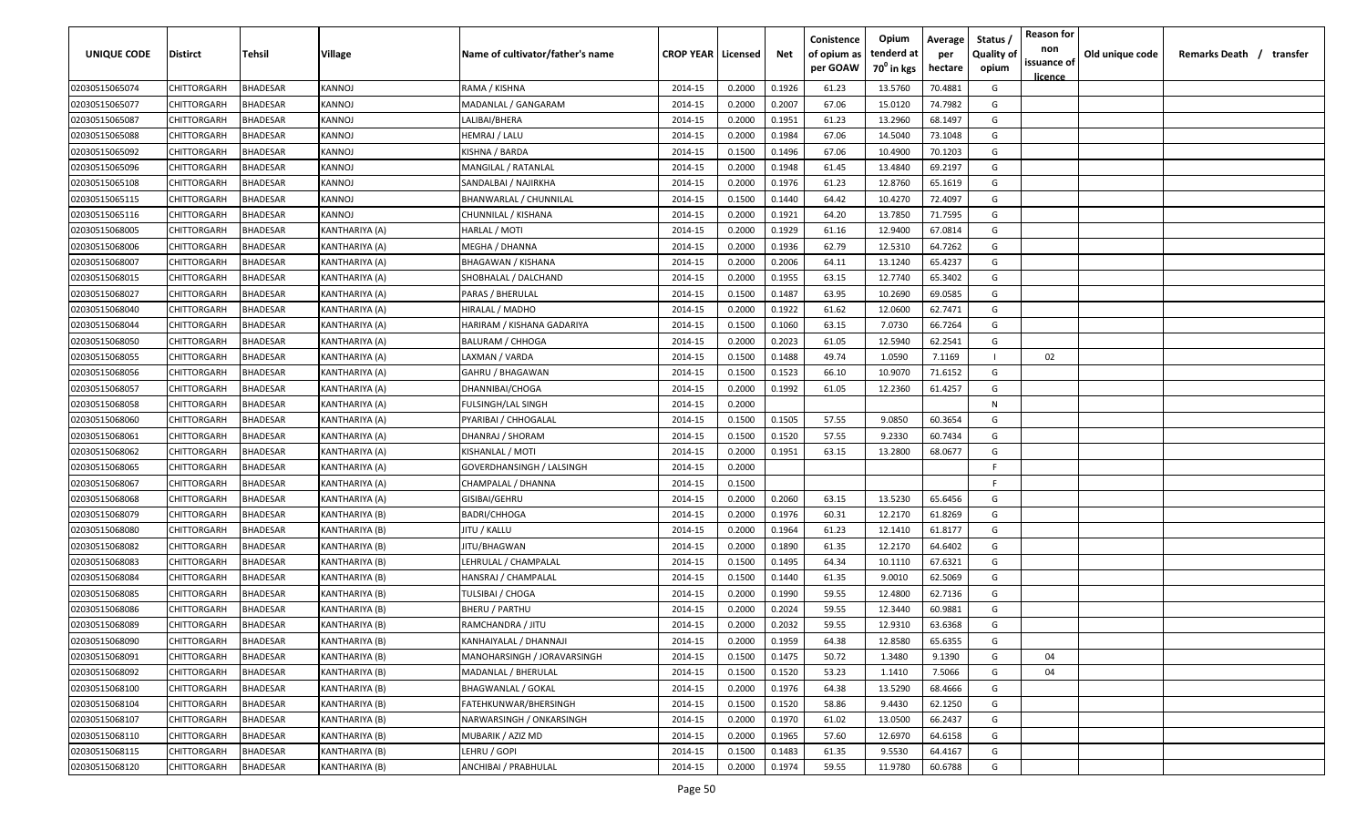| UNIQUE CODE | Distirct | Tehsil | Village | Name of cultivator/father's name | CROP YEAR | Licensed | Net | Conistence of opium as per GOAW | Opium tenderd at 70° in kgs | Average per hectare | Status / Quality of opium | Reason for non issuance of licence | Old unique code | Remarks Death / transfer |
|---|---|---|---|---|---|---|---|---|---|---|---|---|---|---|
| 02030515065074 | CHITTORGARH | BHADESAR | KANNOJ | RAMA / KISHNA | 2014-15 | 0.2000 | 0.1926 | 61.23 | 13.5760 | 70.4881 | G | | | |
| 02030515065077 | CHITTORGARH | BHADESAR | KANNOJ | MADANLAL / GANGARAM | 2014-15 | 0.2000 | 0.2007 | 67.06 | 15.0120 | 74.7982 | G | | | |
| 02030515065087 | CHITTORGARH | BHADESAR | KANNOJ | LALIBAI/BHERA | 2014-15 | 0.2000 | 0.1951 | 61.23 | 13.2960 | 68.1497 | G | | | |
| 02030515065088 | CHITTORGARH | BHADESAR | KANNOJ | HEMRAJ / LALU | 2014-15 | 0.2000 | 0.1984 | 67.06 | 14.5040 | 73.1048 | G | | | |
| 02030515065092 | CHITTORGARH | BHADESAR | KANNOJ | KISHNA / BARDA | 2014-15 | 0.1500 | 0.1496 | 67.06 | 10.4900 | 70.1203 | G | | | |
| 02030515065096 | CHITTORGARH | BHADESAR | KANNOJ | MANGILAL / RATANLAL | 2014-15 | 0.2000 | 0.1948 | 61.45 | 13.4840 | 69.2197 | G | | | |
| 02030515065108 | CHITTORGARH | BHADESAR | KANNOJ | SANDALBAI / NAJIRKHA | 2014-15 | 0.2000 | 0.1976 | 61.23 | 12.8760 | 65.1619 | G | | | |
| 02030515065115 | CHITTORGARH | BHADESAR | KANNOJ | BHANWARLAL / CHUNNILAL | 2014-15 | 0.1500 | 0.1440 | 64.42 | 10.4270 | 72.4097 | G | | | |
| 02030515065116 | CHITTORGARH | BHADESAR | KANNOJ | CHUNNILAL / KISHANA | 2014-15 | 0.2000 | 0.1921 | 64.20 | 13.7850 | 71.7595 | G | | | |
| 02030515068005 | CHITTORGARH | BHADESAR | KANTHARIYA (A) | HARLAL / MOTI | 2014-15 | 0.2000 | 0.1929 | 61.16 | 12.9400 | 67.0814 | G | | | |
| 02030515068006 | CHITTORGARH | BHADESAR | KANTHARIYA (A) | MEGHA / DHANNA | 2014-15 | 0.2000 | 0.1936 | 62.79 | 12.5310 | 64.7262 | G | | | |
| 02030515068007 | CHITTORGARH | BHADESAR | KANTHARIYA (A) | BHAGAWAN / KISHANA | 2014-15 | 0.2000 | 0.2006 | 64.11 | 13.1240 | 65.4237 | G | | | |
| 02030515068015 | CHITTORGARH | BHADESAR | KANTHARIYA (A) | SHOBHALAL / DALCHAND | 2014-15 | 0.2000 | 0.1955 | 63.15 | 12.7740 | 65.3402 | G | | | |
| 02030515068027 | CHITTORGARH | BHADESAR | KANTHARIYA (A) | PARAS / BHERULAL | 2014-15 | 0.1500 | 0.1487 | 63.95 | 10.2690 | 69.0585 | G | | | |
| 02030515068040 | CHITTORGARH | BHADESAR | KANTHARIYA (A) | HIRALAL / MADHO | 2014-15 | 0.2000 | 0.1922 | 61.62 | 12.0600 | 62.7471 | G | | | |
| 02030515068044 | CHITTORGARH | BHADESAR | KANTHARIYA (A) | HARIRAM / KISHANA GADARIYA | 2014-15 | 0.1500 | 0.1060 | 63.15 | 7.0730 | 66.7264 | G | | | |
| 02030515068050 | CHITTORGARH | BHADESAR | KANTHARIYA (A) | BALURAM / CHHOGA | 2014-15 | 0.2000 | 0.2023 | 61.05 | 12.5940 | 62.2541 | G | | | |
| 02030515068055 | CHITTORGARH | BHADESAR | KANTHARIYA (A) | LAXMAN / VARDA | 2014-15 | 0.1500 | 0.1488 | 49.74 | 1.0590 | 7.1169 | I | 02 | | |
| 02030515068056 | CHITTORGARH | BHADESAR | KANTHARIYA (A) | GAHRU / BHAGAWAN | 2014-15 | 0.1500 | 0.1523 | 66.10 | 10.9070 | 71.6152 | G | | | |
| 02030515068057 | CHITTORGARH | BHADESAR | KANTHARIYA (A) | DHANNIBAI/CHOGA | 2014-15 | 0.2000 | 0.1992 | 61.05 | 12.2360 | 61.4257 | G | | | |
| 02030515068058 | CHITTORGARH | BHADESAR | KANTHARIYA (A) | FULSINGH/LAL SINGH | 2014-15 | 0.2000 | | | | | N | | | |
| 02030515068060 | CHITTORGARH | BHADESAR | KANTHARIYA (A) | PYARIBAI / CHHOGALAL | 2014-15 | 0.1500 | 0.1505 | 57.55 | 9.0850 | 60.3654 | G | | | |
| 02030515068061 | CHITTORGARH | BHADESAR | KANTHARIYA (A) | DHANRAJ / SHORAM | 2014-15 | 0.1500 | 0.1520 | 57.55 | 9.2330 | 60.7434 | G | | | |
| 02030515068062 | CHITTORGARH | BHADESAR | KANTHARIYA (A) | KISHANLAL / MOTI | 2014-15 | 0.2000 | 0.1951 | 63.15 | 13.2800 | 68.0677 | G | | | |
| 02030515068065 | CHITTORGARH | BHADESAR | KANTHARIYA (A) | GOVERDHANSINGH / LALSINGH | 2014-15 | 0.2000 | | | | | F | | | |
| 02030515068067 | CHITTORGARH | BHADESAR | KANTHARIYA (A) | CHAMPALAL / DHANNA | 2014-15 | 0.1500 | | | | | F | | | |
| 02030515068068 | CHITTORGARH | BHADESAR | KANTHARIYA (A) | GISIBAI/GEHRU | 2014-15 | 0.2000 | 0.2060 | 63.15 | 13.5230 | 65.6456 | G | | | |
| 02030515068079 | CHITTORGARH | BHADESAR | KANTHARIYA (B) | BADRI/CHHOGA | 2014-15 | 0.2000 | 0.1976 | 60.31 | 12.2170 | 61.8269 | G | | | |
| 02030515068080 | CHITTORGARH | BHADESAR | KANTHARIYA (B) | JITU / KALLU | 2014-15 | 0.2000 | 0.1964 | 61.23 | 12.1410 | 61.8177 | G | | | |
| 02030515068082 | CHITTORGARH | BHADESAR | KANTHARIYA (B) | JITU/BHAGWAN | 2014-15 | 0.2000 | 0.1890 | 61.35 | 12.2170 | 64.6402 | G | | | |
| 02030515068083 | CHITTORGARH | BHADESAR | KANTHARIYA (B) | LEHRULAL / CHAMPALAL | 2014-15 | 0.1500 | 0.1495 | 64.34 | 10.1110 | 67.6321 | G | | | |
| 02030515068084 | CHITTORGARH | BHADESAR | KANTHARIYA (B) | HANSRAJ / CHAMPALAL | 2014-15 | 0.1500 | 0.1440 | 61.35 | 9.0010 | 62.5069 | G | | | |
| 02030515068085 | CHITTORGARH | BHADESAR | KANTHARIYA (B) | TULSIBAI / CHOGA | 2014-15 | 0.2000 | 0.1990 | 59.55 | 12.4800 | 62.7136 | G | | | |
| 02030515068086 | CHITTORGARH | BHADESAR | KANTHARIYA (B) | BHERU / PARTHU | 2014-15 | 0.2000 | 0.2024 | 59.55 | 12.3440 | 60.9881 | G | | | |
| 02030515068089 | CHITTORGARH | BHADESAR | KANTHARIYA (B) | RAMCHANDRA / JITU | 2014-15 | 0.2000 | 0.2032 | 59.55 | 12.9310 | 63.6368 | G | | | |
| 02030515068090 | CHITTORGARH | BHADESAR | KANTHARIYA (B) | KANHAIYALAL / DHANNAJI | 2014-15 | 0.2000 | 0.1959 | 64.38 | 12.8580 | 65.6355 | G | | | |
| 02030515068091 | CHITTORGARH | BHADESAR | KANTHARIYA (B) | MANOHARSINGH / JORAVARSINGH | 2014-15 | 0.1500 | 0.1475 | 50.72 | 1.3480 | 9.1390 | G | 04 | | |
| 02030515068092 | CHITTORGARH | BHADESAR | KANTHARIYA (B) | MADANLAL / BHERULAL | 2014-15 | 0.1500 | 0.1520 | 53.23 | 1.1410 | 7.5066 | G | 04 | | |
| 02030515068100 | CHITTORGARH | BHADESAR | KANTHARIYA (B) | BHAGWANLAL / GOKAL | 2014-15 | 0.2000 | 0.1976 | 64.38 | 13.5290 | 68.4666 | G | | | |
| 02030515068104 | CHITTORGARH | BHADESAR | KANTHARIYA (B) | FATEHKUNWAR/BHERSINGH | 2014-15 | 0.1500 | 0.1520 | 58.86 | 9.4430 | 62.1250 | G | | | |
| 02030515068107 | CHITTORGARH | BHADESAR | KANTHARIYA (B) | NARWARSINGH / ONKARSINGH | 2014-15 | 0.2000 | 0.1970 | 61.02 | 13.0500 | 66.2437 | G | | | |
| 02030515068110 | CHITTORGARH | BHADESAR | KANTHARIYA (B) | MUBARIK / AZIZ MD | 2014-15 | 0.2000 | 0.1965 | 57.60 | 12.6970 | 64.6158 | G | | | |
| 02030515068115 | CHITTORGARH | BHADESAR | KANTHARIYA (B) | LEHRU / GOPI | 2014-15 | 0.1500 | 0.1483 | 61.35 | 9.5530 | 64.4167 | G | | | |
| 02030515068120 | CHITTORGARH | BHADESAR | KANTHARIYA (B) | ANCHIBAI / PRABHULAL | 2014-15 | 0.2000 | 0.1974 | 59.55 | 11.9780 | 60.6788 | G | | | |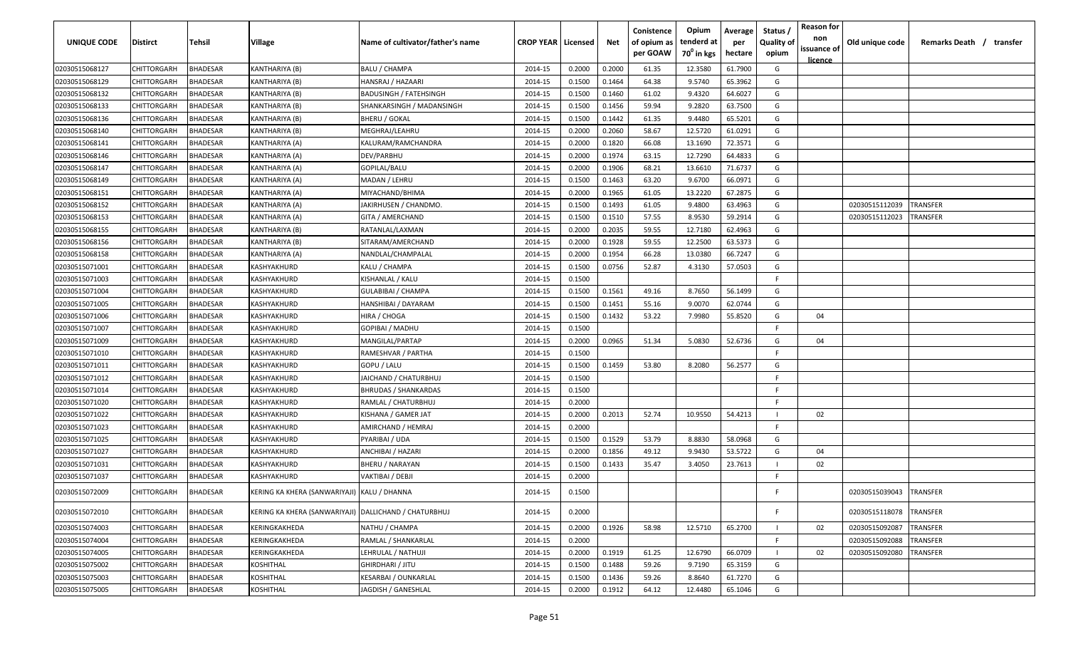| UNIQUE CODE | Distirct | Tehsil | Village | Name of cultivator/father's name | CROP YEAR | Licensed | Net | Conistence of opium as per GOAW | Opium tenderd at 70° in kgs | Average per hectare | Status / Quality of opium | Reason for non issuance of licence | Old unique code | Remarks Death / transfer |
|---|---|---|---|---|---|---|---|---|---|---|---|---|---|---|
| 02030515068127 | CHITTORGARH | BHADESAR | KANTHARIYA (B) | BALU / CHAMPA | 2014-15 | 0.2000 | 0.2000 | 61.35 | 12.3580 | 61.7900 | G | | | |
| 02030515068129 | CHITTORGARH | BHADESAR | KANTHARIYA (B) | HANSRAJ / HAZAARI | 2014-15 | 0.1500 | 0.1464 | 64.38 | 9.5740 | 65.3962 | G | | | |
| 02030515068132 | CHITTORGARH | BHADESAR | KANTHARIYA (B) | BADUSINGH / FATEHSINGH | 2014-15 | 0.1500 | 0.1460 | 61.02 | 9.4320 | 64.6027 | G | | | |
| 02030515068133 | CHITTORGARH | BHADESAR | KANTHARIYA (B) | SHANKARSINGH / MADANSINGH | 2014-15 | 0.1500 | 0.1456 | 59.94 | 9.2820 | 63.7500 | G | | | |
| 02030515068136 | CHITTORGARH | BHADESAR | KANTHARIYA (B) | BHERU / GOKAL | 2014-15 | 0.1500 | 0.1442 | 61.35 | 9.4480 | 65.5201 | G | | | |
| 02030515068140 | CHITTORGARH | BHADESAR | KANTHARIYA (B) | MEGHRAJ/LEAHRU | 2014-15 | 0.2000 | 0.2060 | 58.67 | 12.5720 | 61.0291 | G | | | |
| 02030515068141 | CHITTORGARH | BHADESAR | KANTHARIYA (A) | KALURAM/RAMCHANDRA | 2014-15 | 0.2000 | 0.1820 | 66.08 | 13.1690 | 72.3571 | G | | | |
| 02030515068146 | CHITTORGARH | BHADESAR | KANTHARIYA (A) | DEV/PARBHU | 2014-15 | 0.2000 | 0.1974 | 63.15 | 12.7290 | 64.4833 | G | | | |
| 02030515068147 | CHITTORGARH | BHADESAR | KANTHARIYA (A) | GOPILAL/BALU | 2014-15 | 0.2000 | 0.1906 | 68.21 | 13.6610 | 71.6737 | G | | | |
| 02030515068149 | CHITTORGARH | BHADESAR | KANTHARIYA (A) | MADAN / LEHRU | 2014-15 | 0.1500 | 0.1463 | 63.20 | 9.6700 | 66.0971 | G | | | |
| 02030515068151 | CHITTORGARH | BHADESAR | KANTHARIYA (A) | MIYACHAND/BHIMA | 2014-15 | 0.2000 | 0.1965 | 61.05 | 13.2220 | 67.2875 | G | | | |
| 02030515068152 | CHITTORGARH | BHADESAR | KANTHARIYA (A) | JAKIRHUSEN / CHANDMO. | 2014-15 | 0.1500 | 0.1493 | 61.05 | 9.4800 | 63.4963 | G | | 02030515112039 | TRANSFER |
| 02030515068153 | CHITTORGARH | BHADESAR | KANTHARIYA (A) | GITA / AMERCHAND | 2014-15 | 0.1500 | 0.1510 | 57.55 | 8.9530 | 59.2914 | G | | 02030515112023 | TRANSFER |
| 02030515068155 | CHITTORGARH | BHADESAR | KANTHARIYA (B) | RATANLAL/LAXMAN | 2014-15 | 0.2000 | 0.2035 | 59.55 | 12.7180 | 62.4963 | G | | | |
| 02030515068156 | CHITTORGARH | BHADESAR | KANTHARIYA (B) | SITARAM/AMERCHAND | 2014-15 | 0.2000 | 0.1928 | 59.55 | 12.2500 | 63.5373 | G | | | |
| 02030515068158 | CHITTORGARH | BHADESAR | KANTHARIYA (A) | NANDLAL/CHAMPALAL | 2014-15 | 0.2000 | 0.1954 | 66.28 | 13.0380 | 66.7247 | G | | | |
| 02030515071001 | CHITTORGARH | BHADESAR | KASHYAKHURD | KALU / CHAMPA | 2014-15 | 0.1500 | 0.0756 | 52.87 | 4.3130 | 57.0503 | G | | | |
| 02030515071003 | CHITTORGARH | BHADESAR | KASHYAKHURD | KISHANLAL / KALU | 2014-15 | 0.1500 | | | | | F | | | |
| 02030515071004 | CHITTORGARH | BHADESAR | KASHYAKHURD | GULABIBAI / CHAMPA | 2014-15 | 0.1500 | 0.1561 | 49.16 | 8.7650 | 56.1499 | G | | | |
| 02030515071005 | CHITTORGARH | BHADESAR | KASHYAKHURD | HANSHIBAI / DAYARAM | 2014-15 | 0.1500 | 0.1451 | 55.16 | 9.0070 | 62.0744 | G | | | |
| 02030515071006 | CHITTORGARH | BHADESAR | KASHYAKHURD | HIRA / CHOGA | 2014-15 | 0.1500 | 0.1432 | 53.22 | 7.9980 | 55.8520 | G | 04 | | |
| 02030515071007 | CHITTORGARH | BHADESAR | KASHYAKHURD | GOPIBAI / MADHU | 2014-15 | 0.1500 | | | | | F | | | |
| 02030515071009 | CHITTORGARH | BHADESAR | KASHYAKHURD | MANGILAL/PARTAP | 2014-15 | 0.2000 | 0.0965 | 51.34 | 5.0830 | 52.6736 | G | 04 | | |
| 02030515071010 | CHITTORGARH | BHADESAR | KASHYAKHURD | RAMESHVAR / PARTHA | 2014-15 | 0.1500 | | | | | F | | | |
| 02030515071011 | CHITTORGARH | BHADESAR | KASHYAKHURD | GOPU / LALU | 2014-15 | 0.1500 | 0.1459 | 53.80 | 8.2080 | 56.2577 | G | | | |
| 02030515071012 | CHITTORGARH | BHADESAR | KASHYAKHURD | JAICHAND / CHATURBHUJ | 2014-15 | 0.1500 | | | | | F | | | |
| 02030515071014 | CHITTORGARH | BHADESAR | KASHYAKHURD | BHRUDAS / SHANKARDAS | 2014-15 | 0.1500 | | | | | F | | | |
| 02030515071020 | CHITTORGARH | BHADESAR | KASHYAKHURD | RAMLAL / CHATURBHUJ | 2014-15 | 0.2000 | | | | | F | | | |
| 02030515071022 | CHITTORGARH | BHADESAR | KASHYAKHURD | KISHANA / GAMER JAT | 2014-15 | 0.2000 | 0.2013 | 52.74 | 10.9550 | 54.4213 | I | 02 | | |
| 02030515071023 | CHITTORGARH | BHADESAR | KASHYAKHURD | AMIRCHAND / HEMRAJ | 2014-15 | 0.2000 | | | | | F | | | |
| 02030515071025 | CHITTORGARH | BHADESAR | KASHYAKHURD | PYARIBAI / UDA | 2014-15 | 0.1500 | 0.1529 | 53.79 | 8.8830 | 58.0968 | G | | | |
| 02030515071027 | CHITTORGARH | BHADESAR | KASHYAKHURD | ANCHIBAI / HAZARI | 2014-15 | 0.2000 | 0.1856 | 49.12 | 9.9430 | 53.5722 | G | 04 | | |
| 02030515071031 | CHITTORGARH | BHADESAR | KASHYAKHURD | BHERU / NARAYAN | 2014-15 | 0.1500 | 0.1433 | 35.47 | 3.4050 | 23.7613 | I | 02 | | |
| 02030515071037 | CHITTORGARH | BHADESAR | KASHYAKHURD | VAKTIBAI / DEBJI | 2014-15 | 0.2000 | | | | | F | | | |
| 02030515072009 | CHITTORGARH | BHADESAR | KERING KA KHERA (SANWARIYAJI) | KALU / DHANNA | 2014-15 | 0.1500 | | | | | F | | 02030515039043 | TRANSFER |
| 02030515072010 | CHITTORGARH | BHADESAR | KERING KA KHERA (SANWARIYAJI) | DALLICHAND / CHATURBHUJ | 2014-15 | 0.2000 | | | | | F | | 02030515118078 | TRANSFER |
| 02030515074003 | CHITTORGARH | BHADESAR | KERINGKAKHEDA | NATHU / CHAMPA | 2014-15 | 0.2000 | 0.1926 | 58.98 | 12.5710 | 65.2700 | I | 02 | 02030515092087 | TRANSFER |
| 02030515074004 | CHITTORGARH | BHADESAR | KERINGKAKHEDA | RAMLAL / SHANKARLAL | 2014-15 | 0.2000 | | | | | F | | 02030515092088 | TRANSFER |
| 02030515074005 | CHITTORGARH | BHADESAR | KERINGKAKHEDA | LEHRULAL / NATHUJI | 2014-15 | 0.2000 | 0.1919 | 61.25 | 12.6790 | 66.0709 | I | 02 | 02030515092080 | TRANSFER |
| 02030515075002 | CHITTORGARH | BHADESAR | KOSHITHAL | GHIRDHARI / JITU | 2014-15 | 0.1500 | 0.1488 | 59.26 | 9.7190 | 65.3159 | G | | | |
| 02030515075003 | CHITTORGARH | BHADESAR | KOSHITHAL | KESARBAI / OUNKARLAL | 2014-15 | 0.1500 | 0.1436 | 59.26 | 8.8640 | 61.7270 | G | | | |
| 02030515075005 | CHITTORGARH | BHADESAR | KOSHITHAL | JAGDISH / GANESHLAL | 2014-15 | 0.2000 | 0.1912 | 64.12 | 12.4480 | 65.1046 | G | | | |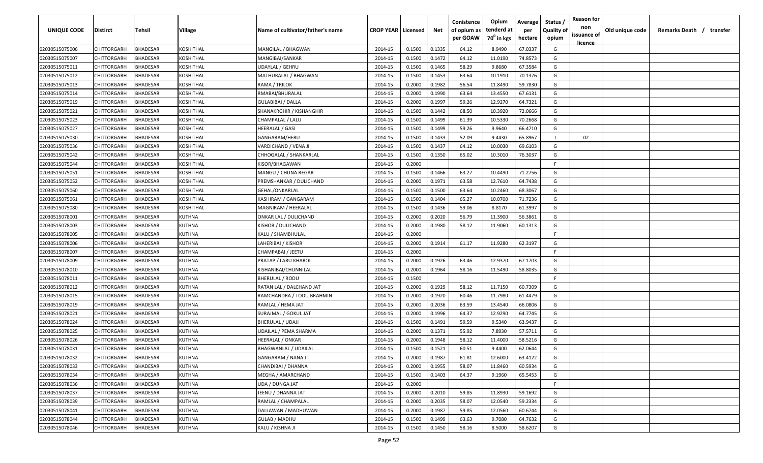| UNIQUE CODE | Distirct | Tehsil | Village | Name of cultivator/father's name | CROP YEAR | Licensed | Net | Conistence of opium as per GOAW | Opium tenderd at 70⁰ in kgs | Average per hectare | Status / Quality of opium | Reason for non issuance of licence | Old unique code | Remarks Death / transfer |
|---|---|---|---|---|---|---|---|---|---|---|---|---|---|---|
| 02030515075006 | CHITTORGARH | BHADESAR | KOSHITHAL | MANGILAL / BHAGWAN | 2014-15 | 0.1500 | 0.1335 | 64.12 | 8.9490 | 67.0337 | G | | | |
| 02030515075007 | CHITTORGARH | BHADESAR | KOSHITHAL | MANGIBAI/SANKAR | 2014-15 | 0.1500 | 0.1472 | 64.12 | 11.0190 | 74.8573 | G | | | |
| 02030515075011 | CHITTORGARH | BHADESAR | KOSHITHAL | UDAYLAL / GEHRU | 2014-15 | 0.1500 | 0.1465 | 58.29 | 9.8680 | 67.3584 | G | | | |
| 02030515075012 | CHITTORGARH | BHADESAR | KOSHITHAL | MATHURALAL / BHAGWAN | 2014-15 | 0.1500 | 0.1453 | 63.64 | 10.1910 | 70.1376 | G | | | |
| 02030515075013 | CHITTORGARH | BHADESAR | KOSHITHAL | RAMA / TRILOK | 2014-15 | 0.2000 | 0.1982 | 56.54 | 11.8490 | 59.7830 | G | | | |
| 02030515075014 | CHITTORGARH | BHADESAR | KOSHITHAL | RMABAI/BHURALAL | 2014-15 | 0.2000 | 0.1990 | 63.64 | 13.4550 | 67.6131 | G | | | |
| 02030515075019 | CHITTORGARH | BHADESAR | KOSHITHAL | GULABIBAI / DALLA | 2014-15 | 0.2000 | 0.1997 | 59.26 | 12.9270 | 64.7321 | G | | | |
| 02030515075021 | CHITTORGARH | BHADESAR | KOSHITHAL | SHANAKRGHIR / KISHANGHIR | 2014-15 | 0.1500 | 0.1442 | 68.50 | 10.3920 | 72.0666 | G | | | |
| 02030515075023 | CHITTORGARH | BHADESAR | KOSHITHAL | CHAMPALAL / LALU | 2014-15 | 0.1500 | 0.1499 | 61.39 | 10.5330 | 70.2668 | G | | | |
| 02030515075027 | CHITTORGARH | BHADESAR | KOSHITHAL | HEERALAL / GASI | 2014-15 | 0.1500 | 0.1499 | 59.26 | 9.9640 | 66.4710 | G | | | |
| 02030515075030 | CHITTORGARH | BHADESAR | KOSHITHAL | GANGARAM/HERU | 2014-15 | 0.1500 | 0.1433 | 52.09 | 9.4430 | 65.8967 | I | 02 | | |
| 02030515075036 | CHITTORGARH | BHADESAR | KOSHITHAL | VARDICHAND / VENA JI | 2014-15 | 0.1500 | 0.1437 | 64.12 | 10.0030 | 69.6103 | G | | | |
| 02030515075042 | CHITTORGARH | BHADESAR | KOSHITHAL | CHHOGALAL / SHANKARLAL | 2014-15 | 0.1500 | 0.1350 | 65.02 | 10.3010 | 76.3037 | G | | | |
| 02030515075044 | CHITTORGARH | BHADESAR | KOSHITHAL | KISOR/BHAGAWAN | 2014-15 | 0.2000 | | | | | F | | | |
| 02030515075051 | CHITTORGARH | BHADESAR | KOSHITHAL | MANGU / CHUNA REGAR | 2014-15 | 0.1500 | 0.1466 | 63.27 | 10.4490 | 71.2756 | G | | | |
| 02030515075052 | CHITTORGARH | BHADESAR | KOSHITHAL | PREMSHANKAR / DULICHAND | 2014-15 | 0.2000 | 0.1971 | 63.58 | 12.7610 | 64.7438 | G | | | |
| 02030515075060 | CHITTORGARH | BHADESAR | KOSHITHAL | GEHAL/ONKARLAL | 2014-15 | 0.1500 | 0.1500 | 63.64 | 10.2460 | 68.3067 | G | | | |
| 02030515075061 | CHITTORGARH | BHADESAR | KOSHITHAL | KASHIRAM / GANGARAM | 2014-15 | 0.1500 | 0.1404 | 65.27 | 10.0700 | 71.7236 | G | | | |
| 02030515075080 | CHITTORGARH | BHADESAR | KOSHITHAL | MAGNIRAM / HEERALAL | 2014-15 | 0.1500 | 0.1436 | 59.06 | 8.8170 | 61.3997 | G | | | |
| 02030515078001 | CHITTORGARH | BHADESAR | KUTHNA | ONKAR LAL / DULICHAND | 2014-15 | 0.2000 | 0.2020 | 56.79 | 11.3900 | 56.3861 | G | | | |
| 02030515078003 | CHITTORGARH | BHADESAR | KUTHNA | KISHOR / DULICHAND | 2014-15 | 0.2000 | 0.1980 | 58.12 | 11.9060 | 60.1313 | G | | | |
| 02030515078005 | CHITTORGARH | BHADESAR | KUTHNA | KALU / SHAMBHULAL | 2014-15 | 0.2000 | | | | | F | | | |
| 02030515078006 | CHITTORGARH | BHADESAR | KUTHNA | LAHERIBAI / KISHOR | 2014-15 | 0.2000 | 0.1914 | 61.17 | 11.9280 | 62.3197 | G | | | |
| 02030515078007 | CHITTORGARH | BHADESAR | KUTHNA | CHAMPABAI / JEETU | 2014-15 | 0.2000 | | | | | F | | | |
| 02030515078009 | CHITTORGARH | BHADESAR | KUTHNA | PRATAP / LARU KHAROL | 2014-15 | 0.2000 | 0.1926 | 63.46 | 12.9370 | 67.1703 | G | | | |
| 02030515078010 | CHITTORGARH | BHADESAR | KUTHNA | KISHANIBAI/CHUNNILAL | 2014-15 | 0.2000 | 0.1964 | 58.16 | 11.5490 | 58.8035 | G | | | |
| 02030515078011 | CHITTORGARH | BHADESAR | KUTHNA | BHERULAL / RODU | 2014-15 | 0.1500 | | | | | F | | | |
| 02030515078012 | CHITTORGARH | BHADESAR | KUTHNA | RATAN LAL / DALCHAND JAT | 2014-15 | 0.2000 | 0.1929 | 58.12 | 11.7150 | 60.7309 | G | | | |
| 02030515078015 | CHITTORGARH | BHADESAR | KUTHNA | RAMCHANDRA / TODU BRAHMIN | 2014-15 | 0.2000 | 0.1920 | 60.46 | 11.7980 | 61.4479 | G | | | |
| 02030515078019 | CHITTORGARH | BHADESAR | KUTHNA | RAMLAL / HEMA JAT | 2014-15 | 0.2000 | 0.2036 | 63.59 | 13.4540 | 66.0806 | G | | | |
| 02030515078021 | CHITTORGARH | BHADESAR | KUTHNA | SURAJMAL / GOKUL JAT | 2014-15 | 0.2000 | 0.1996 | 64.37 | 12.9290 | 64.7745 | G | | | |
| 02030515078024 | CHITTORGARH | BHADESAR | KUTHNA | BHERULAL / UDAJI | 2014-15 | 0.1500 | 0.1491 | 59.59 | 9.5340 | 63.9437 | G | | | |
| 02030515078025 | CHITTORGARH | BHADESAR | KUTHNA | UDAILAL / PEMA SHARMA | 2014-15 | 0.2000 | 0.1371 | 55.92 | 7.8930 | 57.5711 | G | | | |
| 02030515078026 | CHITTORGARH | BHADESAR | KUTHNA | HEERALAL / ONKAR | 2014-15 | 0.2000 | 0.1948 | 58.12 | 11.4000 | 58.5216 | G | | | |
| 02030515078031 | CHITTORGARH | BHADESAR | KUTHNA | BHAGWANLAL / UDAILAL | 2014-15 | 0.1500 | 0.1521 | 60.51 | 9.4400 | 62.0644 | G | | | |
| 02030515078032 | CHITTORGARH | BHADESAR | KUTHNA | GANGARAM / NANA JI | 2014-15 | 0.2000 | 0.1987 | 61.81 | 12.6000 | 63.4122 | G | | | |
| 02030515078033 | CHITTORGARH | BHADESAR | KUTHNA | CHANDIBAI / DHANNA | 2014-15 | 0.2000 | 0.1955 | 58.07 | 11.8460 | 60.5934 | G | | | |
| 02030515078034 | CHITTORGARH | BHADESAR | KUTHNA | MEGHA / AMARCHAND | 2014-15 | 0.1500 | 0.1403 | 64.37 | 9.1960 | 65.5453 | G | | | |
| 02030515078036 | CHITTORGARH | BHADESAR | KUTHNA | UDA / DUNGA JAT | 2014-15 | 0.2000 | | | | | F | | | |
| 02030515078037 | CHITTORGARH | BHADESAR | KUTHNA | JEENU / DHANNA JAT | 2014-15 | 0.2000 | 0.2010 | 59.85 | 11.8930 | 59.1692 | G | | | |
| 02030515078039 | CHITTORGARH | BHADESAR | KUTHNA | RAMLAL / CHAMPALAL | 2014-15 | 0.2000 | 0.2035 | 58.07 | 12.0540 | 59.2334 | G | | | |
| 02030515078041 | CHITTORGARH | BHADESAR | KUTHNA | DALLAWAN / MADHUWAN | 2014-15 | 0.2000 | 0.1987 | 59.85 | 12.0560 | 60.6744 | G | | | |
| 02030515078044 | CHITTORGARH | BHADESAR | KUTHNA | GULAB / MADHU | 2014-15 | 0.1500 | 0.1499 | 63.63 | 9.7080 | 64.7632 | G | | | |
| 02030515078046 | CHITTORGARH | BHADESAR | KUTHNA | KALU / KISHNA JI | 2014-15 | 0.1500 | 0.1450 | 58.16 | 8.5000 | 58.6207 | G | | | |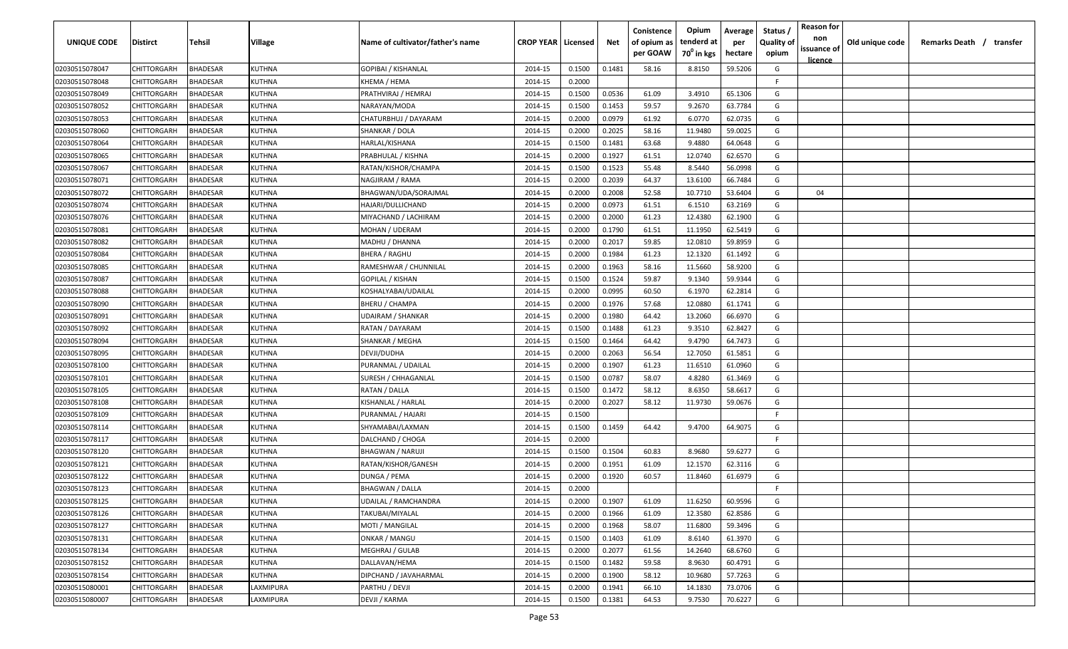| UNIQUE CODE | Distirct | Tehsil | Village | Name of cultivator/father's name | CROP YEAR | Licensed | Net | Conistence of opium as per GOAW | Opium tenderd at $70^0$ in kgs | Average per hectare | Status / Quality of opium | Reason for non issuance of licence | Old unique code | Remarks Death / transfer |
|---|---|---|---|---|---|---|---|---|---|---|---|---|---|---|
| 02030515078047 | CHITTORGARH | BHADESAR | KUTHNA | GOPIBAI / KISHANLAL | 2014-15 | 0.1500 | 0.1481 | 58.16 | 8.8150 | 59.5206 | G | | | |
| 02030515078048 | CHITTORGARH | BHADESAR | KUTHNA | KHEMA / HEMA | 2014-15 | 0.2000 | | | | | F | | | |
| 02030515078049 | CHITTORGARH | BHADESAR | KUTHNA | PRATHVIRAJ / HEMRAJ | 2014-15 | 0.1500 | 0.0536 | 61.09 | 3.4910 | 65.1306 | G | | | |
| 02030515078052 | CHITTORGARH | BHADESAR | KUTHNA | NARAYAN/MODA | 2014-15 | 0.1500 | 0.1453 | 59.57 | 9.2670 | 63.7784 | G | | | |
| 02030515078053 | CHITTORGARH | BHADESAR | KUTHNA | CHATURBHUJ / DAYARAM | 2014-15 | 0.2000 | 0.0979 | 61.92 | 6.0770 | 62.0735 | G | | | |
| 02030515078060 | CHITTORGARH | BHADESAR | KUTHNA | SHANKAR / DOLA | 2014-15 | 0.2000 | 0.2025 | 58.16 | 11.9480 | 59.0025 | G | | | |
| 02030515078064 | CHITTORGARH | BHADESAR | KUTHNA | HARLAL/KISHANA | 2014-15 | 0.1500 | 0.1481 | 63.68 | 9.4880 | 64.0648 | G | | | |
| 02030515078065 | CHITTORGARH | BHADESAR | KUTHNA | PRABHULAL / KISHNA | 2014-15 | 0.2000 | 0.1927 | 61.51 | 12.0740 | 62.6570 | G | | | |
| 02030515078067 | CHITTORGARH | BHADESAR | KUTHNA | RATAN/KISHOR/CHAMPA | 2014-15 | 0.1500 | 0.1523 | 55.48 | 8.5440 | 56.0998 | G | | | |
| 02030515078071 | CHITTORGARH | BHADESAR | KUTHNA | NAGJIRAM / RAMA | 2014-15 | 0.2000 | 0.2039 | 64.37 | 13.6100 | 66.7484 | G | | | |
| 02030515078072 | CHITTORGARH | BHADESAR | KUTHNA | BHAGWAN/UDA/SORAJMAL | 2014-15 | 0.2000 | 0.2008 | 52.58 | 10.7710 | 53.6404 | G | 04 | | |
| 02030515078074 | CHITTORGARH | BHADESAR | KUTHNA | HAJARI/DULLICHAND | 2014-15 | 0.2000 | 0.0973 | 61.51 | 6.1510 | 63.2169 | G | | | |
| 02030515078076 | CHITTORGARH | BHADESAR | KUTHNA | MIYACHAND / LACHIRAM | 2014-15 | 0.2000 | 0.2000 | 61.23 | 12.4380 | 62.1900 | G | | | |
| 02030515078081 | CHITTORGARH | BHADESAR | KUTHNA | MOHAN / UDERAM | 2014-15 | 0.2000 | 0.1790 | 61.51 | 11.1950 | 62.5419 | G | | | |
| 02030515078082 | CHITTORGARH | BHADESAR | KUTHNA | MADHU / DHANNA | 2014-15 | 0.2000 | 0.2017 | 59.85 | 12.0810 | 59.8959 | G | | | |
| 02030515078084 | CHITTORGARH | BHADESAR | KUTHNA | BHERA / RAGHU | 2014-15 | 0.2000 | 0.1984 | 61.23 | 12.1320 | 61.1492 | G | | | |
| 02030515078085 | CHITTORGARH | BHADESAR | KUTHNA | RAMESHWAR / CHUNNILAL | 2014-15 | 0.2000 | 0.1963 | 58.16 | 11.5660 | 58.9200 | G | | | |
| 02030515078087 | CHITTORGARH | BHADESAR | KUTHNA | GOPILAL / KISHAN | 2014-15 | 0.1500 | 0.1524 | 59.87 | 9.1340 | 59.9344 | G | | | |
| 02030515078088 | CHITTORGARH | BHADESAR | KUTHNA | KOSHALYABAI/UDAILAL | 2014-15 | 0.2000 | 0.0995 | 60.50 | 6.1970 | 62.2814 | G | | | |
| 02030515078090 | CHITTORGARH | BHADESAR | KUTHNA | BHERU / CHAMPA | 2014-15 | 0.2000 | 0.1976 | 57.68 | 12.0880 | 61.1741 | G | | | |
| 02030515078091 | CHITTORGARH | BHADESAR | KUTHNA | UDAIRAM / SHANKAR | 2014-15 | 0.2000 | 0.1980 | 64.42 | 13.2060 | 66.6970 | G | | | |
| 02030515078092 | CHITTORGARH | BHADESAR | KUTHNA | RATAN / DAYARAM | 2014-15 | 0.1500 | 0.1488 | 61.23 | 9.3510 | 62.8427 | G | | | |
| 02030515078094 | CHITTORGARH | BHADESAR | KUTHNA | SHANKAR / MEGHA | 2014-15 | 0.1500 | 0.1464 | 64.42 | 9.4790 | 64.7473 | G | | | |
| 02030515078095 | CHITTORGARH | BHADESAR | KUTHNA | DEVJI/DUDHA | 2014-15 | 0.2000 | 0.2063 | 56.54 | 12.7050 | 61.5851 | G | | | |
| 02030515078100 | CHITTORGARH | BHADESAR | KUTHNA | PURANMAL / UDAILAL | 2014-15 | 0.2000 | 0.1907 | 61.23 | 11.6510 | 61.0960 | G | | | |
| 02030515078101 | CHITTORGARH | BHADESAR | KUTHNA | SURESH / CHHAGANLAL | 2014-15 | 0.1500 | 0.0787 | 58.07 | 4.8280 | 61.3469 | G | | | |
| 02030515078105 | CHITTORGARH | BHADESAR | KUTHNA | RATAN / DALLA | 2014-15 | 0.1500 | 0.1472 | 58.12 | 8.6350 | 58.6617 | G | | | |
| 02030515078108 | CHITTORGARH | BHADESAR | KUTHNA | KISHANLAL / HARLAL | 2014-15 | 0.2000 | 0.2027 | 58.12 | 11.9730 | 59.0676 | G | | | |
| 02030515078109 | CHITTORGARH | BHADESAR | KUTHNA | PURANMAL / HAJARI | 2014-15 | 0.1500 | | | | | F | | | |
| 02030515078114 | CHITTORGARH | BHADESAR | KUTHNA | SHYAMABAI/LAXMAN | 2014-15 | 0.1500 | 0.1459 | 64.42 | 9.4700 | 64.9075 | G | | | |
| 02030515078117 | CHITTORGARH | BHADESAR | KUTHNA | DALCHAND / CHOGA | 2014-15 | 0.2000 | | | | | F | | | |
| 02030515078120 | CHITTORGARH | BHADESAR | KUTHNA | BHAGWAN / NARUJI | 2014-15 | 0.1500 | 0.1504 | 60.83 | 8.9680 | 59.6277 | G | | | |
| 02030515078121 | CHITTORGARH | BHADESAR | KUTHNA | RATAN/KISHOR/GANESH | 2014-15 | 0.2000 | 0.1951 | 61.09 | 12.1570 | 62.3116 | G | | | |
| 02030515078122 | CHITTORGARH | BHADESAR | KUTHNA | DUNGA / PEMA | 2014-15 | 0.2000 | 0.1920 | 60.57 | 11.8460 | 61.6979 | G | | | |
| 02030515078123 | CHITTORGARH | BHADESAR | KUTHNA | BHAGWAN / DALLA | 2014-15 | 0.2000 | | | | | F | | | |
| 02030515078125 | CHITTORGARH | BHADESAR | KUTHNA | UDAILAL / RAMCHANDRA | 2014-15 | 0.2000 | 0.1907 | 61.09 | 11.6250 | 60.9596 | G | | | |
| 02030515078126 | CHITTORGARH | BHADESAR | KUTHNA | TAKUBAI/MIYALAL | 2014-15 | 0.2000 | 0.1966 | 61.09 | 12.3580 | 62.8586 | G | | | |
| 02030515078127 | CHITTORGARH | BHADESAR | KUTHNA | MOTI / MANGILAL | 2014-15 | 0.2000 | 0.1968 | 58.07 | 11.6800 | 59.3496 | G | | | |
| 02030515078131 | CHITTORGARH | BHADESAR | KUTHNA | ONKAR / MANGU | 2014-15 | 0.1500 | 0.1403 | 61.09 | 8.6140 | 61.3970 | G | | | |
| 02030515078134 | CHITTORGARH | BHADESAR | KUTHNA | MEGHRAJ / GULAB | 2014-15 | 0.2000 | 0.2077 | 61.56 | 14.2640 | 68.6760 | G | | | |
| 02030515078152 | CHITTORGARH | BHADESAR | KUTHNA | DALLAVAN/HEMA | 2014-15 | 0.1500 | 0.1482 | 59.58 | 8.9630 | 60.4791 | G | | | |
| 02030515078154 | CHITTORGARH | BHADESAR | KUTHNA | DIPCHAND / JAVAHARMAL | 2014-15 | 0.2000 | 0.1900 | 58.12 | 10.9680 | 57.7263 | G | | | |
| 02030515080001 | CHITTORGARH | BHADESAR | LAXMIPURA | PARTHU / DEVJI | 2014-15 | 0.2000 | 0.1941 | 66.10 | 14.1830 | 73.0706 | G | | | |
| 02030515080007 | CHITTORGARH | BHADESAR | LAXMIPURA | DEVJI / KARMA | 2014-15 | 0.1500 | 0.1381 | 64.53 | 9.7530 | 70.6227 | G | | | |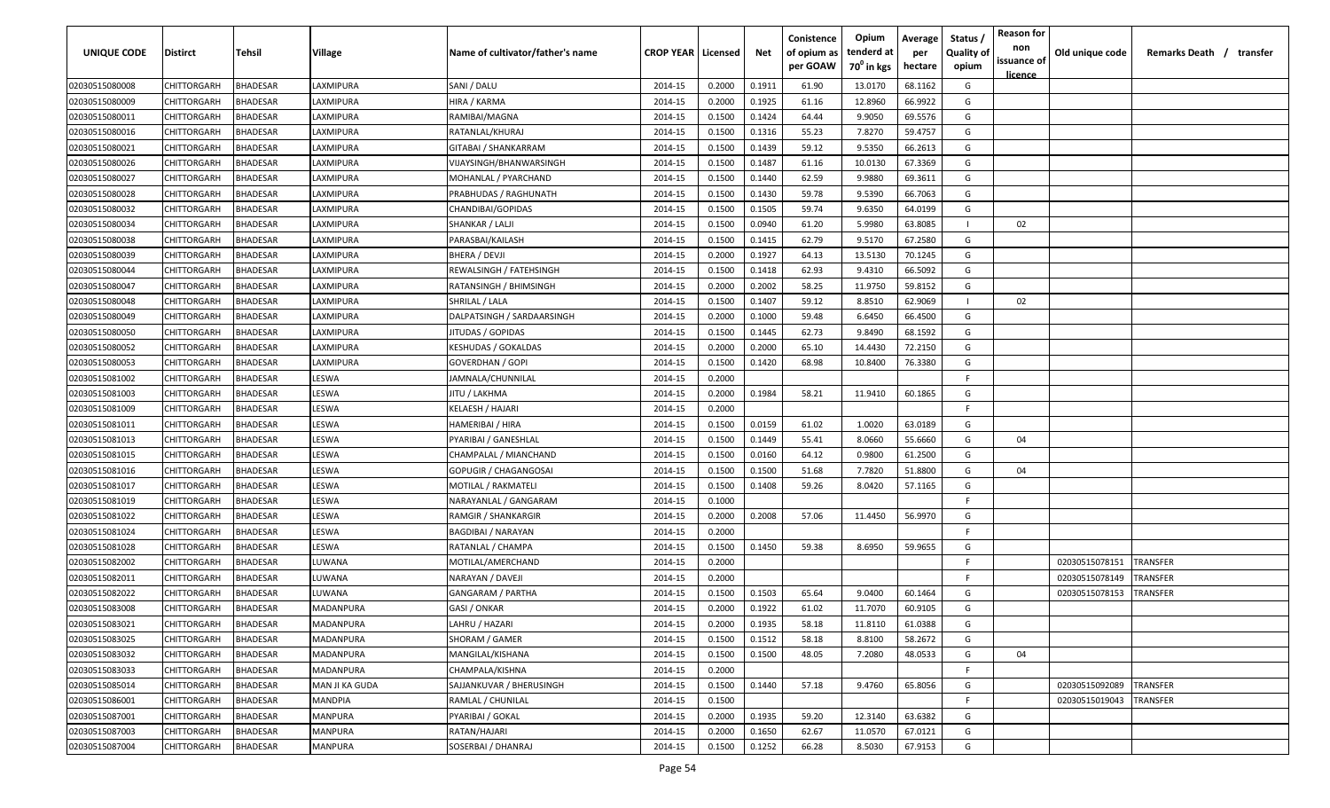| UNIQUE CODE | Distirct | Tehsil | Village | Name of cultivator/father's name | CROP YEAR | Licensed | Net | Conistence of opium as per GOAW | Opium tendered at 70° in kgs | Average per hectare | Status / Quality of opium | Reason for non issuance of licence | Old unique code | Remarks Death / transfer |
|---|---|---|---|---|---|---|---|---|---|---|---|---|---|---|
| 02030515080008 | CHITTORGARH | BHADESAR | LAXMIPURA | SANI / DALU | 2014-15 | 0.2000 | 0.1911 | 61.90 | 13.0170 | 68.1162 | G | | | |
| 02030515080009 | CHITTORGARH | BHADESAR | LAXMIPURA | HIRA / KARMA | 2014-15 | 0.2000 | 0.1925 | 61.16 | 12.8960 | 66.9922 | G | | | |
| 02030515080011 | CHITTORGARH | BHADESAR | LAXMIPURA | RAMIBAI/MAGNA | 2014-15 | 0.1500 | 0.1424 | 64.44 | 9.9050 | 69.5576 | G | | | |
| 02030515080016 | CHITTORGARH | BHADESAR | LAXMIPURA | RATANLAL/KHURAJ | 2014-15 | 0.1500 | 0.1316 | 55.23 | 7.8270 | 59.4757 | G | | | |
| 02030515080021 | CHITTORGARH | BHADESAR | LAXMIPURA | GITABAI / SHANKARRAM | 2014-15 | 0.1500 | 0.1439 | 59.12 | 9.5350 | 66.2613 | G | | | |
| 02030515080026 | CHITTORGARH | BHADESAR | LAXMIPURA | VIJAYSINGH/BHANWARSINGH | 2014-15 | 0.1500 | 0.1487 | 61.16 | 10.0130 | 67.3369 | G | | | |
| 02030515080027 | CHITTORGARH | BHADESAR | LAXMIPURA | MOHANLAL / PYARCHAND | 2014-15 | 0.1500 | 0.1440 | 62.59 | 9.9880 | 69.3611 | G | | | |
| 02030515080028 | CHITTORGARH | BHADESAR | LAXMIPURA | PRABHUDAS / RAGHUNATH | 2014-15 | 0.1500 | 0.1430 | 59.78 | 9.5390 | 66.7063 | G | | | |
| 02030515080032 | CHITTORGARH | BHADESAR | LAXMIPURA | CHANDIBAI/GOPIDAS | 2014-15 | 0.1500 | 0.1505 | 59.74 | 9.6350 | 64.0199 | G | | | |
| 02030515080034 | CHITTORGARH | BHADESAR | LAXMIPURA | SHANKAR / LALJI | 2014-15 | 0.1500 | 0.0940 | 61.20 | 5.9980 | 63.8085 | I | 02 | | |
| 02030515080038 | CHITTORGARH | BHADESAR | LAXMIPURA | PARASBAI/KAILASH | 2014-15 | 0.1500 | 0.1415 | 62.79 | 9.5170 | 67.2580 | G | | | |
| 02030515080039 | CHITTORGARH | BHADESAR | LAXMIPURA | BHERA / DEVJI | 2014-15 | 0.2000 | 0.1927 | 64.13 | 13.5130 | 70.1245 | G | | | |
| 02030515080044 | CHITTORGARH | BHADESAR | LAXMIPURA | REWALSINGH / FATEHSINGH | 2014-15 | 0.1500 | 0.1418 | 62.93 | 9.4310 | 66.5092 | G | | | |
| 02030515080047 | CHITTORGARH | BHADESAR | LAXMIPURA | RATANSINGH / BHIMSINGH | 2014-15 | 0.2000 | 0.2002 | 58.25 | 11.9750 | 59.8152 | G | | | |
| 02030515080048 | CHITTORGARH | BHADESAR | LAXMIPURA | SHRILAL / LALA | 2014-15 | 0.1500 | 0.1407 | 59.12 | 8.8510 | 62.9069 | I | 02 | | |
| 02030515080049 | CHITTORGARH | BHADESAR | LAXMIPURA | DALPATSINGH / SARDAARSINGH | 2014-15 | 0.2000 | 0.1000 | 59.48 | 6.6450 | 66.4500 | G | | | |
| 02030515080050 | CHITTORGARH | BHADESAR | LAXMIPURA | JITUDAS / GOPIDAS | 2014-15 | 0.1500 | 0.1445 | 62.73 | 9.8490 | 68.1592 | G | | | |
| 02030515080052 | CHITTORGARH | BHADESAR | LAXMIPURA | KESHUDAS / GOKALDAS | 2014-15 | 0.2000 | 0.2000 | 65.10 | 14.4430 | 72.2150 | G | | | |
| 02030515080053 | CHITTORGARH | BHADESAR | LAXMIPURA | GOVERDHAN / GOPI | 2014-15 | 0.1500 | 0.1420 | 68.98 | 10.8400 | 76.3380 | G | | | |
| 02030515081002 | CHITTORGARH | BHADESAR | LESWA | JAMNALA/CHUNNILAL | 2014-15 | 0.2000 | | | | | F | | | |
| 02030515081003 | CHITTORGARH | BHADESAR | LESWA | JITU / LAKHMA | 2014-15 | 0.2000 | 0.1984 | 58.21 | 11.9410 | 60.1865 | G | | | |
| 02030515081009 | CHITTORGARH | BHADESAR | LESWA | KELAESH / HAJARI | 2014-15 | 0.2000 | | | | | F | | | |
| 02030515081011 | CHITTORGARH | BHADESAR | LESWA | HAMERIBAI / HIRA | 2014-15 | 0.1500 | 0.0159 | 61.02 | 1.0020 | 63.0189 | G | | | |
| 02030515081013 | CHITTORGARH | BHADESAR | LESWA | PYARIBAI / GANESHLAL | 2014-15 | 0.1500 | 0.1449 | 55.41 | 8.0660 | 55.6660 | G | 04 | | |
| 02030515081015 | CHITTORGARH | BHADESAR | LESWA | CHAMPALAL / MIANCHAND | 2014-15 | 0.1500 | 0.0160 | 64.12 | 0.9800 | 61.2500 | G | | | |
| 02030515081016 | CHITTORGARH | BHADESAR | LESWA | GOPUGIR / CHAGANGOSAI | 2014-15 | 0.1500 | 0.1500 | 51.68 | 7.7820 | 51.8800 | G | 04 | | |
| 02030515081017 | CHITTORGARH | BHADESAR | LESWA | MOTILAL / RAKMATELI | 2014-15 | 0.1500 | 0.1408 | 59.26 | 8.0420 | 57.1165 | G | | | |
| 02030515081019 | CHITTORGARH | BHADESAR | LESWA | NARAYANLAL / GANGARAM | 2014-15 | 0.1000 | | | | | F | | | |
| 02030515081022 | CHITTORGARH | BHADESAR | LESWA | RAMGIR / SHANKARGIR | 2014-15 | 0.2000 | 0.2008 | 57.06 | 11.4450 | 56.9970 | G | | | |
| 02030515081024 | CHITTORGARH | BHADESAR | LESWA | BAGDIBAI / NARAYAN | 2014-15 | 0.2000 | | | | | F | | | |
| 02030515081028 | CHITTORGARH | BHADESAR | LESWA | RATANLAL / CHAMPA | 2014-15 | 0.1500 | 0.1450 | 59.38 | 8.6950 | 59.9655 | G | | | |
| 02030515082002 | CHITTORGARH | BHADESAR | LUWANA | MOTILAL/AMERCHAND | 2014-15 | 0.2000 | | | | | F | | 02030515078151 | TRANSFER |
| 02030515082011 | CHITTORGARH | BHADESAR | LUWANA | NARAYAN / DAVEJI | 2014-15 | 0.2000 | | | | | F | | 02030515078149 | TRANSFER |
| 02030515082022 | CHITTORGARH | BHADESAR | LUWANA | GANGARAM / PARTHA | 2014-15 | 0.1500 | 0.1503 | 65.64 | 9.0400 | 60.1464 | G | | 02030515078153 | TRANSFER |
| 02030515083008 | CHITTORGARH | BHADESAR | MADANPURA | GASI / ONKAR | 2014-15 | 0.2000 | 0.1922 | 61.02 | 11.7070 | 60.9105 | G | | | |
| 02030515083021 | CHITTORGARH | BHADESAR | MADANPURA | LAHRU / HAZARI | 2014-15 | 0.2000 | 0.1935 | 58.18 | 11.8110 | 61.0388 | G | | | |
| 02030515083025 | CHITTORGARH | BHADESAR | MADANPURA | SHORAM / GAMER | 2014-15 | 0.1500 | 0.1512 | 58.18 | 8.8100 | 58.2672 | G | | | |
| 02030515083032 | CHITTORGARH | BHADESAR | MADANPURA | MANGILAL/KISHANA | 2014-15 | 0.1500 | 0.1500 | 48.05 | 7.2080 | 48.0533 | G | 04 | | |
| 02030515083033 | CHITTORGARH | BHADESAR | MADANPURA | CHAMPALA/KISHNA | 2014-15 | 0.2000 | | | | | F | | | |
| 02030515085014 | CHITTORGARH | BHADESAR | MAN JI KA GUDA | SAJJANKUVAR / BHERUSINGH | 2014-15 | 0.1500 | 0.1440 | 57.18 | 9.4760 | 65.8056 | G | | 02030515092089 | TRANSFER |
| 02030515086001 | CHITTORGARH | BHADESAR | MANDPIA | RAMLAL / CHUNILAL | 2014-15 | 0.1500 | | | | | F | | 02030515019043 | TRANSFER |
| 02030515087001 | CHITTORGARH | BHADESAR | MANPURA | PYARIBAI / GOKAL | 2014-15 | 0.2000 | 0.1935 | 59.20 | 12.3140 | 63.6382 | G | | | |
| 02030515087003 | CHITTORGARH | BHADESAR | MANPURA | RATAN/HAJARI | 2014-15 | 0.2000 | 0.1650 | 62.67 | 11.0570 | 67.0121 | G | | | |
| 02030515087004 | CHITTORGARH | BHADESAR | MANPURA | SOSERBAI / DHANRAJ | 2014-15 | 0.1500 | 0.1252 | 66.28 | 8.5030 | 67.9153 | G | | | |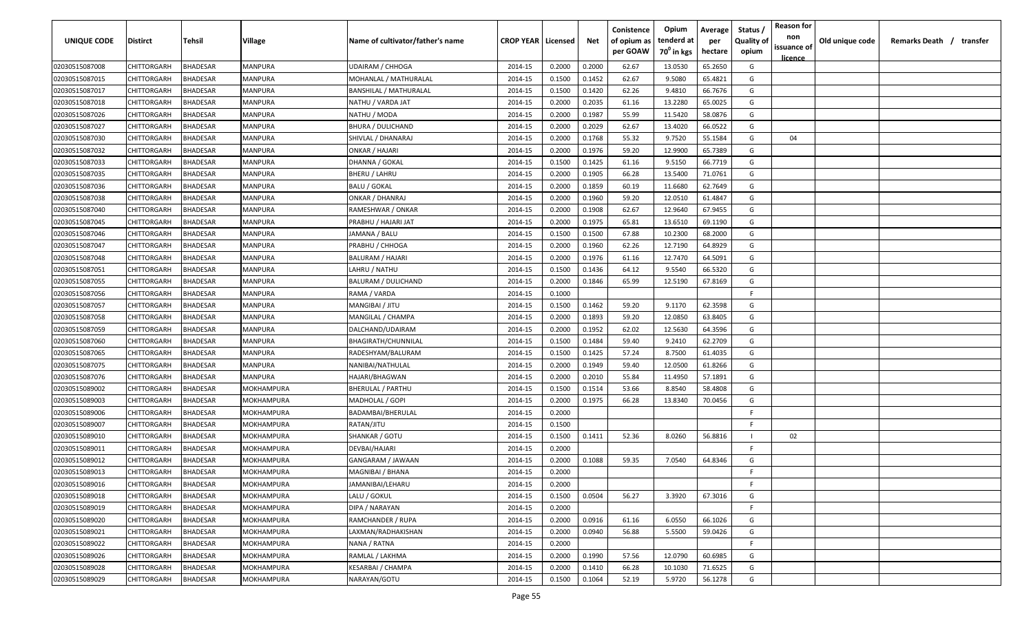| UNIQUE CODE | Distirct | Tehsil | Village | Name of cultivator/father's name | CROP YEAR | Licensed | Net | Conistence of opium as per GOAW | Opium tenderd at $70^0$ in kgs | Average per hectare | Status / Quality of opium | Reason for non issuance of licence | Old unique code | Remarks Death / transfer |
|---|---|---|---|---|---|---|---|---|---|---|---|---|---|---|
| 02030515087008 | CHITTORGARH | BHADESAR | MANPURA | UDAIRAM / CHHOGA | 2014-15 | 0.2000 | 0.2000 | 62.67 | 13.0530 | 65.2650 | G | | | |
| 02030515087015 | CHITTORGARH | BHADESAR | MANPURA | MOHANLAL / MATHURALAL | 2014-15 | 0.1500 | 0.1452 | 62.67 | 9.5080 | 65.4821 | G | | | |
| 02030515087017 | CHITTORGARH | BHADESAR | MANPURA | BANSHILAL / MATHURALAL | 2014-15 | 0.1500 | 0.1420 | 62.26 | 9.4810 | 66.7676 | G | | | |
| 02030515087018 | CHITTORGARH | BHADESAR | MANPURA | NATHU / VARDA JAT | 2014-15 | 0.2000 | 0.2035 | 61.16 | 13.2280 | 65.0025 | G | | | |
| 02030515087026 | CHITTORGARH | BHADESAR | MANPURA | NATHU / MODA | 2014-15 | 0.2000 | 0.1987 | 55.99 | 11.5420 | 58.0876 | G | | | |
| 02030515087027 | CHITTORGARH | BHADESAR | MANPURA | BHURA / DULICHAND | 2014-15 | 0.2000 | 0.2029 | 62.67 | 13.4020 | 66.0522 | G | | | |
| 02030515087030 | CHITTORGARH | BHADESAR | MANPURA | SHIVLAL / DHANARAJ | 2014-15 | 0.2000 | 0.1768 | 55.32 | 9.7520 | 55.1584 | G | 04 | | |
| 02030515087032 | CHITTORGARH | BHADESAR | MANPURA | ONKAR / HAJARI | 2014-15 | 0.2000 | 0.1976 | 59.20 | 12.9900 | 65.7389 | G | | | |
| 02030515087033 | CHITTORGARH | BHADESAR | MANPURA | DHANNA / GOKAL | 2014-15 | 0.1500 | 0.1425 | 61.16 | 9.5150 | 66.7719 | G | | | |
| 02030515087035 | CHITTORGARH | BHADESAR | MANPURA | BHERU / LAHRU | 2014-15 | 0.2000 | 0.1905 | 66.28 | 13.5400 | 71.0761 | G | | | |
| 02030515087036 | CHITTORGARH | BHADESAR | MANPURA | BALU / GOKAL | 2014-15 | 0.2000 | 0.1859 | 60.19 | 11.6680 | 62.7649 | G | | | |
| 02030515087038 | CHITTORGARH | BHADESAR | MANPURA | ONKAR / DHANRAJ | 2014-15 | 0.2000 | 0.1960 | 59.20 | 12.0510 | 61.4847 | G | | | |
| 02030515087040 | CHITTORGARH | BHADESAR | MANPURA | RAMESHWAR / ONKAR | 2014-15 | 0.2000 | 0.1908 | 62.67 | 12.9640 | 67.9455 | G | | | |
| 02030515087045 | CHITTORGARH | BHADESAR | MANPURA | PRABHU / HAJARI JAT | 2014-15 | 0.2000 | 0.1975 | 65.81 | 13.6510 | 69.1190 | G | | | |
| 02030515087046 | CHITTORGARH | BHADESAR | MANPURA | JAMANA / BALU | 2014-15 | 0.1500 | 0.1500 | 67.88 | 10.2300 | 68.2000 | G | | | |
| 02030515087047 | CHITTORGARH | BHADESAR | MANPURA | PRABHU / CHHOGA | 2014-15 | 0.2000 | 0.1960 | 62.26 | 12.7190 | 64.8929 | G | | | |
| 02030515087048 | CHITTORGARH | BHADESAR | MANPURA | BALURAM / HAJARI | 2014-15 | 0.2000 | 0.1976 | 61.16 | 12.7470 | 64.5091 | G | | | |
| 02030515087051 | CHITTORGARH | BHADESAR | MANPURA | LAHRU / NATHU | 2014-15 | 0.1500 | 0.1436 | 64.12 | 9.5540 | 66.5320 | G | | | |
| 02030515087055 | CHITTORGARH | BHADESAR | MANPURA | BALURAM / DULICHAND | 2014-15 | 0.2000 | 0.1846 | 65.99 | 12.5190 | 67.8169 | G | | | |
| 02030515087056 | CHITTORGARH | BHADESAR | MANPURA | RAMA / VARDA | 2014-15 | 0.1000 | | | | | F | | | |
| 02030515087057 | CHITTORGARH | BHADESAR | MANPURA | MANGIBAI / JITU | 2014-15 | 0.1500 | 0.1462 | 59.20 | 9.1170 | 62.3598 | G | | | |
| 02030515087058 | CHITTORGARH | BHADESAR | MANPURA | MANGILAL / CHAMPA | 2014-15 | 0.2000 | 0.1893 | 59.20 | 12.0850 | 63.8405 | G | | | |
| 02030515087059 | CHITTORGARH | BHADESAR | MANPURA | DALCHAND/UDAIRAM | 2014-15 | 0.2000 | 0.1952 | 62.02 | 12.5630 | 64.3596 | G | | | |
| 02030515087060 | CHITTORGARH | BHADESAR | MANPURA | BHAGIRATH/CHUNNILAL | 2014-15 | 0.1500 | 0.1484 | 59.40 | 9.2410 | 62.2709 | G | | | |
| 02030515087065 | CHITTORGARH | BHADESAR | MANPURA | RADESHYAM/BALURAM | 2014-15 | 0.1500 | 0.1425 | 57.24 | 8.7500 | 61.4035 | G | | | |
| 02030515087075 | CHITTORGARH | BHADESAR | MANPURA | NANIBAI/NATHULAL | 2014-15 | 0.2000 | 0.1949 | 59.40 | 12.0500 | 61.8266 | G | | | |
| 02030515087076 | CHITTORGARH | BHADESAR | MANPURA | HAJARI/BHAGWAN | 2014-15 | 0.2000 | 0.2010 | 55.84 | 11.4950 | 57.1891 | G | | | |
| 02030515089002 | CHITTORGARH | BHADESAR | MOKHAMPURA | BHERULAL / PARTHU | 2014-15 | 0.1500 | 0.1514 | 53.66 | 8.8540 | 58.4808 | G | | | |
| 02030515089003 | CHITTORGARH | BHADESAR | MOKHAMPURA | MADHOLAL / GOPI | 2014-15 | 0.2000 | 0.1975 | 66.28 | 13.8340 | 70.0456 | G | | | |
| 02030515089006 | CHITTORGARH | BHADESAR | MOKHAMPURA | BADAMBAI/BHERULAL | 2014-15 | 0.2000 | | | | | F | | | |
| 02030515089007 | CHITTORGARH | BHADESAR | MOKHAMPURA | RATAN/JITU | 2014-15 | 0.1500 | | | | | F | | | |
| 02030515089010 | CHITTORGARH | BHADESAR | MOKHAMPURA | SHANKAR / GOTU | 2014-15 | 0.1500 | 0.1411 | 52.36 | 8.0260 | 56.8816 | I | 02 | | |
| 02030515089011 | CHITTORGARH | BHADESAR | MOKHAMPURA | DEVBAI/HAJARI | 2014-15 | 0.2000 | | | | | F | | | |
| 02030515089012 | CHITTORGARH | BHADESAR | MOKHAMPURA | GANGARAM / JAWAAN | 2014-15 | 0.2000 | 0.1088 | 59.35 | 7.0540 | 64.8346 | G | | | |
| 02030515089013 | CHITTORGARH | BHADESAR | MOKHAMPURA | MAGNIBAI / BHANA | 2014-15 | 0.2000 | | | | | F | | | |
| 02030515089016 | CHITTORGARH | BHADESAR | MOKHAMPURA | JAMANIBAI/LEHARU | 2014-15 | 0.2000 | | | | | F | | | |
| 02030515089018 | CHITTORGARH | BHADESAR | MOKHAMPURA | LALU / GOKUL | 2014-15 | 0.1500 | 0.0504 | 56.27 | 3.3920 | 67.3016 | G | | | |
| 02030515089019 | CHITTORGARH | BHADESAR | MOKHAMPURA | DIPA / NARAYAN | 2014-15 | 0.2000 | | | | | F | | | |
| 02030515089020 | CHITTORGARH | BHADESAR | MOKHAMPURA | RAMCHANDER / RUPA | 2014-15 | 0.2000 | 0.0916 | 61.16 | 6.0550 | 66.1026 | G | | | |
| 02030515089021 | CHITTORGARH | BHADESAR | MOKHAMPURA | LAXMAN/RADHAKISHAN | 2014-15 | 0.2000 | 0.0940 | 56.88 | 5.5500 | 59.0426 | G | | | |
| 02030515089022 | CHITTORGARH | BHADESAR | MOKHAMPURA | NANA / RATNA | 2014-15 | 0.2000 | | | | | F | | | |
| 02030515089026 | CHITTORGARH | BHADESAR | MOKHAMPURA | RAMLAL / LAKHMA | 2014-15 | 0.2000 | 0.1990 | 57.56 | 12.0790 | 60.6985 | G | | | |
| 02030515089028 | CHITTORGARH | BHADESAR | MOKHAMPURA | KESARBAI / CHAMPA | 2014-15 | 0.2000 | 0.1410 | 66.28 | 10.1030 | 71.6525 | G | | | |
| 02030515089029 | CHITTORGARH | BHADESAR | MOKHAMPURA | NARAYAN/GOTU | 2014-15 | 0.1500 | 0.1064 | 52.19 | 5.9720 | 56.1278 | G | | | |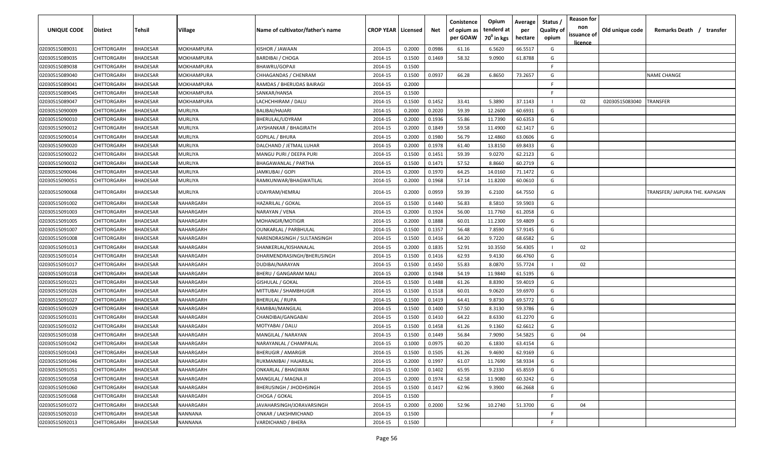| UNIQUE CODE | Distirct | Tehsil | Village | Name of cultivator/father's name | CROP YEAR | Licensed | Net | Conistence of opium as per GOAW | Opium tenderd at 70° in kgs | Average per hectare | Status / Quality of opium | Reason for non issuance of licence | Old unique code | Remarks Death / transfer |
|---|---|---|---|---|---|---|---|---|---|---|---|---|---|---|
| 02030515089031 | CHITTORGARH | BHADESAR | MOKHAMPURA | KISHOR / JAWAAN | 2014-15 | 0.2000 | 0.0986 | 61.16 | 6.5620 | 66.5517 | G | | | |
| 02030515089035 | CHITTORGARH | BHADESAR | MOKHAMPURA | BARDIBAI / CHOGA | 2014-15 | 0.1500 | 0.1469 | 58.32 | 9.0900 | 61.8788 | G | | | |
| 02030515089038 | CHITTORGARH | BHADESAR | MOKHAMPURA | BHAWRU/GOPAJI | 2014-15 | 0.1500 | | | | | F | | | |
| 02030515089040 | CHITTORGARH | BHADESAR | MOKHAMPURA | CHHAGANDAS / CHENRAM | 2014-15 | 0.1500 | 0.0937 | 66.28 | 6.8650 | 73.2657 | G | | | NAME CHANGE |
| 02030515089041 | CHITTORGARH | BHADESAR | MOKHAMPURA | RAMDAS / BHERUDAS BAIRAGI | 2014-15 | 0.2000 | | | | | F | | | |
| 02030515089045 | CHITTORGARH | BHADESAR | MOKHAMPURA | SANKAR/HANSA | 2014-15 | 0.1500 | | | | | F | | | |
| 02030515089047 | CHITTORGARH | BHADESAR | MOKHAMPURA | LACHCHHIRAM / DALU | 2014-15 | 0.1500 | 0.1452 | 33.41 | 5.3890 | 37.1143 | I | 02 | 02030515083040 | TRANSFER |
| 02030515090009 | CHITTORGARH | BHADESAR | MURLIYA | BALIBAI/HAJARI | 2014-15 | 0.2000 | 0.2020 | 59.39 | 12.2600 | 60.6931 | G | | | |
| 02030515090010 | CHITTORGARH | BHADESAR | MURLIYA | BHERULAL/UDYRAM | 2014-15 | 0.2000 | 0.1936 | 55.86 | 11.7390 | 60.6353 | G | | | |
| 02030515090012 | CHITTORGARH | BHADESAR | MURLIYA | JAYSHANKAR / BHAGIRATH | 2014-15 | 0.2000 | 0.1849 | 59.58 | 11.4900 | 62.1417 | G | | | |
| 02030515090014 | CHITTORGARH | BHADESAR | MURLIYA | GOPILAL / BHURA | 2014-15 | 0.2000 | 0.1980 | 56.79 | 12.4860 | 63.0606 | G | | | |
| 02030515090020 | CHITTORGARH | BHADESAR | MURLIYA | DALCHAND / JETMAL LUHAR | 2014-15 | 0.2000 | 0.1978 | 61.40 | 13.8150 | 69.8433 | G | | | |
| 02030515090022 | CHITTORGARH | BHADESAR | MURLIYA | MANGU PURI / DEEPA PURI | 2014-15 | 0.1500 | 0.1451 | 59.39 | 9.0270 | 62.2123 | G | | | |
| 02030515090032 | CHITTORGARH | BHADESAR | MURLIYA | BHAGAWANLAL / PARTHA | 2014-15 | 0.1500 | 0.1471 | 57.52 | 8.8660 | 60.2719 | G | | | |
| 02030515090046 | CHITTORGARH | BHADESAR | MURLIYA | JAMKUBAI / GOPI | 2014-15 | 0.2000 | 0.1970 | 64.25 | 14.0160 | 71.1472 | G | | | |
| 02030515090051 | CHITTORGARH | BHADESAR | MURLIYA | RAMKUNWAR/BHAGWATILAL | 2014-15 | 0.2000 | 0.1968 | 57.14 | 11.8200 | 60.0610 | G | | | |
| 02030515090068 | CHITTORGARH | BHADESAR | MURLIYA | UDAYRAM/HEMRAJ | 2014-15 | 0.2000 | 0.0959 | 59.39 | 6.2100 | 64.7550 | G | | | TRANSFER/ JAIPURA THE. KAPASAN |
| 02030515091002 | CHITTORGARH | BHADESAR | NAHARGARH | HAZARILAL / GOKAL | 2014-15 | 0.1500 | 0.1440 | 56.83 | 8.5810 | 59.5903 | G | | | |
| 02030515091003 | CHITTORGARH | BHADESAR | NAHARGARH | NARAYAN / VENA | 2014-15 | 0.2000 | 0.1924 | 56.00 | 11.7760 | 61.2058 | G | | | |
| 02030515091005 | CHITTORGARH | BHADESAR | NAHARGARH | MOHANGIR/MOTIGIR | 2014-15 | 0.2000 | 0.1888 | 60.01 | 11.2300 | 59.4809 | G | | | |
| 02030515091007 | CHITTORGARH | BHADESAR | NAHARGARH | OUNKARLAL / PARBHULAL | 2014-15 | 0.1500 | 0.1357 | 56.48 | 7.8590 | 57.9145 | G | | | |
| 02030515091008 | CHITTORGARH | BHADESAR | NAHARGARH | NARENDRASINGH / SULTANSINGH | 2014-15 | 0.1500 | 0.1416 | 64.20 | 9.7220 | 68.6582 | G | | | |
| 02030515091013 | CHITTORGARH | BHADESAR | NAHARGARH | SHANKERLAL/KISHANALAL | 2014-15 | 0.2000 | 0.1835 | 52.91 | 10.3550 | 56.4305 | I | 02 | | |
| 02030515091014 | CHITTORGARH | BHADESAR | NAHARGARH | DHARMENDRASINGH/BHERUSINGH | 2014-15 | 0.1500 | 0.1416 | 62.93 | 9.4130 | 66.4760 | G | | | |
| 02030515091017 | CHITTORGARH | BHADESAR | NAHARGARH | DUDIBAI/NARAYAN | 2014-15 | 0.1500 | 0.1450 | 55.83 | 8.0870 | 55.7724 | I | 02 | | |
| 02030515091018 | CHITTORGARH | BHADESAR | NAHARGARH | BHERU / GANGARAM MALI | 2014-15 | 0.2000 | 0.1948 | 54.19 | 11.9840 | 61.5195 | G | | | |
| 02030515091021 | CHITTORGARH | BHADESAR | NAHARGARH | GISHULAL / GOKAL | 2014-15 | 0.1500 | 0.1488 | 61.26 | 8.8390 | 59.4019 | G | | | |
| 02030515091026 | CHITTORGARH | BHADESAR | NAHARGARH | MITTUBAI / SHAMBHUGIR | 2014-15 | 0.1500 | 0.1518 | 60.01 | 9.0620 | 59.6970 | G | | | |
| 02030515091027 | CHITTORGARH | BHADESAR | NAHARGARH | BHERULAL / RUPA | 2014-15 | 0.1500 | 0.1419 | 64.41 | 9.8730 | 69.5772 | G | | | |
| 02030515091029 | CHITTORGARH | BHADESAR | NAHARGARH | RAMIBAI/MANGILAL | 2014-15 | 0.1500 | 0.1400 | 57.50 | 8.3130 | 59.3786 | G | | | |
| 02030515091031 | CHITTORGARH | BHADESAR | NAHARGARH | CHANDIBAI/GANGABAI | 2014-15 | 0.1500 | 0.1410 | 64.22 | 8.6330 | 61.2270 | G | | | |
| 02030515091032 | CHITTORGARH | BHADESAR | NAHARGARH | MOTYABAI / DALU | 2014-15 | 0.1500 | 0.1458 | 61.26 | 9.1360 | 62.6612 | G | | | |
| 02030515091038 | CHITTORGARH | BHADESAR | NAHARGARH | MANGILAL / NARAYAN | 2014-15 | 0.1500 | 0.1449 | 56.84 | 7.9090 | 54.5825 | G | 04 | | |
| 02030515091042 | CHITTORGARH | BHADESAR | NAHARGARH | NARAYANLAL / CHAMPALAL | 2014-15 | 0.1000 | 0.0975 | 60.20 | 6.1830 | 63.4154 | G | | | |
| 02030515091043 | CHITTORGARH | BHADESAR | NAHARGARH | BHERUGIR / AMARGIR | 2014-15 | 0.1500 | 0.1505 | 61.26 | 9.4690 | 62.9169 | G | | | |
| 02030515091046 | CHITTORGARH | BHADESAR | NAHARGARH | RUKMANIBAI / HAJARILAL | 2014-15 | 0.2000 | 0.1997 | 61.07 | 11.7690 | 58.9334 | G | | | |
| 02030515091051 | CHITTORGARH | BHADESAR | NAHARGARH | ONKARLAL / BHAGWAN | 2014-15 | 0.1500 | 0.1402 | 65.95 | 9.2330 | 65.8559 | G | | | |
| 02030515091058 | CHITTORGARH | BHADESAR | NAHARGARH | MANGILAL / MAGNA JI | 2014-15 | 0.2000 | 0.1974 | 62.58 | 11.9080 | 60.3242 | G | | | |
| 02030515091060 | CHITTORGARH | BHADESAR | NAHARGARH | BHERUSINGH / JHODHSINGH | 2014-15 | 0.1500 | 0.1417 | 62.96 | 9.3900 | 66.2668 | G | | | |
| 02030515091068 | CHITTORGARH | BHADESAR | NAHARGARH | CHOGA / GOKAL | 2014-15 | 0.1500 | | | | | F | | | |
| 02030515091072 | CHITTORGARH | BHADESAR | NAHARGARH | JAVAHARSINGH/JORAVARSINGH | 2014-15 | 0.2000 | 0.2000 | 52.96 | 10.2740 | 51.3700 | G | 04 | | |
| 02030515092010 | CHITTORGARH | BHADESAR | NANNANA | ONKAR / LAKSHMICHAND | 2014-15 | 0.1500 | | | | | F | | | |
| 02030515092013 | CHITTORGARH | BHADESAR | NANNANA | VARDICHAND / BHERA | 2014-15 | 0.1500 | | | | | F | | | |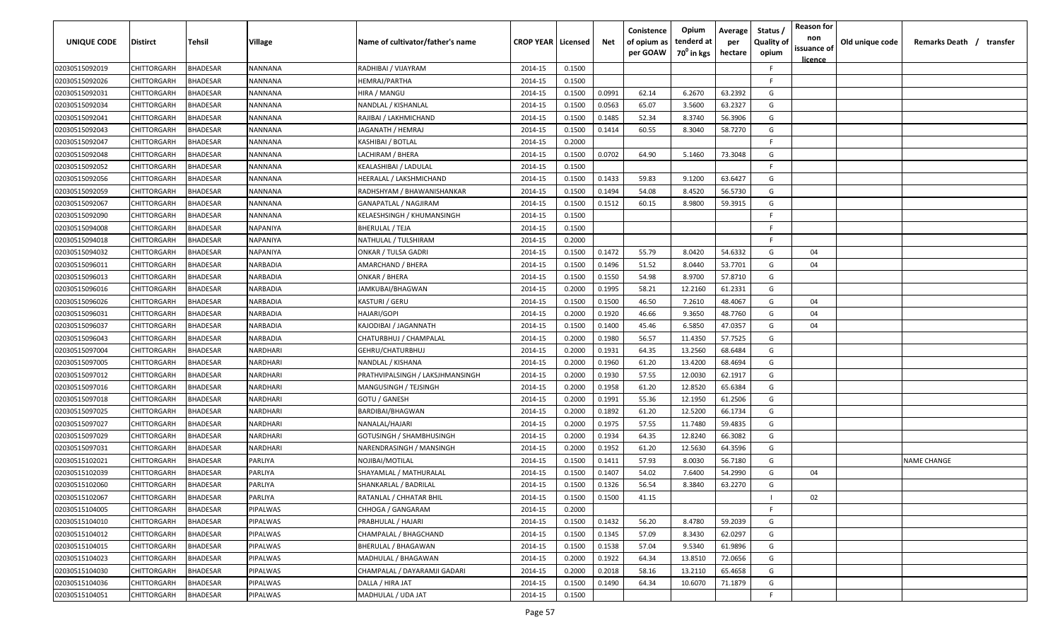| UNIQUE CODE | Distirct | Tehsil | Village | Name of cultivator/father's name | CROP YEAR | Licensed | Net | Conistence of opium as per GOAW | Opium tenderd at 70⁰ in kgs | Average per hectare | Status / Quality of opium | Reason for non issuance of licence | Old unique code | Remarks Death / transfer |
|---|---|---|---|---|---|---|---|---|---|---|---|---|---|---|
| 02030515092019 | CHITTORGARH | BHADESAR | NANNANA | RADHIBAI / VIJAYRAM | 2014-15 | 0.1500 | | | | | F | | | |
| 02030515092026 | CHITTORGARH | BHADESAR | NANNANA | HEMRAJ/PARTHA | 2014-15 | 0.1500 | | | | | F | | | |
| 02030515092031 | CHITTORGARH | BHADESAR | NANNANA | HIRA / MANGU | 2014-15 | 0.1500 | 0.0991 | 62.14 | 6.2670 | 63.2392 | G | | | |
| 02030515092034 | CHITTORGARH | BHADESAR | NANNANA | NANDLAL / KISHANLAL | 2014-15 | 0.1500 | 0.0563 | 65.07 | 3.5600 | 63.2327 | G | | | |
| 02030515092041 | CHITTORGARH | BHADESAR | NANNANA | RAJIBAI / LAKHMICHAND | 2014-15 | 0.1500 | 0.1485 | 52.34 | 8.3740 | 56.3906 | G | | | |
| 02030515092043 | CHITTORGARH | BHADESAR | NANNANA | JAGANATH / HEMRAJ | 2014-15 | 0.1500 | 0.1414 | 60.55 | 8.3040 | 58.7270 | G | | | |
| 02030515092047 | CHITTORGARH | BHADESAR | NANNANA | KASHIBAI / BOTLAL | 2014-15 | 0.2000 | | | | | F | | | |
| 02030515092048 | CHITTORGARH | BHADESAR | NANNANA | LACHIRAM / BHERA | 2014-15 | 0.1500 | 0.0702 | 64.90 | 5.1460 | 73.3048 | G | | | |
| 02030515092052 | CHITTORGARH | BHADESAR | NANNANA | KEALASHIBAI / LADULAL | 2014-15 | 0.1500 | | | | | F | | | |
| 02030515092056 | CHITTORGARH | BHADESAR | NANNANA | HEERALAL / LAKSHMICHAND | 2014-15 | 0.1500 | 0.1433 | 59.83 | 9.1200 | 63.6427 | G | | | |
| 02030515092059 | CHITTORGARH | BHADESAR | NANNANA | RADHSHYAM / BHAWANISHANKAR | 2014-15 | 0.1500 | 0.1494 | 54.08 | 8.4520 | 56.5730 | G | | | |
| 02030515092067 | CHITTORGARH | BHADESAR | NANNANA | GANAPATLAL / NAGJIRAM | 2014-15 | 0.1500 | 0.1512 | 60.15 | 8.9800 | 59.3915 | G | | | |
| 02030515092090 | CHITTORGARH | BHADESAR | NANNANA | KELAESHSINGH / KHUMANSINGH | 2014-15 | 0.1500 | | | | | F | | | |
| 02030515094008 | CHITTORGARH | BHADESAR | NAPANIYA | BHERULAL / TEJA | 2014-15 | 0.1500 | | | | | F | | | |
| 02030515094018 | CHITTORGARH | BHADESAR | NAPANIYA | NATHULAL / TULSHIRAM | 2014-15 | 0.2000 | | | | | F | | | |
| 02030515094032 | CHITTORGARH | BHADESAR | NAPANIYA | ONKAR / TULSA GADRI | 2014-15 | 0.1500 | 0.1472 | 55.79 | 8.0420 | 54.6332 | G | 04 | | |
| 02030515096011 | CHITTORGARH | BHADESAR | NARBADIA | AMARCHAND / BHERA | 2014-15 | 0.1500 | 0.1496 | 51.52 | 8.0440 | 53.7701 | G | 04 | | |
| 02030515096013 | CHITTORGARH | BHADESAR | NARBADIA | ONKAR / BHERA | 2014-15 | 0.1500 | 0.1550 | 54.98 | 8.9700 | 57.8710 | G | | | |
| 02030515096016 | CHITTORGARH | BHADESAR | NARBADIA | JAMKUBAI/BHAGWAN | 2014-15 | 0.2000 | 0.1995 | 58.21 | 12.2160 | 61.2331 | G | | | |
| 02030515096026 | CHITTORGARH | BHADESAR | NARBADIA | KASTURI / GERU | 2014-15 | 0.1500 | 0.1500 | 46.50 | 7.2610 | 48.4067 | G | 04 | | |
| 02030515096031 | CHITTORGARH | BHADESAR | NARBADIA | HAJARI/GOPI | 2014-15 | 0.2000 | 0.1920 | 46.66 | 9.3650 | 48.7760 | G | 04 | | |
| 02030515096037 | CHITTORGARH | BHADESAR | NARBADIA | KAJODIBAI / JAGANNATH | 2014-15 | 0.1500 | 0.1400 | 45.46 | 6.5850 | 47.0357 | G | 04 | | |
| 02030515096043 | CHITTORGARH | BHADESAR | NARBADIA | CHATURBHUJ / CHAMPALAL | 2014-15 | 0.2000 | 0.1980 | 56.57 | 11.4350 | 57.7525 | G | | | |
| 02030515097004 | CHITTORGARH | BHADESAR | NARDHARI | GEHRU/CHATURBHUJ | 2014-15 | 0.2000 | 0.1931 | 64.35 | 13.2560 | 68.6484 | G | | | |
| 02030515097005 | CHITTORGARH | BHADESAR | NARDHARI | NANDLAL / KISHANA | 2014-15 | 0.2000 | 0.1960 | 61.20 | 13.4200 | 68.4694 | G | | | |
| 02030515097012 | CHITTORGARH | BHADESAR | NARDHARI | PRATHVIPALSINGH / LAKSJHMANSINGH | 2014-15 | 0.2000 | 0.1930 | 57.55 | 12.0030 | 62.1917 | G | | | |
| 02030515097016 | CHITTORGARH | BHADESAR | NARDHARI | MANGUSINGH / TEJSINGH | 2014-15 | 0.2000 | 0.1958 | 61.20 | 12.8520 | 65.6384 | G | | | |
| 02030515097018 | CHITTORGARH | BHADESAR | NARDHARI | GOTU / GANESH | 2014-15 | 0.2000 | 0.1991 | 55.36 | 12.1950 | 61.2506 | G | | | |
| 02030515097025 | CHITTORGARH | BHADESAR | NARDHARI | BARDIBAI/BHAGWAN | 2014-15 | 0.2000 | 0.1892 | 61.20 | 12.5200 | 66.1734 | G | | | |
| 02030515097027 | CHITTORGARH | BHADESAR | NARDHARI | NANALAL/HAJARI | 2014-15 | 0.2000 | 0.1975 | 57.55 | 11.7480 | 59.4835 | G | | | |
| 02030515097029 | CHITTORGARH | BHADESAR | NARDHARI | GOTUSINGH / SHAMBHUSINGH | 2014-15 | 0.2000 | 0.1934 | 64.35 | 12.8240 | 66.3082 | G | | | |
| 02030515097031 | CHITTORGARH | BHADESAR | NARDHARI | NARENDRASINGH / MANSINGH | 2014-15 | 0.2000 | 0.1952 | 61.20 | 12.5630 | 64.3596 | G | | | |
| 02030515102021 | CHITTORGARH | BHADESAR | PARLIYA | NOJIBAI/MOTILAL | 2014-15 | 0.1500 | 0.1411 | 57.93 | 8.0030 | 56.7180 | G | | | NAME CHANGE |
| 02030515102039 | CHITTORGARH | BHADESAR | PARLIYA | SHAYAMLAL / MATHURALAL | 2014-15 | 0.1500 | 0.1407 | 54.02 | 7.6400 | 54.2990 | G | 04 | | |
| 02030515102060 | CHITTORGARH | BHADESAR | PARLIYA | SHANKARLAL / BADRILAL | 2014-15 | 0.1500 | 0.1326 | 56.54 | 8.3840 | 63.2270 | G | | | |
| 02030515102067 | CHITTORGARH | BHADESAR | PARLIYA | RATANLAL / CHHATAR BHIL | 2014-15 | 0.1500 | 0.1500 | 41.15 | | | I | 02 | | |
| 02030515104005 | CHITTORGARH | BHADESAR | PIPALWAS | CHHOGA / GANGARAM | 2014-15 | 0.2000 | | | | | F | | | |
| 02030515104010 | CHITTORGARH | BHADESAR | PIPALWAS | PRABHULAL / HAJARI | 2014-15 | 0.1500 | 0.1432 | 56.20 | 8.4780 | 59.2039 | G | | | |
| 02030515104012 | CHITTORGARH | BHADESAR | PIPALWAS | CHAMPALAL / BHAGCHAND | 2014-15 | 0.1500 | 0.1345 | 57.09 | 8.3430 | 62.0297 | G | | | |
| 02030515104015 | CHITTORGARH | BHADESAR | PIPALWAS | BHERULAL / BHAGAWAN | 2014-15 | 0.1500 | 0.1538 | 57.04 | 9.5340 | 61.9896 | G | | | |
| 02030515104023 | CHITTORGARH | BHADESAR | PIPALWAS | MADHULAL / BHAGAWAN | 2014-15 | 0.2000 | 0.1922 | 64.34 | 13.8510 | 72.0656 | G | | | |
| 02030515104030 | CHITTORGARH | BHADESAR | PIPALWAS | CHAMPALAL / DAYARAMJI GADARI | 2014-15 | 0.2000 | 0.2018 | 58.16 | 13.2110 | 65.4658 | G | | | |
| 02030515104036 | CHITTORGARH | BHADESAR | PIPALWAS | DALLA / HIRA JAT | 2014-15 | 0.1500 | 0.1490 | 64.34 | 10.6070 | 71.1879 | G | | | |
| 02030515104051 | CHITTORGARH | BHADESAR | PIPALWAS | MADHULAL / UDA JAT | 2014-15 | 0.1500 | | | | | F | | | |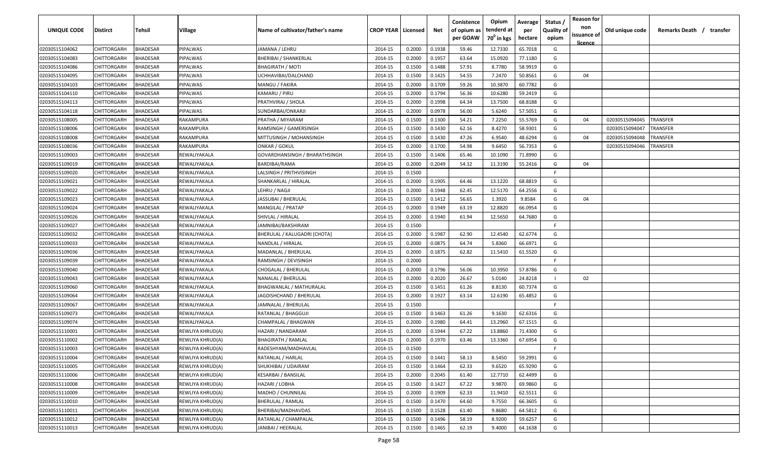| UNIQUE CODE | Distirct | Tehsil | Village | Name of cultivator/father's name | CROP YEAR | Licensed | Net | Conistence of opium as per GOAW | Opium tenderd at 70° in kgs | Average per hectare | Status / Quality of opium | Reason for non issuance of licence | Old unique code | Remarks Death / transfer |
|---|---|---|---|---|---|---|---|---|---|---|---|---|---|---|
| 02030515104062 | CHITTORGARH | BHADESAR | PIPALWAS | JAMANA / LEHRU | 2014-15 | 0.2000 | 0.1938 | 59.46 | 12.7330 | 65.7018 | G | | | |
| 02030515104083 | CHITTORGARH | BHADESAR | PIPALWAS | BHERIBAI / SHANKERLAL | 2014-15 | 0.2000 | 0.1957 | 63.64 | 15.0920 | 77.1180 | G | | | |
| 02030515104086 | CHITTORGARH | BHADESAR | PIPALWAS | BHAGIRATH / MOTI | 2014-15 | 0.1500 | 0.1488 | 57.91 | 8.7780 | 58.9919 | G | | | |
| 02030515104095 | CHITTORGARH | BHADESAR | PIPALWAS | UCHHAVIBAI/DALCHAND | 2014-15 | 0.1500 | 0.1425 | 54.55 | 7.2470 | 50.8561 | G | 04 | | |
| 02030515104103 | CHITTORGARH | BHADESAR | PIPALWAS | MANGU / FAKIRA | 2014-15 | 0.2000 | 0.1709 | 59.26 | 10.3870 | 60.7782 | G | | | |
| 02030515104110 | CHITTORGARH | BHADESAR | PIPALWAS | KAMARU / PIRU | 2014-15 | 0.2000 | 0.1794 | 56.36 | 10.6280 | 59.2419 | G | | | |
| 02030515104113 | CHITTORGARH | BHADESAR | PIPALWAS | PRATHVIRAJ / SHOLA | 2014-15 | 0.2000 | 0.1998 | 64.34 | 13.7500 | 68.8188 | G | | | |
| 02030515104118 | CHITTORGARH | BHADESAR | PIPALWAS | SUNDARBAI/ONKARJI | 2014-15 | 0.2000 | 0.0978 | 56.00 | 5.6240 | 57.5051 | G | | | |
| 02030515108005 | CHITTORGARH | BHADESAR | RAKAMPURA | PRATHA / MIYARAM | 2014-15 | 0.1500 | 0.1300 | 54.21 | 7.2250 | 55.5769 | G | 04 | 02030515094045 | TRANSFER |
| 02030515108006 | CHITTORGARH | BHADESAR | RAKAMPURA | RAMSINGH / GAMERSINGH | 2014-15 | 0.1500 | 0.1430 | 62.16 | 8.4270 | 58.9301 | G | | 02030515094047 | TRANSFER |
| 02030515108008 | CHITTORGARH | BHADESAR | RAKAMPURA | MITTUSINGH / MOHANSINGH | 2014-15 | 0.1500 | 0.1430 | 47.26 | 6.9540 | 48.6294 | G | 04 | 02030515094048 | TRANSFER |
| 02030515108036 | CHITTORGARH | BHADESAR | RAKAMPURA | ONKAR / GOKUL | 2014-15 | 0.2000 | 0.1700 | 54.98 | 9.6450 | 56.7353 | G | | 02030515094046 | TRANSFER |
| 02030515109003 | CHITTORGARH | BHADESAR | REWALIYAKALA | GOVARDHANSINGH / BHARATHSINGH | 2014-15 | 0.1500 | 0.1406 | 65.46 | 10.1090 | 71.8990 | G | | | |
| 02030515109019 | CHITTORGARH | BHADESAR | REWALIYAKALA | BARDIBAI/RAMA | 2014-15 | 0.2000 | 0.2049 | 54.12 | 11.3190 | 55.2416 | G | 04 | | |
| 02030515109020 | CHITTORGARH | BHADESAR | REWALIYAKALA | LALSINGH / PRITHVISINGH | 2014-15 | 0.1500 | | | | | F | | | |
| 02030515109021 | CHITTORGARH | BHADESAR | REWALIYAKALA | SHANKARLAL / HIRALAL | 2014-15 | 0.2000 | 0.1905 | 64.46 | 13.1220 | 68.8819 | G | | | |
| 02030515109022 | CHITTORGARH | BHADESAR | REWALIYAKALA | LEHRU / NAGJI | 2014-15 | 0.2000 | 0.1948 | 62.45 | 12.5170 | 64.2556 | G | | | |
| 02030515109023 | CHITTORGARH | BHADESAR | REWALIYAKALA | JASSUBAI / BHERULAL | 2014-15 | 0.1500 | 0.1412 | 56.65 | 1.3920 | 9.8584 | G | 04 | | |
| 02030515109024 | CHITTORGARH | BHADESAR | REWALIYAKALA | MANGILAL / PRATAP | 2014-15 | 0.2000 | 0.1949 | 63.19 | 12.8820 | 66.0954 | G | | | |
| 02030515109026 | CHITTORGARH | BHADESAR | REWALIYAKALA | SHIVLAL / HIRALAL | 2014-15 | 0.2000 | 0.1940 | 61.94 | 12.5650 | 64.7680 | G | | | |
| 02030515109027 | CHITTORGARH | BHADESAR | REWALIYAKALA | JAMNIBAI/BAKSHIRAM | 2014-15 | 0.1500 | | | | | F | | | |
| 02030515109032 | CHITTORGARH | BHADESAR | REWALIYAKALA | BHERULAL / KALUGADRI [CHOTA] | 2014-15 | 0.2000 | 0.1987 | 62.90 | 12.4540 | 62.6774 | G | | | |
| 02030515109033 | CHITTORGARH | BHADESAR | REWALIYAKALA | NANDLAL / HIRALAL | 2014-15 | 0.2000 | 0.0875 | 64.74 | 5.8360 | 66.6971 | G | | | |
| 02030515109036 | CHITTORGARH | BHADESAR | REWALIYAKALA | MADANLAL / BHERULAL | 2014-15 | 0.2000 | 0.1875 | 62.82 | 11.5410 | 61.5520 | G | | | |
| 02030515109039 | CHITTORGARH | BHADESAR | REWALIYAKALA | RAMSINGH / DEVISINGH | 2014-15 | 0.2000 | | | | | F | | | |
| 02030515109040 | CHITTORGARH | BHADESAR | REWALIYAKALA | CHOGALAL / BHERULAL | 2014-15 | 0.2000 | 0.1796 | 56.06 | 10.3950 | 57.8786 | G | | | |
| 02030515109043 | CHITTORGARH | BHADESAR | REWALIYAKALA | NANALAL / BHERULAL | 2014-15 | 0.2000 | 0.2020 | 26.67 | 5.0140 | 24.8218 | I | 02 | | |
| 02030515109060 | CHITTORGARH | BHADESAR | REWALIYAKALA | BHAGWANLAL / MATHURALAL | 2014-15 | 0.1500 | 0.1451 | 61.26 | 8.8130 | 60.7374 | G | | | |
| 02030515109064 | CHITTORGARH | BHADESAR | REWALIYAKALA | JAGDISHCHAND / BHERULAL | 2014-15 | 0.2000 | 0.1927 | 63.14 | 12.6190 | 65.4852 | G | | | |
| 02030515109067 | CHITTORGARH | BHADESAR | REWALIYAKALA | JAMNALAL / BHERULAL | 2014-15 | 0.1500 | | | | | F | | | |
| 02030515109073 | CHITTORGARH | BHADESAR | REWALIYAKALA | RATANLAL / BHAGGUJI | 2014-15 | 0.1500 | 0.1463 | 61.26 | 9.1630 | 62.6316 | G | | | |
| 02030515109074 | CHITTORGARH | BHADESAR | REWALIYAKALA | CHAMPALAL / BHAGWAN | 2014-15 | 0.2000 | 0.1980 | 64.41 | 13.2960 | 67.1515 | G | | | |
| 02030515110001 | CHITTORGARH | BHADESAR | REWLIYA KHRUD(A) | HAZARI / NANDARAM | 2014-15 | 0.2000 | 0.1944 | 67.22 | 13.8860 | 71.4300 | G | | | |
| 02030515110002 | CHITTORGARH | BHADESAR | REWLIYA KHRUD(A) | BHAGIRATH / RAMLAL | 2014-15 | 0.2000 | 0.1970 | 63.46 | 13.3360 | 67.6954 | G | | | |
| 02030515110003 | CHITTORGARH | BHADESAR | REWLIYA KHRUD(A) | RADESHYAM/MADHAVLAL | 2014-15 | 0.1500 | | | | | F | | | |
| 02030515110004 | CHITTORGARH | BHADESAR | REWLIYA KHRUD(A) | RATANLAL / HARLAL | 2014-15 | 0.1500 | 0.1441 | 58.13 | 8.5450 | 59.2991 | G | | | |
| 02030515110005 | CHITTORGARH | BHADESAR | REWLIYA KHRUD(A) | SHUKHIBAI / UDAIRAM | 2014-15 | 0.1500 | 0.1464 | 62.33 | 9.6520 | 65.9290 | G | | | |
| 02030515110006 | CHITTORGARH | BHADESAR | REWLIYA KHRUD(A) | KESARBAI / BANSILAL | 2014-15 | 0.2000 | 0.2045 | 61.40 | 12.7710 | 62.4499 | G | | | |
| 02030515110008 | CHITTORGARH | BHADESAR | REWLIYA KHRUD(A) | HAZARI / LOBHA | 2014-15 | 0.1500 | 0.1427 | 67.22 | 9.9870 | 69.9860 | G | | | |
| 02030515110009 | CHITTORGARH | BHADESAR | REWLIYA KHRUD(A) | MADHO / CHUNNILAL | 2014-15 | 0.2000 | 0.1909 | 62.33 | 11.9410 | 62.5511 | G | | | |
| 02030515110010 | CHITTORGARH | BHADESAR | REWLIYA KHRUD(A) | BHERULAL / RAMLAL | 2014-15 | 0.1500 | 0.1470 | 64.60 | 9.7550 | 66.3605 | G | | | |
| 02030515110011 | CHITTORGARH | BHADESAR | REWLIYA KHRUD(A) | BHERIBAI/MADHAVDAS | 2014-15 | 0.1500 | 0.1528 | 61.40 | 9.8680 | 64.5812 | G | | | |
| 02030515110012 | CHITTORGARH | BHADESAR | REWLIYA KHRUD(A) | RATANLAL / CHAMPALAL | 2014-15 | 0.1500 | 0.1496 | 58.19 | 8.9200 | 59.6257 | G | | | |
| 02030515110013 | CHITTORGARH | BHADESAR | REWLIYA KHRUD(A) | JANIBAI / HEERALAL | 2014-15 | 0.1500 | 0.1465 | 62.19 | 9.4000 | 64.1638 | G | | | |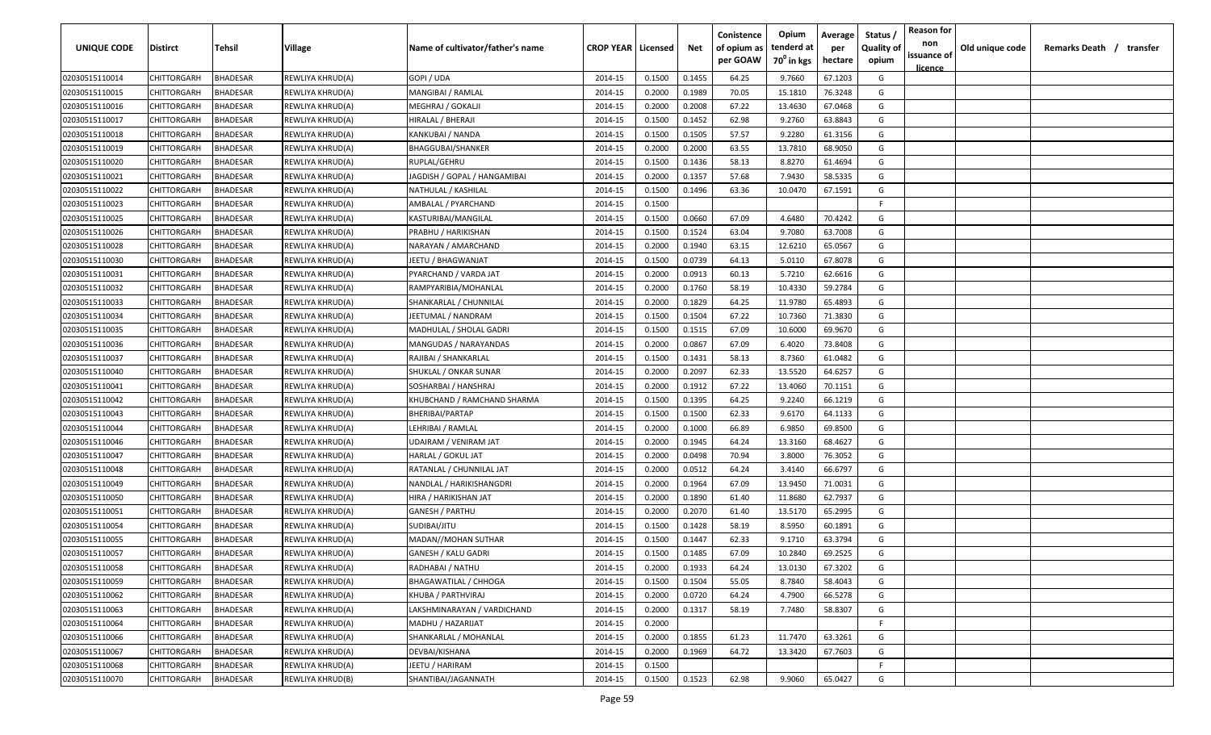| UNIQUE CODE | Distirct | Tehsil | Village | Name of cultivator/father's name | CROP YEAR | Licensed | Net | Conistence of opium as per GOAW | Opium tenderd at 70⁰ in kgs | Average per hectare | Status / Quality of opium | Reason for non issuance of licence | Old unique code | Remarks Death / transfer |
|---|---|---|---|---|---|---|---|---|---|---|---|---|---|---|
| 02030515110014 | CHITTORGARH | BHADESAR | REWLIYA KHRUD(A) | GOPI / UDA | 2014-15 | 0.1500 | 0.1455 | 64.25 | 9.7660 | 67.1203 | G | | | |
| 02030515110015 | CHITTORGARH | BHADESAR | REWLIYA KHRUD(A) | MANGIBAI / RAMLAL | 2014-15 | 0.2000 | 0.1989 | 70.05 | 15.1810 | 76.3248 | G | | | |
| 02030515110016 | CHITTORGARH | BHADESAR | REWLIYA KHRUD(A) | MEGHRAJ / GOKALJI | 2014-15 | 0.2000 | 0.2008 | 67.22 | 13.4630 | 67.0468 | G | | | |
| 02030515110017 | CHITTORGARH | BHADESAR | REWLIYA KHRUD(A) | HIRALAL / BHERAJI | 2014-15 | 0.1500 | 0.1452 | 62.98 | 9.2760 | 63.8843 | G | | | |
| 02030515110018 | CHITTORGARH | BHADESAR | REWLIYA KHRUD(A) | KANKUBAI / NANDA | 2014-15 | 0.1500 | 0.1505 | 57.57 | 9.2280 | 61.3156 | G | | | |
| 02030515110019 | CHITTORGARH | BHADESAR | REWLIYA KHRUD(A) | BHAGGUBAI/SHANKER | 2014-15 | 0.2000 | 0.2000 | 63.55 | 13.7810 | 68.9050 | G | | | |
| 02030515110020 | CHITTORGARH | BHADESAR | REWLIYA KHRUD(A) | RUPLAL/GEHRU | 2014-15 | 0.1500 | 0.1436 | 58.13 | 8.8270 | 61.4694 | G | | | |
| 02030515110021 | CHITTORGARH | BHADESAR | REWLIYA KHRUD(A) | JAGDISH / GOPAL / HANGAMIBAI | 2014-15 | 0.2000 | 0.1357 | 57.68 | 7.9430 | 58.5335 | G | | | |
| 02030515110022 | CHITTORGARH | BHADESAR | REWLIYA KHRUD(A) | NATHULAL / KASHILAL | 2014-15 | 0.1500 | 0.1496 | 63.36 | 10.0470 | 67.1591 | G | | | |
| 02030515110023 | CHITTORGARH | BHADESAR | REWLIYA KHRUD(A) | AMBALAL / PYARCHAND | 2014-15 | 0.1500 | | | | | F | | | |
| 02030515110025 | CHITTORGARH | BHADESAR | REWLIYA KHRUD(A) | KASTURIBAI/MANGILAL | 2014-15 | 0.1500 | 0.0660 | 67.09 | 4.6480 | 70.4242 | G | | | |
| 02030515110026 | CHITTORGARH | BHADESAR | REWLIYA KHRUD(A) | PRABHU / HARIKISHAN | 2014-15 | 0.1500 | 0.1524 | 63.04 | 9.7080 | 63.7008 | G | | | |
| 02030515110028 | CHITTORGARH | BHADESAR | REWLIYA KHRUD(A) | NARAYAN / AMARCHAND | 2014-15 | 0.2000 | 0.1940 | 63.15 | 12.6210 | 65.0567 | G | | | |
| 02030515110030 | CHITTORGARH | BHADESAR | REWLIYA KHRUD(A) | JEETU / BHAGWANJAT | 2014-15 | 0.1500 | 0.0739 | 64.13 | 5.0110 | 67.8078 | G | | | |
| 02030515110031 | CHITTORGARH | BHADESAR | REWLIYA KHRUD(A) | PYARCHAND / VARDA JAT | 2014-15 | 0.2000 | 0.0913 | 60.13 | 5.7210 | 62.6616 | G | | | |
| 02030515110032 | CHITTORGARH | BHADESAR | REWLIYA KHRUD(A) | RAMPYARIBIA/MOHANLAL | 2014-15 | 0.2000 | 0.1760 | 58.19 | 10.4330 | 59.2784 | G | | | |
| 02030515110033 | CHITTORGARH | BHADESAR | REWLIYA KHRUD(A) | SHANKARLAL / CHUNNILAL | 2014-15 | 0.2000 | 0.1829 | 64.25 | 11.9780 | 65.4893 | G | | | |
| 02030515110034 | CHITTORGARH | BHADESAR | REWLIYA KHRUD(A) | JEETUMAL / NANDRAM | 2014-15 | 0.1500 | 0.1504 | 67.22 | 10.7360 | 71.3830 | G | | | |
| 02030515110035 | CHITTORGARH | BHADESAR | REWLIYA KHRUD(A) | MADHULAL / SHOLAL GADRI | 2014-15 | 0.1500 | 0.1515 | 67.09 | 10.6000 | 69.9670 | G | | | |
| 02030515110036 | CHITTORGARH | BHADESAR | REWLIYA KHRUD(A) | MANGUDAS / NARAYANDAS | 2014-15 | 0.2000 | 0.0867 | 67.09 | 6.4020 | 73.8408 | G | | | |
| 02030515110037 | CHITTORGARH | BHADESAR | REWLIYA KHRUD(A) | RAJIBAI / SHANKARLAL | 2014-15 | 0.1500 | 0.1431 | 58.13 | 8.7360 | 61.0482 | G | | | |
| 02030515110040 | CHITTORGARH | BHADESAR | REWLIYA KHRUD(A) | SHUKLAL / ONKAR SUNAR | 2014-15 | 0.2000 | 0.2097 | 62.33 | 13.5520 | 64.6257 | G | | | |
| 02030515110041 | CHITTORGARH | BHADESAR | REWLIYA KHRUD(A) | SOSHARBAI / HANSHRAJ | 2014-15 | 0.2000 | 0.1912 | 67.22 | 13.4060 | 70.1151 | G | | | |
| 02030515110042 | CHITTORGARH | BHADESAR | REWLIYA KHRUD(A) | KHUBCHAND / RAMCHAND SHARMA | 2014-15 | 0.1500 | 0.1395 | 64.25 | 9.2240 | 66.1219 | G | | | |
| 02030515110043 | CHITTORGARH | BHADESAR | REWLIYA KHRUD(A) | BHERIBAI/PARTAP | 2014-15 | 0.1500 | 0.1500 | 62.33 | 9.6170 | 64.1133 | G | | | |
| 02030515110044 | CHITTORGARH | BHADESAR | REWLIYA KHRUD(A) | LEHRIBAI / RAMLAL | 2014-15 | 0.2000 | 0.1000 | 66.89 | 6.9850 | 69.8500 | G | | | |
| 02030515110046 | CHITTORGARH | BHADESAR | REWLIYA KHRUD(A) | UDAIRAM / VENIRAM JAT | 2014-15 | 0.2000 | 0.1945 | 64.24 | 13.3160 | 68.4627 | G | | | |
| 02030515110047 | CHITTORGARH | BHADESAR | REWLIYA KHRUD(A) | HARLAL / GOKUL JAT | 2014-15 | 0.2000 | 0.0498 | 70.94 | 3.8000 | 76.3052 | G | | | |
| 02030515110048 | CHITTORGARH | BHADESAR | REWLIYA KHRUD(A) | RATANLAL / CHUNNILAL JAT | 2014-15 | 0.2000 | 0.0512 | 64.24 | 3.4140 | 66.6797 | G | | | |
| 02030515110049 | CHITTORGARH | BHADESAR | REWLIYA KHRUD(A) | NANDLAL / HARIKISHANGDRI | 2014-15 | 0.2000 | 0.1964 | 67.09 | 13.9450 | 71.0031 | G | | | |
| 02030515110050 | CHITTORGARH | BHADESAR | REWLIYA KHRUD(A) | HIRA / HARIKISHAN JAT | 2014-15 | 0.2000 | 0.1890 | 61.40 | 11.8680 | 62.7937 | G | | | |
| 02030515110051 | CHITTORGARH | BHADESAR | REWLIYA KHRUD(A) | GANESH / PARTHU | 2014-15 | 0.2000 | 0.2070 | 61.40 | 13.5170 | 65.2995 | G | | | |
| 02030515110054 | CHITTORGARH | BHADESAR | REWLIYA KHRUD(A) | SUDIBAI/JITU | 2014-15 | 0.1500 | 0.1428 | 58.19 | 8.5950 | 60.1891 | G | | | |
| 02030515110055 | CHITTORGARH | BHADESAR | REWLIYA KHRUD(A) | MADAN//MOHAN SUTHAR | 2014-15 | 0.1500 | 0.1447 | 62.33 | 9.1710 | 63.3794 | G | | | |
| 02030515110057 | CHITTORGARH | BHADESAR | REWLIYA KHRUD(A) | GANESH / KALU GADRI | 2014-15 | 0.1500 | 0.1485 | 67.09 | 10.2840 | 69.2525 | G | | | |
| 02030515110058 | CHITTORGARH | BHADESAR | REWLIYA KHRUD(A) | RADHABAI / NATHU | 2014-15 | 0.2000 | 0.1933 | 64.24 | 13.0130 | 67.3202 | G | | | |
| 02030515110059 | CHITTORGARH | BHADESAR | REWLIYA KHRUD(A) | BHAGAWATILAL / CHHOGA | 2014-15 | 0.1500 | 0.1504 | 55.05 | 8.7840 | 58.4043 | G | | | |
| 02030515110062 | CHITTORGARH | BHADESAR | REWLIYA KHRUD(A) | KHUBA / PARTHVIRAJ | 2014-15 | 0.2000 | 0.0720 | 64.24 | 4.7900 | 66.5278 | G | | | |
| 02030515110063 | CHITTORGARH | BHADESAR | REWLIYA KHRUD(A) | LAKSHMINARAYAN / VARDICHAND | 2014-15 | 0.2000 | 0.1317 | 58.19 | 7.7480 | 58.8307 | G | | | |
| 02030515110064 | CHITTORGARH | BHADESAR | REWLIYA KHRUD(A) | MADHU / HAZARIJAT | 2014-15 | 0.2000 | | | | | F | | | |
| 02030515110066 | CHITTORGARH | BHADESAR | REWLIYA KHRUD(A) | SHANKARLAL / MOHANLAL | 2014-15 | 0.2000 | 0.1855 | 61.23 | 11.7470 | 63.3261 | G | | | |
| 02030515110067 | CHITTORGARH | BHADESAR | REWLIYA KHRUD(A) | DEVBAI/KISHANA | 2014-15 | 0.2000 | 0.1969 | 64.72 | 13.3420 | 67.7603 | G | | | |
| 02030515110068 | CHITTORGARH | BHADESAR | REWLIYA KHRUD(A) | JEETU / HARIRAM | 2014-15 | 0.1500 | | | | | F | | | |
| 02030515110070 | CHITTORGARH | BHADESAR | REWLIYA KHRUD(B) | SHANTIBAI/JAGANNATH | 2014-15 | 0.1500 | 0.1523 | 62.98 | 9.9060 | 65.0427 | G | | | |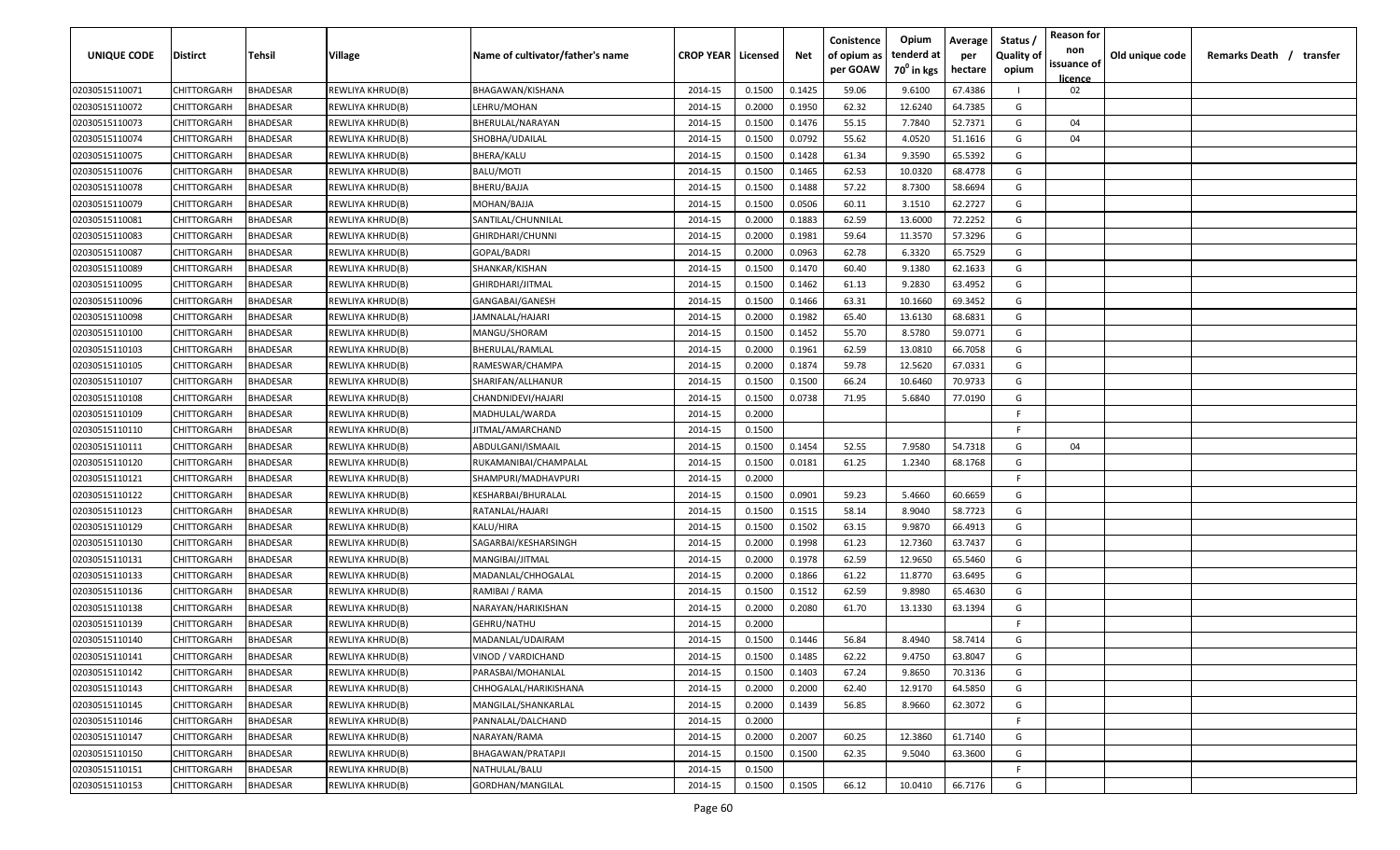| UNIQUE CODE | Distirct | Tehsil | Village | Name of cultivator/father's name | CROP YEAR | Licensed | Net | Conistence of opium as per GOAW | Opium tenderd at 70⁰ in kgs | Average per hectare | Status / Quality of opium | Reason for non issuance of licence | Old unique code | Remarks Death / transfer |
|---|---|---|---|---|---|---|---|---|---|---|---|---|---|---|
| 02030515110071 | CHITTORGARH | BHADESAR | REWLIYA KHRUD(B) | BHAGAWAN/KISHANA | 2014-15 | 0.1500 | 0.1425 | 59.06 | 9.6100 | 67.4386 | I | 02 | | |
| 02030515110072 | CHITTORGARH | BHADESAR | REWLIYA KHRUD(B) | LEHRU/MOHAN | 2014-15 | 0.2000 | 0.1950 | 62.32 | 12.6240 | 64.7385 | G | | | |
| 02030515110073 | CHITTORGARH | BHADESAR | REWLIYA KHRUD(B) | BHERULAL/NARAYAN | 2014-15 | 0.1500 | 0.1476 | 55.15 | 7.7840 | 52.7371 | G | 04 | | |
| 02030515110074 | CHITTORGARH | BHADESAR | REWLIYA KHRUD(B) | SHOBHA/UDAILAL | 2014-15 | 0.1500 | 0.0792 | 55.62 | 4.0520 | 51.1616 | G | 04 | | |
| 02030515110075 | CHITTORGARH | BHADESAR | REWLIYA KHRUD(B) | BHERA/KALU | 2014-15 | 0.1500 | 0.1428 | 61.34 | 9.3590 | 65.5392 | G | | | |
| 02030515110076 | CHITTORGARH | BHADESAR | REWLIYA KHRUD(B) | BALU/MOTI | 2014-15 | 0.1500 | 0.1465 | 62.53 | 10.0320 | 68.4778 | G | | | |
| 02030515110078 | CHITTORGARH | BHADESAR | REWLIYA KHRUD(B) | BHERU/BAJJA | 2014-15 | 0.1500 | 0.1488 | 57.22 | 8.7300 | 58.6694 | G | | | |
| 02030515110079 | CHITTORGARH | BHADESAR | REWLIYA KHRUD(B) | MOHAN/BAJJA | 2014-15 | 0.1500 | 0.0506 | 60.11 | 3.1510 | 62.2727 | G | | | |
| 02030515110081 | CHITTORGARH | BHADESAR | REWLIYA KHRUD(B) | SANTILAL/CHUNNILAL | 2014-15 | 0.2000 | 0.1883 | 62.59 | 13.6000 | 72.2252 | G | | | |
| 02030515110083 | CHITTORGARH | BHADESAR | REWLIYA KHRUD(B) | GHIRDHARI/CHUNNI | 2014-15 | 0.2000 | 0.1981 | 59.64 | 11.3570 | 57.3296 | G | | | |
| 02030515110087 | CHITTORGARH | BHADESAR | REWLIYA KHRUD(B) | GOPAL/BADRI | 2014-15 | 0.2000 | 0.0963 | 62.78 | 6.3320 | 65.7529 | G | | | |
| 02030515110089 | CHITTORGARH | BHADESAR | REWLIYA KHRUD(B) | SHANKAR/KISHAN | 2014-15 | 0.1500 | 0.1470 | 60.40 | 9.1380 | 62.1633 | G | | | |
| 02030515110095 | CHITTORGARH | BHADESAR | REWLIYA KHRUD(B) | GHIRDHARI/JITMAL | 2014-15 | 0.1500 | 0.1462 | 61.13 | 9.2830 | 63.4952 | G | | | |
| 02030515110096 | CHITTORGARH | BHADESAR | REWLIYA KHRUD(B) | GANGABAI/GANESH | 2014-15 | 0.1500 | 0.1466 | 63.31 | 10.1660 | 69.3452 | G | | | |
| 02030515110098 | CHITTORGARH | BHADESAR | REWLIYA KHRUD(B) | JAMNALAL/HAJARI | 2014-15 | 0.2000 | 0.1982 | 65.40 | 13.6130 | 68.6831 | G | | | |
| 02030515110100 | CHITTORGARH | BHADESAR | REWLIYA KHRUD(B) | MANGU/SHORAM | 2014-15 | 0.1500 | 0.1452 | 55.70 | 8.5780 | 59.0771 | G | | | |
| 02030515110103 | CHITTORGARH | BHADESAR | REWLIYA KHRUD(B) | BHERULAL/RAMLAL | 2014-15 | 0.2000 | 0.1961 | 62.59 | 13.0810 | 66.7058 | G | | | |
| 02030515110105 | CHITTORGARH | BHADESAR | REWLIYA KHRUD(B) | RAMESWAR/CHAMPA | 2014-15 | 0.2000 | 0.1874 | 59.78 | 12.5620 | 67.0331 | G | | | |
| 02030515110107 | CHITTORGARH | BHADESAR | REWLIYA KHRUD(B) | SHARIFAN/ALLHANUR | 2014-15 | 0.1500 | 0.1500 | 66.24 | 10.6460 | 70.9733 | G | | | |
| 02030515110108 | CHITTORGARH | BHADESAR | REWLIYA KHRUD(B) | CHANDNIDEVI/HAJARI | 2014-15 | 0.1500 | 0.0738 | 71.95 | 5.6840 | 77.0190 | G | | | |
| 02030515110109 | CHITTORGARH | BHADESAR | REWLIYA KHRUD(B) | MADHULAL/WARDA | 2014-15 | 0.2000 | | | | | F | | | |
| 02030515110110 | CHITTORGARH | BHADESAR | REWLIYA KHRUD(B) | JITMAL/AMARCHAND | 2014-15 | 0.1500 | | | | | F | | | |
| 02030515110111 | CHITTORGARH | BHADESAR | REWLIYA KHRUD(B) | ABDULGANI/ISMAAIL | 2014-15 | 0.1500 | 0.1454 | 52.55 | 7.9580 | 54.7318 | G | 04 | | |
| 02030515110120 | CHITTORGARH | BHADESAR | REWLIYA KHRUD(B) | RUKAMANIBAI/CHAMPALAL | 2014-15 | 0.1500 | 0.0181 | 61.25 | 1.2340 | 68.1768 | G | | | |
| 02030515110121 | CHITTORGARH | BHADESAR | REWLIYA KHRUD(B) | SHAMPURI/MADHAVPURI | 2014-15 | 0.2000 | | | | | F | | | |
| 02030515110122 | CHITTORGARH | BHADESAR | REWLIYA KHRUD(B) | KESHARBAI/BHURALAL | 2014-15 | 0.1500 | 0.0901 | 59.23 | 5.4660 | 60.6659 | G | | | |
| 02030515110123 | CHITTORGARH | BHADESAR | REWLIYA KHRUD(B) | RATANLAL/HAJARI | 2014-15 | 0.1500 | 0.1515 | 58.14 | 8.9040 | 58.7723 | G | | | |
| 02030515110129 | CHITTORGARH | BHADESAR | REWLIYA KHRUD(B) | KALU/HIRA | 2014-15 | 0.1500 | 0.1502 | 63.15 | 9.9870 | 66.4913 | G | | | |
| 02030515110130 | CHITTORGARH | BHADESAR | REWLIYA KHRUD(B) | SAGARBAI/KESHARSINGH | 2014-15 | 0.2000 | 0.1998 | 61.23 | 12.7360 | 63.7437 | G | | | |
| 02030515110131 | CHITTORGARH | BHADESAR | REWLIYA KHRUD(B) | MANGIBAI/JITMAL | 2014-15 | 0.2000 | 0.1978 | 62.59 | 12.9650 | 65.5460 | G | | | |
| 02030515110133 | CHITTORGARH | BHADESAR | REWLIYA KHRUD(B) | MADANLAL/CHHOGALAL | 2014-15 | 0.2000 | 0.1866 | 61.22 | 11.8770 | 63.6495 | G | | | |
| 02030515110136 | CHITTORGARH | BHADESAR | REWLIYA KHRUD(B) | RAMIBAI / RAMA | 2014-15 | 0.1500 | 0.1512 | 62.59 | 9.8980 | 65.4630 | G | | | |
| 02030515110138 | CHITTORGARH | BHADESAR | REWLIYA KHRUD(B) | NARAYAN/HARIKISHAN | 2014-15 | 0.2000 | 0.2080 | 61.70 | 13.1330 | 63.1394 | G | | | |
| 02030515110139 | CHITTORGARH | BHADESAR | REWLIYA KHRUD(B) | GEHRU/NATHU | 2014-15 | 0.2000 | | | | | F | | | |
| 02030515110140 | CHITTORGARH | BHADESAR | REWLIYA KHRUD(B) | MADANLAL/UDAIRAM | 2014-15 | 0.1500 | 0.1446 | 56.84 | 8.4940 | 58.7414 | G | | | |
| 02030515110141 | CHITTORGARH | BHADESAR | REWLIYA KHRUD(B) | VINOD / VARDICHAND | 2014-15 | 0.1500 | 0.1485 | 62.22 | 9.4750 | 63.8047 | G | | | |
| 02030515110142 | CHITTORGARH | BHADESAR | REWLIYA KHRUD(B) | PARASBAI/MOHANLAL | 2014-15 | 0.1500 | 0.1403 | 67.24 | 9.8650 | 70.3136 | G | | | |
| 02030515110143 | CHITTORGARH | BHADESAR | REWLIYA KHRUD(B) | CHHOGALAL/HARIKISHANA | 2014-15 | 0.2000 | 0.2000 | 62.40 | 12.9170 | 64.5850 | G | | | |
| 02030515110145 | CHITTORGARH | BHADESAR | REWLIYA KHRUD(B) | MANGILAL/SHANKARLAL | 2014-15 | 0.2000 | 0.1439 | 56.85 | 8.9660 | 62.3072 | G | | | |
| 02030515110146 | CHITTORGARH | BHADESAR | REWLIYA KHRUD(B) | PANNALAL/DALCHAND | 2014-15 | 0.2000 | | | | | F | | | |
| 02030515110147 | CHITTORGARH | BHADESAR | REWLIYA KHRUD(B) | NARAYAN/RAMA | 2014-15 | 0.2000 | 0.2007 | 60.25 | 12.3860 | 61.7140 | G | | | |
| 02030515110150 | CHITTORGARH | BHADESAR | REWLIYA KHRUD(B) | BHAGAWAN/PRATAPJI | 2014-15 | 0.1500 | 0.1500 | 62.35 | 9.5040 | 63.3600 | G | | | |
| 02030515110151 | CHITTORGARH | BHADESAR | REWLIYA KHRUD(B) | NATHULAL/BALU | 2014-15 | 0.1500 | | | | | F | | | |
| 02030515110153 | CHITTORGARH | BHADESAR | REWLIYA KHRUD(B) | GORDHAN/MANGILAL | 2014-15 | 0.1500 | 0.1505 | 66.12 | 10.0410 | 66.7176 | G | | | |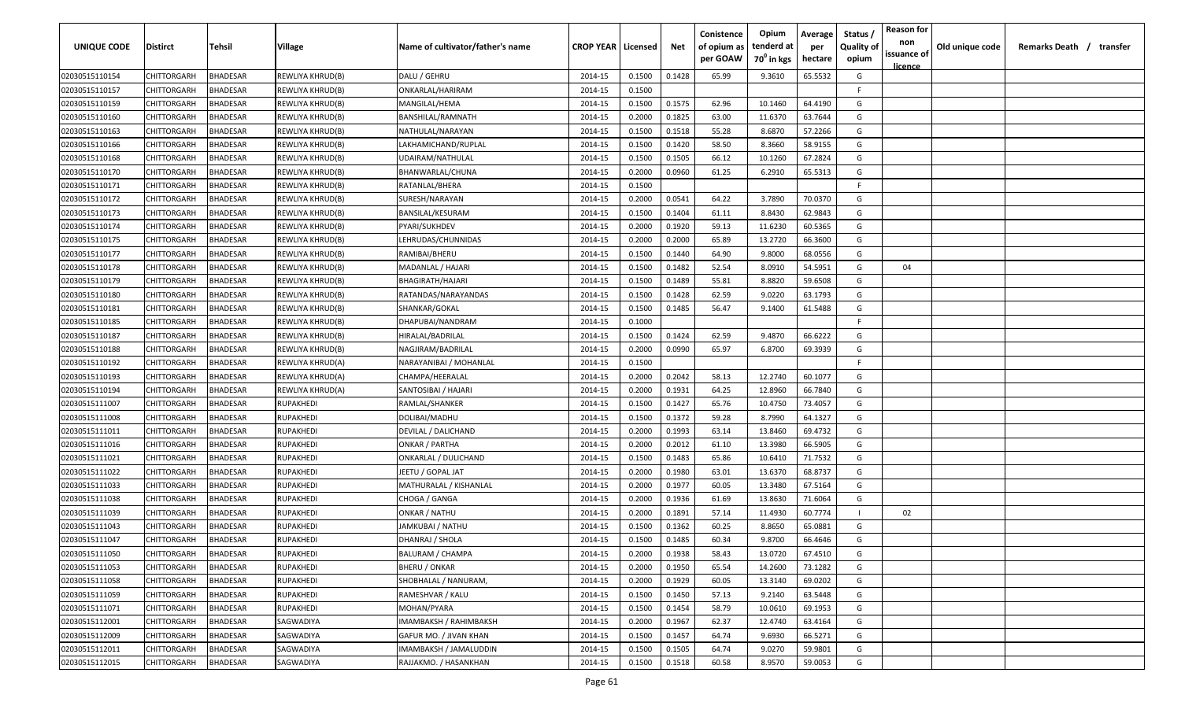| UNIQUE CODE | Distirct | Tehsil | Village | Name of cultivator/father's name | CROP YEAR | Licensed | Net | Conistence of opium as per GOAW | Opium tenderd at 70° in kgs | Average per hectare | Status / Quality of opium | Reason for non issuance of licence | Old unique code | Remarks Death / transfer |
|---|---|---|---|---|---|---|---|---|---|---|---|---|---|---|
| 02030515110154 | CHITTORGARH | BHADESAR | REWLIYA KHRUD(B) | DALU / GEHRU | 2014-15 | 0.1500 | 0.1428 | 65.99 | 9.3610 | 65.5532 | G | | | |
| 02030515110157 | CHITTORGARH | BHADESAR | REWLIYA KHRUD(B) | ONKARLAL/HARIRAM | 2014-15 | 0.1500 | | | | | F | | | |
| 02030515110159 | CHITTORGARH | BHADESAR | REWLIYA KHRUD(B) | MANGILAL/HEMA | 2014-15 | 0.1500 | 0.1575 | 62.96 | 10.1460 | 64.4190 | G | | | |
| 02030515110160 | CHITTORGARH | BHADESAR | REWLIYA KHRUD(B) | BANSHILAL/RAMNATH | 2014-15 | 0.2000 | 0.1825 | 63.00 | 11.6370 | 63.7644 | G | | | |
| 02030515110163 | CHITTORGARH | BHADESAR | REWLIYA KHRUD(B) | NATHULAL/NARAYAN | 2014-15 | 0.1500 | 0.1518 | 55.28 | 8.6870 | 57.2266 | G | | | |
| 02030515110166 | CHITTORGARH | BHADESAR | REWLIYA KHRUD(B) | LAKHAMICHAND/RUPLAL | 2014-15 | 0.1500 | 0.1420 | 58.50 | 8.3660 | 58.9155 | G | | | |
| 02030515110168 | CHITTORGARH | BHADESAR | REWLIYA KHRUD(B) | UDAIRAM/NATHULAL | 2014-15 | 0.1500 | 0.1505 | 66.12 | 10.1260 | 67.2824 | G | | | |
| 02030515110170 | CHITTORGARH | BHADESAR | REWLIYA KHRUD(B) | BHANWARLAL/CHUNA | 2014-15 | 0.2000 | 0.0960 | 61.25 | 6.2910 | 65.5313 | G | | | |
| 02030515110171 | CHITTORGARH | BHADESAR | REWLIYA KHRUD(B) | RATANLAL/BHERA | 2014-15 | 0.1500 | | | | | F | | | |
| 02030515110172 | CHITTORGARH | BHADESAR | REWLIYA KHRUD(B) | SURESH/NARAYAN | 2014-15 | 0.2000 | 0.0541 | 64.22 | 3.7890 | 70.0370 | G | | | |
| 02030515110173 | CHITTORGARH | BHADESAR | REWLIYA KHRUD(B) | BANSILAL/KESURAM | 2014-15 | 0.1500 | 0.1404 | 61.11 | 8.8430 | 62.9843 | G | | | |
| 02030515110174 | CHITTORGARH | BHADESAR | REWLIYA KHRUD(B) | PYARI/SUKHDEV | 2014-15 | 0.2000 | 0.1920 | 59.13 | 11.6230 | 60.5365 | G | | | |
| 02030515110175 | CHITTORGARH | BHADESAR | REWLIYA KHRUD(B) | LEHRUDAS/CHUNNIDAS | 2014-15 | 0.2000 | 0.2000 | 65.89 | 13.2720 | 66.3600 | G | | | |
| 02030515110177 | CHITTORGARH | BHADESAR | REWLIYA KHRUD(B) | RAMIBAI/BHERU | 2014-15 | 0.1500 | 0.1440 | 64.90 | 9.8000 | 68.0556 | G | | | |
| 02030515110178 | CHITTORGARH | BHADESAR | REWLIYA KHRUD(B) | MADANLAL / HAJARI | 2014-15 | 0.1500 | 0.1482 | 52.54 | 8.0910 | 54.5951 | G | 04 | | |
| 02030515110179 | CHITTORGARH | BHADESAR | REWLIYA KHRUD(B) | BHAGIRATH/HAJARI | 2014-15 | 0.1500 | 0.1489 | 55.81 | 8.8820 | 59.6508 | G | | | |
| 02030515110180 | CHITTORGARH | BHADESAR | REWLIYA KHRUD(B) | RATANDAS/NARAYANDAS | 2014-15 | 0.1500 | 0.1428 | 62.59 | 9.0220 | 63.1793 | G | | | |
| 02030515110181 | CHITTORGARH | BHADESAR | REWLIYA KHRUD(B) | SHANKAR/GOKAL | 2014-15 | 0.1500 | 0.1485 | 56.47 | 9.1400 | 61.5488 | G | | | |
| 02030515110185 | CHITTORGARH | BHADESAR | REWLIYA KHRUD(B) | DHAPUBAI/NANDRAM | 2014-15 | 0.1000 | | | | | F | | | |
| 02030515110187 | CHITTORGARH | BHADESAR | REWLIYA KHRUD(B) | HIRALAL/BADRILAL | 2014-15 | 0.1500 | 0.1424 | 62.59 | 9.4870 | 66.6222 | G | | | |
| 02030515110188 | CHITTORGARH | BHADESAR | REWLIYA KHRUD(B) | NAGJIRAM/BADRILAL | 2014-15 | 0.2000 | 0.0990 | 65.97 | 6.8700 | 69.3939 | G | | | |
| 02030515110192 | CHITTORGARH | BHADESAR | REWLIYA KHRUD(A) | NARAYANIBAI / MOHANLAL | 2014-15 | 0.1500 | | | | | F | | | |
| 02030515110193 | CHITTORGARH | BHADESAR | REWLIYA KHRUD(A) | CHAMPA/HEERALAL | 2014-15 | 0.2000 | 0.2042 | 58.13 | 12.2740 | 60.1077 | G | | | |
| 02030515110194 | CHITTORGARH | BHADESAR | REWLIYA KHRUD(A) | SANTOSIBAI / HAJARI | 2014-15 | 0.2000 | 0.1931 | 64.25 | 12.8960 | 66.7840 | G | | | |
| 02030515111007 | CHITTORGARH | BHADESAR | RUPAKHEDI | RAMLAL/SHANKER | 2014-15 | 0.1500 | 0.1427 | 65.76 | 10.4750 | 73.4057 | G | | | |
| 02030515111008 | CHITTORGARH | BHADESAR | RUPAKHEDI | DOLIBAI/MADHU | 2014-15 | 0.1500 | 0.1372 | 59.28 | 8.7990 | 64.1327 | G | | | |
| 02030515111011 | CHITTORGARH | BHADESAR | RUPAKHEDI | DEVILAL / DALICHAND | 2014-15 | 0.2000 | 0.1993 | 63.14 | 13.8460 | 69.4732 | G | | | |
| 02030515111016 | CHITTORGARH | BHADESAR | RUPAKHEDI | ONKAR / PARTHA | 2014-15 | 0.2000 | 0.2012 | 61.10 | 13.3980 | 66.5905 | G | | | |
| 02030515111021 | CHITTORGARH | BHADESAR | RUPAKHEDI | ONKARLAL / DULICHAND | 2014-15 | 0.1500 | 0.1483 | 65.86 | 10.6410 | 71.7532 | G | | | |
| 02030515111022 | CHITTORGARH | BHADESAR | RUPAKHEDI | JEETU / GOPAL JAT | 2014-15 | 0.2000 | 0.1980 | 63.01 | 13.6370 | 68.8737 | G | | | |
| 02030515111033 | CHITTORGARH | BHADESAR | RUPAKHEDI | MATHURALAL / KISHANLAL | 2014-15 | 0.2000 | 0.1977 | 60.05 | 13.3480 | 67.5164 | G | | | |
| 02030515111038 | CHITTORGARH | BHADESAR | RUPAKHEDI | CHOGA / GANGA | 2014-15 | 0.2000 | 0.1936 | 61.69 | 13.8630 | 71.6064 | G | | | |
| 02030515111039 | CHITTORGARH | BHADESAR | RUPAKHEDI | ONKAR / NATHU | 2014-15 | 0.2000 | 0.1891 | 57.14 | 11.4930 | 60.7774 | I | 02 | | |
| 02030515111043 | CHITTORGARH | BHADESAR | RUPAKHEDI | JAMKUBAI / NATHU | 2014-15 | 0.1500 | 0.1362 | 60.25 | 8.8650 | 65.0881 | G | | | |
| 02030515111047 | CHITTORGARH | BHADESAR | RUPAKHEDI | DHANRAJ / SHOLA | 2014-15 | 0.1500 | 0.1485 | 60.34 | 9.8700 | 66.4646 | G | | | |
| 02030515111050 | CHITTORGARH | BHADESAR | RUPAKHEDI | BALURAM / CHAMPA | 2014-15 | 0.2000 | 0.1938 | 58.43 | 13.0720 | 67.4510 | G | | | |
| 02030515111053 | CHITTORGARH | BHADESAR | RUPAKHEDI | BHERU / ONKAR | 2014-15 | 0.2000 | 0.1950 | 65.54 | 14.2600 | 73.1282 | G | | | |
| 02030515111058 | CHITTORGARH | BHADESAR | RUPAKHEDI | SHOBHALAL / NANURAM, | 2014-15 | 0.2000 | 0.1929 | 60.05 | 13.3140 | 69.0202 | G | | | |
| 02030515111059 | CHITTORGARH | BHADESAR | RUPAKHEDI | RAMESHVAR / KALU | 2014-15 | 0.1500 | 0.1450 | 57.13 | 9.2140 | 63.5448 | G | | | |
| 02030515111071 | CHITTORGARH | BHADESAR | RUPAKHEDI | MOHAN/PYARA | 2014-15 | 0.1500 | 0.1454 | 58.79 | 10.0610 | 69.1953 | G | | | |
| 02030515112001 | CHITTORGARH | BHADESAR | SAGWADIYA | IMAMBAKSH / RAHIMBAKSH | 2014-15 | 0.2000 | 0.1967 | 62.37 | 12.4740 | 63.4164 | G | | | |
| 02030515112009 | CHITTORGARH | BHADESAR | SAGWADIYA | GAFUR MO. / JIVAN KHAN | 2014-15 | 0.1500 | 0.1457 | 64.74 | 9.6930 | 66.5271 | G | | | |
| 02030515112011 | CHITTORGARH | BHADESAR | SAGWADIYA | IMAMBAKSH / JAMALUDDIN | 2014-15 | 0.1500 | 0.1505 | 64.74 | 9.0270 | 59.9801 | G | | | |
| 02030515112015 | CHITTORGARH | BHADESAR | SAGWADIYA | RAJJAKMO. / HASANKHAN | 2014-15 | 0.1500 | 0.1518 | 60.58 | 8.9570 | 59.0053 | G | | | |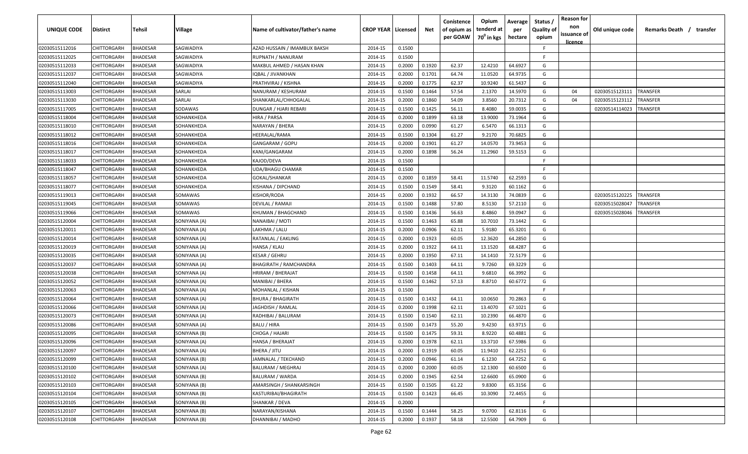| UNIQUE CODE | Distirct | Tehsil | Village | Name of cultivator/father's name | CROP YEAR | Licensed | Net | Conistence of opium as per GOAW | Opium tenderd at 70⁰ in kgs | Average per hectare | Status / Quality of opium | Reason for non issuance of licence | Old unique code | Remarks Death / transfer |
|---|---|---|---|---|---|---|---|---|---|---|---|---|---|---|
| 02030515112016 | CHITTORGARH | BHADESAR | SAGWADIYA | AZAD HUSSAIN / IMAMBUX BAKSH | 2014-15 | 0.1500 | | | | | F | | | |
| 02030515112025 | CHITTORGARH | BHADESAR | SAGWADIYA | RUPNATH / NANURAM | 2014-15 | 0.1500 | | | | | F | | | |
| 02030515112033 | CHITTORGARH | BHADESAR | SAGWADIYA | MAKBUL AHMED / HASAN KHAN | 2014-15 | 0.2000 | 0.1920 | 62.37 | 12.4210 | 64.6927 | G | | | |
| 02030515112037 | CHITTORGARH | BHADESAR | SAGWADIYA | IQBAL / JIVANKHAN | 2014-15 | 0.2000 | 0.1701 | 64.74 | 11.0520 | 64.9735 | G | | | |
| 02030515112040 | CHITTORGARH | BHADESAR | SAGWADIYA | PRATHVIRAJ / KISHNA | 2014-15 | 0.2000 | 0.1775 | 62.37 | 10.9240 | 61.5437 | G | | | |
| 02030515113003 | CHITTORGARH | BHADESAR | SARLAI | NANURAM / KESHURAM | 2014-15 | 0.1500 | 0.1464 | 57.54 | 2.1370 | 14.5970 | G | 04 | 02030515123111 | TRANSFER |
| 02030515113030 | CHITTORGARH | BHADESAR | SARLAI | SHANKARLAL/CHHOGALAL | 2014-15 | 0.2000 | 0.1860 | 54.09 | 3.8560 | 20.7312 | G | 04 | 02030515123112 | TRANSFER |
| 02030515117005 | CHITTORGARH | BHADESAR | SODAWAS | DUNGAR / HJARI REBARI | 2014-15 | 0.1500 | 0.1425 | 56.11 | 8.4080 | 59.0035 | G | | 02030514114023 | TRANSFER |
| 02030515118004 | CHITTORGARH | BHADESAR | SOHANKHEDA | HIRA / PARSA | 2014-15 | 0.2000 | 0.1899 | 63.18 | 13.9000 | 73.1964 | G | | | |
| 02030515118010 | CHITTORGARH | BHADESAR | SOHANKHEDA | NARAYAN / BHERA | 2014-15 | 0.2000 | 0.0990 | 61.27 | 6.5470 | 66.1313 | G | | | |
| 02030515118012 | CHITTORGARH | BHADESAR | SOHANKHEDA | HEERALAL/RAMA | 2014-15 | 0.1500 | 0.1304 | 61.27 | 9.2170 | 70.6825 | G | | | |
| 02030515118016 | CHITTORGARH | BHADESAR | SOHANKHEDA | GANGARAM / GOPU | 2014-15 | 0.2000 | 0.1901 | 61.27 | 14.0570 | 73.9453 | G | | | |
| 02030515118017 | CHITTORGARH | BHADESAR | SOHANKHEDA | KANI/GANGARAM | 2014-15 | 0.2000 | 0.1898 | 56.24 | 11.2960 | 59.5153 | G | | | |
| 02030515118033 | CHITTORGARH | BHADESAR | SOHANKHEDA | KAJOD/DEVA | 2014-15 | 0.1500 | | | | | F | | | |
| 02030515118047 | CHITTORGARH | BHADESAR | SOHANKHEDA | UDA/BHAGU CHAMAR | 2014-15 | 0.1500 | | | | | F | | | |
| 02030515118057 | CHITTORGARH | BHADESAR | SOHANKHEDA | GOKAL/SHANKAR | 2014-15 | 0.2000 | 0.1859 | 58.41 | 11.5740 | 62.2593 | G | | | |
| 02030515118077 | CHITTORGARH | BHADESAR | SOHANKHEDA | KISHANA / DIPCHAND | 2014-15 | 0.1500 | 0.1549 | 58.41 | 9.3120 | 60.1162 | G | | | |
| 02030515119013 | CHITTORGARH | BHADESAR | SOMAWAS | KISHOR/RODA | 2014-15 | 0.2000 | 0.1932 | 66.57 | 14.3130 | 74.0839 | G | | 02030515120225 | TRANSFER |
| 02030515119045 | CHITTORGARH | BHADESAR | SOMAWAS | DEVILAL / RAMAJI | 2014-15 | 0.1500 | 0.1488 | 57.80 | 8.5130 | 57.2110 | G | | 02030515028047 | TRANSFER |
| 02030515119066 | CHITTORGARH | BHADESAR | SOMAWAS | KHUMAN / BHAGCHAND | 2014-15 | 0.1500 | 0.1436 | 56.63 | 8.4860 | 59.0947 | G | | 02030515028046 | TRANSFER |
| 02030515120004 | CHITTORGARH | BHADESAR | SONIYANA (A) | NANAIBAI / MOTI | 2014-15 | 0.1500 | 0.1463 | 65.88 | 10.7010 | 73.1442 | G | | | |
| 02030515120011 | CHITTORGARH | BHADESAR | SONIYANA (A) | LAKHMA / LALU | 2014-15 | 0.2000 | 0.0906 | 62.11 | 5.9180 | 65.3201 | G | | | |
| 02030515120014 | CHITTORGARH | BHADESAR | SONIYANA (A) | RATANLAL / EAKLING | 2014-15 | 0.2000 | 0.1923 | 60.05 | 12.3620 | 64.2850 | G | | | |
| 02030515120019 | CHITTORGARH | BHADESAR | SONIYANA (A) | HANSA / KLAU | 2014-15 | 0.2000 | 0.1922 | 64.11 | 13.1520 | 68.4287 | G | | | |
| 02030515120035 | CHITTORGARH | BHADESAR | SONIYANA (A) | KESAR / GEHRU | 2014-15 | 0.2000 | 0.1950 | 67.11 | 14.1410 | 72.5179 | G | | | |
| 02030515120037 | CHITTORGARH | BHADESAR | SONIYANA (A) | BHAGIRATH / RAMCHANDRA | 2014-15 | 0.1500 | 0.1403 | 64.11 | 9.7260 | 69.3229 | G | | | |
| 02030515120038 | CHITTORGARH | BHADESAR | SONIYANA (A) | HRIRAM / BHERAJAT | 2014-15 | 0.1500 | 0.1458 | 64.11 | 9.6810 | 66.3992 | G | | | |
| 02030515120052 | CHITTORGARH | BHADESAR | SONIYANA (A) | MANIBAI / BHERA | 2014-15 | 0.1500 | 0.1462 | 57.13 | 8.8710 | 60.6772 | G | | | |
| 02030515120063 | CHITTORGARH | BHADESAR | SONIYANA (A) | MOHANLAL / KISHAN | 2014-15 | 0.1500 | | | | | F | | | |
| 02030515120064 | CHITTORGARH | BHADESAR | SONIYANA (A) | BHURA / BHAGIRATH | 2014-15 | 0.1500 | 0.1432 | 64.11 | 10.0650 | 70.2863 | G | | | |
| 02030515120066 | CHITTORGARH | BHADESAR | SONIYANA (A) | JAGHDISH / RAMLAL | 2014-15 | 0.2000 | 0.1998 | 62.11 | 13.4070 | 67.1021 | G | | | |
| 02030515120073 | CHITTORGARH | BHADESAR | SONIYANA (A) | RADHIBAI / BALURAM | 2014-15 | 0.1500 | 0.1540 | 62.11 | 10.2390 | 66.4870 | G | | | |
| 02030515120086 | CHITTORGARH | BHADESAR | SONIYANA (A) | BALU / HIRA | 2014-15 | 0.1500 | 0.1473 | 55.20 | 9.4230 | 63.9715 | G | | | |
| 02030515120095 | CHITTORGARH | BHADESAR | SONIYANA (B) | CHOGA / HAJARI | 2014-15 | 0.1500 | 0.1475 | 59.31 | 8.9220 | 60.4881 | G | | | |
| 02030515120096 | CHITTORGARH | BHADESAR | SONIYANA (A) | HANSA / BHERAJAT | 2014-15 | 0.2000 | 0.1978 | 62.11 | 13.3710 | 67.5986 | G | | | |
| 02030515120097 | CHITTORGARH | BHADESAR | SONIYANA (A) | BHERA / JITU | 2014-15 | 0.2000 | 0.1919 | 60.05 | 11.9410 | 62.2251 | G | | | |
| 02030515120099 | CHITTORGARH | BHADESAR | SONIYANA (B) | JAMNALAL / TEKCHAND | 2014-15 | 0.2000 | 0.0946 | 61.14 | 6.1230 | 64.7252 | G | | | |
| 02030515120100 | CHITTORGARH | BHADESAR | SONIYANA (B) | BALURAM / MEGHRAJ | 2014-15 | 0.2000 | 0.2000 | 60.05 | 12.1300 | 60.6500 | G | | | |
| 02030515120102 | CHITTORGARH | BHADESAR | SONIYANA (B) | BALURAM / WARDA | 2014-15 | 0.2000 | 0.1945 | 62.54 | 12.6600 | 65.0900 | G | | | |
| 02030515120103 | CHITTORGARH | BHADESAR | SONIYANA (B) | AMARSINGH / SHANKARSINGH | 2014-15 | 0.1500 | 0.1505 | 61.22 | 9.8300 | 65.3156 | G | | | |
| 02030515120104 | CHITTORGARH | BHADESAR | SONIYANA (B) | KASTURIBAI/BHAGIRATH | 2014-15 | 0.1500 | 0.1423 | 66.45 | 10.3090 | 72.4455 | G | | | |
| 02030515120105 | CHITTORGARH | BHADESAR | SONIYANA (B) | SHANKAR / DEVA | 2014-15 | 0.2000 | | | | | F | | | |
| 02030515120107 | CHITTORGARH | BHADESAR | SONIYANA (B) | NARAYAN/KISHANA | 2014-15 | 0.1500 | 0.1444 | 58.25 | 9.0700 | 62.8116 | G | | | |
| 02030515120108 | CHITTORGARH | BHADESAR | SONIYANA (B) | DHANNIBAI / MADHO | 2014-15 | 0.2000 | 0.1937 | 58.18 | 12.5500 | 64.7909 | G | | | |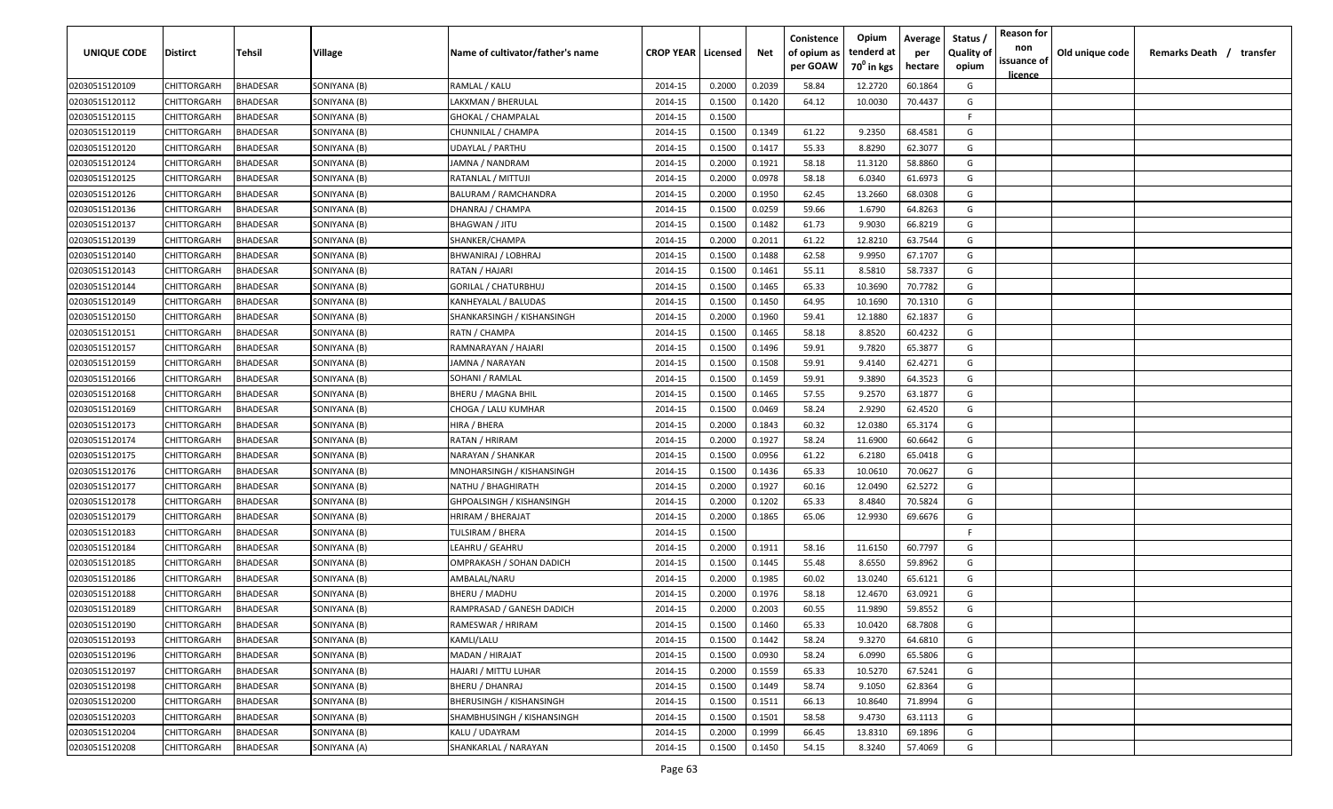| UNIQUE CODE | Distirct | Tehsil | Village | Name of cultivator/father's name | CROP YEAR | Licensed | Net | Conistence of opium as per GOAW | Opium tenderd at 70° in kgs | Average per hectare | Status / Quality of opium | Reason for non issuance of licence | Old unique code | Remarks Death / transfer |
|---|---|---|---|---|---|---|---|---|---|---|---|---|---|---|
| 02030515120109 | CHITTORGARH | BHADESAR | SONIYANA (B) | RAMLAL / KALU | 2014-15 | 0.2000 | 0.2039 | 58.84 | 12.2720 | 60.1864 | G | | | |
| 02030515120112 | CHITTORGARH | BHADESAR | SONIYANA (B) | LAKXMAN / BHERULAL | 2014-15 | 0.1500 | 0.1420 | 64.12 | 10.0030 | 70.4437 | G | | | |
| 02030515120115 | CHITTORGARH | BHADESAR | SONIYANA (B) | GHOKAL / CHAMPALAL | 2014-15 | 0.1500 | | | | | F | | | |
| 02030515120119 | CHITTORGARH | BHADESAR | SONIYANA (B) | CHUNNILAL / CHAMPA | 2014-15 | 0.1500 | 0.1349 | 61.22 | 9.2350 | 68.4581 | G | | | |
| 02030515120120 | CHITTORGARH | BHADESAR | SONIYANA (B) | UDAYLAL / PARTHU | 2014-15 | 0.1500 | 0.1417 | 55.33 | 8.8290 | 62.3077 | G | | | |
| 02030515120124 | CHITTORGARH | BHADESAR | SONIYANA (B) | JAMNA / NANDRAM | 2014-15 | 0.2000 | 0.1921 | 58.18 | 11.3120 | 58.8860 | G | | | |
| 02030515120125 | CHITTORGARH | BHADESAR | SONIYANA (B) | RATANLAL / MITTUJI | 2014-15 | 0.2000 | 0.0978 | 58.18 | 6.0340 | 61.6973 | G | | | |
| 02030515120126 | CHITTORGARH | BHADESAR | SONIYANA (B) | BALURAM / RAMCHANDRA | 2014-15 | 0.2000 | 0.1950 | 62.45 | 13.2660 | 68.0308 | G | | | |
| 02030515120136 | CHITTORGARH | BHADESAR | SONIYANA (B) | DHANRAJ / CHAMPA | 2014-15 | 0.1500 | 0.0259 | 59.66 | 1.6790 | 64.8263 | G | | | |
| 02030515120137 | CHITTORGARH | BHADESAR | SONIYANA (B) | BHAGWAN / JITU | 2014-15 | 0.1500 | 0.1482 | 61.73 | 9.9030 | 66.8219 | G | | | |
| 02030515120139 | CHITTORGARH | BHADESAR | SONIYANA (B) | SHANKER/CHAMPA | 2014-15 | 0.2000 | 0.2011 | 61.22 | 12.8210 | 63.7544 | G | | | |
| 02030515120140 | CHITTORGARH | BHADESAR | SONIYANA (B) | BHWANIRAJ / LOBHRAJ | 2014-15 | 0.1500 | 0.1488 | 62.58 | 9.9950 | 67.1707 | G | | | |
| 02030515120143 | CHITTORGARH | BHADESAR | SONIYANA (B) | RATAN / HAJARI | 2014-15 | 0.1500 | 0.1461 | 55.11 | 8.5810 | 58.7337 | G | | | |
| 02030515120144 | CHITTORGARH | BHADESAR | SONIYANA (B) | GORILAL / CHATURBHUJ | 2014-15 | 0.1500 | 0.1465 | 65.33 | 10.3690 | 70.7782 | G | | | |
| 02030515120149 | CHITTORGARH | BHADESAR | SONIYANA (B) | KANHEYALAL / BALUDAS | 2014-15 | 0.1500 | 0.1450 | 64.95 | 10.1690 | 70.1310 | G | | | |
| 02030515120150 | CHITTORGARH | BHADESAR | SONIYANA (B) | SHANKARSINGH / KISHANSINGH | 2014-15 | 0.2000 | 0.1960 | 59.41 | 12.1880 | 62.1837 | G | | | |
| 02030515120151 | CHITTORGARH | BHADESAR | SONIYANA (B) | RATN / CHAMPA | 2014-15 | 0.1500 | 0.1465 | 58.18 | 8.8520 | 60.4232 | G | | | |
| 02030515120157 | CHITTORGARH | BHADESAR | SONIYANA (B) | RAMNARAYAN / HAJARI | 2014-15 | 0.1500 | 0.1496 | 59.91 | 9.7820 | 65.3877 | G | | | |
| 02030515120159 | CHITTORGARH | BHADESAR | SONIYANA (B) | JAMNA / NARAYAN | 2014-15 | 0.1500 | 0.1508 | 59.91 | 9.4140 | 62.4271 | G | | | |
| 02030515120166 | CHITTORGARH | BHADESAR | SONIYANA (B) | SOHANI / RAMLAL | 2014-15 | 0.1500 | 0.1459 | 59.91 | 9.3890 | 64.3523 | G | | | |
| 02030515120168 | CHITTORGARH | BHADESAR | SONIYANA (B) | BHERU / MAGNA BHIL | 2014-15 | 0.1500 | 0.1465 | 57.55 | 9.2570 | 63.1877 | G | | | |
| 02030515120169 | CHITTORGARH | BHADESAR | SONIYANA (B) | CHOGA / LALU KUMHAR | 2014-15 | 0.1500 | 0.0469 | 58.24 | 2.9290 | 62.4520 | G | | | |
| 02030515120173 | CHITTORGARH | BHADESAR | SONIYANA (B) | HIRA / BHERA | 2014-15 | 0.2000 | 0.1843 | 60.32 | 12.0380 | 65.3174 | G | | | |
| 02030515120174 | CHITTORGARH | BHADESAR | SONIYANA (B) | RATAN / HRIRAM | 2014-15 | 0.2000 | 0.1927 | 58.24 | 11.6900 | 60.6642 | G | | | |
| 02030515120175 | CHITTORGARH | BHADESAR | SONIYANA (B) | NARAYAN / SHANKAR | 2014-15 | 0.1500 | 0.0956 | 61.22 | 6.2180 | 65.0418 | G | | | |
| 02030515120176 | CHITTORGARH | BHADESAR | SONIYANA (B) | MNOHARSINGH / KISHANSINGH | 2014-15 | 0.1500 | 0.1436 | 65.33 | 10.0610 | 70.0627 | G | | | |
| 02030515120177 | CHITTORGARH | BHADESAR | SONIYANA (B) | NATHU / BHAGHIRATH | 2014-15 | 0.2000 | 0.1927 | 60.16 | 12.0490 | 62.5272 | G | | | |
| 02030515120178 | CHITTORGARH | BHADESAR | SONIYANA (B) | GHPOALSINGH / KISHANSINGH | 2014-15 | 0.2000 | 0.1202 | 65.33 | 8.4840 | 70.5824 | G | | | |
| 02030515120179 | CHITTORGARH | BHADESAR | SONIYANA (B) | HRIRAM / BHERAJAT | 2014-15 | 0.2000 | 0.1865 | 65.06 | 12.9930 | 69.6676 | G | | | |
| 02030515120183 | CHITTORGARH | BHADESAR | SONIYANA (B) | TULSIRAM / BHERA | 2014-15 | 0.1500 | | | | | F | | | |
| 02030515120184 | CHITTORGARH | BHADESAR | SONIYANA (B) | LEAHRU / GEAHRU | 2014-15 | 0.2000 | 0.1911 | 58.16 | 11.6150 | 60.7797 | G | | | |
| 02030515120185 | CHITTORGARH | BHADESAR | SONIYANA (B) | OMPRAKASH / SOHAN DADICH | 2014-15 | 0.1500 | 0.1445 | 55.48 | 8.6550 | 59.8962 | G | | | |
| 02030515120186 | CHITTORGARH | BHADESAR | SONIYANA (B) | AMBALAL/NARU | 2014-15 | 0.2000 | 0.1985 | 60.02 | 13.0240 | 65.6121 | G | | | |
| 02030515120188 | CHITTORGARH | BHADESAR | SONIYANA (B) | BHERU / MADHU | 2014-15 | 0.2000 | 0.1976 | 58.18 | 12.4670 | 63.0921 | G | | | |
| 02030515120189 | CHITTORGARH | BHADESAR | SONIYANA (B) | RAMPRASAD / GANESH DADICH | 2014-15 | 0.2000 | 0.2003 | 60.55 | 11.9890 | 59.8552 | G | | | |
| 02030515120190 | CHITTORGARH | BHADESAR | SONIYANA (B) | RAMESWAR / HRIRAM | 2014-15 | 0.1500 | 0.1460 | 65.33 | 10.0420 | 68.7808 | G | | | |
| 02030515120193 | CHITTORGARH | BHADESAR | SONIYANA (B) | KAMLI/LALU | 2014-15 | 0.1500 | 0.1442 | 58.24 | 9.3270 | 64.6810 | G | | | |
| 02030515120196 | CHITTORGARH | BHADESAR | SONIYANA (B) | MADAN / HIRAJAT | 2014-15 | 0.1500 | 0.0930 | 58.24 | 6.0990 | 65.5806 | G | | | |
| 02030515120197 | CHITTORGARH | BHADESAR | SONIYANA (B) | HAJARI / MITTU LUHAR | 2014-15 | 0.2000 | 0.1559 | 65.33 | 10.5270 | 67.5241 | G | | | |
| 02030515120198 | CHITTORGARH | BHADESAR | SONIYANA (B) | BHERU / DHANRAJ | 2014-15 | 0.1500 | 0.1449 | 58.74 | 9.1050 | 62.8364 | G | | | |
| 02030515120200 | CHITTORGARH | BHADESAR | SONIYANA (B) | BHERUSINGH / KISHANSINGH | 2014-15 | 0.1500 | 0.1511 | 66.13 | 10.8640 | 71.8994 | G | | | |
| 02030515120203 | CHITTORGARH | BHADESAR | SONIYANA (B) | SHAMBHUSINGH / KISHANSINGH | 2014-15 | 0.1500 | 0.1501 | 58.58 | 9.4730 | 63.1113 | G | | | |
| 02030515120204 | CHITTORGARH | BHADESAR | SONIYANA (B) | KALU / UDAYRAM | 2014-15 | 0.2000 | 0.1999 | 66.45 | 13.8310 | 69.1896 | G | | | |
| 02030515120208 | CHITTORGARH | BHADESAR | SONIYANA (A) | SHANKARLAL / NARAYAN | 2014-15 | 0.1500 | 0.1450 | 54.15 | 8.3240 | 57.4069 | G | | | |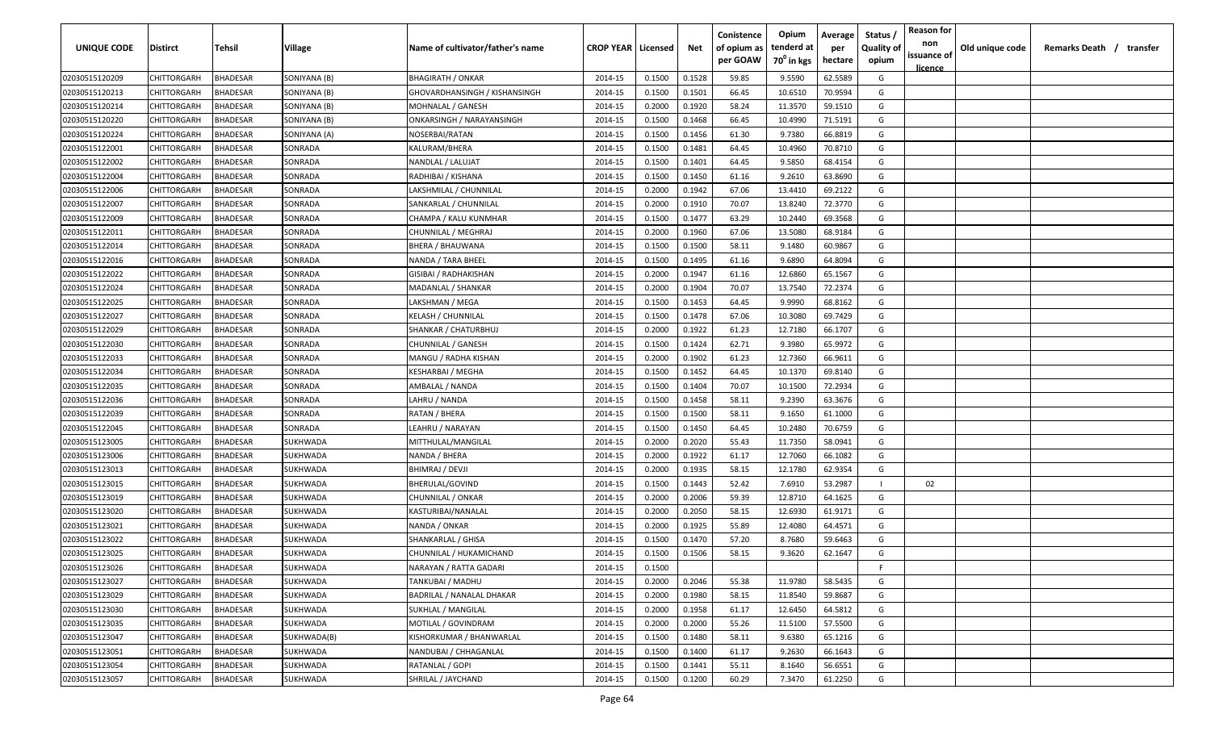| UNIQUE CODE | Distirct | Tehsil | Village | Name of cultivator/father's name | CROP YEAR | Licensed | Net | Conistence of opium as per GOAW | Opium tenderd at 70° in kgs | Average per hectare | Status / Quality of opium | Reason for non issuance of licence | Old unique code | Remarks Death / transfer |
|---|---|---|---|---|---|---|---|---|---|---|---|---|---|---|
| 02030515120209 | CHITTORGARH | BHADESAR | SONIYANA (B) | BHAGIRATH / ONKAR | 2014-15 | 0.1500 | 0.1528 | 59.85 | 9.5590 | 62.5589 | G | | | |
| 02030515120213 | CHITTORGARH | BHADESAR | SONIYANA (B) | GHOVARDHANSINGH / KISHANSINGH | 2014-15 | 0.1500 | 0.1501 | 66.45 | 10.6510 | 70.9594 | G | | | |
| 02030515120214 | CHITTORGARH | BHADESAR | SONIYANA (B) | MOHNALAL / GANESH | 2014-15 | 0.2000 | 0.1920 | 58.24 | 11.3570 | 59.1510 | G | | | |
| 02030515120220 | CHITTORGARH | BHADESAR | SONIYANA (B) | ONKARSINGH / NARAYANSINGH | 2014-15 | 0.1500 | 0.1468 | 66.45 | 10.4990 | 71.5191 | G | | | |
| 02030515120224 | CHITTORGARH | BHADESAR | SONIYANA (A) | NOSERBAI/RATAN | 2014-15 | 0.1500 | 0.1456 | 61.30 | 9.7380 | 66.8819 | G | | | |
| 02030515122001 | CHITTORGARH | BHADESAR | SONRADA | KALURAM/BHERA | 2014-15 | 0.1500 | 0.1481 | 64.45 | 10.4960 | 70.8710 | G | | | |
| 02030515122002 | CHITTORGARH | BHADESAR | SONRADA | NANDLAL / LALUJAT | 2014-15 | 0.1500 | 0.1401 | 64.45 | 9.5850 | 68.4154 | G | | | |
| 02030515122004 | CHITTORGARH | BHADESAR | SONRADA | RADHIBAI / KISHANA | 2014-15 | 0.1500 | 0.1450 | 61.16 | 9.2610 | 63.8690 | G | | | |
| 02030515122006 | CHITTORGARH | BHADESAR | SONRADA | LAKSHMILAL / CHUNNILAL | 2014-15 | 0.2000 | 0.1942 | 67.06 | 13.4410 | 69.2122 | G | | | |
| 02030515122007 | CHITTORGARH | BHADESAR | SONRADA | SANKARLAL / CHUNNILAL | 2014-15 | 0.2000 | 0.1910 | 70.07 | 13.8240 | 72.3770 | G | | | |
| 02030515122009 | CHITTORGARH | BHADESAR | SONRADA | CHAMPA / KALU KUNMHAR | 2014-15 | 0.1500 | 0.1477 | 63.29 | 10.2440 | 69.3568 | G | | | |
| 02030515122011 | CHITTORGARH | BHADESAR | SONRADA | CHUNNILAL / MEGHRAJ | 2014-15 | 0.2000 | 0.1960 | 67.06 | 13.5080 | 68.9184 | G | | | |
| 02030515122014 | CHITTORGARH | BHADESAR | SONRADA | BHERA / BHAUWANA | 2014-15 | 0.1500 | 0.1500 | 58.11 | 9.1480 | 60.9867 | G | | | |
| 02030515122016 | CHITTORGARH | BHADESAR | SONRADA | NANDA / TARA BHEEL | 2014-15 | 0.1500 | 0.1495 | 61.16 | 9.6890 | 64.8094 | G | | | |
| 02030515122022 | CHITTORGARH | BHADESAR | SONRADA | GISIBAI / RADHAKISHAN | 2014-15 | 0.2000 | 0.1947 | 61.16 | 12.6860 | 65.1567 | G | | | |
| 02030515122024 | CHITTORGARH | BHADESAR | SONRADA | MADANLAL / SHANKAR | 2014-15 | 0.2000 | 0.1904 | 70.07 | 13.7540 | 72.2374 | G | | | |
| 02030515122025 | CHITTORGARH | BHADESAR | SONRADA | LAKSHMAN / MEGA | 2014-15 | 0.1500 | 0.1453 | 64.45 | 9.9990 | 68.8162 | G | | | |
| 02030515122027 | CHITTORGARH | BHADESAR | SONRADA | KELASH / CHUNNILAL | 2014-15 | 0.1500 | 0.1478 | 67.06 | 10.3080 | 69.7429 | G | | | |
| 02030515122029 | CHITTORGARH | BHADESAR | SONRADA | SHANKAR / CHATURBHUJ | 2014-15 | 0.2000 | 0.1922 | 61.23 | 12.7180 | 66.1707 | G | | | |
| 02030515122030 | CHITTORGARH | BHADESAR | SONRADA | CHUNNILAL / GANESH | 2014-15 | 0.1500 | 0.1424 | 62.71 | 9.3980 | 65.9972 | G | | | |
| 02030515122033 | CHITTORGARH | BHADESAR | SONRADA | MANGU / RADHA KISHAN | 2014-15 | 0.2000 | 0.1902 | 61.23 | 12.7360 | 66.9611 | G | | | |
| 02030515122034 | CHITTORGARH | BHADESAR | SONRADA | KESHARBAI / MEGHA | 2014-15 | 0.1500 | 0.1452 | 64.45 | 10.1370 | 69.8140 | G | | | |
| 02030515122035 | CHITTORGARH | BHADESAR | SONRADA | AMBALAL / NANDA | 2014-15 | 0.1500 | 0.1404 | 70.07 | 10.1500 | 72.2934 | G | | | |
| 02030515122036 | CHITTORGARH | BHADESAR | SONRADA | LAHRU / NANDA | 2014-15 | 0.1500 | 0.1458 | 58.11 | 9.2390 | 63.3676 | G | | | |
| 02030515122039 | CHITTORGARH | BHADESAR | SONRADA | RATAN / BHERA | 2014-15 | 0.1500 | 0.1500 | 58.11 | 9.1650 | 61.1000 | G | | | |
| 02030515122045 | CHITTORGARH | BHADESAR | SONRADA | LEAHRU / NARAYAN | 2014-15 | 0.1500 | 0.1450 | 64.45 | 10.2480 | 70.6759 | G | | | |
| 02030515123005 | CHITTORGARH | BHADESAR | SUKHWADA | MITTHULAL/MANGILAL | 2014-15 | 0.2000 | 0.2020 | 55.43 | 11.7350 | 58.0941 | G | | | |
| 02030515123006 | CHITTORGARH | BHADESAR | SUKHWADA | NANDA / BHERA | 2014-15 | 0.2000 | 0.1922 | 61.17 | 12.7060 | 66.1082 | G | | | |
| 02030515123013 | CHITTORGARH | BHADESAR | SUKHWADA | BHIMRAJ / DEVJI | 2014-15 | 0.2000 | 0.1935 | 58.15 | 12.1780 | 62.9354 | G | | | |
| 02030515123015 | CHITTORGARH | BHADESAR | SUKHWADA | BHERULAL/GOVIND | 2014-15 | 0.1500 | 0.1443 | 52.42 | 7.6910 | 53.2987 | I | 02 | | |
| 02030515123019 | CHITTORGARH | BHADESAR | SUKHWADA | CHUNNILAL / ONKAR | 2014-15 | 0.2000 | 0.2006 | 59.39 | 12.8710 | 64.1625 | G | | | |
| 02030515123020 | CHITTORGARH | BHADESAR | SUKHWADA | KASTURIBAI/NANALAL | 2014-15 | 0.2000 | 0.2050 | 58.15 | 12.6930 | 61.9171 | G | | | |
| 02030515123021 | CHITTORGARH | BHADESAR | SUKHWADA | NANDA / ONKAR | 2014-15 | 0.2000 | 0.1925 | 55.89 | 12.4080 | 64.4571 | G | | | |
| 02030515123022 | CHITTORGARH | BHADESAR | SUKHWADA | SHANKARLAL / GHISA | 2014-15 | 0.1500 | 0.1470 | 57.20 | 8.7680 | 59.6463 | G | | | |
| 02030515123025 | CHITTORGARH | BHADESAR | SUKHWADA | CHUNNILAL / HUKAMICHAND | 2014-15 | 0.1500 | 0.1506 | 58.15 | 9.3620 | 62.1647 | G | | | |
| 02030515123026 | CHITTORGARH | BHADESAR | SUKHWADA | NARAYAN / RATTA GADARI | 2014-15 | 0.1500 | | | | | F | | | |
| 02030515123027 | CHITTORGARH | BHADESAR | SUKHWADA | TANKUBAI / MADHU | 2014-15 | 0.2000 | 0.2046 | 55.38 | 11.9780 | 58.5435 | G | | | |
| 02030515123029 | CHITTORGARH | BHADESAR | SUKHWADA | BADRILAL / NANALAL DHAKAR | 2014-15 | 0.2000 | 0.1980 | 58.15 | 11.8540 | 59.8687 | G | | | |
| 02030515123030 | CHITTORGARH | BHADESAR | SUKHWADA | SUKHLAL / MANGILAL | 2014-15 | 0.2000 | 0.1958 | 61.17 | 12.6450 | 64.5812 | G | | | |
| 02030515123035 | CHITTORGARH | BHADESAR | SUKHWADA | MOTILAL / GOVINDRAM | 2014-15 | 0.2000 | 0.2000 | 55.26 | 11.5100 | 57.5500 | G | | | |
| 02030515123047 | CHITTORGARH | BHADESAR | SUKHWADA(B) | KISHORKUMAR / BHANWARLAL | 2014-15 | 0.1500 | 0.1480 | 58.11 | 9.6380 | 65.1216 | G | | | |
| 02030515123051 | CHITTORGARH | BHADESAR | SUKHWADA | NANDUBAI / CHHAGANLAL | 2014-15 | 0.1500 | 0.1400 | 61.17 | 9.2630 | 66.1643 | G | | | |
| 02030515123054 | CHITTORGARH | BHADESAR | SUKHWADA | RATANLAL / GOPI | 2014-15 | 0.1500 | 0.1441 | 55.11 | 8.1640 | 56.6551 | G | | | |
| 02030515123057 | CHITTORGARH | BHADESAR | SUKHWADA | SHRILAL / JAYCHAND | 2014-15 | 0.1500 | 0.1200 | 60.29 | 7.3470 | 61.2250 | G | | | |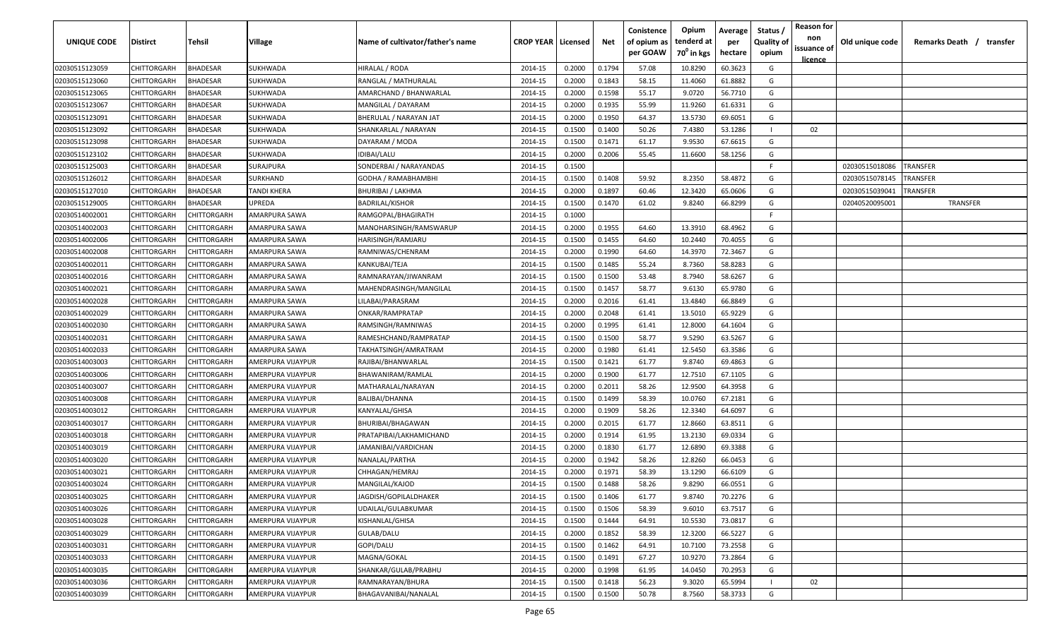| UNIQUE CODE | Distirct | Tehsil | Village | Name of cultivator/father's name | CROP YEAR | Licensed | Net | Conistence of opium as per GOAW | Opium tenderd at 70⁰ in kgs | Average per hectare | Status / Quality of opium | Reason for non issuance of licence | Old unique code | Remarks Death / transfer |
|---|---|---|---|---|---|---|---|---|---|---|---|---|---|---|
| 02030515123059 | CHITTORGARH | BHADESAR | SUKHWADA | HIRALAL / RODA | 2014-15 | 0.2000 | 0.1794 | 57.08 | 10.8290 | 60.3623 | G | | | |
| 02030515123060 | CHITTORGARH | BHADESAR | SUKHWADA | RANGLAL / MATHURALAL | 2014-15 | 0.2000 | 0.1843 | 58.15 | 11.4060 | 61.8882 | G | | | |
| 02030515123065 | CHITTORGARH | BHADESAR | SUKHWADA | AMARCHAND / BHANWARLAL | 2014-15 | 0.2000 | 0.1598 | 55.17 | 9.0720 | 56.7710 | G | | | |
| 02030515123067 | CHITTORGARH | BHADESAR | SUKHWADA | MANGILAL / DAYARAM | 2014-15 | 0.2000 | 0.1935 | 55.99 | 11.9260 | 61.6331 | G | | | |
| 02030515123091 | CHITTORGARH | BHADESAR | SUKHWADA | BHERULAL / NARAYAN JAT | 2014-15 | 0.2000 | 0.1950 | 64.37 | 13.5730 | 69.6051 | G | | | |
| 02030515123092 | CHITTORGARH | BHADESAR | SUKHWADA | SHANKARLAL / NARAYAN | 2014-15 | 0.1500 | 0.1400 | 50.26 | 7.4380 | 53.1286 | I | 02 | | |
| 02030515123098 | CHITTORGARH | BHADESAR | SUKHWADA | DAYARAM / MODA | 2014-15 | 0.1500 | 0.1471 | 61.17 | 9.9530 | 67.6615 | G | | | |
| 02030515123102 | CHITTORGARH | BHADESAR | SUKHWADA | IDIBAI/LALU | 2014-15 | 0.2000 | 0.2006 | 55.45 | 11.6600 | 58.1256 | G | | | |
| 02030515125003 | CHITTORGARH | BHADESAR | SURAJPURA | SONDERBAI / NARAYANDAS | 2014-15 | 0.1500 | | | | | F | | 02030515018086 | TRANSFER |
| 02030515126012 | CHITTORGARH | BHADESAR | SURKHAND | GODHA / RAMABHAMBHI | 2014-15 | 0.1500 | 0.1408 | 59.92 | 8.2350 | 58.4872 | G | | 02030515078145 | TRANSFER |
| 02030515127010 | CHITTORGARH | BHADESAR | TANDI KHERA | BHURIBAI / LAKHMA | 2014-15 | 0.2000 | 0.1897 | 60.46 | 12.3420 | 65.0606 | G | | 02030515039041 | TRANSFER |
| 02030515129005 | CHITTORGARH | BHADESAR | UPREDA | BADRILAL/KISHOR | 2014-15 | 0.1500 | 0.1470 | 61.02 | 9.8240 | 66.8299 | G | | 02040520095001 | TRANSFER |
| 02030514002001 | CHITTORGARH | CHITTORGARH | AMARPURA SAWA | RAMGOPAL/BHAGIRATH | 2014-15 | 0.1000 | | | | | F | | | |
| 02030514002003 | CHITTORGARH | CHITTORGARH | AMARPURA SAWA | MANOHARSINGH/RAMSWARUP | 2014-15 | 0.2000 | 0.1955 | 64.60 | 13.3910 | 68.4962 | G | | | |
| 02030514002006 | CHITTORGARH | CHITTORGARH | AMARPURA SAWA | HARISINGH/RAMJARU | 2014-15 | 0.1500 | 0.1455 | 64.60 | 10.2440 | 70.4055 | G | | | |
| 02030514002008 | CHITTORGARH | CHITTORGARH | AMARPURA SAWA | RAMNIWAS/CHENRAM | 2014-15 | 0.2000 | 0.1990 | 64.60 | 14.3970 | 72.3467 | G | | | |
| 02030514002011 | CHITTORGARH | CHITTORGARH | AMARPURA SAWA | KANKUBAI/TEJA | 2014-15 | 0.1500 | 0.1485 | 55.24 | 8.7360 | 58.8283 | G | | | |
| 02030514002016 | CHITTORGARH | CHITTORGARH | AMARPURA SAWA | RAMNARAYAN/JIWANRAM | 2014-15 | 0.1500 | 0.1500 | 53.48 | 8.7940 | 58.6267 | G | | | |
| 02030514002021 | CHITTORGARH | CHITTORGARH | AMARPURA SAWA | MAHENDRASINGH/MANGILAL | 2014-15 | 0.1500 | 0.1457 | 58.77 | 9.6130 | 65.9780 | G | | | |
| 02030514002028 | CHITTORGARH | CHITTORGARH | AMARPURA SAWA | LILABAI/PARASRAM | 2014-15 | 0.2000 | 0.2016 | 61.41 | 13.4840 | 66.8849 | G | | | |
| 02030514002029 | CHITTORGARH | CHITTORGARH | AMARPURA SAWA | ONKAR/RAMPRATAP | 2014-15 | 0.2000 | 0.2048 | 61.41 | 13.5010 | 65.9229 | G | | | |
| 02030514002030 | CHITTORGARH | CHITTORGARH | AMARPURA SAWA | RAMSINGH/RAMNIWAS | 2014-15 | 0.2000 | 0.1995 | 61.41 | 12.8000 | 64.1604 | G | | | |
| 02030514002031 | CHITTORGARH | CHITTORGARH | AMARPURA SAWA | RAMESHCHAND/RAMPRATAP | 2014-15 | 0.1500 | 0.1500 | 58.77 | 9.5290 | 63.5267 | G | | | |
| 02030514002033 | CHITTORGARH | CHITTORGARH | AMARPURA SAWA | TAKHATSINGH/AMRATRAM | 2014-15 | 0.2000 | 0.1980 | 61.41 | 12.5450 | 63.3586 | G | | | |
| 02030514003003 | CHITTORGARH | CHITTORGARH | AMERPURA VIJAYPUR | RAJIBAI/BHANWARLAL | 2014-15 | 0.1500 | 0.1421 | 61.77 | 9.8740 | 69.4863 | G | | | |
| 02030514003006 | CHITTORGARH | CHITTORGARH | AMERPURA VIJAYPUR | BHAWANIRAM/RAMLAL | 2014-15 | 0.2000 | 0.1900 | 61.77 | 12.7510 | 67.1105 | G | | | |
| 02030514003007 | CHITTORGARH | CHITTORGARH | AMERPURA VIJAYPUR | MATHARALAL/NARAYAN | 2014-15 | 0.2000 | 0.2011 | 58.26 | 12.9500 | 64.3958 | G | | | |
| 02030514003008 | CHITTORGARH | CHITTORGARH | AMERPURA VIJAYPUR | BALIBAI/DHANNA | 2014-15 | 0.1500 | 0.1499 | 58.39 | 10.0760 | 67.2181 | G | | | |
| 02030514003012 | CHITTORGARH | CHITTORGARH | AMERPURA VIJAYPUR | KANYALAL/GHISA | 2014-15 | 0.2000 | 0.1909 | 58.26 | 12.3340 | 64.6097 | G | | | |
| 02030514003017 | CHITTORGARH | CHITTORGARH | AMERPURA VIJAYPUR | BHURIBAI/BHAGAWAN | 2014-15 | 0.2000 | 0.2015 | 61.77 | 12.8660 | 63.8511 | G | | | |
| 02030514003018 | CHITTORGARH | CHITTORGARH | AMERPURA VIJAYPUR | PRATAPIBAI/LAKHAMICHAND | 2014-15 | 0.2000 | 0.1914 | 61.95 | 13.2130 | 69.0334 | G | | | |
| 02030514003019 | CHITTORGARH | CHITTORGARH | AMERPURA VIJAYPUR | JAMANIBAI/VARDICHAN | 2014-15 | 0.2000 | 0.1830 | 61.77 | 12.6890 | 69.3388 | G | | | |
| 02030514003020 | CHITTORGARH | CHITTORGARH | AMERPURA VIJAYPUR | NANALAL/PARTHA | 2014-15 | 0.2000 | 0.1942 | 58.26 | 12.8260 | 66.0453 | G | | | |
| 02030514003021 | CHITTORGARH | CHITTORGARH | AMERPURA VIJAYPUR | CHHAGAN/HEMRAJ | 2014-15 | 0.2000 | 0.1971 | 58.39 | 13.1290 | 66.6109 | G | | | |
| 02030514003024 | CHITTORGARH | CHITTORGARH | AMERPURA VIJAYPUR | MANGILAL/KAJOD | 2014-15 | 0.1500 | 0.1488 | 58.26 | 9.8290 | 66.0551 | G | | | |
| 02030514003025 | CHITTORGARH | CHITTORGARH | AMERPURA VIJAYPUR | JAGDISH/GOPILALDHAKER | 2014-15 | 0.1500 | 0.1406 | 61.77 | 9.8740 | 70.2276 | G | | | |
| 02030514003026 | CHITTORGARH | CHITTORGARH | AMERPURA VIJAYPUR | UDAILAL/GULABKUMAR | 2014-15 | 0.1500 | 0.1506 | 58.39 | 9.6010 | 63.7517 | G | | | |
| 02030514003028 | CHITTORGARH | CHITTORGARH | AMERPURA VIJAYPUR | KISHANLAL/GHISA | 2014-15 | 0.1500 | 0.1444 | 64.91 | 10.5530 | 73.0817 | G | | | |
| 02030514003029 | CHITTORGARH | CHITTORGARH | AMERPURA VIJAYPUR | GULAB/DALU | 2014-15 | 0.2000 | 0.1852 | 58.39 | 12.3200 | 66.5227 | G | | | |
| 02030514003031 | CHITTORGARH | CHITTORGARH | AMERPURA VIJAYPUR | GOPI/DALU | 2014-15 | 0.1500 | 0.1462 | 64.91 | 10.7100 | 73.2558 | G | | | |
| 02030514003033 | CHITTORGARH | CHITTORGARH | AMERPURA VIJAYPUR | MAGNA/GOKAL | 2014-15 | 0.1500 | 0.1491 | 67.27 | 10.9270 | 73.2864 | G | | | |
| 02030514003035 | CHITTORGARH | CHITTORGARH | AMERPURA VIJAYPUR | SHANKAR/GULAB/PRABHU | 2014-15 | 0.2000 | 0.1998 | 61.95 | 14.0450 | 70.2953 | G | | | |
| 02030514003036 | CHITTORGARH | CHITTORGARH | AMERPURA VIJAYPUR | RAMNARAYAN/BHURA | 2014-15 | 0.1500 | 0.1418 | 56.23 | 9.3020 | 65.5994 | I | 02 | | |
| 02030514003039 | CHITTORGARH | CHITTORGARH | AMERPURA VIJAYPUR | BHAGAVANIBAI/NANALAL | 2014-15 | 0.1500 | 0.1500 | 50.78 | 8.7560 | 58.3733 | G | | | |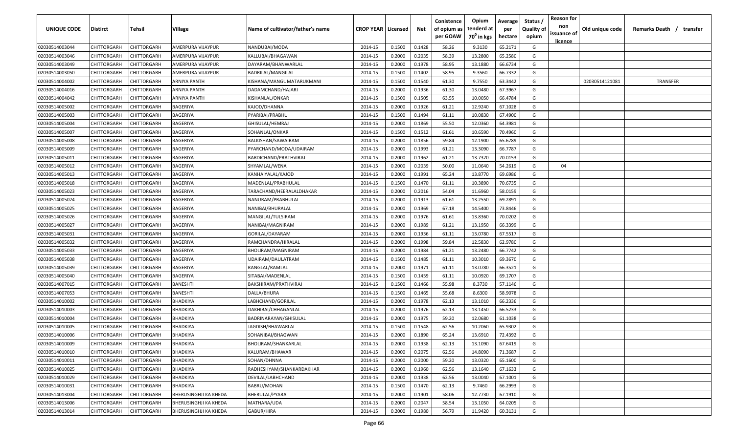| UNIQUE CODE | Distirct | Tehsil | Village | Name of cultivator/father's name | CROP YEAR | Licensed | Net | Conistence of opium as per GOAW | Opium tenderd at $70^0$ in kgs | Average per hectare | Status / Quality of opium | Reason for non issuance of licence | Old unique code | Remarks Death / transfer |
|---|---|---|---|---|---|---|---|---|---|---|---|---|---|---|
| 02030514003044 | CHITTORGARH | CHITTORGARH | AMERPURA VIJAYPUR | NANDUBAI/MODA | 2014-15 | 0.1500 | 0.1428 | 58.26 | 9.3130 | 65.2171 | G | | | |
| 02030514003046 | CHITTORGARH | CHITTORGARH | AMERPURA VIJAYPUR | KALLUBAI/BHAGAWAN | 2014-15 | 0.2000 | 0.2035 | 58.39 | 13.2800 | 65.2580 | G | | | |
| 02030514003049 | CHITTORGARH | CHITTORGARH | AMERPURA VIJAYPUR | DAYARAM/BHANWARLAL | 2014-15 | 0.2000 | 0.1978 | 58.95 | 13.1880 | 66.6734 | G | | | |
| 02030514003050 | CHITTORGARH | CHITTORGARH | AMERPURA VIJAYPUR | BADRILAL/MANGILAL | 2014-15 | 0.1500 | 0.1402 | 58.95 | 9.3560 | 66.7332 | G | | | |
| 02030514004002 | CHITTORGARH | CHITTORGARH | ARNIYA PANTH | KISHANA/MANGUMATARUKMANI | 2014-15 | 0.1500 | 0.1540 | 61.30 | 9.7550 | 63.3442 | G | | 02030514121081 | TRANSFER |
| 02030514004016 | CHITTORGARH | CHITTORGARH | ARNIYA PANTH | DADAMCHAND/HAJARI | 2014-15 | 0.2000 | 0.1936 | 61.30 | 13.0480 | 67.3967 | G | | | |
| 02030514004042 | CHITTORGARH | CHITTORGARH | ARNIYA PANTH | KISHANLAL/ONKAR | 2014-15 | 0.1500 | 0.1505 | 63.55 | 10.0050 | 66.4784 | G | | | |
| 02030514005002 | CHITTORGARH | CHITTORGARH | BAGERIYA | KAJOD/DHANNA | 2014-15 | 0.2000 | 0.1926 | 61.21 | 12.9240 | 67.1028 | G | | | |
| 02030514005003 | CHITTORGARH | CHITTORGARH | BAGERIYA | PYARIBAI/PRABHU | 2014-15 | 0.1500 | 0.1494 | 61.11 | 10.0830 | 67.4900 | G | | | |
| 02030514005004 | CHITTORGARH | CHITTORGARH | BAGERIYA | GHISULAL/HEMRAJ | 2014-15 | 0.2000 | 0.1869 | 55.50 | 12.0360 | 64.3981 | G | | | |
| 02030514005007 | CHITTORGARH | CHITTORGARH | BAGERIYA | SOHANLAL/ONKAR | 2014-15 | 0.1500 | 0.1512 | 61.61 | 10.6590 | 70.4960 | G | | | |
| 02030514005008 | CHITTORGARH | CHITTORGARH | BAGERIYA | BALKISHAN/SAWAIRAM | 2014-15 | 0.2000 | 0.1856 | 59.84 | 12.1900 | 65.6789 | G | | | |
| 02030514005009 | CHITTORGARH | CHITTORGARH | BAGERIYA | PYARCHAND/MODA/UDAIRAM | 2014-15 | 0.2000 | 0.1993 | 61.21 | 13.3090 | 66.7787 | G | | | |
| 02030514005011 | CHITTORGARH | CHITTORGARH | BAGERIYA | BARDICHAND/PRATHVIRAJ | 2014-15 | 0.2000 | 0.1962 | 61.21 | 13.7370 | 70.0153 | G | | | |
| 02030514005012 | CHITTORGARH | CHITTORGARH | BAGERIYA | SHYAMLAL/WENA | 2014-15 | 0.2000 | 0.2039 | 50.00 | 11.0640 | 54.2619 | G | 04 | | |
| 02030514005013 | CHITTORGARH | CHITTORGARH | BAGERIYA | KANHAIYALAL/KAJOD | 2014-15 | 0.2000 | 0.1991 | 65.24 | 13.8770 | 69.6986 | G | | | |
| 02030514005018 | CHITTORGARH | CHITTORGARH | BAGERIYA | MADENLAL/PRABHULAL | 2014-15 | 0.1500 | 0.1470 | 61.11 | 10.3890 | 70.6735 | G | | | |
| 02030514005023 | CHITTORGARH | CHITTORGARH | BAGERIYA | TARACHAND/HEERALALDHAKAR | 2014-15 | 0.2000 | 0.2016 | 54.04 | 11.6960 | 58.0159 | G | | | |
| 02030514005024 | CHITTORGARH | CHITTORGARH | BAGERIYA | NANURAM/PRABHULAL | 2014-15 | 0.2000 | 0.1913 | 61.61 | 13.2550 | 69.2891 | G | | | |
| 02030514005025 | CHITTORGARH | CHITTORGARH | BAGERIYA | NANIBAI/BHURALAL | 2014-15 | 0.2000 | 0.1969 | 67.18 | 14.5400 | 73.8446 | G | | | |
| 02030514005026 | CHITTORGARH | CHITTORGARH | BAGERIYA | MANGILAL/TULSIRAM | 2014-15 | 0.2000 | 0.1976 | 61.61 | 13.8360 | 70.0202 | G | | | |
| 02030514005027 | CHITTORGARH | CHITTORGARH | BAGERIYA | NANIBAI/MAGNIRAM | 2014-15 | 0.2000 | 0.1989 | 61.21 | 13.1950 | 66.3399 | G | | | |
| 02030514005031 | CHITTORGARH | CHITTORGARH | BAGERIYA | GORILAL/DAYARAM | 2014-15 | 0.2000 | 0.1936 | 61.11 | 13.0780 | 67.5517 | G | | | |
| 02030514005032 | CHITTORGARH | CHITTORGARH | BAGERIYA | RAMCHANDRA/HIRALAL | 2014-15 | 0.2000 | 0.1998 | 59.84 | 12.5830 | 62.9780 | G | | | |
| 02030514005033 | CHITTORGARH | CHITTORGARH | BAGERIYA | BHOLIRAM/MAGNIRAM | 2014-15 | 0.2000 | 0.1984 | 61.21 | 13.2480 | 66.7742 | G | | | |
| 02030514005038 | CHITTORGARH | CHITTORGARH | BAGERIYA | UDAIRAM/DAULATRAM | 2014-15 | 0.1500 | 0.1485 | 61.11 | 10.3010 | 69.3670 | G | | | |
| 02030514005039 | CHITTORGARH | CHITTORGARH | BAGERIYA | RANGLAL/RAMLAL | 2014-15 | 0.2000 | 0.1971 | 61.11 | 13.0780 | 66.3521 | G | | | |
| 02030514005040 | CHITTORGARH | CHITTORGARH | BAGERIYA | SITABAI/MADENLAL | 2014-15 | 0.1500 | 0.1459 | 61.11 | 10.0920 | 69.1707 | G | | | |
| 02030514007015 | CHITTORGARH | CHITTORGARH | BANESHTI | BAKSHIRAM/PRATHVIRAJ | 2014-15 | 0.1500 | 0.1466 | 55.98 | 8.3730 | 57.1146 | G | | | |
| 02030514007053 | CHITTORGARH | CHITTORGARH | BANESHTI | DALLA/BHURA | 2014-15 | 0.1500 | 0.1465 | 55.68 | 8.6300 | 58.9078 | G | | | |
| 02030514010002 | CHITTORGARH | CHITTORGARH | BHADKIYA | LABHCHAND/GORILAL | 2014-15 | 0.2000 | 0.1978 | 62.13 | 13.1010 | 66.2336 | G | | | |
| 02030514010003 | CHITTORGARH | CHITTORGARH | BHADKIYA | DAKHIBAI/CHHAGANLAL | 2014-15 | 0.2000 | 0.1976 | 62.13 | 13.1450 | 66.5233 | G | | | |
| 02030514010004 | CHITTORGARH | CHITTORGARH | BHADKIYA | BADRINARAYAN/GHISULAL | 2014-15 | 0.2000 | 0.1975 | 59.20 | 12.0680 | 61.1038 | G | | | |
| 02030514010005 | CHITTORGARH | CHITTORGARH | BHADKIYA | JAGDISH/BHAWARLAL | 2014-15 | 0.1500 | 0.1548 | 62.56 | 10.2060 | 65.9302 | G | | | |
| 02030514010006 | CHITTORGARH | CHITTORGARH | BHADKIYA | SOHANIBAI/BHAGWAN | 2014-15 | 0.2000 | 0.1890 | 65.24 | 13.6910 | 72.4392 | G | | | |
| 02030514010009 | CHITTORGARH | CHITTORGARH | BHADKIYA | BHOLIRAM/SHANKARLAL | 2014-15 | 0.2000 | 0.1938 | 62.13 | 13.1090 | 67.6419 | G | | | |
| 02030514010010 | CHITTORGARH | CHITTORGARH | BHADKIYA | KALURAM/BHAWAR | 2014-15 | 0.2000 | 0.2075 | 62.56 | 14.8090 | 71.3687 | G | | | |
| 02030514010011 | CHITTORGARH | CHITTORGARH | BHADKIYA | SOHAN/DHNNA | 2014-15 | 0.2000 | 0.2000 | 59.20 | 13.0320 | 65.1600 | G | | | |
| 02030514010025 | CHITTORGARH | CHITTORGARH | BHADKIYA | RADHESHYAM/SHANKARDAKHAR | 2014-15 | 0.2000 | 0.1960 | 62.56 | 13.1640 | 67.1633 | G | | | |
| 02030514010029 | CHITTORGARH | CHITTORGARH | BHADKIYA | DEVILAL/LABHCHAND | 2014-15 | 0.2000 | 0.1938 | 62.56 | 13.0040 | 67.1001 | G | | | |
| 02030514010031 | CHITTORGARH | CHITTORGARH | BHADKIYA | BABRU/MOHAN | 2014-15 | 0.1500 | 0.1470 | 62.13 | 9.7460 | 66.2993 | G | | | |
| 02030514013004 | CHITTORGARH | CHITTORGARH | BHERUSINGHJI KA KHEDA | BHERULAL/PYARA | 2014-15 | 0.2000 | 0.1901 | 58.06 | 12.7730 | 67.1910 | G | | | |
| 02030514013006 | CHITTORGARH | CHITTORGARH | BHERUSINGHJI KA KHEDA | MATHARA/UDA | 2014-15 | 0.2000 | 0.2047 | 58.54 | 13.1050 | 64.0205 | G | | | |
| 02030514013014 | CHITTORGARH | CHITTORGARH | BHERUSINGHJI KA KHEDA | GABUR/HIRA | 2014-15 | 0.2000 | 0.1980 | 56.79 | 11.9420 | 60.3131 | G | | | |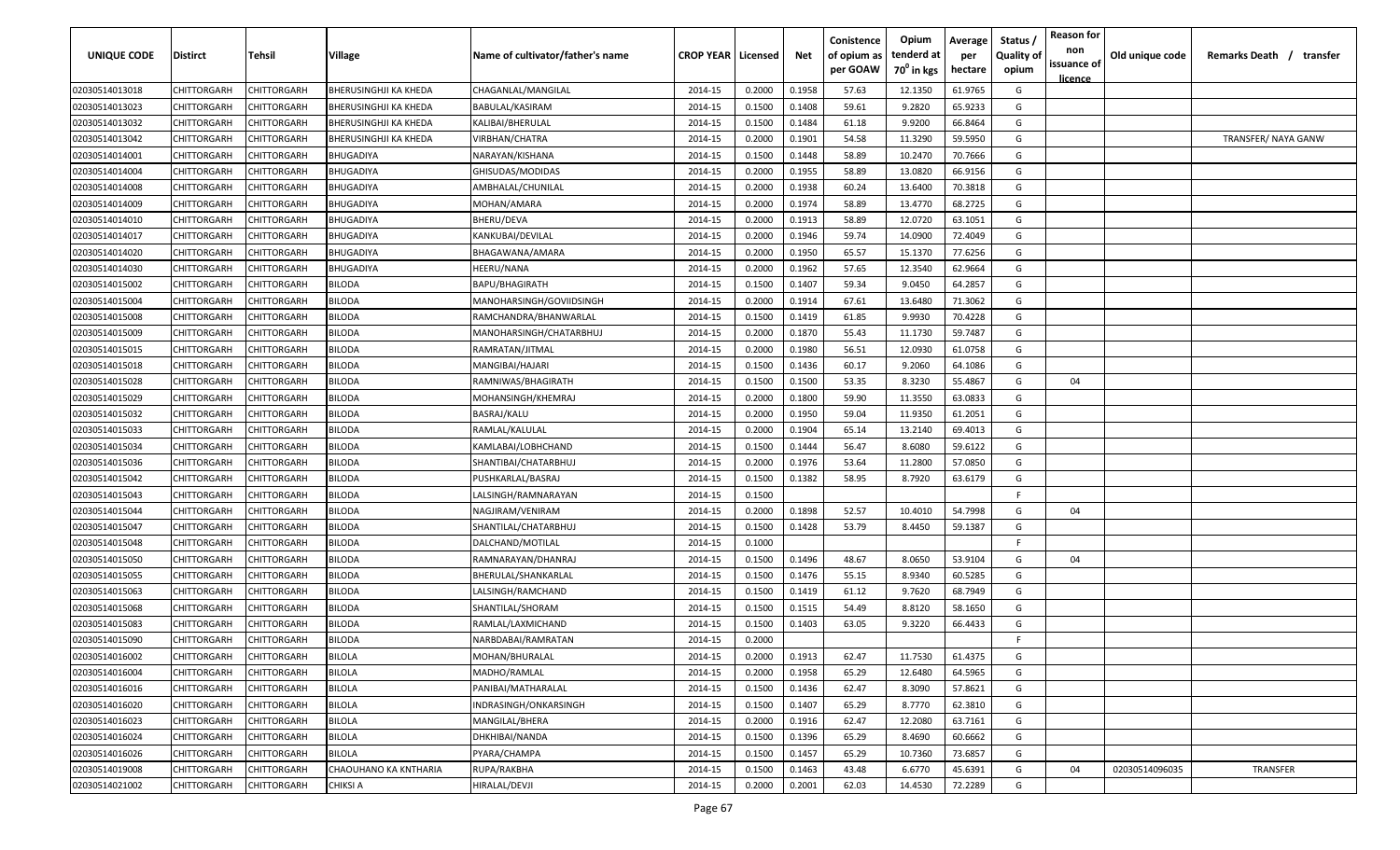| UNIQUE CODE | Distirct | Tehsil | Village | Name of cultivator/father's name | CROP YEAR | Licensed | Net | Conistence of opium as per GOAW | Opium tenderd at $70^0$ in kgs | Average per hectare | Status / Quality of opium | Reason for non issuance of licence | Old unique code | Remarks Death / transfer |
|---|---|---|---|---|---|---|---|---|---|---|---|---|---|---|
| 02030514013018 | CHITTORGARH | CHITTORGARH | BHERUSINGHJI KA KHEDA | CHAGANLAL/MANGILAL | 2014-15 | 0.2000 | 0.1958 | 57.63 | 12.1350 | 61.9765 | G | | | |
| 02030514013023 | CHITTORGARH | CHITTORGARH | BHERUSINGHJI KA KHEDA | BABULAL/KASIRAM | 2014-15 | 0.1500 | 0.1408 | 59.61 | 9.2820 | 65.9233 | G | | | |
| 02030514013032 | CHITTORGARH | CHITTORGARH | BHERUSINGHJI KA KHEDA | KALIBAI/BHERULAL | 2014-15 | 0.1500 | 0.1484 | 61.18 | 9.9200 | 66.8464 | G | | | |
| 02030514013042 | CHITTORGARH | CHITTORGARH | BHERUSINGHJI KA KHEDA | VIRBHAN/CHATRA | 2014-15 | 0.2000 | 0.1901 | 54.58 | 11.3290 | 59.5950 | G | | | TRANSFER/ NAYA GANW |
| 02030514014001 | CHITTORGARH | CHITTORGARH | BHUGADIYA | NARAYAN/KISHANA | 2014-15 | 0.1500 | 0.1448 | 58.89 | 10.2470 | 70.7666 | G | | | |
| 02030514014004 | CHITTORGARH | CHITTORGARH | BHUGADIYA | GHISUDAS/MODIDAS | 2014-15 | 0.2000 | 0.1955 | 58.89 | 13.0820 | 66.9156 | G | | | |
| 02030514014008 | CHITTORGARH | CHITTORGARH | BHUGADIYA | AMBHALAL/CHUNILAL | 2014-15 | 0.2000 | 0.1938 | 60.24 | 13.6400 | 70.3818 | G | | | |
| 02030514014009 | CHITTORGARH | CHITTORGARH | BHUGADIYA | MOHAN/AMARA | 2014-15 | 0.2000 | 0.1974 | 58.89 | 13.4770 | 68.2725 | G | | | |
| 02030514014010 | CHITTORGARH | CHITTORGARH | BHUGADIYA | BHERU/DEVA | 2014-15 | 0.2000 | 0.1913 | 58.89 | 12.0720 | 63.1051 | G | | | |
| 02030514014017 | CHITTORGARH | CHITTORGARH | BHUGADIYA | KANKUBAI/DEVILAL | 2014-15 | 0.2000 | 0.1946 | 59.74 | 14.0900 | 72.4049 | G | | | |
| 02030514014020 | CHITTORGARH | CHITTORGARH | BHUGADIYA | BHAGAWANA/AMARA | 2014-15 | 0.2000 | 0.1950 | 65.57 | 15.1370 | 77.6256 | G | | | |
| 02030514014030 | CHITTORGARH | CHITTORGARH | BHUGADIYA | HEERU/NANA | 2014-15 | 0.2000 | 0.1962 | 57.65 | 12.3540 | 62.9664 | G | | | |
| 02030514015002 | CHITTORGARH | CHITTORGARH | BILODA | BAPU/BHAGIRATH | 2014-15 | 0.1500 | 0.1407 | 59.34 | 9.0450 | 64.2857 | G | | | |
| 02030514015004 | CHITTORGARH | CHITTORGARH | BILODA | MANOHARSINGH/GOVIIDSINGH | 2014-15 | 0.2000 | 0.1914 | 67.61 | 13.6480 | 71.3062 | G | | | |
| 02030514015008 | CHITTORGARH | CHITTORGARH | BILODA | RAMCHANDRA/BHANWARLAL | 2014-15 | 0.1500 | 0.1419 | 61.85 | 9.9930 | 70.4228 | G | | | |
| 02030514015009 | CHITTORGARH | CHITTORGARH | BILODA | MANOHARSINGH/CHATARBHUJ | 2014-15 | 0.2000 | 0.1870 | 55.43 | 11.1730 | 59.7487 | G | | | |
| 02030514015015 | CHITTORGARH | CHITTORGARH | BILODA | RAMRATAN/JITMAL | 2014-15 | 0.2000 | 0.1980 | 56.51 | 12.0930 | 61.0758 | G | | | |
| 02030514015018 | CHITTORGARH | CHITTORGARH | BILODA | MANGIBAI/HAJARI | 2014-15 | 0.1500 | 0.1436 | 60.17 | 9.2060 | 64.1086 | G | | | |
| 02030514015028 | CHITTORGARH | CHITTORGARH | BILODA | RAMNIWAS/BHAGIRATH | 2014-15 | 0.1500 | 0.1500 | 53.35 | 8.3230 | 55.4867 | G | 04 | | |
| 02030514015029 | CHITTORGARH | CHITTORGARH | BILODA | MOHANSINGH/KHEMRAJ | 2014-15 | 0.2000 | 0.1800 | 59.90 | 11.3550 | 63.0833 | G | | | |
| 02030514015032 | CHITTORGARH | CHITTORGARH | BILODA | BASRAJ/KALU | 2014-15 | 0.2000 | 0.1950 | 59.04 | 11.9350 | 61.2051 | G | | | |
| 02030514015033 | CHITTORGARH | CHITTORGARH | BILODA | RAMLAL/KALULAL | 2014-15 | 0.2000 | 0.1904 | 65.14 | 13.2140 | 69.4013 | G | | | |
| 02030514015034 | CHITTORGARH | CHITTORGARH | BILODA | KAMLABAI/LOBHCHAND | 2014-15 | 0.1500 | 0.1444 | 56.47 | 8.6080 | 59.6122 | G | | | |
| 02030514015036 | CHITTORGARH | CHITTORGARH | BILODA | SHANTIBAI/CHATARBHUJ | 2014-15 | 0.2000 | 0.1976 | 53.64 | 11.2800 | 57.0850 | G | | | |
| 02030514015042 | CHITTORGARH | CHITTORGARH | BILODA | PUSHKARLAL/BASRAJ | 2014-15 | 0.1500 | 0.1382 | 58.95 | 8.7920 | 63.6179 | G | | | |
| 02030514015043 | CHITTORGARH | CHITTORGARH | BILODA | LALSINGH/RAMNARAYAN | 2014-15 | 0.1500 | | | | | F | | | |
| 02030514015044 | CHITTORGARH | CHITTORGARH | BILODA | NAGJIRAM/VENIRAM | 2014-15 | 0.2000 | 0.1898 | 52.57 | 10.4010 | 54.7998 | G | 04 | | |
| 02030514015047 | CHITTORGARH | CHITTORGARH | BILODA | SHANTILAL/CHATARBHUJ | 2014-15 | 0.1500 | 0.1428 | 53.79 | 8.4450 | 59.1387 | G | | | |
| 02030514015048 | CHITTORGARH | CHITTORGARH | BILODA | DALCHAND/MOTILAL | 2014-15 | 0.1000 | | | | | F | | | |
| 02030514015050 | CHITTORGARH | CHITTORGARH | BILODA | RAMNARAYAN/DHANRAJ | 2014-15 | 0.1500 | 0.1496 | 48.67 | 8.0650 | 53.9104 | G | 04 | | |
| 02030514015055 | CHITTORGARH | CHITTORGARH | BILODA | BHERULAL/SHANKARLAL | 2014-15 | 0.1500 | 0.1476 | 55.15 | 8.9340 | 60.5285 | G | | | |
| 02030514015063 | CHITTORGARH | CHITTORGARH | BILODA | LALSINGH/RAMCHAND | 2014-15 | 0.1500 | 0.1419 | 61.12 | 9.7620 | 68.7949 | G | | | |
| 02030514015068 | CHITTORGARH | CHITTORGARH | BILODA | SHANTILAL/SHORAM | 2014-15 | 0.1500 | 0.1515 | 54.49 | 8.8120 | 58.1650 | G | | | |
| 02030514015083 | CHITTORGARH | CHITTORGARH | BILODA | RAMLAL/LAXMICHAND | 2014-15 | 0.1500 | 0.1403 | 63.05 | 9.3220 | 66.4433 | G | | | |
| 02030514015090 | CHITTORGARH | CHITTORGARH | BILODA | NARBDABAI/RAMRATAN | 2014-15 | 0.2000 | | | | | F | | | |
| 02030514016002 | CHITTORGARH | CHITTORGARH | BILOLA | MOHAN/BHURALAL | 2014-15 | 0.2000 | 0.1913 | 62.47 | 11.7530 | 61.4375 | G | | | |
| 02030514016004 | CHITTORGARH | CHITTORGARH | BILOLA | MADHO/RAMLAL | 2014-15 | 0.2000 | 0.1958 | 65.29 | 12.6480 | 64.5965 | G | | | |
| 02030514016016 | CHITTORGARH | CHITTORGARH | BILOLA | PANIBAI/MATHARALAL | 2014-15 | 0.1500 | 0.1436 | 62.47 | 8.3090 | 57.8621 | G | | | |
| 02030514016020 | CHITTORGARH | CHITTORGARH | BILOLA | INDRASINGH/ONKARSINGH | 2014-15 | 0.1500 | 0.1407 | 65.29 | 8.7770 | 62.3810 | G | | | |
| 02030514016023 | CHITTORGARH | CHITTORGARH | BILOLA | MANGILAL/BHERA | 2014-15 | 0.2000 | 0.1916 | 62.47 | 12.2080 | 63.7161 | G | | | |
| 02030514016024 | CHITTORGARH | CHITTORGARH | BILOLA | DHKHIBAI/NANDA | 2014-15 | 0.1500 | 0.1396 | 65.29 | 8.4690 | 60.6662 | G | | | |
| 02030514016026 | CHITTORGARH | CHITTORGARH | BILOLA | PYARA/CHAMPA | 2014-15 | 0.1500 | 0.1457 | 65.29 | 10.7360 | 73.6857 | G | | | |
| 02030514019008 | CHITTORGARH | CHITTORGARH | CHAOUHANO KA KNTHARIA | RUPA/RAKBHA | 2014-15 | 0.1500 | 0.1463 | 43.48 | 6.6770 | 45.6391 | G | 04 | 02030514096035 | TRANSFER |
| 02030514021002 | CHITTORGARH | CHITTORGARH | CHIKSI A | HIRALAL/DEVJI | 2014-15 | 0.2000 | 0.2001 | 62.03 | 14.4530 | 72.2289 | G | | | |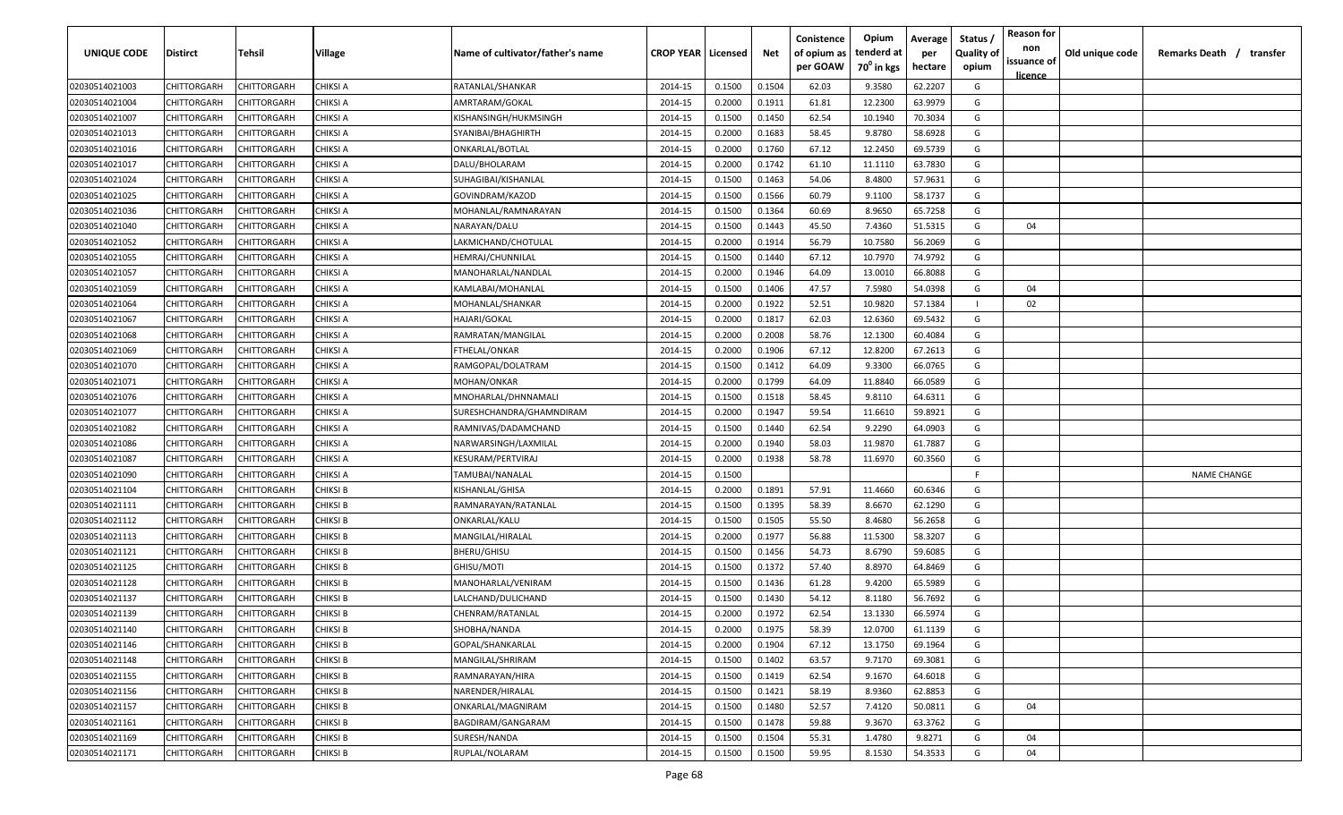| UNIQUE CODE | Distirct | Tehsil | Village | Name of cultivator/father's name | CROP YEAR | Licensed | Net | Conistence of opium as per GOAW | Opium tenderd at $70^0$ in kgs | Average per hectare | Status / Quality of opium | Reason for non issuance of licence | Old unique code | Remarks Death / transfer |
|---|---|---|---|---|---|---|---|---|---|---|---|---|---|---|
| 02030514021003 | CHITTORGARH | CHITTORGARH | CHIKSI A | RATANLAL/SHANKAR | 2014-15 | 0.1500 | 0.1504 | 62.03 | 9.3580 | 62.2207 | G | | | |
| 02030514021004 | CHITTORGARH | CHITTORGARH | CHIKSI A | AMRTARAM/GOKAL | 2014-15 | 0.2000 | 0.1911 | 61.81 | 12.2300 | 63.9979 | G | | | |
| 02030514021007 | CHITTORGARH | CHITTORGARH | CHIKSI A | KISHANSINGH/HUKMSINGH | 2014-15 | 0.1500 | 0.1450 | 62.54 | 10.1940 | 70.3034 | G | | | |
| 02030514021013 | CHITTORGARH | CHITTORGARH | CHIKSI A | SYANIBAI/BHAGHIRTH | 2014-15 | 0.2000 | 0.1683 | 58.45 | 9.8780 | 58.6928 | G | | | |
| 02030514021016 | CHITTORGARH | CHITTORGARH | CHIKSI A | ONKARLAL/BOTLAL | 2014-15 | 0.2000 | 0.1760 | 67.12 | 12.2450 | 69.5739 | G | | | |
| 02030514021017 | CHITTORGARH | CHITTORGARH | CHIKSI A | DALU/BHOLARAM | 2014-15 | 0.2000 | 0.1742 | 61.10 | 11.1110 | 63.7830 | G | | | |
| 02030514021024 | CHITTORGARH | CHITTORGARH | CHIKSI A | SUHAGIBAI/KISHANLAL | 2014-15 | 0.1500 | 0.1463 | 54.06 | 8.4800 | 57.9631 | G | | | |
| 02030514021025 | CHITTORGARH | CHITTORGARH | CHIKSI A | GOVINDRAM/KAZOD | 2014-15 | 0.1500 | 0.1566 | 60.79 | 9.1100 | 58.1737 | G | | | |
| 02030514021036 | CHITTORGARH | CHITTORGARH | CHIKSI A | MOHANLAL/RAMNARAYAN | 2014-15 | 0.1500 | 0.1364 | 60.69 | 8.9650 | 65.7258 | G | | | |
| 02030514021040 | CHITTORGARH | CHITTORGARH | CHIKSI A | NARAYAN/DALU | 2014-15 | 0.1500 | 0.1443 | 45.50 | 7.4360 | 51.5315 | G | 04 | | |
| 02030514021052 | CHITTORGARH | CHITTORGARH | CHIKSI A | LAKMICHAND/CHOTULAL | 2014-15 | 0.2000 | 0.1914 | 56.79 | 10.7580 | 56.2069 | G | | | |
| 02030514021055 | CHITTORGARH | CHITTORGARH | CHIKSI A | HEMRAJ/CHUNNILAL | 2014-15 | 0.1500 | 0.1440 | 67.12 | 10.7970 | 74.9792 | G | | | |
| 02030514021057 | CHITTORGARH | CHITTORGARH | CHIKSI A | MANOHARLAL/NANDLAL | 2014-15 | 0.2000 | 0.1946 | 64.09 | 13.0010 | 66.8088 | G | | | |
| 02030514021059 | CHITTORGARH | CHITTORGARH | CHIKSI A | KAMLABAI/MOHANLAL | 2014-15 | 0.1500 | 0.1406 | 47.57 | 7.5980 | 54.0398 | G | 04 | | |
| 02030514021064 | CHITTORGARH | CHITTORGARH | CHIKSI A | MOHANLAL/SHANKAR | 2014-15 | 0.2000 | 0.1922 | 52.51 | 10.9820 | 57.1384 | I | 02 | | |
| 02030514021067 | CHITTORGARH | CHITTORGARH | CHIKSI A | HAJARI/GOKAL | 2014-15 | 0.2000 | 0.1817 | 62.03 | 12.6360 | 69.5432 | G | | | |
| 02030514021068 | CHITTORGARH | CHITTORGARH | CHIKSI A | RAMRATAN/MANGILAL | 2014-15 | 0.2000 | 0.2008 | 58.76 | 12.1300 | 60.4084 | G | | | |
| 02030514021069 | CHITTORGARH | CHITTORGARH | CHIKSI A | FTHELAL/ONKAR | 2014-15 | 0.2000 | 0.1906 | 67.12 | 12.8200 | 67.2613 | G | | | |
| 02030514021070 | CHITTORGARH | CHITTORGARH | CHIKSI A | RAMGOPAL/DOLATRAM | 2014-15 | 0.1500 | 0.1412 | 64.09 | 9.3300 | 66.0765 | G | | | |
| 02030514021071 | CHITTORGARH | CHITTORGARH | CHIKSI A | MOHAN/ONKAR | 2014-15 | 0.2000 | 0.1799 | 64.09 | 11.8840 | 66.0589 | G | | | |
| 02030514021076 | CHITTORGARH | CHITTORGARH | CHIKSI A | MNOHARLAL/DHNNAMALI | 2014-15 | 0.1500 | 0.1518 | 58.45 | 9.8110 | 64.6311 | G | | | |
| 02030514021077 | CHITTORGARH | CHITTORGARH | CHIKSI A | SURESHCHANDRA/GHAMNDIRAM | 2014-15 | 0.2000 | 0.1947 | 59.54 | 11.6610 | 59.8921 | G | | | |
| 02030514021082 | CHITTORGARH | CHITTORGARH | CHIKSI A | RAMNIVAS/DADAMCHAND | 2014-15 | 0.1500 | 0.1440 | 62.54 | 9.2290 | 64.0903 | G | | | |
| 02030514021086 | CHITTORGARH | CHITTORGARH | CHIKSI A | NARWARSINGH/LAXMILAL | 2014-15 | 0.2000 | 0.1940 | 58.03 | 11.9870 | 61.7887 | G | | | |
| 02030514021087 | CHITTORGARH | CHITTORGARH | CHIKSI A | KESURAM/PERTVIRAJ | 2014-15 | 0.2000 | 0.1938 | 58.78 | 11.6970 | 60.3560 | G | | | |
| 02030514021090 | CHITTORGARH | CHITTORGARH | CHIKSI A | TAMUBAI/NANALAL | 2014-15 | 0.1500 | | | | | F | | | NAME CHANGE |
| 02030514021104 | CHITTORGARH | CHITTORGARH | CHIKSI B | KISHANLAL/GHISA | 2014-15 | 0.2000 | 0.1891 | 57.91 | 11.4660 | 60.6346 | G | | | |
| 02030514021111 | CHITTORGARH | CHITTORGARH | CHIKSI B | RAMNARAYAN/RATANLAL | 2014-15 | 0.1500 | 0.1395 | 58.39 | 8.6670 | 62.1290 | G | | | |
| 02030514021112 | CHITTORGARH | CHITTORGARH | CHIKSI B | ONKARLAL/KALU | 2014-15 | 0.1500 | 0.1505 | 55.50 | 8.4680 | 56.2658 | G | | | |
| 02030514021113 | CHITTORGARH | CHITTORGARH | CHIKSI B | MANGILAL/HIRALAL | 2014-15 | 0.2000 | 0.1977 | 56.88 | 11.5300 | 58.3207 | G | | | |
| 02030514021121 | CHITTORGARH | CHITTORGARH | CHIKSI B | BHERU/GHISU | 2014-15 | 0.1500 | 0.1456 | 54.73 | 8.6790 | 59.6085 | G | | | |
| 02030514021125 | CHITTORGARH | CHITTORGARH | CHIKSI B | GHISU/MOTI | 2014-15 | 0.1500 | 0.1372 | 57.40 | 8.8970 | 64.8469 | G | | | |
| 02030514021128 | CHITTORGARH | CHITTORGARH | CHIKSI B | MANOHARLAL/VENIRAM | 2014-15 | 0.1500 | 0.1436 | 61.28 | 9.4200 | 65.5989 | G | | | |
| 02030514021137 | CHITTORGARH | CHITTORGARH | CHIKSI B | LALCHAND/DULICHAND | 2014-15 | 0.1500 | 0.1430 | 54.12 | 8.1180 | 56.7692 | G | | | |
| 02030514021139 | CHITTORGARH | CHITTORGARH | CHIKSI B | CHENRAM/RATANLAL | 2014-15 | 0.2000 | 0.1972 | 62.54 | 13.1330 | 66.5974 | G | | | |
| 02030514021140 | CHITTORGARH | CHITTORGARH | CHIKSI B | SHOBHA/NANDA | 2014-15 | 0.2000 | 0.1975 | 58.39 | 12.0700 | 61.1139 | G | | | |
| 02030514021146 | CHITTORGARH | CHITTORGARH | CHIKSI B | GOPAL/SHANKARLAL | 2014-15 | 0.2000 | 0.1904 | 67.12 | 13.1750 | 69.1964 | G | | | |
| 02030514021148 | CHITTORGARH | CHITTORGARH | CHIKSI B | MANGILAL/SHRIRAM | 2014-15 | 0.1500 | 0.1402 | 63.57 | 9.7170 | 69.3081 | G | | | |
| 02030514021155 | CHITTORGARH | CHITTORGARH | CHIKSI B | RAMNARAYAN/HIRA | 2014-15 | 0.1500 | 0.1419 | 62.54 | 9.1670 | 64.6018 | G | | | |
| 02030514021156 | CHITTORGARH | CHITTORGARH | CHIKSI B | NARENDER/HIRALAL | 2014-15 | 0.1500 | 0.1421 | 58.19 | 8.9360 | 62.8853 | G | | | |
| 02030514021157 | CHITTORGARH | CHITTORGARH | CHIKSI B | ONKARLAL/MAGNIRAM | 2014-15 | 0.1500 | 0.1480 | 52.57 | 7.4120 | 50.0811 | G | 04 | | |
| 02030514021161 | CHITTORGARH | CHITTORGARH | CHIKSI B | BAGDIRAM/GANGARAM | 2014-15 | 0.1500 | 0.1478 | 59.88 | 9.3670 | 63.3762 | G | | | |
| 02030514021169 | CHITTORGARH | CHITTORGARH | CHIKSI B | SURESH/NANDA | 2014-15 | 0.1500 | 0.1504 | 55.31 | 1.4780 | 9.8271 | G | 04 | | |
| 02030514021171 | CHITTORGARH | CHITTORGARH | CHIKSI B | RUPLAL/NOLARAM | 2014-15 | 0.1500 | 0.1500 | 59.95 | 8.1530 | 54.3533 | G | 04 | | |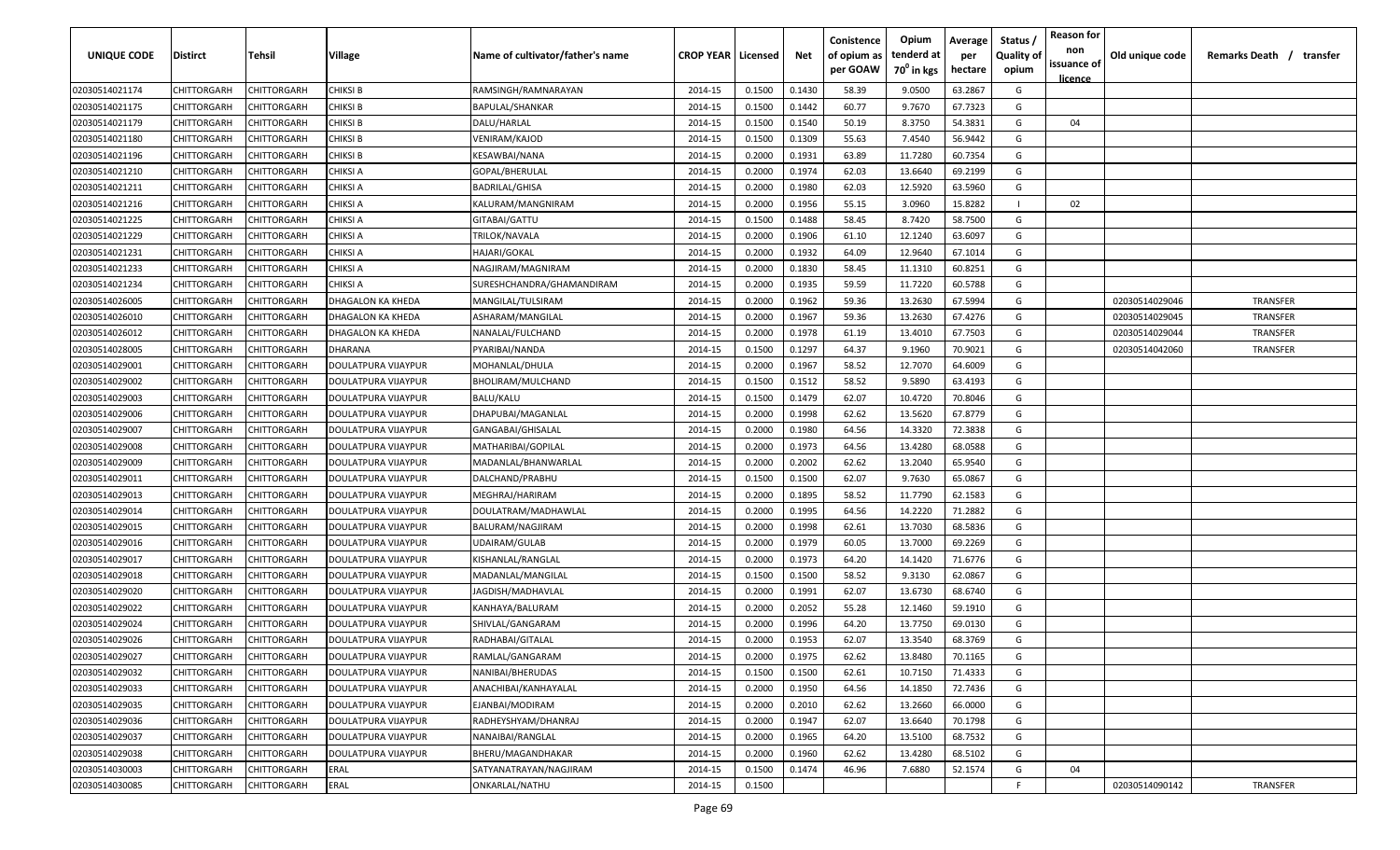| UNIQUE CODE | Distirct | Tehsil | Village | Name of cultivator/father's name | CROP YEAR | Licensed | Net | Conistence of opium as per GOAW | Opium tenderd at 70⁰ in kgs | Average per hectare | Status / Quality of opium | Reason for non issuance of licence | Old unique code | Remarks Death / transfer |
|---|---|---|---|---|---|---|---|---|---|---|---|---|---|---|
| 02030514021174 | CHITTORGARH | CHITTORGARH | CHIKSI B | RAMSINGH/RAMNARAYAN | 2014-15 | 0.1500 | 0.1430 | 58.39 | 9.0500 | 63.2867 | G | | | |
| 02030514021175 | CHITTORGARH | CHITTORGARH | CHIKSI B | BAPULAL/SHANKAR | 2014-15 | 0.1500 | 0.1442 | 60.77 | 9.7670 | 67.7323 | G | | | |
| 02030514021179 | CHITTORGARH | CHITTORGARH | CHIKSI B | DALU/HARLAL | 2014-15 | 0.1500 | 0.1540 | 50.19 | 8.3750 | 54.3831 | G | 04 | | |
| 02030514021180 | CHITTORGARH | CHITTORGARH | CHIKSI B | VENIRAM/KAJOD | 2014-15 | 0.1500 | 0.1309 | 55.63 | 7.4540 | 56.9442 | G | | | |
| 02030514021196 | CHITTORGARH | CHITTORGARH | CHIKSI B | KESAWBAI/NANA | 2014-15 | 0.2000 | 0.1931 | 63.89 | 11.7280 | 60.7354 | G | | | |
| 02030514021210 | CHITTORGARH | CHITTORGARH | CHIKSI A | GOPAL/BHERULAL | 2014-15 | 0.2000 | 0.1974 | 62.03 | 13.6640 | 69.2199 | G | | | |
| 02030514021211 | CHITTORGARH | CHITTORGARH | CHIKSI A | BADRILAL/GHISA | 2014-15 | 0.2000 | 0.1980 | 62.03 | 12.5920 | 63.5960 | G | | | |
| 02030514021216 | CHITTORGARH | CHITTORGARH | CHIKSI A | KALURAM/MANGNIRAM | 2014-15 | 0.2000 | 0.1956 | 55.15 | 3.0960 | 15.8282 | I | 02 | | |
| 02030514021225 | CHITTORGARH | CHITTORGARH | CHIKSI A | GITABAI/GATTU | 2014-15 | 0.1500 | 0.1488 | 58.45 | 8.7420 | 58.7500 | G | | | |
| 02030514021229 | CHITTORGARH | CHITTORGARH | CHIKSI A | TRILOK/NAVALA | 2014-15 | 0.2000 | 0.1906 | 61.10 | 12.1240 | 63.6097 | G | | | |
| 02030514021231 | CHITTORGARH | CHITTORGARH | CHIKSI A | HAJARI/GOKAL | 2014-15 | 0.2000 | 0.1932 | 64.09 | 12.9640 | 67.1014 | G | | | |
| 02030514021233 | CHITTORGARH | CHITTORGARH | CHIKSI A | NAGJIRAM/MAGNIRAM | 2014-15 | 0.2000 | 0.1830 | 58.45 | 11.1310 | 60.8251 | G | | | |
| 02030514021234 | CHITTORGARH | CHITTORGARH | CHIKSI A | SURESHCHANDRA/GHAMANDIRAM | 2014-15 | 0.2000 | 0.1935 | 59.59 | 11.7220 | 60.5788 | G | | | |
| 02030514026005 | CHITTORGARH | CHITTORGARH | DHAGALON KA KHEDA | MANGILAL/TULSIRAM | 2014-15 | 0.2000 | 0.1962 | 59.36 | 13.2630 | 67.5994 | G | | 02030514029046 | TRANSFER |
| 02030514026010 | CHITTORGARH | CHITTORGARH | DHAGALON KA KHEDA | ASHARAM/MANGILAL | 2014-15 | 0.2000 | 0.1967 | 59.36 | 13.2630 | 67.4276 | G | | 02030514029045 | TRANSFER |
| 02030514026012 | CHITTORGARH | CHITTORGARH | DHAGALON KA KHEDA | NANALAL/FULCHAND | 2014-15 | 0.2000 | 0.1978 | 61.19 | 13.4010 | 67.7503 | G | | 02030514029044 | TRANSFER |
| 02030514028005 | CHITTORGARH | CHITTORGARH | DHARANA | PYARIBAI/NANDA | 2014-15 | 0.1500 | 0.1297 | 64.37 | 9.1960 | 70.9021 | G | | 02030514042060 | TRANSFER |
| 02030514029001 | CHITTORGARH | CHITTORGARH | DOULATPURA VIJAYPUR | MOHANLAL/DHULA | 2014-15 | 0.2000 | 0.1967 | 58.52 | 12.7070 | 64.6009 | G | | | |
| 02030514029002 | CHITTORGARH | CHITTORGARH | DOULATPURA VIJAYPUR | BHOLIRAM/MULCHAND | 2014-15 | 0.1500 | 0.1512 | 58.52 | 9.5890 | 63.4193 | G | | | |
| 02030514029003 | CHITTORGARH | CHITTORGARH | DOULATPURA VIJAYPUR | BALU/KALU | 2014-15 | 0.1500 | 0.1479 | 62.07 | 10.4720 | 70.8046 | G | | | |
| 02030514029006 | CHITTORGARH | CHITTORGARH | DOULATPURA VIJAYPUR | DHAPUBAI/MAGANLAL | 2014-15 | 0.2000 | 0.1998 | 62.62 | 13.5620 | 67.8779 | G | | | |
| 02030514029007 | CHITTORGARH | CHITTORGARH | DOULATPURA VIJAYPUR | GANGABAI/GHISALAL | 2014-15 | 0.2000 | 0.1980 | 64.56 | 14.3320 | 72.3838 | G | | | |
| 02030514029008 | CHITTORGARH | CHITTORGARH | DOULATPURA VIJAYPUR | MATHARIBAI/GOPILAL | 2014-15 | 0.2000 | 0.1973 | 64.56 | 13.4280 | 68.0588 | G | | | |
| 02030514029009 | CHITTORGARH | CHITTORGARH | DOULATPURA VIJAYPUR | MADANLAL/BHANWARLAL | 2014-15 | 0.2000 | 0.2002 | 62.62 | 13.2040 | 65.9540 | G | | | |
| 02030514029011 | CHITTORGARH | CHITTORGARH | DOULATPURA VIJAYPUR | DALCHAND/PRABHU | 2014-15 | 0.1500 | 0.1500 | 62.07 | 9.7630 | 65.0867 | G | | | |
| 02030514029013 | CHITTORGARH | CHITTORGARH | DOULATPURA VIJAYPUR | MEGHRAJ/HARIRAM | 2014-15 | 0.2000 | 0.1895 | 58.52 | 11.7790 | 62.1583 | G | | | |
| 02030514029014 | CHITTORGARH | CHITTORGARH | DOULATPURA VIJAYPUR | DOULATRAM/MADHAWLAL | 2014-15 | 0.2000 | 0.1995 | 64.56 | 14.2220 | 71.2882 | G | | | |
| 02030514029015 | CHITTORGARH | CHITTORGARH | DOULATPURA VIJAYPUR | BALURAM/NAGJIRAM | 2014-15 | 0.2000 | 0.1998 | 62.61 | 13.7030 | 68.5836 | G | | | |
| 02030514029016 | CHITTORGARH | CHITTORGARH | DOULATPURA VIJAYPUR | UDAIRAM/GULAB | 2014-15 | 0.2000 | 0.1979 | 60.05 | 13.7000 | 69.2269 | G | | | |
| 02030514029017 | CHITTORGARH | CHITTORGARH | DOULATPURA VIJAYPUR | KISHANLAL/RANGLAL | 2014-15 | 0.2000 | 0.1973 | 64.20 | 14.1420 | 71.6776 | G | | | |
| 02030514029018 | CHITTORGARH | CHITTORGARH | DOULATPURA VIJAYPUR | MADANLAL/MANGILAL | 2014-15 | 0.1500 | 0.1500 | 58.52 | 9.3130 | 62.0867 | G | | | |
| 02030514029020 | CHITTORGARH | CHITTORGARH | DOULATPURA VIJAYPUR | JAGDISH/MADHAVLAL | 2014-15 | 0.2000 | 0.1991 | 62.07 | 13.6730 | 68.6740 | G | | | |
| 02030514029022 | CHITTORGARH | CHITTORGARH | DOULATPURA VIJAYPUR | KANHAYA/BALURAM | 2014-15 | 0.2000 | 0.2052 | 55.28 | 12.1460 | 59.1910 | G | | | |
| 02030514029024 | CHITTORGARH | CHITTORGARH | DOULATPURA VIJAYPUR | SHIVLAL/GANGARAM | 2014-15 | 0.2000 | 0.1996 | 64.20 | 13.7750 | 69.0130 | G | | | |
| 02030514029026 | CHITTORGARH | CHITTORGARH | DOULATPURA VIJAYPUR | RADHABAI/GITALAL | 2014-15 | 0.2000 | 0.1953 | 62.07 | 13.3540 | 68.3769 | G | | | |
| 02030514029027 | CHITTORGARH | CHITTORGARH | DOULATPURA VIJAYPUR | RAMLAL/GANGARAM | 2014-15 | 0.2000 | 0.1975 | 62.62 | 13.8480 | 70.1165 | G | | | |
| 02030514029032 | CHITTORGARH | CHITTORGARH | DOULATPURA VIJAYPUR | NANIBAI/BHERUDAS | 2014-15 | 0.1500 | 0.1500 | 62.61 | 10.7150 | 71.4333 | G | | | |
| 02030514029033 | CHITTORGARH | CHITTORGARH | DOULATPURA VIJAYPUR | ANACHIBAI/KANHAYALAL | 2014-15 | 0.2000 | 0.1950 | 64.56 | 14.1850 | 72.7436 | G | | | |
| 02030514029035 | CHITTORGARH | CHITTORGARH | DOULATPURA VIJAYPUR | EJANBAI/MODIRAM | 2014-15 | 0.2000 | 0.2010 | 62.62 | 13.2660 | 66.0000 | G | | | |
| 02030514029036 | CHITTORGARH | CHITTORGARH | DOULATPURA VIJAYPUR | RADHEYSHYAM/DHANRAJ | 2014-15 | 0.2000 | 0.1947 | 62.07 | 13.6640 | 70.1798 | G | | | |
| 02030514029037 | CHITTORGARH | CHITTORGARH | DOULATPURA VIJAYPUR | NANAIBAI/RANGLAL | 2014-15 | 0.2000 | 0.1965 | 64.20 | 13.5100 | 68.7532 | G | | | |
| 02030514029038 | CHITTORGARH | CHITTORGARH | DOULATPURA VIJAYPUR | BHERU/MAGANDHAKAR | 2014-15 | 0.2000 | 0.1960 | 62.62 | 13.4280 | 68.5102 | G | | | |
| 02030514030003 | CHITTORGARH | CHITTORGARH | ERAL | SATYANATRAYAN/NAGJIRAM | 2014-15 | 0.1500 | 0.1474 | 46.96 | 7.6880 | 52.1574 | G | 04 | | |
| 02030514030085 | CHITTORGARH | CHITTORGARH | ERAL | ONKARLAL/NATHU | 2014-15 | 0.1500 | | | | | F | | 02030514090142 | TRANSFER |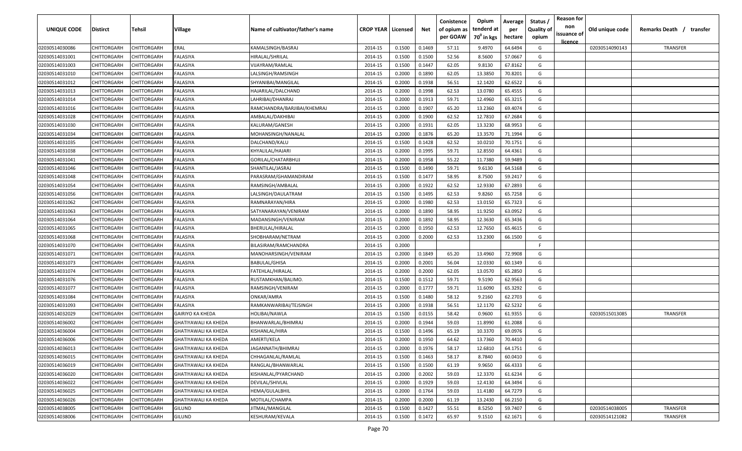| UNIQUE CODE | Distirct | Tehsil | Village | Name of cultivator/father's name | CROP YEAR | Licensed | Net | Conistence of opium as per GOAW | Opium tenderd at $70^0$ in kgs | Average per hectare | Status / Quality of opium | Reason for non issuance of licence | Old unique code | Remarks Death / transfer |
|---|---|---|---|---|---|---|---|---|---|---|---|---|---|---|
| 02030514030086 | CHITTORGARH | CHITTORGARH | ERAL | KAMALSINGH/BASRAJ | 2014-15 | 0.1500 | 0.1469 | 57.11 | 9.4970 | 64.6494 | G | | 02030514090143 | TRANSFER |
| 02030514031001 | CHITTORGARH | CHITTORGARH | FALASIYA | HIRALAL/SHRILAL | 2014-15 | 0.1500 | 0.1500 | 52.56 | 8.5600 | 57.0667 | G | | | |
| 02030514031003 | CHITTORGARH | CHITTORGARH | FALASIYA | VIJAYRAM/RAMLAL | 2014-15 | 0.1500 | 0.1447 | 62.05 | 9.8130 | 67.8162 | G | | | |
| 02030514031010 | CHITTORGARH | CHITTORGARH | FALASIYA | LALSINGH/RAMSINGH | 2014-15 | 0.2000 | 0.1890 | 62.05 | 13.3850 | 70.8201 | G | | | |
| 02030514031012 | CHITTORGARH | CHITTORGARH | FALASIYA | SHYANIBAI/MANGILAL | 2014-15 | 0.2000 | 0.1938 | 56.51 | 12.1420 | 62.6522 | G | | | |
| 02030514031013 | CHITTORGARH | CHITTORGARH | FALASIYA | HAJARILAL/DALCHAND | 2014-15 | 0.2000 | 0.1998 | 62.53 | 13.0780 | 65.4555 | G | | | |
| 02030514031014 | CHITTORGARH | CHITTORGARH | FALASIYA | LAHRIBAI/DHANRAJ | 2014-15 | 0.2000 | 0.1913 | 59.71 | 12.4960 | 65.3215 | G | | | |
| 02030514031016 | CHITTORGARH | CHITTORGARH | FALASIYA | RAMCHANDRA/BARJIBAI/KHEMRAJ | 2014-15 | 0.2000 | 0.1907 | 65.20 | 13.2360 | 69.4074 | G | | | |
| 02030514031028 | CHITTORGARH | CHITTORGARH | FALASIYA | AMBALAL/DAKHIBAI | 2014-15 | 0.2000 | 0.1900 | 62.52 | 12.7810 | 67.2684 | G | | | |
| 02030514031030 | CHITTORGARH | CHITTORGARH | FALASIYA | KALURAM/GANESH | 2014-15 | 0.2000 | 0.1931 | 62.05 | 13.3230 | 68.9953 | G | | | |
| 02030514031034 | CHITTORGARH | CHITTORGARH | FALASIYA | MOHANSINGH/NANALAL | 2014-15 | 0.2000 | 0.1876 | 65.20 | 13.3570 | 71.1994 | G | | | |
| 02030514031035 | CHITTORGARH | CHITTORGARH | FALASIYA | DALCHAND/KALU | 2014-15 | 0.1500 | 0.1428 | 62.52 | 10.0210 | 70.1751 | G | | | |
| 02030514031038 | CHITTORGARH | CHITTORGARH | FALASIYA | KHYALILAL/HAJARI | 2014-15 | 0.2000 | 0.1995 | 59.71 | 12.8550 | 64.4361 | G | | | |
| 02030514031041 | CHITTORGARH | CHITTORGARH | FALASIYA | GORILAL/CHATARBHUJ | 2014-15 | 0.2000 | 0.1958 | 55.22 | 11.7380 | 59.9489 | G | | | |
| 02030514031046 | CHITTORGARH | CHITTORGARH | FALASIYA | SHANTILAL/JASRAJ | 2014-15 | 0.1500 | 0.1490 | 59.71 | 9.6130 | 64.5168 | G | | | |
| 02030514031048 | CHITTORGARH | CHITTORGARH | FALASIYA | PARASRAM/GHAMANDIRAM | 2014-15 | 0.1500 | 0.1477 | 58.95 | 8.7500 | 59.2417 | G | | | |
| 02030514031054 | CHITTORGARH | CHITTORGARH | FALASIYA | RAMSINGH/AMBALAL | 2014-15 | 0.2000 | 0.1922 | 62.52 | 12.9330 | 67.2893 | G | | | |
| 02030514031056 | CHITTORGARH | CHITTORGARH | FALASIYA | LALSINGH/DAULATRAM | 2014-15 | 0.1500 | 0.1495 | 62.53 | 9.8260 | 65.7258 | G | | | |
| 02030514031062 | CHITTORGARH | CHITTORGARH | FALASIYA | RAMNARAYAN/HIRA | 2014-15 | 0.2000 | 0.1980 | 62.53 | 13.0150 | 65.7323 | G | | | |
| 02030514031063 | CHITTORGARH | CHITTORGARH | FALASIYA | SATYANARAYAN/VENIRAM | 2014-15 | 0.2000 | 0.1890 | 58.95 | 11.9250 | 63.0952 | G | | | |
| 02030514031064 | CHITTORGARH | CHITTORGARH | FALASIYA | MADANSINGH/VENIRAM | 2014-15 | 0.2000 | 0.1892 | 58.95 | 12.3630 | 65.3436 | G | | | |
| 02030514031065 | CHITTORGARH | CHITTORGARH | FALASIYA | BHERULAL/HIRALAL | 2014-15 | 0.2000 | 0.1950 | 62.53 | 12.7650 | 65.4615 | G | | | |
| 02030514031068 | CHITTORGARH | CHITTORGARH | FALASIYA | SHOBHARAM/NETRAM | 2014-15 | 0.2000 | 0.2000 | 62.53 | 13.2300 | 66.1500 | G | | | |
| 02030514031070 | CHITTORGARH | CHITTORGARH | FALASIYA | BILASIRAM/RAMCHANDRA | 2014-15 | 0.2000 | | | | | F | | | |
| 02030514031071 | CHITTORGARH | CHITTORGARH | FALASIYA | MANOHARSINGH/VENIRAM | 2014-15 | 0.2000 | 0.1849 | 65.20 | 13.4960 | 72.9908 | G | | | |
| 02030514031073 | CHITTORGARH | CHITTORGARH | FALASIYA | BABULAL/GHISA | 2014-15 | 0.2000 | 0.2001 | 56.04 | 12.0330 | 60.1349 | G | | | |
| 02030514031074 | CHITTORGARH | CHITTORGARH | FALASIYA | FATEHLAL/HIRALAL | 2014-15 | 0.2000 | 0.2000 | 62.05 | 13.0570 | 65.2850 | G | | | |
| 02030514031076 | CHITTORGARH | CHITTORGARH | FALASIYA | RUSTAMKHAN/BALIMO. | 2014-15 | 0.1500 | 0.1512 | 59.71 | 9.5190 | 62.9563 | G | | | |
| 02030514031077 | CHITTORGARH | CHITTORGARH | FALASIYA | RAMSINGH/VENIRAM | 2014-15 | 0.2000 | 0.1777 | 59.71 | 11.6090 | 65.3292 | G | | | |
| 02030514031084 | CHITTORGARH | CHITTORGARH | FALASIYA | ONKAR/AMRA | 2014-15 | 0.1500 | 0.1480 | 58.12 | 9.2160 | 62.2703 | G | | | |
| 02030514031093 | CHITTORGARH | CHITTORGARH | FALASIYA | RAMKANWARIBAI/TEJSINGH | 2014-15 | 0.2000 | 0.1938 | 56.51 | 12.1170 | 62.5232 | G | | | |
| 02030514032029 | CHITTORGARH | CHITTORGARH | GAIRIYO KA KHEDA | HOLIBAI/NAWLA | 2014-15 | 0.1500 | 0.0155 | 58.42 | 0.9600 | 61.9355 | G | | 02030515013085 | TRANSFER |
| 02030514036002 | CHITTORGARH | CHITTORGARH | GHATIYAWALI KA KHEDA | BHANWARLAL/BHIMRAJ | 2014-15 | 0.2000 | 0.1944 | 59.03 | 11.8990 | 61.2088 | G | | | |
| 02030514036004 | CHITTORGARH | CHITTORGARH | GHATIYAWALI KA KHEDA | KISHANLAL/HIRA | 2014-15 | 0.1500 | 0.1496 | 65.19 | 10.3370 | 69.0976 | G | | | |
| 02030514036006 | CHITTORGARH | CHITTORGARH | GHATIYAWALI KA KHEDA | AMERTI/KELA | 2014-15 | 0.2000 | 0.1950 | 64.62 | 13.7360 | 70.4410 | G | | | |
| 02030514036013 | CHITTORGARH | CHITTORGARH | GHATIYAWALI KA KHEDA | JAGANNATH/BHIMRAJ | 2014-15 | 0.2000 | 0.1976 | 58.17 | 12.6810 | 64.1751 | G | | | |
| 02030514036015 | CHITTORGARH | CHITTORGARH | GHATIYAWALI KA KHEDA | CHHAGANLAL/RAMLAL | 2014-15 | 0.1500 | 0.1463 | 58.17 | 8.7840 | 60.0410 | G | | | |
| 02030514036019 | CHITTORGARH | CHITTORGARH | GHATIYAWALI KA KHEDA | RANGLAL/BHANWARLAL | 2014-15 | 0.1500 | 0.1500 | 61.19 | 9.9650 | 66.4333 | G | | | |
| 02030514036020 | CHITTORGARH | CHITTORGARH | GHATIYAWALI KA KHEDA | KISHANLAL/PYARCHAND | 2014-15 | 0.2000 | 0.2002 | 59.03 | 12.3370 | 61.6234 | G | | | |
| 02030514036022 | CHITTORGARH | CHITTORGARH | GHATIYAWALI KA KHEDA | DEVILAL/SHIVLAL | 2014-15 | 0.2000 | 0.1929 | 59.03 | 12.4130 | 64.3494 | G | | | |
| 02030514036025 | CHITTORGARH | CHITTORGARH | GHATIYAWALI KA KHEDA | HEMA/GULALBHIL | 2014-15 | 0.2000 | 0.1764 | 59.03 | 11.4180 | 64.7279 | G | | | |
| 02030514036026 | CHITTORGARH | CHITTORGARH | GHATIYAWALI KA KHEDA | MOTILAL/CHAMPA | 2014-15 | 0.2000 | 0.2000 | 61.19 | 13.2430 | 66.2150 | G | | | |
| 02030514038005 | CHITTORGARH | CHITTORGARH | GILUND | JITMAL/MANGILAL | 2014-15 | 0.1500 | 0.1427 | 55.51 | 8.5250 | 59.7407 | G | | 02030514038005 | TRANSFER |
| 02030514038006 | CHITTORGARH | CHITTORGARH | GILUND | KESHURAM/KEVALA | 2014-15 | 0.1500 | 0.1472 | 65.97 | 9.1510 | 62.1671 | G | | 02030514121082 | TRANSFER |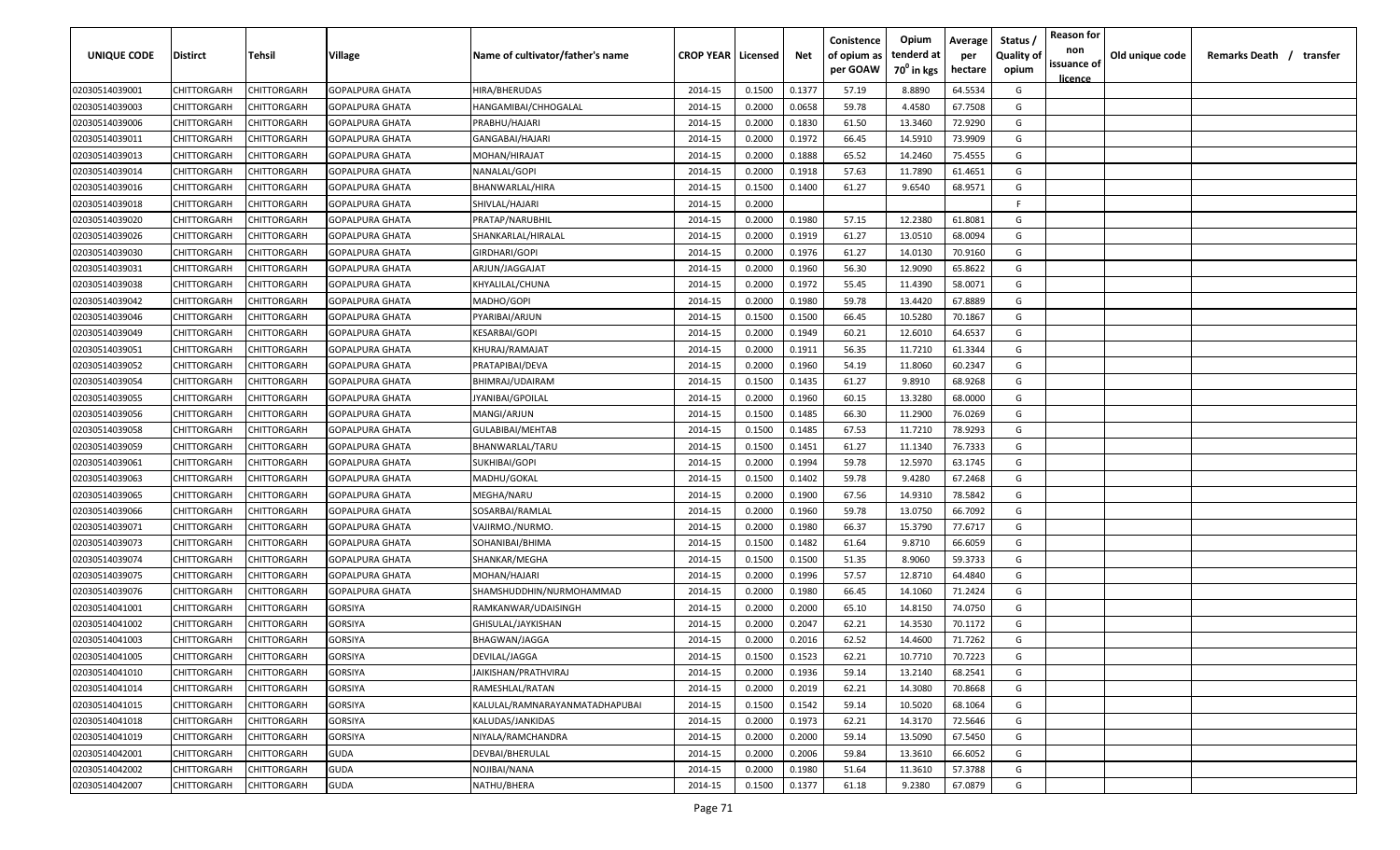| UNIQUE CODE | Distirct | Tehsil | Village | Name of cultivator/father's name | CROP YEAR | Licensed | Net | Conistence of opium as per GOAW | Opium tenderd at 70° in kgs | Average per hectare | Status / Quality of opium | Reason for non issuance of licence | Old unique code | Remarks Death / transfer |
|---|---|---|---|---|---|---|---|---|---|---|---|---|---|---|
| 02030514039001 | CHITTORGARH | CHITTORGARH | GOPALPURA GHATA | HIRA/BHERUDAS | 2014-15 | 0.1500 | 0.1377 | 57.19 | 8.8890 | 64.5534 | G | | | |
| 02030514039003 | CHITTORGARH | CHITTORGARH | GOPALPURA GHATA | HANGAMIBAI/CHHOGALAL | 2014-15 | 0.2000 | 0.0658 | 59.78 | 4.4580 | 67.7508 | G | | | |
| 02030514039006 | CHITTORGARH | CHITTORGARH | GOPALPURA GHATA | PRABHU/HAJARI | 2014-15 | 0.2000 | 0.1830 | 61.50 | 13.3460 | 72.9290 | G | | | |
| 02030514039011 | CHITTORGARH | CHITTORGARH | GOPALPURA GHATA | GANGABAI/HAJARI | 2014-15 | 0.2000 | 0.1972 | 66.45 | 14.5910 | 73.9909 | G | | | |
| 02030514039013 | CHITTORGARH | CHITTORGARH | GOPALPURA GHATA | MOHAN/HIRAJAT | 2014-15 | 0.2000 | 0.1888 | 65.52 | 14.2460 | 75.4555 | G | | | |
| 02030514039014 | CHITTORGARH | CHITTORGARH | GOPALPURA GHATA | NANALAL/GOPI | 2014-15 | 0.2000 | 0.1918 | 57.63 | 11.7890 | 61.4651 | G | | | |
| 02030514039016 | CHITTORGARH | CHITTORGARH | GOPALPURA GHATA | BHANWARLAL/HIRA | 2014-15 | 0.1500 | 0.1400 | 61.27 | 9.6540 | 68.9571 | G | | | |
| 02030514039018 | CHITTORGARH | CHITTORGARH | GOPALPURA GHATA | SHIVLAL/HAJARI | 2014-15 | 0.2000 | | | | | F | | | |
| 02030514039020 | CHITTORGARH | CHITTORGARH | GOPALPURA GHATA | PRATAP/NARUBHIL | 2014-15 | 0.2000 | 0.1980 | 57.15 | 12.2380 | 61.8081 | G | | | |
| 02030514039026 | CHITTORGARH | CHITTORGARH | GOPALPURA GHATA | SHANKARLAL/HIRALAL | 2014-15 | 0.2000 | 0.1919 | 61.27 | 13.0510 | 68.0094 | G | | | |
| 02030514039030 | CHITTORGARH | CHITTORGARH | GOPALPURA GHATA | GIRDHARI/GOPI | 2014-15 | 0.2000 | 0.1976 | 61.27 | 14.0130 | 70.9160 | G | | | |
| 02030514039031 | CHITTORGARH | CHITTORGARH | GOPALPURA GHATA | ARJUN/JAGGAJAT | 2014-15 | 0.2000 | 0.1960 | 56.30 | 12.9090 | 65.8622 | G | | | |
| 02030514039038 | CHITTORGARH | CHITTORGARH | GOPALPURA GHATA | KHYALILAL/CHUNA | 2014-15 | 0.2000 | 0.1972 | 55.45 | 11.4390 | 58.0071 | G | | | |
| 02030514039042 | CHITTORGARH | CHITTORGARH | GOPALPURA GHATA | MADHO/GOPI | 2014-15 | 0.2000 | 0.1980 | 59.78 | 13.4420 | 67.8889 | G | | | |
| 02030514039046 | CHITTORGARH | CHITTORGARH | GOPALPURA GHATA | PYARIBAI/ARJUN | 2014-15 | 0.1500 | 0.1500 | 66.45 | 10.5280 | 70.1867 | G | | | |
| 02030514039049 | CHITTORGARH | CHITTORGARH | GOPALPURA GHATA | KESARBAI/GOPI | 2014-15 | 0.2000 | 0.1949 | 60.21 | 12.6010 | 64.6537 | G | | | |
| 02030514039051 | CHITTORGARH | CHITTORGARH | GOPALPURA GHATA | KHURAJ/RAMAJAT | 2014-15 | 0.2000 | 0.1911 | 56.35 | 11.7210 | 61.3344 | G | | | |
| 02030514039052 | CHITTORGARH | CHITTORGARH | GOPALPURA GHATA | PRATAPIBAI/DEVA | 2014-15 | 0.2000 | 0.1960 | 54.19 | 11.8060 | 60.2347 | G | | | |
| 02030514039054 | CHITTORGARH | CHITTORGARH | GOPALPURA GHATA | BHIMRAJ/UDAIRAM | 2014-15 | 0.1500 | 0.1435 | 61.27 | 9.8910 | 68.9268 | G | | | |
| 02030514039055 | CHITTORGARH | CHITTORGARH | GOPALPURA GHATA | JYANIBAI/GPOILAL | 2014-15 | 0.2000 | 0.1960 | 60.15 | 13.3280 | 68.0000 | G | | | |
| 02030514039056 | CHITTORGARH | CHITTORGARH | GOPALPURA GHATA | MANGI/ARJUN | 2014-15 | 0.1500 | 0.1485 | 66.30 | 11.2900 | 76.0269 | G | | | |
| 02030514039058 | CHITTORGARH | CHITTORGARH | GOPALPURA GHATA | GULABIBAI/MEHTAB | 2014-15 | 0.1500 | 0.1485 | 67.53 | 11.7210 | 78.9293 | G | | | |
| 02030514039059 | CHITTORGARH | CHITTORGARH | GOPALPURA GHATA | BHANWARLAL/TARU | 2014-15 | 0.1500 | 0.1451 | 61.27 | 11.1340 | 76.7333 | G | | | |
| 02030514039061 | CHITTORGARH | CHITTORGARH | GOPALPURA GHATA | SUKHIBAI/GOPI | 2014-15 | 0.2000 | 0.1994 | 59.78 | 12.5970 | 63.1745 | G | | | |
| 02030514039063 | CHITTORGARH | CHITTORGARH | GOPALPURA GHATA | MADHU/GOKAL | 2014-15 | 0.1500 | 0.1402 | 59.78 | 9.4280 | 67.2468 | G | | | |
| 02030514039065 | CHITTORGARH | CHITTORGARH | GOPALPURA GHATA | MEGHA/NARU | 2014-15 | 0.2000 | 0.1900 | 67.56 | 14.9310 | 78.5842 | G | | | |
| 02030514039066 | CHITTORGARH | CHITTORGARH | GOPALPURA GHATA | SOSARBAI/RAMLAL | 2014-15 | 0.2000 | 0.1960 | 59.78 | 13.0750 | 66.7092 | G | | | |
| 02030514039071 | CHITTORGARH | CHITTORGARH | GOPALPURA GHATA | VAJIRMO./NURMO. | 2014-15 | 0.2000 | 0.1980 | 66.37 | 15.3790 | 77.6717 | G | | | |
| 02030514039073 | CHITTORGARH | CHITTORGARH | GOPALPURA GHATA | SOHANIBAI/BHIMA | 2014-15 | 0.1500 | 0.1482 | 61.64 | 9.8710 | 66.6059 | G | | | |
| 02030514039074 | CHITTORGARH | CHITTORGARH | GOPALPURA GHATA | SHANKAR/MEGHA | 2014-15 | 0.1500 | 0.1500 | 51.35 | 8.9060 | 59.3733 | G | | | |
| 02030514039075 | CHITTORGARH | CHITTORGARH | GOPALPURA GHATA | MOHAN/HAJARI | 2014-15 | 0.2000 | 0.1996 | 57.57 | 12.8710 | 64.4840 | G | | | |
| 02030514039076 | CHITTORGARH | CHITTORGARH | GOPALPURA GHATA | SHAMSHUDDHIN/NURMOHAMMAD | 2014-15 | 0.2000 | 0.1980 | 66.45 | 14.1060 | 71.2424 | G | | | |
| 02030514041001 | CHITTORGARH | CHITTORGARH | GORSIYA | RAMKANWAR/UDAISINGH | 2014-15 | 0.2000 | 0.2000 | 65.10 | 14.8150 | 74.0750 | G | | | |
| 02030514041002 | CHITTORGARH | CHITTORGARH | GORSIYA | GHISULAL/JAYKISHAN | 2014-15 | 0.2000 | 0.2047 | 62.21 | 14.3530 | 70.1172 | G | | | |
| 02030514041003 | CHITTORGARH | CHITTORGARH | GORSIYA | BHAGWAN/JAGGA | 2014-15 | 0.2000 | 0.2016 | 62.52 | 14.4600 | 71.7262 | G | | | |
| 02030514041005 | CHITTORGARH | CHITTORGARH | GORSIYA | DEVILAL/JAGGA | 2014-15 | 0.1500 | 0.1523 | 62.21 | 10.7710 | 70.7223 | G | | | |
| 02030514041010 | CHITTORGARH | CHITTORGARH | GORSIYA | JAIKISHAN/PRATHVIRAJ | 2014-15 | 0.2000 | 0.1936 | 59.14 | 13.2140 | 68.2541 | G | | | |
| 02030514041014 | CHITTORGARH | CHITTORGARH | GORSIYA | RAMESHLAL/RATAN | 2014-15 | 0.2000 | 0.2019 | 62.21 | 14.3080 | 70.8668 | G | | | |
| 02030514041015 | CHITTORGARH | CHITTORGARH | GORSIYA | KALULAL/RAMNARAYANMATADHAPUBAI | 2014-15 | 0.1500 | 0.1542 | 59.14 | 10.5020 | 68.1064 | G | | | |
| 02030514041018 | CHITTORGARH | CHITTORGARH | GORSIYA | KALUDAS/JANKIDAS | 2014-15 | 0.2000 | 0.1973 | 62.21 | 14.3170 | 72.5646 | G | | | |
| 02030514041019 | CHITTORGARH | CHITTORGARH | GORSIYA | NIYALA/RAMCHANDRA | 2014-15 | 0.2000 | 0.2000 | 59.14 | 13.5090 | 67.5450 | G | | | |
| 02030514042001 | CHITTORGARH | CHITTORGARH | GUDA | DEVBAI/BHERULAL | 2014-15 | 0.2000 | 0.2006 | 59.84 | 13.3610 | 66.6052 | G | | | |
| 02030514042002 | CHITTORGARH | CHITTORGARH | GUDA | NOJIBAI/NANA | 2014-15 | 0.2000 | 0.1980 | 51.64 | 11.3610 | 57.3788 | G | | | |
| 02030514042007 | CHITTORGARH | CHITTORGARH | GUDA | NATHU/BHERA | 2014-15 | 0.1500 | 0.1377 | 61.18 | 9.2380 | 67.0879 | G | | | |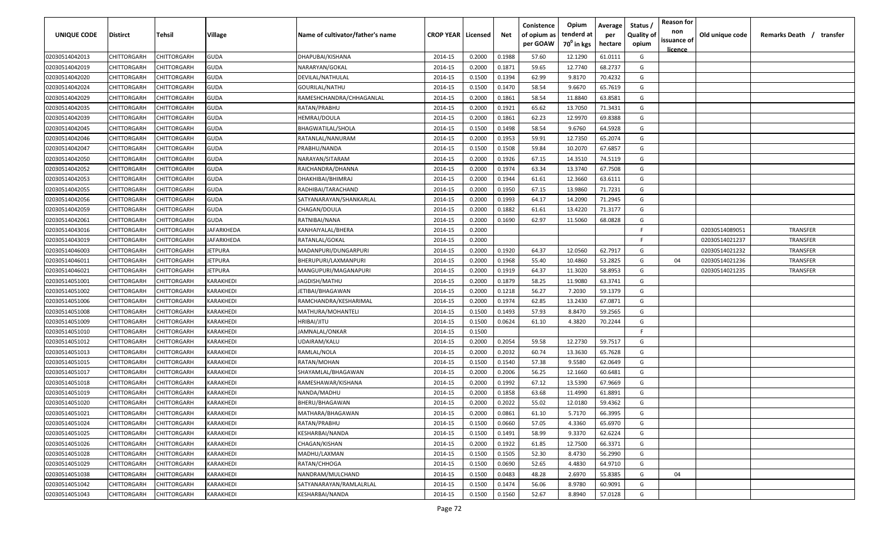| UNIQUE CODE | Distirct | Tehsil | Village | Name of cultivator/father's name | CROP YEAR | Licensed | Net | Conistence of opium as per GOAW | Opium tenderd at 70⁰ in kgs | Average per hectare | Status / Quality of opium | Reason for non issuance of licence | Old unique code | Remarks Death / transfer |
|---|---|---|---|---|---|---|---|---|---|---|---|---|---|---|
| 02030514042013 | CHITTORGARH | CHITTORGARH | GUDA | DHAPUBAI/KISHANA | 2014-15 | 0.2000 | 0.1988 | 57.60 | 12.1290 | 61.0111 | G | | | |
| 02030514042019 | CHITTORGARH | CHITTORGARH | GUDA | NARARYAN/GOKAL | 2014-15 | 0.2000 | 0.1871 | 59.65 | 12.7740 | 68.2737 | G | | | |
| 02030514042020 | CHITTORGARH | CHITTORGARH | GUDA | DEVILAL/NATHULAL | 2014-15 | 0.1500 | 0.1394 | 62.99 | 9.8170 | 70.4232 | G | | | |
| 02030514042024 | CHITTORGARH | CHITTORGARH | GUDA | GOURILAL/NATHU | 2014-15 | 0.1500 | 0.1470 | 58.54 | 9.6670 | 65.7619 | G | | | |
| 02030514042029 | CHITTORGARH | CHITTORGARH | GUDA | RAMESHCHANDRA/CHHAGANLAL | 2014-15 | 0.2000 | 0.1861 | 58.54 | 11.8840 | 63.8581 | G | | | |
| 02030514042035 | CHITTORGARH | CHITTORGARH | GUDA | RATAN/PRABHU | 2014-15 | 0.2000 | 0.1921 | 65.62 | 13.7050 | 71.3431 | G | | | |
| 02030514042039 | CHITTORGARH | CHITTORGARH | GUDA | HEMRAJ/DOULA | 2014-15 | 0.2000 | 0.1861 | 62.23 | 12.9970 | 69.8388 | G | | | |
| 02030514042045 | CHITTORGARH | CHITTORGARH | GUDA | BHAGWATILAL/SHOLA | 2014-15 | 0.1500 | 0.1498 | 58.54 | 9.6760 | 64.5928 | G | | | |
| 02030514042046 | CHITTORGARH | CHITTORGARH | GUDA | RATANLAL/NANURAM | 2014-15 | 0.2000 | 0.1953 | 59.91 | 12.7350 | 65.2074 | G | | | |
| 02030514042047 | CHITTORGARH | CHITTORGARH | GUDA | PRABHU/NANDA | 2014-15 | 0.1500 | 0.1508 | 59.84 | 10.2070 | 67.6857 | G | | | |
| 02030514042050 | CHITTORGARH | CHITTORGARH | GUDA | NARAYAN/SITARAM | 2014-15 | 0.2000 | 0.1926 | 67.15 | 14.3510 | 74.5119 | G | | | |
| 02030514042052 | CHITTORGARH | CHITTORGARH | GUDA | RAICHANDRA/DHANNA | 2014-15 | 0.2000 | 0.1974 | 63.34 | 13.3740 | 67.7508 | G | | | |
| 02030514042053 | CHITTORGARH | CHITTORGARH | GUDA | DHAKHIBAI/BHIMRAJ | 2014-15 | 0.2000 | 0.1944 | 61.61 | 12.3660 | 63.6111 | G | | | |
| 02030514042055 | CHITTORGARH | CHITTORGARH | GUDA | RADHIBAI/TARACHAND | 2014-15 | 0.2000 | 0.1950 | 67.15 | 13.9860 | 71.7231 | G | | | |
| 02030514042056 | CHITTORGARH | CHITTORGARH | GUDA | SATYANARAYAN/SHANKARLAL | 2014-15 | 0.2000 | 0.1993 | 64.17 | 14.2090 | 71.2945 | G | | | |
| 02030514042059 | CHITTORGARH | CHITTORGARH | GUDA | CHAGAN/DOULA | 2014-15 | 0.2000 | 0.1882 | 61.61 | 13.4220 | 71.3177 | G | | | |
| 02030514042061 | CHITTORGARH | CHITTORGARH | GUDA | RATNIBAI/NANA | 2014-15 | 0.2000 | 0.1690 | 62.97 | 11.5060 | 68.0828 | G | | | |
| 02030514043016 | CHITTORGARH | CHITTORGARH | JAFARKHEDA | KANHAIYALAL/BHERA | 2014-15 | 0.2000 | | | | | F | | 02030514089051 | TRANSFER |
| 02030514043019 | CHITTORGARH | CHITTORGARH | JAFARKHEDA | RATANLAL/GOKAL | 2014-15 | 0.2000 | | | | | F | | 02030514021237 | TRANSFER |
| 02030514046003 | CHITTORGARH | CHITTORGARH | JETPURA | MADANPURI/DUNGARPURI | 2014-15 | 0.2000 | 0.1920 | 64.37 | 12.0560 | 62.7917 | G | | 02030514021232 | TRANSFER |
| 02030514046011 | CHITTORGARH | CHITTORGARH | JETPURA | BHERUPURI/LAXMANPURI | 2014-15 | 0.2000 | 0.1968 | 55.40 | 10.4860 | 53.2825 | G | 04 | 02030514021236 | TRANSFER |
| 02030514046021 | CHITTORGARH | CHITTORGARH | JETPURA | MANGUPURI/MAGANAPURI | 2014-15 | 0.2000 | 0.1919 | 64.37 | 11.3020 | 58.8953 | G | | 02030514021235 | TRANSFER |
| 02030514051001 | CHITTORGARH | CHITTORGARH | KARAKHEDI | JAGDISH/MATHU | 2014-15 | 0.2000 | 0.1879 | 58.25 | 11.9080 | 63.3741 | G | | | |
| 02030514051002 | CHITTORGARH | CHITTORGARH | KARAKHEDI | JETIBAI/BHAGAWAN | 2014-15 | 0.2000 | 0.1218 | 56.27 | 7.2030 | 59.1379 | G | | | |
| 02030514051006 | CHITTORGARH | CHITTORGARH | KARAKHEDI | RAMCHANDRA/KESHARIMAL | 2014-15 | 0.2000 | 0.1974 | 62.85 | 13.2430 | 67.0871 | G | | | |
| 02030514051008 | CHITTORGARH | CHITTORGARH | KARAKHEDI | MATHURA/MOHANTELI | 2014-15 | 0.1500 | 0.1493 | 57.93 | 8.8470 | 59.2565 | G | | | |
| 02030514051009 | CHITTORGARH | CHITTORGARH | KARAKHEDI | HRIBAI/JITU | 2014-15 | 0.1500 | 0.0624 | 61.10 | 4.3820 | 70.2244 | G | | | |
| 02030514051010 | CHITTORGARH | CHITTORGARH | KARAKHEDI | JAMNALAL/ONKAR | 2014-15 | 0.1500 | | | | | F | | | |
| 02030514051012 | CHITTORGARH | CHITTORGARH | KARAKHEDI | UDAIRAM/KALU | 2014-15 | 0.2000 | 0.2054 | 59.58 | 12.2730 | 59.7517 | G | | | |
| 02030514051013 | CHITTORGARH | CHITTORGARH | KARAKHEDI | RAMLAL/NOLA | 2014-15 | 0.2000 | 0.2032 | 60.74 | 13.3630 | 65.7628 | G | | | |
| 02030514051015 | CHITTORGARH | CHITTORGARH | KARAKHEDI | RATAN/MOHAN | 2014-15 | 0.1500 | 0.1540 | 57.38 | 9.5580 | 62.0649 | G | | | |
| 02030514051017 | CHITTORGARH | CHITTORGARH | KARAKHEDI | SHAYAMLAL/BHAGAWAN | 2014-15 | 0.2000 | 0.2006 | 56.25 | 12.1660 | 60.6481 | G | | | |
| 02030514051018 | CHITTORGARH | CHITTORGARH | KARAKHEDI | RAMESHAWAR/KISHANA | 2014-15 | 0.2000 | 0.1992 | 67.12 | 13.5390 | 67.9669 | G | | | |
| 02030514051019 | CHITTORGARH | CHITTORGARH | KARAKHEDI | NANDA/MADHU | 2014-15 | 0.2000 | 0.1858 | 63.68 | 11.4990 | 61.8891 | G | | | |
| 02030514051020 | CHITTORGARH | CHITTORGARH | KARAKHEDI | BHERU/BHAGAWAN | 2014-15 | 0.2000 | 0.2022 | 55.02 | 12.0180 | 59.4362 | G | | | |
| 02030514051021 | CHITTORGARH | CHITTORGARH | KARAKHEDI | MATHARA/BHAGAWAN | 2014-15 | 0.2000 | 0.0861 | 61.10 | 5.7170 | 66.3995 | G | | | |
| 02030514051024 | CHITTORGARH | CHITTORGARH | KARAKHEDI | RATAN/PRABHU | 2014-15 | 0.1500 | 0.0660 | 57.05 | 4.3360 | 65.6970 | G | | | |
| 02030514051025 | CHITTORGARH | CHITTORGARH | KARAKHEDI | KESHARBAI/NANDA | 2014-15 | 0.1500 | 0.1491 | 58.99 | 9.3370 | 62.6224 | G | | | |
| 02030514051026 | CHITTORGARH | CHITTORGARH | KARAKHEDI | CHAGAN/KISHAN | 2014-15 | 0.2000 | 0.1922 | 61.85 | 12.7500 | 66.3371 | G | | | |
| 02030514051028 | CHITTORGARH | CHITTORGARH | KARAKHEDI | MADHU/LAXMAN | 2014-15 | 0.1500 | 0.1505 | 52.30 | 8.4730 | 56.2990 | G | | | |
| 02030514051029 | CHITTORGARH | CHITTORGARH | KARAKHEDI | RATAN/CHHOGA | 2014-15 | 0.1500 | 0.0690 | 52.65 | 4.4830 | 64.9710 | G | | | |
| 02030514051038 | CHITTORGARH | CHITTORGARH | KARAKHEDI | NANDRAM/MULCHAND | 2014-15 | 0.1500 | 0.0483 | 48.28 | 2.6970 | 55.8385 | G | 04 | | |
| 02030514051042 | CHITTORGARH | CHITTORGARH | KARAKHEDI | SATYANARAYAN/RAMLALRLAL | 2014-15 | 0.1500 | 0.1474 | 56.06 | 8.9780 | 60.9091 | G | | | |
| 02030514051043 | CHITTORGARH | CHITTORGARH | KARAKHEDI | KESHARBAI/NANDA | 2014-15 | 0.1500 | 0.1560 | 52.67 | 8.8940 | 57.0128 | G | | | |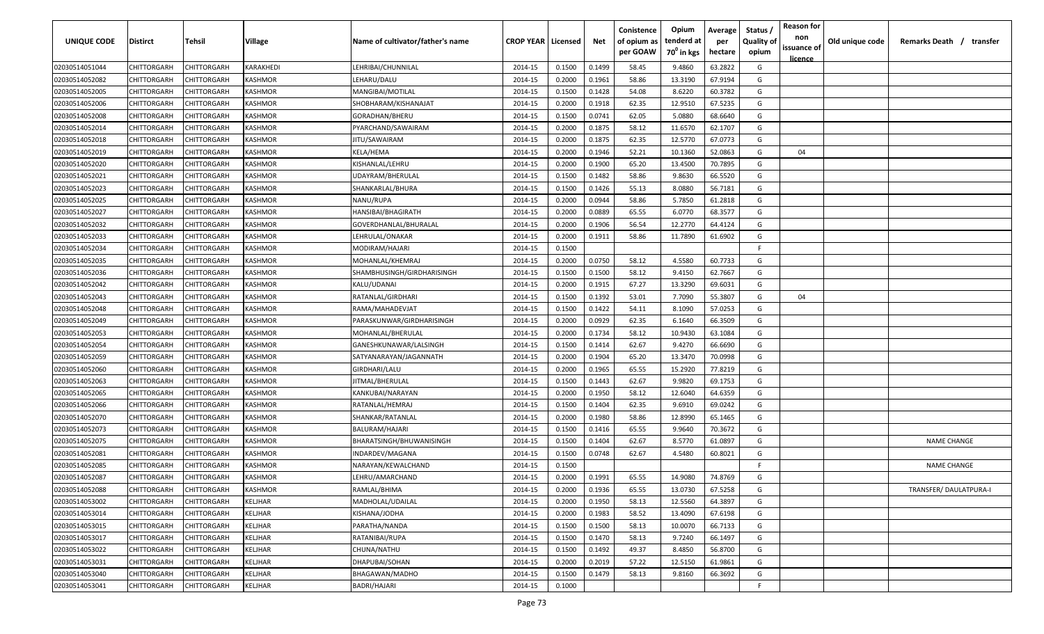| UNIQUE CODE | Distirct | Tehsil | Village | Name of cultivator/father's name | CROP YEAR | Licensed | Net | Conistence of opium as per GOAW | Opium tenderd at $70^0$ in kgs | Average per hectare | Status / Quality of opium | Reason for non issuance of licence | Old unique code | Remarks Death / transfer |
|---|---|---|---|---|---|---|---|---|---|---|---|---|---|---|
| 02030514051044 | CHITTORGARH | CHITTORGARH | KARAKHEDI | LEHRIBAI/CHUNNILAL | 2014-15 | 0.1500 | 0.1499 | 58.45 | 9.4860 | 63.2822 | G | | | |
| 02030514052082 | CHITTORGARH | CHITTORGARH | KASHMOR | LEHARU/DALU | 2014-15 | 0.2000 | 0.1961 | 58.86 | 13.3190 | 67.9194 | G | | | |
| 02030514052005 | CHITTORGARH | CHITTORGARH | KASHMOR | MANGIBAI/MOTILAL | 2014-15 | 0.1500 | 0.1428 | 54.08 | 8.6220 | 60.3782 | G | | | |
| 02030514052006 | CHITTORGARH | CHITTORGARH | KASHMOR | SHOBHARAM/KISHANAJAT | 2014-15 | 0.2000 | 0.1918 | 62.35 | 12.9510 | 67.5235 | G | | | |
| 02030514052008 | CHITTORGARH | CHITTORGARH | KASHMOR | GORADHAN/BHERU | 2014-15 | 0.1500 | 0.0741 | 62.05 | 5.0880 | 68.6640 | G | | | |
| 02030514052014 | CHITTORGARH | CHITTORGARH | KASHMOR | PYARCHAND/SAWAIRAM | 2014-15 | 0.2000 | 0.1875 | 58.12 | 11.6570 | 62.1707 | G | | | |
| 02030514052018 | CHITTORGARH | CHITTORGARH | KASHMOR | JITU/SAWAIRAM | 2014-15 | 0.2000 | 0.1875 | 62.35 | 12.5770 | 67.0773 | G | | | |
| 02030514052019 | CHITTORGARH | CHITTORGARH | KASHMOR | KELA/HEMA | 2014-15 | 0.2000 | 0.1946 | 52.21 | 10.1360 | 52.0863 | G | 04 | | |
| 02030514052020 | CHITTORGARH | CHITTORGARH | KASHMOR | KISHANLAL/LEHRU | 2014-15 | 0.2000 | 0.1900 | 65.20 | 13.4500 | 70.7895 | G | | | |
| 02030514052021 | CHITTORGARH | CHITTORGARH | KASHMOR | UDAYRAM/BHERULAL | 2014-15 | 0.1500 | 0.1482 | 58.86 | 9.8630 | 66.5520 | G | | | |
| 02030514052023 | CHITTORGARH | CHITTORGARH | KASHMOR | SHANKARLAL/BHURA | 2014-15 | 0.1500 | 0.1426 | 55.13 | 8.0880 | 56.7181 | G | | | |
| 02030514052025 | CHITTORGARH | CHITTORGARH | KASHMOR | NANU/RUPA | 2014-15 | 0.2000 | 0.0944 | 58.86 | 5.7850 | 61.2818 | G | | | |
| 02030514052027 | CHITTORGARH | CHITTORGARH | KASHMOR | HANSIBAI/BHAGIRATH | 2014-15 | 0.2000 | 0.0889 | 65.55 | 6.0770 | 68.3577 | G | | | |
| 02030514052032 | CHITTORGARH | CHITTORGARH | KASHMOR | GOVERDHANLAL/BHURALAL | 2014-15 | 0.2000 | 0.1906 | 56.54 | 12.2770 | 64.4124 | G | | | |
| 02030514052033 | CHITTORGARH | CHITTORGARH | KASHMOR | LEHRULAL/ONAKAR | 2014-15 | 0.2000 | 0.1911 | 58.86 | 11.7890 | 61.6902 | G | | | |
| 02030514052034 | CHITTORGARH | CHITTORGARH | KASHMOR | MODIRAM/HAJARI | 2014-15 | 0.1500 | | | | | F | | | |
| 02030514052035 | CHITTORGARH | CHITTORGARH | KASHMOR | MOHANLAL/KHEMRAJ | 2014-15 | 0.2000 | 0.0750 | 58.12 | 4.5580 | 60.7733 | G | | | |
| 02030514052036 | CHITTORGARH | CHITTORGARH | KASHMOR | SHAMBHUSINGH/GIRDHARISINGH | 2014-15 | 0.1500 | 0.1500 | 58.12 | 9.4150 | 62.7667 | G | | | |
| 02030514052042 | CHITTORGARH | CHITTORGARH | KASHMOR | KALU/UDANAI | 2014-15 | 0.2000 | 0.1915 | 67.27 | 13.3290 | 69.6031 | G | | | |
| 02030514052043 | CHITTORGARH | CHITTORGARH | KASHMOR | RATANLAL/GIRDHARI | 2014-15 | 0.1500 | 0.1392 | 53.01 | 7.7090 | 55.3807 | G | 04 | | |
| 02030514052048 | CHITTORGARH | CHITTORGARH | KASHMOR | RAMA/MAHADEVJAT | 2014-15 | 0.1500 | 0.1422 | 54.11 | 8.1090 | 57.0253 | G | | | |
| 02030514052049 | CHITTORGARH | CHITTORGARH | KASHMOR | PARASKUNWAR/GIRDHARISINGH | 2014-15 | 0.2000 | 0.0929 | 62.35 | 6.1640 | 66.3509 | G | | | |
| 02030514052053 | CHITTORGARH | CHITTORGARH | KASHMOR | MOHANLAL/BHERULAL | 2014-15 | 0.2000 | 0.1734 | 58.12 | 10.9430 | 63.1084 | G | | | |
| 02030514052054 | CHITTORGARH | CHITTORGARH | KASHMOR | GANESHKUNAWAR/LALSINGH | 2014-15 | 0.1500 | 0.1414 | 62.67 | 9.4270 | 66.6690 | G | | | |
| 02030514052059 | CHITTORGARH | CHITTORGARH | KASHMOR | SATYANARAYAN/JAGANNATH | 2014-15 | 0.2000 | 0.1904 | 65.20 | 13.3470 | 70.0998 | G | | | |
| 02030514052060 | CHITTORGARH | CHITTORGARH | KASHMOR | GIRDHARI/LALU | 2014-15 | 0.2000 | 0.1965 | 65.55 | 15.2920 | 77.8219 | G | | | |
| 02030514052063 | CHITTORGARH | CHITTORGARH | KASHMOR | JITMAL/BHERULAL | 2014-15 | 0.1500 | 0.1443 | 62.67 | 9.9820 | 69.1753 | G | | | |
| 02030514052065 | CHITTORGARH | CHITTORGARH | KASHMOR | KANKUBAI/NARAYAN | 2014-15 | 0.2000 | 0.1950 | 58.12 | 12.6040 | 64.6359 | G | | | |
| 02030514052066 | CHITTORGARH | CHITTORGARH | KASHMOR | RATANLAL/HEMRAJ | 2014-15 | 0.1500 | 0.1404 | 62.35 | 9.6910 | 69.0242 | G | | | |
| 02030514052070 | CHITTORGARH | CHITTORGARH | KASHMOR | SHANKAR/RATANLAL | 2014-15 | 0.2000 | 0.1980 | 58.86 | 12.8990 | 65.1465 | G | | | |
| 02030514052073 | CHITTORGARH | CHITTORGARH | KASHMOR | BALURAM/HAJARI | 2014-15 | 0.1500 | 0.1416 | 65.55 | 9.9640 | 70.3672 | G | | | |
| 02030514052075 | CHITTORGARH | CHITTORGARH | KASHMOR | BHARATSINGH/BHUWANISINGH | 2014-15 | 0.1500 | 0.1404 | 62.67 | 8.5770 | 61.0897 | G | | | NAME CHANGE |
| 02030514052081 | CHITTORGARH | CHITTORGARH | KASHMOR | INDARDEV/MAGANA | 2014-15 | 0.1500 | 0.0748 | 62.67 | 4.5480 | 60.8021 | G | | | |
| 02030514052085 | CHITTORGARH | CHITTORGARH | KASHMOR | NARAYAN/KEWALCHAND | 2014-15 | 0.1500 | | | | | F | | | NAME CHANGE |
| 02030514052087 | CHITTORGARH | CHITTORGARH | KASHMOR | LEHRU/AMARCHAND | 2014-15 | 0.2000 | 0.1991 | 65.55 | 14.9080 | 74.8769 | G | | | |
| 02030514052088 | CHITTORGARH | CHITTORGARH | KASHMOR | RAMLAL/BHIMA | 2014-15 | 0.2000 | 0.1936 | 65.55 | 13.0730 | 67.5258 | G | | | TRANSFER/ DAULATPURA-I |
| 02030514053002 | CHITTORGARH | CHITTORGARH | KELJHAR | MADHOLAL/UDAILAL | 2014-15 | 0.2000 | 0.1950 | 58.13 | 12.5560 | 64.3897 | G | | | |
| 02030514053014 | CHITTORGARH | CHITTORGARH | KELJHAR | KISHANA/JODHA | 2014-15 | 0.2000 | 0.1983 | 58.52 | 13.4090 | 67.6198 | G | | | |
| 02030514053015 | CHITTORGARH | CHITTORGARH | KELJHAR | PARATHA/NANDA | 2014-15 | 0.1500 | 0.1500 | 58.13 | 10.0070 | 66.7133 | G | | | |
| 02030514053017 | CHITTORGARH | CHITTORGARH | KELJHAR | RATANIBAI/RUPA | 2014-15 | 0.1500 | 0.1470 | 58.13 | 9.7240 | 66.1497 | G | | | |
| 02030514053022 | CHITTORGARH | CHITTORGARH | KELJHAR | CHUNA/NATHU | 2014-15 | 0.1500 | 0.1492 | 49.37 | 8.4850 | 56.8700 | G | | | |
| 02030514053031 | CHITTORGARH | CHITTORGARH | KELJHAR | DHAPUBAI/SOHAN | 2014-15 | 0.2000 | 0.2019 | 57.22 | 12.5150 | 61.9861 | G | | | |
| 02030514053040 | CHITTORGARH | CHITTORGARH | KELJHAR | BHAGAWAN/MADHO | 2014-15 | 0.1500 | 0.1479 | 58.13 | 9.8160 | 66.3692 | G | | | |
| 02030514053041 | CHITTORGARH | CHITTORGARH | KELJHAR | BADRI/HAJARI | 2014-15 | 0.1000 | | | | | F | | | |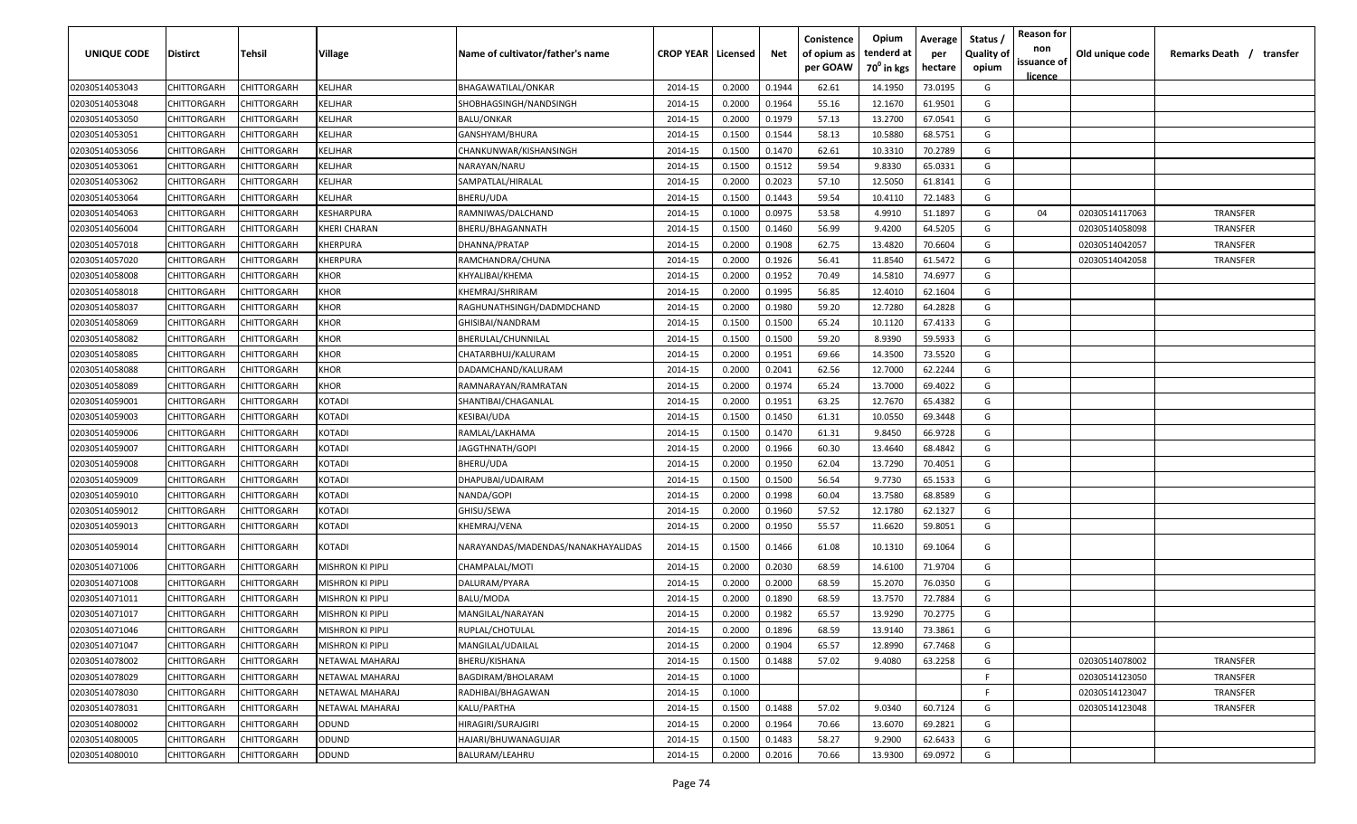| UNIQUE CODE | Distirct | Tehsil | Village | Name of cultivator/father's name | CROP YEAR | Licensed | Net | Conistence of opium as per GOAW | Opium tenderd at $70^0$ in kgs | Average per hectare | Status / Quality of opium | Reason for non issuance of licence | Old unique code | Remarks Death / transfer |
|---|---|---|---|---|---|---|---|---|---|---|---|---|---|---|
| 02030514053043 | CHITTORGARH | CHITTORGARH | KELJHAR | BHAGAWATILAL/ONKAR | 2014-15 | 0.2000 | 0.1944 | 62.61 | 14.1950 | 73.0195 | G | | | |
| 02030514053048 | CHITTORGARH | CHITTORGARH | KELJHAR | SHOBHAGSINGH/NANDSINGH | 2014-15 | 0.2000 | 0.1964 | 55.16 | 12.1670 | 61.9501 | G | | | |
| 02030514053050 | CHITTORGARH | CHITTORGARH | KELJHAR | BALU/ONKAR | 2014-15 | 0.2000 | 0.1979 | 57.13 | 13.2700 | 67.0541 | G | | | |
| 02030514053051 | CHITTORGARH | CHITTORGARH | KELJHAR | GANSHYAM/BHURA | 2014-15 | 0.1500 | 0.1544 | 58.13 | 10.5880 | 68.5751 | G | | | |
| 02030514053056 | CHITTORGARH | CHITTORGARH | KELJHAR | CHANKUNWAR/KISHANSINGH | 2014-15 | 0.1500 | 0.1470 | 62.61 | 10.3310 | 70.2789 | G | | | |
| 02030514053061 | CHITTORGARH | CHITTORGARH | KELJHAR | NARAYAN/NARU | 2014-15 | 0.1500 | 0.1512 | 59.54 | 9.8330 | 65.0331 | G | | | |
| 02030514053062 | CHITTORGARH | CHITTORGARH | KELJHAR | SAMPATLAL/HIRALAL | 2014-15 | 0.2000 | 0.2023 | 57.10 | 12.5050 | 61.8141 | G | | | |
| 02030514053064 | CHITTORGARH | CHITTORGARH | KELJHAR | BHERU/UDA | 2014-15 | 0.1500 | 0.1443 | 59.54 | 10.4110 | 72.1483 | G | | | |
| 02030514054063 | CHITTORGARH | CHITTORGARH | KESHARPURA | RAMNIWAS/DALCHAND | 2014-15 | 0.1000 | 0.0975 | 53.58 | 4.9910 | 51.1897 | G | 04 | 02030514117063 | TRANSFER |
| 02030514056004 | CHITTORGARH | CHITTORGARH | KHERI CHARAN | BHERU/BHAGANNATH | 2014-15 | 0.1500 | 0.1460 | 56.99 | 9.4200 | 64.5205 | G | | 02030514058098 | TRANSFER |
| 02030514057018 | CHITTORGARH | CHITTORGARH | KHERPURA | DHANNA/PRATAP | 2014-15 | 0.2000 | 0.1908 | 62.75 | 13.4820 | 70.6604 | G | | 02030514042057 | TRANSFER |
| 02030514057020 | CHITTORGARH | CHITTORGARH | KHERPURA | RAMCHANDRA/CHUNA | 2014-15 | 0.2000 | 0.1926 | 56.41 | 11.8540 | 61.5472 | G | | 02030514042058 | TRANSFER |
| 02030514058008 | CHITTORGARH | CHITTORGARH | KHOR | KHYALIBAI/KHEMA | 2014-15 | 0.2000 | 0.1952 | 70.49 | 14.5810 | 74.6977 | G | | | |
| 02030514058018 | CHITTORGARH | CHITTORGARH | KHOR | KHEMRAJ/SHRIRAM | 2014-15 | 0.2000 | 0.1995 | 56.85 | 12.4010 | 62.1604 | G | | | |
| 02030514058037 | CHITTORGARH | CHITTORGARH | KHOR | RAGHUNATHSINGH/DADMDCHAND | 2014-15 | 0.2000 | 0.1980 | 59.20 | 12.7280 | 64.2828 | G | | | |
| 02030514058069 | CHITTORGARH | CHITTORGARH | KHOR | GHISIBAI/NANDRAM | 2014-15 | 0.1500 | 0.1500 | 65.24 | 10.1120 | 67.4133 | G | | | |
| 02030514058082 | CHITTORGARH | CHITTORGARH | KHOR | BHERULAL/CHUNNILAL | 2014-15 | 0.1500 | 0.1500 | 59.20 | 8.9390 | 59.5933 | G | | | |
| 02030514058085 | CHITTORGARH | CHITTORGARH | KHOR | CHATARBHUJ/KALURAM | 2014-15 | 0.2000 | 0.1951 | 69.66 | 14.3500 | 73.5520 | G | | | |
| 02030514058088 | CHITTORGARH | CHITTORGARH | KHOR | DADAMCHAND/KALURAM | 2014-15 | 0.2000 | 0.2041 | 62.56 | 12.7000 | 62.2244 | G | | | |
| 02030514058089 | CHITTORGARH | CHITTORGARH | KHOR | RAMNARAYAN/RAMRATAN | 2014-15 | 0.2000 | 0.1974 | 65.24 | 13.7000 | 69.4022 | G | | | |
| 02030514059001 | CHITTORGARH | CHITTORGARH | KOTADI | SHANTIBAI/CHAGANLAL | 2014-15 | 0.2000 | 0.1951 | 63.25 | 12.7670 | 65.4382 | G | | | |
| 02030514059003 | CHITTORGARH | CHITTORGARH | KOTADI | KESIBAI/UDA | 2014-15 | 0.1500 | 0.1450 | 61.31 | 10.0550 | 69.3448 | G | | | |
| 02030514059006 | CHITTORGARH | CHITTORGARH | KOTADI | RAMLAL/LAKHAMA | 2014-15 | 0.1500 | 0.1470 | 61.31 | 9.8450 | 66.9728 | G | | | |
| 02030514059007 | CHITTORGARH | CHITTORGARH | KOTADI | JAGGTHNATH/GOPI | 2014-15 | 0.2000 | 0.1966 | 60.30 | 13.4640 | 68.4842 | G | | | |
| 02030514059008 | CHITTORGARH | CHITTORGARH | KOTADI | BHERU/UDA | 2014-15 | 0.2000 | 0.1950 | 62.04 | 13.7290 | 70.4051 | G | | | |
| 02030514059009 | CHITTORGARH | CHITTORGARH | KOTADI | DHAPUBAI/UDAIRAM | 2014-15 | 0.1500 | 0.1500 | 56.54 | 9.7730 | 65.1533 | G | | | |
| 02030514059010 | CHITTORGARH | CHITTORGARH | KOTADI | NANDA/GOPI | 2014-15 | 0.2000 | 0.1998 | 60.04 | 13.7580 | 68.8589 | G | | | |
| 02030514059012 | CHITTORGARH | CHITTORGARH | KOTADI | GHISU/SEWA | 2014-15 | 0.2000 | 0.1960 | 57.52 | 12.1780 | 62.1327 | G | | | |
| 02030514059013 | CHITTORGARH | CHITTORGARH | KOTADI | KHEMRAJ/VENA | 2014-15 | 0.2000 | 0.1950 | 55.57 | 11.6620 | 59.8051 | G | | | |
| 02030514059014 | CHITTORGARH | CHITTORGARH | KOTADI | NARAYANDAS/MADENDAS/NANAKHAYALIDAS | 2014-15 | 0.1500 | 0.1466 | 61.08 | 10.1310 | 69.1064 | G | | | |
| 02030514071006 | CHITTORGARH | CHITTORGARH | MISHRON KI PIPLI | CHAMPALAL/MOTI | 2014-15 | 0.2000 | 0.2030 | 68.59 | 14.6100 | 71.9704 | G | | | |
| 02030514071008 | CHITTORGARH | CHITTORGARH | MISHRON KI PIPLI | DALURAM/PYARA | 2014-15 | 0.2000 | 0.2000 | 68.59 | 15.2070 | 76.0350 | G | | | |
| 02030514071011 | CHITTORGARH | CHITTORGARH | MISHRON KI PIPLI | BALU/MODA | 2014-15 | 0.2000 | 0.1890 | 68.59 | 13.7570 | 72.7884 | G | | | |
| 02030514071017 | CHITTORGARH | CHITTORGARH | MISHRON KI PIPLI | MANGILAL/NARAYAN | 2014-15 | 0.2000 | 0.1982 | 65.57 | 13.9290 | 70.2775 | G | | | |
| 02030514071046 | CHITTORGARH | CHITTORGARH | MISHRON KI PIPLI | RUPLAL/CHOTULAL | 2014-15 | 0.2000 | 0.1896 | 68.59 | 13.9140 | 73.3861 | G | | | |
| 02030514071047 | CHITTORGARH | CHITTORGARH | MISHRON KI PIPLI | MANGILAL/UDAILAL | 2014-15 | 0.2000 | 0.1904 | 65.57 | 12.8990 | 67.7468 | G | | | |
| 02030514078002 | CHITTORGARH | CHITTORGARH | NETAWAL MAHARAJ | BHERU/KISHANA | 2014-15 | 0.1500 | 0.1488 | 57.02 | 9.4080 | 63.2258 | G | | 02030514078002 | TRANSFER |
| 02030514078029 | CHITTORGARH | CHITTORGARH | NETAWAL MAHARAJ | BAGDIRAM/BHOLARAM | 2014-15 | 0.1000 | | | | | F | | 02030514123050 | TRANSFER |
| 02030514078030 | CHITTORGARH | CHITTORGARH | NETAWAL MAHARAJ | RADHIBAI/BHAGAWAN | 2014-15 | 0.1000 | | | | | F | | 02030514123047 | TRANSFER |
| 02030514078031 | CHITTORGARH | CHITTORGARH | NETAWAL MAHARAJ | KALU/PARTHA | 2014-15 | 0.1500 | 0.1488 | 57.02 | 9.0340 | 60.7124 | G | | 02030514123048 | TRANSFER |
| 02030514080002 | CHITTORGARH | CHITTORGARH | ODUND | HIRAGIRI/SURAJGIRI | 2014-15 | 0.2000 | 0.1964 | 70.66 | 13.6070 | 69.2821 | G | | | |
| 02030514080005 | CHITTORGARH | CHITTORGARH | ODUND | HAJARI/BHUWANAGUJAR | 2014-15 | 0.1500 | 0.1483 | 58.27 | 9.2900 | 62.6433 | G | | | |
| 02030514080010 | CHITTORGARH | CHITTORGARH | ODUND | BALURAM/LEAHRU | 2014-15 | 0.2000 | 0.2016 | 70.66 | 13.9300 | 69.0972 | G | | | |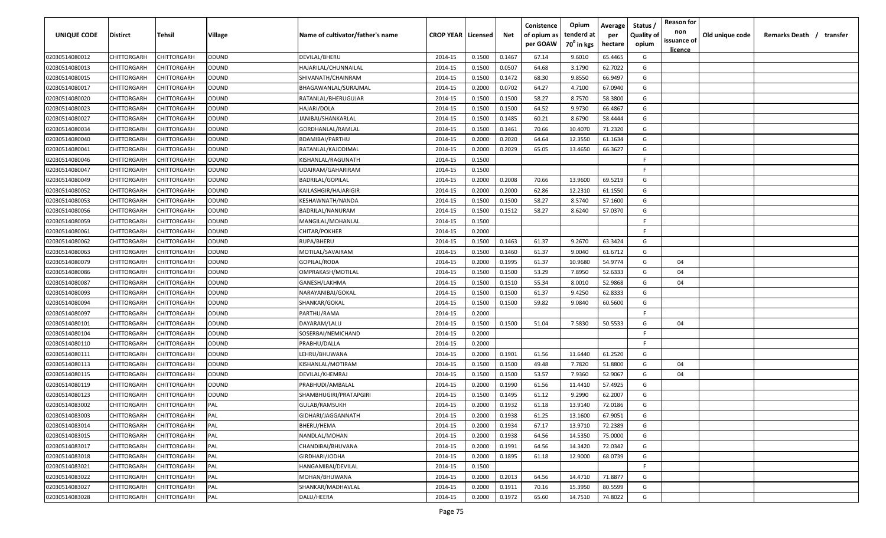| UNIQUE CODE | Distirct | Tehsil | Village | Name of cultivator/father's name | CROP YEAR | Licensed | Net | Conistence of opium as per GOAW | Opium tenderd at 70⁰ in kgs | Average per hectare | Status / Quality of opium | Reason for non issuance of licence | Old unique code | Remarks Death / transfer |
|---|---|---|---|---|---|---|---|---|---|---|---|---|---|---|
| 02030514080012 | CHITTORGARH | CHITTORGARH | ODUND | DEVILAL/BHERU | 2014-15 | 0.1500 | 0.1467 | 67.14 | 9.6010 | 65.4465 | G | | | |
| 02030514080013 | CHITTORGARH | CHITTORGARH | ODUND | HAJARILAL/CHUNNAILAL | 2014-15 | 0.1500 | 0.0507 | 64.68 | 3.1790 | 62.7022 | G | | | |
| 02030514080015 | CHITTORGARH | CHITTORGARH | ODUND | SHIVANATH/CHAINRAM | 2014-15 | 0.1500 | 0.1472 | 68.30 | 9.8550 | 66.9497 | G | | | |
| 02030514080017 | CHITTORGARH | CHITTORGARH | ODUND | BHAGAWANLAL/SURAJMAL | 2014-15 | 0.2000 | 0.0702 | 64.27 | 4.7100 | 67.0940 | G | | | |
| 02030514080020 | CHITTORGARH | CHITTORGARH | ODUND | RATANLAL/BHERUGUJAR | 2014-15 | 0.1500 | 0.1500 | 58.27 | 8.7570 | 58.3800 | G | | | |
| 02030514080023 | CHITTORGARH | CHITTORGARH | ODUND | HAJARI/DOLA | 2014-15 | 0.1500 | 0.1500 | 64.52 | 9.9730 | 66.4867 | G | | | |
| 02030514080027 | CHITTORGARH | CHITTORGARH | ODUND | JANIBAI/SHANKARLAL | 2014-15 | 0.1500 | 0.1485 | 60.21 | 8.6790 | 58.4444 | G | | | |
| 02030514080034 | CHITTORGARH | CHITTORGARH | ODUND | GORDHANLAL/RAMLAL | 2014-15 | 0.1500 | 0.1461 | 70.66 | 10.4070 | 71.2320 | G | | | |
| 02030514080040 | CHITTORGARH | CHITTORGARH | ODUND | BDAMIBAI/PARTHU | 2014-15 | 0.2000 | 0.2020 | 64.64 | 12.3550 | 61.1634 | G | | | |
| 02030514080041 | CHITTORGARH | CHITTORGARH | ODUND | RATANLAL/KAJODIMAL | 2014-15 | 0.2000 | 0.2029 | 65.05 | 13.4650 | 66.3627 | G | | | |
| 02030514080046 | CHITTORGARH | CHITTORGARH | ODUND | KISHANLAL/RAGUNATH | 2014-15 | 0.1500 | | | | | F | | | |
| 02030514080047 | CHITTORGARH | CHITTORGARH | ODUND | UDAIRAM/GAHARIRAM | 2014-15 | 0.1500 | | | | | F | | | |
| 02030514080049 | CHITTORGARH | CHITTORGARH | ODUND | BADRILAL/GOPILAL | 2014-15 | 0.2000 | 0.2008 | 70.66 | 13.9600 | 69.5219 | G | | | |
| 02030514080052 | CHITTORGARH | CHITTORGARH | ODUND | KAILASHGIR/HAJARIGIR | 2014-15 | 0.2000 | 0.2000 | 62.86 | 12.2310 | 61.1550 | G | | | |
| 02030514080053 | CHITTORGARH | CHITTORGARH | ODUND | KESHAWNATH/NANDA | 2014-15 | 0.1500 | 0.1500 | 58.27 | 8.5740 | 57.1600 | G | | | |
| 02030514080056 | CHITTORGARH | CHITTORGARH | ODUND | BADRILAL/NANURAM | 2014-15 | 0.1500 | 0.1512 | 58.27 | 8.6240 | 57.0370 | G | | | |
| 02030514080059 | CHITTORGARH | CHITTORGARH | ODUND | MANGILAL/MOHANLAL | 2014-15 | 0.1500 | | | | | F | | | |
| 02030514080061 | CHITTORGARH | CHITTORGARH | ODUND | CHITAR/POKHER | 2014-15 | 0.2000 | | | | | F | | | |
| 02030514080062 | CHITTORGARH | CHITTORGARH | ODUND | RUPA/BHERU | 2014-15 | 0.1500 | 0.1463 | 61.37 | 9.2670 | 63.3424 | G | | | |
| 02030514080063 | CHITTORGARH | CHITTORGARH | ODUND | MOTILAL/SAVAIRAM | 2014-15 | 0.1500 | 0.1460 | 61.37 | 9.0040 | 61.6712 | G | | | |
| 02030514080079 | CHITTORGARH | CHITTORGARH | ODUND | GOPILAL/RODA | 2014-15 | 0.2000 | 0.1995 | 61.37 | 10.9680 | 54.9774 | G | 04 | | |
| 02030514080086 | CHITTORGARH | CHITTORGARH | ODUND | OMPRAKASH/MOTILAL | 2014-15 | 0.1500 | 0.1500 | 53.29 | 7.8950 | 52.6333 | G | 04 | | |
| 02030514080087 | CHITTORGARH | CHITTORGARH | ODUND | GANESH/LAKHMA | 2014-15 | 0.1500 | 0.1510 | 55.34 | 8.0010 | 52.9868 | G | 04 | | |
| 02030514080093 | CHITTORGARH | CHITTORGARH | ODUND | NARAYANIBAI/GOKAL | 2014-15 | 0.1500 | 0.1500 | 61.37 | 9.4250 | 62.8333 | G | | | |
| 02030514080094 | CHITTORGARH | CHITTORGARH | ODUND | SHANKAR/GOKAL | 2014-15 | 0.1500 | 0.1500 | 59.82 | 9.0840 | 60.5600 | G | | | |
| 02030514080097 | CHITTORGARH | CHITTORGARH | ODUND | PARTHU/RAMA | 2014-15 | 0.2000 | | | | | F | | | |
| 02030514080101 | CHITTORGARH | CHITTORGARH | ODUND | DAYARAM/LALU | 2014-15 | 0.1500 | 0.1500 | 51.04 | 7.5830 | 50.5533 | G | 04 | | |
| 02030514080104 | CHITTORGARH | CHITTORGARH | ODUND | SOSERBAI/NEMICHAND | 2014-15 | 0.2000 | | | | | F | | | |
| 02030514080110 | CHITTORGARH | CHITTORGARH | ODUND | PRABHU/DALLA | 2014-15 | 0.2000 | | | | | F | | | |
| 02030514080111 | CHITTORGARH | CHITTORGARH | ODUND | LEHRU/BHUWANA | 2014-15 | 0.2000 | 0.1901 | 61.56 | 11.6440 | 61.2520 | G | | | |
| 02030514080113 | CHITTORGARH | CHITTORGARH | ODUND | KISHANLAL/MOTIRAM | 2014-15 | 0.1500 | 0.1500 | 49.48 | 7.7820 | 51.8800 | G | 04 | | |
| 02030514080115 | CHITTORGARH | CHITTORGARH | ODUND | DEVILAL/KHEMRAJ | 2014-15 | 0.1500 | 0.1500 | 53.57 | 7.9360 | 52.9067 | G | 04 | | |
| 02030514080119 | CHITTORGARH | CHITTORGARH | ODUND | PRABHUDI/AMBALAL | 2014-15 | 0.2000 | 0.1990 | 61.56 | 11.4410 | 57.4925 | G | | | |
| 02030514080123 | CHITTORGARH | CHITTORGARH | ODUND | SHAMBHUGIRI/PRATAPGIRI | 2014-15 | 0.1500 | 0.1495 | 61.12 | 9.2990 | 62.2007 | G | | | |
| 02030514083002 | CHITTORGARH | CHITTORGARH | PAL | GULAB/RAMSUKH | 2014-15 | 0.2000 | 0.1932 | 61.18 | 13.9140 | 72.0186 | G | | | |
| 02030514083003 | CHITTORGARH | CHITTORGARH | PAL | GIDHARI/JAGGANNATH | 2014-15 | 0.2000 | 0.1938 | 61.25 | 13.1600 | 67.9051 | G | | | |
| 02030514083014 | CHITTORGARH | CHITTORGARH | PAL | BHERU/HEMA | 2014-15 | 0.2000 | 0.1934 | 67.17 | 13.9710 | 72.2389 | G | | | |
| 02030514083015 | CHITTORGARH | CHITTORGARH | PAL | NANDLAL/MOHAN | 2014-15 | 0.2000 | 0.1938 | 64.56 | 14.5350 | 75.0000 | G | | | |
| 02030514083017 | CHITTORGARH | CHITTORGARH | PAL | CHANDIBAI/BHUVANA | 2014-15 | 0.2000 | 0.1991 | 64.56 | 14.3420 | 72.0342 | G | | | |
| 02030514083018 | CHITTORGARH | CHITTORGARH | PAL | GIRDHARI/JODHA | 2014-15 | 0.2000 | 0.1895 | 61.18 | 12.9000 | 68.0739 | G | | | |
| 02030514083021 | CHITTORGARH | CHITTORGARH | PAL | HANGAMIBAI/DEVILAL | 2014-15 | 0.1500 | | | | | F | | | |
| 02030514083022 | CHITTORGARH | CHITTORGARH | PAL | MOHAN/BHUWANA | 2014-15 | 0.2000 | 0.2013 | 64.56 | 14.4710 | 71.8877 | G | | | |
| 02030514083027 | CHITTORGARH | CHITTORGARH | PAL | SHANKAR/MADHAVLAL | 2014-15 | 0.2000 | 0.1911 | 70.16 | 15.3950 | 80.5599 | G | | | |
| 02030514083028 | CHITTORGARH | CHITTORGARH | PAL | DALU/HEERA | 2014-15 | 0.2000 | 0.1972 | 65.60 | 14.7510 | 74.8022 | G | | | |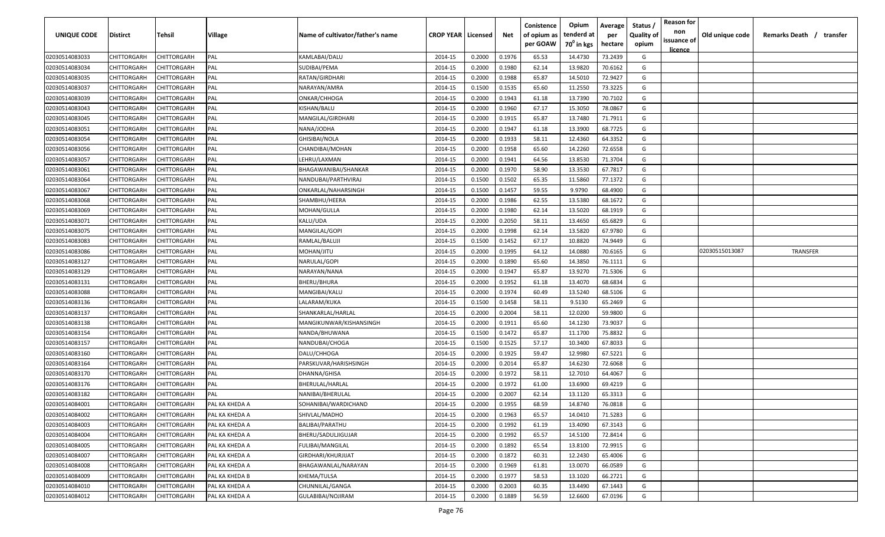| UNIQUE CODE | Distirct | Tehsil | Village | Name of cultivator/father's name | CROP YEAR | Licensed | Net | Conistence of opium as per GOAW | Opium tenderd at $70^0$ in kgs | Average per hectare | Status / Quality of opium | Reason for non issuance of licence | Old unique code | Remarks Death / transfer |
|---|---|---|---|---|---|---|---|---|---|---|---|---|---|---|
| 02030514083033 | CHITTORGARH | CHITTORGARH | PAL | KAMLABAI/DALU | 2014-15 | 0.2000 | 0.1976 | 65.53 | 14.4730 | 73.2439 | G | | | |
| 02030514083034 | CHITTORGARH | CHITTORGARH | PAL | SUDIBAI/PEMA | 2014-15 | 0.2000 | 0.1980 | 62.14 | 13.9820 | 70.6162 | G | | | |
| 02030514083035 | CHITTORGARH | CHITTORGARH | PAL | RATAN/GIRDHARI | 2014-15 | 0.2000 | 0.1988 | 65.87 | 14.5010 | 72.9427 | G | | | |
| 02030514083037 | CHITTORGARH | CHITTORGARH | PAL | NARAYAN/AMRA | 2014-15 | 0.1500 | 0.1535 | 65.60 | 11.2550 | 73.3225 | G | | | |
| 02030514083039 | CHITTORGARH | CHITTORGARH | PAL | ONKAR/CHHOGA | 2014-15 | 0.2000 | 0.1943 | 61.18 | 13.7390 | 70.7102 | G | | | |
| 02030514083043 | CHITTORGARH | CHITTORGARH | PAL | KISHAN/BALU | 2014-15 | 0.2000 | 0.1960 | 67.17 | 15.3050 | 78.0867 | G | | | |
| 02030514083045 | CHITTORGARH | CHITTORGARH | PAL | MANGILAL/GIRDHARI | 2014-15 | 0.2000 | 0.1915 | 65.87 | 13.7480 | 71.7911 | G | | | |
| 02030514083051 | CHITTORGARH | CHITTORGARH | PAL | NANA/JODHA | 2014-15 | 0.2000 | 0.1947 | 61.18 | 13.3900 | 68.7725 | G | | | |
| 02030514083054 | CHITTORGARH | CHITTORGARH | PAL | GHISIBAI/NOLA | 2014-15 | 0.2000 | 0.1933 | 58.11 | 12.4360 | 64.3352 | G | | | |
| 02030514083056 | CHITTORGARH | CHITTORGARH | PAL | CHANDIBAI/MOHAN | 2014-15 | 0.2000 | 0.1958 | 65.60 | 14.2260 | 72.6558 | G | | | |
| 02030514083057 | CHITTORGARH | CHITTORGARH | PAL | LEHRU/LAXMAN | 2014-15 | 0.2000 | 0.1941 | 64.56 | 13.8530 | 71.3704 | G | | | |
| 02030514083061 | CHITTORGARH | CHITTORGARH | PAL | BHAGAWANIBAI/SHANKAR | 2014-15 | 0.2000 | 0.1970 | 58.90 | 13.3530 | 67.7817 | G | | | |
| 02030514083064 | CHITTORGARH | CHITTORGARH | PAL | NANDUBAI/PARTHVIRAJ | 2014-15 | 0.1500 | 0.1502 | 65.35 | 11.5860 | 77.1372 | G | | | |
| 02030514083067 | CHITTORGARH | CHITTORGARH | PAL | ONKARLAL/NAHARSINGH | 2014-15 | 0.1500 | 0.1457 | 59.55 | 9.9790 | 68.4900 | G | | | |
| 02030514083068 | CHITTORGARH | CHITTORGARH | PAL | SHAMBHU/HEERA | 2014-15 | 0.2000 | 0.1986 | 62.55 | 13.5380 | 68.1672 | G | | | |
| 02030514083069 | CHITTORGARH | CHITTORGARH | PAL | MOHAN/GULLA | 2014-15 | 0.2000 | 0.1980 | 62.14 | 13.5020 | 68.1919 | G | | | |
| 02030514083071 | CHITTORGARH | CHITTORGARH | PAL | KALU/UDA | 2014-15 | 0.2000 | 0.2050 | 58.11 | 13.4650 | 65.6829 | G | | | |
| 02030514083075 | CHITTORGARH | CHITTORGARH | PAL | MANGILAL/GOPI | 2014-15 | 0.2000 | 0.1998 | 62.14 | 13.5820 | 67.9780 | G | | | |
| 02030514083083 | CHITTORGARH | CHITTORGARH | PAL | RAMLAL/BALUJI | 2014-15 | 0.1500 | 0.1452 | 67.17 | 10.8820 | 74.9449 | G | | | |
| 02030514083086 | CHITTORGARH | CHITTORGARH | PAL | MOHAN/JITU | 2014-15 | 0.2000 | 0.1995 | 64.12 | 14.0880 | 70.6165 | G | | 02030515013087 | TRANSFER |
| 02030514083127 | CHITTORGARH | CHITTORGARH | PAL | NARULAL/GOPI | 2014-15 | 0.2000 | 0.1890 | 65.60 | 14.3850 | 76.1111 | G | | | |
| 02030514083129 | CHITTORGARH | CHITTORGARH | PAL | NARAYAN/NANA | 2014-15 | 0.2000 | 0.1947 | 65.87 | 13.9270 | 71.5306 | G | | | |
| 02030514083131 | CHITTORGARH | CHITTORGARH | PAL | BHERU/BHURA | 2014-15 | 0.2000 | 0.1952 | 61.18 | 13.4070 | 68.6834 | G | | | |
| 02030514083088 | CHITTORGARH | CHITTORGARH | PAL | MANGIBAI/KALU | 2014-15 | 0.2000 | 0.1974 | 60.49 | 13.5240 | 68.5106 | G | | | |
| 02030514083136 | CHITTORGARH | CHITTORGARH | PAL | LALARAM/KUKA | 2014-15 | 0.1500 | 0.1458 | 58.11 | 9.5130 | 65.2469 | G | | | |
| 02030514083137 | CHITTORGARH | CHITTORGARH | PAL | SHANKARLAL/HARLAL | 2014-15 | 0.2000 | 0.2004 | 58.11 | 12.0200 | 59.9800 | G | | | |
| 02030514083138 | CHITTORGARH | CHITTORGARH | PAL | MANGIKUNWAR/KISHANSINGH | 2014-15 | 0.2000 | 0.1911 | 65.60 | 14.1230 | 73.9037 | G | | | |
| 02030514083154 | CHITTORGARH | CHITTORGARH | PAL | NANDA/BHUWANA | 2014-15 | 0.1500 | 0.1472 | 65.87 | 11.1700 | 75.8832 | G | | | |
| 02030514083157 | CHITTORGARH | CHITTORGARH | PAL | NANDUBAI/CHOGA | 2014-15 | 0.1500 | 0.1525 | 57.17 | 10.3400 | 67.8033 | G | | | |
| 02030514083160 | CHITTORGARH | CHITTORGARH | PAL | DALU/CHHOGA | 2014-15 | 0.2000 | 0.1925 | 59.47 | 12.9980 | 67.5221 | G | | | |
| 02030514083164 | CHITTORGARH | CHITTORGARH | PAL | PARSKUVAR/HARISHSINGH | 2014-15 | 0.2000 | 0.2014 | 65.87 | 14.6230 | 72.6068 | G | | | |
| 02030514083170 | CHITTORGARH | CHITTORGARH | PAL | DHANNA/GHISA | 2014-15 | 0.2000 | 0.1972 | 58.11 | 12.7010 | 64.4067 | G | | | |
| 02030514083176 | CHITTORGARH | CHITTORGARH | PAL | BHERULAL/HARLAL | 2014-15 | 0.2000 | 0.1972 | 61.00 | 13.6900 | 69.4219 | G | | | |
| 02030514083182 | CHITTORGARH | CHITTORGARH | PAL | NANIBAI/BHERULAL | 2014-15 | 0.2000 | 0.2007 | 62.14 | 13.1120 | 65.3313 | G | | | |
| 02030514084001 | CHITTORGARH | CHITTORGARH | PAL KA KHEDA A | SOHANIBAI/WARDICHAND | 2014-15 | 0.2000 | 0.1955 | 68.59 | 14.8740 | 76.0818 | G | | | |
| 02030514084002 | CHITTORGARH | CHITTORGARH | PAL KA KHEDA A | SHIVLAL/MADHO | 2014-15 | 0.2000 | 0.1963 | 65.57 | 14.0410 | 71.5283 | G | | | |
| 02030514084003 | CHITTORGARH | CHITTORGARH | PAL KA KHEDA A | BALIBAI/PARATHU | 2014-15 | 0.2000 | 0.1992 | 61.19 | 13.4090 | 67.3143 | G | | | |
| 02030514084004 | CHITTORGARH | CHITTORGARH | PAL KA KHEDA A | BHERU/SADULJIGUJAR | 2014-15 | 0.2000 | 0.1992 | 65.57 | 14.5100 | 72.8414 | G | | | |
| 02030514084005 | CHITTORGARH | CHITTORGARH | PAL KA KHEDA A | FULIBAI/MANGILAL | 2014-15 | 0.2000 | 0.1892 | 65.54 | 13.8100 | 72.9915 | G | | | |
| 02030514084007 | CHITTORGARH | CHITTORGARH | PAL KA KHEDA A | GIRDHARI/KHURJIJAT | 2014-15 | 0.2000 | 0.1872 | 60.31 | 12.2430 | 65.4006 | G | | | |
| 02030514084008 | CHITTORGARH | CHITTORGARH | PAL KA KHEDA A | BHAGAWANLAL/NARAYAN | 2014-15 | 0.2000 | 0.1969 | 61.81 | 13.0070 | 66.0589 | G | | | |
| 02030514084009 | CHITTORGARH | CHITTORGARH | PAL KA KHEDA B | KHEMA/TULSA | 2014-15 | 0.2000 | 0.1977 | 58.53 | 13.1020 | 66.2721 | G | | | |
| 02030514084010 | CHITTORGARH | CHITTORGARH | PAL KA KHEDA A | CHUNNILAL/GANGA | 2014-15 | 0.2000 | 0.2003 | 60.35 | 13.4490 | 67.1443 | G | | | |
| 02030514084012 | CHITTORGARH | CHITTORGARH | PAL KA KHEDA A | GULABIBAI/NOJIRAM | 2014-15 | 0.2000 | 0.1889 | 56.59 | 12.6600 | 67.0196 | G | | | |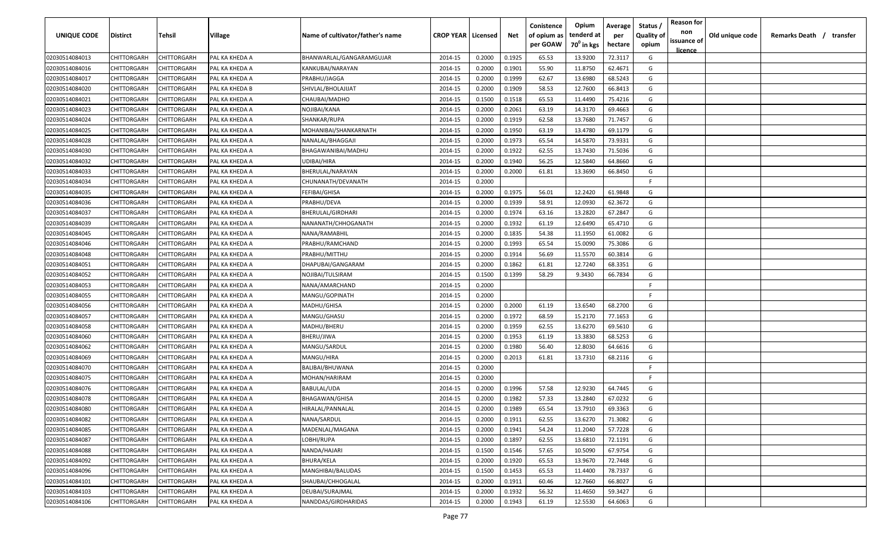| UNIQUE CODE | Distirct | Tehsil | Village | Name of cultivator/father's name | CROP YEAR | Licensed | Net | Conistence of opium as per GOAW | Opium tenderd at 70° in kgs | Average per hectare | Status / Quality of opium | Reason for non issuance of licence | Old unique code | Remarks Death / transfer |
|---|---|---|---|---|---|---|---|---|---|---|---|---|---|---|
| 02030514084013 | CHITTORGARH | CHITTORGARH | PAL KA KHEDA A | BHANWARLAL/GANGARAMGUJAR | 2014-15 | 0.2000 | 0.1925 | 65.53 | 13.9200 | 72.3117 | G | | | |
| 02030514084016 | CHITTORGARH | CHITTORGARH | PAL KA KHEDA A | KANKUBAI/NARAYAN | 2014-15 | 0.2000 | 0.1901 | 55.90 | 11.8750 | 62.4671 | G | | | |
| 02030514084017 | CHITTORGARH | CHITTORGARH | PAL KA KHEDA A | PRABHU/JAGGA | 2014-15 | 0.2000 | 0.1999 | 62.67 | 13.6980 | 68.5243 | G | | | |
| 02030514084020 | CHITTORGARH | CHITTORGARH | PAL KA KHEDA B | SHIVLAL/BHOLAJIJAT | 2014-15 | 0.2000 | 0.1909 | 58.53 | 12.7600 | 66.8413 | G | | | |
| 02030514084021 | CHITTORGARH | CHITTORGARH | PAL KA KHEDA A | CHAUBAI/MADHO | 2014-15 | 0.1500 | 0.1518 | 65.53 | 11.4490 | 75.4216 | G | | | |
| 02030514084023 | CHITTORGARH | CHITTORGARH | PAL KA KHEDA A | NOJIBAI/KANA | 2014-15 | 0.2000 | 0.2061 | 63.19 | 14.3170 | 69.4663 | G | | | |
| 02030514084024 | CHITTORGARH | CHITTORGARH | PAL KA KHEDA A | SHANKAR/RUPA | 2014-15 | 0.2000 | 0.1919 | 62.58 | 13.7680 | 71.7457 | G | | | |
| 02030514084025 | CHITTORGARH | CHITTORGARH | PAL KA KHEDA A | MOHANIBAI/SHANKARNATH | 2014-15 | 0.2000 | 0.1950 | 63.19 | 13.4780 | 69.1179 | G | | | |
| 02030514084028 | CHITTORGARH | CHITTORGARH | PAL KA KHEDA A | NANALAL/BHAGGAJI | 2014-15 | 0.2000 | 0.1973 | 65.54 | 14.5870 | 73.9331 | G | | | |
| 02030514084030 | CHITTORGARH | CHITTORGARH | PAL KA KHEDA A | BHAGAWANIBAI/MADHU | 2014-15 | 0.2000 | 0.1922 | 62.55 | 13.7430 | 71.5036 | G | | | |
| 02030514084032 | CHITTORGARH | CHITTORGARH | PAL KA KHEDA A | UDIBAI/HIRA | 2014-15 | 0.2000 | 0.1940 | 56.25 | 12.5840 | 64.8660 | G | | | |
| 02030514084033 | CHITTORGARH | CHITTORGARH | PAL KA KHEDA A | BHERULAL/NARAYAN | 2014-15 | 0.2000 | 0.2000 | 61.81 | 13.3690 | 66.8450 | G | | | |
| 02030514084034 | CHITTORGARH | CHITTORGARH | PAL KA KHEDA A | CHUNANATH/DEVANATH | 2014-15 | 0.2000 | | | | | F | | | |
| 02030514084035 | CHITTORGARH | CHITTORGARH | PAL KA KHEDA A | FEFIBAI/GHISA | 2014-15 | 0.2000 | 0.1975 | 56.01 | 12.2420 | 61.9848 | G | | | |
| 02030514084036 | CHITTORGARH | CHITTORGARH | PAL KA KHEDA A | PRABHU/DEVA | 2014-15 | 0.2000 | 0.1939 | 58.91 | 12.0930 | 62.3672 | G | | | |
| 02030514084037 | CHITTORGARH | CHITTORGARH | PAL KA KHEDA A | BHERULAL/GIRDHARI | 2014-15 | 0.2000 | 0.1974 | 63.16 | 13.2820 | 67.2847 | G | | | |
| 02030514084039 | CHITTORGARH | CHITTORGARH | PAL KA KHEDA A | NANANATH/CHHOGANATH | 2014-15 | 0.2000 | 0.1932 | 61.19 | 12.6490 | 65.4710 | G | | | |
| 02030514084045 | CHITTORGARH | CHITTORGARH | PAL KA KHEDA A | NANA/RAMABHIL | 2014-15 | 0.2000 | 0.1835 | 54.38 | 11.1950 | 61.0082 | G | | | |
| 02030514084046 | CHITTORGARH | CHITTORGARH | PAL KA KHEDA A | PRABHU/RAMCHAND | 2014-15 | 0.2000 | 0.1993 | 65.54 | 15.0090 | 75.3086 | G | | | |
| 02030514084048 | CHITTORGARH | CHITTORGARH | PAL KA KHEDA A | PRABHU/MITTHU | 2014-15 | 0.2000 | 0.1914 | 56.69 | 11.5570 | 60.3814 | G | | | |
| 02030514084051 | CHITTORGARH | CHITTORGARH | PAL KA KHEDA A | DHAPUBAI/GANGARAM | 2014-15 | 0.2000 | 0.1862 | 61.81 | 12.7240 | 68.3351 | G | | | |
| 02030514084052 | CHITTORGARH | CHITTORGARH | PAL KA KHEDA A | NOJIBAI/TULSIRAM | 2014-15 | 0.1500 | 0.1399 | 58.29 | 9.3430 | 66.7834 | G | | | |
| 02030514084053 | CHITTORGARH | CHITTORGARH | PAL KA KHEDA A | NANA/AMARCHAND | 2014-15 | 0.2000 | | | | | F | | | |
| 02030514084055 | CHITTORGARH | CHITTORGARH | PAL KA KHEDA A | MANGU/GOPINATH | 2014-15 | 0.2000 | | | | | F | | | |
| 02030514084056 | CHITTORGARH | CHITTORGARH | PAL KA KHEDA A | MADHU/GHISA | 2014-15 | 0.2000 | 0.2000 | 61.19 | 13.6540 | 68.2700 | G | | | |
| 02030514084057 | CHITTORGARH | CHITTORGARH | PAL KA KHEDA A | MANGU/GHASU | 2014-15 | 0.2000 | 0.1972 | 68.59 | 15.2170 | 77.1653 | G | | | |
| 02030514084058 | CHITTORGARH | CHITTORGARH | PAL KA KHEDA A | MADHU/BHERU | 2014-15 | 0.2000 | 0.1959 | 62.55 | 13.6270 | 69.5610 | G | | | |
| 02030514084060 | CHITTORGARH | CHITTORGARH | PAL KA KHEDA A | BHERU/JIWA | 2014-15 | 0.2000 | 0.1953 | 61.19 | 13.3830 | 68.5253 | G | | | |
| 02030514084062 | CHITTORGARH | CHITTORGARH | PAL KA KHEDA A | MANGU/SARDUL | 2014-15 | 0.2000 | 0.1980 | 56.40 | 12.8030 | 64.6616 | G | | | |
| 02030514084069 | CHITTORGARH | CHITTORGARH | PAL KA KHEDA A | MANGU/HIRA | 2014-15 | 0.2000 | 0.2013 | 61.81 | 13.7310 | 68.2116 | G | | | |
| 02030514084070 | CHITTORGARH | CHITTORGARH | PAL KA KHEDA A | BALIBAI/BHUWANA | 2014-15 | 0.2000 | | | | | F | | | |
| 02030514084075 | CHITTORGARH | CHITTORGARH | PAL KA KHEDA A | MOHAN/HARIRAM | 2014-15 | 0.2000 | | | | | F | | | |
| 02030514084076 | CHITTORGARH | CHITTORGARH | PAL KA KHEDA A | BABULAL/UDA | 2014-15 | 0.2000 | 0.1996 | 57.58 | 12.9230 | 64.7445 | G | | | |
| 02030514084078 | CHITTORGARH | CHITTORGARH | PAL KA KHEDA A | BHAGAWAN/GHISA | 2014-15 | 0.2000 | 0.1982 | 57.33 | 13.2840 | 67.0232 | G | | | |
| 02030514084080 | CHITTORGARH | CHITTORGARH | PAL KA KHEDA A | HIRALAL/PANNALAL | 2014-15 | 0.2000 | 0.1989 | 65.54 | 13.7910 | 69.3363 | G | | | |
| 02030514084082 | CHITTORGARH | CHITTORGARH | PAL KA KHEDA A | NANA/SARDUL | 2014-15 | 0.2000 | 0.1911 | 62.55 | 13.6270 | 71.3082 | G | | | |
| 02030514084085 | CHITTORGARH | CHITTORGARH | PAL KA KHEDA A | MADENLAL/MAGANA | 2014-15 | 0.2000 | 0.1941 | 54.24 | 11.2040 | 57.7228 | G | | | |
| 02030514084087 | CHITTORGARH | CHITTORGARH | PAL KA KHEDA A | LOBHI/RUPA | 2014-15 | 0.2000 | 0.1897 | 62.55 | 13.6810 | 72.1191 | G | | | |
| 02030514084088 | CHITTORGARH | CHITTORGARH | PAL KA KHEDA A | NANDA/HAJARI | 2014-15 | 0.1500 | 0.1546 | 57.65 | 10.5090 | 67.9754 | G | | | |
| 02030514084092 | CHITTORGARH | CHITTORGARH | PAL KA KHEDA A | BHURA/KELA | 2014-15 | 0.2000 | 0.1920 | 65.53 | 13.9670 | 72.7448 | G | | | |
| 02030514084096 | CHITTORGARH | CHITTORGARH | PAL KA KHEDA A | MANGHIBAI/BALUDAS | 2014-15 | 0.1500 | 0.1453 | 65.53 | 11.4400 | 78.7337 | G | | | |
| 02030514084101 | CHITTORGARH | CHITTORGARH | PAL KA KHEDA A | SHAUBAI/CHHOGALAL | 2014-15 | 0.2000 | 0.1911 | 60.46 | 12.7660 | 66.8027 | G | | | |
| 02030514084103 | CHITTORGARH | CHITTORGARH | PAL KA KHEDA A | DEUBAI/SURAJMAL | 2014-15 | 0.2000 | 0.1932 | 56.32 | 11.4650 | 59.3427 | G | | | |
| 02030514084106 | CHITTORGARH | CHITTORGARH | PAL KA KHEDA A | NANDDAS/GIRDHARIDAS | 2014-15 | 0.2000 | 0.1943 | 61.19 | 12.5530 | 64.6063 | G | | | |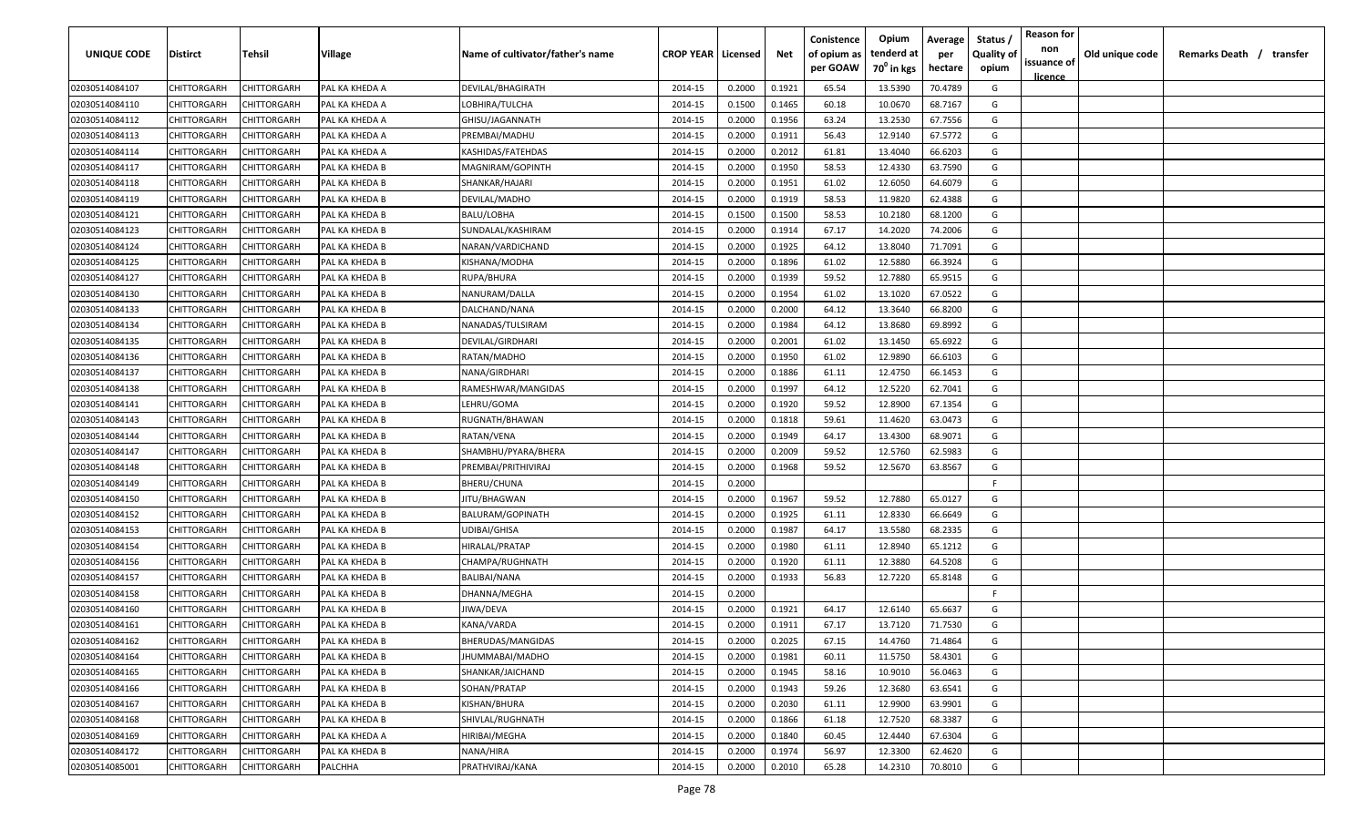| UNIQUE CODE | Distirct | Tehsil | Village | Name of cultivator/father's name | CROP YEAR | Licensed | Net | Conistence of opium as per GOAW | Opium tenderd at 70$^0$ in kgs | Average per hectare | Status / Quality of opium | Reason for non issuance of licence | Old unique code | Remarks Death / transfer |
|---|---|---|---|---|---|---|---|---|---|---|---|---|---|---|
| 02030514084107 | CHITTORGARH | CHITTORGARH | PAL KA KHEDA A | DEVILAL/BHAGIRATH | 2014-15 | 0.2000 | 0.1921 | 65.54 | 13.5390 | 70.4789 | G | | | |
| 02030514084110 | CHITTORGARH | CHITTORGARH | PAL KA KHEDA A | LOBHIRA/TULCHA | 2014-15 | 0.1500 | 0.1465 | 60.18 | 10.0670 | 68.7167 | G | | | |
| 02030514084112 | CHITTORGARH | CHITTORGARH | PAL KA KHEDA A | GHISU/JAGANNATH | 2014-15 | 0.2000 | 0.1956 | 63.24 | 13.2530 | 67.7556 | G | | | |
| 02030514084113 | CHITTORGARH | CHITTORGARH | PAL KA KHEDA A | PREMBAI/MADHU | 2014-15 | 0.2000 | 0.1911 | 56.43 | 12.9140 | 67.5772 | G | | | |
| 02030514084114 | CHITTORGARH | CHITTORGARH | PAL KA KHEDA A | KASHIDAS/FATEHDAS | 2014-15 | 0.2000 | 0.2012 | 61.81 | 13.4040 | 66.6203 | G | | | |
| 02030514084117 | CHITTORGARH | CHITTORGARH | PAL KA KHEDA B | MAGNIRAM/GOPINTH | 2014-15 | 0.2000 | 0.1950 | 58.53 | 12.4330 | 63.7590 | G | | | |
| 02030514084118 | CHITTORGARH | CHITTORGARH | PAL KA KHEDA B | SHANKAR/HAJARI | 2014-15 | 0.2000 | 0.1951 | 61.02 | 12.6050 | 64.6079 | G | | | |
| 02030514084119 | CHITTORGARH | CHITTORGARH | PAL KA KHEDA B | DEVILAL/MADHO | 2014-15 | 0.2000 | 0.1919 | 58.53 | 11.9820 | 62.4388 | G | | | |
| 02030514084121 | CHITTORGARH | CHITTORGARH | PAL KA KHEDA B | BALU/LOBHA | 2014-15 | 0.1500 | 0.1500 | 58.53 | 10.2180 | 68.1200 | G | | | |
| 02030514084123 | CHITTORGARH | CHITTORGARH | PAL KA KHEDA B | SUNDALAL/KASHIRAM | 2014-15 | 0.2000 | 0.1914 | 67.17 | 14.2020 | 74.2006 | G | | | |
| 02030514084124 | CHITTORGARH | CHITTORGARH | PAL KA KHEDA B | NARAN/VARDICHAND | 2014-15 | 0.2000 | 0.1925 | 64.12 | 13.8040 | 71.7091 | G | | | |
| 02030514084125 | CHITTORGARH | CHITTORGARH | PAL KA KHEDA B | KISHANA/MODHA | 2014-15 | 0.2000 | 0.1896 | 61.02 | 12.5880 | 66.3924 | G | | | |
| 02030514084127 | CHITTORGARH | CHITTORGARH | PAL KA KHEDA B | RUPA/BHURA | 2014-15 | 0.2000 | 0.1939 | 59.52 | 12.7880 | 65.9515 | G | | | |
| 02030514084130 | CHITTORGARH | CHITTORGARH | PAL KA KHEDA B | NANURAM/DALLA | 2014-15 | 0.2000 | 0.1954 | 61.02 | 13.1020 | 67.0522 | G | | | |
| 02030514084133 | CHITTORGARH | CHITTORGARH | PAL KA KHEDA B | DALCHAND/NANA | 2014-15 | 0.2000 | 0.2000 | 64.12 | 13.3640 | 66.8200 | G | | | |
| 02030514084134 | CHITTORGARH | CHITTORGARH | PAL KA KHEDA B | NANADAS/TULSIRAM | 2014-15 | 0.2000 | 0.1984 | 64.12 | 13.8680 | 69.8992 | G | | | |
| 02030514084135 | CHITTORGARH | CHITTORGARH | PAL KA KHEDA B | DEVILAL/GIRDHARI | 2014-15 | 0.2000 | 0.2001 | 61.02 | 13.1450 | 65.6922 | G | | | |
| 02030514084136 | CHITTORGARH | CHITTORGARH | PAL KA KHEDA B | RATAN/MADHO | 2014-15 | 0.2000 | 0.1950 | 61.02 | 12.9890 | 66.6103 | G | | | |
| 02030514084137 | CHITTORGARH | CHITTORGARH | PAL KA KHEDA B | NANA/GIRDHARI | 2014-15 | 0.2000 | 0.1886 | 61.11 | 12.4750 | 66.1453 | G | | | |
| 02030514084138 | CHITTORGARH | CHITTORGARH | PAL KA KHEDA B | RAMESHWAR/MANGIDAS | 2014-15 | 0.2000 | 0.1997 | 64.12 | 12.5220 | 62.7041 | G | | | |
| 02030514084141 | CHITTORGARH | CHITTORGARH | PAL KA KHEDA B | LEHRU/GOMA | 2014-15 | 0.2000 | 0.1920 | 59.52 | 12.8900 | 67.1354 | G | | | |
| 02030514084143 | CHITTORGARH | CHITTORGARH | PAL KA KHEDA B | RUGNATH/BHAWAN | 2014-15 | 0.2000 | 0.1818 | 59.61 | 11.4620 | 63.0473 | G | | | |
| 02030514084144 | CHITTORGARH | CHITTORGARH | PAL KA KHEDA B | RATAN/VENA | 2014-15 | 0.2000 | 0.1949 | 64.17 | 13.4300 | 68.9071 | G | | | |
| 02030514084147 | CHITTORGARH | CHITTORGARH | PAL KA KHEDA B | SHAMBHU/PYARA/BHERA | 2014-15 | 0.2000 | 0.2009 | 59.52 | 12.5760 | 62.5983 | G | | | |
| 02030514084148 | CHITTORGARH | CHITTORGARH | PAL KA KHEDA B | PREMBAI/PRITHIVIRAJ | 2014-15 | 0.2000 | 0.1968 | 59.52 | 12.5670 | 63.8567 | G | | | |
| 02030514084149 | CHITTORGARH | CHITTORGARH | PAL KA KHEDA B | BHERU/CHUNA | 2014-15 | 0.2000 | | | | | F | | | |
| 02030514084150 | CHITTORGARH | CHITTORGARH | PAL KA KHEDA B | JITU/BHAGWAN | 2014-15 | 0.2000 | 0.1967 | 59.52 | 12.7880 | 65.0127 | G | | | |
| 02030514084152 | CHITTORGARH | CHITTORGARH | PAL KA KHEDA B | BALURAM/GOPINATH | 2014-15 | 0.2000 | 0.1925 | 61.11 | 12.8330 | 66.6649 | G | | | |
| 02030514084153 | CHITTORGARH | CHITTORGARH | PAL KA KHEDA B | UDIBAI/GHISA | 2014-15 | 0.2000 | 0.1987 | 64.17 | 13.5580 | 68.2335 | G | | | |
| 02030514084154 | CHITTORGARH | CHITTORGARH | PAL KA KHEDA B | HIRALAL/PRATAP | 2014-15 | 0.2000 | 0.1980 | 61.11 | 12.8940 | 65.1212 | G | | | |
| 02030514084156 | CHITTORGARH | CHITTORGARH | PAL KA KHEDA B | CHAMPA/RUGHNATH | 2014-15 | 0.2000 | 0.1920 | 61.11 | 12.3880 | 64.5208 | G | | | |
| 02030514084157 | CHITTORGARH | CHITTORGARH | PAL KA KHEDA B | BALIBAI/NANA | 2014-15 | 0.2000 | 0.1933 | 56.83 | 12.7220 | 65.8148 | G | | | |
| 02030514084158 | CHITTORGARH | CHITTORGARH | PAL KA KHEDA B | DHANNA/MEGHA | 2014-15 | 0.2000 | | | | | F | | | |
| 02030514084160 | CHITTORGARH | CHITTORGARH | PAL KA KHEDA B | JIWA/DEVA | 2014-15 | 0.2000 | 0.1921 | 64.17 | 12.6140 | 65.6637 | G | | | |
| 02030514084161 | CHITTORGARH | CHITTORGARH | PAL KA KHEDA B | KANA/VARDA | 2014-15 | 0.2000 | 0.1911 | 67.17 | 13.7120 | 71.7530 | G | | | |
| 02030514084162 | CHITTORGARH | CHITTORGARH | PAL KA KHEDA B | BHERUDAS/MANGIDAS | 2014-15 | 0.2000 | 0.2025 | 67.15 | 14.4760 | 71.4864 | G | | | |
| 02030514084164 | CHITTORGARH | CHITTORGARH | PAL KA KHEDA B | JHUMMABAI/MADHO | 2014-15 | 0.2000 | 0.1981 | 60.11 | 11.5750 | 58.4301 | G | | | |
| 02030514084165 | CHITTORGARH | CHITTORGARH | PAL KA KHEDA B | SHANKAR/JAICHAND | 2014-15 | 0.2000 | 0.1945 | 58.16 | 10.9010 | 56.0463 | G | | | |
| 02030514084166 | CHITTORGARH | CHITTORGARH | PAL KA KHEDA B | SOHAN/PRATAP | 2014-15 | 0.2000 | 0.1943 | 59.26 | 12.3680 | 63.6541 | G | | | |
| 02030514084167 | CHITTORGARH | CHITTORGARH | PAL KA KHEDA B | KISHAN/BHURA | 2014-15 | 0.2000 | 0.2030 | 61.11 | 12.9900 | 63.9901 | G | | | |
| 02030514084168 | CHITTORGARH | CHITTORGARH | PAL KA KHEDA B | SHIVLAL/RUGHNATH | 2014-15 | 0.2000 | 0.1866 | 61.18 | 12.7520 | 68.3387 | G | | | |
| 02030514084169 | CHITTORGARH | CHITTORGARH | PAL KA KHEDA A | HIRIBAI/MEGHA | 2014-15 | 0.2000 | 0.1840 | 60.45 | 12.4440 | 67.6304 | G | | | |
| 02030514084172 | CHITTORGARH | CHITTORGARH | PAL KA KHEDA B | NANA/HIRA | 2014-15 | 0.2000 | 0.1974 | 56.97 | 12.3300 | 62.4620 | G | | | |
| 02030514085001 | CHITTORGARH | CHITTORGARH | PALCHHA | PRATHVIRAJ/KANA | 2014-15 | 0.2000 | 0.2010 | 65.28 | 14.2310 | 70.8010 | G | | | |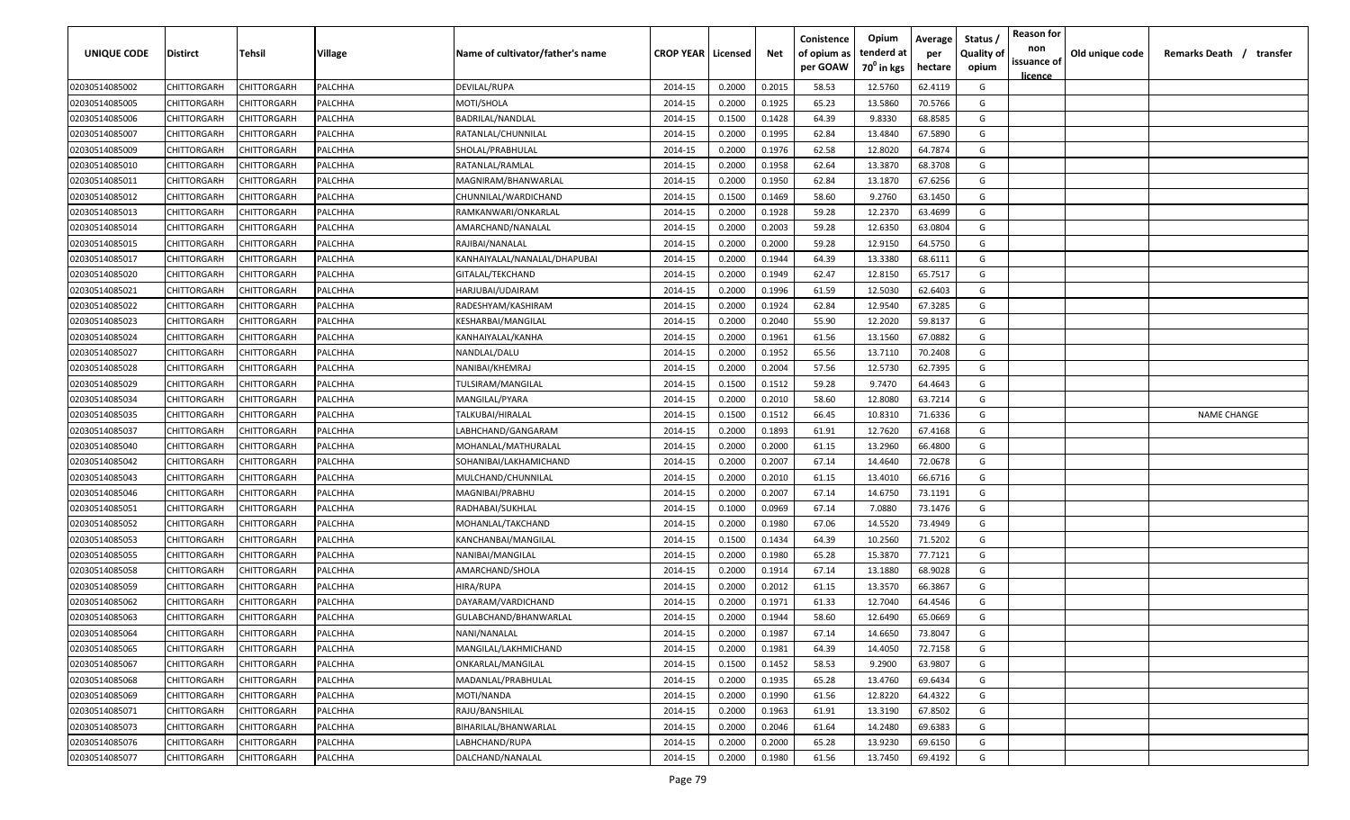| UNIQUE CODE | Distirct | Tehsil | Village | Name of cultivator/father's name | CROP YEAR | Licensed | Net | Conistence of opium as per GOAW | Opium tenderd at 70° in kgs | Average per hectare | Status / Quality of opium | Reason for non issuance of licence | Old unique code | Remarks Death / transfer |
|---|---|---|---|---|---|---|---|---|---|---|---|---|---|---|
| 02030514085002 | CHITTORGARH | CHITTORGARH | PALCHHA | DEVILAL/RUPA | 2014-15 | 0.2000 | 0.2015 | 58.53 | 12.5760 | 62.4119 | G | | | |
| 02030514085005 | CHITTORGARH | CHITTORGARH | PALCHHA | MOTI/SHOLA | 2014-15 | 0.2000 | 0.1925 | 65.23 | 13.5860 | 70.5766 | G | | | |
| 02030514085006 | CHITTORGARH | CHITTORGARH | PALCHHA | BADRILAL/NANDLAL | 2014-15 | 0.1500 | 0.1428 | 64.39 | 9.8330 | 68.8585 | G | | | |
| 02030514085007 | CHITTORGARH | CHITTORGARH | PALCHHA | RATANLAL/CHUNNILAL | 2014-15 | 0.2000 | 0.1995 | 62.84 | 13.4840 | 67.5890 | G | | | |
| 02030514085009 | CHITTORGARH | CHITTORGARH | PALCHHA | SHOLAL/PRABHULAL | 2014-15 | 0.2000 | 0.1976 | 62.58 | 12.8020 | 64.7874 | G | | | |
| 02030514085010 | CHITTORGARH | CHITTORGARH | PALCHHA | RATANLAL/RAMLAL | 2014-15 | 0.2000 | 0.1958 | 62.64 | 13.3870 | 68.3708 | G | | | |
| 02030514085011 | CHITTORGARH | CHITTORGARH | PALCHHA | MAGNIRAM/BHANWARLAL | 2014-15 | 0.2000 | 0.1950 | 62.84 | 13.1870 | 67.6256 | G | | | |
| 02030514085012 | CHITTORGARH | CHITTORGARH | PALCHHA | CHUNNILAL/WARDICHAND | 2014-15 | 0.1500 | 0.1469 | 58.60 | 9.2760 | 63.1450 | G | | | |
| 02030514085013 | CHITTORGARH | CHITTORGARH | PALCHHA | RAMKANWARI/ONKARLAL | 2014-15 | 0.2000 | 0.1928 | 59.28 | 12.2370 | 63.4699 | G | | | |
| 02030514085014 | CHITTORGARH | CHITTORGARH | PALCHHA | AMARCHAND/NANALAL | 2014-15 | 0.2000 | 0.2003 | 59.28 | 12.6350 | 63.0804 | G | | | |
| 02030514085015 | CHITTORGARH | CHITTORGARH | PALCHHA | RAJIBAI/NANALAL | 2014-15 | 0.2000 | 0.2000 | 59.28 | 12.9150 | 64.5750 | G | | | |
| 02030514085017 | CHITTORGARH | CHITTORGARH | PALCHHA | KANHAIYALAL/NANALAL/DHAPUBAI | 2014-15 | 0.2000 | 0.1944 | 64.39 | 13.3380 | 68.6111 | G | | | |
| 02030514085020 | CHITTORGARH | CHITTORGARH | PALCHHA | GITALAL/TEKCHAND | 2014-15 | 0.2000 | 0.1949 | 62.47 | 12.8150 | 65.7517 | G | | | |
| 02030514085021 | CHITTORGARH | CHITTORGARH | PALCHHA | HARJUBAI/UDAIRAM | 2014-15 | 0.2000 | 0.1996 | 61.59 | 12.5030 | 62.6403 | G | | | |
| 02030514085022 | CHITTORGARH | CHITTORGARH | PALCHHA | RADESHYAM/KASHIRAM | 2014-15 | 0.2000 | 0.1924 | 62.84 | 12.9540 | 67.3285 | G | | | |
| 02030514085023 | CHITTORGARH | CHITTORGARH | PALCHHA | KESHARBAI/MANGILAL | 2014-15 | 0.2000 | 0.2040 | 55.90 | 12.2020 | 59.8137 | G | | | |
| 02030514085024 | CHITTORGARH | CHITTORGARH | PALCHHA | KANHAIYALAL/KANHA | 2014-15 | 0.2000 | 0.1961 | 61.56 | 13.1560 | 67.0882 | G | | | |
| 02030514085027 | CHITTORGARH | CHITTORGARH | PALCHHA | NANDLAL/DALU | 2014-15 | 0.2000 | 0.1952 | 65.56 | 13.7110 | 70.2408 | G | | | |
| 02030514085028 | CHITTORGARH | CHITTORGARH | PALCHHA | NANIBAI/KHEMRAJ | 2014-15 | 0.2000 | 0.2004 | 57.56 | 12.5730 | 62.7395 | G | | | |
| 02030514085029 | CHITTORGARH | CHITTORGARH | PALCHHA | TULSIRAM/MANGILAL | 2014-15 | 0.1500 | 0.1512 | 59.28 | 9.7470 | 64.4643 | G | | | |
| 02030514085034 | CHITTORGARH | CHITTORGARH | PALCHHA | MANGILAL/PYARA | 2014-15 | 0.2000 | 0.2010 | 58.60 | 12.8080 | 63.7214 | G | | | |
| 02030514085035 | CHITTORGARH | CHITTORGARH | PALCHHA | TALKUBAI/HIRALAL | 2014-15 | 0.1500 | 0.1512 | 66.45 | 10.8310 | 71.6336 | G | | | NAME CHANGE |
| 02030514085037 | CHITTORGARH | CHITTORGARH | PALCHHA | LABHCHAND/GANGARAM | 2014-15 | 0.2000 | 0.1893 | 61.91 | 12.7620 | 67.4168 | G | | | |
| 02030514085040 | CHITTORGARH | CHITTORGARH | PALCHHA | MOHANLAL/MATHURALAL | 2014-15 | 0.2000 | 0.2000 | 61.15 | 13.2960 | 66.4800 | G | | | |
| 02030514085042 | CHITTORGARH | CHITTORGARH | PALCHHA | SOHANIBAI/LAKHAMICHAND | 2014-15 | 0.2000 | 0.2007 | 67.14 | 14.4640 | 72.0678 | G | | | |
| 02030514085043 | CHITTORGARH | CHITTORGARH | PALCHHA | MULCHAND/CHUNNILAL | 2014-15 | 0.2000 | 0.2010 | 61.15 | 13.4010 | 66.6716 | G | | | |
| 02030514085046 | CHITTORGARH | CHITTORGARH | PALCHHA | MAGNIBAI/PRABHU | 2014-15 | 0.2000 | 0.2007 | 67.14 | 14.6750 | 73.1191 | G | | | |
| 02030514085051 | CHITTORGARH | CHITTORGARH | PALCHHA | RADHABAI/SUKHLAL | 2014-15 | 0.1000 | 0.0969 | 67.14 | 7.0880 | 73.1476 | G | | | |
| 02030514085052 | CHITTORGARH | CHITTORGARH | PALCHHA | MOHANLAL/TAKCHAND | 2014-15 | 0.2000 | 0.1980 | 67.06 | 14.5520 | 73.4949 | G | | | |
| 02030514085053 | CHITTORGARH | CHITTORGARH | PALCHHA | KANCHANBAI/MANGILAL | 2014-15 | 0.1500 | 0.1434 | 64.39 | 10.2560 | 71.5202 | G | | | |
| 02030514085055 | CHITTORGARH | CHITTORGARH | PALCHHA | NANIBAI/MANGILAL | 2014-15 | 0.2000 | 0.1980 | 65.28 | 15.3870 | 77.7121 | G | | | |
| 02030514085058 | CHITTORGARH | CHITTORGARH | PALCHHA | AMARCHAND/SHOLA | 2014-15 | 0.2000 | 0.1914 | 67.14 | 13.1880 | 68.9028 | G | | | |
| 02030514085059 | CHITTORGARH | CHITTORGARH | PALCHHA | HIRA/RUPA | 2014-15 | 0.2000 | 0.2012 | 61.15 | 13.3570 | 66.3867 | G | | | |
| 02030514085062 | CHITTORGARH | CHITTORGARH | PALCHHA | DAYARAM/VARDICHAND | 2014-15 | 0.2000 | 0.1971 | 61.33 | 12.7040 | 64.4546 | G | | | |
| 02030514085063 | CHITTORGARH | CHITTORGARH | PALCHHA | GULABCHAND/BHANWARLAL | 2014-15 | 0.2000 | 0.1944 | 58.60 | 12.6490 | 65.0669 | G | | | |
| 02030514085064 | CHITTORGARH | CHITTORGARH | PALCHHA | NANI/NANALAL | 2014-15 | 0.2000 | 0.1987 | 67.14 | 14.6650 | 73.8047 | G | | | |
| 02030514085065 | CHITTORGARH | CHITTORGARH | PALCHHA | MANGILAL/LAKHMICHAND | 2014-15 | 0.2000 | 0.1981 | 64.39 | 14.4050 | 72.7158 | G | | | |
| 02030514085067 | CHITTORGARH | CHITTORGARH | PALCHHA | ONKARLAL/MANGILAL | 2014-15 | 0.1500 | 0.1452 | 58.53 | 9.2900 | 63.9807 | G | | | |
| 02030514085068 | CHITTORGARH | CHITTORGARH | PALCHHA | MADANLAL/PRABHULAL | 2014-15 | 0.2000 | 0.1935 | 65.28 | 13.4760 | 69.6434 | G | | | |
| 02030514085069 | CHITTORGARH | CHITTORGARH | PALCHHA | MOTI/NANDA | 2014-15 | 0.2000 | 0.1990 | 61.56 | 12.8220 | 64.4322 | G | | | |
| 02030514085071 | CHITTORGARH | CHITTORGARH | PALCHHA | RAJU/BANSHILAL | 2014-15 | 0.2000 | 0.1963 | 61.91 | 13.3190 | 67.8502 | G | | | |
| 02030514085073 | CHITTORGARH | CHITTORGARH | PALCHHA | BIHARILAL/BHANWARLAL | 2014-15 | 0.2000 | 0.2046 | 61.64 | 14.2480 | 69.6383 | G | | | |
| 02030514085076 | CHITTORGARH | CHITTORGARH | PALCHHA | LABHCHAND/RUPA | 2014-15 | 0.2000 | 0.2000 | 65.28 | 13.9230 | 69.6150 | G | | | |
| 02030514085077 | CHITTORGARH | CHITTORGARH | PALCHHA | DALCHAND/NANALAL | 2014-15 | 0.2000 | 0.1980 | 61.56 | 13.7450 | 69.4192 | G | | | |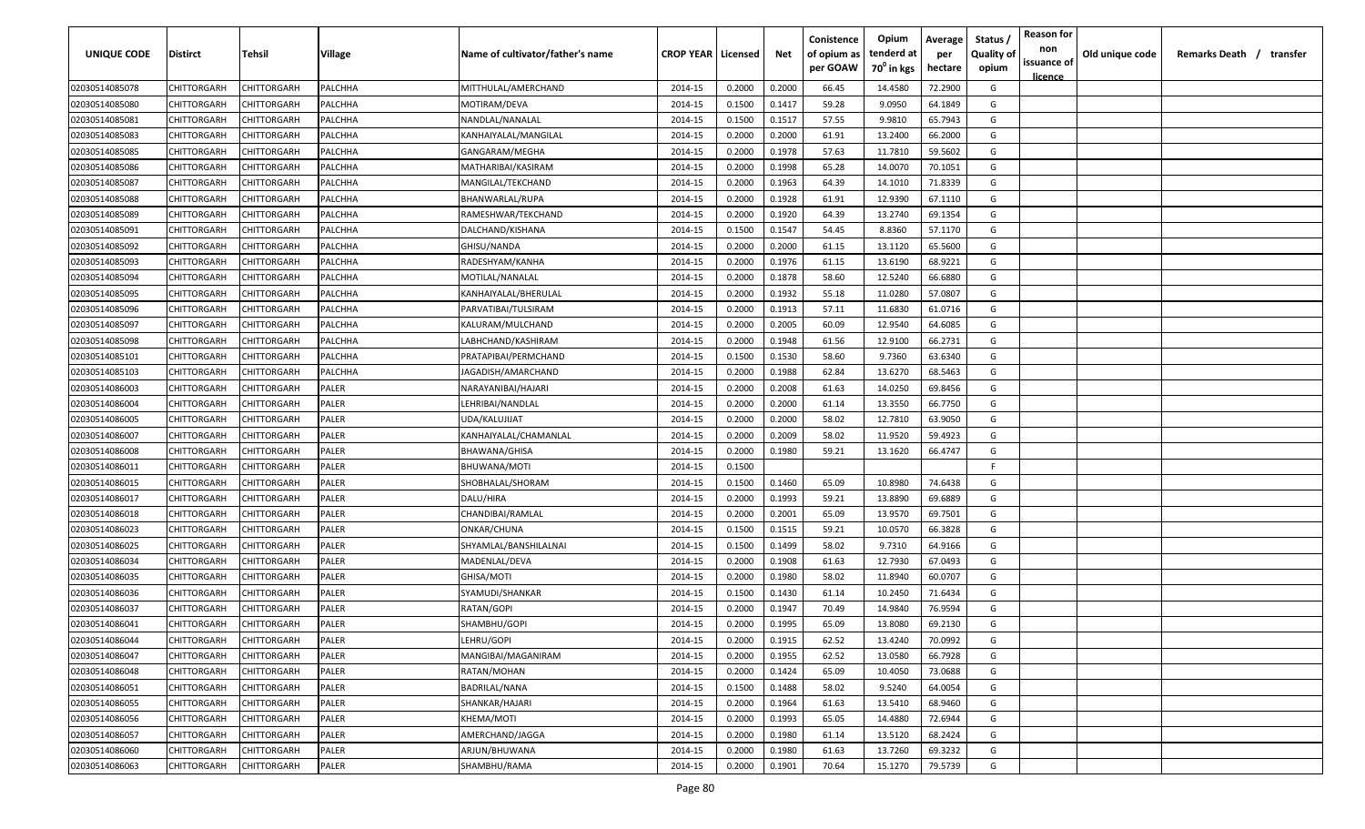| UNIQUE CODE | Distirct | Tehsil | Village | Name of cultivator/father's name | CROP YEAR | Licensed | Net | Conistence of opium as per GOAW | Opium tenderd at 70° in kgs | Average per hectare | Status / Quality of opium | Reason for non issuance of licence | Old unique code | Remarks Death / transfer |
|---|---|---|---|---|---|---|---|---|---|---|---|---|---|---|
| 02030514085078 | CHITTORGARH | CHITTORGARH | PALCHHA | MITTHULAL/AMERCHAND | 2014-15 | 0.2000 | 0.2000 | 66.45 | 14.4580 | 72.2900 | G | | | |
| 02030514085080 | CHITTORGARH | CHITTORGARH | PALCHHA | MOTIRAM/DEVA | 2014-15 | 0.1500 | 0.1417 | 59.28 | 9.0950 | 64.1849 | G | | | |
| 02030514085081 | CHITTORGARH | CHITTORGARH | PALCHHA | NANDLAL/NANALAL | 2014-15 | 0.1500 | 0.1517 | 57.55 | 9.9810 | 65.7943 | G | | | |
| 02030514085083 | CHITTORGARH | CHITTORGARH | PALCHHA | KANHAIYALAL/MANGILAL | 2014-15 | 0.2000 | 0.2000 | 61.91 | 13.2400 | 66.2000 | G | | | |
| 02030514085085 | CHITTORGARH | CHITTORGARH | PALCHHA | GANGARAM/MEGHA | 2014-15 | 0.2000 | 0.1978 | 57.63 | 11.7810 | 59.5602 | G | | | |
| 02030514085086 | CHITTORGARH | CHITTORGARH | PALCHHA | MATHARIBAI/KASIRAM | 2014-15 | 0.2000 | 0.1998 | 65.28 | 14.0070 | 70.1051 | G | | | |
| 02030514085087 | CHITTORGARH | CHITTORGARH | PALCHHA | MANGILAL/TEKCHAND | 2014-15 | 0.2000 | 0.1963 | 64.39 | 14.1010 | 71.8339 | G | | | |
| 02030514085088 | CHITTORGARH | CHITTORGARH | PALCHHA | BHANWARLAL/RUPA | 2014-15 | 0.2000 | 0.1928 | 61.91 | 12.9390 | 67.1110 | G | | | |
| 02030514085089 | CHITTORGARH | CHITTORGARH | PALCHHA | RAMESHWAR/TEKCHAND | 2014-15 | 0.2000 | 0.1920 | 64.39 | 13.2740 | 69.1354 | G | | | |
| 02030514085091 | CHITTORGARH | CHITTORGARH | PALCHHA | DALCHAND/KISHANA | 2014-15 | 0.1500 | 0.1547 | 54.45 | 8.8360 | 57.1170 | G | | | |
| 02030514085092 | CHITTORGARH | CHITTORGARH | PALCHHA | GHISU/NANDA | 2014-15 | 0.2000 | 0.2000 | 61.15 | 13.1120 | 65.5600 | G | | | |
| 02030514085093 | CHITTORGARH | CHITTORGARH | PALCHHA | RADESHYAM/KANHA | 2014-15 | 0.2000 | 0.1976 | 61.15 | 13.6190 | 68.9221 | G | | | |
| 02030514085094 | CHITTORGARH | CHITTORGARH | PALCHHA | MOTILAL/NANALAL | 2014-15 | 0.2000 | 0.1878 | 58.60 | 12.5240 | 66.6880 | G | | | |
| 02030514085095 | CHITTORGARH | CHITTORGARH | PALCHHA | KANHAIYALAL/BHERULAL | 2014-15 | 0.2000 | 0.1932 | 55.18 | 11.0280 | 57.0807 | G | | | |
| 02030514085096 | CHITTORGARH | CHITTORGARH | PALCHHA | PARVATIBAI/TULSIRAM | 2014-15 | 0.2000 | 0.1913 | 57.11 | 11.6830 | 61.0716 | G | | | |
| 02030514085097 | CHITTORGARH | CHITTORGARH | PALCHHA | KALURAM/MULCHAND | 2014-15 | 0.2000 | 0.2005 | 60.09 | 12.9540 | 64.6085 | G | | | |
| 02030514085098 | CHITTORGARH | CHITTORGARH | PALCHHA | LABHCHAND/KASHIRAM | 2014-15 | 0.2000 | 0.1948 | 61.56 | 12.9100 | 66.2731 | G | | | |
| 02030514085101 | CHITTORGARH | CHITTORGARH | PALCHHA | PRATAPIBAI/PERMCHAND | 2014-15 | 0.1500 | 0.1530 | 58.60 | 9.7360 | 63.6340 | G | | | |
| 02030514085103 | CHITTORGARH | CHITTORGARH | PALCHHA | JAGADISH/AMARCHAND | 2014-15 | 0.2000 | 0.1988 | 62.84 | 13.6270 | 68.5463 | G | | | |
| 02030514086003 | CHITTORGARH | CHITTORGARH | PALER | NARAYANIBAI/HAJARI | 2014-15 | 0.2000 | 0.2008 | 61.63 | 14.0250 | 69.8456 | G | | | |
| 02030514086004 | CHITTORGARH | CHITTORGARH | PALER | LEHRIBAI/NANDLAL | 2014-15 | 0.2000 | 0.2000 | 61.14 | 13.3550 | 66.7750 | G | | | |
| 02030514086005 | CHITTORGARH | CHITTORGARH | PALER | UDA/KALUJIJAT | 2014-15 | 0.2000 | 0.2000 | 58.02 | 12.7810 | 63.9050 | G | | | |
| 02030514086007 | CHITTORGARH | CHITTORGARH | PALER | KANHAIYALAL/CHAMANLAL | 2014-15 | 0.2000 | 0.2009 | 58.02 | 11.9520 | 59.4923 | G | | | |
| 02030514086008 | CHITTORGARH | CHITTORGARH | PALER | BHAWANA/GHISA | 2014-15 | 0.2000 | 0.1980 | 59.21 | 13.1620 | 66.4747 | G | | | |
| 02030514086011 | CHITTORGARH | CHITTORGARH | PALER | BHUWANA/MOTI | 2014-15 | 0.1500 | | | | | F | | | |
| 02030514086015 | CHITTORGARH | CHITTORGARH | PALER | SHOBHALAL/SHORAM | 2014-15 | 0.1500 | 0.1460 | 65.09 | 10.8980 | 74.6438 | G | | | |
| 02030514086017 | CHITTORGARH | CHITTORGARH | PALER | DALU/HIRA | 2014-15 | 0.2000 | 0.1993 | 59.21 | 13.8890 | 69.6889 | G | | | |
| 02030514086018 | CHITTORGARH | CHITTORGARH | PALER | CHANDIBAI/RAMLAL | 2014-15 | 0.2000 | 0.2001 | 65.09 | 13.9570 | 69.7501 | G | | | |
| 02030514086023 | CHITTORGARH | CHITTORGARH | PALER | ONKAR/CHUNA | 2014-15 | 0.1500 | 0.1515 | 59.21 | 10.0570 | 66.3828 | G | | | |
| 02030514086025 | CHITTORGARH | CHITTORGARH | PALER | SHYAMLAL/BANSHILALNAI | 2014-15 | 0.1500 | 0.1499 | 58.02 | 9.7310 | 64.9166 | G | | | |
| 02030514086034 | CHITTORGARH | CHITTORGARH | PALER | MADENLAL/DEVA | 2014-15 | 0.2000 | 0.1908 | 61.63 | 12.7930 | 67.0493 | G | | | |
| 02030514086035 | CHITTORGARH | CHITTORGARH | PALER | GHISA/MOTI | 2014-15 | 0.2000 | 0.1980 | 58.02 | 11.8940 | 60.0707 | G | | | |
| 02030514086036 | CHITTORGARH | CHITTORGARH | PALER | SYAMUDI/SHANKAR | 2014-15 | 0.1500 | 0.1430 | 61.14 | 10.2450 | 71.6434 | G | | | |
| 02030514086037 | CHITTORGARH | CHITTORGARH | PALER | RATAN/GOPI | 2014-15 | 0.2000 | 0.1947 | 70.49 | 14.9840 | 76.9594 | G | | | |
| 02030514086041 | CHITTORGARH | CHITTORGARH | PALER | SHAMBHU/GOPI | 2014-15 | 0.2000 | 0.1995 | 65.09 | 13.8080 | 69.2130 | G | | | |
| 02030514086044 | CHITTORGARH | CHITTORGARH | PALER | LEHRU/GOPI | 2014-15 | 0.2000 | 0.1915 | 62.52 | 13.4240 | 70.0992 | G | | | |
| 02030514086047 | CHITTORGARH | CHITTORGARH | PALER | MANGIBAI/MAGANIRAM | 2014-15 | 0.2000 | 0.1955 | 62.52 | 13.0580 | 66.7928 | G | | | |
| 02030514086048 | CHITTORGARH | CHITTORGARH | PALER | RATAN/MOHAN | 2014-15 | 0.2000 | 0.1424 | 65.09 | 10.4050 | 73.0688 | G | | | |
| 02030514086051 | CHITTORGARH | CHITTORGARH | PALER | BADRILAL/NANA | 2014-15 | 0.1500 | 0.1488 | 58.02 | 9.5240 | 64.0054 | G | | | |
| 02030514086055 | CHITTORGARH | CHITTORGARH | PALER | SHANKAR/HAJARI | 2014-15 | 0.2000 | 0.1964 | 61.63 | 13.5410 | 68.9460 | G | | | |
| 02030514086056 | CHITTORGARH | CHITTORGARH | PALER | KHEMA/MOTI | 2014-15 | 0.2000 | 0.1993 | 65.05 | 14.4880 | 72.6944 | G | | | |
| 02030514086057 | CHITTORGARH | CHITTORGARH | PALER | AMERCHAND/JAGGA | 2014-15 | 0.2000 | 0.1980 | 61.14 | 13.5120 | 68.2424 | G | | | |
| 02030514086060 | CHITTORGARH | CHITTORGARH | PALER | ARJUN/BHUWANA | 2014-15 | 0.2000 | 0.1980 | 61.63 | 13.7260 | 69.3232 | G | | | |
| 02030514086063 | CHITTORGARH | CHITTORGARH | PALER | SHAMBHU/RAMA | 2014-15 | 0.2000 | 0.1901 | 70.64 | 15.1270 | 79.5739 | G | | | |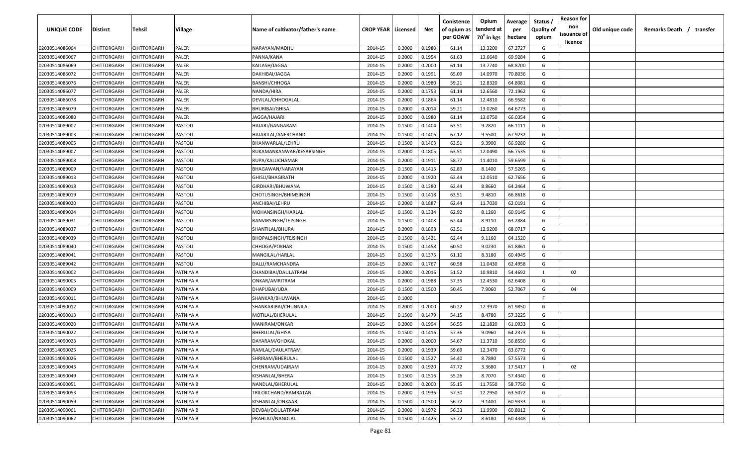| UNIQUE CODE | Distirct | Tehsil | Village | Name of cultivator/father's name | CROP YEAR | Licensed | Net | Conistence of opium as per GOAW | Opium tenderd at $70^0$ in kgs | Average per hectare | Status / Quality of opium | Reason for non issuance of licence | Old unique code | Remarks Death / transfer |
|---|---|---|---|---|---|---|---|---|---|---|---|---|---|---|
| 02030514086064 | CHITTORGARH | CHITTORGARH | PALER | NARAYAN/MADHU | 2014-15 | 0.2000 | 0.1980 | 61.14 | 13.3200 | 67.2727 | G | | | |
| 02030514086067 | CHITTORGARH | CHITTORGARH | PALER | PANNA/KANA | 2014-15 | 0.2000 | 0.1954 | 61.63 | 13.6640 | 69.9284 | G | | | |
| 02030514086069 | CHITTORGARH | CHITTORGARH | PALER | KAILASH/JAGGA | 2014-15 | 0.2000 | 0.2000 | 61.14 | 13.7740 | 68.8700 | G | | | |
| 02030514086072 | CHITTORGARH | CHITTORGARH | PALER | DAKHIBAI/JAGGA | 2014-15 | 0.2000 | 0.1991 | 65.09 | 14.0970 | 70.8036 | G | | | |
| 02030514086076 | CHITTORGARH | CHITTORGARH | PALER | BANSHI/CHHOGA | 2014-15 | 0.2000 | 0.1980 | 59.21 | 12.8320 | 64.8081 | G | | | |
| 02030514086077 | CHITTORGARH | CHITTORGARH | PALER | NANDA/HIRA | 2014-15 | 0.2000 | 0.1753 | 61.14 | 12.6560 | 72.1962 | G | | | |
| 02030514086078 | CHITTORGARH | CHITTORGARH | PALER | DEVILAL/CHHOGALAL | 2014-15 | 0.2000 | 0.1864 | 61.14 | 12.4810 | 66.9582 | G | | | |
| 02030514086079 | CHITTORGARH | CHITTORGARH | PALER | BHURIBAI/GHISA | 2014-15 | 0.2000 | 0.2014 | 59.21 | 13.0260 | 64.6773 | G | | | |
| 02030514086080 | CHITTORGARH | CHITTORGARH | PALER | JAGGA/HAJARI | 2014-15 | 0.2000 | 0.1980 | 61.14 | 13.0750 | 66.0354 | G | | | |
| 02030514089002 | CHITTORGARH | CHITTORGARH | PASTOLI | HAJARI/GANGARAM | 2014-15 | 0.1500 | 0.1404 | 63.51 | 9.2820 | 66.1111 | G | | | |
| 02030514089003 | CHITTORGARH | CHITTORGARH | PASTOLI | HAJARILAL/ANERCHAND | 2014-15 | 0.1500 | 0.1406 | 67.12 | 9.5500 | 67.9232 | G | | | |
| 02030514089005 | CHITTORGARH | CHITTORGARH | PASTOLI | BHANWARLAL/LEHRU | 2014-15 | 0.1500 | 0.1403 | 63.51 | 9.3900 | 66.9280 | G | | | |
| 02030514089007 | CHITTORGARH | CHITTORGARH | PASTOLI | RUKAMANKANWAR/KESARSINGH | 2014-15 | 0.2000 | 0.1805 | 63.51 | 12.0490 | 66.7535 | G | | | |
| 02030514089008 | CHITTORGARH | CHITTORGARH | PASTOLI | RUPA/KALUCHAMAR | 2014-15 | 0.2000 | 0.1911 | 58.77 | 11.4010 | 59.6599 | G | | | |
| 02030514089009 | CHITTORGARH | CHITTORGARH | PASTOLI | BHAGAWAN/NARAYAN | 2014-15 | 0.1500 | 0.1415 | 62.89 | 8.1400 | 57.5265 | G | | | |
| 02030514089013 | CHITTORGARH | CHITTORGARH | PASTOLI | GHISU/BHAGIRATH | 2014-15 | 0.2000 | 0.1920 | 62.44 | 12.0510 | 62.7656 | G | | | |
| 02030514089018 | CHITTORGARH | CHITTORGARH | PASTOLI | GIRDHARI/BHUWANA | 2014-15 | 0.1500 | 0.1380 | 62.44 | 8.8660 | 64.2464 | G | | | |
| 02030514089019 | CHITTORGARH | CHITTORGARH | PASTOLI | CHOTUSINGH/BHIMSINGH | 2014-15 | 0.1500 | 0.1418 | 63.51 | 9.4810 | 66.8618 | G | | | |
| 02030514089020 | CHITTORGARH | CHITTORGARH | PASTOLI | ANCHIBAI/LEHRU | 2014-15 | 0.2000 | 0.1887 | 62.44 | 11.7030 | 62.0191 | G | | | |
| 02030514089024 | CHITTORGARH | CHITTORGARH | PASTOLI | MOHANSINGH/HARLAL | 2014-15 | 0.1500 | 0.1334 | 62.92 | 8.1260 | 60.9145 | G | | | |
| 02030514089031 | CHITTORGARH | CHITTORGARH | PASTOLI | RANVIRSINGH/TEJSINGH | 2014-15 | 0.1500 | 0.1408 | 62.44 | 8.9110 | 63.2884 | G | | | |
| 02030514089037 | CHITTORGARH | CHITTORGARH | PASTOLI | SHANTILAL/BHURA | 2014-15 | 0.2000 | 0.1898 | 63.51 | 12.9200 | 68.0717 | G | | | |
| 02030514089039 | CHITTORGARH | CHITTORGARH | PASTOLI | BHOPALSINGH/TEJSINGH | 2014-15 | 0.1500 | 0.1421 | 62.44 | 9.1160 | 64.1520 | G | | | |
| 02030514089040 | CHITTORGARH | CHITTORGARH | PASTOLI | CHHOGA/POKHAR | 2014-15 | 0.1500 | 0.1458 | 60.50 | 9.0230 | 61.8861 | G | | | |
| 02030514089041 | CHITTORGARH | CHITTORGARH | PASTOLI | MANGILAL/HARLAL | 2014-15 | 0.1500 | 0.1375 | 61.10 | 8.3180 | 60.4945 | G | | | |
| 02030514089042 | CHITTORGARH | CHITTORGARH | PASTOLI | DALLI/RAMCHANDRA | 2014-15 | 0.2000 | 0.1767 | 60.58 | 11.0430 | 62.4958 | G | | | |
| 02030514090002 | CHITTORGARH | CHITTORGARH | PATNIYA A | CHANDIBAI/DAULATRAM | 2014-15 | 0.2000 | 0.2016 | 51.52 | 10.9810 | 54.4692 | I | 02 | | |
| 02030514090005 | CHITTORGARH | CHITTORGARH | PATNIYA A | ONKAR/AMRITRAM | 2014-15 | 0.2000 | 0.1988 | 57.35 | 12.4530 | 62.6408 | G | | | |
| 02030514090009 | CHITTORGARH | CHITTORGARH | PATNIYA A | DHAPUBAI/UDA | 2014-15 | 0.1500 | 0.1500 | 50.45 | 7.9060 | 52.7067 | G | 04 | | |
| 02030514090011 | CHITTORGARH | CHITTORGARH | PATNIYA A | SHANKAR/BHUWANA | 2014-15 | 0.1000 | | | | | F | | | |
| 02030514090012 | CHITTORGARH | CHITTORGARH | PATNIYA A | SHANKARIBAI/CHUNNILAL | 2014-15 | 0.2000 | 0.2000 | 60.22 | 12.3970 | 61.9850 | G | | | |
| 02030514090013 | CHITTORGARH | CHITTORGARH | PATNIYA A | MOTILAL/BHERULAL | 2014-15 | 0.1500 | 0.1479 | 54.15 | 8.4780 | 57.3225 | G | | | |
| 02030514090020 | CHITTORGARH | CHITTORGARH | PATNIYA A | MANIRAM/ONKAR | 2014-15 | 0.2000 | 0.1994 | 56.55 | 12.1820 | 61.0933 | G | | | |
| 02030514090022 | CHITTORGARH | CHITTORGARH | PATNIYA A | BHERULAL/GHISA | 2014-15 | 0.1500 | 0.1416 | 57.36 | 9.0960 | 64.2373 | G | | | |
| 02030514090023 | CHITTORGARH | CHITTORGARH | PATNIYA A | DAYARAM/GHOKAL | 2014-15 | 0.2000 | 0.2000 | 54.67 | 11.3710 | 56.8550 | G | | | |
| 02030514090025 | CHITTORGARH | CHITTORGARH | PATNIYA A | RAMLAL/DAULATRAM | 2014-15 | 0.2000 | 0.1939 | 59.69 | 12.3470 | 63.6772 | G | | | |
| 02030514090026 | CHITTORGARH | CHITTORGARH | PATNIYA A | SHRIRAM/BHERULAL | 2014-15 | 0.1500 | 0.1527 | 54.40 | 8.7890 | 57.5573 | G | | | |
| 02030514090043 | CHITTORGARH | CHITTORGARH | PATNIYA A | CHENRAM/UDAIRAM | 2014-15 | 0.2000 | 0.1920 | 47.72 | 3.3680 | 17.5417 | I | 02 | | |
| 02030514090049 | CHITTORGARH | CHITTORGARH | PATNIYA A | KISHANLAL/BHERA | 2014-15 | 0.1500 | 0.1516 | 55.26 | 8.7070 | 57.4340 | G | | | |
| 02030514090051 | CHITTORGARH | CHITTORGARH | PATNIYA B | NANDLAL/BHERULAL | 2014-15 | 0.2000 | 0.2000 | 55.15 | 11.7550 | 58.7750 | G | | | |
| 02030514090053 | CHITTORGARH | CHITTORGARH | PATNIYA B | TRILOKCHAND/RAMRATAN | 2014-15 | 0.2000 | 0.1936 | 57.30 | 12.2950 | 63.5072 | G | | | |
| 02030514090059 | CHITTORGARH | CHITTORGARH | PATNIYA B | KISHANLAL/ONKAAR | 2014-15 | 0.1500 | 0.1500 | 56.72 | 9.1400 | 60.9333 | G | | | |
| 02030514090061 | CHITTORGARH | CHITTORGARH | PATNIYA B | DEVBAI/DOULATRAM | 2014-15 | 0.2000 | 0.1972 | 56.33 | 11.9900 | 60.8012 | G | | | |
| 02030514090062 | CHITTORGARH | CHITTORGARH | PATNIYA B | PRAHLAD/NANDLAL | 2014-15 | 0.1500 | 0.1426 | 53.72 | 8.6180 | 60.4348 | G | | | |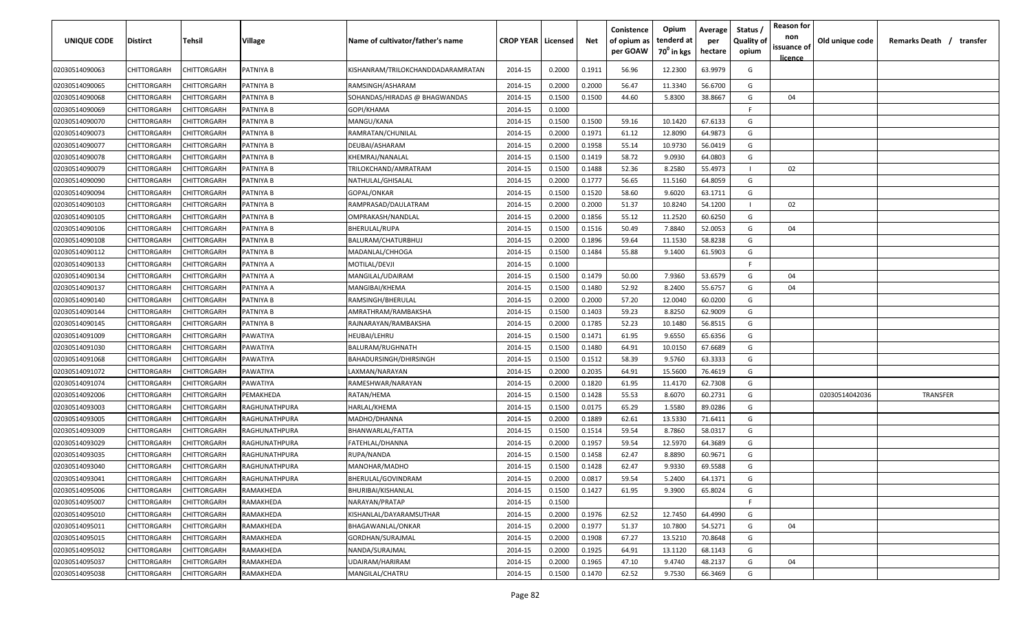| UNIQUE CODE | Distirct | Tehsil | Village | Name of cultivator/father's name | CROP YEAR | Licensed | Net | Conistence of opium as per GOAW | Opium tenderd at $70^0$ in kgs | Average per hectare | Status / Quality of opium | Reason for non issuance of licence | Old unique code | Remarks Death / transfer |
|---|---|---|---|---|---|---|---|---|---|---|---|---|---|---|
| 02030514090063 | CHITTORGARH | CHITTORGARH | PATNIYA B | KISHANRAM/TRILOKCHANDDADARAMRATAN | 2014-15 | 0.2000 | 0.1911 | 56.96 | 12.2300 | 63.9979 | G | | | |
| 02030514090065 | CHITTORGARH | CHITTORGARH | PATNIYA B | RAMSINGH/ASHARAM | 2014-15 | 0.2000 | 0.2000 | 56.47 | 11.3340 | 56.6700 | G | | | |
| 02030514090068 | CHITTORGARH | CHITTORGARH | PATNIYA B | SOHANDAS/HIRADAS @ BHAGWANDAS | 2014-15 | 0.1500 | 0.1500 | 44.60 | 5.8300 | 38.8667 | G | 04 | | |
| 02030514090069 | CHITTORGARH | CHITTORGARH | PATNIYA B | GOPI/KHAMA | 2014-15 | 0.1000 | | | | | F | | | |
| 02030514090070 | CHITTORGARH | CHITTORGARH | PATNIYA B | MANGU/KANA | 2014-15 | 0.1500 | 0.1500 | 59.16 | 10.1420 | 67.6133 | G | | | |
| 02030514090073 | CHITTORGARH | CHITTORGARH | PATNIYA B | RAMRATAN/CHUNILAL | 2014-15 | 0.2000 | 0.1971 | 61.12 | 12.8090 | 64.9873 | G | | | |
| 02030514090077 | CHITTORGARH | CHITTORGARH | PATNIYA B | DEUBAI/ASHARAM | 2014-15 | 0.2000 | 0.1958 | 55.14 | 10.9730 | 56.0419 | G | | | |
| 02030514090078 | CHITTORGARH | CHITTORGARH | PATNIYA B | KHEMRAJ/NANALAL | 2014-15 | 0.1500 | 0.1419 | 58.72 | 9.0930 | 64.0803 | G | | | |
| 02030514090079 | CHITTORGARH | CHITTORGARH | PATNIYA B | TRILOKCHAND/AMRATRAM | 2014-15 | 0.1500 | 0.1488 | 52.36 | 8.2580 | 55.4973 | I | 02 | | |
| 02030514090090 | CHITTORGARH | CHITTORGARH | PATNIYA B | NATHULAL/GHISALAL | 2014-15 | 0.2000 | 0.1777 | 56.65 | 11.5160 | 64.8059 | G | | | |
| 02030514090094 | CHITTORGARH | CHITTORGARH | PATNIYA B | GOPAL/ONKAR | 2014-15 | 0.1500 | 0.1520 | 58.60 | 9.6020 | 63.1711 | G | | | |
| 02030514090103 | CHITTORGARH | CHITTORGARH | PATNIYA B | RAMPRASAD/DAULATRAM | 2014-15 | 0.2000 | 0.2000 | 51.37 | 10.8240 | 54.1200 | I | 02 | | |
| 02030514090105 | CHITTORGARH | CHITTORGARH | PATNIYA B | OMPRAKASH/NANDLAL | 2014-15 | 0.2000 | 0.1856 | 55.12 | 11.2520 | 60.6250 | G | | | |
| 02030514090106 | CHITTORGARH | CHITTORGARH | PATNIYA B | BHERULAL/RUPA | 2014-15 | 0.1500 | 0.1516 | 50.49 | 7.8840 | 52.0053 | G | 04 | | |
| 02030514090108 | CHITTORGARH | CHITTORGARH | PATNIYA B | BALURAM/CHATURBHUJ | 2014-15 | 0.2000 | 0.1896 | 59.64 | 11.1530 | 58.8238 | G | | | |
| 02030514090112 | CHITTORGARH | CHITTORGARH | PATNIYA B | MADANLAL/CHHOGA | 2014-15 | 0.1500 | 0.1484 | 55.88 | 9.1400 | 61.5903 | G | | | |
| 02030514090133 | CHITTORGARH | CHITTORGARH | PATNIYA A | MOTILAL/DEVJI | 2014-15 | 0.1000 | | | | | F | | | |
| 02030514090134 | CHITTORGARH | CHITTORGARH | PATNIYA A | MANGILAL/UDAIRAM | 2014-15 | 0.1500 | 0.1479 | 50.00 | 7.9360 | 53.6579 | G | 04 | | |
| 02030514090137 | CHITTORGARH | CHITTORGARH | PATNIYA A | MANGIBAI/KHEMA | 2014-15 | 0.1500 | 0.1480 | 52.92 | 8.2400 | 55.6757 | G | 04 | | |
| 02030514090140 | CHITTORGARH | CHITTORGARH | PATNIYA B | RAMSINGH/BHERULAL | 2014-15 | 0.2000 | 0.2000 | 57.20 | 12.0040 | 60.0200 | G | | | |
| 02030514090144 | CHITTORGARH | CHITTORGARH | PATNIYA B | AMRATHRAM/RAMBAKSHA | 2014-15 | 0.1500 | 0.1403 | 59.23 | 8.8250 | 62.9009 | G | | | |
| 02030514090145 | CHITTORGARH | CHITTORGARH | PATNIYA B | RAJNARAYAN/RAMBAKSHA | 2014-15 | 0.2000 | 0.1785 | 52.23 | 10.1480 | 56.8515 | G | | | |
| 02030514091009 | CHITTORGARH | CHITTORGARH | PAWATIYA | HEUBAI/LEHRU | 2014-15 | 0.1500 | 0.1471 | 61.95 | 9.6550 | 65.6356 | G | | | |
| 02030514091030 | CHITTORGARH | CHITTORGARH | PAWATIYA | BALURAM/RUGHNATH | 2014-15 | 0.1500 | 0.1480 | 64.91 | 10.0150 | 67.6689 | G | | | |
| 02030514091068 | CHITTORGARH | CHITTORGARH | PAWATIYA | BAHADURSINGH/DHIRSINGH | 2014-15 | 0.1500 | 0.1512 | 58.39 | 9.5760 | 63.3333 | G | | | |
| 02030514091072 | CHITTORGARH | CHITTORGARH | PAWATIYA | LAXMAN/NARAYAN | 2014-15 | 0.2000 | 0.2035 | 64.91 | 15.5600 | 76.4619 | G | | | |
| 02030514091074 | CHITTORGARH | CHITTORGARH | PAWATIYA | RAMESHWAR/NARAYAN | 2014-15 | 0.2000 | 0.1820 | 61.95 | 11.4170 | 62.7308 | G | | | |
| 02030514092006 | CHITTORGARH | CHITTORGARH | PEMAKHEDA | RATAN/HEMA | 2014-15 | 0.1500 | 0.1428 | 55.53 | 8.6070 | 60.2731 | G | | 02030514042036 | TRANSFER |
| 02030514093003 | CHITTORGARH | CHITTORGARH | RAGHUNATHPURA | HARLAL/KHEMA | 2014-15 | 0.1500 | 0.0175 | 65.29 | 1.5580 | 89.0286 | G | | | |
| 02030514093005 | CHITTORGARH | CHITTORGARH | RAGHUNATHPURA | MADHO/DHANNA | 2014-15 | 0.2000 | 0.1889 | 62.61 | 13.5330 | 71.6411 | G | | | |
| 02030514093009 | CHITTORGARH | CHITTORGARH | RAGHUNATHPURA | BHANWARLAL/FATTA | 2014-15 | 0.1500 | 0.1514 | 59.54 | 8.7860 | 58.0317 | G | | | |
| 02030514093029 | CHITTORGARH | CHITTORGARH | RAGHUNATHPURA | FATEHLAL/DHANNA | 2014-15 | 0.2000 | 0.1957 | 59.54 | 12.5970 | 64.3689 | G | | | |
| 02030514093035 | CHITTORGARH | CHITTORGARH | RAGHUNATHPURA | RUPA/NANDA | 2014-15 | 0.1500 | 0.1458 | 62.47 | 8.8890 | 60.9671 | G | | | |
| 02030514093040 | CHITTORGARH | CHITTORGARH | RAGHUNATHPURA | MANOHAR/MADHO | 2014-15 | 0.1500 | 0.1428 | 62.47 | 9.9330 | 69.5588 | G | | | |
| 02030514093041 | CHITTORGARH | CHITTORGARH | RAGHUNATHPURA | BHERULAL/GOVINDRAM | 2014-15 | 0.2000 | 0.0817 | 59.54 | 5.2400 | 64.1371 | G | | | |
| 02030514095006 | CHITTORGARH | CHITTORGARH | RAMAKHEDA | BHURIBAI/KISHANLAL | 2014-15 | 0.1500 | 0.1427 | 61.95 | 9.3900 | 65.8024 | G | | | |
| 02030514095007 | CHITTORGARH | CHITTORGARH | RAMAKHEDA | NARAYAN/PRATAP | 2014-15 | 0.1500 | | | | | F | | | |
| 02030514095010 | CHITTORGARH | CHITTORGARH | RAMAKHEDA | KISHANLAL/DAYARAMSUTHAR | 2014-15 | 0.2000 | 0.1976 | 62.52 | 12.7450 | 64.4990 | G | | | |
| 02030514095011 | CHITTORGARH | CHITTORGARH | RAMAKHEDA | BHAGAWANLAL/ONKAR | 2014-15 | 0.2000 | 0.1977 | 51.37 | 10.7800 | 54.5271 | G | 04 | | |
| 02030514095015 | CHITTORGARH | CHITTORGARH | RAMAKHEDA | GORDHAN/SURAJMAL | 2014-15 | 0.2000 | 0.1908 | 67.27 | 13.5210 | 70.8648 | G | | | |
| 02030514095032 | CHITTORGARH | CHITTORGARH | RAMAKHEDA | NANDA/SURAJMAL | 2014-15 | 0.2000 | 0.1925 | 64.91 | 13.1120 | 68.1143 | G | | | |
| 02030514095037 | CHITTORGARH | CHITTORGARH | RAMAKHEDA | UDAIRAM/HARIRAM | 2014-15 | 0.2000 | 0.1965 | 47.10 | 9.4740 | 48.2137 | G | 04 | | |
| 02030514095038 | CHITTORGARH | CHITTORGARH | RAMAKHEDA | MANGILAL/CHATRU | 2014-15 | 0.1500 | 0.1470 | 62.52 | 9.7530 | 66.3469 | G | | | |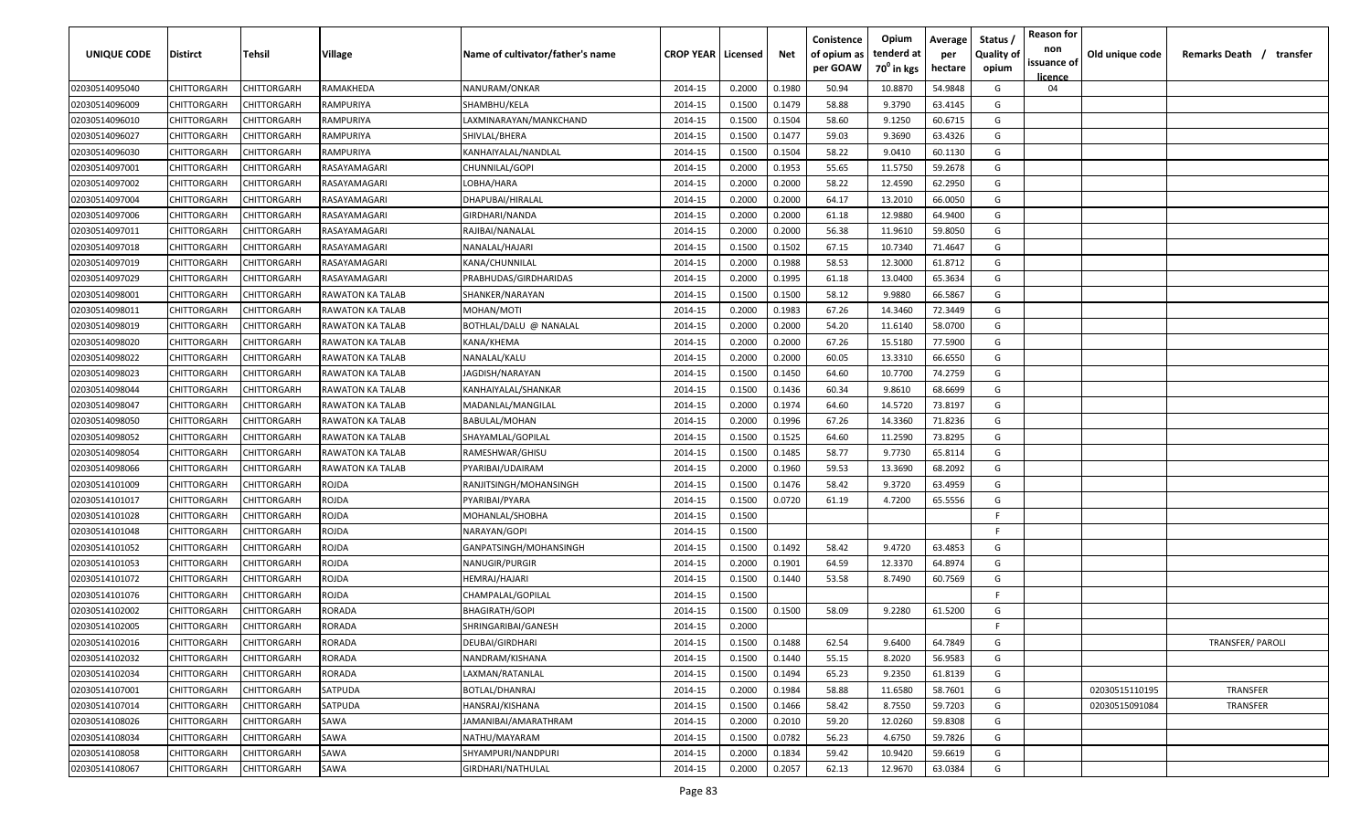| UNIQUE CODE | Distirct | Tehsil | Village | Name of cultivator/father's name | CROP YEAR | Licensed | Net | Conistence of opium as per GOAW | Opium tenderd at 70⁰ in kgs | Average per hectare | Status / Quality of opium | Reason for non issuance of licence | Old unique code | Remarks Death / transfer |
|---|---|---|---|---|---|---|---|---|---|---|---|---|---|---|
| 02030514095040 | CHITTORGARH | CHITTORGARH | RAMAKHEDA | NANURAM/ONKAR | 2014-15 | 0.2000 | 0.1980 | 50.94 | 10.8870 | 54.9848 | G | 04 | | |
| 02030514096009 | CHITTORGARH | CHITTORGARH | RAMPURIYA | SHAMBHU/KELA | 2014-15 | 0.1500 | 0.1479 | 58.88 | 9.3790 | 63.4145 | G | | | |
| 02030514096010 | CHITTORGARH | CHITTORGARH | RAMPURIYA | LAXMINARAYAN/MANKCHAND | 2014-15 | 0.1500 | 0.1504 | 58.60 | 9.1250 | 60.6715 | G | | | |
| 02030514096027 | CHITTORGARH | CHITTORGARH | RAMPURIYA | SHIVLAL/BHERA | 2014-15 | 0.1500 | 0.1477 | 59.03 | 9.3690 | 63.4326 | G | | | |
| 02030514096030 | CHITTORGARH | CHITTORGARH | RAMPURIYA | KANHAIYALAL/NANDLAL | 2014-15 | 0.1500 | 0.1504 | 58.22 | 9.0410 | 60.1130 | G | | | |
| 02030514097001 | CHITTORGARH | CHITTORGARH | RASAYAMAGARI | CHUNNILAL/GOPI | 2014-15 | 0.2000 | 0.1953 | 55.65 | 11.5750 | 59.2678 | G | | | |
| 02030514097002 | CHITTORGARH | CHITTORGARH | RASAYAMAGARI | LOBHA/HARA | 2014-15 | 0.2000 | 0.2000 | 58.22 | 12.4590 | 62.2950 | G | | | |
| 02030514097004 | CHITTORGARH | CHITTORGARH | RASAYAMAGARI | DHAPUBAI/HIRALAL | 2014-15 | 0.2000 | 0.2000 | 64.17 | 13.2010 | 66.0050 | G | | | |
| 02030514097006 | CHITTORGARH | CHITTORGARH | RASAYAMAGARI | GIRDHARI/NANDA | 2014-15 | 0.2000 | 0.2000 | 61.18 | 12.9880 | 64.9400 | G | | | |
| 02030514097011 | CHITTORGARH | CHITTORGARH | RASAYAMAGARI | RAJIBAI/NANALAL | 2014-15 | 0.2000 | 0.2000 | 56.38 | 11.9610 | 59.8050 | G | | | |
| 02030514097018 | CHITTORGARH | CHITTORGARH | RASAYAMAGARI | NANALAL/HAJARI | 2014-15 | 0.1500 | 0.1502 | 67.15 | 10.7340 | 71.4647 | G | | | |
| 02030514097019 | CHITTORGARH | CHITTORGARH | RASAYAMAGARI | KANA/CHUNNILAL | 2014-15 | 0.2000 | 0.1988 | 58.53 | 12.3000 | 61.8712 | G | | | |
| 02030514097029 | CHITTORGARH | CHITTORGARH | RASAYAMAGARI | PRABHUDAS/GIRDHARIDAS | 2014-15 | 0.2000 | 0.1995 | 61.18 | 13.0400 | 65.3634 | G | | | |
| 02030514098001 | CHITTORGARH | CHITTORGARH | RAWATON KA TALAB | SHANKER/NARAYAN | 2014-15 | 0.1500 | 0.1500 | 58.12 | 9.9880 | 66.5867 | G | | | |
| 02030514098011 | CHITTORGARH | CHITTORGARH | RAWATON KA TALAB | MOHAN/MOTI | 2014-15 | 0.2000 | 0.1983 | 67.26 | 14.3460 | 72.3449 | G | | | |
| 02030514098019 | CHITTORGARH | CHITTORGARH | RAWATON KA TALAB | BOTHLAL/DALU @ NANALAL | 2014-15 | 0.2000 | 0.2000 | 54.20 | 11.6140 | 58.0700 | G | | | |
| 02030514098020 | CHITTORGARH | CHITTORGARH | RAWATON KA TALAB | KANA/KHEMA | 2014-15 | 0.2000 | 0.2000 | 67.26 | 15.5180 | 77.5900 | G | | | |
| 02030514098022 | CHITTORGARH | CHITTORGARH | RAWATON KA TALAB | NANALAL/KALU | 2014-15 | 0.2000 | 0.2000 | 60.05 | 13.3310 | 66.6550 | G | | | |
| 02030514098023 | CHITTORGARH | CHITTORGARH | RAWATON KA TALAB | JAGDISH/NARAYAN | 2014-15 | 0.1500 | 0.1450 | 64.60 | 10.7700 | 74.2759 | G | | | |
| 02030514098044 | CHITTORGARH | CHITTORGARH | RAWATON KA TALAB | KANHAIYALAL/SHANKAR | 2014-15 | 0.1500 | 0.1436 | 60.34 | 9.8610 | 68.6699 | G | | | |
| 02030514098047 | CHITTORGARH | CHITTORGARH | RAWATON KA TALAB | MADANLAL/MANGILAL | 2014-15 | 0.2000 | 0.1974 | 64.60 | 14.5720 | 73.8197 | G | | | |
| 02030514098050 | CHITTORGARH | CHITTORGARH | RAWATON KA TALAB | BABULAL/MOHAN | 2014-15 | 0.2000 | 0.1996 | 67.26 | 14.3360 | 71.8236 | G | | | |
| 02030514098052 | CHITTORGARH | CHITTORGARH | RAWATON KA TALAB | SHAYAMLAL/GOPILAL | 2014-15 | 0.1500 | 0.1525 | 64.60 | 11.2590 | 73.8295 | G | | | |
| 02030514098054 | CHITTORGARH | CHITTORGARH | RAWATON KA TALAB | RAMESHWAR/GHISU | 2014-15 | 0.1500 | 0.1485 | 58.77 | 9.7730 | 65.8114 | G | | | |
| 02030514098066 | CHITTORGARH | CHITTORGARH | RAWATON KA TALAB | PYARIBAI/UDAIRAM | 2014-15 | 0.2000 | 0.1960 | 59.53 | 13.3690 | 68.2092 | G | | | |
| 02030514101009 | CHITTORGARH | CHITTORGARH | ROJDA | RANJITSINGH/MOHANSINGH | 2014-15 | 0.1500 | 0.1476 | 58.42 | 9.3720 | 63.4959 | G | | | |
| 02030514101017 | CHITTORGARH | CHITTORGARH | ROJDA | PYARIBAI/PYARA | 2014-15 | 0.1500 | 0.0720 | 61.19 | 4.7200 | 65.5556 | G | | | |
| 02030514101028 | CHITTORGARH | CHITTORGARH | ROJDA | MOHANLAL/SHOBHA | 2014-15 | 0.1500 | | | | | F | | | |
| 02030514101048 | CHITTORGARH | CHITTORGARH | ROJDA | NARAYAN/GOPI | 2014-15 | 0.1500 | | | | | F | | | |
| 02030514101052 | CHITTORGARH | CHITTORGARH | ROJDA | GANPATSINGH/MOHANSINGH | 2014-15 | 0.1500 | 0.1492 | 58.42 | 9.4720 | 63.4853 | G | | | |
| 02030514101053 | CHITTORGARH | CHITTORGARH | ROJDA | NANUGIR/PURGIR | 2014-15 | 0.2000 | 0.1901 | 64.59 | 12.3370 | 64.8974 | G | | | |
| 02030514101072 | CHITTORGARH | CHITTORGARH | ROJDA | HEMRAJ/HAJARI | 2014-15 | 0.1500 | 0.1440 | 53.58 | 8.7490 | 60.7569 | G | | | |
| 02030514101076 | CHITTORGARH | CHITTORGARH | ROJDA | CHAMPALAL/GOPILAL | 2014-15 | 0.1500 | | | | | F | | | |
| 02030514102002 | CHITTORGARH | CHITTORGARH | RORADA | BHAGIRATH/GOPI | 2014-15 | 0.1500 | 0.1500 | 58.09 | 9.2280 | 61.5200 | G | | | |
| 02030514102005 | CHITTORGARH | CHITTORGARH | RORADA | SHRINGARIBAI/GANESH | 2014-15 | 0.2000 | | | | | F | | | |
| 02030514102016 | CHITTORGARH | CHITTORGARH | RORADA | DEUBAI/GIRDHARI | 2014-15 | 0.1500 | 0.1488 | 62.54 | 9.6400 | 64.7849 | G | | | TRANSFER/ PAROLI |
| 02030514102032 | CHITTORGARH | CHITTORGARH | RORADA | NANDRAM/KISHANA | 2014-15 | 0.1500 | 0.1440 | 55.15 | 8.2020 | 56.9583 | G | | | |
| 02030514102034 | CHITTORGARH | CHITTORGARH | RORADA | LAXMAN/RATANLAL | 2014-15 | 0.1500 | 0.1494 | 65.23 | 9.2350 | 61.8139 | G | | | |
| 02030514107001 | CHITTORGARH | CHITTORGARH | SATPUDA | BOTLAL/DHANRAJ | 2014-15 | 0.2000 | 0.1984 | 58.88 | 11.6580 | 58.7601 | G | | 02030515110195 | TRANSFER |
| 02030514107014 | CHITTORGARH | CHITTORGARH | SATPUDA | HANSRAJ/KISHANA | 2014-15 | 0.1500 | 0.1466 | 58.42 | 8.7550 | 59.7203 | G | | 02030515091084 | TRANSFER |
| 02030514108026 | CHITTORGARH | CHITTORGARH | SAWA | JAMANIBAI/AMARATHRAM | 2014-15 | 0.2000 | 0.2010 | 59.20 | 12.0260 | 59.8308 | G | | | |
| 02030514108034 | CHITTORGARH | CHITTORGARH | SAWA | NATHU/MAYARAM | 2014-15 | 0.1500 | 0.0782 | 56.23 | 4.6750 | 59.7826 | G | | | |
| 02030514108058 | CHITTORGARH | CHITTORGARH | SAWA | SHYAMPURI/NANDPURI | 2014-15 | 0.2000 | 0.1834 | 59.42 | 10.9420 | 59.6619 | G | | | |
| 02030514108067 | CHITTORGARH | CHITTORGARH | SAWA | GIRDHARI/NATHULAL | 2014-15 | 0.2000 | 0.2057 | 62.13 | 12.9670 | 63.0384 | G | | | |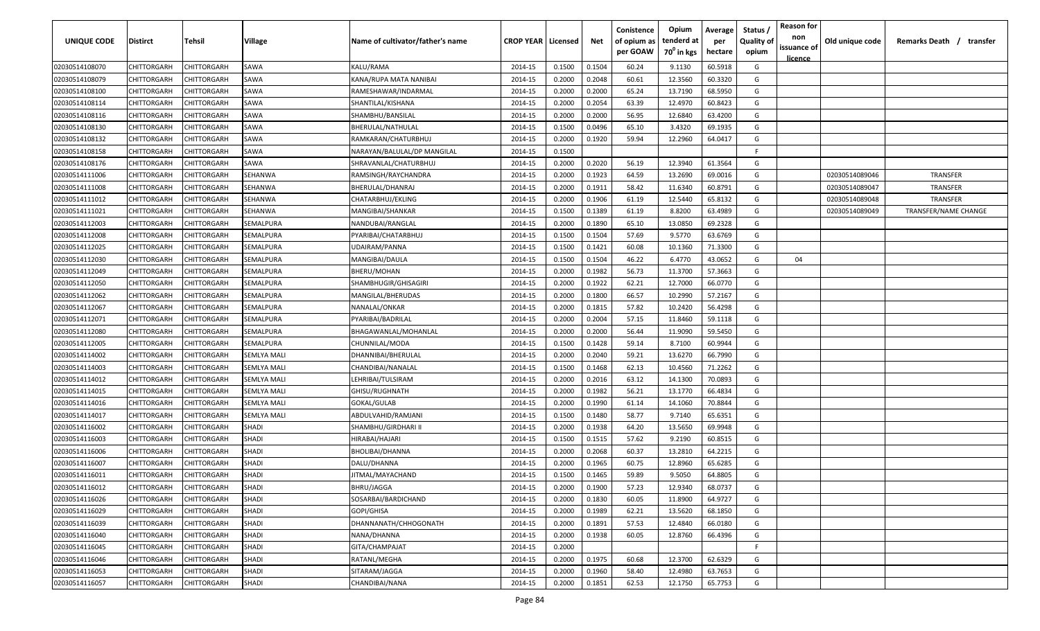| UNIQUE CODE | Distirct | Tehsil | Village | Name of cultivator/father's name | CROP YEAR | Licensed | Net | Conistence of opium as per GOAW | Opium tenderd at 70° in kgs | Average per hectare | Status / Quality of opium | Reason for non issuance of licence | Old unique code | Remarks Death / transfer |
|---|---|---|---|---|---|---|---|---|---|---|---|---|---|---|
| 02030514108070 | CHITTORGARH | CHITTORGARH | SAWA | KALU/RAMA | 2014-15 | 0.1500 | 0.1504 | 60.24 | 9.1130 | 60.5918 | G | | | |
| 02030514108079 | CHITTORGARH | CHITTORGARH | SAWA | KANA/RUPA MATA NANIBAI | 2014-15 | 0.2000 | 0.2048 | 60.61 | 12.3560 | 60.3320 | G | | | |
| 02030514108100 | CHITTORGARH | CHITTORGARH | SAWA | RAMESHAWAR/INDARMAL | 2014-15 | 0.2000 | 0.2000 | 65.24 | 13.7190 | 68.5950 | G | | | |
| 02030514108114 | CHITTORGARH | CHITTORGARH | SAWA | SHANTILAL/KISHANA | 2014-15 | 0.2000 | 0.2054 | 63.39 | 12.4970 | 60.8423 | G | | | |
| 02030514108116 | CHITTORGARH | CHITTORGARH | SAWA | SHAMBHU/BANSILAL | 2014-15 | 0.2000 | 0.2000 | 56.95 | 12.6840 | 63.4200 | G | | | |
| 02030514108130 | CHITTORGARH | CHITTORGARH | SAWA | BHERULAL/NATHULAL | 2014-15 | 0.1500 | 0.0496 | 65.10 | 3.4320 | 69.1935 | G | | | |
| 02030514108132 | CHITTORGARH | CHITTORGARH | SAWA | RAMKARAN/CHATURBHUJ | 2014-15 | 0.2000 | 0.1920 | 59.94 | 12.2960 | 64.0417 | G | | | |
| 02030514108158 | CHITTORGARH | CHITTORGARH | SAWA | NARAYAN/BALULAL/DP MANGILAL | 2014-15 | 0.1500 | | | | | F | | | |
| 02030514108176 | CHITTORGARH | CHITTORGARH | SAWA | SHRAVANLAL/CHATURBHUJ | 2014-15 | 0.2000 | 0.2020 | 56.19 | 12.3940 | 61.3564 | G | | | |
| 02030514111006 | CHITTORGARH | CHITTORGARH | SEHANWA | RAMSINGH/RAYCHANDRA | 2014-15 | 0.2000 | 0.1923 | 64.59 | 13.2690 | 69.0016 | G | | 02030514089046 | TRANSFER |
| 02030514111008 | CHITTORGARH | CHITTORGARH | SEHANWA | BHERULAL/DHANRAJ | 2014-15 | 0.2000 | 0.1911 | 58.42 | 11.6340 | 60.8791 | G | | 02030514089047 | TRANSFER |
| 02030514111012 | CHITTORGARH | CHITTORGARH | SEHANWA | CHATARBHUJ/EKLING | 2014-15 | 0.2000 | 0.1906 | 61.19 | 12.5440 | 65.8132 | G | | 02030514089048 | TRANSFER |
| 02030514111021 | CHITTORGARH | CHITTORGARH | SEHANWA | MANGIBAI/SHANKAR | 2014-15 | 0.1500 | 0.1389 | 61.19 | 8.8200 | 63.4989 | G | | 02030514089049 | TRANSFER/NAME CHANGE |
| 02030514112003 | CHITTORGARH | CHITTORGARH | SEMALPURA | NANDUBAI/RANGLAL | 2014-15 | 0.2000 | 0.1890 | 65.10 | 13.0850 | 69.2328 | G | | | |
| 02030514112008 | CHITTORGARH | CHITTORGARH | SEMALPURA | PYARIBAI/CHATARBHUJ | 2014-15 | 0.1500 | 0.1504 | 57.69 | 9.5770 | 63.6769 | G | | | |
| 02030514112025 | CHITTORGARH | CHITTORGARH | SEMALPURA | UDAIRAM/PANNA | 2014-15 | 0.1500 | 0.1421 | 60.08 | 10.1360 | 71.3300 | G | | | |
| 02030514112030 | CHITTORGARH | CHITTORGARH | SEMALPURA | MANGIBAI/DAULA | 2014-15 | 0.1500 | 0.1504 | 46.22 | 6.4770 | 43.0652 | G | 04 | | |
| 02030514112049 | CHITTORGARH | CHITTORGARH | SEMALPURA | BHERU/MOHAN | 2014-15 | 0.2000 | 0.1982 | 56.73 | 11.3700 | 57.3663 | G | | | |
| 02030514112050 | CHITTORGARH | CHITTORGARH | SEMALPURA | SHAMBHUGIR/GHISAGIRI | 2014-15 | 0.2000 | 0.1922 | 62.21 | 12.7000 | 66.0770 | G | | | |
| 02030514112062 | CHITTORGARH | CHITTORGARH | SEMALPURA | MANGILAL/BHERUDAS | 2014-15 | 0.2000 | 0.1800 | 66.57 | 10.2990 | 57.2167 | G | | | |
| 02030514112067 | CHITTORGARH | CHITTORGARH | SEMALPURA | NANALAL/ONKAR | 2014-15 | 0.2000 | 0.1815 | 57.82 | 10.2420 | 56.4298 | G | | | |
| 02030514112071 | CHITTORGARH | CHITTORGARH | SEMALPURA | PYARIBAI/BADRILAL | 2014-15 | 0.2000 | 0.2004 | 57.15 | 11.8460 | 59.1118 | G | | | |
| 02030514112080 | CHITTORGARH | CHITTORGARH | SEMALPURA | BHAGAWANLAL/MOHANLAL | 2014-15 | 0.2000 | 0.2000 | 56.44 | 11.9090 | 59.5450 | G | | | |
| 02030514112005 | CHITTORGARH | CHITTORGARH | SEMALPURA | CHUNNILAL/MODA | 2014-15 | 0.1500 | 0.1428 | 59.14 | 8.7100 | 60.9944 | G | | | |
| 02030514114002 | CHITTORGARH | CHITTORGARH | SEMLYA MALI | DHANNIBAI/BHERULAL | 2014-15 | 0.2000 | 0.2040 | 59.21 | 13.6270 | 66.7990 | G | | | |
| 02030514114003 | CHITTORGARH | CHITTORGARH | SEMLYA MALI | CHANDIBAI/NANALAL | 2014-15 | 0.1500 | 0.1468 | 62.13 | 10.4560 | 71.2262 | G | | | |
| 02030514114012 | CHITTORGARH | CHITTORGARH | SEMLYA MALI | LEHRIBAI/TULSIRAM | 2014-15 | 0.2000 | 0.2016 | 63.12 | 14.1300 | 70.0893 | G | | | |
| 02030514114015 | CHITTORGARH | CHITTORGARH | SEMLYA MALI | GHISU/RUGHNATH | 2014-15 | 0.2000 | 0.1982 | 56.21 | 13.1770 | 66.4834 | G | | | |
| 02030514114016 | CHITTORGARH | CHITTORGARH | SEMLYA MALI | GOKAL/GULAB | 2014-15 | 0.2000 | 0.1990 | 61.14 | 14.1060 | 70.8844 | G | | | |
| 02030514114017 | CHITTORGARH | CHITTORGARH | SEMLYA MALI | ABDULVAHID/RAMJANI | 2014-15 | 0.1500 | 0.1480 | 58.77 | 9.7140 | 65.6351 | G | | | |
| 02030514116002 | CHITTORGARH | CHITTORGARH | SHADI | SHAMBHU/GIRDHARI II | 2014-15 | 0.2000 | 0.1938 | 64.20 | 13.5650 | 69.9948 | G | | | |
| 02030514116003 | CHITTORGARH | CHITTORGARH | SHADI | HIRABAI/HAJARI | 2014-15 | 0.1500 | 0.1515 | 57.62 | 9.2190 | 60.8515 | G | | | |
| 02030514116006 | CHITTORGARH | CHITTORGARH | SHADI | BHOLIBAI/DHANNA | 2014-15 | 0.2000 | 0.2068 | 60.37 | 13.2810 | 64.2215 | G | | | |
| 02030514116007 | CHITTORGARH | CHITTORGARH | SHADI | DALU/DHANNA | 2014-15 | 0.2000 | 0.1965 | 60.75 | 12.8960 | 65.6285 | G | | | |
| 02030514116011 | CHITTORGARH | CHITTORGARH | SHADI | JITMAL/MAYACHAND | 2014-15 | 0.1500 | 0.1465 | 59.89 | 9.5050 | 64.8805 | G | | | |
| 02030514116012 | CHITTORGARH | CHITTORGARH | SHADI | BHRU/JAGGA | 2014-15 | 0.2000 | 0.1900 | 57.23 | 12.9340 | 68.0737 | G | | | |
| 02030514116026 | CHITTORGARH | CHITTORGARH | SHADI | SOSARBAI/BARDICHAND | 2014-15 | 0.2000 | 0.1830 | 60.05 | 11.8900 | 64.9727 | G | | | |
| 02030514116029 | CHITTORGARH | CHITTORGARH | SHADI | GOPI/GHISA | 2014-15 | 0.2000 | 0.1989 | 62.21 | 13.5620 | 68.1850 | G | | | |
| 02030514116039 | CHITTORGARH | CHITTORGARH | SHADI | DHANNANATH/CHHOGONATH | 2014-15 | 0.2000 | 0.1891 | 57.53 | 12.4840 | 66.0180 | G | | | |
| 02030514116040 | CHITTORGARH | CHITTORGARH | SHADI | NANA/DHANNA | 2014-15 | 0.2000 | 0.1938 | 60.05 | 12.8760 | 66.4396 | G | | | |
| 02030514116045 | CHITTORGARH | CHITTORGARH | SHADI | GITA/CHAMPAJAT | 2014-15 | 0.2000 | | | | | F | | | |
| 02030514116046 | CHITTORGARH | CHITTORGARH | SHADI | RATANL/MEGHA | 2014-15 | 0.2000 | 0.1975 | 60.68 | 12.3700 | 62.6329 | G | | | |
| 02030514116053 | CHITTORGARH | CHITTORGARH | SHADI | SITARAM/JAGGA | 2014-15 | 0.2000 | 0.1960 | 58.40 | 12.4980 | 63.7653 | G | | | |
| 02030514116057 | CHITTORGARH | CHITTORGARH | SHADI | CHANDIBAI/NANA | 2014-15 | 0.2000 | 0.1851 | 62.53 | 12.1750 | 65.7753 | G | | | |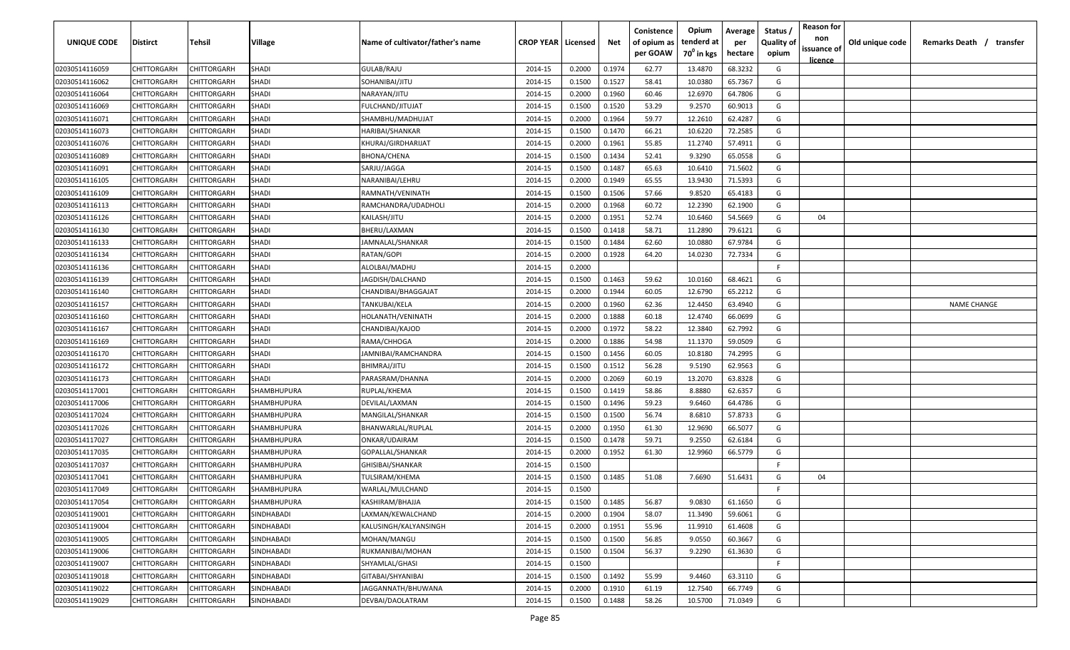| UNIQUE CODE | Distirct | Tehsil | Village | Name of cultivator/father's name | CROP YEAR | Licensed | Net | Conistence of opium as per GOAW | Opium tenderd at $70^0$ in kgs | Average per hectare | Status / Quality of opium | Reason for non issuance of licence | Old unique code | Remarks Death / transfer |
|---|---|---|---|---|---|---|---|---|---|---|---|---|---|---|
| 02030514116059 | CHITTORGARH | CHITTORGARH | SHADI | GULAB/RAJU | 2014-15 | 0.2000 | 0.1974 | 62.77 | 13.4870 | 68.3232 | G | | | |
| 02030514116062 | CHITTORGARH | CHITTORGARH | SHADI | SOHANIBAI/JITU | 2014-15 | 0.1500 | 0.1527 | 58.41 | 10.0380 | 65.7367 | G | | | |
| 02030514116064 | CHITTORGARH | CHITTORGARH | SHADI | NARAYAN/JITU | 2014-15 | 0.2000 | 0.1960 | 60.46 | 12.6970 | 64.7806 | G | | | |
| 02030514116069 | CHITTORGARH | CHITTORGARH | SHADI | FULCHAND/JITUJAT | 2014-15 | 0.1500 | 0.1520 | 53.29 | 9.2570 | 60.9013 | G | | | |
| 02030514116071 | CHITTORGARH | CHITTORGARH | SHADI | SHAMBHU/MADHUJAT | 2014-15 | 0.2000 | 0.1964 | 59.77 | 12.2610 | 62.4287 | G | | | |
| 02030514116073 | CHITTORGARH | CHITTORGARH | SHADI | HARIBAI/SHANKAR | 2014-15 | 0.1500 | 0.1470 | 66.21 | 10.6220 | 72.2585 | G | | | |
| 02030514116076 | CHITTORGARH | CHITTORGARH | SHADI | KHURAJ/GIRDHARIJAT | 2014-15 | 0.2000 | 0.1961 | 55.85 | 11.2740 | 57.4911 | G | | | |
| 02030514116089 | CHITTORGARH | CHITTORGARH | SHADI | BHONA/CHENA | 2014-15 | 0.1500 | 0.1434 | 52.41 | 9.3290 | 65.0558 | G | | | |
| 02030514116091 | CHITTORGARH | CHITTORGARH | SHADI | SARJU/JAGGA | 2014-15 | 0.1500 | 0.1487 | 65.63 | 10.6410 | 71.5602 | G | | | |
| 02030514116105 | CHITTORGARH | CHITTORGARH | SHADI | NARANIBAI/LEHRU | 2014-15 | 0.2000 | 0.1949 | 65.55 | 13.9430 | 71.5393 | G | | | |
| 02030514116109 | CHITTORGARH | CHITTORGARH | SHADI | RAMNATH/VENINATH | 2014-15 | 0.1500 | 0.1506 | 57.66 | 9.8520 | 65.4183 | G | | | |
| 02030514116113 | CHITTORGARH | CHITTORGARH | SHADI | RAMCHANDRA/UDADHOLI | 2014-15 | 0.2000 | 0.1968 | 60.72 | 12.2390 | 62.1900 | G | | | |
| 02030514116126 | CHITTORGARH | CHITTORGARH | SHADI | KAILASH/JITU | 2014-15 | 0.2000 | 0.1951 | 52.74 | 10.6460 | 54.5669 | G | 04 | | |
| 02030514116130 | CHITTORGARH | CHITTORGARH | SHADI | BHERU/LAXMAN | 2014-15 | 0.1500 | 0.1418 | 58.71 | 11.2890 | 79.6121 | G | | | |
| 02030514116133 | CHITTORGARH | CHITTORGARH | SHADI | JAMNALAL/SHANKAR | 2014-15 | 0.1500 | 0.1484 | 62.60 | 10.0880 | 67.9784 | G | | | |
| 02030514116134 | CHITTORGARH | CHITTORGARH | SHADI | RATAN/GOPI | 2014-15 | 0.2000 | 0.1928 | 64.20 | 14.0230 | 72.7334 | G | | | |
| 02030514116136 | CHITTORGARH | CHITTORGARH | SHADI | ALOLBAI/MADHU | 2014-15 | 0.2000 | | | | | F | | | |
| 02030514116139 | CHITTORGARH | CHITTORGARH | SHADI | JAGDISH/DALCHAND | 2014-15 | 0.1500 | 0.1463 | 59.62 | 10.0160 | 68.4621 | G | | | |
| 02030514116140 | CHITTORGARH | CHITTORGARH | SHADI | CHANDIBAI/BHAGGAJAT | 2014-15 | 0.2000 | 0.1944 | 60.05 | 12.6790 | 65.2212 | G | | | |
| 02030514116157 | CHITTORGARH | CHITTORGARH | SHADI | TANKUBAI/KELA | 2014-15 | 0.2000 | 0.1960 | 62.36 | 12.4450 | 63.4940 | G | | | NAME CHANGE |
| 02030514116160 | CHITTORGARH | CHITTORGARH | SHADI | HOLANATH/VENINATH | 2014-15 | 0.2000 | 0.1888 | 60.18 | 12.4740 | 66.0699 | G | | | |
| 02030514116167 | CHITTORGARH | CHITTORGARH | SHADI | CHANDIBAI/KAJOD | 2014-15 | 0.2000 | 0.1972 | 58.22 | 12.3840 | 62.7992 | G | | | |
| 02030514116169 | CHITTORGARH | CHITTORGARH | SHADI | RAMA/CHHOGA | 2014-15 | 0.2000 | 0.1886 | 54.98 | 11.1370 | 59.0509 | G | | | |
| 02030514116170 | CHITTORGARH | CHITTORGARH | SHADI | JAMNIBAI/RAMCHANDRA | 2014-15 | 0.1500 | 0.1456 | 60.05 | 10.8180 | 74.2995 | G | | | |
| 02030514116172 | CHITTORGARH | CHITTORGARH | SHADI | BHIMRAJ/JITU | 2014-15 | 0.1500 | 0.1512 | 56.28 | 9.5190 | 62.9563 | G | | | |
| 02030514116173 | CHITTORGARH | CHITTORGARH | SHADI | PARASRAM/DHANNA | 2014-15 | 0.2000 | 0.2069 | 60.19 | 13.2070 | 63.8328 | G | | | |
| 02030514117001 | CHITTORGARH | CHITTORGARH | SHAMBHUPURA | RUPLAL/KHEMA | 2014-15 | 0.1500 | 0.1419 | 58.86 | 8.8880 | 62.6357 | G | | | |
| 02030514117006 | CHITTORGARH | CHITTORGARH | SHAMBHUPURA | DEVILAL/LAXMAN | 2014-15 | 0.1500 | 0.1496 | 59.23 | 9.6460 | 64.4786 | G | | | |
| 02030514117024 | CHITTORGARH | CHITTORGARH | SHAMBHUPURA | MANGILAL/SHANKAR | 2014-15 | 0.1500 | 0.1500 | 56.74 | 8.6810 | 57.8733 | G | | | |
| 02030514117026 | CHITTORGARH | CHITTORGARH | SHAMBHUPURA | BHANWARLAL/RUPLAL | 2014-15 | 0.2000 | 0.1950 | 61.30 | 12.9690 | 66.5077 | G | | | |
| 02030514117027 | CHITTORGARH | CHITTORGARH | SHAMBHUPURA | ONKAR/UDAIRAM | 2014-15 | 0.1500 | 0.1478 | 59.71 | 9.2550 | 62.6184 | G | | | |
| 02030514117035 | CHITTORGARH | CHITTORGARH | SHAMBHUPURA | GOPALLAL/SHANKAR | 2014-15 | 0.2000 | 0.1952 | 61.30 | 12.9960 | 66.5779 | G | | | |
| 02030514117037 | CHITTORGARH | CHITTORGARH | SHAMBHUPURA | GHISIBAI/SHANKAR | 2014-15 | 0.1500 | | | | | F | | | |
| 02030514117041 | CHITTORGARH | CHITTORGARH | SHAMBHUPURA | TULSIRAM/KHEMA | 2014-15 | 0.1500 | 0.1485 | 51.08 | 7.6690 | 51.6431 | G | 04 | | |
| 02030514117049 | CHITTORGARH | CHITTORGARH | SHAMBHUPURA | WARLAL/MULCHAND | 2014-15 | 0.1500 | | | | | F | | | |
| 02030514117054 | CHITTORGARH | CHITTORGARH | SHAMBHUPURA | KASHIRAM/BHAJJA | 2014-15 | 0.1500 | 0.1485 | 56.87 | 9.0830 | 61.1650 | G | | | |
| 02030514119001 | CHITTORGARH | CHITTORGARH | SINDHABADI | LAXMAN/KEWALCHAND | 2014-15 | 0.2000 | 0.1904 | 58.07 | 11.3490 | 59.6061 | G | | | |
| 02030514119004 | CHITTORGARH | CHITTORGARH | SINDHABADI | KALUSINGH/KALYANSINGH | 2014-15 | 0.2000 | 0.1951 | 55.96 | 11.9910 | 61.4608 | G | | | |
| 02030514119005 | CHITTORGARH | CHITTORGARH | SINDHABADI | MOHAN/MANGU | 2014-15 | 0.1500 | 0.1500 | 56.85 | 9.0550 | 60.3667 | G | | | |
| 02030514119006 | CHITTORGARH | CHITTORGARH | SINDHABADI | RUKMANIBAI/MOHAN | 2014-15 | 0.1500 | 0.1504 | 56.37 | 9.2290 | 61.3630 | G | | | |
| 02030514119007 | CHITTORGARH | CHITTORGARH | SINDHABADI | SHYAMLAL/GHASI | 2014-15 | 0.1500 | | | | | F | | | |
| 02030514119018 | CHITTORGARH | CHITTORGARH | SINDHABADI | GITABAI/SHYANIBAI | 2014-15 | 0.1500 | 0.1492 | 55.99 | 9.4460 | 63.3110 | G | | | |
| 02030514119022 | CHITTORGARH | CHITTORGARH | SINDHABADI | JAGGANNATH/BHUWANA | 2014-15 | 0.2000 | 0.1910 | 61.19 | 12.7540 | 66.7749 | G | | | |
| 02030514119029 | CHITTORGARH | CHITTORGARH | SINDHABADI | DEVBAI/DAOLATRAM | 2014-15 | 0.1500 | 0.1488 | 58.26 | 10.5700 | 71.0349 | G | | | |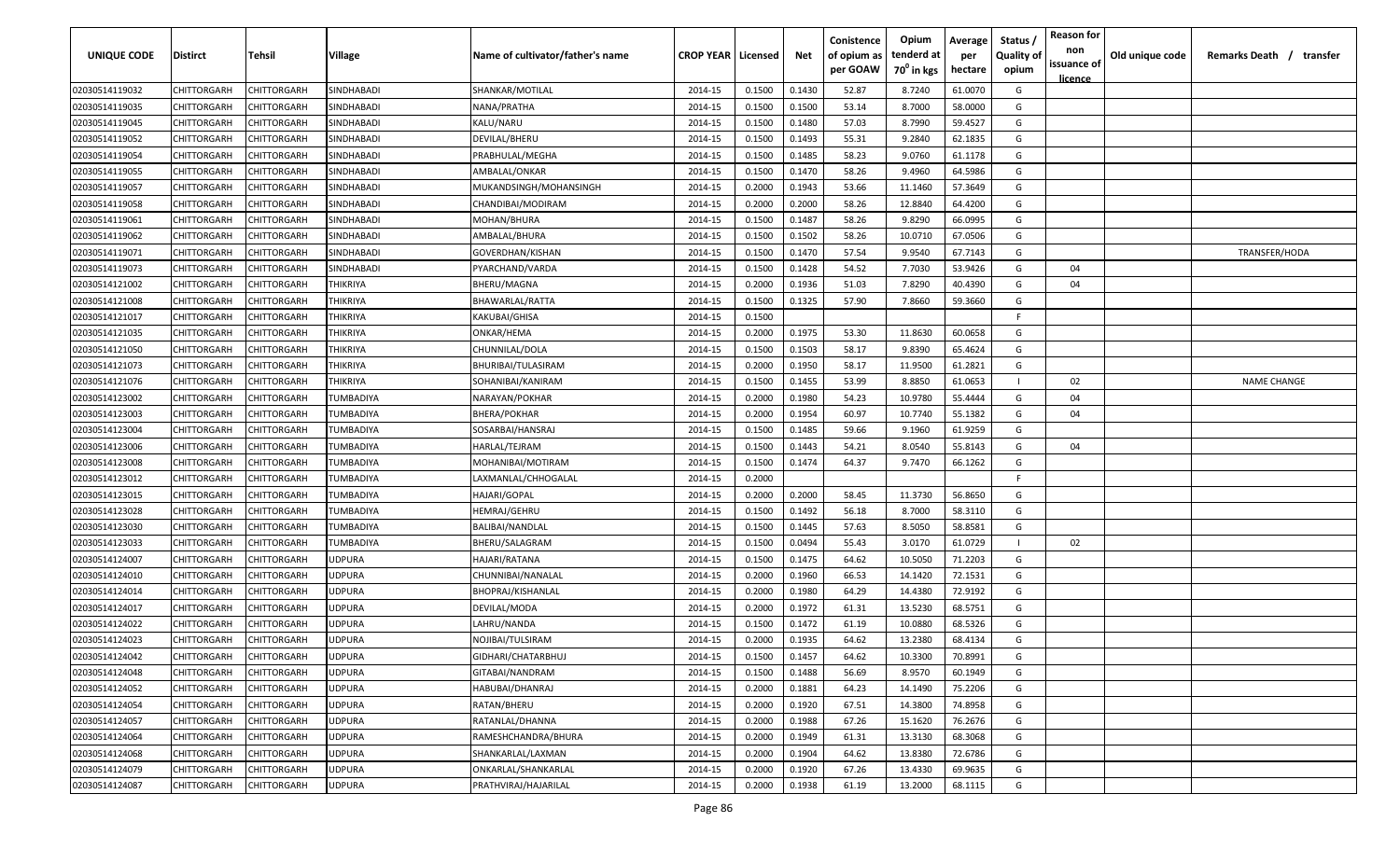| UNIQUE CODE | Distirct | Tehsil | Village | Name of cultivator/father's name | CROP YEAR | Licensed | Net | Conistence of opium as per GOAW | Opium tenderd at 70° in kgs | Average per hectare | Status / Quality of opium | Reason for non issuance of licence | Old unique code | Remarks Death / transfer |
|---|---|---|---|---|---|---|---|---|---|---|---|---|---|---|
| 02030514119032 | CHITTORGARH | CHITTORGARH | SINDHABADI | SHANKAR/MOTILAL | 2014-15 | 0.1500 | 0.1430 | 52.87 | 8.7240 | 61.0070 | G | | | |
| 02030514119035 | CHITTORGARH | CHITTORGARH | SINDHABADI | NANA/PRATHA | 2014-15 | 0.1500 | 0.1500 | 53.14 | 8.7000 | 58.0000 | G | | | |
| 02030514119045 | CHITTORGARH | CHITTORGARH | SINDHABADI | KALU/NARU | 2014-15 | 0.1500 | 0.1480 | 57.03 | 8.7990 | 59.4527 | G | | | |
| 02030514119052 | CHITTORGARH | CHITTORGARH | SINDHABADI | DEVILAL/BHERU | 2014-15 | 0.1500 | 0.1493 | 55.31 | 9.2840 | 62.1835 | G | | | |
| 02030514119054 | CHITTORGARH | CHITTORGARH | SINDHABADI | PRABHULAL/MEGHA | 2014-15 | 0.1500 | 0.1485 | 58.23 | 9.0760 | 61.1178 | G | | | |
| 02030514119055 | CHITTORGARH | CHITTORGARH | SINDHABADI | AMBALAL/ONKAR | 2014-15 | 0.1500 | 0.1470 | 58.26 | 9.4960 | 64.5986 | G | | | |
| 02030514119057 | CHITTORGARH | CHITTORGARH | SINDHABADI | MUKANDSINGH/MOHANSINGH | 2014-15 | 0.2000 | 0.1943 | 53.66 | 11.1460 | 57.3649 | G | | | |
| 02030514119058 | CHITTORGARH | CHITTORGARH | SINDHABADI | CHANDIBAI/MODIRAM | 2014-15 | 0.2000 | 0.2000 | 58.26 | 12.8840 | 64.4200 | G | | | |
| 02030514119061 | CHITTORGARH | CHITTORGARH | SINDHABADI | MOHAN/BHURA | 2014-15 | 0.1500 | 0.1487 | 58.26 | 9.8290 | 66.0995 | G | | | |
| 02030514119062 | CHITTORGARH | CHITTORGARH | SINDHABADI | AMBALAL/BHURA | 2014-15 | 0.1500 | 0.1502 | 58.26 | 10.0710 | 67.0506 | G | | | |
| 02030514119071 | CHITTORGARH | CHITTORGARH | SINDHABADI | GOVERDHAN/KISHAN | 2014-15 | 0.1500 | 0.1470 | 57.54 | 9.9540 | 67.7143 | G | | | TRANSFER/HODA |
| 02030514119073 | CHITTORGARH | CHITTORGARH | SINDHABADI | PYARCHAND/VARDA | 2014-15 | 0.1500 | 0.1428 | 54.52 | 7.7030 | 53.9426 | G | 04 | | |
| 02030514121002 | CHITTORGARH | CHITTORGARH | THIKRIYA | BHERU/MAGNA | 2014-15 | 0.2000 | 0.1936 | 51.03 | 7.8290 | 40.4390 | G | 04 | | |
| 02030514121008 | CHITTORGARH | CHITTORGARH | THIKRIYA | BHAWARLAL/RATTA | 2014-15 | 0.1500 | 0.1325 | 57.90 | 7.8660 | 59.3660 | G | | | |
| 02030514121017 | CHITTORGARH | CHITTORGARH | THIKRIYA | KAKUBAI/GHISA | 2014-15 | 0.1500 | | | | | F | | | |
| 02030514121035 | CHITTORGARH | CHITTORGARH | THIKRIYA | ONKAR/HEMA | 2014-15 | 0.2000 | 0.1975 | 53.30 | 11.8630 | 60.0658 | G | | | |
| 02030514121050 | CHITTORGARH | CHITTORGARH | THIKRIYA | CHUNNILAL/DOLA | 2014-15 | 0.1500 | 0.1503 | 58.17 | 9.8390 | 65.4624 | G | | | |
| 02030514121073 | CHITTORGARH | CHITTORGARH | THIKRIYA | BHURIBAI/TULASIRAM | 2014-15 | 0.2000 | 0.1950 | 58.17 | 11.9500 | 61.2821 | G | | | |
| 02030514121076 | CHITTORGARH | CHITTORGARH | THIKRIYA | SOHANIBAI/KANIRAM | 2014-15 | 0.1500 | 0.1455 | 53.99 | 8.8850 | 61.0653 | I | 02 | | NAME CHANGE |
| 02030514123002 | CHITTORGARH | CHITTORGARH | TUMBADIYA | NARAYAN/POKHAR | 2014-15 | 0.2000 | 0.1980 | 54.23 | 10.9780 | 55.4444 | G | 04 | | |
| 02030514123003 | CHITTORGARH | CHITTORGARH | TUMBADIYA | BHERA/POKHAR | 2014-15 | 0.2000 | 0.1954 | 60.97 | 10.7740 | 55.1382 | G | 04 | | |
| 02030514123004 | CHITTORGARH | CHITTORGARH | TUMBADIYA | SOSARBAI/HANSRAJ | 2014-15 | 0.1500 | 0.1485 | 59.66 | 9.1960 | 61.9259 | G | | | |
| 02030514123006 | CHITTORGARH | CHITTORGARH | TUMBADIYA | HARLAL/TEJRAM | 2014-15 | 0.1500 | 0.1443 | 54.21 | 8.0540 | 55.8143 | G | 04 | | |
| 02030514123008 | CHITTORGARH | CHITTORGARH | TUMBADIYA | MOHANIBAI/MOTIRAM | 2014-15 | 0.1500 | 0.1474 | 64.37 | 9.7470 | 66.1262 | G | | | |
| 02030514123012 | CHITTORGARH | CHITTORGARH | TUMBADIYA | LAXMANLAL/CHHOGALAL | 2014-15 | 0.2000 | | | | | F | | | |
| 02030514123015 | CHITTORGARH | CHITTORGARH | TUMBADIYA | HAJARI/GOPAL | 2014-15 | 0.2000 | 0.2000 | 58.45 | 11.3730 | 56.8650 | G | | | |
| 02030514123028 | CHITTORGARH | CHITTORGARH | TUMBADIYA | HEMRAJ/GEHRU | 2014-15 | 0.1500 | 0.1492 | 56.18 | 8.7000 | 58.3110 | G | | | |
| 02030514123030 | CHITTORGARH | CHITTORGARH | TUMBADIYA | BALIBAI/NANDLAL | 2014-15 | 0.1500 | 0.1445 | 57.63 | 8.5050 | 58.8581 | G | | | |
| 02030514123033 | CHITTORGARH | CHITTORGARH | TUMBADIYA | BHERU/SALAGRAM | 2014-15 | 0.1500 | 0.0494 | 55.43 | 3.0170 | 61.0729 | I | 02 | | |
| 02030514124007 | CHITTORGARH | CHITTORGARH | UDPURA | HAJARI/RATANA | 2014-15 | 0.1500 | 0.1475 | 64.62 | 10.5050 | 71.2203 | G | | | |
| 02030514124010 | CHITTORGARH | CHITTORGARH | UDPURA | CHUNNIBAI/NANALAL | 2014-15 | 0.2000 | 0.1960 | 66.53 | 14.1420 | 72.1531 | G | | | |
| 02030514124014 | CHITTORGARH | CHITTORGARH | UDPURA | BHOPRAJ/KISHANLAL | 2014-15 | 0.2000 | 0.1980 | 64.29 | 14.4380 | 72.9192 | G | | | |
| 02030514124017 | CHITTORGARH | CHITTORGARH | UDPURA | DEVILAL/MODA | 2014-15 | 0.2000 | 0.1972 | 61.31 | 13.5230 | 68.5751 | G | | | |
| 02030514124022 | CHITTORGARH | CHITTORGARH | UDPURA | LAHRU/NANDA | 2014-15 | 0.1500 | 0.1472 | 61.19 | 10.0880 | 68.5326 | G | | | |
| 02030514124023 | CHITTORGARH | CHITTORGARH | UDPURA | NOJIBAI/TULSIRAM | 2014-15 | 0.2000 | 0.1935 | 64.62 | 13.2380 | 68.4134 | G | | | |
| 02030514124042 | CHITTORGARH | CHITTORGARH | UDPURA | GIDHARI/CHATARBHUJ | 2014-15 | 0.1500 | 0.1457 | 64.62 | 10.3300 | 70.8991 | G | | | |
| 02030514124048 | CHITTORGARH | CHITTORGARH | UDPURA | GITABAI/NANDRAM | 2014-15 | 0.1500 | 0.1488 | 56.69 | 8.9570 | 60.1949 | G | | | |
| 02030514124052 | CHITTORGARH | CHITTORGARH | UDPURA | HABUBAI/DHANRAJ | 2014-15 | 0.2000 | 0.1881 | 64.23 | 14.1490 | 75.2206 | G | | | |
| 02030514124054 | CHITTORGARH | CHITTORGARH | UDPURA | RATAN/BHERU | 2014-15 | 0.2000 | 0.1920 | 67.51 | 14.3800 | 74.8958 | G | | | |
| 02030514124057 | CHITTORGARH | CHITTORGARH | UDPURA | RATANLAL/DHANNA | 2014-15 | 0.2000 | 0.1988 | 67.26 | 15.1620 | 76.2676 | G | | | |
| 02030514124064 | CHITTORGARH | CHITTORGARH | UDPURA | RAMESHCHANDRA/BHURA | 2014-15 | 0.2000 | 0.1949 | 61.31 | 13.3130 | 68.3068 | G | | | |
| 02030514124068 | CHITTORGARH | CHITTORGARH | UDPURA | SHANKARLAL/LAXMAN | 2014-15 | 0.2000 | 0.1904 | 64.62 | 13.8380 | 72.6786 | G | | | |
| 02030514124079 | CHITTORGARH | CHITTORGARH | UDPURA | ONKARLAL/SHANKARLAL | 2014-15 | 0.2000 | 0.1920 | 67.26 | 13.4330 | 69.9635 | G | | | |
| 02030514124087 | CHITTORGARH | CHITTORGARH | UDPURA | PRATHVIRAJ/HAJARILAL | 2014-15 | 0.2000 | 0.1938 | 61.19 | 13.2000 | 68.1115 | G | | | |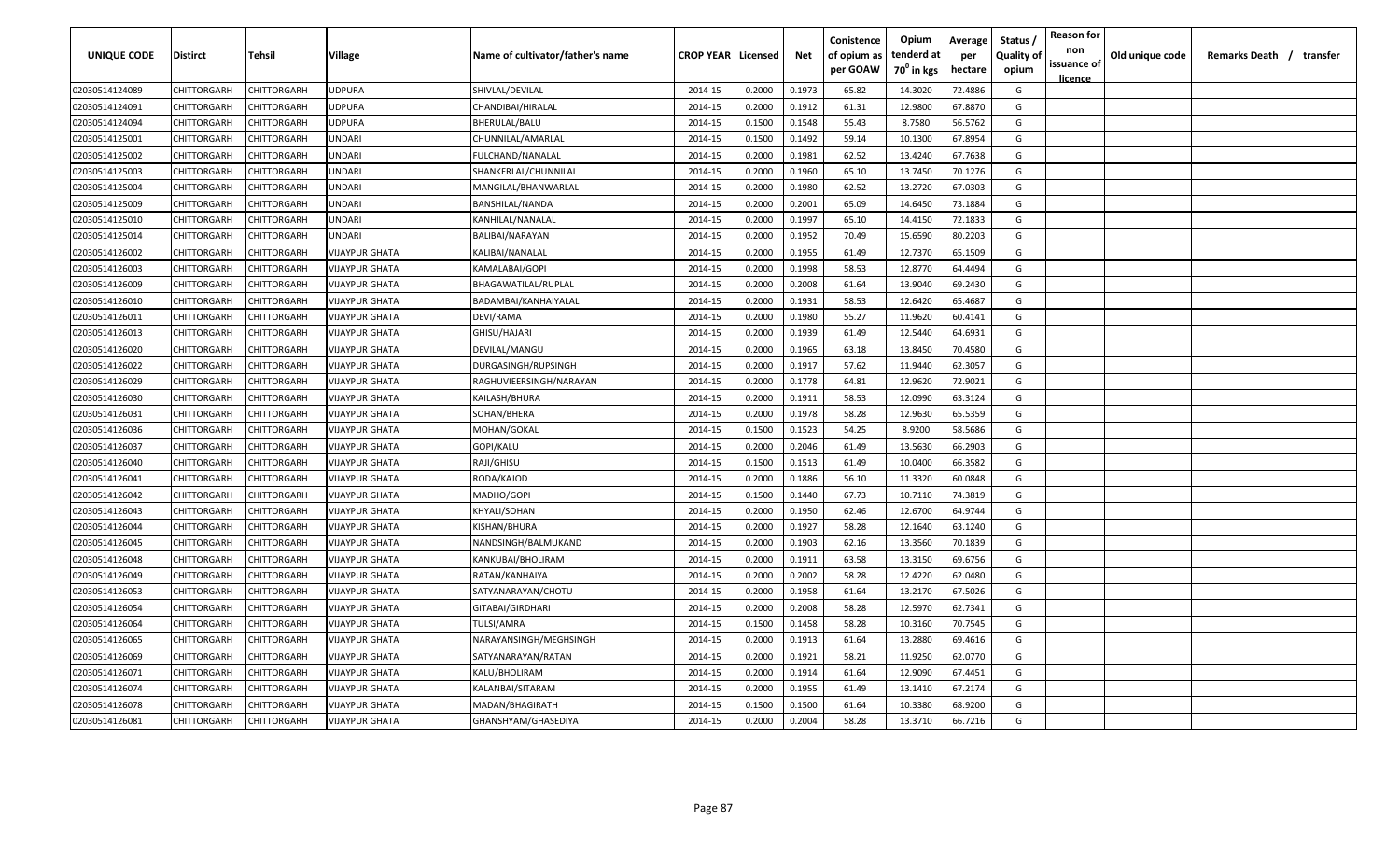| UNIQUE CODE | Distirct | Tehsil | Village | Name of cultivator/father's name | CROP YEAR | Licensed | Net | Conistence of opium as per GOAW | Opium tenderd at $70^0$ in kgs | Average per hectare | Status / Quality of opium | Reason for non issuance of licence | Old unique code | Remarks Death / transfer |
|---|---|---|---|---|---|---|---|---|---|---|---|---|---|---|
| 02030514124089 | CHITTORGARH | CHITTORGARH | UDPURA | SHIVLAL/DEVILAL | 2014-15 | 0.2000 | 0.1973 | 65.82 | 14.3020 | 72.4886 | G | | | |
| 02030514124091 | CHITTORGARH | CHITTORGARH | UDPURA | CHANDIBAI/HIRALAL | 2014-15 | 0.2000 | 0.1912 | 61.31 | 12.9800 | 67.8870 | G | | | |
| 02030514124094 | CHITTORGARH | CHITTORGARH | UDPURA | BHERULAL/BALU | 2014-15 | 0.1500 | 0.1548 | 55.43 | 8.7580 | 56.5762 | G | | | |
| 02030514125001 | CHITTORGARH | CHITTORGARH | UNDARI | CHUNNILAL/AMARLAL | 2014-15 | 0.1500 | 0.1492 | 59.14 | 10.1300 | 67.8954 | G | | | |
| 02030514125002 | CHITTORGARH | CHITTORGARH | UNDARI | FULCHAND/NANALAL | 2014-15 | 0.2000 | 0.1981 | 62.52 | 13.4240 | 67.7638 | G | | | |
| 02030514125003 | CHITTORGARH | CHITTORGARH | UNDARI | SHANKERLAL/CHUNNILAL | 2014-15 | 0.2000 | 0.1960 | 65.10 | 13.7450 | 70.1276 | G | | | |
| 02030514125004 | CHITTORGARH | CHITTORGARH | UNDARI | MANGILAL/BHANWARLAL | 2014-15 | 0.2000 | 0.1980 | 62.52 | 13.2720 | 67.0303 | G | | | |
| 02030514125009 | CHITTORGARH | CHITTORGARH | UNDARI | BANSHILAL/NANDA | 2014-15 | 0.2000 | 0.2001 | 65.09 | 14.6450 | 73.1884 | G | | | |
| 02030514125010 | CHITTORGARH | CHITTORGARH | UNDARI | KANHILAL/NANALAL | 2014-15 | 0.2000 | 0.1997 | 65.10 | 14.4150 | 72.1833 | G | | | |
| 02030514125014 | CHITTORGARH | CHITTORGARH | UNDARI | BALIBAI/NARAYAN | 2014-15 | 0.2000 | 0.1952 | 70.49 | 15.6590 | 80.2203 | G | | | |
| 02030514126002 | CHITTORGARH | CHITTORGARH | VIJAYPUR GHATA | KALIBAI/NANALAL | 2014-15 | 0.2000 | 0.1955 | 61.49 | 12.7370 | 65.1509 | G | | | |
| 02030514126003 | CHITTORGARH | CHITTORGARH | VIJAYPUR GHATA | KAMALABAI/GOPI | 2014-15 | 0.2000 | 0.1998 | 58.53 | 12.8770 | 64.4494 | G | | | |
| 02030514126009 | CHITTORGARH | CHITTORGARH | VIJAYPUR GHATA | BHAGAWATILAL/RUPLAL | 2014-15 | 0.2000 | 0.2008 | 61.64 | 13.9040 | 69.2430 | G | | | |
| 02030514126010 | CHITTORGARH | CHITTORGARH | VIJAYPUR GHATA | BADAMBAI/KANHAIYALAL | 2014-15 | 0.2000 | 0.1931 | 58.53 | 12.6420 | 65.4687 | G | | | |
| 02030514126011 | CHITTORGARH | CHITTORGARH | VIJAYPUR GHATA | DEVI/RAMA | 2014-15 | 0.2000 | 0.1980 | 55.27 | 11.9620 | 60.4141 | G | | | |
| 02030514126013 | CHITTORGARH | CHITTORGARH | VIJAYPUR GHATA | GHISU/HAJARI | 2014-15 | 0.2000 | 0.1939 | 61.49 | 12.5440 | 64.6931 | G | | | |
| 02030514126020 | CHITTORGARH | CHITTORGARH | VIJAYPUR GHATA | DEVILAL/MANGU | 2014-15 | 0.2000 | 0.1965 | 63.18 | 13.8450 | 70.4580 | G | | | |
| 02030514126022 | CHITTORGARH | CHITTORGARH | VIJAYPUR GHATA | DURGASINGH/RUPSINGH | 2014-15 | 0.2000 | 0.1917 | 57.62 | 11.9440 | 62.3057 | G | | | |
| 02030514126029 | CHITTORGARH | CHITTORGARH | VIJAYPUR GHATA | RAGHUVIEERSINGH/NARAYAN | 2014-15 | 0.2000 | 0.1778 | 64.81 | 12.9620 | 72.9021 | G | | | |
| 02030514126030 | CHITTORGARH | CHITTORGARH | VIJAYPUR GHATA | KAILASH/BHURA | 2014-15 | 0.2000 | 0.1911 | 58.53 | 12.0990 | 63.3124 | G | | | |
| 02030514126031 | CHITTORGARH | CHITTORGARH | VIJAYPUR GHATA | SOHAN/BHERA | 2014-15 | 0.2000 | 0.1978 | 58.28 | 12.9630 | 65.5359 | G | | | |
| 02030514126036 | CHITTORGARH | CHITTORGARH | VIJAYPUR GHATA | MOHAN/GOKAL | 2014-15 | 0.1500 | 0.1523 | 54.25 | 8.9200 | 58.5686 | G | | | |
| 02030514126037 | CHITTORGARH | CHITTORGARH | VIJAYPUR GHATA | GOPI/KALU | 2014-15 | 0.2000 | 0.2046 | 61.49 | 13.5630 | 66.2903 | G | | | |
| 02030514126040 | CHITTORGARH | CHITTORGARH | VIJAYPUR GHATA | RAJI/GHISU | 2014-15 | 0.1500 | 0.1513 | 61.49 | 10.0400 | 66.3582 | G | | | |
| 02030514126041 | CHITTORGARH | CHITTORGARH | VIJAYPUR GHATA | RODA/KAJOD | 2014-15 | 0.2000 | 0.1886 | 56.10 | 11.3320 | 60.0848 | G | | | |
| 02030514126042 | CHITTORGARH | CHITTORGARH | VIJAYPUR GHATA | MADHO/GOPI | 2014-15 | 0.1500 | 0.1440 | 67.73 | 10.7110 | 74.3819 | G | | | |
| 02030514126043 | CHITTORGARH | CHITTORGARH | VIJAYPUR GHATA | KHYALI/SOHAN | 2014-15 | 0.2000 | 0.1950 | 62.46 | 12.6700 | 64.9744 | G | | | |
| 02030514126044 | CHITTORGARH | CHITTORGARH | VIJAYPUR GHATA | KISHAN/BHURA | 2014-15 | 0.2000 | 0.1927 | 58.28 | 12.1640 | 63.1240 | G | | | |
| 02030514126045 | CHITTORGARH | CHITTORGARH | VIJAYPUR GHATA | NANDSINGH/BALMUKAND | 2014-15 | 0.2000 | 0.1903 | 62.16 | 13.3560 | 70.1839 | G | | | |
| 02030514126048 | CHITTORGARH | CHITTORGARH | VIJAYPUR GHATA | KANKUBAI/BHOLIRAM | 2014-15 | 0.2000 | 0.1911 | 63.58 | 13.3150 | 69.6756 | G | | | |
| 02030514126049 | CHITTORGARH | CHITTORGARH | VIJAYPUR GHATA | RATAN/KANHAIYA | 2014-15 | 0.2000 | 0.2002 | 58.28 | 12.4220 | 62.0480 | G | | | |
| 02030514126053 | CHITTORGARH | CHITTORGARH | VIJAYPUR GHATA | SATYANARAYAN/CHOTU | 2014-15 | 0.2000 | 0.1958 | 61.64 | 13.2170 | 67.5026 | G | | | |
| 02030514126054 | CHITTORGARH | CHITTORGARH | VIJAYPUR GHATA | GITABAI/GIRDHARI | 2014-15 | 0.2000 | 0.2008 | 58.28 | 12.5970 | 62.7341 | G | | | |
| 02030514126064 | CHITTORGARH | CHITTORGARH | VIJAYPUR GHATA | TULSI/AMRA | 2014-15 | 0.1500 | 0.1458 | 58.28 | 10.3160 | 70.7545 | G | | | |
| 02030514126065 | CHITTORGARH | CHITTORGARH | VIJAYPUR GHATA | NARAYANSINGH/MEGHSINGH | 2014-15 | 0.2000 | 0.1913 | 61.64 | 13.2880 | 69.4616 | G | | | |
| 02030514126069 | CHITTORGARH | CHITTORGARH | VIJAYPUR GHATA | SATYANARAYAN/RATAN | 2014-15 | 0.2000 | 0.1921 | 58.21 | 11.9250 | 62.0770 | G | | | |
| 02030514126071 | CHITTORGARH | CHITTORGARH | VIJAYPUR GHATA | KALU/BHOLIRAM | 2014-15 | 0.2000 | 0.1914 | 61.64 | 12.9090 | 67.4451 | G | | | |
| 02030514126074 | CHITTORGARH | CHITTORGARH | VIJAYPUR GHATA | KALANBAI/SITARAM | 2014-15 | 0.2000 | 0.1955 | 61.49 | 13.1410 | 67.2174 | G | | | |
| 02030514126078 | CHITTORGARH | CHITTORGARH | VIJAYPUR GHATA | MADAN/BHAGIRATH | 2014-15 | 0.1500 | 0.1500 | 61.64 | 10.3380 | 68.9200 | G | | | |
| 02030514126081 | CHITTORGARH | CHITTORGARH | VIJAYPUR GHATA | GHANSHYAM/GHASEDIYA | 2014-15 | 0.2000 | 0.2004 | 58.28 | 13.3710 | 66.7216 | G | | | |